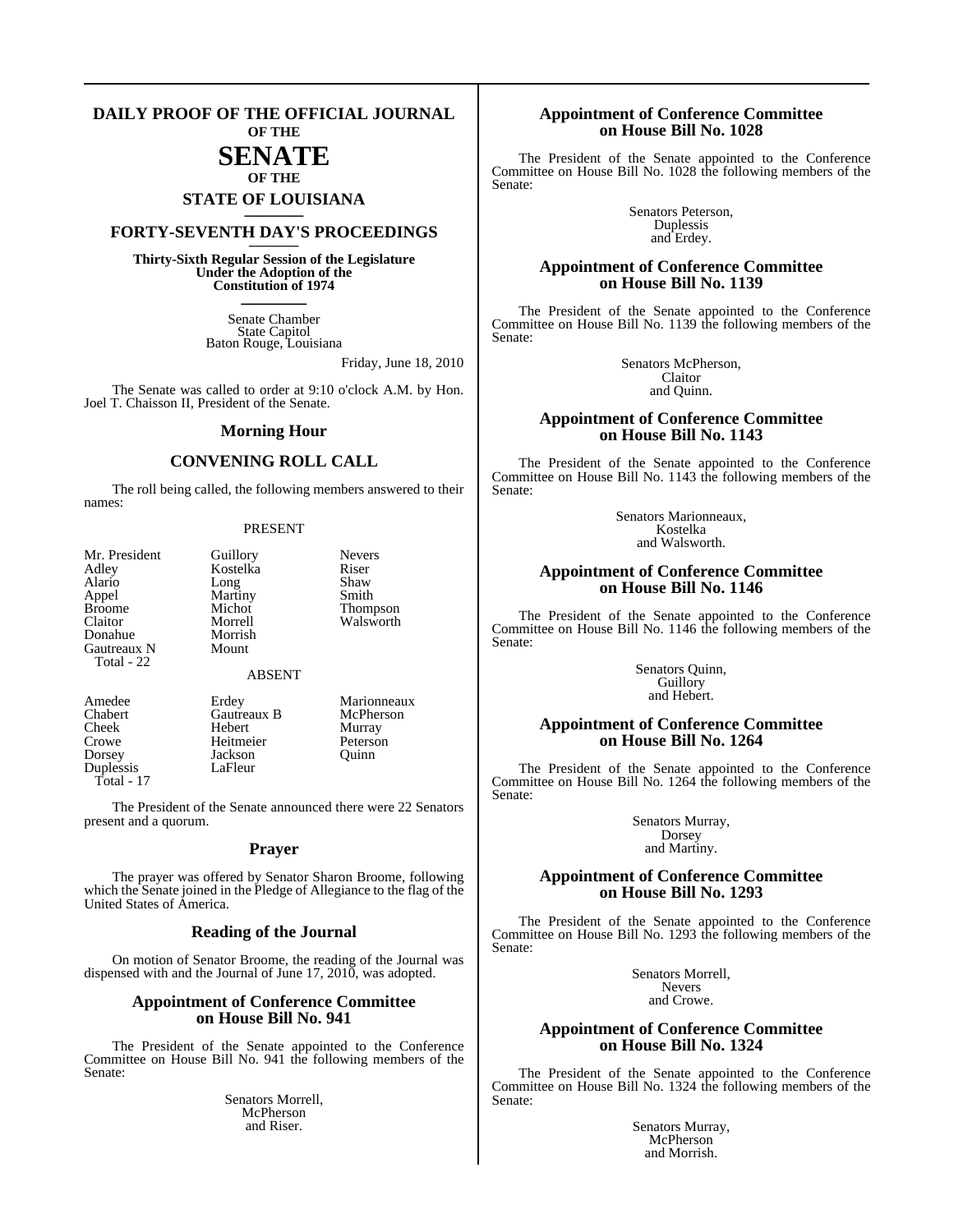# DAILY PROOF OF THE OFFICIAL JOURNAL OF THE SENATE OF THE STATE OF LOUISIANA

## FORTY-SEVENTH DAY'S PROCEEDINGS

**Thirty-Sixth Regular Session of the Legislature Under the Adoption of the Constitution of 1974**

Senate Chamber
State Capitol
Baton Rouge, Louisiana

Friday, June 18, 2010

The Senate was called to order at 9:10 o'clock A.M. by Hon. Joel T. Chaisson II, President of the Senate.

### Morning Hour

### CONVENING ROLL CALL

The roll being called, the following members answered to their names:

PRESENT

| | | |
|---|---|---|
| Mr. President | Guillory | Nevers |
| Adley | Kostelka | Riser |
| Alario | Long | Shaw |
| Appel | Martiny | Smith |
| Broome | Michot | Thompson |
| Claitor | Morrell | Walsworth |
| Donahue | Morrish | |
| Gautreaux N | Mount | |
| Total - 22 | | |

ABSENT

| | | |
|---|---|---|
| Amedee | Erdey | Marionneaux |
| Chabert | Gautreaux B | McPherson |
| Cheek | Hebert | Murray |
| Crowe | Heitmeier | Peterson |
| Dorsey | Jackson | Quinn |
| Duplessis | LaFleur | |
| Total - 17 | | |

The President of the Senate announced there were 22 Senators present and a quorum.

### Prayer

The prayer was offered by Senator Sharon Broome, following which the Senate joined in the Pledge of Allegiance to the flag of the United States of America.

### Reading of the Journal

On motion of Senator Broome, the reading of the Journal was dispensed with and the Journal of June 17, 2010, was adopted.

### Appointment of Conference Committee on House Bill No. 941

The President of the Senate appointed to the Conference Committee on House Bill No. 941 the following members of the Senate:

Senators Morrell,
McPherson
and Riser.

### Appointment of Conference Committee on House Bill No. 1028

The President of the Senate appointed to the Conference Committee on House Bill No. 1028 the following members of the Senate:

Senators Peterson,
Duplessis
and Erdey.

### Appointment of Conference Committee on House Bill No. 1139

The President of the Senate appointed to the Conference Committee on House Bill No. 1139 the following members of the Senate:

Senators McPherson,
Claitor
and Quinn.

### Appointment of Conference Committee on House Bill No. 1143

The President of the Senate appointed to the Conference Committee on House Bill No. 1143 the following members of the Senate:

Senators Marionneaux,
Kostelka
and Walsworth.

### Appointment of Conference Committee on House Bill No. 1146

The President of the Senate appointed to the Conference Committee on House Bill No. 1146 the following members of the Senate:

Senators Quinn,
Guillory
and Hebert.

### Appointment of Conference Committee on House Bill No. 1264

The President of the Senate appointed to the Conference Committee on House Bill No. 1264 the following members of the Senate:

Senators Murray,
Dorsey
and Martiny.

### Appointment of Conference Committee on House Bill No. 1293

The President of the Senate appointed to the Conference Committee on House Bill No. 1293 the following members of the Senate:

Senators Morrell,
Nevers
and Crowe.

### Appointment of Conference Committee on House Bill No. 1324

The President of the Senate appointed to the Conference Committee on House Bill No. 1324 the following members of the Senate:

Senators Murray,
McPherson
and Morrish.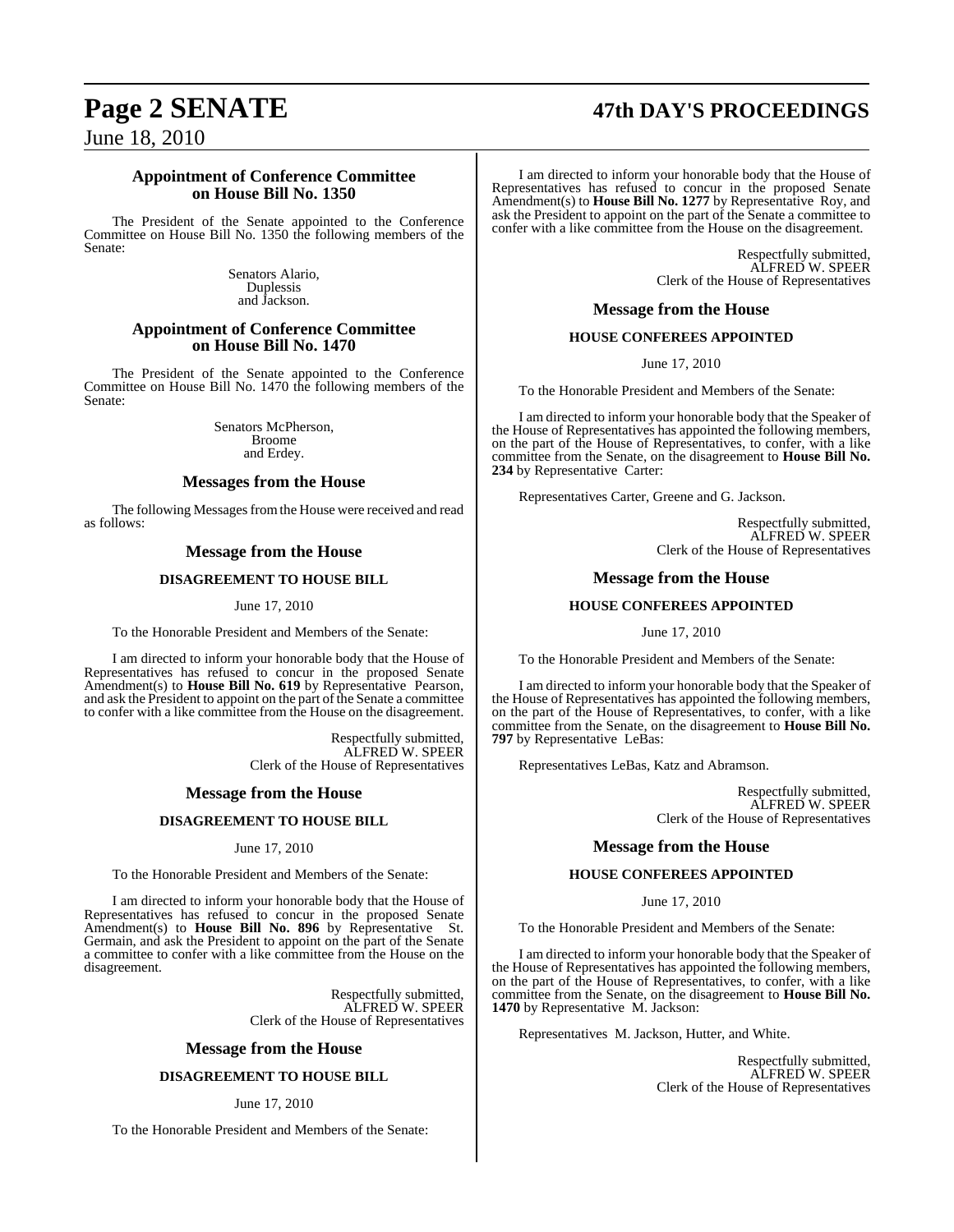### Appointment of Conference Committee on House Bill No. 1350

The President of the Senate appointed to the Conference Committee on House Bill No. 1350 the following members of the Senate:

Senators Alario,
Duplessis
and Jackson.

### Appointment of Conference Committee on House Bill No. 1470

The President of the Senate appointed to the Conference Committee on House Bill No. 1470 the following members of the Senate:

Senators McPherson,
Broome
and Erdey.

## Messages from the House

The following Messages from the House were received and read as follows:

### Message from the House

**DISAGREEMENT TO HOUSE BILL**

June 17, 2010

To the Honorable President and Members of the Senate:

I am directed to inform your honorable body that the House of Representatives has refused to concur in the proposed Senate Amendment(s) to **House Bill No. 619** by Representative Pearson, and ask the President to appoint on the part of the Senate a committee to confer with a like committee from the House on the disagreement.

Respectfully submitted,
ALFRED W. SPEER
Clerk of the House of Representatives

### Message from the House

**DISAGREEMENT TO HOUSE BILL**

June 17, 2010

To the Honorable President and Members of the Senate:

I am directed to inform your honorable body that the House of Representatives has refused to concur in the proposed Senate Amendment(s) to **House Bill No. 896** by Representative St. Germain, and ask the President to appoint on the part of the Senate a committee to confer with a like committee from the House on the disagreement.

Respectfully submitted,
ALFRED W. SPEER
Clerk of the House of Representatives

### Message from the House

**DISAGREEMENT TO HOUSE BILL**

June 17, 2010

To the Honorable President and Members of the Senate:

I am directed to inform your honorable body that the House of Representatives has refused to concur in the proposed Senate Amendment(s) to **House Bill No. 1277** by Representative Roy, and ask the President to appoint on the part of the Senate a committee to confer with a like committee from the House on the disagreement.

Respectfully submitted,
ALFRED W. SPEER
Clerk of the House of Representatives

### Message from the House

**HOUSE CONFEREES APPOINTED**

June 17, 2010

To the Honorable President and Members of the Senate:

I am directed to inform your honorable body that the Speaker of the House of Representatives has appointed the following members, on the part of the House of Representatives, to confer, with a like committee from the Senate, on the disagreement to **House Bill No. 234** by Representative Carter:

Representatives Carter, Greene and G. Jackson.

Respectfully submitted,
ALFRED W. SPEER
Clerk of the House of Representatives

### Message from the House

**HOUSE CONFEREES APPOINTED**

June 17, 2010

To the Honorable President and Members of the Senate:

I am directed to inform your honorable body that the Speaker of the House of Representatives has appointed the following members, on the part of the House of Representatives, to confer, with a like committee from the Senate, on the disagreement to **House Bill No. 797** by Representative LeBas:

Representatives LeBas, Katz and Abramson.

Respectfully submitted,
ALFRED W. SPEER
Clerk of the House of Representatives

### Message from the House

**HOUSE CONFEREES APPOINTED**

June 17, 2010

To the Honorable President and Members of the Senate:

I am directed to inform your honorable body that the Speaker of the House of Representatives has appointed the following members, on the part of the House of Representatives, to confer, with a like committee from the Senate, on the disagreement to **House Bill No. 1470** by Representative M. Jackson:

Representatives M. Jackson, Hutter, and White.

Respectfully submitted,
ALFRED W. SPEER
Clerk of the House of Representatives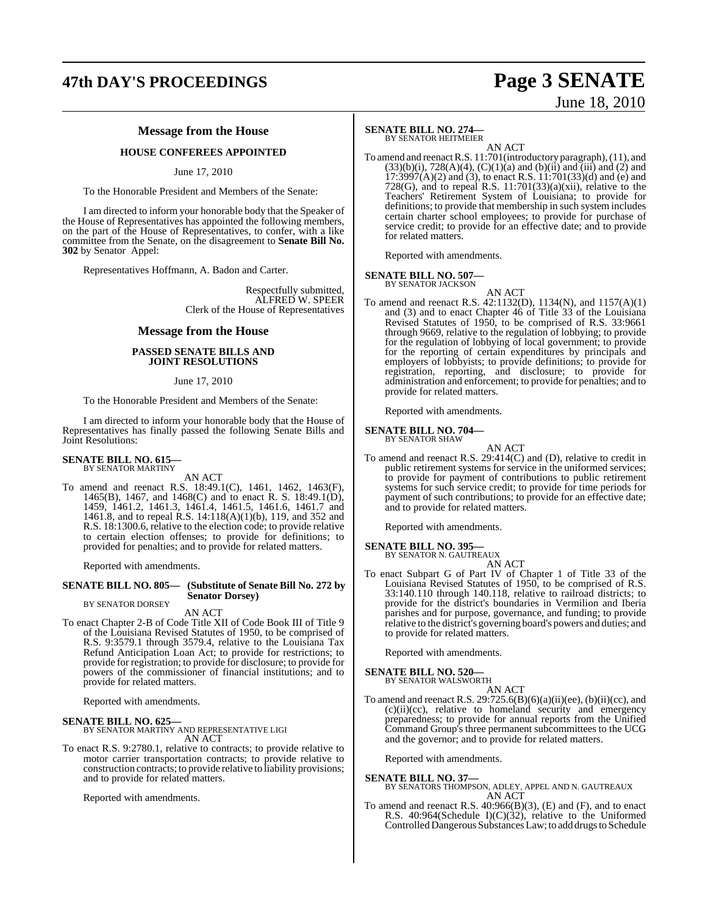## Message from the House

### HOUSE CONFEREES APPOINTED

June 17, 2010

To the Honorable President and Members of the Senate:

I am directed to inform your honorable body that the Speaker of the House of Representatives has appointed the following members, on the part of the House of Representatives, to confer, with a like committee from the Senate, on the disagreement to **Senate Bill No. 302** by Senator Appel:

Representatives Hoffmann, A. Badon and Carter.

Respectfully submitted,
ALFRED W. SPEER
Clerk of the House of Representatives

## Message from the House

### PASSED SENATE BILLS AND JOINT RESOLUTIONS

June 17, 2010

To the Honorable President and Members of the Senate:

I am directed to inform your honorable body that the House of Representatives has finally passed the following Senate Bills and Joint Resolutions:

**SENATE BILL NO. 615—**
BY SENATOR MARTINY

AN ACT

To amend and reenact R.S. 18:49.1(C), 1461, 1462, 1463(F), 1465(B), 1467, and 1468(C) and to enact R. S. 18:49.1(D), 1459, 1461.2, 1461.3, 1461.4, 1461.5, 1461.6, 1461.7 and 1461.8, and to repeal R.S. 14:118(A)(1)(b), 119, and 352 and R.S. 18:1300.6, relative to the election code; to provide relative to certain election offenses; to provide for definitions; to provided for penalties; and to provide for related matters.

Reported with amendments.

**SENATE BILL NO. 805— (Substitute of Senate Bill No. 272 by Senator Dorsey)**
BY SENATOR DORSEY

AN ACT

To enact Chapter 2-B of Code Title XII of Code Book III of Title 9 of the Louisiana Revised Statutes of 1950, to be comprised of R.S. 9:3579.1 through 3579.4, relative to the Louisiana Tax Refund Anticipation Loan Act; to provide for restrictions; to provide for registration; to provide for disclosure; to provide for powers of the commissioner of financial institutions; and to provide for related matters.

Reported with amendments.

**SENATE BILL NO. 625—**
BY SENATOR MARTINY AND REPRESENTATIVE LIGI

AN ACT

To enact R.S. 9:2780.1, relative to contracts; to provide relative to motor carrier transportation contracts; to provide relative to construction contracts; to provide relative to liability provisions; and to provide for related matters.

Reported with amendments.

**SENATE BILL NO. 274—**
BY SENATOR HEITMEIER

AN ACT

To amend and reenact R.S. 11:701(introductory paragraph), (11), and (33)(b)(i), 728(A)(4), (C)(1)(a) and (b)(ii) and (iii) and (2) and 17:3997(A)(2) and (3), to enact R.S. 11:701(33)(d) and (e) and 728(G), and to repeal R.S. 11:701(33)(a)(xii), relative to the Teachers' Retirement System of Louisiana; to provide for definitions; to provide that membership in such system includes certain charter school employees; to provide for purchase of service credit; to provide for an effective date; and to provide for related matters.

Reported with amendments.

**SENATE BILL NO. 507—**
BY SENATOR JACKSON

AN ACT

To amend and reenact R.S. 42:1132(D), 1134(N), and 1157(A)(1) and (3) and to enact Chapter 46 of Title 33 of the Louisiana Revised Statutes of 1950, to be comprised of R.S. 33:9661 through 9669, relative to the regulation of lobbying; to provide for the regulation of lobbying of local government; to provide for the reporting of certain expenditures by principals and employers of lobbyists; to provide definitions; to provide for registration, reporting, and disclosure; to provide for administration and enforcement; to provide for penalties; and to provide for related matters.

Reported with amendments.

**SENATE BILL NO. 704—**
BY SENATOR SHAW

AN ACT

To amend and reenact R.S. 29:414(C) and (D), relative to credit in public retirement systems for service in the uniformed services; to provide for payment of contributions to public retirement systems for such service credit; to provide for time periods for payment of such contributions; to provide for an effective date; and to provide for related matters.

Reported with amendments.

**SENATE BILL NO. 395—**
BY SENATOR N. GAUTREAUX

AN ACT

To enact Subpart G of Part IV of Chapter 1 of Title 33 of the Louisiana Revised Statutes of 1950, to be comprised of R.S. 33:140.110 through 140.118, relative to railroad districts; to provide for the district's boundaries in Vermilion and Iberia parishes and for purpose, governance, and funding; to provide relative to the district's governing board's powers and duties; and to provide for related matters.

Reported with amendments.

**SENATE BILL NO. 520—**
BY SENATOR WALSWORTH

AN ACT

To amend and reenact R.S. 29:725.6(B)(6)(a)(ii)(ee), (b)(ii)(cc), and (c)(ii)(cc), relative to homeland security and emergency preparedness; to provide for annual reports from the Unified Command Group's three permanent subcommittees to the UCG and the governor; and to provide for related matters.

Reported with amendments.

**SENATE BILL NO. 37—**
BY SENATORS THOMPSON, ADLEY, APPEL AND N. GAUTREAUX

AN ACT

To amend and reenact R.S. 40:966(B)(3), (E) and (F), and to enact R.S. 40:964(Schedule I)(C)(32), relative to the Uniformed Controlled Dangerous Substances Law; to add drugs to Schedule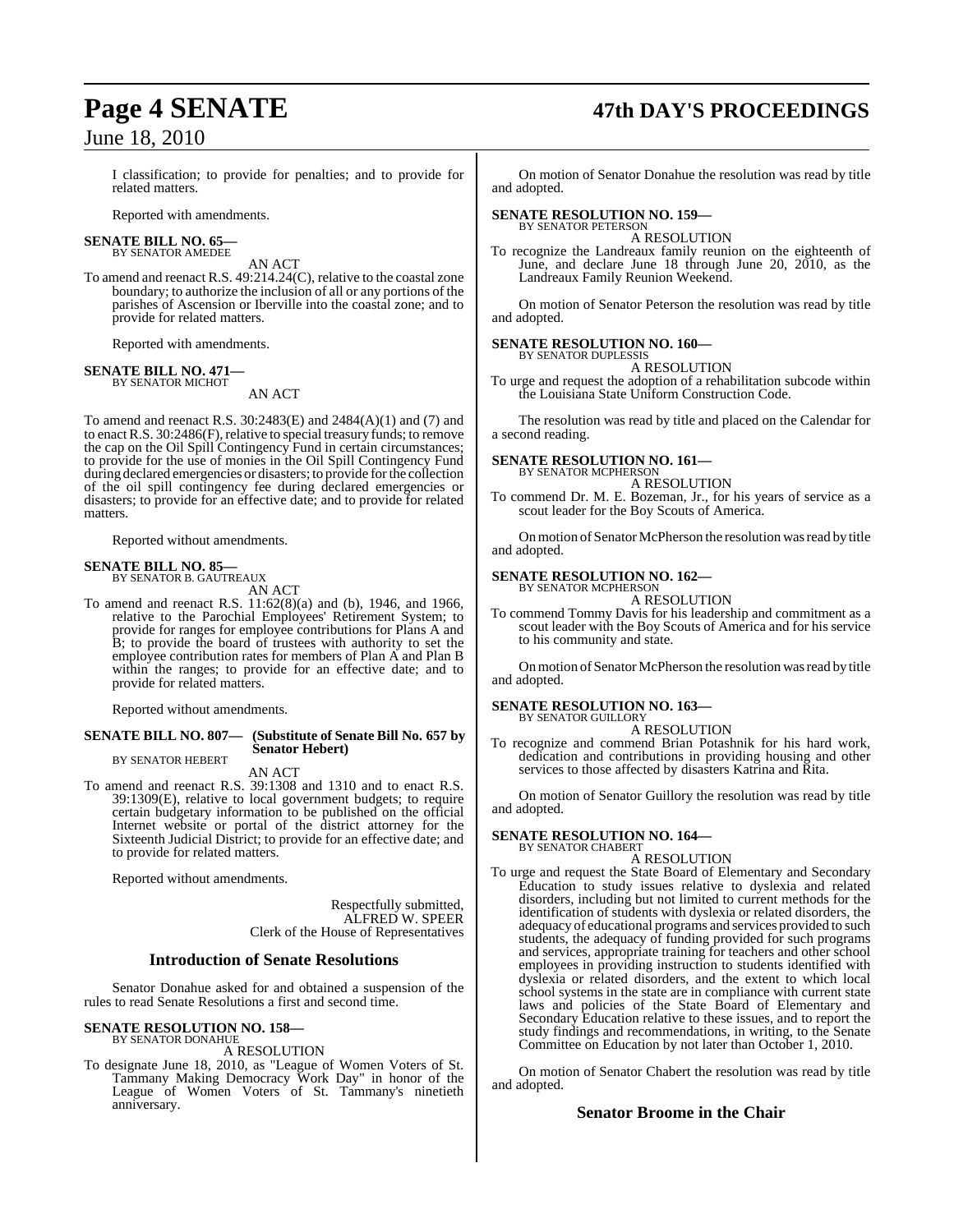I classification; to provide for penalties; and to provide for related matters.

Reported with amendments.

**SENATE BILL NO. 65—**
BY SENATOR AMEDEE

AN ACT

To amend and reenact R.S. 49:214.24(C), relative to the coastal zone boundary; to authorize the inclusion of all or any portions of the parishes of Ascension or Iberville into the coastal zone; and to provide for related matters.

Reported with amendments.

**SENATE BILL NO. 471—**
BY SENATOR MICHOT

AN ACT

To amend and reenact R.S. 30:2483(E) and 2484(A)(1) and (7) and to enact R.S. 30:2486(F), relative to special treasury funds; to remove the cap on the Oil Spill Contingency Fund in certain circumstances; to provide for the use of monies in the Oil Spill Contingency Fund during declared emergencies or disasters; to provide for the collection of the oil spill contingency fee during declared emergencies or disasters; to provide for an effective date; and to provide for related matters.

Reported without amendments.

**SENATE BILL NO. 85—**
BY SENATOR B. GAUTREAUX

AN ACT

To amend and reenact R.S. 11:62(8)(a) and (b), 1946, and 1966, relative to the Parochial Employees' Retirement System; to provide for ranges for employee contributions for Plans A and B; to provide the board of trustees with authority to set the employee contribution rates for members of Plan A and Plan B within the ranges; to provide for an effective date; and to provide for related matters.

Reported without amendments.

**SENATE BILL NO. 807— (Substitute of Senate Bill No. 657 by Senator Hebert)**
BY SENATOR HEBERT

AN ACT

To amend and reenact R.S. 39:1308 and 1310 and to enact R.S. 39:1309(E), relative to local government budgets; to require certain budgetary information to be published on the official Internet website or portal of the district attorney for the Sixteenth Judicial District; to provide for an effective date; and to provide for related matters.

Reported without amendments.

Respectfully submitted,
ALFRED W. SPEER
Clerk of the House of Representatives

## Introduction of Senate Resolutions

Senator Donahue asked for and obtained a suspension of the rules to read Senate Resolutions a first and second time.

**SENATE RESOLUTION NO. 158—**
BY SENATOR DONAHUE

A RESOLUTION

To designate June 18, 2010, as "League of Women Voters of St. Tammany Making Democracy Work Day" in honor of the League of Women Voters of St. Tammany's ninetieth anniversary.

On motion of Senator Donahue the resolution was read by title and adopted.

**SENATE RESOLUTION NO. 159—**
BY SENATOR PETERSON

A RESOLUTION

To recognize the Landreaux family reunion on the eighteenth of June, and declare June 18 through June 20, 2010, as the Landreaux Family Reunion Weekend.

On motion of Senator Peterson the resolution was read by title and adopted.

**SENATE RESOLUTION NO. 160—**
BY SENATOR DUPLESSIS

A RESOLUTION

To urge and request the adoption of a rehabilitation subcode within the Louisiana State Uniform Construction Code.

The resolution was read by title and placed on the Calendar for a second reading.

**SENATE RESOLUTION NO. 161—**
BY SENATOR MCPHERSON

A RESOLUTION

To commend Dr. M. E. Bozeman, Jr., for his years of service as a scout leader for the Boy Scouts of America.

On motion of Senator McPherson the resolution was read by title and adopted.

**SENATE RESOLUTION NO. 162—**
BY SENATOR MCPHERSON

A RESOLUTION

To commend Tommy Davis for his leadership and commitment as a scout leader with the Boy Scouts of America and for his service to his community and state.

On motion of Senator McPherson the resolution was read by title and adopted.

**SENATE RESOLUTION NO. 163—**
BY SENATOR GUILLORY

A RESOLUTION

To recognize and commend Brian Potashnik for his hard work, dedication and contributions in providing housing and other services to those affected by disasters Katrina and Rita.

On motion of Senator Guillory the resolution was read by title and adopted.

**SENATE RESOLUTION NO. 164—**
BY SENATOR CHABERT

A RESOLUTION

To urge and request the State Board of Elementary and Secondary Education to study issues relative to dyslexia and related disorders, including but not limited to current methods for the identification of students with dyslexia or related disorders, the adequacy of educational programs and services provided to such students, the adequacy of funding provided for such programs and services, appropriate training for teachers and other school employees in providing instruction to students identified with dyslexia or related disorders, and the extent to which local school systems in the state are in compliance with current state laws and policies of the State Board of Elementary and Secondary Education relative to these issues, and to report the study findings and recommendations, in writing, to the Senate Committee on Education by not later than October 1, 2010.

On motion of Senator Chabert the resolution was read by title and adopted.

## Senator Broome in the Chair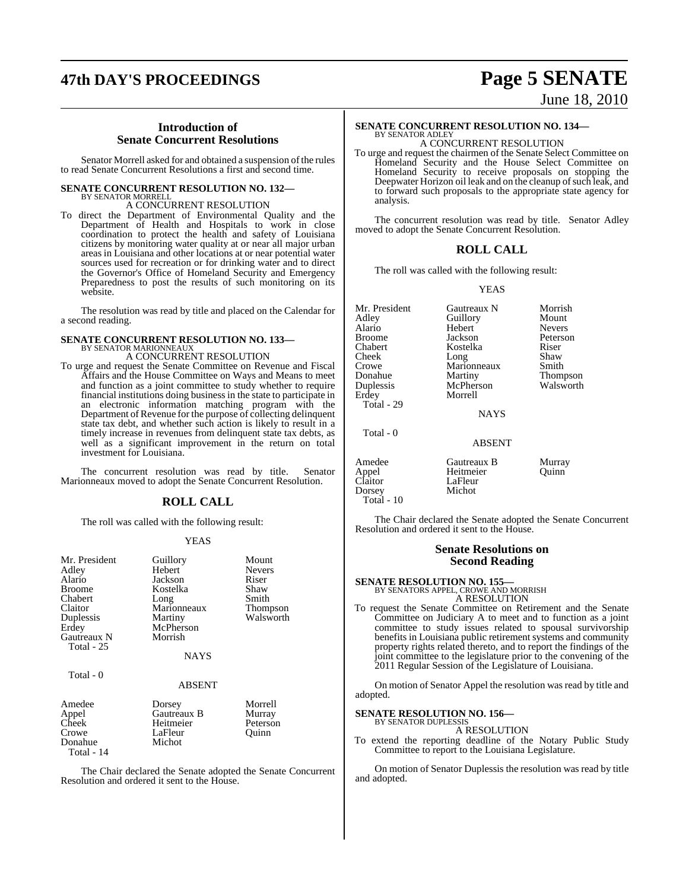## Introduction of Senate Concurrent Resolutions

Senator Morrell asked for and obtained a suspension of the rules to read Senate Concurrent Resolutions a first and second time.

**SENATE CONCURRENT RESOLUTION NO. 132—**
BY SENATOR MORRELL
A CONCURRENT RESOLUTION

To direct the Department of Environmental Quality and the Department of Health and Hospitals to work in close coordination to protect the health and safety of Louisiana citizens by monitoring water quality at or near all major urban areas in Louisiana and other locations at or near potential water sources used for recreation or for drinking water and to direct the Governor's Office of Homeland Security and Emergency Preparedness to post the results of such monitoring on its website.

The resolution was read by title and placed on the Calendar for a second reading.

**SENATE CONCURRENT RESOLUTION NO. 133—**
BY SENATOR MARIONNEAUX
A CONCURRENT RESOLUTION

To urge and request the Senate Committee on Revenue and Fiscal Affairs and the House Committee on Ways and Means to meet and function as a joint committee to study whether to require financial institutions doing business in the state to participate in an electronic information matching program with the Department of Revenue for the purpose of collecting delinquent state tax debt, and whether such action is likely to result in a timely increase in revenues from delinquent state tax debts, as well as a significant improvement in the return on total investment for Louisiana.

The concurrent resolution was read by title. Senator Marionneaux moved to adopt the Senate Concurrent Resolution.

### ROLL CALL

The roll was called with the following result:

YEAS

| | | |
|---|---|---|
| Mr. President | Guillory | Mount |
| Adley | Hebert | Nevers |
| Alario | Jackson | Riser |
| Broome | Kostelka | Shaw |
| Chabert | Long | Smith |
| Claitor | Marionneaux | Thompson |
| Duplessis | Martiny | Walsworth |
| Erdey | McPherson | |
| Gautreaux N | Morrish | |
| Total - 25 | | |

NAYS

Total - 0

ABSENT

| | | |
|---|---|---|
| Amedee | Dorsey | Morrell |
| Appel | Gautreaux B | Murray |
| Cheek | Heitmeier | Peterson |
| Crowe | LaFleur | Quinn |
| Donahue | Michot | |
| Total - 14 | | |

The Chair declared the Senate adopted the Senate Concurrent Resolution and ordered it sent to the House.

**SENATE CONCURRENT RESOLUTION NO. 134—**
BY SENATOR ADLEY
A CONCURRENT RESOLUTION

To urge and request the chairmen of the Senate Select Committee on Homeland Security and the House Select Committee on Homeland Security to receive proposals on stopping the Deepwater Horizon oil leak and on the cleanup of such leak, and to forward such proposals to the appropriate state agency for analysis.

The concurrent resolution was read by title. Senator Adley moved to adopt the Senate Concurrent Resolution.

### ROLL CALL

The roll was called with the following result:

YEAS

| | | |
|---|---|---|
| Mr. President | Gautreaux N | Morrish |
| Adley | Guillory | Mount |
| Alario | Hebert | Nevers |
| Broome | Jackson | Peterson |
| Chabert | Kostelka | Riser |
| Cheek | Long | Shaw |
| Crowe | Marionneaux | Smith |
| Donahue | Martiny | Thompson |
| Duplessis | McPherson | Walsworth |
| Erdey | Morrell | |
| Total - 29 | | |

NAYS

Total - 0

ABSENT

| | | |
|---|---|---|
| Amedee | Gautreaux B | Murray |
| Appel | Heitmeier | Quinn |
| Claitor | LaFleur | |
| Dorsey | Michot | |
| Total - 10 | | |

The Chair declared the Senate adopted the Senate Concurrent Resolution and ordered it sent to the House.

## Senate Resolutions on Second Reading

**SENATE RESOLUTION NO. 155—**
BY SENATORS APPEL, CROWE AND MORRISH
A RESOLUTION

To request the Senate Committee on Retirement and the Senate Committee on Judiciary A to meet and to function as a joint committee to study issues related to spousal survivorship benefits in Louisiana public retirement systems and community property rights related thereto, and to report the findings of the joint committee to the legislature prior to the convening of the 2011 Regular Session of the Legislature of Louisiana.

On motion of Senator Appel the resolution was read by title and adopted.

**SENATE RESOLUTION NO. 156—**
BY SENATOR DUPLESSIS
A RESOLUTION

To extend the reporting deadline of the Notary Public Study Committee to report to the Louisiana Legislature.

On motion of Senator Duplessis the resolution was read by title and adopted.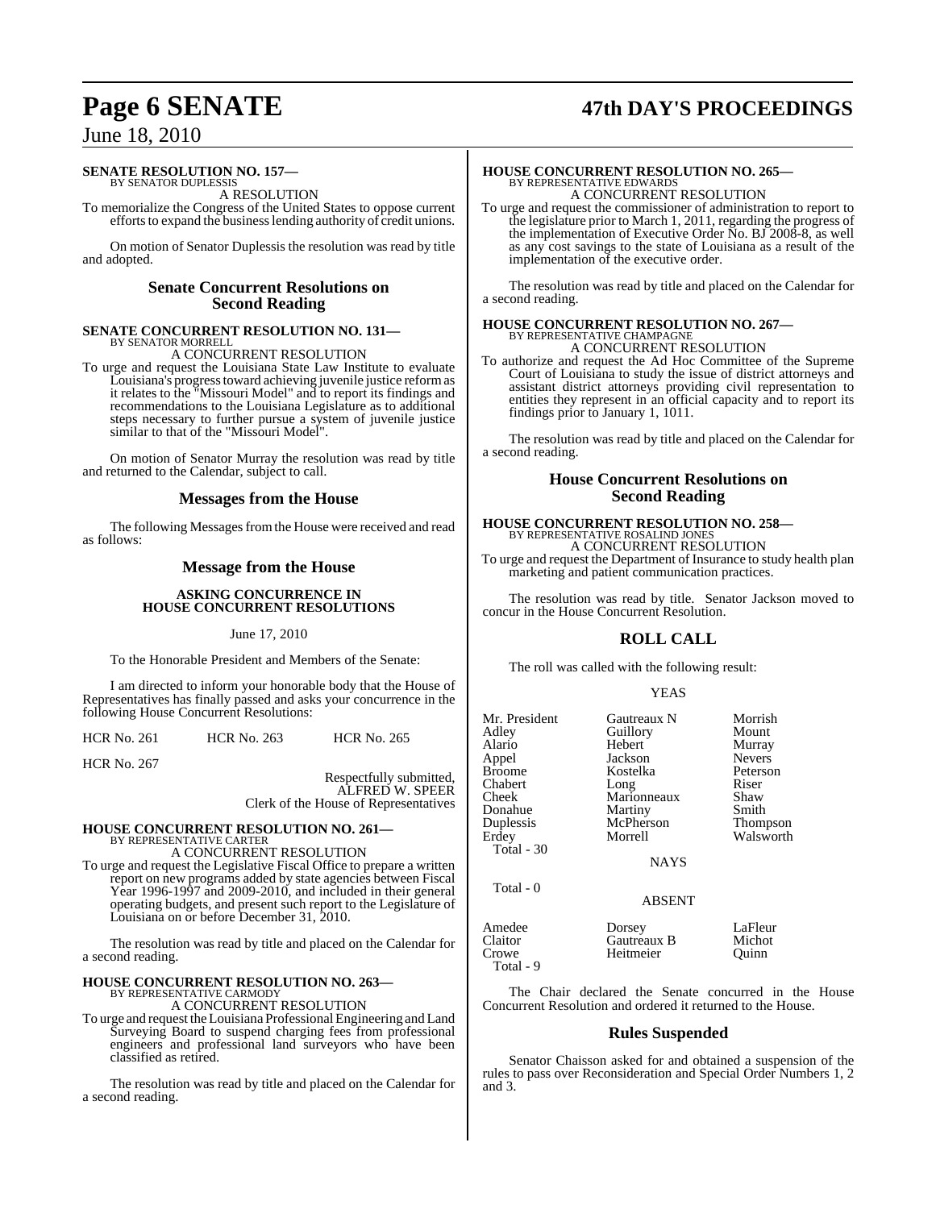**SENATE RESOLUTION NO. 157—**
BY SENATOR DUPLESSIS

A RESOLUTION

To memorialize the Congress of the United States to oppose current efforts to expand the business lending authority of credit unions.

On motion of Senator Duplessis the resolution was read by title and adopted.

## Senate Concurrent Resolutions on Second Reading

**SENATE CONCURRENT RESOLUTION NO. 131—**
BY SENATOR MORRELL

A CONCURRENT RESOLUTION

To urge and request the Louisiana State Law Institute to evaluate Louisiana's progress toward achieving juvenile justice reform as it relates to the "Missouri Model" and to report its findings and recommendations to the Louisiana Legislature as to additional steps necessary to further pursue a system of juvenile justice similar to that of the "Missouri Model".

On motion of Senator Murray the resolution was read by title and returned to the Calendar, subject to call.

## Messages from the House

The following Messages from the House were received and read as follows:

## Message from the House

**ASKING CONCURRENCE IN HOUSE CONCURRENT RESOLUTIONS**

June 17, 2010

To the Honorable President and Members of the Senate:

I am directed to inform your honorable body that the House of Representatives has finally passed and asks your concurrence in the following House Concurrent Resolutions:

HCR No. 261 HCR No. 263 HCR No. 265

HCR No. 267

Respectfully submitted,
ALFRED W. SPEER
Clerk of the House of Representatives

**HOUSE CONCURRENT RESOLUTION NO. 261—**
BY REPRESENTATIVE CARTER

A CONCURRENT RESOLUTION

To urge and request the Legislative Fiscal Office to prepare a written report on new programs added by state agencies between Fiscal Year 1996-1997 and 2009-2010, and included in their general operating budgets, and present such report to the Legislature of Louisiana on or before December 31, 2010.

The resolution was read by title and placed on the Calendar for a second reading.

**HOUSE CONCURRENT RESOLUTION NO. 263—**
BY REPRESENTATIVE CARMODY

A CONCURRENT RESOLUTION

To urge and request the Louisiana Professional Engineering and Land Surveying Board to suspend charging fees from professional engineers and professional land surveyors who have been classified as retired.

The resolution was read by title and placed on the Calendar for a second reading.

**HOUSE CONCURRENT RESOLUTION NO. 265—**
BY REPRESENTATIVE EDWARDS

A CONCURRENT RESOLUTION

To urge and request the commissioner of administration to report to the legislature prior to March 1, 2011, regarding the progress of the implementation of Executive Order No. BJ 2008-8, as well as any cost savings to the state of Louisiana as a result of the implementation of the executive order.

The resolution was read by title and placed on the Calendar for a second reading.

**HOUSE CONCURRENT RESOLUTION NO. 267—**
BY REPRESENTATIVE CHAMPAGNE

A CONCURRENT RESOLUTION

To authorize and request the Ad Hoc Committee of the Supreme Court of Louisiana to study the issue of district attorneys and assistant district attorneys providing civil representation to entities they represent in an official capacity and to report its findings prior to January 1, 1011.

The resolution was read by title and placed on the Calendar for a second reading.

## House Concurrent Resolutions on Second Reading

**HOUSE CONCURRENT RESOLUTION NO. 258—**
BY REPRESENTATIVE ROSALIND JONES

A CONCURRENT RESOLUTION

To urge and request the Department of Insurance to study health plan marketing and patient communication practices.

The resolution was read by title. Senator Jackson moved to concur in the House Concurrent Resolution.

## ROLL CALL

The roll was called with the following result:

YEAS

| | | |
|---|---|---|
| Mr. President | Gautreaux N | Morrish |
| Adley | Guillory | Mount |
| Alario | Hebert | Murray |
| Appel | Jackson | Nevers |
| Broome | Kostelka | Peterson |
| Chabert | Long | Riser |
| Cheek | Marionneaux | Shaw |
| Donahue | Martiny | Smith |
| Duplessis | McPherson | Thompson |
| Erdey | Morrell | Walsworth |

Total - 30

NAYS

Total - 0

ABSENT

| | | |
|---|---|---|
| Amedee | Dorsey | LaFleur |
| Claitor | Gautreaux B | Michot |
| Crowe | Heitmeier | Quinn |

Total - 9

The Chair declared the Senate concurred in the House Concurrent Resolution and ordered it returned to the House.

## Rules Suspended

Senator Chaisson asked for and obtained a suspension of the rules to pass over Reconsideration and Special Order Numbers 1, 2 and 3.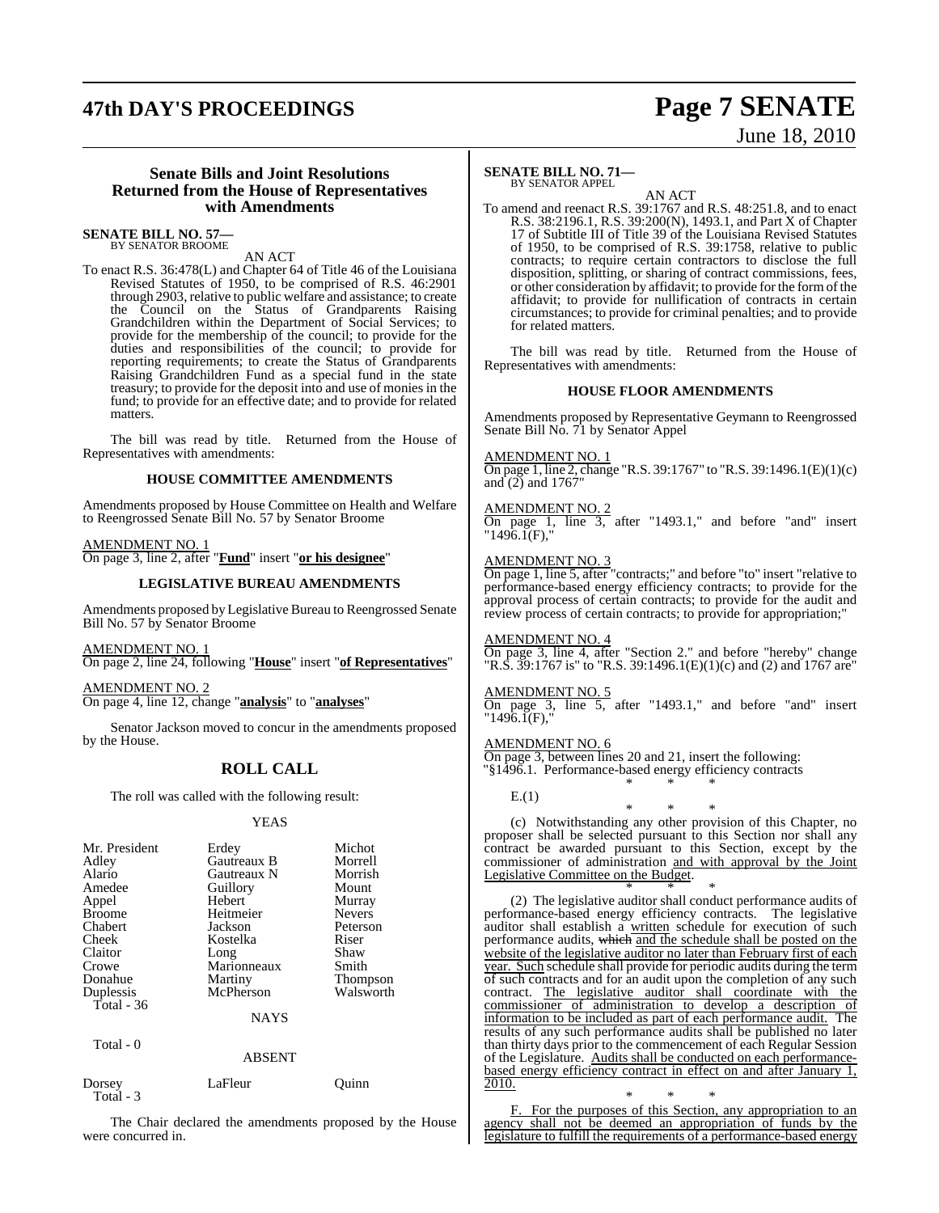### Senate Bills and Joint Resolutions Returned from the House of Representatives with Amendments

**SENATE BILL NO. 57—**
BY SENATOR BROOME

AN ACT

To enact R.S. 36:478(L) and Chapter 64 of Title 46 of the Louisiana Revised Statutes of 1950, to be comprised of R.S. 46:2901 through 2903, relative to public welfare and assistance; to create the Council on the Status of Grandparents Raising Grandchildren within the Department of Social Services; to provide for the membership of the council; to provide for the duties and responsibilities of the council; to provide for reporting requirements; to create the Status of Grandparents Raising Grandchildren Fund as a special fund in the state treasury; to provide for the deposit into and use of monies in the fund; to provide for an effective date; and to provide for related matters.

The bill was read by title. Returned from the House of Representatives with amendments:

#### HOUSE COMMITTEE AMENDMENTS

Amendments proposed by House Committee on Health and Welfare to Reengrossed Senate Bill No. 57 by Senator Broome

AMENDMENT NO. 1
On page 3, line 2, after "**Fund**" insert "**or his designee**"

#### LEGISLATIVE BUREAU AMENDMENTS

Amendments proposed by Legislative Bureau to Reengrossed Senate Bill No. 57 by Senator Broome

AMENDMENT NO. 1
On page 2, line 24, following "**House**" insert "**of Representatives**"

AMENDMENT NO. 2
On page 4, line 12, change "**analysis**" to "**analyses**"

Senator Jackson moved to concur in the amendments proposed by the House.

### ROLL CALL

The roll was called with the following result:

YEAS

| | | |
|---|---|---|
| Mr. President | Erdey | Michot |
| Adley | Gautreaux B | Morrell |
| Alario | Gautreaux N | Morrish |
| Amedee | Guillory | Mount |
| Appel | Hebert | Murray |
| Broome | Heitmeier | Nevers |
| Chabert | Jackson | Peterson |
| Cheek | Kostelka | Riser |
| Claitor | Long | Shaw |
| Crowe | Marionneaux | Smith |
| Donahue | Martiny | Thompson |
| Duplessis | McPherson | Walsworth |

Total - 36

NAYS

Total - 0

ABSENT

| | | |
|---|---|---|
| Dorsey | LaFleur | Quinn |

Total - 3

The Chair declared the amendments proposed by the House were concurred in.

**SENATE BILL NO. 71—**
BY SENATOR APPEL

AN ACT

To amend and reenact R.S. 39:1767 and R.S. 48:251.8, and to enact R.S. 38:2196.1, R.S. 39:200(N), 1493.1, and Part X of Chapter 17 of Subtitle III of Title 39 of the Louisiana Revised Statutes of 1950, to be comprised of R.S. 39:1758, relative to public contracts; to require certain contractors to disclose the full disposition, splitting, or sharing of contract commissions, fees, or other consideration by affidavit; to provide for the form of the affidavit; to provide for nullification of contracts in certain circumstances; to provide for criminal penalties; and to provide for related matters.

The bill was read by title. Returned from the House of Representatives with amendments:

#### HOUSE FLOOR AMENDMENTS

Amendments proposed by Representative Geymann to Reengrossed Senate Bill No. 71 by Senator Appel

AMENDMENT NO. 1
On page 1, line 2, change "R.S. 39:1767" to "R.S. 39:1496.1(E)(1)(c) and (2) and 1767"

AMENDMENT NO. 2
On page 1, line 3, after "1493.1," and before "and" insert "1496.1(F),"

AMENDMENT NO. 3
On page 1, line 5, after "contracts;" and before "to" insert "relative to performance-based energy efficiency contracts; to provide for the approval process of certain contracts; to provide for the audit and review process of certain contracts; to provide for appropriation;"

AMENDMENT NO. 4
On page 3, line 4, after "Section 2." and before "hereby" change "R.S. 39:1767 is" to "R.S. 39:1496.1(E)(1)(c) and (2) and 1767 are"

AMENDMENT NO. 5
On page 3, line 5, after "1493.1," and before "and" insert "1496.1(F),"

AMENDMENT NO. 6
On page 3, between lines 20 and 21, insert the following:
"§1496.1. Performance-based energy efficiency contracts

\* \* \*

E.(1)

\* \* \*

(c) Notwithstanding any other provision of this Chapter, no proposer shall be selected pursuant to this Section nor shall any contract be awarded pursuant to this Section, except by the commissioner of administration and with approval by the Joint Legislative Committee on the Budget.

\* \* \*

(2) The legislative auditor shall conduct performance audits of performance-based energy efficiency contracts. The legislative auditor shall establish a written schedule for execution of such performance audits, ~~which~~ and the schedule shall be posted on the website of the legislative auditor no later than February first of each year. Such schedule shall provide for periodic audits during the term of such contracts and for an audit upon the completion of any such contract. The legislative auditor shall coordinate with the commissioner of administration to develop a description of information to be included as part of each performance audit. The results of any such performance audits shall be published no later than thirty days prior to the commencement of each Regular Session of the Legislature. Audits shall be conducted on each performance-based energy efficiency contract in effect on and after January 1, 2010.

\* \* \*

F. For the purposes of this Section, any appropriation to an agency shall not be deemed an appropriation of funds by the legislature to fulfill the requirements of a performance-based energy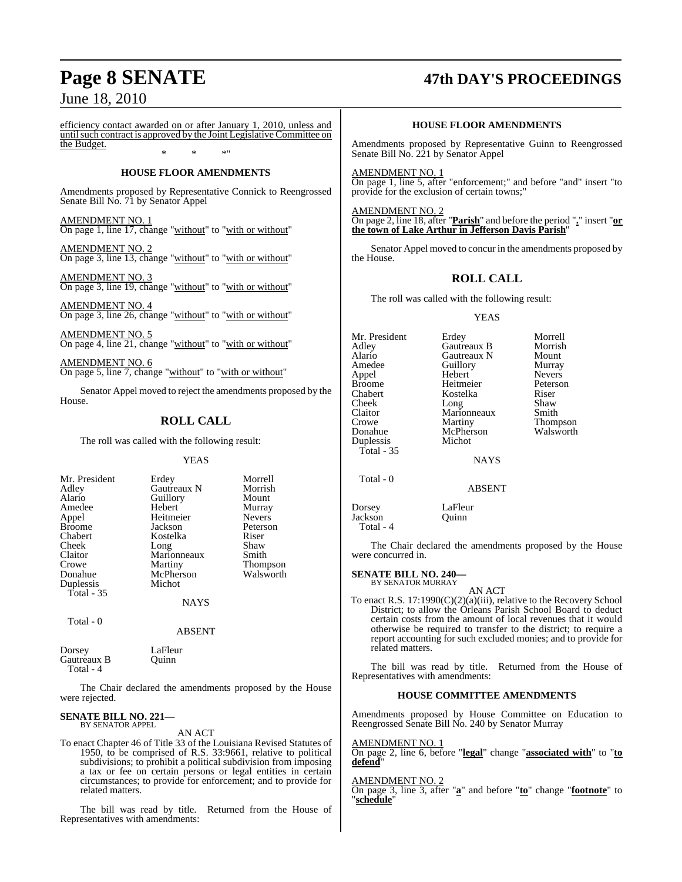efficiency contact awarded on or after January 1, 2010, unless and until such contract is approved by the Joint Legislative Committee on the Budget.

\* \* \*"

### HOUSE FLOOR AMENDMENTS

Amendments proposed by Representative Connick to Reengrossed Senate Bill No. 71 by Senator Appel

AMENDMENT NO. 1
On page 1, line 17, change "without" to "with or without"

AMENDMENT NO. 2
On page 3, line 13, change "without" to "with or without"

AMENDMENT NO. 3
On page 3, line 19, change "without" to "with or without"

AMENDMENT NO. 4
On page 3, line 26, change "without" to "with or without"

AMENDMENT NO. 5
On page 4, line 21, change "without" to "with or without"

AMENDMENT NO. 6
On page 5, line 7, change "without" to "with or without"

Senator Appel moved to reject the amendments proposed by the House.

## ROLL CALL

The roll was called with the following result:

YEAS

| | | |
|---|---|---|
| Mr. President | Erdey | Morrell |
| Adley | Gautreaux N | Morrish |
| Alario | Guillory | Mount |
| Amedee | Hebert | Murray |
| Appel | Heitmeier | Nevers |
| Broome | Jackson | Peterson |
| Chabert | Kostelka | Riser |
| Cheek | Long | Shaw |
| Claitor | Marionneaux | Smith |
| Crowe | Martiny | Thompson |
| Donahue | McPherson | Walsworth |
| Duplessis | Michot | |

Total - 35

NAYS

Total - 0

ABSENT

| | |
|---|---|
| Dorsey | LaFleur |
| Gautreaux B | Quinn |

Total - 4

The Chair declared the amendments proposed by the House were rejected.

**SENATE BILL NO. 221—**
BY SENATOR APPEL

AN ACT

To enact Chapter 46 of Title 33 of the Louisiana Revised Statutes of 1950, to be comprised of R.S. 33:9661, relative to political subdivisions; to prohibit a political subdivision from imposing a tax or fee on certain persons or legal entities in certain circumstances; to provide for enforcement; and to provide for related matters.

The bill was read by title. Returned from the House of Representatives with amendments:

### HOUSE FLOOR AMENDMENTS

Amendments proposed by Representative Guinn to Reengrossed Senate Bill No. 221 by Senator Appel

AMENDMENT NO. 1
On page 1, line 5, after "enforcement;" and before "and" insert "to provide for the exclusion of certain towns;"

AMENDMENT NO. 2
On page 2, line 18, after "**Parish**" and before the period "**.**" insert "**or the town of Lake Arthur in Jefferson Davis Parish**"

Senator Appel moved to concur in the amendments proposed by the House.

## ROLL CALL

The roll was called with the following result:

YEAS

| | | |
|---|---|---|
| Mr. President | Erdey | Morrell |
| Adley | Gautreaux B | Morrish |
| Alario | Gautreaux N | Mount |
| Amedee | Guillory | Murray |
| Appel | Hebert | Nevers |
| Broome | Heitmeier | Peterson |
| Chabert | Kostelka | Riser |
| Cheek | Long | Shaw |
| Claitor | Marionneaux | Smith |
| Crowe | Martiny | Thompson |
| Donahue | McPherson | Walsworth |
| Duplessis | Michot | |

Total - 35

NAYS

Total - 0

ABSENT

| | |
|---|---|
| Dorsey | LaFleur |
| Jackson | Quinn |

Total - 4

The Chair declared the amendments proposed by the House were concurred in.

**SENATE BILL NO. 240—**
BY SENATOR MURRAY

AN ACT

To enact R.S. 17:1990(C)(2)(a)(iii), relative to the Recovery School District; to allow the Orleans Parish School Board to deduct certain costs from the amount of local revenues that it would otherwise be required to transfer to the district; to require a report accounting for such excluded monies; and to provide for related matters.

The bill was read by title. Returned from the House of Representatives with amendments:

### HOUSE COMMITTEE AMENDMENTS

Amendments proposed by House Committee on Education to Reengrossed Senate Bill No. 240 by Senator Murray

AMENDMENT NO. 1
On page 2, line 6, before "**legal**" change "**associated with**" to "**to defend**"

AMENDMENT NO. 2
On page 3, line 3, after "**a**" and before "**to**" change "**footnote**" to "**schedule**"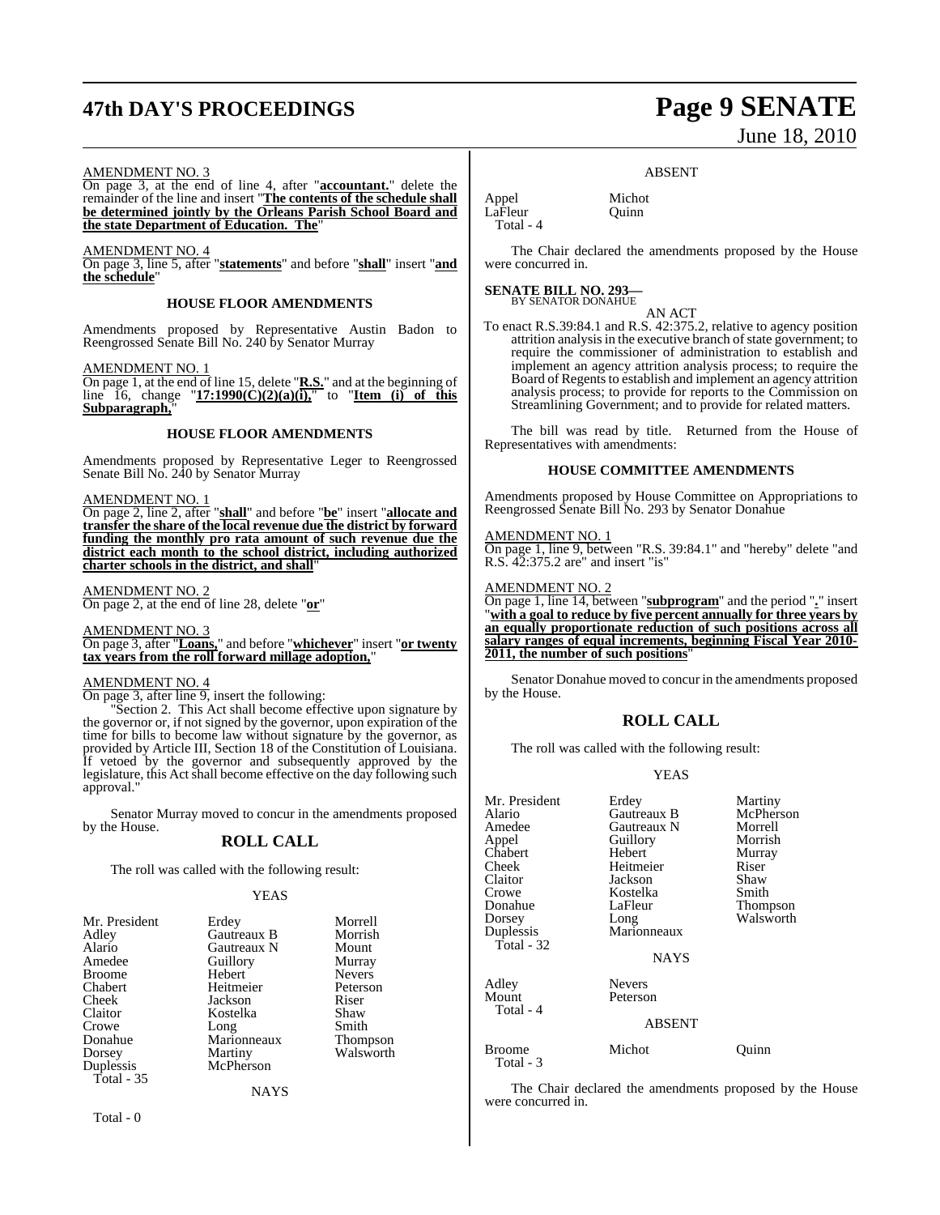AMENDMENT NO. 3

On page 3, at the end of line 4, after "**accountant.**" delete the remainder of the line and insert "**The contents of the schedule shall be determined jointly by the Orleans Parish School Board and the state Department of Education. The**"

AMENDMENT NO. 4

On page 3, line 5, after "**statements**" and before "**shall**" insert "**and the schedule**"

## HOUSE FLOOR AMENDMENTS

Amendments proposed by Representative Austin Badon to Reengrossed Senate Bill No. 240 by Senator Murray

AMENDMENT NO. 1

On page 1, at the end of line 15, delete "**R.S.**" and at the beginning of line 16, change "**17:1990(C)(2)(a)(i),**" to "**Item (i) of this Subparagraph,**"

## HOUSE FLOOR AMENDMENTS

Amendments proposed by Representative Leger to Reengrossed Senate Bill No. 240 by Senator Murray

AMENDMENT NO. 1

On page 2, line 2, after "**shall**" and before "**be**" insert "**allocate and transfer the share of the local revenue due the district by forward funding the monthly pro rata amount of such revenue due the district each month to the school district, including authorized charter schools in the district, and shall**"

AMENDMENT NO. 2

On page 2, at the end of line 28, delete "**or**"

AMENDMENT NO. 3

On page 3, after "**Loans,**" and before "**whichever**" insert "**or twenty tax years from the roll forward millage adoption,**"

AMENDMENT NO. 4

On page 3, after line 9, insert the following:

"Section 2. This Act shall become effective upon signature by the governor or, if not signed by the governor, upon expiration of the time for bills to become law without signature by the governor, as provided by Article III, Section 18 of the Constitution of Louisiana. If vetoed by the governor and subsequently approved by the legislature, this Act shall become effective on the day following such approval."

Senator Murray moved to concur in the amendments proposed by the House.

## ROLL CALL

The roll was called with the following result:

YEAS

| | | |
|---|---|---|
| Mr. President | Erdey | Morrell |
| Adley | Gautreaux B | Morrish |
| Alario | Gautreaux N | Mount |
| Amedee | Guillory | Murray |
| Broome | Hebert | Nevers |
| Chabert | Heitmeier | Peterson |
| Cheek | Jackson | Riser |
| Claitor | Kostelka | Shaw |
| Crowe | Long | Smith |
| Donahue | Marionneaux | Thompson |
| Dorsey | Martiny | Walsworth |
| Duplessis | McPherson | |
| Total - 35 | | |

NAYS

Total - 0

ABSENT

| | |
|---|---|
| Appel | Michot |
| LaFleur | Quinn |
| Total - 4 | |

The Chair declared the amendments proposed by the House were concurred in.

**SENATE BILL NO. 293—**
BY SENATOR DONAHUE

AN ACT

To enact R.S.39:84.1 and R.S. 42:375.2, relative to agency position attrition analysis in the executive branch of state government; to require the commissioner of administration to establish and implement an agency attrition analysis process; to require the Board of Regents to establish and implement an agency attrition analysis process; to provide for reports to the Commission on Streamlining Government; and to provide for related matters.

The bill was read by title. Returned from the House of Representatives with amendments:

## HOUSE COMMITTEE AMENDMENTS

Amendments proposed by House Committee on Appropriations to Reengrossed Senate Bill No. 293 by Senator Donahue

AMENDMENT NO. 1

On page 1, line 9, between "R.S. 39:84.1" and "hereby" delete "and R.S. 42:375.2 are" and insert "is"

AMENDMENT NO. 2

On page 1, line 14, between "**subprogram**" and the period "**.**" insert "**with a goal to reduce by five percent annually for three years by an equally proportionate reduction of such positions across all salary ranges of equal increments, beginning Fiscal Year 2010-2011, the number of such positions**"

Senator Donahue moved to concur in the amendments proposed by the House.

## ROLL CALL

The roll was called with the following result:

YEAS

| | | |
|---|---|---|
| Mr. President | Erdey | Martiny |
| Alario | Gautreaux B | McPherson |
| Amedee | Gautreaux N | Morrell |
| Appel | Guillory | Morrish |
| Chabert | Hebert | Murray |
| Cheek | Heitmeier | Riser |
| Claitor | Jackson | Shaw |
| Crowe | Kostelka | Smith |
| Donahue | LaFleur | Thompson |
| Dorsey | Long | Walsworth |
| Duplessis | Marionneaux | |
| Total - 32 | | |

NAYS

| | |
|---|---|
| Adley | Nevers |
| Mount | Peterson |
| Total - 4 | |

ABSENT

| | | |
|---|---|---|
| Broome | Michot | Quinn |
| Total - 3 | | |

The Chair declared the amendments proposed by the House were concurred in.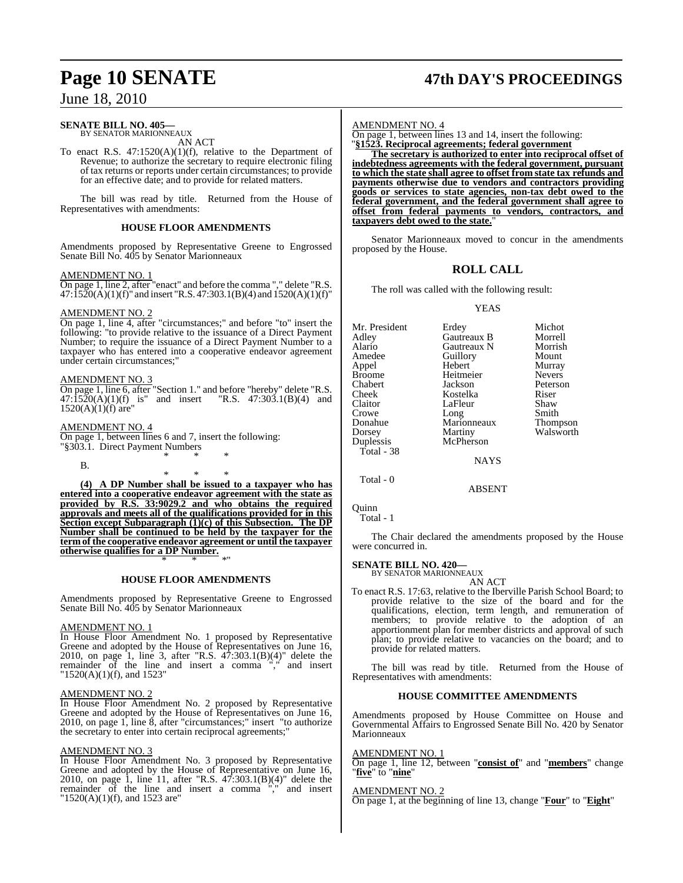**SENATE BILL NO. 405—**
BY SENATOR MARIONNEAUX

AN ACT

To enact R.S. 47:1520(A)(1)(f), relative to the Department of Revenue; to authorize the secretary to require electronic filing of tax returns or reports under certain circumstances; to provide for an effective date; and to provide for related matters.

The bill was read by title. Returned from the House of Representatives with amendments:

**HOUSE FLOOR AMENDMENTS**

Amendments proposed by Representative Greene to Engrossed Senate Bill No. 405 by Senator Marionneaux

AMENDMENT NO. 1

On page 1, line 2, after "enact" and before the comma "," delete "R.S. 47:1520(A)(1)(f)" and insert "R.S. 47:303.1(B)(4) and 1520(A)(1)(f)"

AMENDMENT NO. 2

On page 1, line 4, after "circumstances;" and before "to" insert the following: "to provide relative to the issuance of a Direct Payment Number; to require the issuance of a Direct Payment Number to a taxpayer who has entered into a cooperative endeavor agreement under certain circumstances;"

AMENDMENT NO. 3

On page 1, line 6, after "Section 1." and before "hereby" delete "R.S. 47:1520(A)(1)(f) is" and insert "R.S. 47:303.1(B)(4) and 1520(A)(1)(f) are"

AMENDMENT NO. 4

On page 1, between lines 6 and 7, insert the following:

"§303.1. Direct Payment Numbers

\* \* \*

B.

\* \* \*

**(4) A DP Number shall be issued to a taxpayer who has entered into a cooperative endeavor agreement with the state as provided by R.S. 33:9029.2 and who obtains the required approvals and meets all of the qualifications provided for in this Section except Subparagraph (1)(c) of this Subsection. The DP Number shall be continued to be held by the taxpayer for the term of the cooperative endeavor agreement or until the taxpayer otherwise qualifies for a DP Number.**

\* \* \*"

**HOUSE FLOOR AMENDMENTS**

Amendments proposed by Representative Greene to Engrossed Senate Bill No. 405 by Senator Marionneaux

AMENDMENT NO. 1

In House Floor Amendment No. 1 proposed by Representative Greene and adopted by the House of Representatives on June 16, 2010, on page 1, line 3, after "R.S. 47:303.1(B)(4)" delete the remainder of the line and insert a comma "," and insert "1520(A)(1)(f), and 1523"

AMENDMENT NO. 2

In House Floor Amendment No. 2 proposed by Representative Greene and adopted by the House of Representatives on June 16, 2010, on page 1, line 8, after "circumstances;" insert "to authorize the secretary to enter into certain reciprocal agreements;"

AMENDMENT NO. 3

In House Floor Amendment No. 3 proposed by Representative Greene and adopted by the House of Representative on June 16, 2010, on page 1, line 11, after "R.S. 47:303.1(B)(4)" delete the remainder of the line and insert a comma "," and insert "1520(A)(1)(f), and 1523 are"

AMENDMENT NO. 4

On page 1, between lines 13 and 14, insert the following:

"**§1523. Reciprocal agreements; federal government**

**The secretary is authorized to enter into reciprocal offset of indebtedness agreements with the federal government, pursuant to which the state shall agree to offset from state tax refunds and payments otherwise due to vendors and contractors providing goods or services to state agencies, non-tax debt owed to the federal government, and the federal government shall agree to offset from federal payments to vendors, contractors, and taxpayers debt owed to the state.**"

Senator Marionneaux moved to concur in the amendments proposed by the House.

## ROLL CALL

The roll was called with the following result:

YEAS

| | | |
|---|---|---|
| Mr. President | Erdey | Michot |
| Adley | Gautreaux B | Morrell |
| Alario | Gautreaux N | Morrish |
| Amedee | Guillory | Mount |
| Appel | Hebert | Murray |
| Broome | Heitmeier | Nevers |
| Chabert | Jackson | Peterson |
| Cheek | Kostelka | Riser |
| Claitor | LaFleur | Shaw |
| Crowe | Long | Smith |
| Donahue | Marionneaux | Thompson |
| Dorsey | Martiny | Walsworth |
| Duplessis | McPherson | |

Total - 38

NAYS

Total - 0

ABSENT

Quinn

Total - 1

The Chair declared the amendments proposed by the House were concurred in.

**SENATE BILL NO. 420—**
BY SENATOR MARIONNEAUX

AN ACT

To enact R.S. 17:63, relative to the Iberville Parish School Board; to provide relative to the size of the board and for the qualifications, election, term length, and remuneration of members; to provide relative to the adoption of an apportionment plan for member districts and approval of such plan; to provide relative to vacancies on the board; and to provide for related matters.

The bill was read by title. Returned from the House of Representatives with amendments:

**HOUSE COMMITTEE AMENDMENTS**

Amendments proposed by House Committee on House and Governmental Affairs to Engrossed Senate Bill No. 420 by Senator Marionneaux

AMENDMENT NO. 1

On page 1, line 12, between "**consist of**" and "**members**" change "**five**" to "**nine**"

AMENDMENT NO. 2

On page 1, at the beginning of line 13, change "**Four**" to "**Eight**"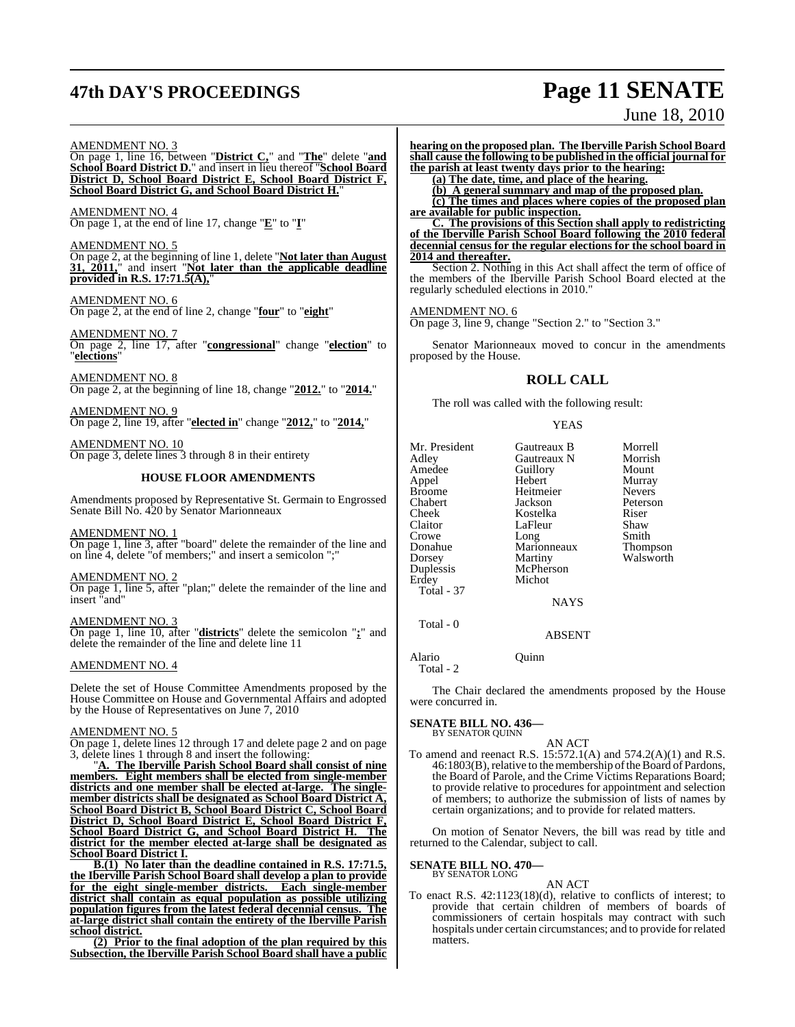AMENDMENT NO. 3

On page 1, line 16, between "**District C,**" and "**The**" delete "**and School Board District D.**" and insert in lieu thereof "**School Board District D, School Board District E, School Board District F, School Board District G, and School Board District H.**"

AMENDMENT NO. 4

On page 1, at the end of line 17, change "**E**" to "**I**"

AMENDMENT NO. 5

On page 2, at the beginning of line 1, delete "**Not later than August 31, 2011,**" and insert "**Not later than the applicable deadline provided in R.S. 17:71.5(A),**"

AMENDMENT NO. 6

On page 2, at the end of line 2, change "**four**" to "**eight**"

AMENDMENT NO. 7

On page 2, line 17, after "**congressional**" change "**election**" to "**elections**"

AMENDMENT NO. 8

On page 2, at the beginning of line 18, change "**2012.**" to "**2014.**"

AMENDMENT NO. 9

On page 2, line 19, after "**elected in**" change "**2012,**" to "**2014,**"

AMENDMENT NO. 10

On page 3, delete lines 3 through 8 in their entirety

## HOUSE FLOOR AMENDMENTS

Amendments proposed by Representative St. Germain to Engrossed Senate Bill No. 420 by Senator Marionneaux

AMENDMENT NO. 1

On page 1, line 3, after "board" delete the remainder of the line and on line 4, delete "of members;" and insert a semicolon ";"

AMENDMENT NO. 2

On page 1, line 5, after "plan;" delete the remainder of the line and insert "and"

AMENDMENT NO. 3

On page 1, line 10, after "**districts**" delete the semicolon "**;**" and delete the remainder of the line and delete line 11

AMENDMENT NO. 4

Delete the set of House Committee Amendments proposed by the House Committee on House and Governmental Affairs and adopted by the House of Representatives on June 7, 2010

AMENDMENT NO. 5

On page 1, delete lines 12 through 17 and delete page 2 and on page 3, delete lines 1 through 8 and insert the following:

"**A. The Iberville Parish School Board shall consist of nine members. Eight members shall be elected from single-member districts and one member shall be elected at-large. The single-member districts shall be designated as School Board District A, School Board District B, School Board District C, School Board District D, School Board District E, School Board District F, School Board District G, and School Board District H. The district for the member elected at-large shall be designated as School Board District I.**

**B.(1) No later than the deadline contained in R.S. 17:71.5, the Iberville Parish School Board shall develop a plan to provide for the eight single-member districts. Each single-member district shall contain as equal population as possible utilizing population figures from the latest federal decennial census. The at-large district shall contain the entirety of the Iberville Parish school district.**

**(2) Prior to the final adoption of the plan required by this Subsection, the Iberville Parish School Board shall have a public hearing on the proposed plan. The Iberville Parish School Board shall cause the following to be published in the official journal for the parish at least twenty days prior to the hearing:**

**(a) The date, time, and place of the hearing.**

**(b) A general summary and map of the proposed plan.**

**(c) The times and places where copies of the proposed plan are available for public inspection.**

**C. The provisions of this Section shall apply to redistricting of the Iberville Parish School Board following the 2010 federal decennial census for the regular elections for the school board in 2014 and thereafter.**

Section 2. Nothing in this Act shall affect the term of office of the members of the Iberville Parish School Board elected at the regularly scheduled elections in 2010."

AMENDMENT NO. 6

On page 3, line 9, change "Section 2." to "Section 3."

Senator Marionneaux moved to concur in the amendments proposed by the House.

## ROLL CALL

The roll was called with the following result:

YEAS

| | | |
|---|---|---|
| Mr. President | Gautreaux B | Morrell |
| Adley | Gautreaux N | Morrish |
| Amedee | Guillory | Mount |
| Appel | Hebert | Murray |
| Broome | Heitmeier | Nevers |
| Chabert | Jackson | Peterson |
| Cheek | Kostelka | Riser |
| Claitor | LaFleur | Shaw |
| Crowe | Long | Smith |
| Donahue | Marionneaux | Thompson |
| Dorsey | Martiny | Walsworth |
| Duplessis | McPherson | |
| Erdey | Michot | |

Total - 37

NAYS

Total - 0

ABSENT

| | |
|---|---|
| Alario | Quinn |

Total - 2

The Chair declared the amendments proposed by the House were concurred in.

**SENATE BILL NO. 436—**
BY SENATOR QUINN

AN ACT

To amend and reenact R.S. 15:572.1(A) and 574.2(A)(1) and R.S. 46:1803(B), relative to the membership of the Board of Pardons, the Board of Parole, and the Crime Victims Reparations Board; to provide relative to procedures for appointment and selection of members; to authorize the submission of lists of names by certain organizations; and to provide for related matters.

On motion of Senator Nevers, the bill was read by title and returned to the Calendar, subject to call.

**SENATE BILL NO. 470—**
BY SENATOR LONG

AN ACT

To enact R.S. 42:1123(18)(d), relative to conflicts of interest; to provide that certain children of members of boards of commissioners of certain hospitals may contract with such hospitals under certain circumstances; and to provide for related matters.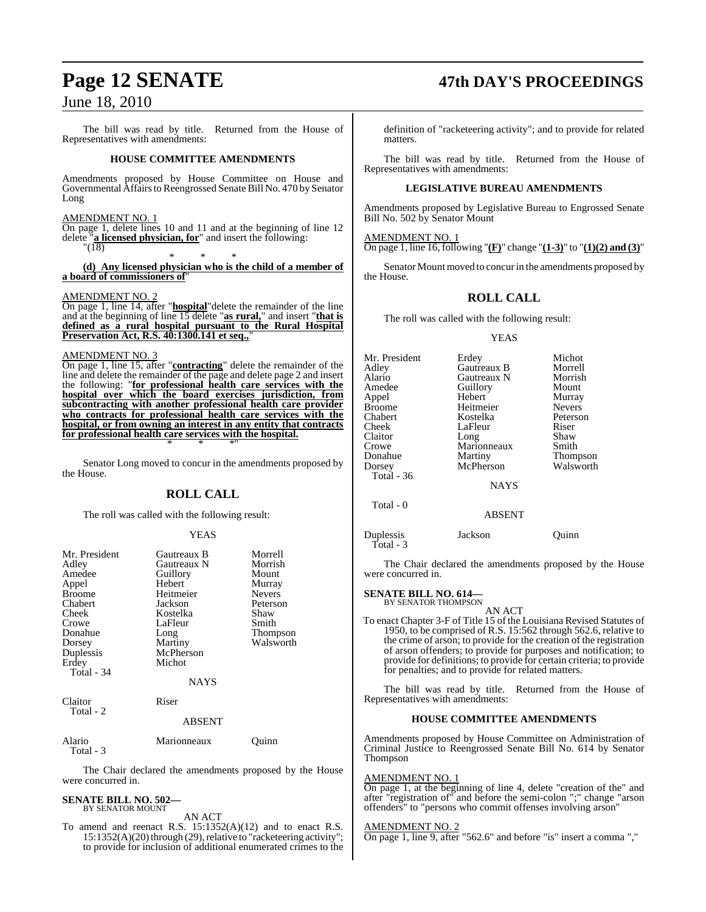The bill was read by title. Returned from the House of Representatives with amendments:

### HOUSE COMMITTEE AMENDMENTS

Amendments proposed by House Committee on House and Governmental Affairs to Reengrossed Senate Bill No. 470 by Senator Long

AMENDMENT NO. 1

On page 1, delete lines 10 and 11 and at the beginning of line 12 delete "**a licensed physician, for**" and insert the following:

"(18)

\* \* \*

**(d) Any licensed physician who is the child of a member of a board of commissioners of**"

AMENDMENT NO. 2

On page 1, line 14, after "**hospital**" delete the remainder of the line and at the beginning of line 15 delete "**as rural,**" and insert "**that is defined as a rural hospital pursuant to the Rural Hospital Preservation Act, R.S. 40:1300.141 et seq.,**"

AMENDMENT NO. 3

On page 1, line 15, after "**contracting**" delete the remainder of the line and delete the remainder of the page and delete page 2 and insert the following: "**for professional health care services with the hospital over which the board exercises jurisdiction, from subcontracting with another professional health care provider who contracts for professional health care services with the hospital, or from owning an interest in any entity that contracts for professional health care services with the hospital.**

\* \* \*"

Senator Long moved to concur in the amendments proposed by the House.

## ROLL CALL

The roll was called with the following result:

YEAS

| | | |
|---|---|---|
| Mr. President | Gautreaux B | Morrell |
| Adley | Gautreaux N | Morrish |
| Amedee | Guillory | Mount |
| Appel | Hebert | Murray |
| Broome | Heitmeier | Nevers |
| Chabert | Jackson | Peterson |
| Cheek | Kostelka | Shaw |
| Crowe | LaFleur | Smith |
| Donahue | Long | Thompson |
| Dorsey | Martiny | Walsworth |
| Duplessis | McPherson | |
| Erdey | Michot | |
| Total - 34 | | |

NAYS

| | |
|---|---|
| Claitor | Riser |
| Total - 2 | |

ABSENT

| | | |
|---|---|---|
| Alario | Marionneaux | Quinn |
| Total - 3 | | |

The Chair declared the amendments proposed by the House were concurred in.

**SENATE BILL NO. 502—**
BY SENATOR MOUNT

AN ACT

To amend and reenact R.S. 15:1352(A)(12) and to enact R.S. 15:1352(A)(20) through (29), relative to "racketeering activity"; to provide for inclusion of additional enumerated crimes to the definition of "racketeering activity"; and to provide for related matters.

The bill was read by title. Returned from the House of Representatives with amendments:

### LEGISLATIVE BUREAU AMENDMENTS

Amendments proposed by Legislative Bureau to Engrossed Senate Bill No. 502 by Senator Mount

AMENDMENT NO. 1

On page 1, line 16, following "**(F)**" change "**(1-3)**" to "**(1)(2) and (3)**"

Senator Mount moved to concur in the amendments proposed by the House.

## ROLL CALL

The roll was called with the following result:

YEAS

| | | |
|---|---|---|
| Mr. President | Erdey | Michot |
| Adley | Gautreaux B | Morrell |
| Alario | Gautreaux N | Morrish |
| Amedee | Guillory | Mount |
| Appel | Hebert | Murray |
| Broome | Heitmeier | Nevers |
| Chabert | Kostelka | Peterson |
| Cheek | LaFleur | Riser |
| Claitor | Long | Shaw |
| Crowe | Marionneaux | Smith |
| Donahue | Martiny | Thompson |
| Dorsey | McPherson | Walsworth |
| Total - 36 | | |

NAYS

Total - 0

ABSENT

| | | |
|---|---|---|
| Duplessis | Jackson | Quinn |
| Total - 3 | | |

The Chair declared the amendments proposed by the House were concurred in.

**SENATE BILL NO. 614—**
BY SENATOR THOMPSON

AN ACT

To enact Chapter 3-F of Title 15 of the Louisiana Revised Statutes of 1950, to be comprised of R.S. 15:562 through 562.6, relative to the crime of arson; to provide for the creation of the registration of arson offenders; to provide for purposes and notification; to provide for definitions; to provide for certain criteria; to provide for penalties; and to provide for related matters.

The bill was read by title. Returned from the House of Representatives with amendments:

### HOUSE COMMITTEE AMENDMENTS

Amendments proposed by House Committee on Administration of Criminal Justice to Reengrossed Senate Bill No. 614 by Senator Thompson

AMENDMENT NO. 1

On page 1, at the beginning of line 4, delete "creation of the" and after "registration of" and before the semi-colon ";" change "arson offenders" to "persons who commit offenses involving arson"

AMENDMENT NO. 2

On page 1, line 9, after "562.6" and before "is" insert a comma ","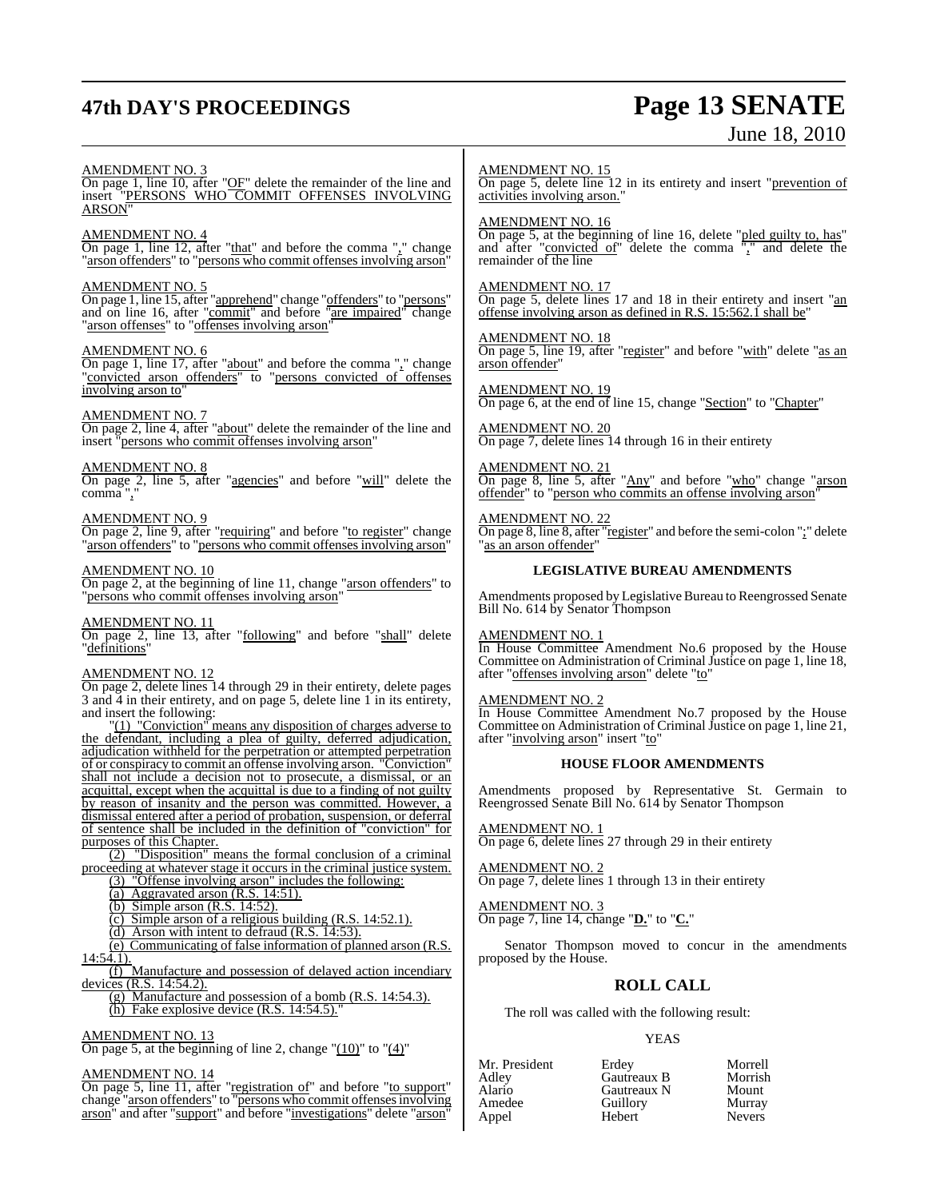AMENDMENT NO. 3

On page 1, line 10, after "OF" delete the remainder of the line and insert "PERSONS WHO COMMIT OFFENSES INVOLVING ARSON"

AMENDMENT NO. 4

On page 1, line 12, after "that" and before the comma "," change "arson offenders" to "persons who commit offenses involving arson"

AMENDMENT NO. 5

On page 1, line 15, after "apprehend" change "offenders" to "persons" and on line 16, after "commit" and before "are impaired" change "arson offenses" to "offenses involving arson"

AMENDMENT NO. 6

On page 1, line 17, after "about" and before the comma "," change "convicted arson offenders" to "persons convicted of offenses involving arson to"

AMENDMENT NO. 7

On page 2, line 4, after "about" delete the remainder of the line and insert "persons who commit offenses involving arson"

AMENDMENT NO. 8

On page 2, line 5, after "agencies" and before "will" delete the comma ","

AMENDMENT NO. 9

On page 2, line 9, after "requiring" and before "to register" change "arson offenders" to "persons who commit offenses involving arson"

AMENDMENT NO. 10

On page 2, at the beginning of line 11, change "arson offenders" to "persons who commit offenses involving arson"

AMENDMENT NO. 11

On page 2, line 13, after "following" and before "shall" delete "definitions"

AMENDMENT NO. 12

On page 2, delete lines 14 through 29 in their entirety, delete pages 3 and 4 in their entirety, and on page 5, delete line 1 in its entirety, and insert the following:

"(1) "Conviction" means any disposition of charges adverse to the defendant, including a plea of guilty, deferred adjudication, adjudication withheld for the perpetration or attempted perpetration of or conspiracy to commit an offense involving arson. "Conviction" shall not include a decision not to prosecute, a dismissal, or an acquittal, except when the acquittal is due to a finding of not guilty by reason of insanity and the person was committed. However, a dismissal entered after a period of probation, suspension, or deferral of sentence shall be included in the definition of "conviction" for purposes of this Chapter.

(2) "Disposition" means the formal conclusion of a criminal proceeding at whatever stage it occurs in the criminal justice system.

(3) "Offense involving arson" includes the following:

(a) Aggravated arson (R.S. 14:51).

(b) Simple arson (R.S. 14:52).

(c) Simple arson of a religious building (R.S. 14:52.1).

(d) Arson with intent to defraud (R.S. 14:53).

(e) Communicating of false information of planned arson (R.S. 14:54.1).

(f) Manufacture and possession of delayed action incendiary devices (R.S. 14:54.2).

(g) Manufacture and possession of a bomb (R.S. 14:54.3).

(h) Fake explosive device (R.S. 14:54.5)."

AMENDMENT NO. 13

On page 5, at the beginning of line 2, change "(10)" to "(4)"

AMENDMENT NO. 14

On page 5, line 11, after "registration of" and before "to support" change "arson offenders" to "persons who commit offenses involving arson" and after "support" and before "investigations" delete "arson"

AMENDMENT NO. 15

On page 5, delete line 12 in its entirety and insert "prevention of activities involving arson."

AMENDMENT NO. 16

On page 5, at the beginning of line 16, delete "pled guilty to, has" and after "convicted of" delete the comma "," and delete the remainder of the line

AMENDMENT NO. 17

On page 5, delete lines 17 and 18 in their entirety and insert "an offense involving arson as defined in R.S. 15:562.1 shall be"

AMENDMENT NO. 18

On page 5, line 19, after "register" and before "with" delete "as an arson offender"

AMENDMENT NO. 19

On page 6, at the end of line 15, change "Section" to "Chapter"

AMENDMENT NO. 20

On page 7, delete lines 14 through 16 in their entirety

AMENDMENT NO. 21

On page 8, line 5, after "Any" and before "who" change "arson offender" to "person who commits an offense involving arson"

AMENDMENT NO. 22

On page 8, line 8, after "register" and before the semi-colon ";" delete "as an arson offender"

### LEGISLATIVE BUREAU AMENDMENTS

Amendments proposed by Legislative Bureau to Reengrossed Senate Bill No. 614 by Senator Thompson

AMENDMENT NO. 1

In House Committee Amendment No.6 proposed by the House Committee on Administration of Criminal Justice on page 1, line 18, after "offenses involving arson" delete "to"

AMENDMENT NO. 2

In House Committee Amendment No.7 proposed by the House Committee on Administration of Criminal Justice on page 1, line 21, after "involving arson" insert "to"

### HOUSE FLOOR AMENDMENTS

Amendments proposed by Representative St. Germain to Reengrossed Senate Bill No. 614 by Senator Thompson

AMENDMENT NO. 1

On page 6, delete lines 27 through 29 in their entirety

AMENDMENT NO. 2

On page 7, delete lines 1 through 13 in their entirety

AMENDMENT NO. 3

On page 7, line 14, change "**D.**" to "**C.**"

Senator Thompson moved to concur in the amendments proposed by the House.

## ROLL CALL

The roll was called with the following result:

YEAS

| | | |
|---|---|---|
| Mr. President | Erdey | Morrell |
| Adley | Gautreaux B | Morrish |
| Alario | Gautreaux N | Mount |
| Amedee | Guillory | Murray |
| Appel | Hebert | Nevers |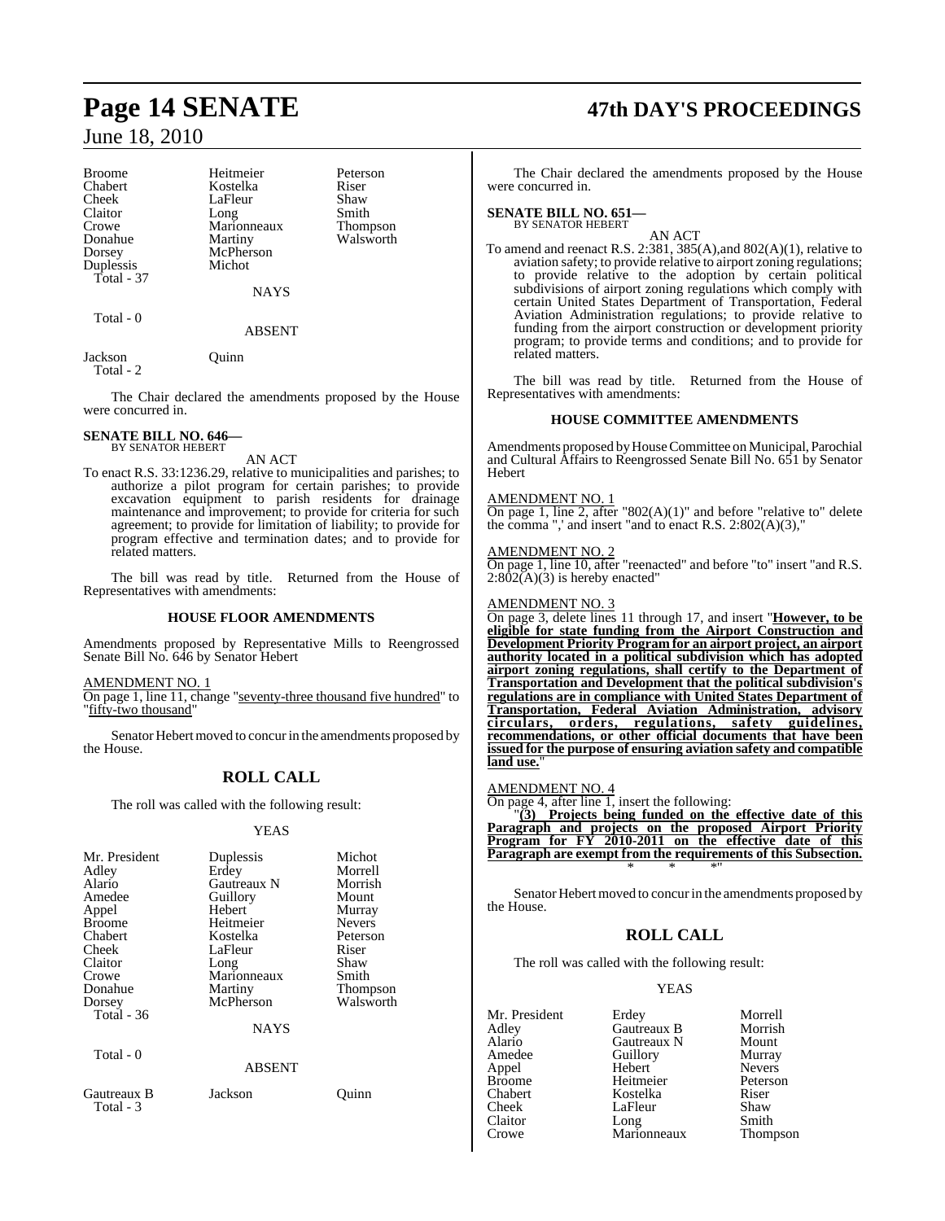Broome Heitmeier Peterson
Chabert Kostelka Riser
Cheek LaFleur Shaw
Claitor Long Smith
Crowe Marionneaux Thompson
Donahue Martiny Walsworth
Dorsey McPherson
Duplessis Michot
Total - 37

NAYS

Total - 0

ABSENT

Jackson Quinn
Total - 2

The Chair declared the amendments proposed by the House were concurred in.

**SENATE BILL NO. 646—**
BY SENATOR HEBERT

AN ACT

To enact R.S. 33:1236.29, relative to municipalities and parishes; to authorize a pilot program for certain parishes; to provide excavation equipment to parish residents for drainage maintenance and improvement; to provide for criteria for such agreement; to provide for limitation of liability; to provide for program effective and termination dates; and to provide for related matters.

The bill was read by title. Returned from the House of Representatives with amendments:

**HOUSE FLOOR AMENDMENTS**

Amendments proposed by Representative Mills to Reengrossed Senate Bill No. 646 by Senator Hebert

AMENDMENT NO. 1
On page 1, line 11, change "seventy-three thousand five hundred" to "fifty-two thousand"

Senator Hebert moved to concur in the amendments proposed by the House.

## ROLL CALL

The roll was called with the following result:

YEAS

Mr. President Duplessis Michot
Adley Erdey Morrell
Alario Gautreaux N Morrish
Amedee Guillory Mount
Appel Hebert Murray
Broome Heitmeier Nevers
Chabert Kostelka Peterson
Cheek LaFleur Riser
Claitor Long Shaw
Crowe Marionneaux Smith
Donahue Martiny Thompson
Dorsey McPherson Walsworth
Total - 36

NAYS

Total - 0

ABSENT

Gautreaux B Jackson Quinn
Total - 3

The Chair declared the amendments proposed by the House were concurred in.

**SENATE BILL NO. 651—**
BY SENATOR HEBERT

AN ACT

To amend and reenact R.S. 2:381, 385(A),and 802(A)(1), relative to aviation safety; to provide relative to airport zoning regulations; to provide relative to the adoption by certain political subdivisions of airport zoning regulations which comply with certain United States Department of Transportation, Federal Aviation Administration regulations; to provide relative to funding from the airport construction or development priority program; to provide terms and conditions; and to provide for related matters.

The bill was read by title. Returned from the House of Representatives with amendments:

**HOUSE COMMITTEE AMENDMENTS**

Amendments proposed by House Committee on Municipal, Parochial and Cultural Affairs to Reengrossed Senate Bill No. 651 by Senator Hebert

AMENDMENT NO. 1
On page 1, line 2, after "802(A)(1)" and before "relative to" delete the comma "," and insert "and to enact R.S. 2:802(A)(3),"

AMENDMENT NO. 2
On page 1, line 10, after "reenacted" and before "to" insert "and R.S. 2:802(A)(3) is hereby enacted"

AMENDMENT NO. 3
On page 3, delete lines 11 through 17, and insert "**However, to be eligible for state funding from the Airport Construction and Development Priority Program for an airport project, an airport authority located in a political subdivision which has adopted airport zoning regulations, shall certify to the Department of Transportation and Development that the political subdivision's regulations are in compliance with United States Department of Transportation, Federal Aviation Administration, advisory circulars, orders, regulations, safety guidelines, recommendations, or other official documents that have been issued for the purpose of ensuring aviation safety and compatible land use.**"

AMENDMENT NO. 4
On page 4, after line 1, insert the following:

"**(3) Projects being funded on the effective date of this Paragraph and projects on the proposed Airport Priority Program for FY 2010-2011 on the effective date of this Paragraph are exempt from the requirements of this Subsection.**

\* \* \*"

Senator Hebert moved to concur in the amendments proposed by the House.

## ROLL CALL

The roll was called with the following result:

YEAS

Mr. President Erdey Morrell
Adley Gautreaux B Morrish
Alario Gautreaux N Mount
Amedee Guillory Murray
Appel Hebert Nevers
Broome Heitmeier Peterson
Chabert Kostelka Riser
Cheek LaFleur Shaw
Claitor Long Smith
Crowe Marionneaux Thompson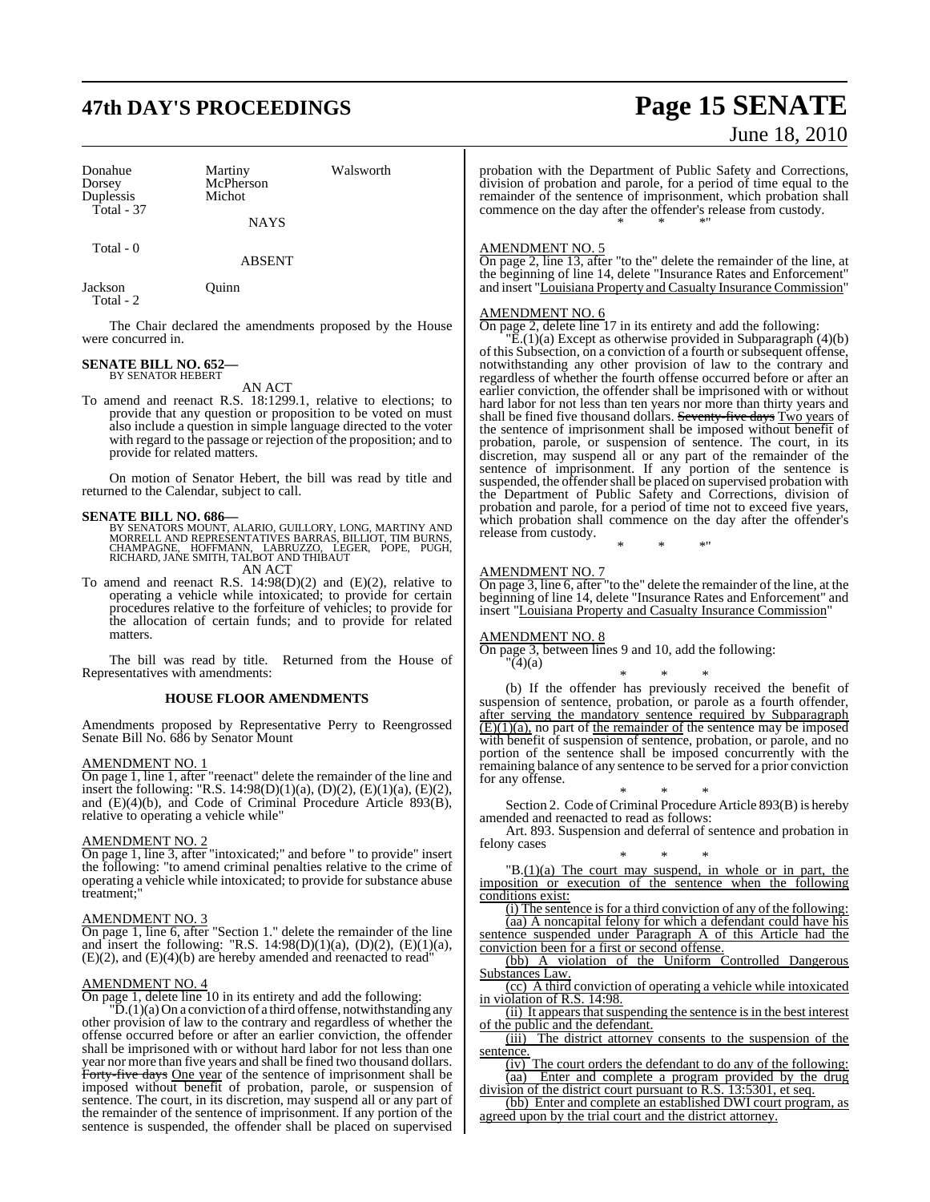| Donahue | Martiny | Walsworth |
|---|---|---|
| Dorsey | McPherson | |
| Duplessis | Michot | |
| Total - 37 | | |

NAYS

Total - 0

ABSENT

Jackson Quinn
Total - 2

The Chair declared the amendments proposed by the House were concurred in.

**SENATE BILL NO. 652—**
BY SENATOR HEBERT

AN ACT

To amend and reenact R.S. 18:1299.1, relative to elections; to provide that any question or proposition to be voted on must also include a question in simple language directed to the voter with regard to the passage or rejection of the proposition; and to provide for related matters.

On motion of Senator Hebert, the bill was read by title and returned to the Calendar, subject to call.

**SENATE BILL NO. 686—**
BY SENATORS MOUNT, ALARIO, GUILLORY, LONG, MARTINY AND MORRELL AND REPRESENTATIVES BARRAS, BILLIOT, TIM BURNS, CHAMPAGNE, HOFFMANN, LABRUZZO, LEGER, POPE, PUGH, RICHARD, JANE SMITH, TALBOT AND THIBAUT

AN ACT

To amend and reenact R.S. 14:98(D)(2) and (E)(2), relative to operating a vehicle while intoxicated; to provide for certain procedures relative to the forfeiture of vehicles; to provide for the allocation of certain funds; and to provide for related matters.

The bill was read by title. Returned from the House of Representatives with amendments:

**HOUSE FLOOR AMENDMENTS**

Amendments proposed by Representative Perry to Reengrossed Senate Bill No. 686 by Senator Mount

AMENDMENT NO. 1
On page 1, line 1, after "reenact" delete the remainder of the line and insert the following: "R.S. 14:98(D)(1)(a), (D)(2), (E)(1)(a), (E)(2), and (E)(4)(b), and Code of Criminal Procedure Article 893(B), relative to operating a vehicle while"

AMENDMENT NO. 2
On page 1, line 3, after "intoxicated;" and before " to provide" insert the following: "to amend criminal penalties relative to the crime of operating a vehicle while intoxicated; to provide for substance abuse treatment;"

AMENDMENT NO. 3
On page 1, line 6, after "Section 1." delete the remainder of the line and insert the following: "R.S. 14:98(D)(1)(a), (D)(2), (E)(1)(a), (E)(2), and (E)(4)(b) are hereby amended and reenacted to read"

AMENDMENT NO. 4
On page 1, delete line 10 in its entirety and add the following:

"D.(1)(a) On a conviction of a third offense, notwithstanding any other provision of law to the contrary and regardless of whether the offense occurred before or after an earlier conviction, the offender shall be imprisoned with or without hard labor for not less than one year nor more than five years and shall be fined two thousand dollars. ~~Forty-five days~~ One year of the sentence of imprisonment shall be imposed without benefit of probation, parole, or suspension of sentence. The court, in its discretion, may suspend all or any part of the remainder of the sentence of imprisonment. If any portion of the sentence is suspended, the offender shall be placed on supervised probation with the Department of Public Safety and Corrections, division of probation and parole, for a period of time equal to the remainder of the sentence of imprisonment, which probation shall commence on the day after the offender's release from custody.

\* \* \*"

AMENDMENT NO. 5
On page 2, line 13, after "to the" delete the remainder of the line, at the beginning of line 14, delete "Insurance Rates and Enforcement" and insert "Louisiana Property and Casualty Insurance Commission"

AMENDMENT NO. 6
On page 2, delete line 17 in its entirety and add the following:

"E.(1)(a) Except as otherwise provided in Subparagraph (4)(b) of this Subsection, on a conviction of a fourth or subsequent offense, notwithstanding any other provision of law to the contrary and regardless of whether the fourth offense occurred before or after an earlier conviction, the offender shall be imprisoned with or without hard labor for not less than ten years nor more than thirty years and shall be fined five thousand dollars. ~~Seventy-five days~~ Two years of the sentence of imprisonment shall be imposed without benefit of probation, parole, or suspension of sentence. The court, in its discretion, may suspend all or any part of the remainder of the sentence of imprisonment. If any portion of the sentence is suspended, the offender shall be placed on supervised probation with the Department of Public Safety and Corrections, division of probation and parole, for a period of time not to exceed five years, which probation shall commence on the day after the offender's release from custody.

\* \* \*"

AMENDMENT NO. 7
On page 3, line 6, after "to the" delete the remainder of the line, at the beginning of line 14, delete "Insurance Rates and Enforcement" and insert "Louisiana Property and Casualty Insurance Commission"

AMENDMENT NO. 8
On page 3, between lines 9 and 10, add the following:

"(4)(a)

\* \* \*

(b) If the offender has previously received the benefit of suspension of sentence, probation, or parole as a fourth offender, after serving the mandatory sentence required by Subparagraph (E)(1)(a), no part of the remainder of the sentence may be imposed with benefit of suspension of sentence, probation, or parole, and no portion of the sentence shall be imposed concurrently with the remaining balance of any sentence to be served for a prior conviction for any offense.

\* \* \*

Section 2. Code of Criminal Procedure Article 893(B) is hereby amended and reenacted to read as follows:

Art. 893. Suspension and deferral of sentence and probation in felony cases

\* \* \*

"B.(1)(a) The court may suspend, in whole or in part, the imposition or execution of the sentence when the following conditions exist:

(i) The sentence is for a third conviction of any of the following:

(aa) A noncapital felony for which a defendant could have his sentence suspended under Paragraph A of this Article had the conviction been for a first or second offense.

(bb) A violation of the Uniform Controlled Dangerous Substances Law.

(cc) A third conviction of operating a vehicle while intoxicated in violation of R.S. 14:98.

(ii) It appears that suspending the sentence is in the best interest of the public and the defendant.

(iii) The district attorney consents to the suspension of the sentence.

(iv) The court orders the defendant to do any of the following:

(aa) Enter and complete a program provided by the drug division of the district court pursuant to R.S. 13:5301, et seq.

(bb) Enter and complete an established DWI court program, as agreed upon by the trial court and the district attorney.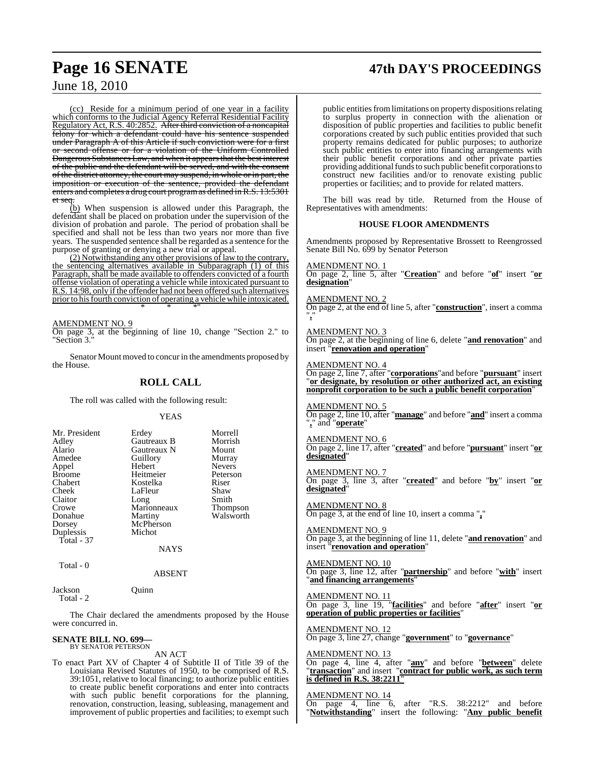(cc) Reside for a minimum period of one year in a facility which conforms to the Judicial Agency Referral Residential Facility Regulatory Act, R.S. 40:2852. ~~After third conviction of a noncapital felony for which a defendant could have his sentence suspended under Paragraph A of this Article if such conviction were for a first or second offense or for a violation of the Uniform Controlled Dangerous Substances Law, and when it appears that the best interest of the public and the defendant will be served, and with the consent of the district attorney, the court may suspend, in whole or in part, the imposition or execution of the sentence, provided the defendant enters and completes a drug court program as defined in R.S. 13:5301 et seq.~~

(b) When suspension is allowed under this Paragraph, the defendant shall be placed on probation under the supervision of the division of probation and parole. The period of probation shall be specified and shall not be less than two years nor more than five years. The suspended sentence shall be regarded as a sentence for the purpose of granting or denying a new trial or appeal.

(2) Notwithstanding any other provisions of law to the contrary, the sentencing alternatives available in Subparagraph (1) of this Paragraph, shall be made available to offenders convicted of a fourth offense violation of operating a vehicle while intoxicated pursuant to R.S. 14:98, only if the offender had not been offered such alternatives prior to his fourth conviction of operating a vehicle while intoxicated.

\* \* \*"

AMENDMENT NO. 9
On page 3, at the beginning of line 10, change "Section 2." to "Section 3."

Senator Mount moved to concur in the amendments proposed by the House.

## ROLL CALL

The roll was called with the following result:

YEAS

| | | |
|---|---|---|
| Mr. President | Erdey | Morrell |
| Adley | Gautreaux B | Morrish |
| Alario | Gautreaux N | Mount |
| Amedee | Guillory | Murray |
| Appel | Hebert | Nevers |
| Broome | Heitmeier | Peterson |
| Chabert | Kostelka | Riser |
| Cheek | LaFleur | Shaw |
| Claitor | Long | Smith |
| Crowe | Marionneaux | Thompson |
| Donahue | Martiny | Walsworth |
| Dorsey | McPherson | |
| Duplessis | Michot | |

Total - 37

NAYS

Total - 0

ABSENT

| | |
|---|---|
| Jackson | Quinn |

Total - 2

The Chair declared the amendments proposed by the House were concurred in.

**SENATE BILL NO. 699—**
BY SENATOR PETERSON

AN ACT

To enact Part XV of Chapter 4 of Subtitle II of Title 39 of the Louisiana Revised Statutes of 1950, to be comprised of R.S. 39:1051, relative to local financing; to authorize public entities to create public benefit corporations and enter into contracts with such public benefit corporations for the planning, renovation, construction, leasing, subleasing, management and improvement of public properties and facilities; to exempt such public entities from limitations on property dispositions relating to surplus property in connection with the alienation or disposition of public properties and facilities to public benefit corporations created by such public entities provided that such property remains dedicated for public purposes; to authorize such public entities to enter into financing arrangements with their public benefit corporations and other private parties providing additional funds to such public benefit corporations to construct new facilities and/or to renovate existing public properties or facilities; and to provide for related matters.

The bill was read by title. Returned from the House of Representatives with amendments:

### HOUSE FLOOR AMENDMENTS

Amendments proposed by Representative Brossett to Reengrossed Senate Bill No. 699 by Senator Peterson

AMENDMENT NO. 1
On page 2, line 5, after "**Creation**" and before "**of**" insert "**or designation**"

AMENDMENT NO. 2
On page 2, at the end of line 5, after "**construction**", insert a comma "**,**"

AMENDMENT NO. 3
On page 2, at the beginning of line 6, delete "**and renovation**" and insert "**renovation and operation**"

AMENDMENT NO. 4
On page 2, line 7, after "**corporations**" and before "**pursuant**" insert "**or designate, by resolution or other authorized act, an existing nonprofit corporation to be such a public benefit corporation**"

AMENDMENT NO. 5
On page 2, line 10, after "**manage**" and before "**and**" insert a comma "**,**" and "**operate**"

AMENDMENT NO. 6
On page 2, line 17, after "**created**" and before "**pursuant**" insert "**or designated**"

AMENDMENT NO. 7
On page 3, line 3, after "**created**" and before "**by**" insert "**or designated**"

AMENDMENT NO. 8
On page 3, at the end of line 10, insert a comma "**,**"

AMENDMENT NO. 9
On page 3, at the beginning of line 11, delete "**and renovation**" and insert "**renovation and operation**"

AMENDMENT NO. 10
On page 3, line 12, after "**partnership**" and before "**with**" insert "**and financing arrangements**"

AMENDMENT NO. 11
On page 3, line 19, "**facilities**" and before "**after**" insert "**or operation of public properties or facilities**"

AMENDMENT NO. 12
On page 3, line 27, change "**government**" to "**governance**"

AMENDMENT NO. 13
On page 4, line 4, after "**any**" and before "**between**" delete "**transaction**" and insert "**contract for public work, as such term is defined in R.S. 38:2211**"

AMENDMENT NO. 14
On page 4, line 6, after "R.S. 38:2212" and before "**Notwithstanding**" insert the following: "**Any public benefit**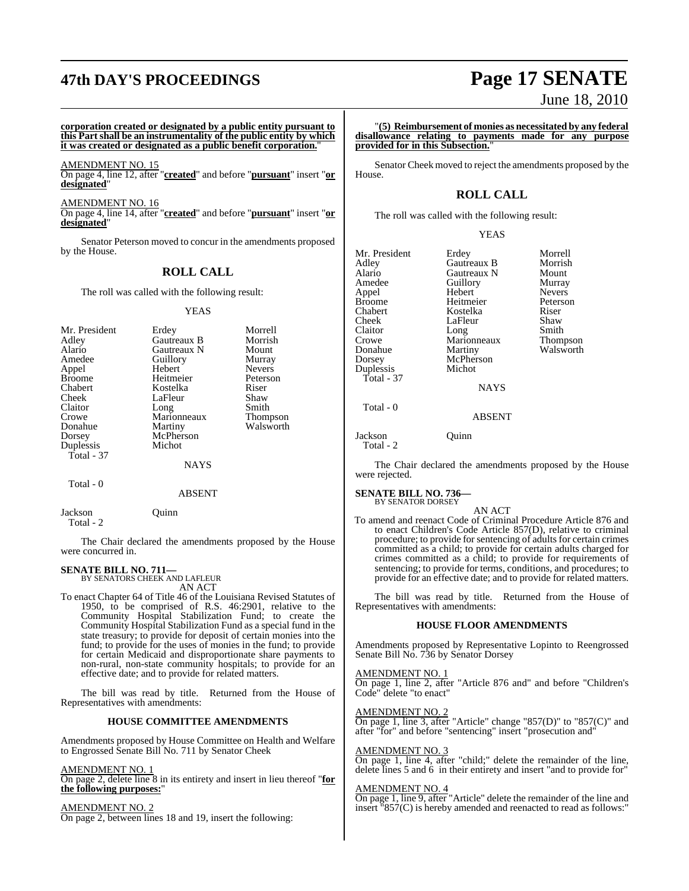**corporation created or designated by a public entity pursuant to this Part shall be an instrumentality of the public entity by which it was created or designated as a public benefit corporation.**"

AMENDMENT NO. 15
On page 4, line 12, after "**created**" and before "**pursuant**" insert "**or designated**"

AMENDMENT NO. 16
On page 4, line 14, after "**created**" and before "**pursuant**" insert "**or designated**"

Senator Peterson moved to concur in the amendments proposed by the House.

## ROLL CALL

The roll was called with the following result:

YEAS

| | | |
|---|---|---|
| Mr. President | Erdey | Morrell |
| Adley | Gautreaux B | Morrish |
| Alario | Gautreaux N | Mount |
| Amedee | Guillory | Murray |
| Appel | Hebert | Nevers |
| Broome | Heitmeier | Peterson |
| Chabert | Kostelka | Riser |
| Cheek | LaFleur | Shaw |
| Claitor | Long | Smith |
| Crowe | Marionneaux | Thompson |
| Donahue | Martiny | Walsworth |
| Dorsey | McPherson | |
| Duplessis | Michot | |
| Total - 37 | | |

NAYS

Total - 0

ABSENT

| | |
|---|---|
| Jackson | Quinn |
| Total - 2 | |

The Chair declared the amendments proposed by the House were concurred in.

**SENATE BILL NO. 711—**
BY SENATORS CHEEK AND LAFLEUR
AN ACT

To enact Chapter 64 of Title 46 of the Louisiana Revised Statutes of 1950, to be comprised of R.S. 46:2901, relative to the Community Hospital Stabilization Fund; to create the Community Hospital Stabilization Fund as a special fund in the state treasury; to provide for deposit of certain monies into the fund; to provide for the uses of monies in the fund; to provide for certain Medicaid and disproportionate share payments to non-rural, non-state community hospitals; to provide for an effective date; and to provide for related matters.

The bill was read by title. Returned from the House of Representatives with amendments:

### HOUSE COMMITTEE AMENDMENTS

Amendments proposed by House Committee on Health and Welfare to Engrossed Senate Bill No. 711 by Senator Cheek

AMENDMENT NO. 1
On page 2, delete line 8 in its entirety and insert in lieu thereof "**for the following purposes:**"

AMENDMENT NO. 2
On page 2, between lines 18 and 19, insert the following:

"**(5) Reimbursement of monies as necessitated by any federal disallowance relating to payments made for any purpose provided for in this Subsection.**"

Senator Cheek moved to reject the amendments proposed by the House.

## ROLL CALL

The roll was called with the following result:

YEAS

| | | |
|---|---|---|
| Mr. President | Erdey | Morrell |
| Adley | Gautreaux B | Morrish |
| Alario | Gautreaux N | Mount |
| Amedee | Guillory | Murray |
| Appel | Hebert | Nevers |
| Broome | Heitmeier | Peterson |
| Chabert | Kostelka | Riser |
| Cheek | LaFleur | Shaw |
| Claitor | Long | Smith |
| Crowe | Marionneaux | Thompson |
| Donahue | Martiny | Walsworth |
| Dorsey | McPherson | |
| Duplessis | Michot | |
| Total - 37 | | |

NAYS

Total - 0

ABSENT

| | |
|---|---|
| Jackson | Quinn |
| Total - 2 | |

The Chair declared the amendments proposed by the House were rejected.

**SENATE BILL NO. 736—**
BY SENATOR DORSEY
AN ACT

To amend and reenact Code of Criminal Procedure Article 876 and to enact Children's Code Article 857(D), relative to criminal procedure; to provide for sentencing of adults for certain crimes committed as a child; to provide for certain adults charged for crimes committed as a child; to provide for requirements of sentencing; to provide for terms, conditions, and procedures; to provide for an effective date; and to provide for related matters.

The bill was read by title. Returned from the House of Representatives with amendments:

### HOUSE FLOOR AMENDMENTS

Amendments proposed by Representative Lopinto to Reengrossed Senate Bill No. 736 by Senator Dorsey

AMENDMENT NO. 1
On page 1, line 2, after "Article 876 and" and before "Children's Code" delete "to enact"

AMENDMENT NO. 2
On page 1, line 3, after "Article" change "857(D)" to "857(C)" and after "for" and before "sentencing" insert "prosecution and"

AMENDMENT NO. 3
On page 1, line 4, after "child;" delete the remainder of the line, delete lines 5 and 6 in their entirety and insert "and to provide for"

AMENDMENT NO. 4
On page 1, line 9, after "Article" delete the remainder of the line and insert "857(C) is hereby amended and reenacted to read as follows:"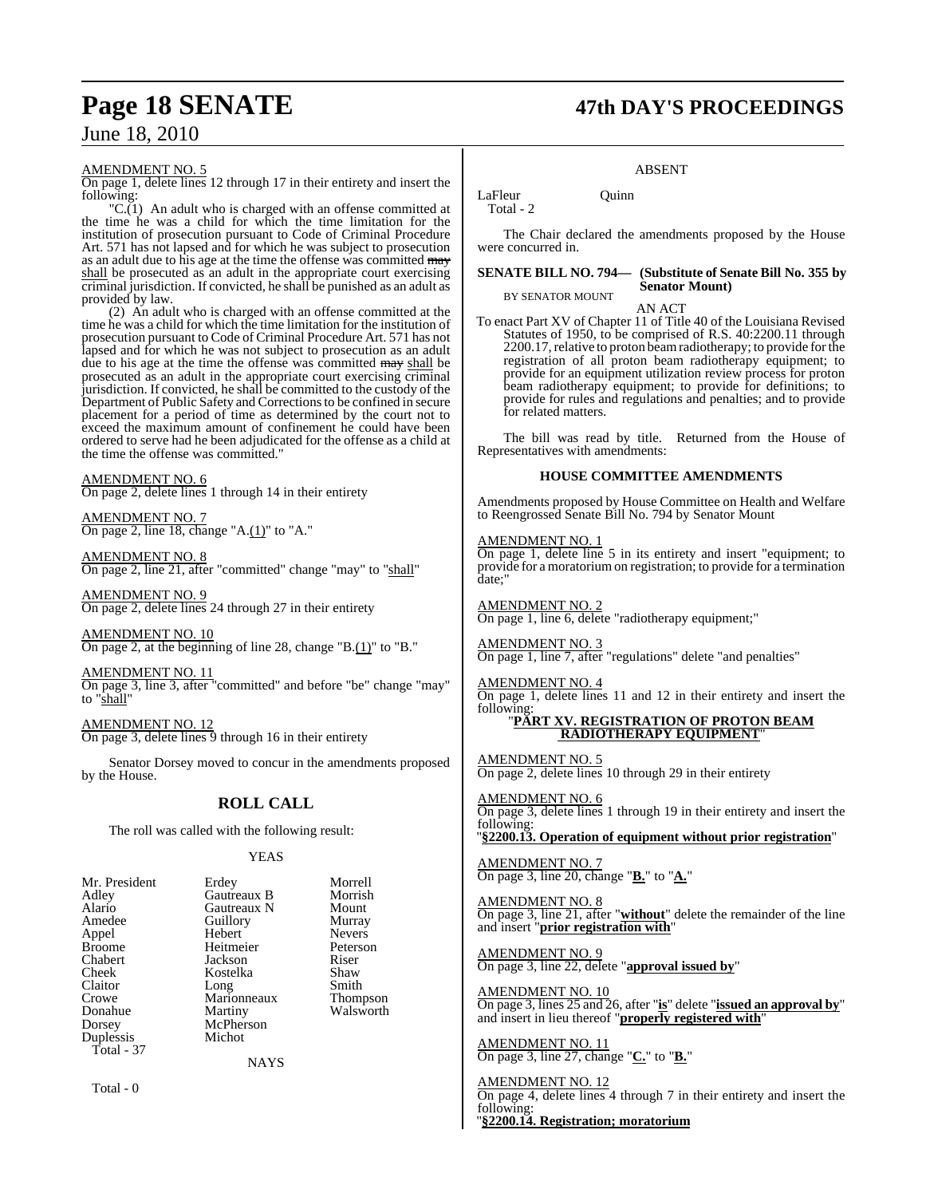AMENDMENT NO. 5

On page 1, delete lines 12 through 17 in their entirety and insert the following:

"C.(1) An adult who is charged with an offense committed at the time he was a child for which the time limitation for the institution of prosecution pursuant to Code of Criminal Procedure Art. 571 has not lapsed and for which he was subject to prosecution as an adult due to his age at the time the offense was committed ~~may~~ shall be prosecuted as an adult in the appropriate court exercising criminal jurisdiction. If convicted, he shall be punished as an adult as provided by law.

(2) An adult who is charged with an offense committed at the time he was a child for which the time limitation for the institution of prosecution pursuant to Code of Criminal Procedure Art. 571 has not lapsed and for which he was not subject to prosecution as an adult due to his age at the time the offense was committed ~~may~~ shall be prosecuted as an adult in the appropriate court exercising criminal jurisdiction. If convicted, he shall be committed to the custody of the Department of Public Safety and Corrections to be confined in secure placement for a period of time as determined by the court not to exceed the maximum amount of confinement he could have been ordered to serve had he been adjudicated for the offense as a child at the time the offense was committed."

AMENDMENT NO. 6

On page 2, delete lines 1 through 14 in their entirety

AMENDMENT NO. 7

On page 2, line 18, change "A.(1)" to "A."

AMENDMENT NO. 8

On page 2, line 21, after "committed" change "may" to "shall"

AMENDMENT NO. 9

On page 2, delete lines 24 through 27 in their entirety

AMENDMENT NO. 10

On page 2, at the beginning of line 28, change "B.(1)" to "B."

AMENDMENT NO. 11

On page 3, line 3, after "committed" and before "be" change "may" to "shall"

AMENDMENT NO. 12

On page 3, delete lines 9 through 16 in their entirety

Senator Dorsey moved to concur in the amendments proposed by the House.

## ROLL CALL

The roll was called with the following result:

YEAS

| | | |
|---|---|---|
| Mr. President | Erdey | Morrell |
| Adley | Gautreaux B | Morrish |
| Alario | Gautreaux N | Mount |
| Amedee | Guillory | Murray |
| Appel | Hebert | Nevers |
| Broome | Heitmeier | Peterson |
| Chabert | Jackson | Riser |
| Cheek | Kostelka | Shaw |
| Claitor | Long | Smith |
| Crowe | Marionneaux | Thompson |
| Donahue | Martiny | Walsworth |
| Dorsey | McPherson | |
| Duplessis | Michot | |

Total - 37

NAYS

Total - 0

ABSENT

LaFleur Quinn

Total - 2

The Chair declared the amendments proposed by the House were concurred in.

**SENATE BILL NO. 794— (Substitute of Senate Bill No. 355 by Senator Mount)**

BY SENATOR MOUNT

AN ACT

To enact Part XV of Chapter 11 of Title 40 of the Louisiana Revised Statutes of 1950, to be comprised of R.S. 40:2200.11 through 2200.17, relative to proton beam radiotherapy; to provide for the registration of all proton beam radiotherapy equipment; to provide for an equipment utilization review process for proton beam radiotherapy equipment; to provide for definitions; to provide for rules and regulations and penalties; and to provide for related matters.

The bill was read by title. Returned from the House of Representatives with amendments:

### HOUSE COMMITTEE AMENDMENTS

Amendments proposed by House Committee on Health and Welfare to Reengrossed Senate Bill No. 794 by Senator Mount

AMENDMENT NO. 1

On page 1, delete line 5 in its entirety and insert "equipment; to provide for a moratorium on registration; to provide for a termination date;"

AMENDMENT NO. 2

On page 1, line 6, delete "radiotherapy equipment;"

AMENDMENT NO. 3

On page 1, line 7, after "regulations" delete "and penalties"

AMENDMENT NO. 4

On page 1, delete lines 11 and 12 in their entirety and insert the following:

"**PART XV. REGISTRATION OF PROTON BEAM RADIOTHERAPY EQUIPMENT**"

AMENDMENT NO. 5

On page 2, delete lines 10 through 29 in their entirety

AMENDMENT NO. 6

On page 3, delete lines 1 through 19 in their entirety and insert the following:

"**§2200.13. Operation of equipment without prior registration**"

AMENDMENT NO. 7

On page 3, line 20, change "**B.**" to "**A.**"

AMENDMENT NO. 8

On page 3, line 21, after "**without**" delete the remainder of the line and insert "**prior registration with**"

AMENDMENT NO. 9

On page 3, line 22, delete "**approval issued by**"

AMENDMENT NO. 10

On page 3, lines 25 and 26, after "**is**" delete "**issued an approval by**" and insert in lieu thereof "**properly registered with**"

AMENDMENT NO. 11

On page 3, line 27, change "**C.**" to "**B.**"

AMENDMENT NO. 12

On page 4, delete lines 4 through 7 in their entirety and insert the following:

"**§2200.14. Registration; moratorium**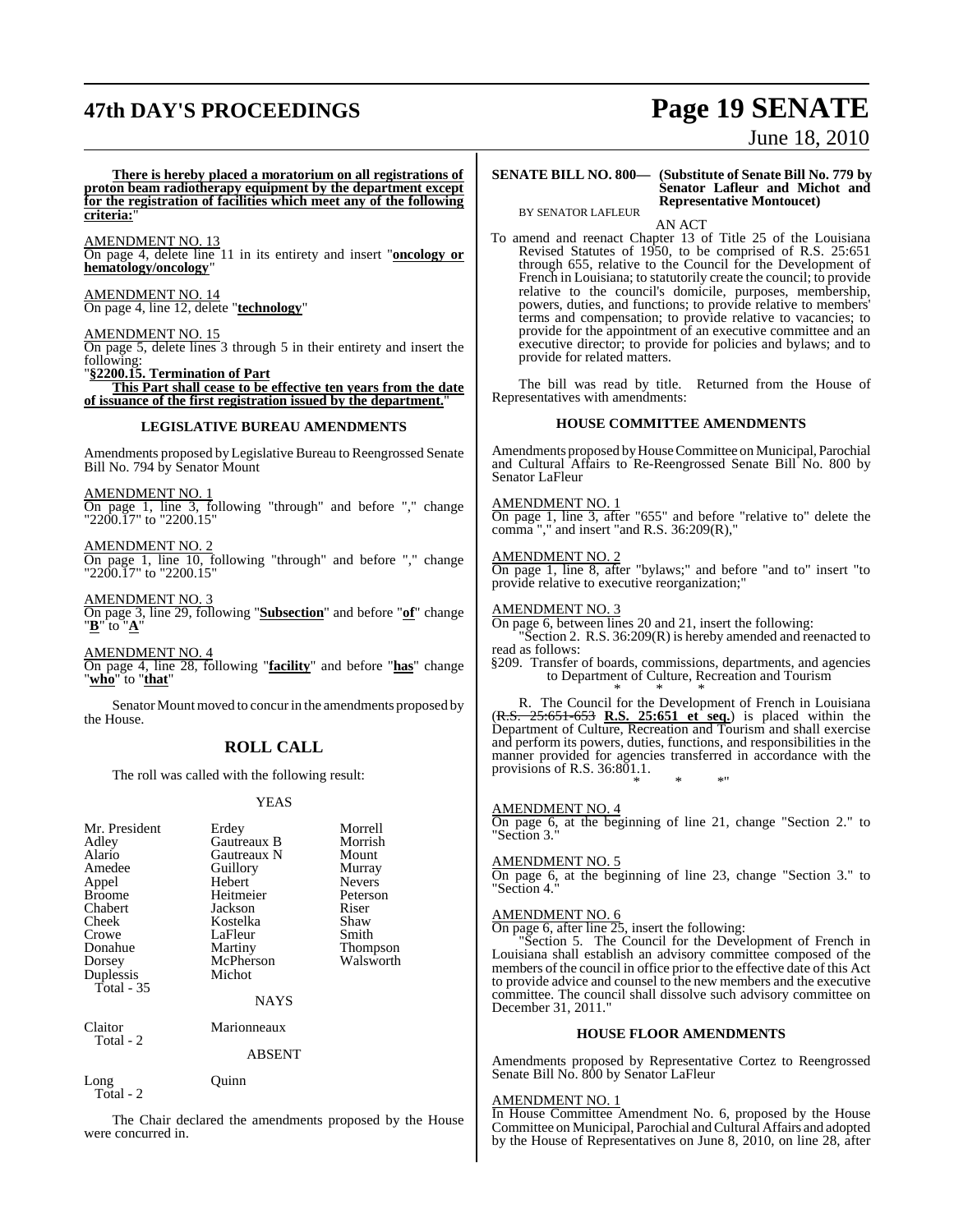**There is hereby placed a moratorium on all registrations of proton beam radiotherapy equipment by the department except for the registration of facilities which meet any of the following criteria:**"

AMENDMENT NO. 13
On page 4, delete line 11 in its entirety and insert "**oncology or hematology/oncology**"

AMENDMENT NO. 14
On page 4, line 12, delete "**technology**"

AMENDMENT NO. 15
On page 5, delete lines 3 through 5 in their entirety and insert the following:
"**§2200.15. Termination of Part**
**This Part shall cease to be effective ten years from the date of issuance of the first registration issued by the department.**"

### LEGISLATIVE BUREAU AMENDMENTS

Amendments proposed by Legislative Bureau to Reengrossed Senate Bill No. 794 by Senator Mount

AMENDMENT NO. 1
On page 1, line 3, following "through" and before "," change "2200.17" to "2200.15"

AMENDMENT NO. 2
On page 1, line 10, following "through" and before "," change "2200.17" to "2200.15"

AMENDMENT NO. 3
On page 3, line 29, following "**Subsection**" and before "**of**" change "**B**" to "**A**"

AMENDMENT NO. 4
On page 4, line 28, following "**facility**" and before "**has**" change "**who**" to "**that**"

Senator Mount moved to concur in the amendments proposed by the House.

## ROLL CALL

The roll was called with the following result:

YEAS

| | | |
|---|---|---|
| Mr. President | Erdey | Morrell |
| Adley | Gautreaux B | Morrish |
| Alario | Gautreaux N | Mount |
| Amedee | Guillory | Murray |
| Appel | Hebert | Nevers |
| Broome | Heitmeier | Peterson |
| Chabert | Jackson | Riser |
| Cheek | Kostelka | Shaw |
| Crowe | LaFleur | Smith |
| Donahue | Martiny | Thompson |
| Dorsey | McPherson | Walsworth |
| Duplessis | Michot | |
| Total - 35 | | |

NAYS

| | |
|---|---|
| Claitor | Marionneaux |
| Total - 2 | |

ABSENT

| | |
|---|---|
| Long | Quinn |
| Total - 2 | |

The Chair declared the amendments proposed by the House were concurred in.

**SENATE BILL NO. 800— (Substitute of Senate Bill No. 779 by Senator Lafleur and Michot and Representative Montoucet)**
BY SENATOR LAFLEUR

AN ACT

To amend and reenact Chapter 13 of Title 25 of the Louisiana Revised Statutes of 1950, to be comprised of R.S. 25:651 through 655, relative to the Council for the Development of French in Louisiana; to statutorily create the council; to provide relative to the council's domicile, purposes, membership, powers, duties, and functions; to provide relative to members' terms and compensation; to provide relative to vacancies; to provide for the appointment of an executive committee and an executive director; to provide for policies and bylaws; and to provide for related matters.

The bill was read by title. Returned from the House of Representatives with amendments:

### HOUSE COMMITTEE AMENDMENTS

Amendments proposed by House Committee on Municipal, Parochial and Cultural Affairs to Re-Reengrossed Senate Bill No. 800 by Senator LaFleur

AMENDMENT NO. 1
On page 1, line 3, after "655" and before "relative to" delete the comma "," and insert "and R.S. 36:209(R),"

AMENDMENT NO. 2
On page 1, line 8, after "bylaws;" and before "and to" insert "to provide relative to executive reorganization;"

AMENDMENT NO. 3
On page 6, between lines 20 and 21, insert the following:
"Section 2. R.S. 36:209(R) is hereby amended and reenacted to read as follows:
§209. Transfer of boards, commissions, departments, and agencies to Department of Culture, Recreation and Tourism

\* \* \*

R. The Council for the Development of French in Louisiana (~~R.S. 25:651-653~~ **R.S. 25:651 et seq.**) is placed within the Department of Culture, Recreation and Tourism and shall exercise and perform its powers, duties, functions, and responsibilities in the manner provided for agencies transferred in accordance with the provisions of R.S. 36:801.1.

\* \* \*"

AMENDMENT NO. 4
On page 6, at the beginning of line 21, change "Section 2." to "Section 3."

AMENDMENT NO. 5
On page 6, at the beginning of line 23, change "Section 3." to "Section 4."

AMENDMENT NO. 6
On page 6, after line 25, insert the following:
"Section 5. The Council for the Development of French in Louisiana shall establish an advisory committee composed of the members of the council in office prior to the effective date of this Act to provide advice and counsel to the new members and the executive committee. The council shall dissolve such advisory committee on December 31, 2011."

### HOUSE FLOOR AMENDMENTS

Amendments proposed by Representative Cortez to Reengrossed Senate Bill No. 800 by Senator LaFleur

AMENDMENT NO. 1
In House Committee Amendment No. 6, proposed by the House Committee on Municipal, Parochial and Cultural Affairs and adopted by the House of Representatives on June 8, 2010, on line 28, after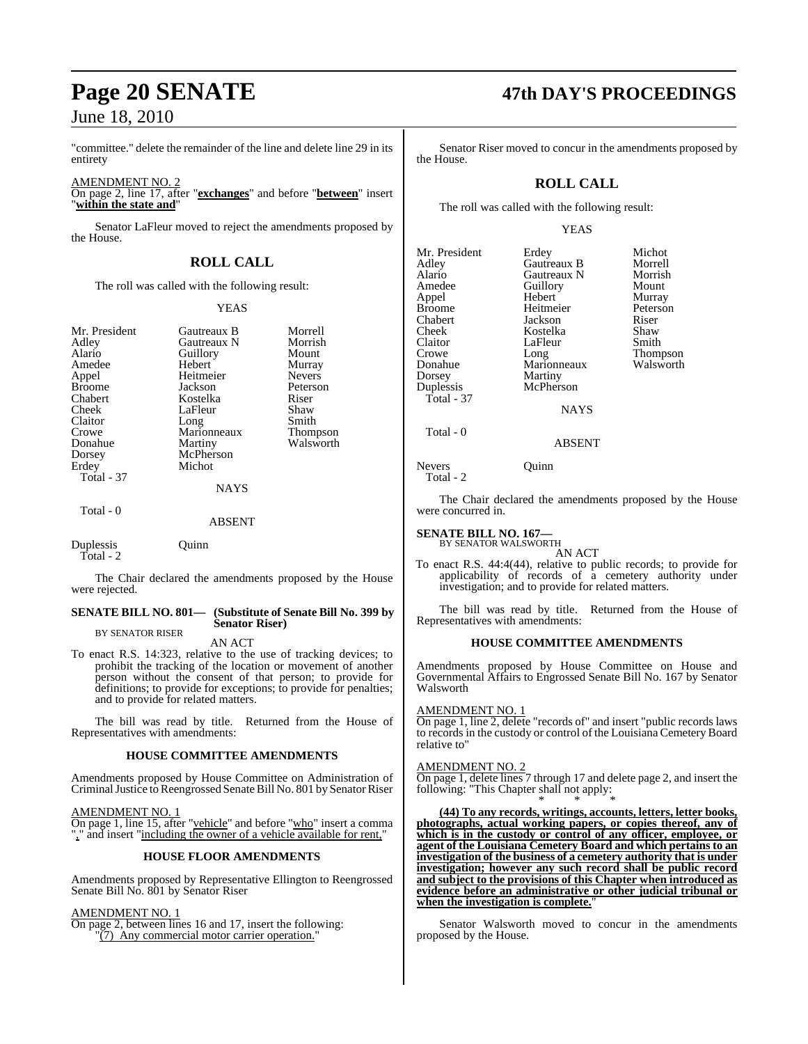"committee." delete the remainder of the line and delete line 29 in its entirety

AMENDMENT NO. 2

On page 2, line 17, after "**exchanges**" and before "**between**" insert "**within the state and**"

Senator LaFleur moved to reject the amendments proposed by the House.

## ROLL CALL

The roll was called with the following result:

YEAS

| | | |
|---|---|---|
| Mr. President | Gautreaux B | Morrell |
| Adley | Gautreaux N | Morrish |
| Alario | Guillory | Mount |
| Amedee | Hebert | Murray |
| Appel | Heitmeier | Nevers |
| Broome | Jackson | Peterson |
| Chabert | Kostelka | Riser |
| Cheek | LaFleur | Shaw |
| Claitor | Long | Smith |
| Crowe | Marionneaux | Thompson |
| Donahue | Martiny | Walsworth |
| Dorsey | McPherson | |
| Erdey | Michot | |

Total - 37

NAYS

Total - 0

ABSENT

| | |
|---|---|
| Duplessis | Quinn |

Total - 2

The Chair declared the amendments proposed by the House were rejected.

**SENATE BILL NO. 801— (Substitute of Senate Bill No. 399 by Senator Riser)**

BY SENATOR RISER

AN ACT

To enact R.S. 14:323, relative to the use of tracking devices; to prohibit the tracking of the location or movement of another person without the consent of that person; to provide for definitions; to provide for exceptions; to provide for penalties; and to provide for related matters.

The bill was read by title. Returned from the House of Representatives with amendments:

### HOUSE COMMITTEE AMENDMENTS

Amendments proposed by House Committee on Administration of Criminal Justice to Reengrossed Senate Bill No. 801 by Senator Riser

AMENDMENT NO. 1

On page 1, line 15, after "vehicle" and before "who" insert a comma "," and insert "including the owner of a vehicle available for rent,"

### HOUSE FLOOR AMENDMENTS

Amendments proposed by Representative Ellington to Reengrossed Senate Bill No. 801 by Senator Riser

AMENDMENT NO. 1

On page 2, between lines 16 and 17, insert the following:
"(7) Any commercial motor carrier operation."

Senator Riser moved to concur in the amendments proposed by the House.

## ROLL CALL

The roll was called with the following result:

YEAS

| | | |
|---|---|---|
| Mr. President | Erdey | Michot |
| Adley | Gautreaux B | Morrell |
| Alario | Gautreaux N | Morrish |
| Amedee | Guillory | Mount |
| Appel | Hebert | Murray |
| Broome | Heitmeier | Peterson |
| Chabert | Jackson | Riser |
| Cheek | Kostelka | Shaw |
| Claitor | LaFleur | Smith |
| Crowe | Long | Thompson |
| Donahue | Marionneaux | Walsworth |
| Dorsey | Martiny | |
| Duplessis | McPherson | |

Total - 37

NAYS

Total - 0

ABSENT

| | |
|---|---|
| Nevers | Quinn |

Total - 2

The Chair declared the amendments proposed by the House were concurred in.

**SENATE BILL NO. 167—**

BY SENATOR WALSWORTH

AN ACT

To enact R.S. 44:4(44), relative to public records; to provide for applicability of records of a cemetery authority under investigation; and to provide for related matters.

The bill was read by title. Returned from the House of Representatives with amendments:

### HOUSE COMMITTEE AMENDMENTS

Amendments proposed by House Committee on House and Governmental Affairs to Engrossed Senate Bill No. 167 by Senator Walsworth

AMENDMENT NO. 1

On page 1, line 2, delete "records of" and insert "public records laws to records in the custody or control of the Louisiana Cemetery Board relative to"

AMENDMENT NO. 2

On page 1, delete lines 7 through 17 and delete page 2, and insert the following: "This Chapter shall not apply:

\* \* \*

**(44) To any records, writings, accounts, letters, letter books, photographs, actual working papers, or copies thereof, any of which is in the custody or control of any officer, employee, or agent of the Louisiana Cemetery Board and which pertains to an investigation of the business of a cemetery authority that is under investigation; however any such record shall be public record and subject to the provisions of this Chapter when introduced as evidence before an administrative or other judicial tribunal or when the investigation is complete.**"

Senator Walsworth moved to concur in the amendments proposed by the House.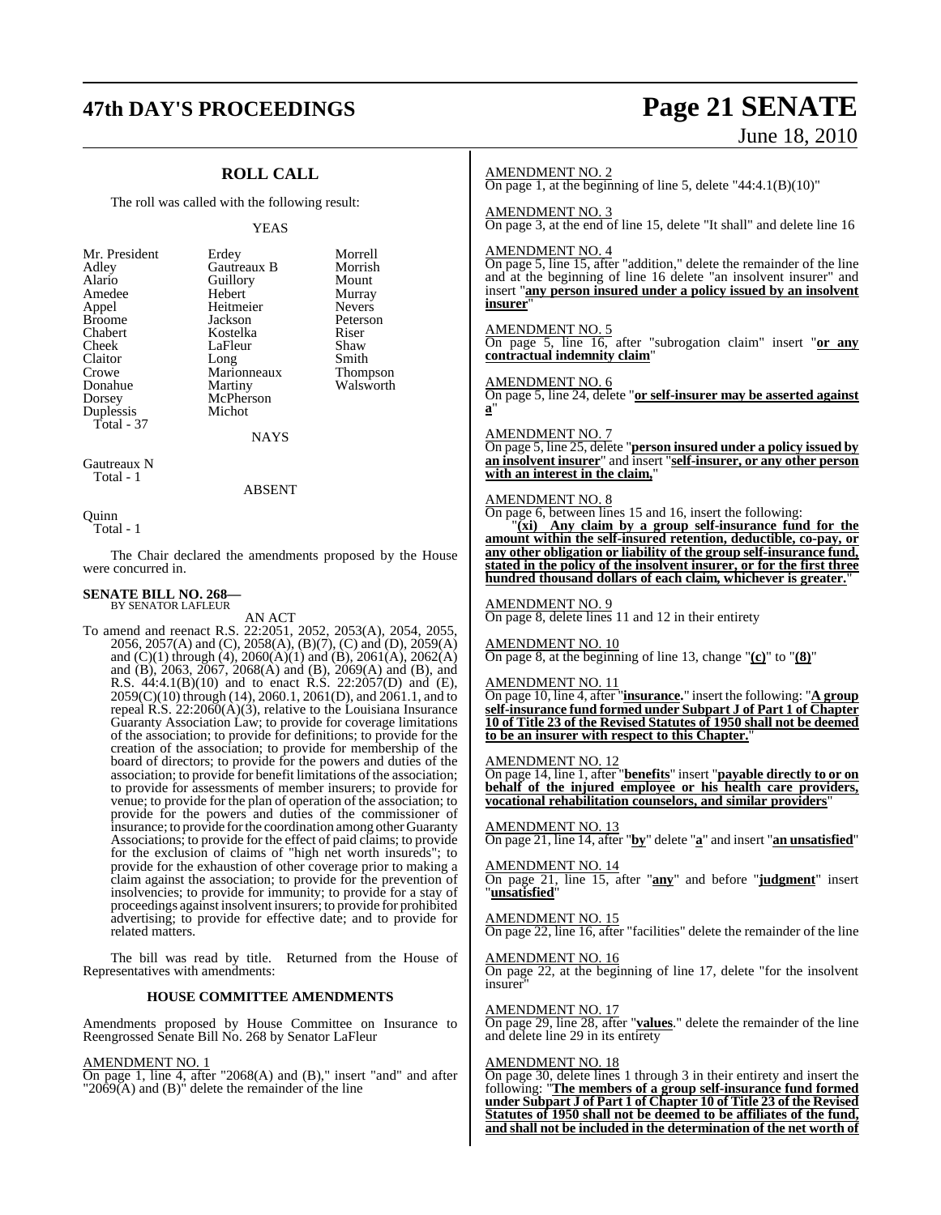## ROLL CALL

The roll was called with the following result:

YEAS

| | | |
|---|---|---|
| Mr. President | Erdey | Morrell |
| Adley | Gautreaux B | Morrish |
| Alario | Guillory | Mount |
| Amedee | Hebert | Murray |
| Appel | Heitmeier | Nevers |
| Broome | Jackson | Peterson |
| Chabert | Kostelka | Riser |
| Cheek | LaFleur | Shaw |
| Claitor | Long | Smith |
| Crowe | Marionneaux | Thompson |
| Donahue | Martiny | Walsworth |
| Dorsey | McPherson | |
| Duplessis | Michot | |
| Total - 37 | | |

NAYS

Gautreaux N
Total - 1

ABSENT

Quinn
Total - 1

The Chair declared the amendments proposed by the House were concurred in.

**SENATE BILL NO. 268—**
BY SENATOR LAFLEUR

AN ACT

To amend and reenact R.S. 22:2051, 2052, 2053(A), 2054, 2055, 2056, 2057(A) and (C), 2058(A), (B)(7), (C) and (D), 2059(A) and (C)(1) through (4), 2060(A)(1) and (B), 2061(A), 2062(A) and (B), 2063, 2067, 2068(A) and (B), 2069(A) and (B), and R.S. 44:4.1(B)(10) and to enact R.S. 22:2057(D) and (E), 2059(C)(10) through (14), 2060.1, 2061(D), and 2061.1, and to repeal R.S. 22:2060(A)(3), relative to the Louisiana Insurance Guaranty Association Law; to provide for coverage limitations of the association; to provide for definitions; to provide for the creation of the association; to provide for membership of the board of directors; to provide for the powers and duties of the association; to provide for benefit limitations of the association; to provide for assessments of member insurers; to provide for venue; to provide for the plan of operation of the association; to provide for the powers and duties of the commissioner of insurance; to provide for the coordination among other Guaranty Associations; to provide for the effect of paid claims; to provide for the exclusion of claims of "high net worth insureds"; to provide for the exhaustion of other coverage prior to making a claim against the association; to provide for the prevention of insolvencies; to provide for immunity; to provide for a stay of proceedings against insolvent insurers; to provide for prohibited advertising; to provide for effective date; and to provide for related matters.

The bill was read by title. Returned from the House of Representatives with amendments:

### HOUSE COMMITTEE AMENDMENTS

Amendments proposed by House Committee on Insurance to Reengrossed Senate Bill No. 268 by Senator LaFleur

AMENDMENT NO. 1
On page 1, line 4, after "2068(A) and (B)," insert "and" and after "2069(A) and (B)" delete the remainder of the line

AMENDMENT NO. 2
On page 1, at the beginning of line 5, delete "44:4.1(B)(10)"

AMENDMENT NO. 3
On page 3, at the end of line 15, delete "It shall" and delete line 16

AMENDMENT NO. 4
On page 5, line 15, after "addition," delete the remainder of the line and at the beginning of line 16 delete "an insolvent insurer" and insert "**any person insured under a policy issued by an insolvent insurer**"

AMENDMENT NO. 5
On page 5, line 16, after "subrogation claim" insert "**or any contractual indemnity claim**"

AMENDMENT NO. 6
On page 5, line 24, delete "**or self-insurer may be asserted against a**"

AMENDMENT NO. 7
On page 5, line 25, delete "**person insured under a policy issued by an insolvent insurer**" and insert "**self-insurer, or any other person with an interest in the claim,**"

AMENDMENT NO. 8
On page 6, between lines 15 and 16, insert the following:

"**(xi) Any claim by a group self-insurance fund for the amount within the self-insured retention, deductible, co-pay, or any other obligation or liability of the group self-insurance fund, stated in the policy of the insolvent insurer, or for the first three hundred thousand dollars of each claim, whichever is greater.**"

AMENDMENT NO. 9
On page 8, delete lines 11 and 12 in their entirety

AMENDMENT NO. 10
On page 8, at the beginning of line 13, change "**(c)**" to "**(8)**"

AMENDMENT NO. 11
On page 10, line 4, after "**insurance.**" insert the following: "**A group self-insurance fund formed under Subpart J of Part 1 of Chapter 10 of Title 23 of the Revised Statutes of 1950 shall not be deemed to be an insurer with respect to this Chapter.**"

AMENDMENT NO. 12
On page 14, line 1, after "**benefits**" insert "**payable directly to or on behalf of the injured employee or his health care providers, vocational rehabilitation counselors, and similar providers**"

AMENDMENT NO. 13
On page 21, line 14, after "**by**" delete "**a**" and insert "**an unsatisfied**"

AMENDMENT NO. 14
On page 21, line 15, after "**any**" and before "**judgment**" insert "**unsatisfied**"

AMENDMENT NO. 15
On page 22, line 16, after "facilities" delete the remainder of the line

AMENDMENT NO. 16
On page 22, at the beginning of line 17, delete "for the insolvent insurer"

AMENDMENT NO. 17
On page 29, line 28, after "**values**." delete the remainder of the line and delete line 29 in its entirety

AMENDMENT NO. 18
On page 30, delete lines 1 through 3 in their entirety and insert the following: "**The members of a group self-insurance fund formed under Subpart J of Part 1 of Chapter 10 of Title 23 of the Revised Statutes of 1950 shall not be deemed to be affiliates of the fund, and shall not be included in the determination of the net worth of**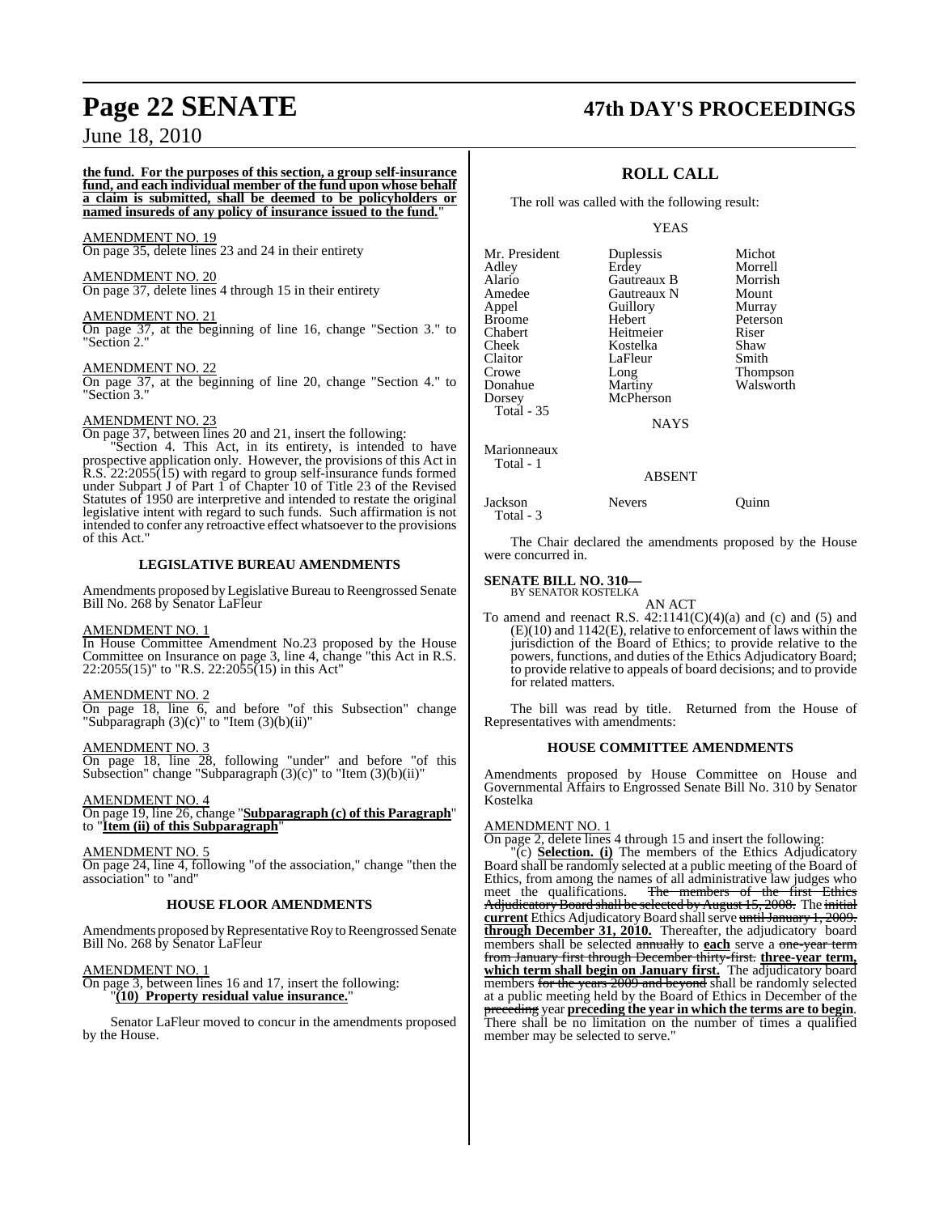**the fund. For the purposes of this section, a group self-insurance fund, and each individual member of the fund upon whose behalf a claim is submitted, shall be deemed to be policyholders or named insureds of any policy of insurance issued to the fund.**"

AMENDMENT NO. 19

On page 35, delete lines 23 and 24 in their entirety

AMENDMENT NO. 20

On page 37, delete lines 4 through 15 in their entirety

AMENDMENT NO. 21

On page 37, at the beginning of line 16, change "Section 3." to "Section 2."

AMENDMENT NO. 22

On page 37, at the beginning of line 20, change "Section 4." to "Section 3."

AMENDMENT NO. 23

On page 37, between lines 20 and 21, insert the following:

"Section 4. This Act, in its entirety, is intended to have prospective application only. However, the provisions of this Act in R.S. 22:2055(15) with regard to group self-insurance funds formed under Subpart J of Part 1 of Chapter 10 of Title 23 of the Revised Statutes of 1950 are interpretive and intended to restate the original legislative intent with regard to such funds. Such affirmation is not intended to confer any retroactive effect whatsoever to the provisions of this Act."

## LEGISLATIVE BUREAU AMENDMENTS

Amendments proposed by Legislative Bureau to Reengrossed Senate Bill No. 268 by Senator LaFleur

AMENDMENT NO. 1

In House Committee Amendment No.23 proposed by the House Committee on Insurance on page 3, line 4, change "this Act in R.S. 22:2055(15)" to "R.S. 22:2055(15) in this Act"

AMENDMENT NO. 2

On page 18, line 6, and before "of this Subsection" change "Subparagraph (3)(c)" to "Item (3)(b)(ii)"

AMENDMENT NO. 3

On page 18, line 28, following "under" and before "of this Subsection" change "Subparagraph (3)(c)" to "Item (3)(b)(ii)"

AMENDMENT NO. 4

On page 19, line 26, change "**Subparagraph (c) of this Paragraph**" to "**Item (ii) of this Subparagraph**"

AMENDMENT NO. 5

On page 24, line 4, following "of the association," change "then the association" to "and"

## HOUSE FLOOR AMENDMENTS

Amendments proposed by Representative Roy to Reengrossed Senate Bill No. 268 by Senator LaFleur

AMENDMENT NO. 1

On page 3, between lines 16 and 17, insert the following:

"**(10) Property residual value insurance.**"

Senator LaFleur moved to concur in the amendments proposed by the House.

## ROLL CALL

The roll was called with the following result:

YEAS

| | | |
|---|---|---|
| Mr. President | Duplessis | Michot |
| Adley | Erdey | Morrell |
| Alario | Gautreaux B | Morrish |
| Amedee | Gautreaux N | Mount |
| Appel | Guillory | Murray |
| Broome | Hebert | Peterson |
| Chabert | Heitmeier | Riser |
| Cheek | Kostelka | Shaw |
| Claitor | LaFleur | Smith |
| Crowe | Long | Thompson |
| Donahue | Martiny | Walsworth |
| Dorsey | McPherson | |

Total - 35

NAYS

Marionneaux

Total - 1

ABSENT

| | | |
|---|---|---|
| Jackson | Nevers | Quinn |

Total - 3

The Chair declared the amendments proposed by the House were concurred in.

### SENATE BILL NO. 310—

BY SENATOR KOSTELKA

AN ACT

To amend and reenact R.S. 42:1141(C)(4)(a) and (c) and (5) and (E)(10) and 1142(E), relative to enforcement of laws within the jurisdiction of the Board of Ethics; to provide relative to the powers, functions, and duties of the Ethics Adjudicatory Board; to provide relative to appeals of board decisions; and to provide for related matters.

The bill was read by title. Returned from the House of Representatives with amendments:

## HOUSE COMMITTEE AMENDMENTS

Amendments proposed by House Committee on House and Governmental Affairs to Engrossed Senate Bill No. 310 by Senator Kostelka

AMENDMENT NO. 1

On page 2, delete lines 4 through 15 and insert the following:

"(c) **Selection. (i)** The members of the Ethics Adjudicatory Board shall be randomly selected at a public meeting of the Board of Ethics, from among the names of all administrative law judges who meet the qualifications. ~~The members of the first Ethics Adjudicatory Board shall be selected by August 15, 2008.~~ The ~~initial~~ **current** Ethics Adjudicatory Board shall serve ~~until January 1, 2009.~~ **through December 31, 2010.** Thereafter, the adjudicatory board members shall be selected ~~annually~~ to **each** serve a ~~one-year term from January first through December thirty-first.~~ **three-year term, which term shall begin on January first.** The adjudicatory board members ~~for the years 2009 and beyond~~ shall be randomly selected at a public meeting held by the Board of Ethics in December of the ~~preceding~~ year **preceding the year in which the terms are to begin**. There shall be no limitation on the number of times a qualified member may be selected to serve."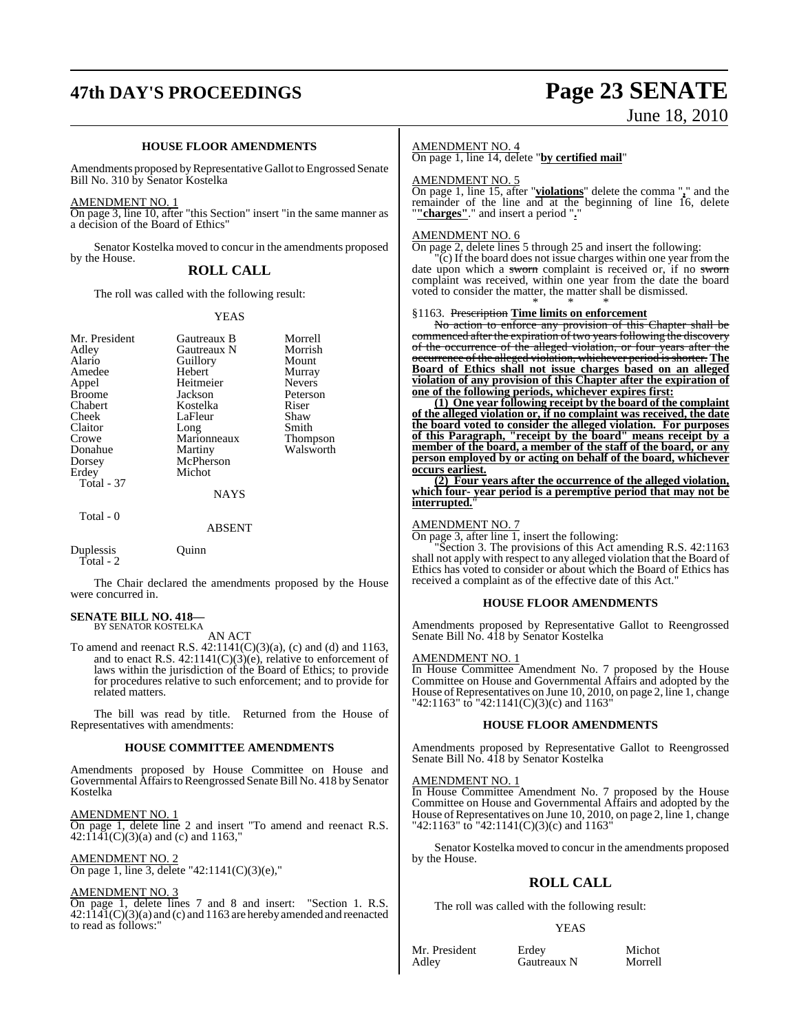### HOUSE FLOOR AMENDMENTS

Amendments proposed by Representative Gallot to Engrossed Senate Bill No. 310 by Senator Kostelka

AMENDMENT NO. 1

On page 3, line 10, after "this Section" insert "in the same manner as a decision of the Board of Ethics"

Senator Kostelka moved to concur in the amendments proposed by the House.

## ROLL CALL

The roll was called with the following result:

YEAS

| | | |
|---|---|---|
| Mr. President | Gautreaux B | Morrell |
| Adley | Gautreaux N | Morrish |
| Alario | Guillory | Mount |
| Amedee | Hebert | Murray |
| Appel | Heitmeier | Nevers |
| Broome | Jackson | Peterson |
| Chabert | Kostelka | Riser |
| Cheek | LaFleur | Shaw |
| Claitor | Long | Smith |
| Crowe | Marionneaux | Thompson |
| Donahue | Martiny | Walsworth |
| Dorsey | McPherson | |
| Erdey | Michot | |

Total - 37

NAYS

Total - 0

ABSENT

Duplessis Quinn

Total - 2

The Chair declared the amendments proposed by the House were concurred in.

**SENATE BILL NO. 418—**
BY SENATOR KOSTELKA

AN ACT

To amend and reenact R.S. 42:1141(C)(3)(a), (c) and (d) and 1163, and to enact R.S. 42:1141(C)(3)(e), relative to enforcement of laws within the jurisdiction of the Board of Ethics; to provide for procedures relative to such enforcement; and to provide for related matters.

The bill was read by title. Returned from the House of Representatives with amendments:

### HOUSE COMMITTEE AMENDMENTS

Amendments proposed by House Committee on House and Governmental Affairs to Reengrossed Senate Bill No. 418 by Senator Kostelka

AMENDMENT NO. 1

On page 1, delete line 2 and insert "To amend and reenact R.S. 42:1141(C)(3)(a) and (c) and 1163,"

AMENDMENT NO. 2

On page 1, line 3, delete "42:1141(C)(3)(e),"

AMENDMENT NO. 3

On page 1, delete lines 7 and 8 and insert: "Section 1. R.S. 42:1141(C)(3)(a) and (c) and 1163 are hereby amended and reenacted to read as follows:"

AMENDMENT NO. 4

On page 1, line 14, delete "**by certified mail**"

AMENDMENT NO. 5

On page 1, line 15, after "**violations**" delete the comma "**,**" and the remainder of the line and at the beginning of line 16, delete "**"charges"**." and insert a period "**.**"

AMENDMENT NO. 6

On page 2, delete lines 5 through 25 and insert the following:

"(c) If the board does not issue charges within one year from the date upon which a ~~sworn~~ complaint is received or, if no ~~sworn~~ complaint was received, within one year from the date the board voted to consider the matter, the matter shall be dismissed.

\* \* \*

§1163. ~~Prescription~~ **Time limits on enforcement**

~~No action to enforce any provision of this Chapter shall be commenced after the expiration of two years following the discovery of the occurrence of the alleged violation, or four years after the occurrence of the alleged violation, whichever period is shorter.~~ **The Board of Ethics shall not issue charges based on an alleged violation of any provision of this Chapter after the expiration of one of the following periods, whichever expires first:**

**(1) One year following receipt by the board of the complaint of the alleged violation or, if no complaint was received, the date the board voted to consider the alleged violation. For purposes of this Paragraph, "receipt by the board" means receipt by a member of the board, a member of the staff of the board, or any person employed by or acting on behalf of the board, whichever occurs earliest.**

**(2) Four years after the occurrence of the alleged violation, which four- year period is a peremptive period that may not be interrupted.**"

AMENDMENT NO. 7

On page 3, after line 1, insert the following:

"Section 3. The provisions of this Act amending R.S. 42:1163 shall not apply with respect to any alleged violation that the Board of Ethics has voted to consider or about which the Board of Ethics has received a complaint as of the effective date of this Act."

### HOUSE FLOOR AMENDMENTS

Amendments proposed by Representative Gallot to Reengrossed Senate Bill No. 418 by Senator Kostelka

AMENDMENT NO. 1

In House Committee Amendment No. 7 proposed by the House Committee on House and Governmental Affairs and adopted by the House of Representatives on June 10, 2010, on page 2, line 1, change "42:1163" to "42:1141(C)(3)(c) and 1163"

### HOUSE FLOOR AMENDMENTS

Amendments proposed by Representative Gallot to Reengrossed Senate Bill No. 418 by Senator Kostelka

AMENDMENT NO. 1

In House Committee Amendment No. 7 proposed by the House Committee on House and Governmental Affairs and adopted by the House of Representatives on June 10, 2010, on page 2, line 1, change "42:1163" to "42:1141(C)(3)(c) and 1163"

Senator Kostelka moved to concur in the amendments proposed by the House.

## ROLL CALL

The roll was called with the following result:

YEAS

| | | |
|---|---|---|
| Mr. President | Erdey | Michot |
| Adley | Gautreaux N | Morrell |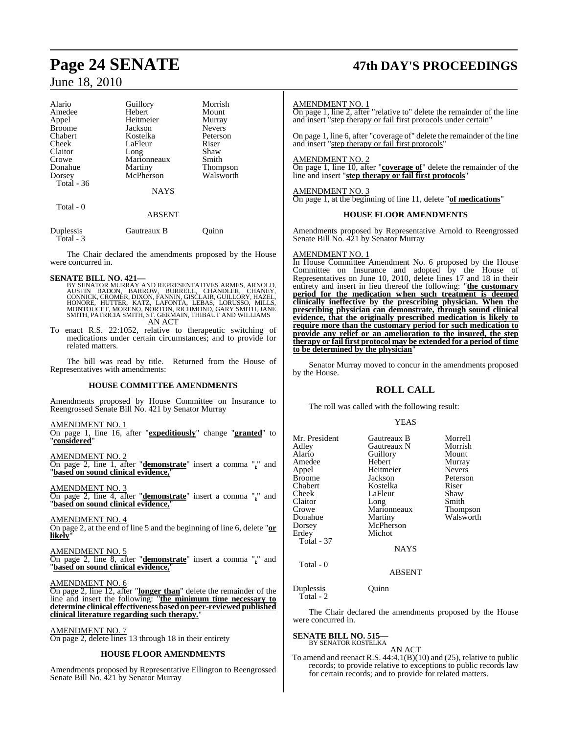| Alario | Guillory | Morrish |
|---|---|---|
| Amedee | Hebert | Mount |
| Appel | Heitmeier | Murray |
| Broome | Jackson | Nevers |
| Chabert | Kostelka | Peterson |
| Cheek | LaFleur | Riser |
| Claitor | Long | Shaw |
| Crowe | Marionneaux | Smith |
| Donahue | Martiny | Thompson |
| Dorsey | McPherson | Walsworth |

Total - 36

NAYS

Total - 0

ABSENT

| Duplessis | Gautreaux B | Quinn |
|---|---|---|

Total - 3

The Chair declared the amendments proposed by the House were concurred in.

**SENATE BILL NO. 421—**
BY SENATOR MURRAY AND REPRESENTATIVES ARMES, ARNOLD, AUSTIN BADON, BARROW, BURRELL, CHANDLER, CHANEY, CONNICK, CROMER, DIXON, FANNIN, GISCLAIR, GUILLORY, HAZEL, HONORE, HUTTER, KATZ, LAFONTA, LEBAS, LORUSSO, MILLS, MONTOUCET, MORENO, NORTON, RICHMOND, GARY SMITH, JANE SMITH, PATRICIA SMITH, ST. GERMAIN, THIBAUT AND WILLIAMS

AN ACT

To enact R.S. 22:1052, relative to therapeutic switching of medications under certain circumstances; and to provide for related matters.

The bill was read by title. Returned from the House of Representatives with amendments:

### HOUSE COMMITTEE AMENDMENTS

Amendments proposed by House Committee on Insurance to Reengrossed Senate Bill No. 421 by Senator Murray

AMENDMENT NO. 1
On page 1, line 16, after "**expeditiously**" change "**granted**" to "**considered**"

AMENDMENT NO. 2
On page 2, line 1, after "**demonstrate**" insert a comma "**,**" and "**based on sound clinical evidence,**"

AMENDMENT NO. 3
On page 2, line 4, after "**demonstrate**" insert a comma "**,**" and "**based on sound clinical evidence,**"

AMENDMENT NO. 4
On page 2, at the end of line 5 and the beginning of line 6, delete "**or likely**"

AMENDMENT NO. 5
On page 2, line 8, after "**demonstrate**" insert a comma "**,**" and "**based on sound clinical evidence,**"

AMENDMENT NO. 6
On page 2, line 12, after "**longer than**" delete the remainder of the line and insert the following: "**the minimum time necessary to determine clinical effectiveness based on peer-reviewed published clinical literature regarding such therapy.**"

AMENDMENT NO. 7
On page 2, delete lines 13 through 18 in their entirety

### HOUSE FLOOR AMENDMENTS

Amendments proposed by Representative Ellington to Reengrossed Senate Bill No. 421 by Senator Murray

AMENDMENT NO. 1
On page 1, line 2, after "relative to" delete the remainder of the line and insert "step therapy or fail first protocols under certain"

On page 1, line 6, after "coverage of" delete the remainder of the line and insert "step therapy or fail first protocols"

AMENDMENT NO. 2
On page 1, line 10, after "**coverage of**" delete the remainder of the line and insert "**step therapy or fail first protocols**"

AMENDMENT NO. 3
On page 1, at the beginning of line 11, delete "**of medications**"

### HOUSE FLOOR AMENDMENTS

Amendments proposed by Representative Arnold to Reengrossed Senate Bill No. 421 by Senator Murray

AMENDMENT NO. 1
In House Committee Amendment No. 6 proposed by the House Committee on Insurance and adopted by the House of Representatives on June 10, 2010, delete lines 17 and 18 in their entirety and insert in lieu thereof the following: "**the customary period for the medication when such treatment is deemed clinically ineffective by the prescribing physician. When the prescribing physician can demonstrate, through sound clinical evidence, that the originally prescribed medication is likely to require more than the customary period for such medication to provide any relief or an amelioration to the insured, the step therapy or fail first protocol may be extended for a period of time to be determined by the physician**"

Senator Murray moved to concur in the amendments proposed by the House.

## ROLL CALL

The roll was called with the following result:

YEAS

| Mr. President | Gautreaux B | Morrell |
|---|---|---|
| Adley | Gautreaux N | Morrish |
| Alario | Guillory | Mount |
| Amedee | Hebert | Murray |
| Appel | Heitmeier | Nevers |
| Broome | Jackson | Peterson |
| Chabert | Kostelka | Riser |
| Cheek | LaFleur | Shaw |
| Claitor | Long | Smith |
| Crowe | Marionneaux | Thompson |
| Donahue | Martiny | Walsworth |
| Dorsey | McPherson | |
| Erdey | Michot | |

Total - 37

NAYS

Total - 0

ABSENT

| Duplessis | Quinn |
|---|---|

Total - 2

The Chair declared the amendments proposed by the House were concurred in.

**SENATE BILL NO. 515—**
BY SENATOR KOSTELKA

AN ACT

To amend and reenact R.S. 44:4.1(B)(10) and (25), relative to public records; to provide relative to exceptions to public records law for certain records; and to provide for related matters.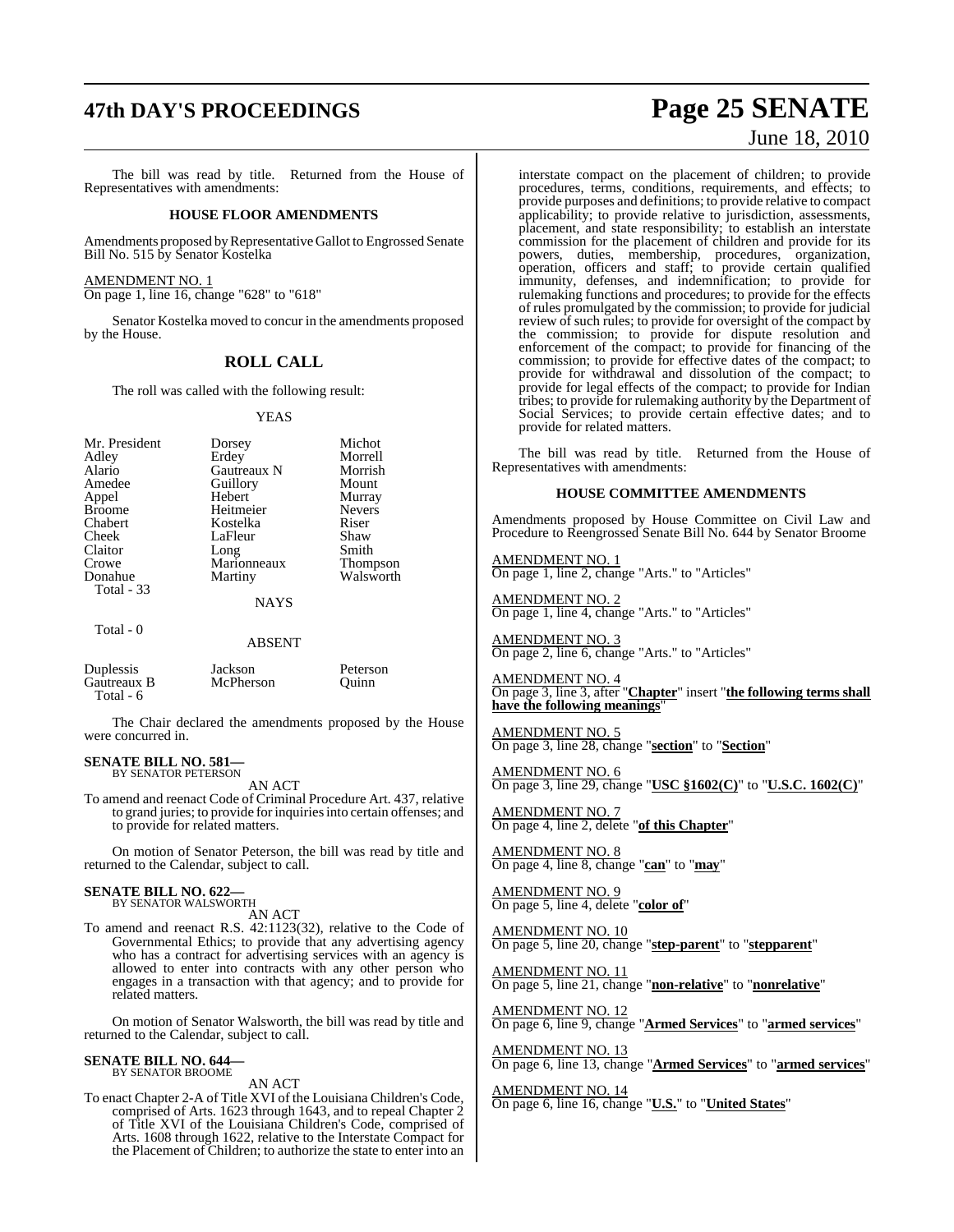The bill was read by title. Returned from the House of Representatives with amendments:

**HOUSE FLOOR AMENDMENTS**

Amendments proposed by Representative Gallot to Engrossed Senate Bill No. 515 by Senator Kostelka

AMENDMENT NO. 1
On page 1, line 16, change "628" to "618"

Senator Kostelka moved to concur in the amendments proposed by the House.

## ROLL CALL

The roll was called with the following result:

YEAS

| | | |
|---|---|---|
| Mr. President | Dorsey | Michot |
| Adley | Erdey | Morrell |
| Alario | Gautreaux N | Morrish |
| Amedee | Guillory | Mount |
| Appel | Hebert | Murray |
| Broome | Heitmeier | Nevers |
| Chabert | Kostelka | Riser |
| Cheek | LaFleur | Shaw |
| Claitor | Long | Smith |
| Crowe | Marionneaux | Thompson |
| Donahue | Martiny | Walsworth |

Total - 33

NAYS

Total - 0

ABSENT

| | | |
|---|---|---|
| Duplessis | Jackson | Peterson |
| Gautreaux B | McPherson | Quinn |

Total - 6

The Chair declared the amendments proposed by the House were concurred in.

**SENATE BILL NO. 581—**
BY SENATOR PETERSON

AN ACT

To amend and reenact Code of Criminal Procedure Art. 437, relative to grand juries; to provide for inquiries into certain offenses; and to provide for related matters.

On motion of Senator Peterson, the bill was read by title and returned to the Calendar, subject to call.

**SENATE BILL NO. 622—**
BY SENATOR WALSWORTH

AN ACT

To amend and reenact R.S. 42:1123(32), relative to the Code of Governmental Ethics; to provide that any advertising agency who has a contract for advertising services with an agency is allowed to enter into contracts with any other person who engages in a transaction with that agency; and to provide for related matters.

On motion of Senator Walsworth, the bill was read by title and returned to the Calendar, subject to call.

**SENATE BILL NO. 644—**
BY SENATOR BROOME

AN ACT

To enact Chapter 2-A of Title XVI of the Louisiana Children's Code, comprised of Arts. 1623 through 1643, and to repeal Chapter 2 of Title XVI of the Louisiana Children's Code, comprised of Arts. 1608 through 1622, relative to the Interstate Compact for the Placement of Children; to authorize the state to enter into an interstate compact on the placement of children; to provide procedures, terms, conditions, requirements, and effects; to provide purposes and definitions; to provide relative to compact applicability; to provide relative to jurisdiction, assessments, placement, and state responsibility; to establish an interstate commission for the placement of children and provide for its powers, duties, membership, procedures, organization, operation, officers and staff; to provide certain qualified immunity, defenses, and indemnification; to provide for rulemaking functions and procedures; to provide for the effects of rules promulgated by the commission; to provide for judicial review of such rules; to provide for oversight of the compact by the commission; to provide for dispute resolution and enforcement of the compact; to provide for financing of the commission; to provide for effective dates of the compact; to provide for withdrawal and dissolution of the compact; to provide for legal effects of the compact; to provide for Indian tribes; to provide for rulemaking authority by the Department of Social Services; to provide certain effective dates; and to provide for related matters.

The bill was read by title. Returned from the House of Representatives with amendments:

**HOUSE COMMITTEE AMENDMENTS**

Amendments proposed by House Committee on Civil Law and Procedure to Reengrossed Senate Bill No. 644 by Senator Broome

AMENDMENT NO. 1
On page 1, line 2, change "Arts." to "Articles"

AMENDMENT NO. 2
On page 1, line 4, change "Arts." to "Articles"

AMENDMENT NO. 3
On page 2, line 6, change "Arts." to "Articles"

AMENDMENT NO. 4
On page 3, line 3, after "**Chapter**" insert "**the following terms shall have the following meanings**"

AMENDMENT NO. 5
On page 3, line 28, change "**section**" to "**Section**"

AMENDMENT NO. 6
On page 3, line 29, change "**USC §1602(C)**" to "**U.S.C. 1602(C)**"

AMENDMENT NO. 7
On page 4, line 2, delete "**of this Chapter**"

AMENDMENT NO. 8
On page 4, line 8, change "**can**" to "**may**"

AMENDMENT NO. 9
On page 5, line 4, delete "**color of**"

AMENDMENT NO. 10
On page 5, line 20, change "**step-parent**" to "**stepparent**"

AMENDMENT NO. 11
On page 5, line 21, change "**non-relative**" to "**nonrelative**"

AMENDMENT NO. 12
On page 6, line 9, change "**Armed Services**" to "**armed services**"

AMENDMENT NO. 13
On page 6, line 13, change "**Armed Services**" to "**armed services**"

AMENDMENT NO. 14
On page 6, line 16, change "**U.S.**" to "**United States**"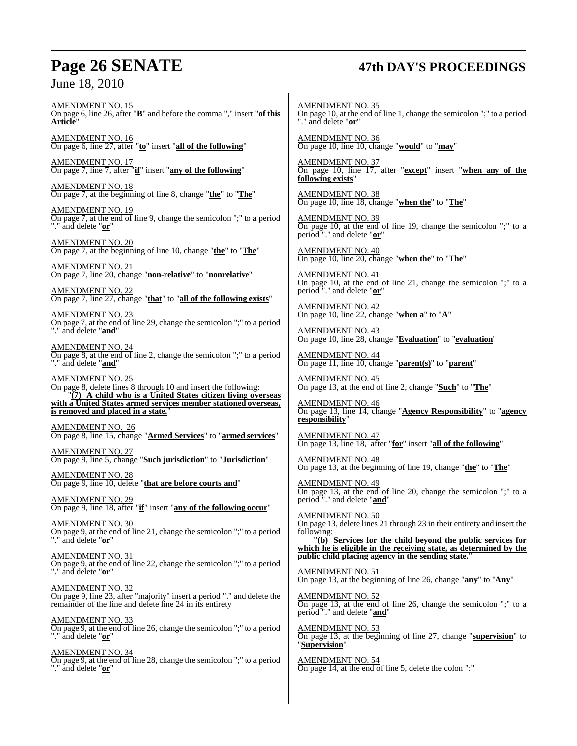AMENDMENT NO. 15
On page 6, line 26, after "**B**" and before the comma "," insert "**of this Article**"

AMENDMENT NO. 16
On page 6, line 27, after "**to**" insert "**all of the following**"

AMENDMENT NO. 17
On page 7, line 7, after "**if**" insert "**any of the following**"

AMENDMENT NO. 18
On page 7, at the beginning of line 8, change "**the**" to "**The**"

AMENDMENT NO. 19
On page 7, at the end of line 9, change the semicolon ";" to a period "." and delete "**or**"

AMENDMENT NO. 20
On page 7, at the beginning of line 10, change "**the**" to "**The**"

AMENDMENT NO. 21
On page 7, line 20, change "**non-relative**" to "**nonrelative**"

AMENDMENT NO. 22
On page 7, line 27, change "**that**" to "**all of the following exists**"

AMENDMENT NO. 23
On page 7, at the end of line 29, change the semicolon ";" to a period "." and delete "**and**"

AMENDMENT NO. 24
On page 8, at the end of line 2, change the semicolon ";" to a period "." and delete "**and**"

AMENDMENT NO. 25
On page 8, delete lines 8 through 10 and insert the following:

"**(7) A child who is a United States citizen living overseas with a United States armed services member stationed overseas, is removed and placed in a state.**"

AMENDMENT NO. 26
On page 8, line 15, change "**Armed Services**" to "**armed services**"

AMENDMENT NO. 27
On page 9, line 5, change "**Such jurisdiction**" to "**Jurisdiction**"

AMENDMENT NO. 28
On page 9, line 10, delete "**that are before courts and**"

AMENDMENT NO. 29
On page 9, line 18, after "**if**" insert "**any of the following occur**"

AMENDMENT NO. 30
On page 9, at the end of line 21, change the semicolon ";" to a period "." and delete "**or**"

AMENDMENT NO. 31
On page 9, at the end of line 22, change the semicolon ";" to a period "." and delete "**or**"

AMENDMENT NO. 32
On page 9, line 23, after "majority" insert a period "." and delete the remainder of the line and delete line 24 in its entirety

AMENDMENT NO. 33
On page 9, at the end of line 26, change the semicolon ";" to a period "." and delete "**or**"

AMENDMENT NO. 34
On page 9, at the end of line 28, change the semicolon ";" to a period "." and delete "**or**"

AMENDMENT NO. 35
On page 10, at the end of line 1, change the semicolon ";" to a period "." and delete "**or**"

AMENDMENT NO. 36
On page 10, line 10, change "**would**" to "**may**"

AMENDMENT NO. 37
On page 10, line 17, after "**except**" insert "**when any of the following exists**"

AMENDMENT NO. 38
On page 10, line 18, change "**when the**" to "**The**"

AMENDMENT NO. 39
On page 10, at the end of line 19, change the semicolon ";" to a period "." and delete "**or**"

AMENDMENT NO. 40
On page 10, line 20, change "**when the**" to "**The**"

AMENDMENT NO. 41
On page 10, at the end of line 21, change the semicolon ";" to a period "." and delete "**or**"

AMENDMENT NO. 42
On page 10, line 22, change "**when a**" to "**A**"

AMENDMENT NO. 43
On page 10, line 28, change "**Evaluation**" to "**evaluation**"

AMENDMENT NO. 44
On page 11, line 10, change "**parent(s)**" to "**parent**"

AMENDMENT NO. 45
On page 13, at the end of line 2, change "**Such**" to "**The**"

AMENDMENT NO. 46
On page 13, line 14, change "**Agency Responsibility**" to "**agency responsibility**"

AMENDMENT NO. 47
On page 13, line 18, after "**for**" insert "**all of the following**"

AMENDMENT NO. 48
On page 13, at the beginning of line 19, change "**the**" to "**The**"

AMENDMENT NO. 49
On page 13, at the end of line 20, change the semicolon ";" to a period "." and delete "**and**"

AMENDMENT NO. 50
On page 13, delete lines 21 through 23 in their entirety and insert the following:

"**(b) Services for the child beyond the public services for which he is eligible in the receiving state, as determined by the public child placing agency in the sending state.**"

AMENDMENT NO. 51
On page 13, at the beginning of line 26, change "**any**" to "**Any**"

AMENDMENT NO. 52
On page 13, at the end of line 26, change the semicolon ";" to a period "." and delete "**and**"

AMENDMENT NO. 53
On page 13, at the beginning of line 27, change "**supervision**" to "**Supervision**"

AMENDMENT NO. 54
On page 14, at the end of line 5, delete the colon ":"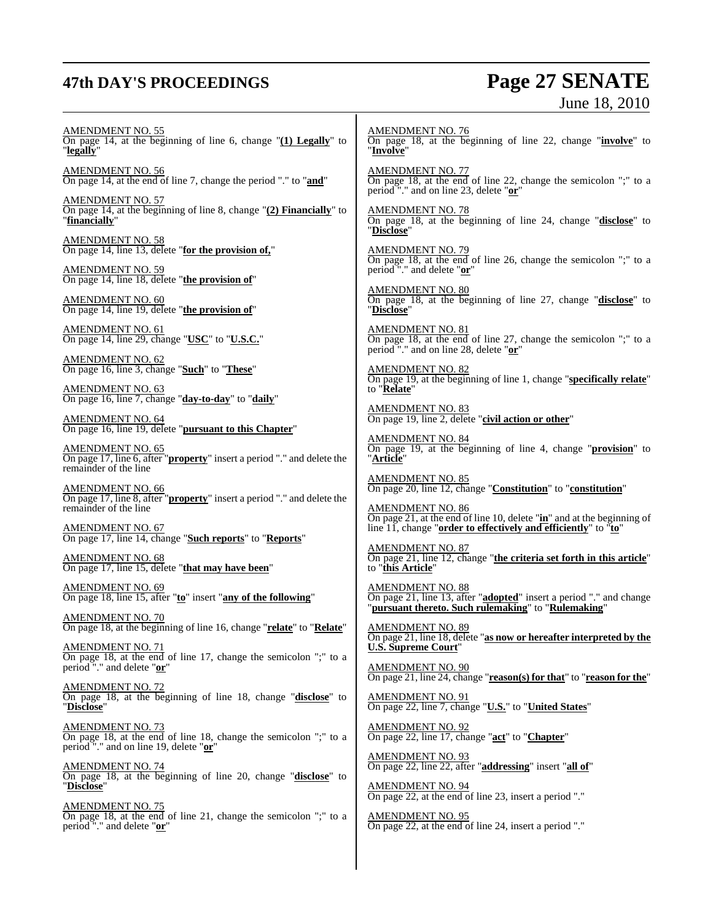AMENDMENT NO. 55
On page 14, at the beginning of line 6, change "**(1) Legally**" to "**legally**"

AMENDMENT NO. 56
On page 14, at the end of line 7, change the period "." to "**and**"

AMENDMENT NO. 57
On page 14, at the beginning of line 8, change "**(2) Financially**" to "**financially**"

AMENDMENT NO. 58
On page 14, line 13, delete "**for the provision of,**"

AMENDMENT NO. 59
On page 14, line 18, delete "**the provision of**"

AMENDMENT NO. 60
On page 14, line 19, delete "**the provision of**"

AMENDMENT NO. 61
On page 14, line 29, change "**USC**" to "**U.S.C.**"

AMENDMENT NO. 62
On page 16, line 3, change "**Such**" to "**These**"

AMENDMENT NO. 63
On page 16, line 7, change "**day-to-day**" to "**daily**"

AMENDMENT NO. 64
On page 16, line 19, delete "**pursuant to this Chapter**"

AMENDMENT NO. 65
On page 17, line 6, after "**property**" insert a period "." and delete the remainder of the line

AMENDMENT NO. 66
On page 17, line 8, after "**property**" insert a period "." and delete the remainder of the line

AMENDMENT NO. 67
On page 17, line 14, change "**Such reports**" to "**Reports**"

AMENDMENT NO. 68
On page 17, line 15, delete "**that may have been**"

AMENDMENT NO. 69
On page 18, line 15, after "**to**" insert "**any of the following**"

AMENDMENT NO. 70
On page 18, at the beginning of line 16, change "**relate**" to "**Relate**"

AMENDMENT NO. 71
On page 18, at the end of line 17, change the semicolon ";" to a period "." and delete "**or**"

AMENDMENT NO. 72
On page 18, at the beginning of line 18, change "**disclose**" to "**Disclose**"

AMENDMENT NO. 73
On page 18, at the end of line 18, change the semicolon ";" to a period "." and on line 19, delete "**or**"

AMENDMENT NO. 74
On page 18, at the beginning of line 20, change "**disclose**" to "**Disclose**"

AMENDMENT NO. 75
On page 18, at the end of line 21, change the semicolon ";" to a period "." and delete "**or**"

AMENDMENT NO. 76
On page 18, at the beginning of line 22, change "**involve**" to "**Involve**"

AMENDMENT NO. 77
On page 18, at the end of line 22, change the semicolon ";" to a period "." and on line 23, delete "**or**"

AMENDMENT NO. 78
On page 18, at the beginning of line 24, change "**disclose**" to "**Disclose**"

AMENDMENT NO. 79
On page 18, at the end of line 26, change the semicolon ";" to a period "." and delete "**or**"

AMENDMENT NO. 80
On page 18, at the beginning of line 27, change "**disclose**" to "**Disclose**"

AMENDMENT NO. 81
On page 18, at the end of line 27, change the semicolon ";" to a period "." and on line 28, delete "**or**"

AMENDMENT NO. 82
On page 19, at the beginning of line 1, change "**specifically relate**" to "**Relate**"

AMENDMENT NO. 83
On page 19, line 2, delete "**civil action or other**"

AMENDMENT NO. 84
On page 19, at the beginning of line 4, change "**provision**" to "**Article**"

AMENDMENT NO. 85
On page 20, line 12, change "**Constitution**" to "**constitution**"

AMENDMENT NO. 86
On page 21, at the end of line 10, delete "**in**" and at the beginning of line 11, change "**order to effectively and efficiently**" to "**to**"

AMENDMENT NO. 87
On page 21, line 12, change "**the criteria set forth in this article**" to "**this Article**"

AMENDMENT NO. 88
On page 21, line 13, after "**adopted**" insert a period "." and change "**pursuant thereto. Such rulemaking**" to "**Rulemaking**"

AMENDMENT NO. 89
On page 21, line 18, delete "**as now or hereafter interpreted by the U.S. Supreme Court**"

AMENDMENT NO. 90
On page 21, line 24, change "**reason(s) for that**" to "**reason for the**"

AMENDMENT NO. 91
On page 22, line 7, change "**U.S.**" to "**United States**"

AMENDMENT NO. 92
On page 22, line 17, change "**act**" to "**Chapter**"

AMENDMENT NO. 93
On page 22, line 22, after "**addressing**" insert "**all of**"

AMENDMENT NO. 94
On page 22, at the end of line 23, insert a period "."

AMENDMENT NO. 95
On page 22, at the end of line 24, insert a period "."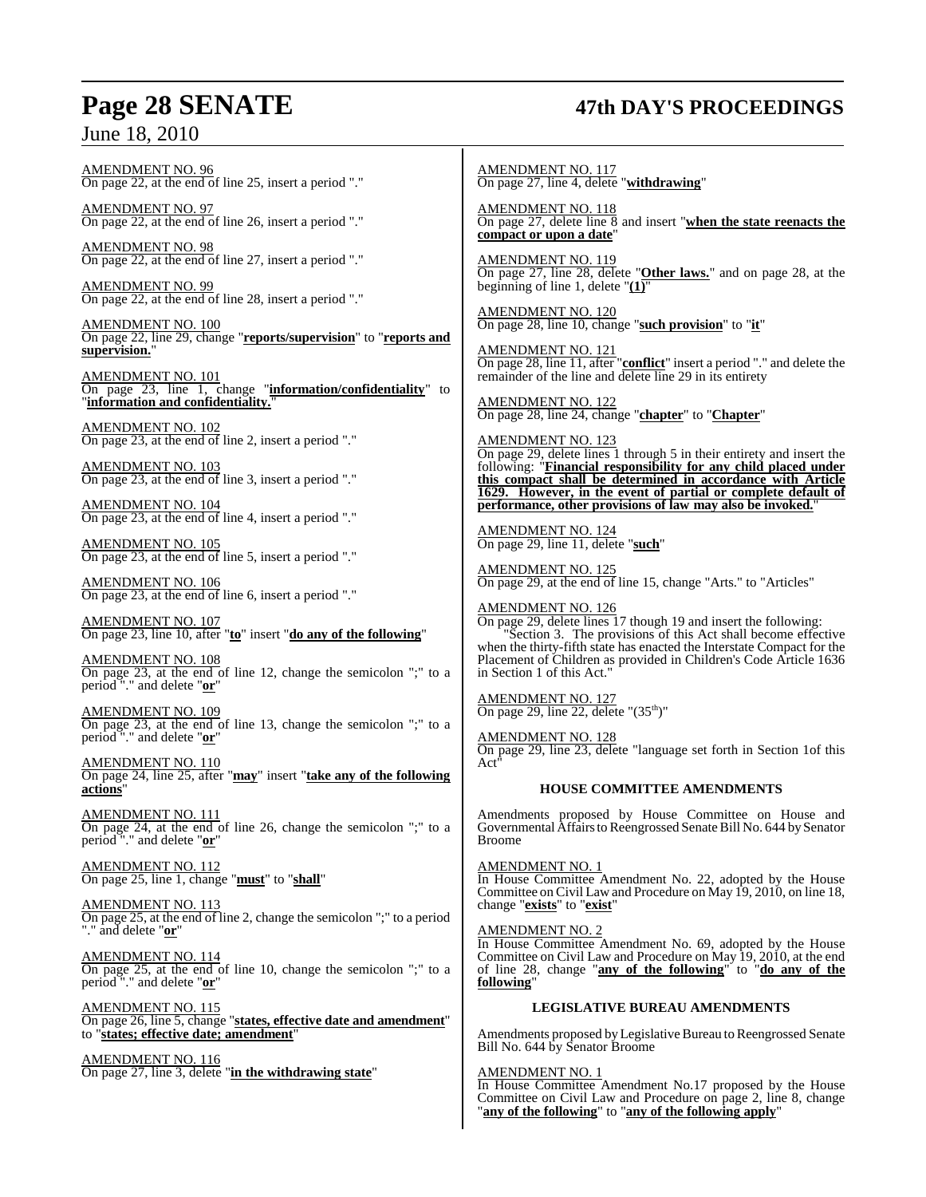AMENDMENT NO. 96
On page 22, at the end of line 25, insert a period "."

AMENDMENT NO. 97
On page 22, at the end of line 26, insert a period "."

AMENDMENT NO. 98
On page 22, at the end of line 27, insert a period "."

AMENDMENT NO. 99
On page 22, at the end of line 28, insert a period "."

AMENDMENT NO. 100
On page 22, line 29, change "**reports/supervision**" to "**reports and supervision.**"

AMENDMENT NO. 101
On page 23, line 1, change "**information/confidentiality**" to "**information and confidentiality.**"

AMENDMENT NO. 102
On page 23, at the end of line 2, insert a period "."

AMENDMENT NO. 103
On page 23, at the end of line 3, insert a period "."

AMENDMENT NO. 104
On page 23, at the end of line 4, insert a period "."

AMENDMENT NO. 105
On page 23, at the end of line 5, insert a period "."

AMENDMENT NO. 106
On page 23, at the end of line 6, insert a period "."

AMENDMENT NO. 107
On page 23, line 10, after "**to**" insert "**do any of the following**"

AMENDMENT NO. 108
On page 23, at the end of line 12, change the semicolon ";" to a period "." and delete "**or**"

AMENDMENT NO. 109
On page 23, at the end of line 13, change the semicolon ";" to a period "." and delete "**or**"

AMENDMENT NO. 110
On page 24, line 25, after "**may**" insert "**take any of the following actions**"

AMENDMENT NO. 111
On page 24, at the end of line 26, change the semicolon ";" to a period "." and delete "**or**"

AMENDMENT NO. 112
On page 25, line 1, change "**must**" to "**shall**"

AMENDMENT NO. 113
On page 25, at the end of line 2, change the semicolon ";" to a period "." and delete "**or**"

AMENDMENT NO. 114
On page 25, at the end of line 10, change the semicolon ";" to a period "." and delete "**or**"

AMENDMENT NO. 115
On page 26, line 5, change "**states, effective date and amendment**" to "**states; effective date; amendment**"

AMENDMENT NO. 116
On page 27, line 3, delete "**in the withdrawing state**"

AMENDMENT NO. 117
On page 27, line 4, delete "**withdrawing**"

AMENDMENT NO. 118
On page 27, delete line 8 and insert "**when the state reenacts the compact or upon a date**"

AMENDMENT NO. 119
On page 27, line 28, delete "**Other laws.**" and on page 28, at the beginning of line 1, delete "**(1)**"

AMENDMENT NO. 120
On page 28, line 10, change "**such provision**" to "**it**"

AMENDMENT NO. 121
On page 28, line 11, after "**conflict**" insert a period "." and delete the remainder of the line and delete line 29 in its entirety

AMENDMENT NO. 122
On page 28, line 24, change "**chapter**" to "**Chapter**"

AMENDMENT NO. 123
On page 29, delete lines 1 through 5 in their entirety and insert the following: "**Financial responsibility for any child placed under this compact shall be determined in accordance with Article 1629. However, in the event of partial or complete default of performance, other provisions of law may also be invoked.**"

AMENDMENT NO. 124
On page 29, line 11, delete "**such**"

AMENDMENT NO. 125
On page 29, at the end of line 15, change "Arts." to "Articles"

AMENDMENT NO. 126
On page 29, delete lines 17 though 19 and insert the following:
"Section 3. The provisions of this Act shall become effective when the thirty-fifth state has enacted the Interstate Compact for the Placement of Children as provided in Children's Code Article 1636 in Section 1 of this Act."

AMENDMENT NO. 127
On page 29, line 22, delete "(35th)"

AMENDMENT NO. 128
On page 29, line 23, delete "language set forth in Section 1of this Act"

**HOUSE COMMITTEE AMENDMENTS**

Amendments proposed by House Committee on House and Governmental Affairs to Reengrossed Senate Bill No. 644 by Senator Broome

AMENDMENT NO. 1
In House Committee Amendment No. 22, adopted by the House Committee on Civil Law and Procedure on May 19, 2010, on line 18, change "**exists**" to "**exist**"

AMENDMENT NO. 2
In House Committee Amendment No. 69, adopted by the House Committee on Civil Law and Procedure on May 19, 2010, at the end of line 28, change "**any of the following**" to "**do any of the following**"

**LEGISLATIVE BUREAU AMENDMENTS**

Amendments proposed by Legislative Bureau to Reengrossed Senate Bill No. 644 by Senator Broome

AMENDMENT NO. 1
In House Committee Amendment No.17 proposed by the House Committee on Civil Law and Procedure on page 2, line 8, change "**any of the following**" to "**any of the following apply**"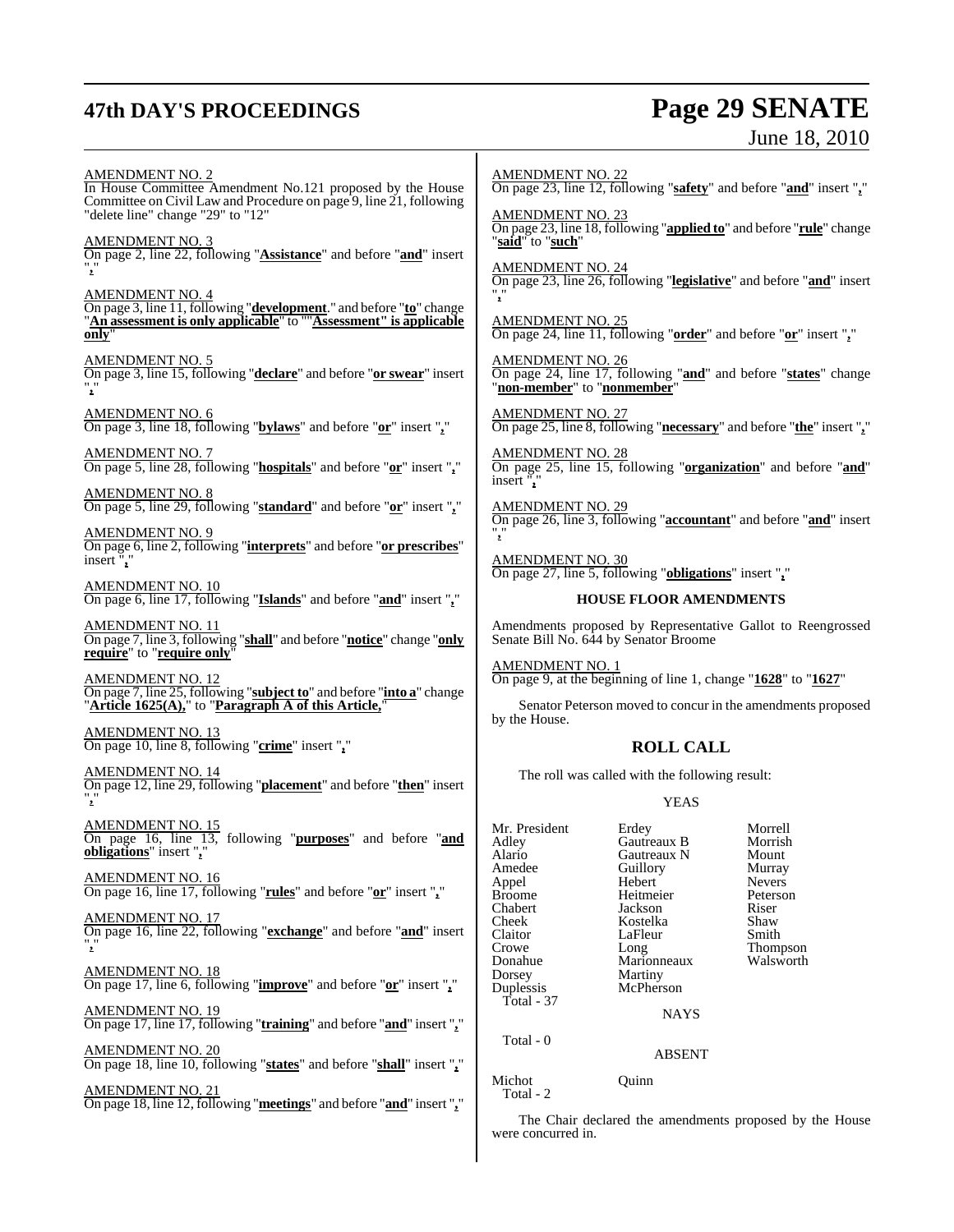AMENDMENT NO. 2
In House Committee Amendment No.121 proposed by the House Committee on Civil Law and Procedure on page 9, line 21, following "delete line" change "29" to "12"

AMENDMENT NO. 3
On page 2, line 22, following "**Assistance**" and before "**and**" insert "**,**"

AMENDMENT NO. 4
On page 3, line 11, following "**development**." and before "**to**" change "**An assessment is only applicable**" to ""**Assessment" is applicable only**"

AMENDMENT NO. 5
On page 3, line 15, following "**declare**" and before "**or swear**" insert "**,**"

AMENDMENT NO. 6
On page 3, line 18, following "**bylaws**" and before "**or**" insert "**,**"

AMENDMENT NO. 7
On page 5, line 28, following "**hospitals**" and before "**or**" insert "**,**"

AMENDMENT NO. 8
On page 5, line 29, following "**standard**" and before "**or**" insert "**,**"

AMENDMENT NO. 9
On page 6, line 2, following "**interprets**" and before "**or prescribes**" insert "**,**"

AMENDMENT NO. 10
On page 6, line 17, following "**Islands**" and before "**and**" insert "**,**"

AMENDMENT NO. 11
On page 7, line 3, following "**shall**" and before "**notice**" change "**only require**" to "**require only**"

AMENDMENT NO. 12
On page 7, line 25, following "**subject to**" and before "**into a**" change "**Article 1625(A),**" to "**Paragraph A of this Article,**"

AMENDMENT NO. 13
On page 10, line 8, following "**crime**" insert "**,**"

AMENDMENT NO. 14
On page 12, line 29, following "**placement**" and before "**then**" insert "**,**"

AMENDMENT NO. 15
On page 16, line 13, following "**purposes**" and before "**and obligations**" insert "**,**"

AMENDMENT NO. 16
On page 16, line 17, following "**rules**" and before "**or**" insert "**,**"

AMENDMENT NO. 17
On page 16, line 22, following "**exchange**" and before "**and**" insert "**,**"

AMENDMENT NO. 18
On page 17, line 6, following "**improve**" and before "**or**" insert "**,**"

AMENDMENT NO. 19
On page 17, line 17, following "**training**" and before "**and**" insert "**,**"

AMENDMENT NO. 20
On page 18, line 10, following "**states**" and before "**shall**" insert "**,**"

AMENDMENT NO. 21
On page 18, line 12, following "**meetings**" and before "**and**" insert "**,**"

AMENDMENT NO. 22
On page 23, line 12, following "**safety**" and before "**and**" insert "**,**"

AMENDMENT NO. 23
On page 23, line 18, following "**applied to**" and before "**rule**" change "**said**" to "**such**"

AMENDMENT NO. 24
On page 23, line 26, following "**legislative**" and before "**and**" insert "**,**"

AMENDMENT NO. 25
On page 24, line 11, following "**order**" and before "**or**" insert "**,**"

AMENDMENT NO. 26
On page 24, line 17, following "**and**" and before "**states**" change "**non-member**" to "**nonmember**"

AMENDMENT NO. 27
On page 25, line 8, following "**necessary**" and before "**the**" insert "**,**"

AMENDMENT NO. 28
On page 25, line 15, following "**organization**" and before "**and**" insert "**,**"

AMENDMENT NO. 29
On page 26, line 3, following "**accountant**" and before "**and**" insert "**,**"

AMENDMENT NO. 30
On page 27, line 5, following "**obligations**" insert "**,**"

### HOUSE FLOOR AMENDMENTS

Amendments proposed by Representative Gallot to Reengrossed Senate Bill No. 644 by Senator Broome

AMENDMENT NO. 1
On page 9, at the beginning of line 1, change "**1628**" to "**1627**"

Senator Peterson moved to concur in the amendments proposed by the House.

## ROLL CALL

The roll was called with the following result:

YEAS

| | | |
|---|---|---|
| Mr. President | Erdey | Morrell |
| Adley | Gautreaux B | Morrish |
| Alario | Gautreaux N | Mount |
| Amedee | Guillory | Murray |
| Appel | Hebert | Nevers |
| Broome | Heitmeier | Peterson |
| Chabert | Jackson | Riser |
| Cheek | Kostelka | Shaw |
| Claitor | LaFleur | Smith |
| Crowe | Long | Thompson |
| Donahue | Marionneaux | Walsworth |
| Dorsey | Martiny | |
| Duplessis | McPherson | |

Total - 37

NAYS

Total - 0

ABSENT

Michot Quinn

Total - 2

The Chair declared the amendments proposed by the House were concurred in.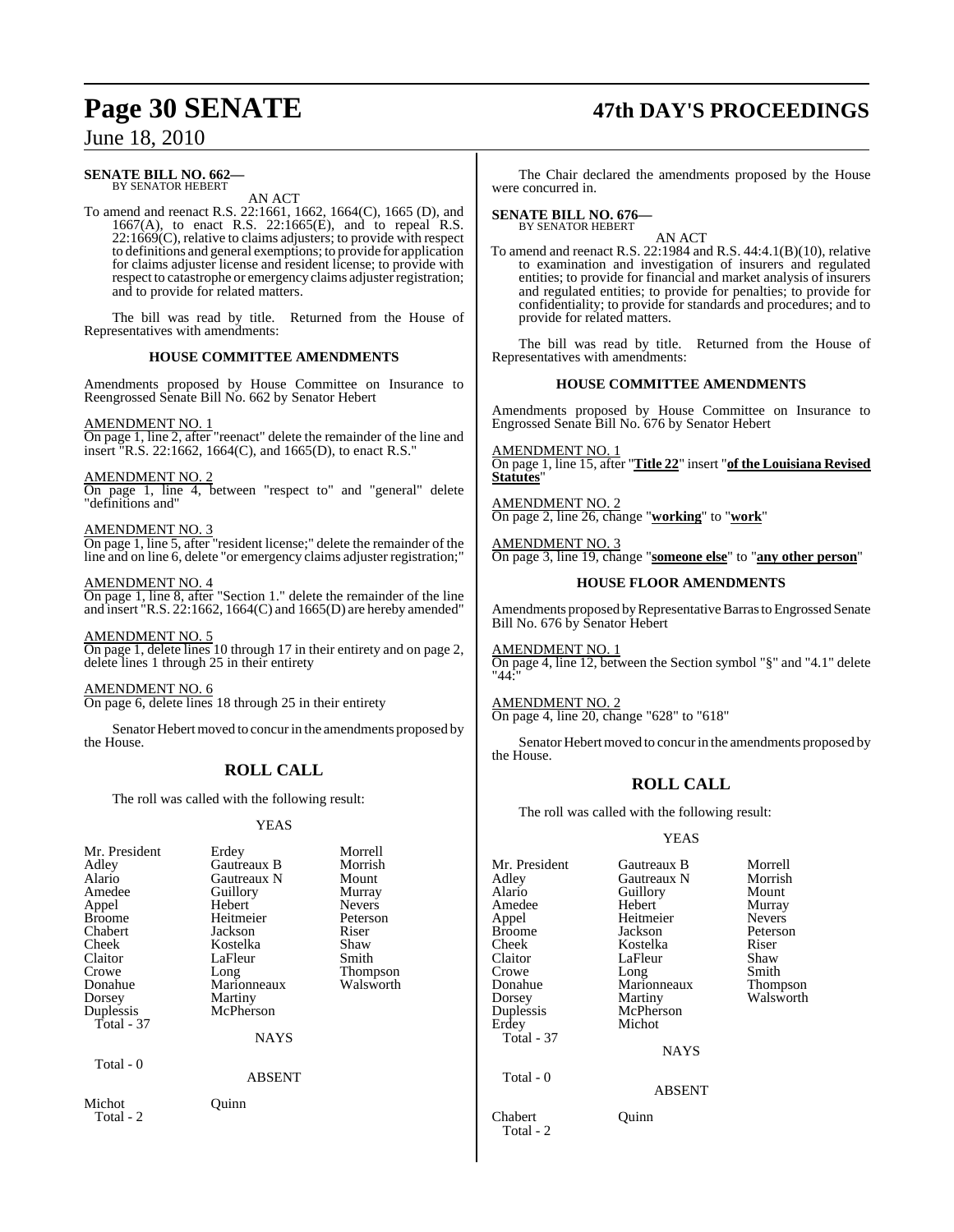**SENATE BILL NO. 662—**
BY SENATOR HEBERT

AN ACT

To amend and reenact R.S. 22:1661, 1662, 1664(C), 1665 (D), and 1667(A), to enact R.S. 22:1665(E), and to repeal R.S. 22:1669(C), relative to claims adjusters; to provide with respect to definitions and general exemptions; to provide for application for claims adjuster license and resident license; to provide with respect to catastrophe or emergency claims adjuster registration; and to provide for related matters.

The bill was read by title. Returned from the House of Representatives with amendments:

**HOUSE COMMITTEE AMENDMENTS**

Amendments proposed by House Committee on Insurance to Reengrossed Senate Bill No. 662 by Senator Hebert

AMENDMENT NO. 1
On page 1, line 2, after "reenact" delete the remainder of the line and insert "R.S. 22:1662, 1664(C), and 1665(D), to enact R.S."

AMENDMENT NO. 2
On page 1, line 4, between "respect to" and "general" delete "definitions and"

AMENDMENT NO. 3
On page 1, line 5, after "resident license;" delete the remainder of the line and on line 6, delete "or emergency claims adjuster registration;"

AMENDMENT NO. 4
On page 1, line 8, after "Section 1." delete the remainder of the line and insert "R.S. 22:1662, 1664(C) and 1665(D) are hereby amended"

AMENDMENT NO. 5
On page 1, delete lines 10 through 17 in their entirety and on page 2, delete lines 1 through 25 in their entirety

AMENDMENT NO. 6
On page 6, delete lines 18 through 25 in their entirety

Senator Hebert moved to concur in the amendments proposed by the House.

## ROLL CALL

The roll was called with the following result:

YEAS

| | | |
|---|---|---|
| Mr. President | Erdey | Morrell |
| Adley | Gautreaux B | Morrish |
| Alario | Gautreaux N | Mount |
| Amedee | Guillory | Murray |
| Appel | Hebert | Nevers |
| Broome | Heitmeier | Peterson |
| Chabert | Jackson | Riser |
| Cheek | Kostelka | Shaw |
| Claitor | LaFleur | Smith |
| Crowe | Long | Thompson |
| Donahue | Marionneaux | Walsworth |
| Dorsey | Martiny | |
| Duplessis | McPherson | |

Total - 37

NAYS

Total - 0

ABSENT

Michot Quinn
Total - 2

The Chair declared the amendments proposed by the House were concurred in.

**SENATE BILL NO. 676—**
BY SENATOR HEBERT

AN ACT

To amend and reenact R.S. 22:1984 and R.S. 44:4.1(B)(10), relative to examination and investigation of insurers and regulated entities; to provide for financial and market analysis of insurers and regulated entities; to provide for penalties; to provide for confidentiality; to provide for standards and procedures; and to provide for related matters.

The bill was read by title. Returned from the House of Representatives with amendments:

**HOUSE COMMITTEE AMENDMENTS**

Amendments proposed by House Committee on Insurance to Engrossed Senate Bill No. 676 by Senator Hebert

AMENDMENT NO. 1
On page 1, line 15, after "**Title 22**" insert "**of the Louisiana Revised Statutes**"

AMENDMENT NO. 2
On page 2, line 26, change "**working**" to "**work**"

AMENDMENT NO. 3
On page 3, line 19, change "**someone else**" to "**any other person**"

**HOUSE FLOOR AMENDMENTS**

Amendments proposed by Representative Barras to Engrossed Senate Bill No. 676 by Senator Hebert

AMENDMENT NO. 1
On page 4, line 12, between the Section symbol "§" and "4.1" delete "44:"

AMENDMENT NO. 2
On page 4, line 20, change "628" to "618"

Senator Hebert moved to concur in the amendments proposed by the House.

## ROLL CALL

The roll was called with the following result:

YEAS

| | | |
|---|---|---|
| Mr. President | Gautreaux B | Morrell |
| Adley | Gautreaux N | Morrish |
| Alario | Guillory | Mount |
| Amedee | Hebert | Murray |
| Appel | Heitmeier | Nevers |
| Broome | Jackson | Peterson |
| Cheek | Kostelka | Riser |
| Claitor | LaFleur | Shaw |
| Crowe | Long | Smith |
| Donahue | Marionneaux | Thompson |
| Dorsey | Martiny | Walsworth |
| Duplessis | McPherson | |
| Erdey | Michot | |

Total - 37

NAYS

Total - 0

ABSENT

Chabert Quinn
Total - 2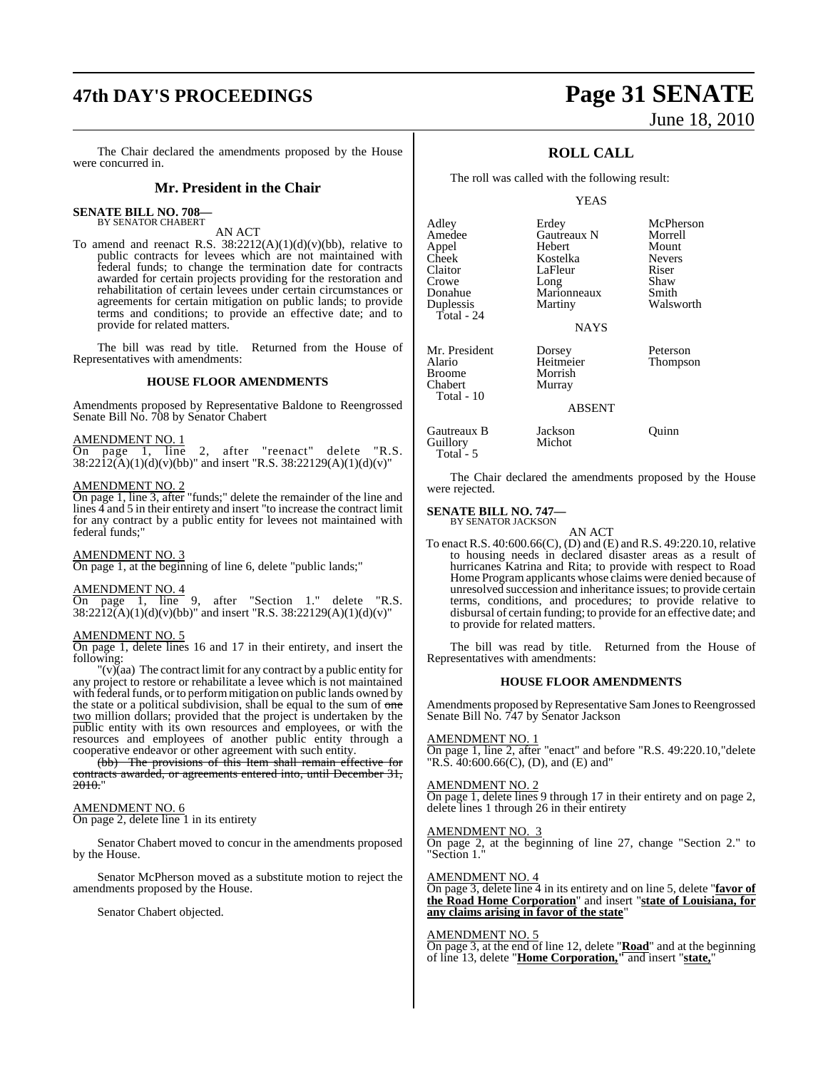The Chair declared the amendments proposed by the House were concurred in.

## Mr. President in the Chair

**SENATE BILL NO. 708—**
BY SENATOR CHABERT

AN ACT

To amend and reenact R.S. 38:2212(A)(1)(d)(v)(bb), relative to public contracts for levees which are not maintained with federal funds; to change the termination date for contracts awarded for certain projects providing for the restoration and rehabilitation of certain levees under certain circumstances or agreements for certain mitigation on public lands; to provide terms and conditions; to provide an effective date; and to provide for related matters.

The bill was read by title. Returned from the House of Representatives with amendments:

### HOUSE FLOOR AMENDMENTS

Amendments proposed by Representative Baldone to Reengrossed Senate Bill No. 708 by Senator Chabert

AMENDMENT NO. 1
On page 1, line 2, after "reenact" delete "R.S. 38:2212(A)(1)(d)(v)(bb)" and insert "R.S. 38:22129(A)(1)(d)(v)"

AMENDMENT NO. 2
On page 1, line 3, after "funds;" delete the remainder of the line and lines 4 and 5 in their entirety and insert "to increase the contract limit for any contract by a public entity for levees not maintained with federal funds;"

AMENDMENT NO. 3
On page 1, at the beginning of line 6, delete "public lands;"

AMENDMENT NO. 4
On page 1, line 9, after "Section 1." delete "R.S. 38:2212(A)(1)(d)(v)(bb)" and insert "R.S. 38:22129(A)(1)(d)(v)"

AMENDMENT NO. 5
On page 1, delete lines 16 and 17 in their entirety, and insert the following:

"(v)(aa) The contract limit for any contract by a public entity for any project to restore or rehabilitate a levee which is not maintained with federal funds, or to perform mitigation on public lands owned by the state or a political subdivision, shall be equal to the sum of ~~one~~ two million dollars; provided that the project is undertaken by the public entity with its own resources and employees, or with the resources and employees of another public entity through a cooperative endeavor or other agreement with such entity.

~~(bb) The provisions of this Item shall remain effective for contracts awarded, or agreements entered into, until December 31, 2010.~~"

AMENDMENT NO. 6
On page 2, delete line 1 in its entirety

Senator Chabert moved to concur in the amendments proposed by the House.

Senator McPherson moved as a substitute motion to reject the amendments proposed by the House.

Senator Chabert objected.

## ROLL CALL

The roll was called with the following result:

YEAS

| | | |
|---|---|---|
| Adley | Erdey | McPherson |
| Amedee | Gautreaux N | Morrell |
| Appel | Hebert | Mount |
| Cheek | Kostelka | Nevers |
| Claitor | LaFleur | Riser |
| Crowe | Long | Shaw |
| Donahue | Marionneaux | Smith |
| Duplessis | Martiny | Walsworth |

Total - 24

NAYS

| | | |
|---|---|---|
| Mr. President | Dorsey | Peterson |
| Alario | Heitmeier | Thompson |
| Broome | Morrish | |
| Chabert | Murray | |

Total - 10

ABSENT

| | | |
|---|---|---|
| Gautreaux B | Jackson | Quinn |
| Guillory | Michot | |

Total - 5

The Chair declared the amendments proposed by the House were rejected.

**SENATE BILL NO. 747—**
BY SENATOR JACKSON

AN ACT

To enact R.S. 40:600.66(C), (D) and (E) and R.S. 49:220.10, relative to housing needs in declared disaster areas as a result of hurricanes Katrina and Rita; to provide with respect to Road Home Program applicants whose claims were denied because of unresolved succession and inheritance issues; to provide certain terms, conditions, and procedures; to provide relative to disbursal of certain funding; to provide for an effective date; and to provide for related matters.

The bill was read by title. Returned from the House of Representatives with amendments:

### HOUSE FLOOR AMENDMENTS

Amendments proposed by Representative Sam Jones to Reengrossed Senate Bill No. 747 by Senator Jackson

AMENDMENT NO. 1
On page 1, line 2, after "enact" and before "R.S. 49:220.10," delete "R.S. 40:600.66(C), (D), and (E) and"

AMENDMENT NO. 2
On page 1, delete lines 9 through 17 in their entirety and on page 2, delete lines 1 through 26 in their entirety

AMENDMENT NO. 3
On page 2, at the beginning of line 27, change "Section 2." to "Section 1."

AMENDMENT NO. 4
On page 3, delete line 4 in its entirety and on line 5, delete "**favor of the Road Home Corporation**" and insert "**state of Louisiana, for any claims arising in favor of the state**"

AMENDMENT NO. 5
On page 3, at the end of line 12, delete "**Road**" and at the beginning of line 13, delete "**Home Corporation,**" and insert "**state,**"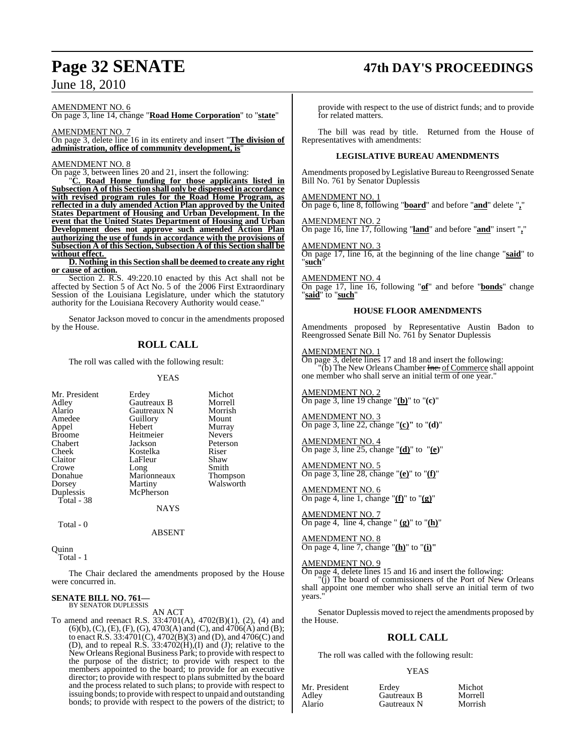AMENDMENT NO. 6

On page 3, line 14, change "**Road Home Corporation**" to "**state**"

AMENDMENT NO. 7

On page 3, delete line 16 in its entirety and insert "**The division of administration, office of community development, is**"

AMENDMENT NO. 8

On page 3, between lines 20 and 21, insert the following:

"**C. Road Home funding for those applicants listed in Subsection A of this Section shall only be dispensed in accordance with revised program rules for the Road Home Program, as reflected in a duly amended Action Plan approved by the United States Department of Housing and Urban Development. In the event that the United States Department of Housing and Urban Development does not approve such amended Action Plan authorizing the use of funds in accordance with the provisions of Subsection A of this Section, Subsection A of this Section shall be without effect.**

**D. Nothing in this Section shall be deemed to create any right or cause of action.**

Section 2. R.S. 49:220.10 enacted by this Act shall not be affected by Section 5 of Act No. 5 of the 2006 First Extraordinary Session of the Louisiana Legislature, under which the statutory authority for the Louisiana Recovery Authority would cease."

Senator Jackson moved to concur in the amendments proposed by the House.

## ROLL CALL

The roll was called with the following result:

YEAS

| | | |
|---|---|---|
| Mr. President | Erdey | Michot |
| Adley | Gautreaux B | Morrell |
| Alario | Gautreaux N | Morrish |
| Amedee | Guillory | Mount |
| Appel | Hebert | Murray |
| Broome | Heitmeier | Nevers |
| Chabert | Jackson | Peterson |
| Cheek | Kostelka | Riser |
| Claitor | LaFleur | Shaw |
| Crowe | Long | Smith |
| Donahue | Marionneaux | Thompson |
| Dorsey | Martiny | Walsworth |
| Duplessis | McPherson | |

Total - 38

NAYS

Total - 0

ABSENT

Quinn

Total - 1

The Chair declared the amendments proposed by the House were concurred in.

**SENATE BILL NO. 761—**
BY SENATOR DUPLESSIS

AN ACT

To amend and reenact R.S. 33:4701(A), 4702(B)(1), (2), (4) and (6)(b), (C), (E), (F), (G), 4703(A) and (C), and 4706(A) and (B); to enact R.S. 33:4701(C), 4702(B)(3) and (D), and 4706(C) and (D), and to repeal R.S. 33:4702(H),(I) and (J); relative to the New Orleans Regional Business Park; to provide with respect to the purpose of the district; to provide with respect to the members appointed to the board; to provide for an executive director; to provide with respect to plans submitted by the board and the process related to such plans; to provide with respect to issuing bonds; to provide with respect to unpaid and outstanding bonds; to provide with respect to the powers of the district; to provide with respect to the use of district funds; and to provide for related matters.

The bill was read by title. Returned from the House of Representatives with amendments:

### LEGISLATIVE BUREAU AMENDMENTS

Amendments proposed by Legislative Bureau to Reengrossed Senate Bill No. 761 by Senator Duplessis

AMENDMENT NO. 1

On page 6, line 8, following "**board**" and before "**and**" delete "**,**"

AMENDMENT NO. 2

On page 16, line 17, following "**land**" and before "**and**" insert "**,**"

AMENDMENT NO. 3

On page 17, line 16, at the beginning of the line change "**said**" to "**such**"

AMENDMENT NO. 4

On page 17, line 16, following "**of**" and before "**bonds**" change "**said**" to "**such**"

### HOUSE FLOOR AMENDMENTS

Amendments proposed by Representative Austin Badon to Reengrossed Senate Bill No. 761 by Senator Duplessis

AMENDMENT NO. 1

On page 3, delete lines 17 and 18 and insert the following:

"(b) The New Orleans Chamber ~~Inc.~~ of Commerce shall appoint one member who shall serve an initial term of one year."

AMENDMENT NO. 2

On page 3, line 19 change "**(b)**" to "**(c)**"

AMENDMENT NO. 3

On page 3, line 22, change "**(c)**" to "**(d)**"

AMENDMENT NO. 4

On page 3, line 25, change "**(d)**" to "**(e)**"

AMENDMENT NO. 5

On page 3, line 28, change "**(e)**" to "**(f)**"

AMENDMENT NO. 6

On page 4, line 1, change "**(f)**" to "**(g)**"

AMENDMENT NO. 7

On page 4, line 4, change "**(g)**" to "**(h)**"

AMENDMENT NO. 8

On page 4, line 7, change "**(h)**" to "**(i)**"

AMENDMENT NO. 9

On page 4, delete lines 15 and 16 and insert the following:

"(j) The board of commissioners of the Port of New Orleans shall appoint one member who shall serve an initial term of two years."

Senator Duplessis moved to reject the amendments proposed by the House.

## ROLL CALL

The roll was called with the following result:

YEAS

| | | |
|---|---|---|
| Mr. President | Erdey | Michot |
| Adley | Gautreaux B | Morrell |
| Alario | Gautreaux N | Morrish |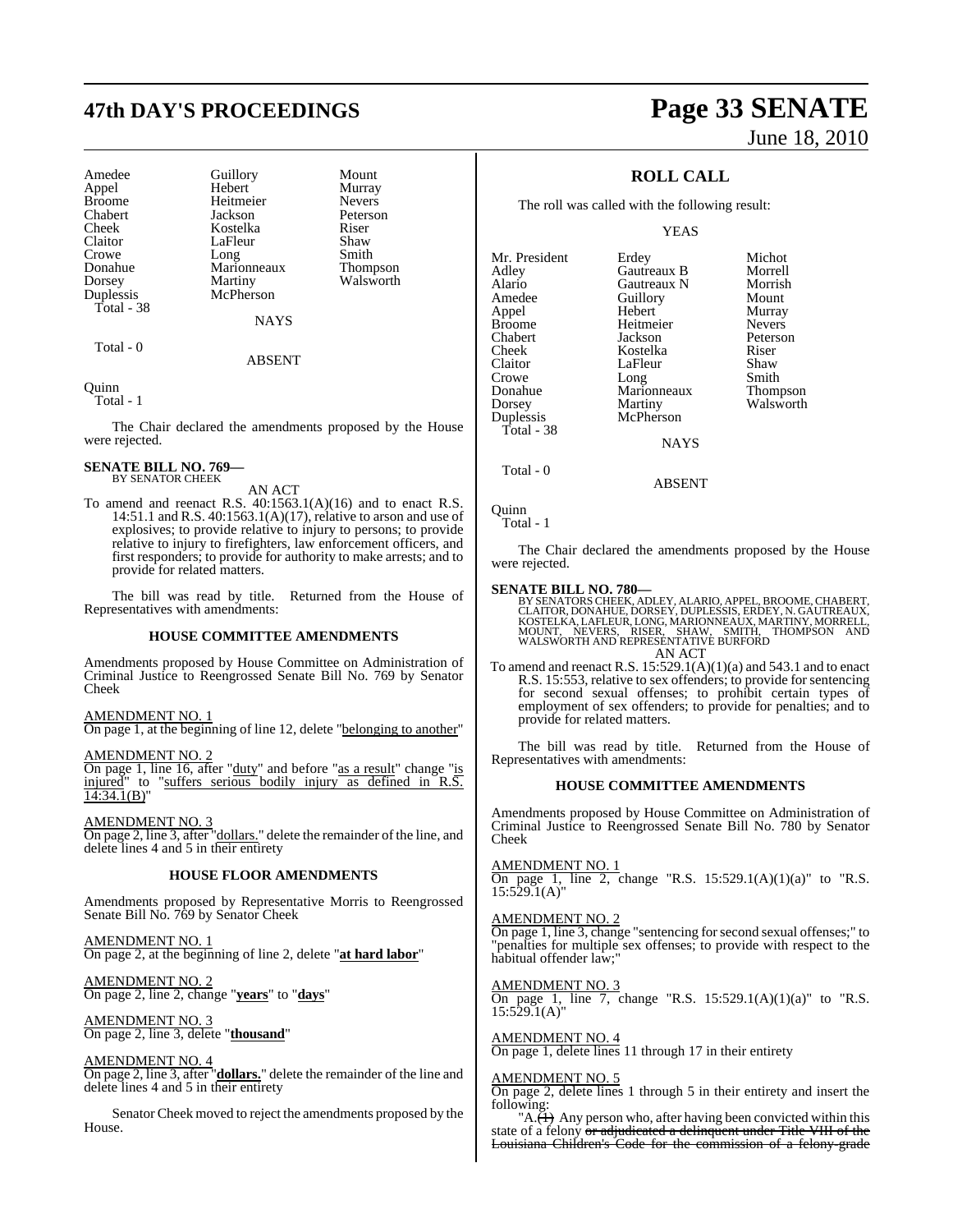| | | |
|---|---|---|
| Amedee | Guillory | Mount |
| Appel | Hebert | Murray |
| Broome | Heitmeier | Nevers |
| Chabert | Jackson | Peterson |
| Cheek | Kostelka | Riser |
| Claitor | LaFleur | Shaw |
| Crowe | Long | Smith |
| Donahue | Marionneaux | Thompson |
| Dorsey | Martiny | Walsworth |
| Duplessis | McPherson | |
| Total - 38 | | |

NAYS

Total - 0

ABSENT

Quinn
Total - 1

The Chair declared the amendments proposed by the House were rejected.

**SENATE BILL NO. 769—**
BY SENATOR CHEEK

AN ACT

To amend and reenact R.S. 40:1563.1(A)(16) and to enact R.S. 14:51.1 and R.S. 40:1563.1(A)(17), relative to arson and use of explosives; to provide relative to injury to persons; to provide relative to injury to firefighters, law enforcement officers, and first responders; to provide for authority to make arrests; and to provide for related matters.

The bill was read by title. Returned from the House of Representatives with amendments:

**HOUSE COMMITTEE AMENDMENTS**

Amendments proposed by House Committee on Administration of Criminal Justice to Reengrossed Senate Bill No. 769 by Senator Cheek

AMENDMENT NO. 1
On page 1, at the beginning of line 12, delete "belonging to another"

AMENDMENT NO. 2
On page 1, line 16, after "duty" and before "as a result" change "is injured" to "suffers serious bodily injury as defined in R.S. 14:34.1(B)"

AMENDMENT NO. 3
On page 2, line 3, after "dollars." delete the remainder of the line, and delete lines 4 and 5 in their entirety

**HOUSE FLOOR AMENDMENTS**

Amendments proposed by Representative Morris to Reengrossed Senate Bill No. 769 by Senator Cheek

AMENDMENT NO. 1
On page 2, at the beginning of line 2, delete "**at hard labor**"

AMENDMENT NO. 2
On page 2, line 2, change "**years**" to "**days**"

AMENDMENT NO. 3
On page 2, line 3, delete "**thousand**"

AMENDMENT NO. 4
On page 2, line 3, after "**dollars.**" delete the remainder of the line and delete lines 4 and 5 in their entirety

Senator Cheek moved to reject the amendments proposed by the House.

**ROLL CALL**

The roll was called with the following result:

YEAS

| | | |
|---|---|---|
| Mr. President | Erdey | Michot |
| Adley | Gautreaux B | Morrell |
| Alario | Gautreaux N | Morrish |
| Amedee | Guillory | Mount |
| Appel | Hebert | Murray |
| Broome | Heitmeier | Nevers |
| Chabert | Jackson | Peterson |
| Cheek | Kostelka | Riser |
| Claitor | LaFleur | Shaw |
| Crowe | Long | Smith |
| Donahue | Marionneaux | Thompson |
| Dorsey | Martiny | Walsworth |
| Duplessis | McPherson | |
| Total - 38 | | |

NAYS

Total - 0

ABSENT

Quinn
Total - 1

The Chair declared the amendments proposed by the House were rejected.

**SENATE BILL NO. 780—**
BY SENATORS CHEEK, ADLEY, ALARIO, APPEL, BROOME, CHABERT, CLAITOR, DONAHUE, DORSEY, DUPLESSIS, ERDEY, N. GAUTREAUX, KOSTELKA, LAFLEUR, LONG, MARIONNEAUX, MARTINY, MORRELL, MOUNT, NEVERS, RISER, SHAW, SMITH, THOMPSON AND WALSWORTH AND REPRESENTATIVE BURFORD

AN ACT

To amend and reenact R.S. 15:529.1(A)(1)(a) and 543.1 and to enact R.S. 15:553, relative to sex offenders; to provide for sentencing for second sexual offenses; to prohibit certain types of employment of sex offenders; to provide for penalties; and to provide for related matters.

The bill was read by title. Returned from the House of Representatives with amendments:

**HOUSE COMMITTEE AMENDMENTS**

Amendments proposed by House Committee on Administration of Criminal Justice to Reengrossed Senate Bill No. 780 by Senator Cheek

AMENDMENT NO. 1
On page 1, line 2, change "R.S. 15:529.1(A)(1)(a)" to "R.S. 15:529.1(A)"

AMENDMENT NO. 2
On page 1, line 3, change "sentencing for second sexual offenses;" to "penalties for multiple sex offenses; to provide with respect to the habitual offender law;"

AMENDMENT NO. 3
On page 1, line 7, change "R.S. 15:529.1(A)(1)(a)" to "R.S. 15:529.1(A)"

AMENDMENT NO. 4
On page 1, delete lines 11 through 17 in their entirety

AMENDMENT NO. 5
On page 2, delete lines 1 through 5 in their entirety and insert the following:

"A.~~(1)~~ Any person who, after having been convicted within this state of a felony ~~or adjudicated a delinquent under Title VIII of the Louisiana Children's Code for the commission of a felony-grade~~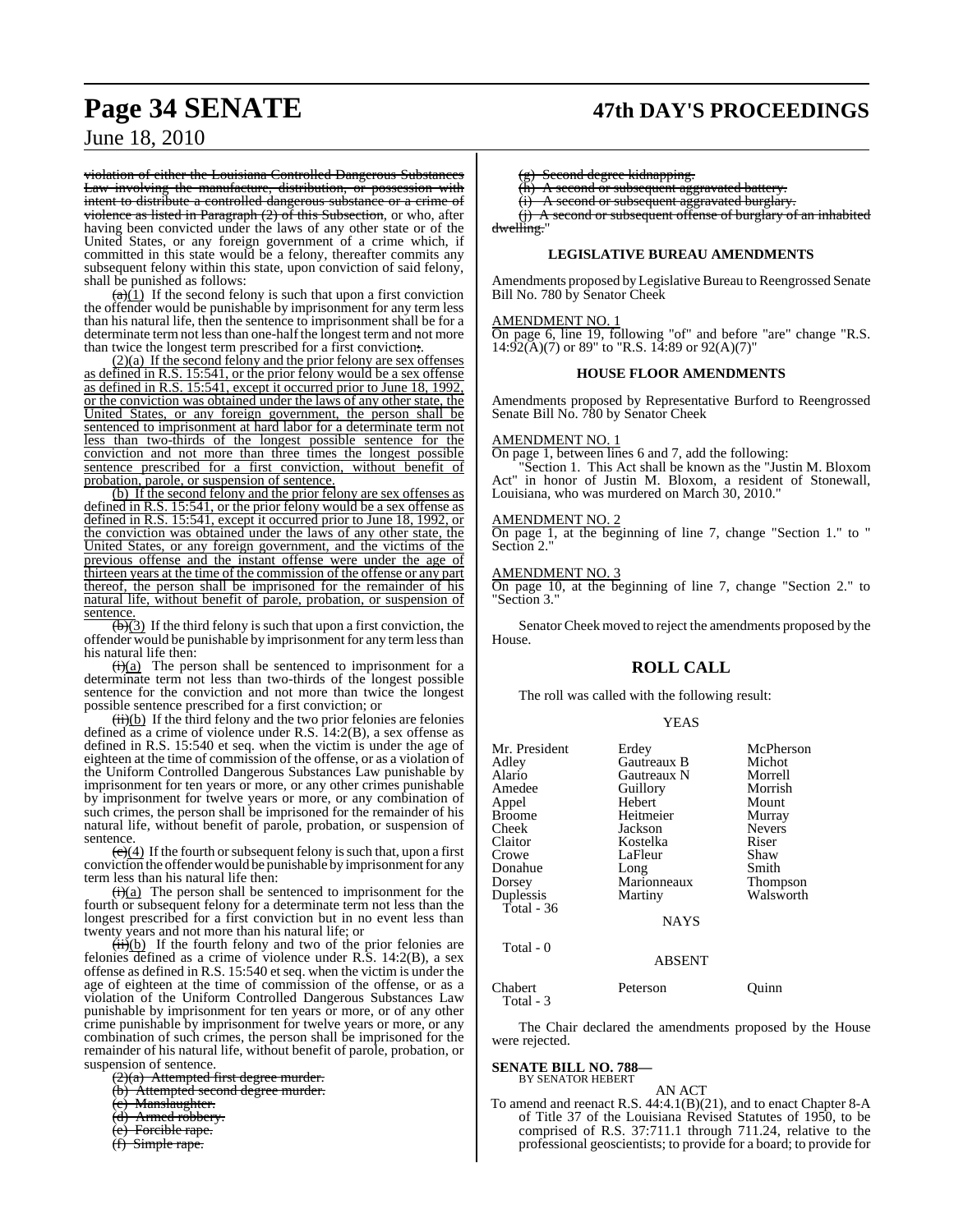violation of either the Louisiana Controlled Dangerous Substances Law involving the manufacture, distribution, or possession with intent to distribute a controlled dangerous substance or a crime of violence as listed in Paragraph (2) of this Subsection, or who, after having been convicted under the laws of any other state or of the United States, or any foreign government of a crime which, if committed in this state would be a felony, thereafter commits any subsequent felony within this state, upon conviction of said felony, shall be punished as follows:

~~(a)~~(1) If the second felony is such that upon a first conviction the offender would be punishable by imprisonment for any term less than his natural life, then the sentence to imprisonment shall be for a determinate term not less than one-half the longest term and not more than twice the longest term prescribed for a first conviction~~;~~.

(2)(a) If the second felony and the prior felony are sex offenses as defined in R.S. 15:541, or the prior felony would be a sex offense as defined in R.S. 15:541, except it occurred prior to June 18, 1992, or the conviction was obtained under the laws of any other state, the United States, or any foreign government, the person shall be sentenced to imprisonment at hard labor for a determinate term not less than two-thirds of the longest possible sentence for the conviction and not more than three times the longest possible sentence prescribed for a first conviction, without benefit of probation, parole, or suspension of sentence.

(b) If the second felony and the prior felony are sex offenses as defined in R.S. 15:541, or the prior felony would be a sex offense as defined in R.S. 15:541, except it occurred prior to June 18, 1992, or the conviction was obtained under the laws of any other state, the United States, or any foreign government, and the victims of the previous offense and the instant offense were under the age of thirteen years at the time of the commission of the offense or any part thereof, the person shall be imprisoned for the remainder of his natural life, without benefit of parole, probation, or suspension of sentence.

~~(b)~~(3) If the third felony is such that upon a first conviction, the offender would be punishable by imprisonment for any term less than his natural life then:

~~(i)~~(a) The person shall be sentenced to imprisonment for a determinate term not less than two-thirds of the longest possible sentence for the conviction and not more than twice the longest possible sentence prescribed for a first conviction; or

~~(ii)~~(b) If the third felony and the two prior felonies are felonies defined as a crime of violence under R.S. 14:2(B), a sex offense as defined in R.S. 15:540 et seq. when the victim is under the age of eighteen at the time of commission of the offense, or as a violation of the Uniform Controlled Dangerous Substances Law punishable by imprisonment for ten years or more, or any other crimes punishable by imprisonment for twelve years or more, or any combination of such crimes, the person shall be imprisoned for the remainder of his natural life, without benefit of parole, probation, or suspension of sentence.

~~(c)~~(4) If the fourth or subsequent felony is such that, upon a first conviction the offender would be punishable by imprisonment for any term less than his natural life then:

~~(i)~~(a) The person shall be sentenced to imprisonment for the fourth or subsequent felony for a determinate term not less than the longest prescribed for a first conviction but in no event less than twenty years and not more than his natural life; or

~~(ii)~~(b) If the fourth felony and two of the prior felonies are felonies defined as a crime of violence under R.S. 14:2(B), a sex offense as defined in R.S. 15:540 et seq. when the victim is under the age of eighteen at the time of commission of the offense, or as a violation of the Uniform Controlled Dangerous Substances Law punishable by imprisonment for ten years or more, or of any other crime punishable by imprisonment for twelve years or more, or any combination of such crimes, the person shall be imprisoned for the remainder of his natural life, without benefit of parole, probation, or suspension of sentence.

~~(2)(a) Attempted first degree murder.~~
~~(b) Attempted second degree murder.~~
~~(c) Manslaughter.~~
~~(d) Armed robbery.~~
~~(e) Forcible rape.~~
~~(f) Simple rape.~~
~~(g) Second degree kidnapping.~~
~~(h) A second or subsequent aggravated battery.~~
~~(i) A second or subsequent aggravated burglary.~~
~~(j) A second or subsequent offense of burglary of an inhabited dwelling.~~"

## LEGISLATIVE BUREAU AMENDMENTS

Amendments proposed by Legislative Bureau to Reengrossed Senate Bill No. 780 by Senator Cheek

AMENDMENT NO. 1
On page 6, line 19, following "of" and before "are" change "R.S. 14:92(A)(7) or 89" to "R.S. 14:89 or 92(A)(7)"

## HOUSE FLOOR AMENDMENTS

Amendments proposed by Representative Burford to Reengrossed Senate Bill No. 780 by Senator Cheek

AMENDMENT NO. 1
On page 1, between lines 6 and 7, add the following:

"Section 1. This Act shall be known as the "Justin M. Bloxom Act" in honor of Justin M. Bloxom, a resident of Stonewall, Louisiana, who was murdered on March 30, 2010."

AMENDMENT NO. 2
On page 1, at the beginning of line 7, change "Section 1." to " Section 2."

AMENDMENT NO. 3
On page 10, at the beginning of line 7, change "Section 2." to "Section 3."

Senator Cheek moved to reject the amendments proposed by the House.

## ROLL CALL

The roll was called with the following result:

YEAS

| | | |
|---|---|---|
| Mr. President | Erdey | McPherson |
| Adley | Gautreaux B | Michot |
| Alario | Gautreaux N | Morrell |
| Amedee | Guillory | Morrish |
| Appel | Hebert | Mount |
| Broome | Heitmeier | Murray |
| Cheek | Jackson | Nevers |
| Claitor | Kostelka | Riser |
| Crowe | LaFleur | Shaw |
| Donahue | Long | Smith |
| Dorsey | Marionneaux | Thompson |
| Duplessis | Martiny | Walsworth |

Total - 36

NAYS

Total - 0

ABSENT

| | | |
|---|---|---|
| Chabert | Peterson | Quinn |

Total - 3

The Chair declared the amendments proposed by the House were rejected.

**SENATE BILL NO. 788—**
BY SENATOR HEBERT

AN ACT

To amend and reenact R.S. 44:4.1(B)(21), and to enact Chapter 8-A of Title 37 of the Louisiana Revised Statutes of 1950, to be comprised of R.S. 37:711.1 through 711.24, relative to the professional geoscientists; to provide for a board; to provide for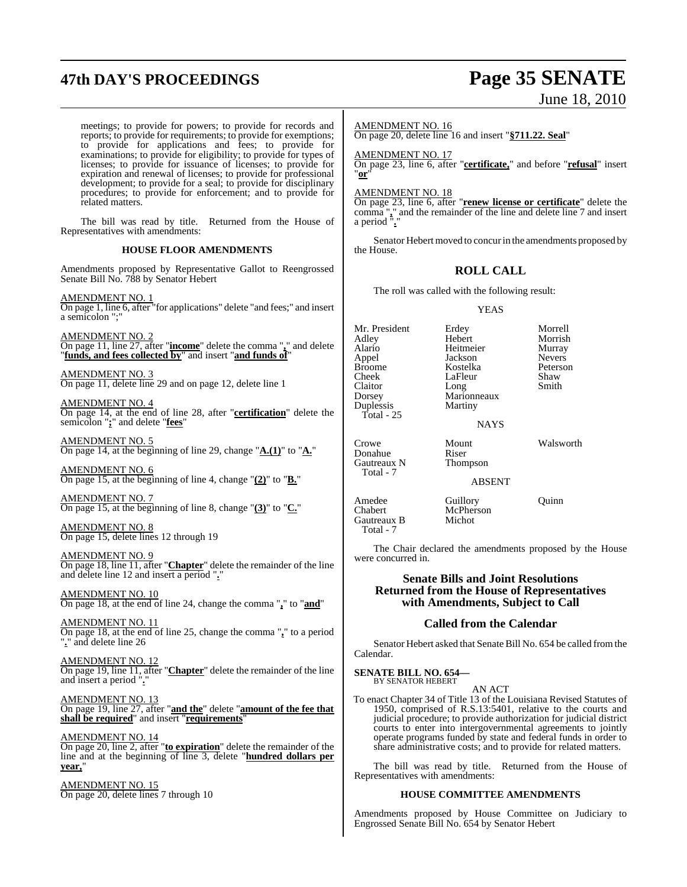meetings; to provide for powers; to provide for records and reports; to provide for requirements; to provide for exemptions; to provide for applications and fees; to provide for examinations; to provide for eligibility; to provide for types of licenses; to provide for issuance of licenses; to provide for expiration and renewal of licenses; to provide for professional development; to provide for a seal; to provide for disciplinary procedures; to provide for enforcement; and to provide for related matters.

The bill was read by title. Returned from the House of Representatives with amendments:

**HOUSE FLOOR AMENDMENTS**

Amendments proposed by Representative Gallot to Reengrossed Senate Bill No. 788 by Senator Hebert

AMENDMENT NO. 1
On page 1, line 6, after "for applications" delete "and fees;" and insert a semicolon ";"

AMENDMENT NO. 2
On page 11, line 27, after "**income**" delete the comma "**,**" and delete "**funds, and fees collected by**" and insert "**and funds of**"

AMENDMENT NO. 3
On page 11, delete line 29 and on page 12, delete line 1

AMENDMENT NO. 4
On page 14, at the end of line 28, after "**certification**" delete the semicolon "**;**" and delete "**fees**"

AMENDMENT NO. 5
On page 14, at the beginning of line 29, change "**A.(1)**" to "**A.**"

AMENDMENT NO. 6
On page 15, at the beginning of line 4, change "**(2)**" to "**B.**"

AMENDMENT NO. 7
On page 15, at the beginning of line 8, change "**(3)**" to "**C.**"

AMENDMENT NO. 8
On page 15, delete lines 12 through 19

AMENDMENT NO. 9
On page 18, line 11, after "**Chapter**" delete the remainder of the line and delete line 12 and insert a period "**.**"

AMENDMENT NO. 10
On page 18, at the end of line 24, change the comma "**,**" to "**and**"

AMENDMENT NO. 11
On page 18, at the end of line 25, change the comma "**,**" to a period "**.**" and delete line 26

AMENDMENT NO. 12
On page 19, line 11, after "**Chapter**" delete the remainder of the line and insert a period "**.**"

AMENDMENT NO. 13
On page 19, line 27, after "**and the**" delete "**amount of the fee that shall be required**" and insert "**requirements**"

AMENDMENT NO. 14
On page 20, line 2, after "**to expiration**" delete the remainder of the line and at the beginning of line 3, delete "**hundred dollars per year,**"

AMENDMENT NO. 15
On page 20, delete lines 7 through 10

AMENDMENT NO. 16
On page 20, delete line 16 and insert "**§711.22. Seal**"

AMENDMENT NO. 17
On page 23, line 6, after "**certificate,**" and before "**refusal**" insert "**or**"

AMENDMENT NO. 18
On page 23, line 6, after "**renew license or certificate**" delete the comma "**,**" and the remainder of the line and delete line 7 and insert a period "**.**"

Senator Hebert moved to concur in the amendments proposed by the House.

## ROLL CALL

The roll was called with the following result:

YEAS

| | | |
|---|---|---|
| Mr. President | Erdey | Morrell |
| Adley | Hebert | Morrish |
| Alario | Heitmeier | Murray |
| Appel | Jackson | Nevers |
| Broome | Kostelka | Peterson |
| Cheek | LaFleur | Shaw |
| Claitor | Long | Smith |
| Dorsey | Marionneaux | |
| Duplessis | Martiny | |
| Total - 25 | | |

NAYS

| | | |
|---|---|---|
| Crowe | Mount | Walsworth |
| Donahue | Riser | |
| Gautreaux N | Thompson | |
| Total - 7 | | |

ABSENT

| | | |
|---|---|---|
| Amedee | Guillory | Quinn |
| Chabert | McPherson | |
| Gautreaux B | Michot | |
| Total - 7 | | |

The Chair declared the amendments proposed by the House were concurred in.

## Senate Bills and Joint Resolutions Returned from the House of Representatives with Amendments, Subject to Call

## Called from the Calendar

Senator Hebert asked that Senate Bill No. 654 be called from the Calendar.

**SENATE BILL NO. 654—**
BY SENATOR HEBERT

AN ACT

To enact Chapter 34 of Title 13 of the Louisiana Revised Statutes of 1950, comprised of R.S.13:5401, relative to the courts and judicial procedure; to provide authorization for judicial district courts to enter into intergovernmental agreements to jointly operate programs funded by state and federal funds in order to share administrative costs; and to provide for related matters.

The bill was read by title. Returned from the House of Representatives with amendments:

**HOUSE COMMITTEE AMENDMENTS**

Amendments proposed by House Committee on Judiciary to Engrossed Senate Bill No. 654 by Senator Hebert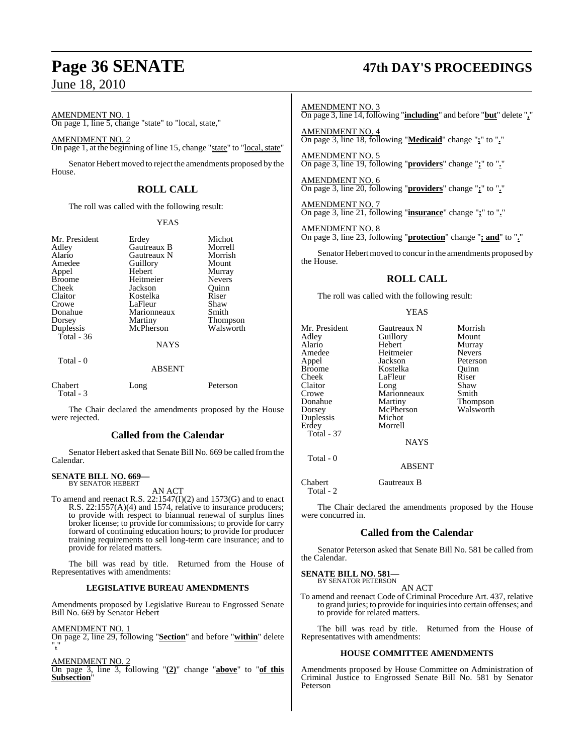AMENDMENT NO. 1
On page 1, line 5, change "state" to "local, state,"

AMENDMENT NO. 2
On page 1, at the beginning of line 15, change "state" to "local, state"

Senator Hebert moved to reject the amendments proposed by the House.

## ROLL CALL

The roll was called with the following result:

YEAS

| | | |
|---|---|---|
| Mr. President | Erdey | Michot |
| Adley | Gautreaux B | Morrell |
| Alario | Gautreaux N | Morrish |
| Amedee | Guillory | Mount |
| Appel | Hebert | Murray |
| Broome | Heitmeier | Nevers |
| Cheek | Jackson | Quinn |
| Claitor | Kostelka | Riser |
| Crowe | LaFleur | Shaw |
| Donahue | Marionneaux | Smith |
| Dorsey | Martiny | Thompson |
| Duplessis | McPherson | Walsworth |
| Total - 36 | | |

NAYS

Total - 0

ABSENT

| | | |
|---|---|---|
| Chabert | Long | Peterson |
| Total - 3 | | |

The Chair declared the amendments proposed by the House were rejected.

## Called from the Calendar

Senator Hebert asked that Senate Bill No. 669 be called from the Calendar.

**SENATE BILL NO. 669—**
BY SENATOR HEBERT

AN ACT

To amend and reenact R.S. 22:1547(I)(2) and 1573(G) and to enact R.S. 22:1557(A)(4) and 1574, relative to insurance producers; to provide with respect to biannual renewal of surplus lines broker license; to provide for commissions; to provide for carry forward of continuing education hours; to provide for producer training requirements to sell long-term care insurance; and to provide for related matters.

The bill was read by title. Returned from the House of Representatives with amendments:

### LEGISLATIVE BUREAU AMENDMENTS

Amendments proposed by Legislative Bureau to Engrossed Senate Bill No. 669 by Senator Hebert

AMENDMENT NO. 1
On page 2, line 29, following "**Section**" and before "**within**" delete "**,**"

AMENDMENT NO. 2
On page 3, line 3, following "**(2)**" change "**above**" to "**of this Subsection**"

AMENDMENT NO. 3
On page 3, line 14, following "**including**" and before "**but**" delete "**,**"

AMENDMENT NO. 4
On page 3, line 18, following "**Medicaid**" change "**;**" to "**.**"

AMENDMENT NO. 5
On page 3, line 19, following "**providers**" change "**;**" to "**.**"

AMENDMENT NO. 6
On page 3, line 20, following "**providers**" change "**;**" to "**.**"

AMENDMENT NO. 7
On page 3, line 21, following "**insurance**" change "**;**" to "**.**"

AMENDMENT NO. 8
On page 3, line 23, following "**protection**" change "**; and**" to "**.**"

Senator Hebert moved to concur in the amendments proposed by the House.

## ROLL CALL

The roll was called with the following result:

YEAS

| | | |
|---|---|---|
| Mr. President | Gautreaux N | Morrish |
| Adley | Guillory | Mount |
| Alario | Hebert | Murray |
| Amedee | Heitmeier | Nevers |
| Appel | Jackson | Peterson |
| Broome | Kostelka | Quinn |
| Cheek | LaFleur | Riser |
| Claitor | Long | Shaw |
| Crowe | Marionneaux | Smith |
| Donahue | Martiny | Thompson |
| Dorsey | McPherson | Walsworth |
| Duplessis | Michot | |
| Erdey | Morrell | |
| Total - 37 | | |

NAYS

Total - 0

ABSENT

| | |
|---|---|
| Chabert | Gautreaux B |
| Total - 2 | |

The Chair declared the amendments proposed by the House were concurred in.

## Called from the Calendar

Senator Peterson asked that Senate Bill No. 581 be called from the Calendar.

**SENATE BILL NO. 581—**
BY SENATOR PETERSON

AN ACT

To amend and reenact Code of Criminal Procedure Art. 437, relative to grand juries; to provide for inquiries into certain offenses; and to provide for related matters.

The bill was read by title. Returned from the House of Representatives with amendments:

### HOUSE COMMITTEE AMENDMENTS

Amendments proposed by House Committee on Administration of Criminal Justice to Engrossed Senate Bill No. 581 by Senator Peterson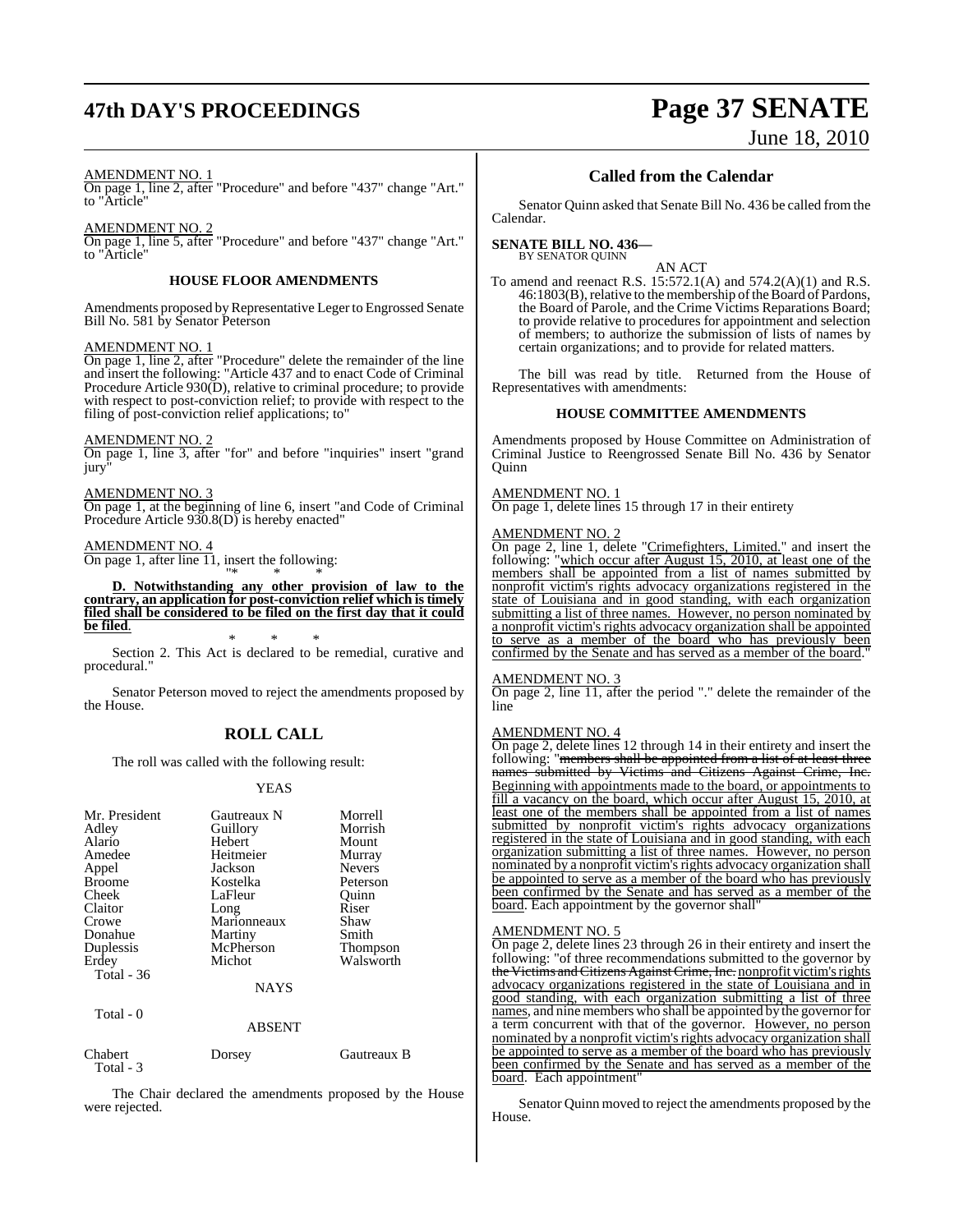AMENDMENT NO. 1

On page 1, line 2, after "Procedure" and before "437" change "Art." to "Article"

AMENDMENT NO. 2

On page 1, line 5, after "Procedure" and before "437" change "Art." to "Article"

### HOUSE FLOOR AMENDMENTS

Amendments proposed by Representative Leger to Engrossed Senate Bill No. 581 by Senator Peterson

AMENDMENT NO. 1

On page 1, line 2, after "Procedure" delete the remainder of the line and insert the following: "Article 437 and to enact Code of Criminal Procedure Article 930(D), relative to criminal procedure; to provide with respect to post-conviction relief; to provide with respect to the filing of post-conviction relief applications; to"

AMENDMENT NO. 2

On page 1, line 3, after "for" and before "inquiries" insert "grand jury"

AMENDMENT NO. 3

On page 1, at the beginning of line 6, insert "and Code of Criminal Procedure Article 930.8(D) is hereby enacted"

AMENDMENT NO. 4

On page 1, after line 11, insert the following:

"* * *

**D. Notwithstanding any other provision of law to the contrary, an application for post-conviction relief which is timely filed shall be considered to be filed on the first day that it could be filed.**

* * *

Section 2. This Act is declared to be remedial, curative and procedural."

Senator Peterson moved to reject the amendments proposed by the House.

## ROLL CALL

The roll was called with the following result:

YEAS

| | | |
|---|---|---|
| Mr. President | Gautreaux N | Morrell |
| Adley | Guillory | Morrish |
| Alario | Hebert | Mount |
| Amedee | Heitmeier | Murray |
| Appel | Jackson | Nevers |
| Broome | Kostelka | Peterson |
| Cheek | LaFleur | Quinn |
| Claitor | Long | Riser |
| Crowe | Marionneaux | Shaw |
| Donahue | Martiny | Smith |
| Duplessis | McPherson | Thompson |
| Erdey | Michot | Walsworth |

Total - 36

NAYS

Total - 0

ABSENT

| | | |
|---|---|---|
| Chabert | Dorsey | Gautreaux B |

Total - 3

The Chair declared the amendments proposed by the House were rejected.

## Called from the Calendar

Senator Quinn asked that Senate Bill No. 436 be called from the Calendar.

**SENATE BILL NO. 436—**
BY SENATOR QUINN

AN ACT

To amend and reenact R.S. 15:572.1(A) and 574.2(A)(1) and R.S. 46:1803(B), relative to the membership of the Board of Pardons, the Board of Parole, and the Crime Victims Reparations Board; to provide relative to procedures for appointment and selection of members; to authorize the submission of lists of names by certain organizations; and to provide for related matters.

The bill was read by title. Returned from the House of Representatives with amendments:

### HOUSE COMMITTEE AMENDMENTS

Amendments proposed by House Committee on Administration of Criminal Justice to Reengrossed Senate Bill No. 436 by Senator Quinn

AMENDMENT NO. 1

On page 1, delete lines 15 through 17 in their entirety

AMENDMENT NO. 2

On page 2, line 1, delete "Crimefighters, Limited." and insert the following: "which occur after August 15, 2010, at least one of the members shall be appointed from a list of names submitted by nonprofit victim's rights advocacy organizations registered in the state of Louisiana and in good standing, with each organization submitting a list of three names. However, no person nominated by a nonprofit victim's rights advocacy organization shall be appointed to serve as a member of the board who has previously been confirmed by the Senate and has served as a member of the board."

AMENDMENT NO. 3

On page 2, line 11, after the period "." delete the remainder of the line

AMENDMENT NO. 4

On page 2, delete lines 12 through 14 in their entirety and insert the following: "~~members shall be appointed from a list of at least three names submitted by Victims and Citizens Against Crime, Inc.~~ Beginning with appointments made to the board, or appointments to fill a vacancy on the board, which occur after August 15, 2010, at least one of the members shall be appointed from a list of names submitted by nonprofit victim's rights advocacy organizations registered in the state of Louisiana and in good standing, with each organization submitting a list of three names. However, no person nominated by a nonprofit victim's rights advocacy organization shall be appointed to serve as a member of the board who has previously been confirmed by the Senate and has served as a member of the board. Each appointment by the governor shall"

AMENDMENT NO. 5

On page 2, delete lines 23 through 26 in their entirety and insert the following: "of three recommendations submitted to the governor by ~~the Victims and Citizens Against Crime, Inc.~~ nonprofit victim's rights advocacy organizations registered in the state of Louisiana and in good standing, with each organization submitting a list of three names, and nine members who shall be appointed by the governor for a term concurrent with that of the governor. However, no person nominated by a nonprofit victim's rights advocacy organization shall be appointed to serve as a member of the board who has previously been confirmed by the Senate and has served as a member of the board. Each appointment"

Senator Quinn moved to reject the amendments proposed by the House.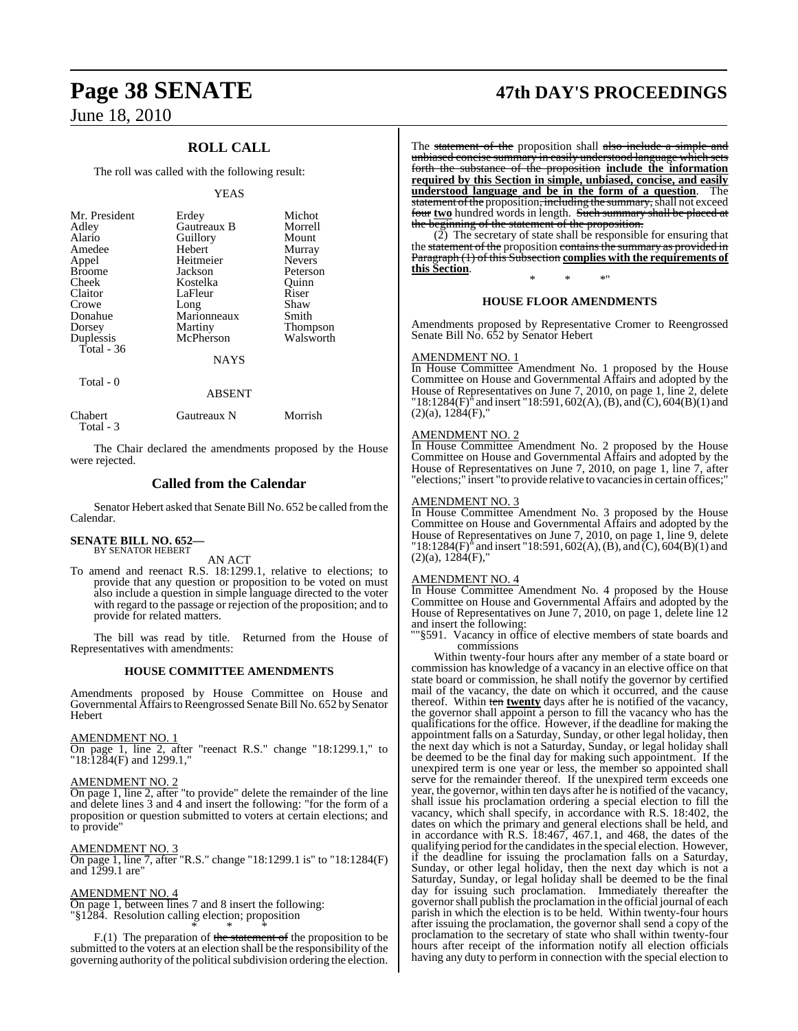## ROLL CALL

The roll was called with the following result:

YEAS

| | | |
|---|---|---|
| Mr. President | Erdey | Michot |
| Adley | Gautreaux B | Morrell |
| Alario | Guillory | Mount |
| Amedee | Hebert | Murray |
| Appel | Heitmeier | Nevers |
| Broome | Jackson | Peterson |
| Cheek | Kostelka | Quinn |
| Claitor | LaFleur | Riser |
| Crowe | Long | Shaw |
| Donahue | Marionneaux | Smith |
| Dorsey | Martiny | Thompson |
| Duplessis | McPherson | Walsworth |

Total - 36

NAYS

Total - 0

ABSENT

| | | |
|---|---|---|
| Chabert | Gautreaux N | Morrish |

Total - 3

The Chair declared the amendments proposed by the House were rejected.

## Called from the Calendar

Senator Hebert asked that Senate Bill No. 652 be called from the Calendar.

**SENATE BILL NO. 652—**
BY SENATOR HEBERT

AN ACT

To amend and reenact R.S. 18:1299.1, relative to elections; to provide that any question or proposition to be voted on must also include a question in simple language directed to the voter with regard to the passage or rejection of the proposition; and to provide for related matters.

The bill was read by title. Returned from the House of Representatives with amendments:

### HOUSE COMMITTEE AMENDMENTS

Amendments proposed by House Committee on House and Governmental Affairs to Reengrossed Senate Bill No. 652 by Senator Hebert

AMENDMENT NO. 1
On page 1, line 2, after "reenact R.S." change "18:1299.1," to "18:1284(F) and 1299.1,"

AMENDMENT NO. 2
On page 1, line 2, after "to provide" delete the remainder of the line and delete lines 3 and 4 and insert the following: "for the form of a proposition or question submitted to voters at certain elections; and to provide"

AMENDMENT NO. 3
On page 1, line 7, after "R.S." change "18:1299.1 is" to "18:1284(F) and 1299.1 are"

AMENDMENT NO. 4
On page 1, between lines 7 and 8 insert the following:
"§1284. Resolution calling election; proposition

\* \* \*

F.(1) The preparation of ~~the statement of~~ the proposition to be submitted to the voters at an election shall be the responsibility of the governing authority of the political subdivision ordering the election. The ~~statement of the~~ proposition shall ~~also include a simple and unbiased concise summary in easily understood language which sets forth the substance of the proposition~~ **include the information required by this Section in simple, unbiased, concise, and easily understood language and be in the form of a question**. The ~~statement of the~~ proposition~~, including the summary,~~ shall not exceed ~~four~~ **two** hundred words in length. ~~Such summary shall be placed at the beginning of the statement of the proposition.~~

(2) The secretary of state shall be responsible for ensuring that the ~~statement of the~~ proposition ~~contains the summary as provided in Paragraph (1) of this Subsection~~ **complies with the requirements of this Section**.

\* \* \*"

### HOUSE FLOOR AMENDMENTS

Amendments proposed by Representative Cromer to Reengrossed Senate Bill No. 652 by Senator Hebert

AMENDMENT NO. 1
In House Committee Amendment No. 1 proposed by the House Committee on House and Governmental Affairs and adopted by the House of Representatives on June 7, 2010, on page 1, line 2, delete "18:1284(F)" and insert "18:591, 602(A), (B), and (C), 604(B)(1) and (2)(a), 1284(F),"

AMENDMENT NO. 2
In House Committee Amendment No. 2 proposed by the House Committee on House and Governmental Affairs and adopted by the House of Representatives on June 7, 2010, on page 1, line 7, after "elections;" insert "to provide relative to vacancies in certain offices;"

AMENDMENT NO. 3
In House Committee Amendment No. 3 proposed by the House Committee on House and Governmental Affairs and adopted by the House of Representatives on June 7, 2010, on page 1, line 9, delete "18:1284(F)" and insert "18:591, 602(A), (B), and (C), 604(B)(1) and (2)(a), 1284(F),"

AMENDMENT NO. 4
In House Committee Amendment No. 4 proposed by the House Committee on House and Governmental Affairs and adopted by the House of Representatives on June 7, 2010, on page 1, delete line 12 and insert the following:

""§591. Vacancy in office of elective members of state boards and commissions

Within twenty-four hours after any member of a state board or commission has knowledge of a vacancy in an elective office on that state board or commission, he shall notify the governor by certified mail of the vacancy, the date on which it occurred, and the cause thereof. Within ~~ten~~ **twenty** days after he is notified of the vacancy, the governor shall appoint a person to fill the vacancy who has the qualifications for the office. However, if the deadline for making the appointment falls on a Saturday, Sunday, or other legal holiday, then the next day which is not a Saturday, Sunday, or legal holiday shall be deemed to be the final day for making such appointment. If the unexpired term is one year or less, the member so appointed shall serve for the remainder thereof. If the unexpired term exceeds one year, the governor, within ten days after he is notified of the vacancy, shall issue his proclamation ordering a special election to fill the vacancy, which shall specify, in accordance with R.S. 18:402, the dates on which the primary and general elections shall be held, and in accordance with R.S. 18:467, 467.1, and 468, the dates of the qualifying period for the candidates in the special election. However, if the deadline for issuing the proclamation falls on a Saturday, Sunday, or other legal holiday, then the next day which is not a Saturday, Sunday, or legal holiday shall be deemed to be the final day for issuing such proclamation. Immediately thereafter the governor shall publish the proclamation in the official journal of each parish in which the election is to be held. Within twenty-four hours after issuing the proclamation, the governor shall send a copy of the proclamation to the secretary of state who shall within twenty-four hours after receipt of the information notify all election officials having any duty to perform in connection with the special election to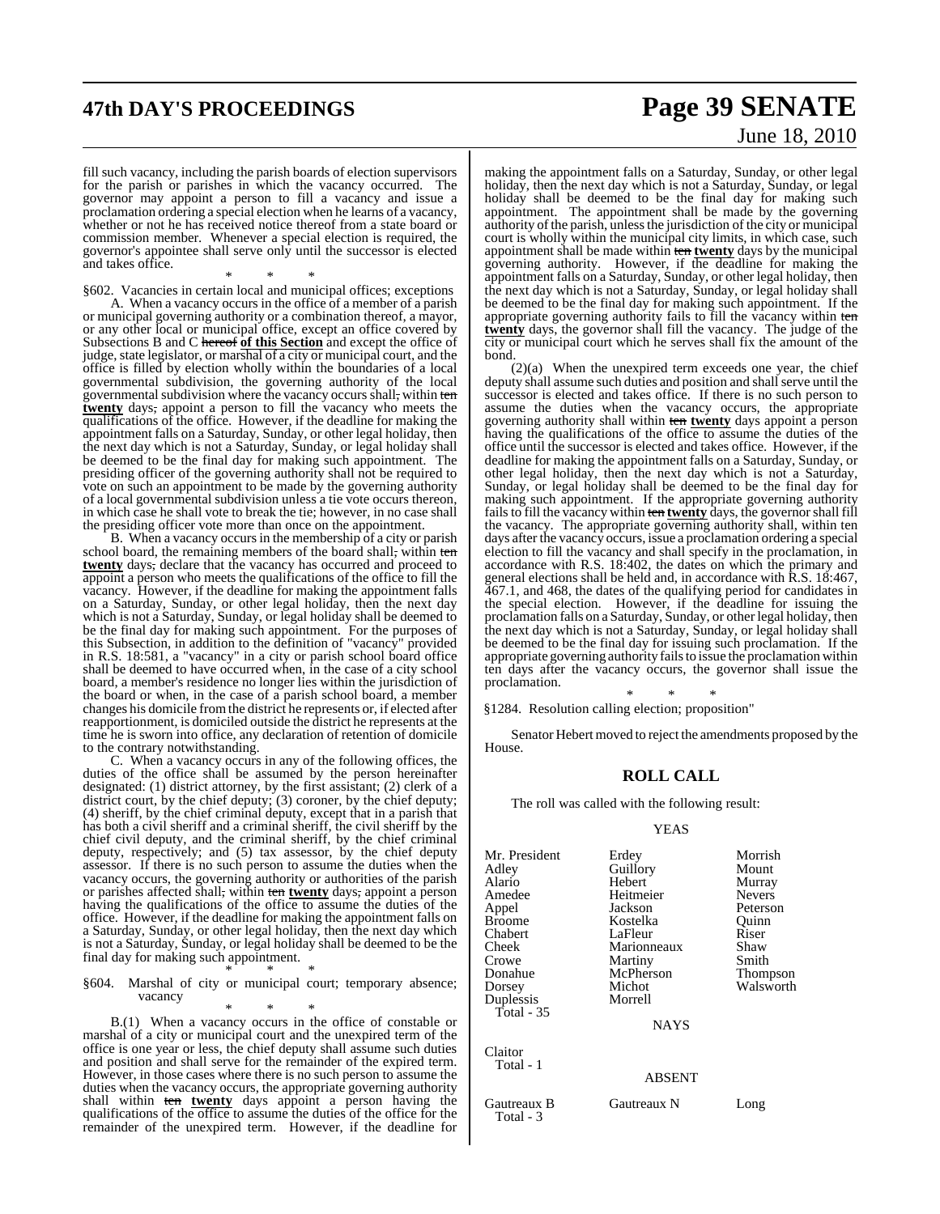fill such vacancy, including the parish boards of election supervisors for the parish or parishes in which the vacancy occurred. The governor may appoint a person to fill a vacancy and issue a proclamation ordering a special election when he learns of a vacancy, whether or not he has received notice thereof from a state board or commission member. Whenever a special election is required, the governor's appointee shall serve only until the successor is elected and takes office.

\* \* \*

§602. Vacancies in certain local and municipal offices; exceptions

A. When a vacancy occurs in the office of a member of a parish or municipal governing authority or a combination thereof, a mayor, or any other local or municipal office, except an office covered by Subsections B and C ~~hereof~~ **of this Section** and except the office of judge, state legislator, or marshal of a city or municipal court, and the office is filled by election wholly within the boundaries of a local governmental subdivision, the governing authority of the local governmental subdivision where the vacancy occurs shall~~,~~ within ~~ten~~ **twenty** days~~,~~ appoint a person to fill the vacancy who meets the qualifications of the office. However, if the deadline for making the appointment falls on a Saturday, Sunday, or other legal holiday, then the next day which is not a Saturday, Sunday, or legal holiday shall be deemed to be the final day for making such appointment. The presiding officer of the governing authority shall not be required to vote on such an appointment to be made by the governing authority of a local governmental subdivision unless a tie vote occurs thereon, in which case he shall vote to break the tie; however, in no case shall the presiding officer vote more than once on the appointment.

B. When a vacancy occurs in the membership of a city or parish school board, the remaining members of the board shall~~,~~ within ~~ten~~ **twenty** days~~,~~ declare that the vacancy has occurred and proceed to appoint a person who meets the qualifications of the office to fill the vacancy. However, if the deadline for making the appointment falls on a Saturday, Sunday, or other legal holiday, then the next day which is not a Saturday, Sunday, or legal holiday shall be deemed to be the final day for making such appointment. For the purposes of this Subsection, in addition to the definition of "vacancy" provided in R.S. 18:581, a "vacancy" in a city or parish school board office shall be deemed to have occurred when, in the case of a city school board, a member's residence no longer lies within the jurisdiction of the board or when, in the case of a parish school board, a member changes his domicile from the district he represents or, if elected after reapportionment, is domiciled outside the district he represents at the time he is sworn into office, any declaration of retention of domicile to the contrary notwithstanding.

C. When a vacancy occurs in any of the following offices, the duties of the office shall be assumed by the person hereinafter designated: (1) district attorney, by the first assistant; (2) clerk of a district court, by the chief deputy; (3) coroner, by the chief deputy; (4) sheriff, by the chief criminal deputy, except that in a parish that has both a civil sheriff and a criminal sheriff, the civil sheriff by the chief civil deputy, and the criminal sheriff, by the chief criminal deputy, respectively; and (5) tax assessor, by the chief deputy assessor. If there is no such person to assume the duties when the vacancy occurs, the governing authority or authorities of the parish or parishes affected shall~~,~~ within ~~ten~~ **twenty** days~~,~~ appoint a person having the qualifications of the office to assume the duties of the office. However, if the deadline for making the appointment falls on a Saturday, Sunday, or other legal holiday, then the next day which is not a Saturday, Sunday, or legal holiday shall be deemed to be the final day for making such appointment.

\* \* \*

§604. Marshal of city or municipal court; temporary absence; vacancy

\* \* \*

B.(1) When a vacancy occurs in the office of constable or marshal of a city or municipal court and the unexpired term of the office is one year or less, the chief deputy shall assume such duties and position and shall serve for the remainder of the expired term. However, in those cases where there is no such person to assume the duties when the vacancy occurs, the appropriate governing authority shall within ~~ten~~ **twenty** days appoint a person having the qualifications of the office to assume the duties of the office for the remainder of the unexpired term. However, if the deadline for making the appointment falls on a Saturday, Sunday, or other legal holiday, then the next day which is not a Saturday, Sunday, or legal holiday shall be deemed to be the final day for making such appointment. The appointment shall be made by the governing authority of the parish, unless the jurisdiction of the city or municipal court is wholly within the municipal city limits, in which case, such appointment shall be made within ~~ten~~ **twenty** days by the municipal governing authority. However, if the deadline for making the appointment falls on a Saturday, Sunday, or other legal holiday, then the next day which is not a Saturday, Sunday, or legal holiday shall be deemed to be the final day for making such appointment. If the appropriate governing authority fails to fill the vacancy within ~~ten~~ **twenty** days, the governor shall fill the vacancy. The judge of the city or municipal court which he serves shall fix the amount of the bond.

(2)(a) When the unexpired term exceeds one year, the chief deputy shall assume such duties and position and shall serve until the successor is elected and takes office. If there is no such person to assume the duties when the vacancy occurs, the appropriate governing authority shall within ~~ten~~ **twenty** days appoint a person having the qualifications of the office to assume the duties of the office until the successor is elected and takes office. However, if the deadline for making the appointment falls on a Saturday, Sunday, or other legal holiday, then the next day which is not a Saturday, Sunday, or legal holiday shall be deemed to be the final day for making such appointment. If the appropriate governing authority fails to fill the vacancy within ~~ten~~ **twenty** days, the governor shall fill the vacancy. The appropriate governing authority shall, within ten days after the vacancy occurs, issue a proclamation ordering a special election to fill the vacancy and shall specify in the proclamation, in accordance with R.S. 18:402, the dates on which the primary and general elections shall be held and, in accordance with R.S. 18:467, 467.1, and 468, the dates of the qualifying period for candidates in the special election. However, if the deadline for issuing the proclamation falls on a Saturday, Sunday, or other legal holiday, then the next day which is not a Saturday, Sunday, or legal holiday shall be deemed to be the final day for issuing such proclamation. If the appropriate governing authority fails to issue the proclamation within ten days after the vacancy occurs, the governor shall issue the proclamation.

\* \* \*

§1284. Resolution calling election; proposition"

Senator Hebert moved to reject the amendments proposed by the House.

## ROLL CALL

The roll was called with the following result:

YEAS

| | | |
|---|---|---|
| Mr. President | Erdey | Morrish |
| Adley | Guillory | Mount |
| Alario | Hebert | Murray |
| Amedee | Heitmeier | Nevers |
| Appel | Jackson | Peterson |
| Broome | Kostelka | Quinn |
| Chabert | LaFleur | Riser |
| Cheek | Marionneaux | Shaw |
| Crowe | Martiny | Smith |
| Donahue | McPherson | Thompson |
| Dorsey | Michot | Walsworth |
| Duplessis | Morrell | |

Total - 35

NAYS

Claitor
Total - 1

ABSENT

| | | |
|---|---|---|
| Gautreaux B | Gautreaux N | Long |

Total - 3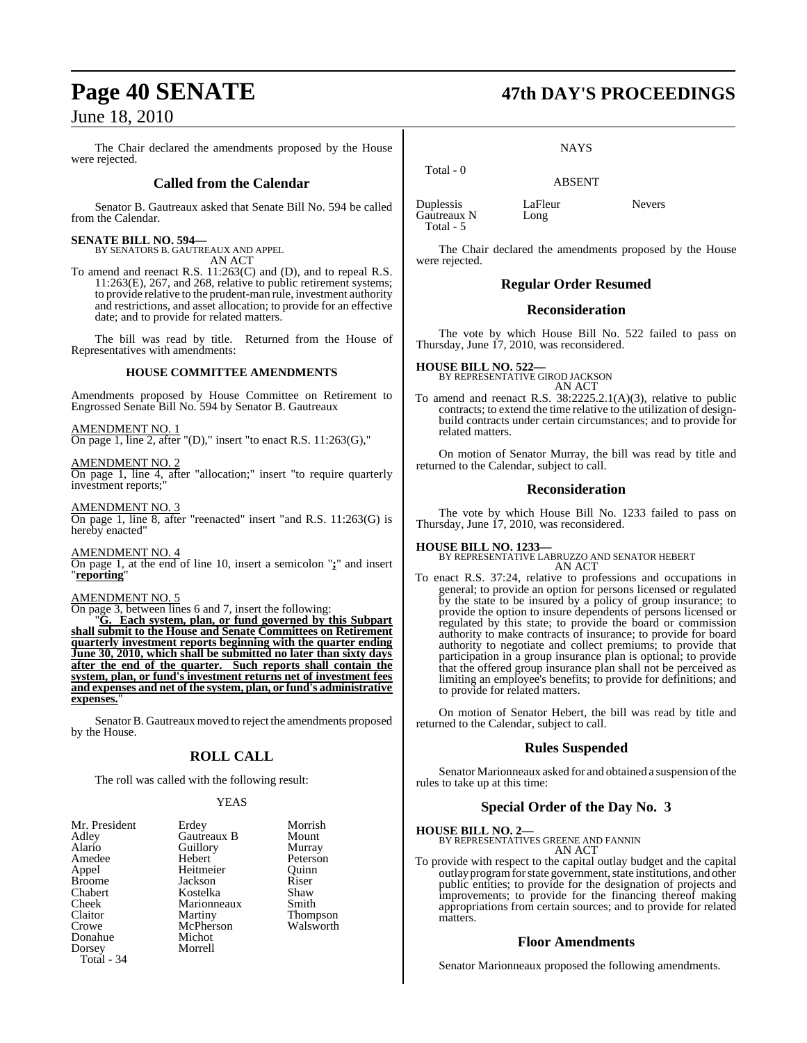The Chair declared the amendments proposed by the House were rejected.

## Called from the Calendar

Senator B. Gautreaux asked that Senate Bill No. 594 be called from the Calendar.

**SENATE BILL NO. 594—**
BY SENATORS B. GAUTREAUX AND APPEL
AN ACT

To amend and reenact R.S. 11:263(C) and (D), and to repeal R.S. 11:263(E), 267, and 268, relative to public retirement systems; to provide relative to the prudent-man rule, investment authority and restrictions, and asset allocation; to provide for an effective date; and to provide for related matters.

The bill was read by title. Returned from the House of Representatives with amendments:

### HOUSE COMMITTEE AMENDMENTS

Amendments proposed by House Committee on Retirement to Engrossed Senate Bill No. 594 by Senator B. Gautreaux

AMENDMENT NO. 1
On page 1, line 2, after "(D)," insert "to enact R.S. 11:263(G),"

AMENDMENT NO. 2
On page 1, line 4, after "allocation;" insert "to require quarterly investment reports;"

AMENDMENT NO. 3
On page 1, line 8, after "reenacted" insert "and R.S. 11:263(G) is hereby enacted"

AMENDMENT NO. 4
On page 1, at the end of line 10, insert a semicolon "**;**" and insert "**reporting**"

AMENDMENT NO. 5
On page 3, between lines 6 and 7, insert the following:

"**G. Each system, plan, or fund governed by this Subpart shall submit to the House and Senate Committees on Retirement quarterly investment reports beginning with the quarter ending June 30, 2010, which shall be submitted no later than sixty days after the end of the quarter. Such reports shall contain the system, plan, or fund's investment returns net of investment fees and expenses and net of the system, plan, or fund's administrative expenses.**"

Senator B. Gautreaux moved to reject the amendments proposed by the House.

## ROLL CALL

The roll was called with the following result:

YEAS

| | | |
|---|---|---|
| Mr. President | Erdey | Morrish |
| Adley | Gautreaux B | Mount |
| Alario | Guillory | Murray |
| Amedee | Hebert | Peterson |
| Appel | Heitmeier | Quinn |
| Broome | Jackson | Riser |
| Chabert | Kostelka | Shaw |
| Cheek | Marionneaux | Smith |
| Claitor | Martiny | Thompson |
| Crowe | McPherson | Walsworth |
| Donahue | Michot | |
| Dorsey | Morrell | |

Total - 34

NAYS

Total - 0

ABSENT

| | | |
|---|---|---|
| Duplessis | LaFleur | Nevers |
| Gautreaux N | Long | |

Total - 5

The Chair declared the amendments proposed by the House were rejected.

## Regular Order Resumed

## Reconsideration

The vote by which House Bill No. 522 failed to pass on Thursday, June 17, 2010, was reconsidered.

**HOUSE BILL NO. 522—**
BY REPRESENTATIVE GIROD JACKSON
AN ACT

To amend and reenact R.S. 38:2225.2.1(A)(3), relative to public contracts; to extend the time relative to the utilization of design-build contracts under certain circumstances; and to provide for related matters.

On motion of Senator Murray, the bill was read by title and returned to the Calendar, subject to call.

## Reconsideration

The vote by which House Bill No. 1233 failed to pass on Thursday, June 17, 2010, was reconsidered.

**HOUSE BILL NO. 1233—**
BY REPRESENTATIVE LABRUZZO AND SENATOR HEBERT
AN ACT

To enact R.S. 37:24, relative to professions and occupations in general; to provide an option for persons licensed or regulated by the state to be insured by a policy of group insurance; to provide the option to insure dependents of persons licensed or regulated by this state; to provide the board or commission authority to make contracts of insurance; to provide for board authority to negotiate and collect premiums; to provide that participation in a group insurance plan is optional; to provide that the offered group insurance plan shall not be perceived as limiting an employee's benefits; to provide for definitions; and to provide for related matters.

On motion of Senator Hebert, the bill was read by title and returned to the Calendar, subject to call.

## Rules Suspended

Senator Marionneaux asked for and obtained a suspension of the rules to take up at this time:

## Special Order of the Day No. 3

**HOUSE BILL NO. 2—**
BY REPRESENTATIVES GREENE AND FANNIN
AN ACT

To provide with respect to the capital outlay budget and the capital outlay program for state government, state institutions, and other public entities; to provide for the designation of projects and improvements; to provide for the financing thereof making appropriations from certain sources; and to provide for related matters.

## Floor Amendments

Senator Marionneaux proposed the following amendments.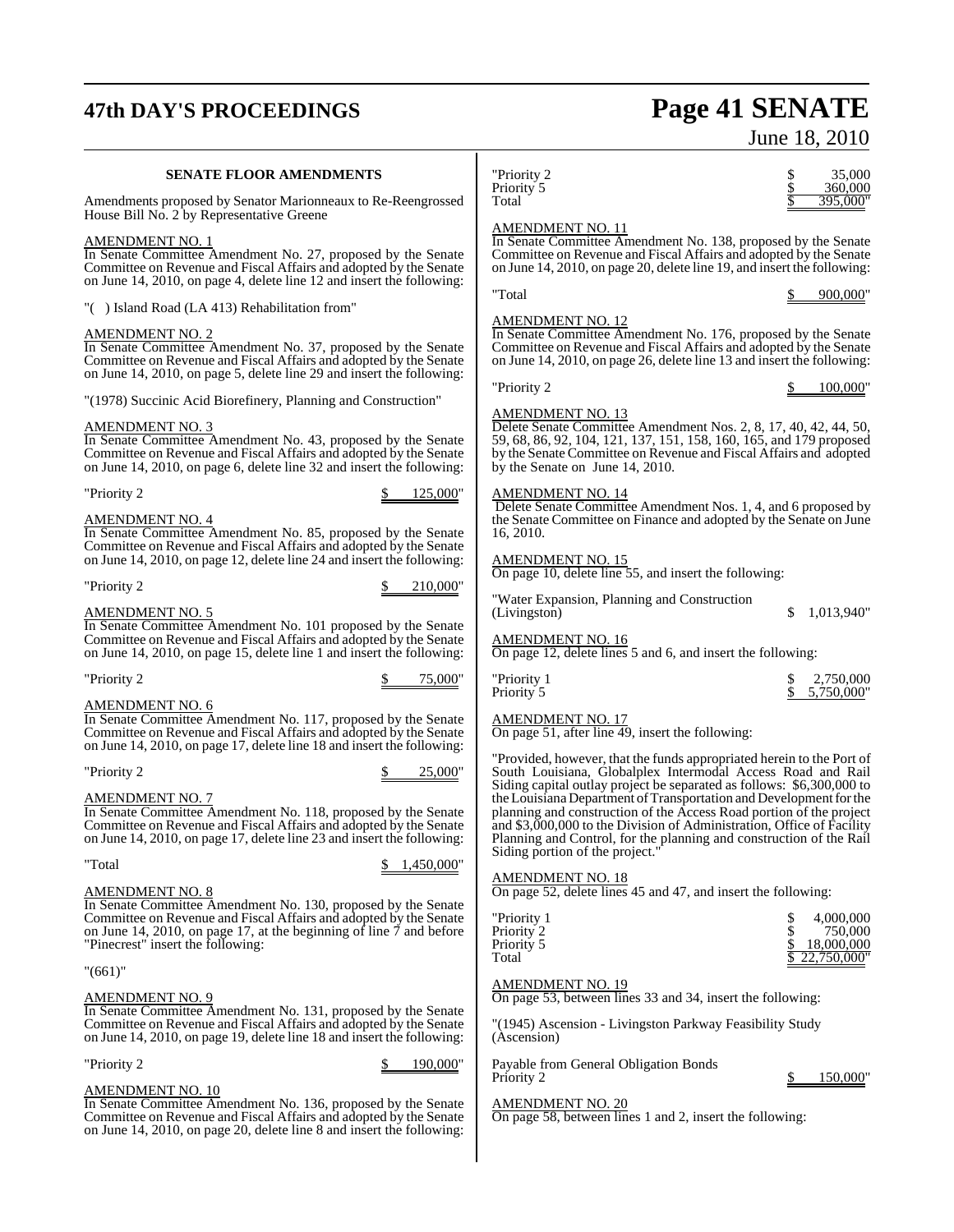## SENATE FLOOR AMENDMENTS

Amendments proposed by Senator Marionneaux to Re-Reengrossed House Bill No. 2 by Representative Greene

AMENDMENT NO. 1
In Senate Committee Amendment No. 27, proposed by the Senate Committee on Revenue and Fiscal Affairs and adopted by the Senate on June 14, 2010, on page 4, delete line 12 and insert the following:

"( ) Island Road (LA 413) Rehabilitation from"

AMENDMENT NO. 2
In Senate Committee Amendment No. 37, proposed by the Senate Committee on Revenue and Fiscal Affairs and adopted by the Senate on June 14, 2010, on page 5, delete line 29 and insert the following:

"(1978) Succinic Acid Biorefinery, Planning and Construction"

AMENDMENT NO. 3
In Senate Committee Amendment No. 43, proposed by the Senate Committee on Revenue and Fiscal Affairs and adopted by the Senate on June 14, 2010, on page 6, delete line 32 and insert the following:

"Priority 2 $ 125,000"

AMENDMENT NO. 4
In Senate Committee Amendment No. 85, proposed by the Senate Committee on Revenue and Fiscal Affairs and adopted by the Senate on June 14, 2010, on page 12, delete line 24 and insert the following:

"Priority 2 $ 210,000"

AMENDMENT NO. 5
In Senate Committee Amendment No. 101 proposed by the Senate Committee on Revenue and Fiscal Affairs and adopted by the Senate on June 14, 2010, on page 15, delete line 1 and insert the following:

"Priority 2 $ 75,000"

AMENDMENT NO. 6
In Senate Committee Amendment No. 117, proposed by the Senate Committee on Revenue and Fiscal Affairs and adopted by the Senate on June 14, 2010, on page 17, delete line 18 and insert the following:

"Priority 2 $ 25,000"

AMENDMENT NO. 7
In Senate Committee Amendment No. 118, proposed by the Senate Committee on Revenue and Fiscal Affairs and adopted by the Senate on June 14, 2010, on page 17, delete line 23 and insert the following:

"Total $ 1,450,000"

AMENDMENT NO. 8
In Senate Committee Amendment No. 130, proposed by the Senate Committee on Revenue and Fiscal Affairs and adopted by the Senate on June 14, 2010, on page 17, at the beginning of line 7 and before "Pinecrest" insert the following:

"(661)"

AMENDMENT NO. 9
In Senate Committee Amendment No. 131, proposed by the Senate Committee on Revenue and Fiscal Affairs and adopted by the Senate on June 14, 2010, on page 19, delete line 18 and insert the following:

"Priority 2 $ 190,000"

AMENDMENT NO. 10
In Senate Committee Amendment No. 136, proposed by the Senate Committee on Revenue and Fiscal Affairs and adopted by the Senate on June 14, 2010, on page 20, delete line 8 and insert the following:

"Priority 2 $ 35,000
Priority 5 $ 360,000
Total $ 395,000"

AMENDMENT NO. 11
In Senate Committee Amendment No. 138, proposed by the Senate Committee on Revenue and Fiscal Affairs and adopted by the Senate on June 14, 2010, on page 20, delete line 19, and insert the following:

"Total $ 900,000"

AMENDMENT NO. 12
In Senate Committee Amendment No. 176, proposed by the Senate Committee on Revenue and Fiscal Affairs and adopted by the Senate on June 14, 2010, on page 26, delete line 13 and insert the following:

"Priority 2 $ 100,000"

AMENDMENT NO. 13
Delete Senate Committee Amendment Nos. 2, 8, 17, 40, 42, 44, 50, 59, 68, 86, 92, 104, 121, 137, 151, 158, 160, 165, and 179 proposed by the Senate Committee on Revenue and Fiscal Affairs and adopted by the Senate on June 14, 2010.

AMENDMENT NO. 14
Delete Senate Committee Amendment Nos. 1, 4, and 6 proposed by the Senate Committee on Finance and adopted by the Senate on June 16, 2010.

AMENDMENT NO. 15
On page 10, delete line 55, and insert the following:

"Water Expansion, Planning and Construction
(Livingston) $ 1,013,940"

AMENDMENT NO. 16
On page 12, delete lines 5 and 6, and insert the following:

"Priority 1 $ 2,750,000
Priority 5 $ 5,750,000"

AMENDMENT NO. 17
On page 51, after line 49, insert the following:

"Provided, however, that the funds appropriated herein to the Port of South Louisiana, Globalplex Intermodal Access Road and Rail Siding capital outlay project be separated as follows: $6,300,000 to the Louisiana Department of Transportation and Development for the planning and construction of the Access Road portion of the project and $3,000,000 to the Division of Administration, Office of Facility Planning and Control, for the planning and construction of the Rail Siding portion of the project."

AMENDMENT NO. 18
On page 52, delete lines 45 and 47, and insert the following:

"Priority 1 $ 4,000,000
Priority 2 $ 750,000
Priority 5 $ 18,000,000
Total $ 22,750,000"

AMENDMENT NO. 19
On page 53, between lines 33 and 34, insert the following:

"(1945) Ascension - Livingston Parkway Feasibility Study
(Ascension)

Payable from General Obligation Bonds
Priority 2 $ 150,000"

AMENDMENT NO. 20
On page 58, between lines 1 and 2, insert the following: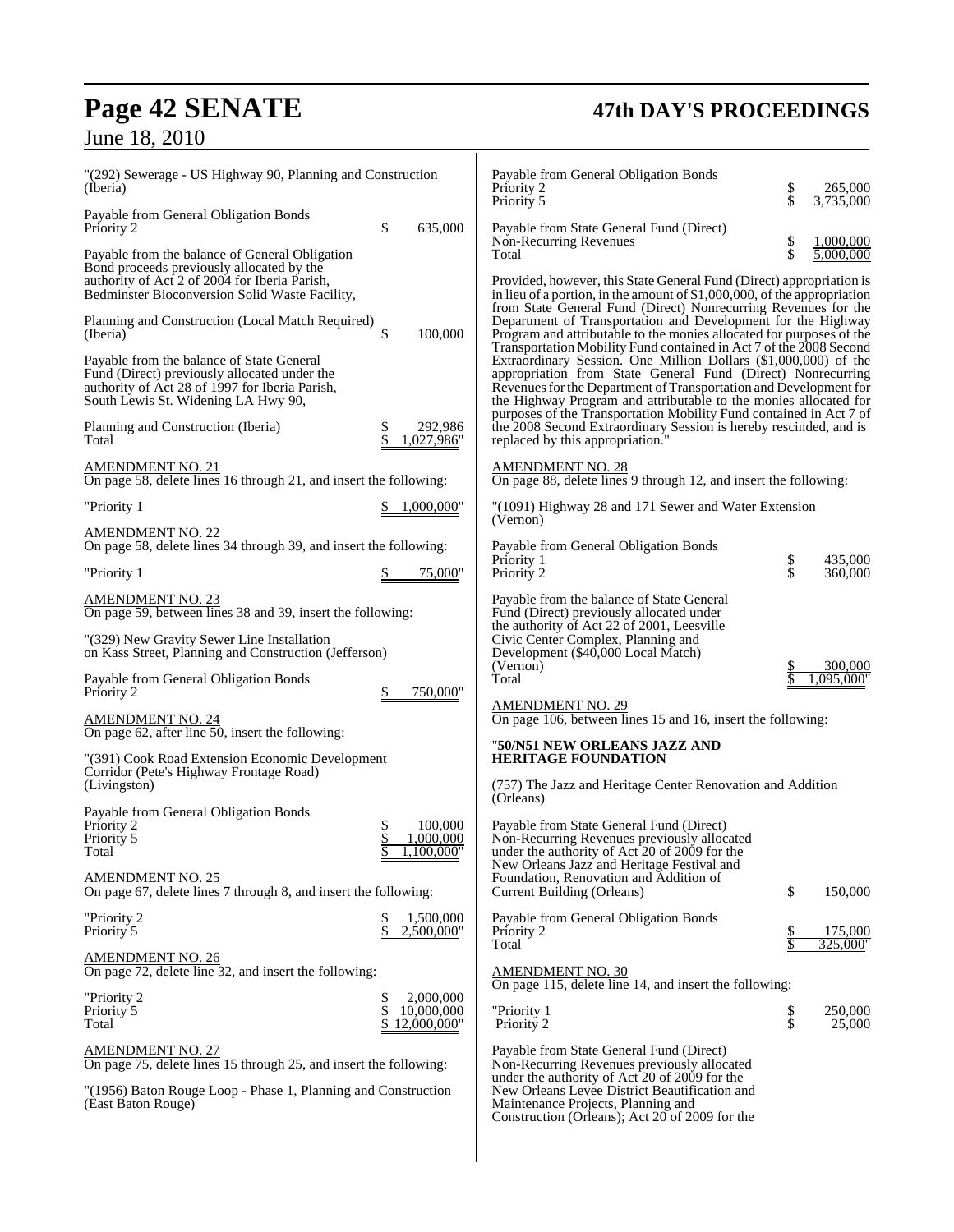"(292) Sewerage - US Highway 90, Planning and Construction (Iberia)

Payable from General Obligation Bonds
Priority 2 $ 635,000

Payable from the balance of General Obligation Bond proceeds previously allocated by the authority of Act 2 of 2004 for Iberia Parish, Bedminster Bioconversion Solid Waste Facility,

Planning and Construction (Local Match Required) (Iberia) $ 100,000

Payable from the balance of State General Fund (Direct) previously allocated under the authority of Act 28 of 1997 for Iberia Parish, South Lewis St. Widening LA Hwy 90,

Planning and Construction (Iberia) $ 292,986
Total $ 1,027,986"

AMENDMENT NO. 21
On page 58, delete lines 16 through 21, and insert the following:

"Priority 1 $ 1,000,000"

AMENDMENT NO. 22
On page 58, delete lines 34 through 39, and insert the following:

"Priority 1 $ 75,000"

AMENDMENT NO. 23
On page 59, between lines 38 and 39, insert the following:

"(329) New Gravity Sewer Line Installation on Kass Street, Planning and Construction (Jefferson)

Payable from General Obligation Bonds
Priority 2 $ 750,000"

AMENDMENT NO. 24
On page 62, after line 50, insert the following:

"(391) Cook Road Extension Economic Development Corridor (Pete's Highway Frontage Road) (Livingston)

Payable from General Obligation Bonds
Priority 2 $ 100,000
Priority 5 $ 1,000,000
Total $ 1,100,000"

AMENDMENT NO. 25
On page 67, delete lines 7 through 8, and insert the following:

"Priority 2 $ 1,500,000
Priority 5 $ 2,500,000"

AMENDMENT NO. 26
On page 72, delete line 32, and insert the following:

"Priority 2 $ 2,000,000
Priority 5 $ 10,000,000
Total $ 12,000,000"

AMENDMENT NO. 27
On page 75, delete lines 15 through 25, and insert the following:

"(1956) Baton Rouge Loop - Phase 1, Planning and Construction (East Baton Rouge)

Payable from General Obligation Bonds
Priority 2 $ 265,000
Priority 5 $ 3,735,000

Payable from State General Fund (Direct)
Non-Recurring Revenues $ 1,000,000
Total $ 5,000,000

Provided, however, this State General Fund (Direct) appropriation is in lieu of a portion, in the amount of $1,000,000, of the appropriation from State General Fund (Direct) Nonrecurring Revenues for the Department of Transportation and Development for the Highway Program and attributable to the monies allocated for purposes of the Transportation Mobility Fund contained in Act 7 of the 2008 Second Extraordinary Session. One Million Dollars ($1,000,000) of the appropriation from State General Fund (Direct) Nonrecurring Revenues for the Department of Transportation and Development for the Highway Program and attributable to the monies allocated for purposes of the Transportation Mobility Fund contained in Act 7 of the 2008 Second Extraordinary Session is hereby rescinded, and is replaced by this appropriation."

AMENDMENT NO. 28
On page 88, delete lines 9 through 12, and insert the following:

"(1091) Highway 28 and 171 Sewer and Water Extension (Vernon)

Payable from General Obligation Bonds
Priority 1 $ 435,000
Priority 2 $ 360,000

Payable from the balance of State General Fund (Direct) previously allocated under the authority of Act 22 of 2001, Leesville Civic Center Complex, Planning and Development ($40,000 Local Match) (Vernon) $ 300,000
Total $ 1,095,000"

AMENDMENT NO. 29
On page 106, between lines 15 and 16, insert the following:

"**50/N51 NEW ORLEANS JAZZ AND HERITAGE FOUNDATION**

(757) The Jazz and Heritage Center Renovation and Addition (Orleans)

Payable from State General Fund (Direct) Non-Recurring Revenues previously allocated under the authority of Act 20 of 2009 for the New Orleans Jazz and Heritage Festival and Foundation, Renovation and Addition of Current Building (Orleans) $ 150,000

Payable from General Obligation Bonds
Priority 2 $ 175,000
Total $ 325,000"

AMENDMENT NO. 30
On page 115, delete line 14, and insert the following:

"Priority 1 $ 250,000
Priority 2 $ 25,000

Payable from State General Fund (Direct) Non-Recurring Revenues previously allocated under the authority of Act 20 of 2009 for the New Orleans Levee District Beautification and Maintenance Projects, Planning and Construction (Orleans); Act 20 of 2009 for the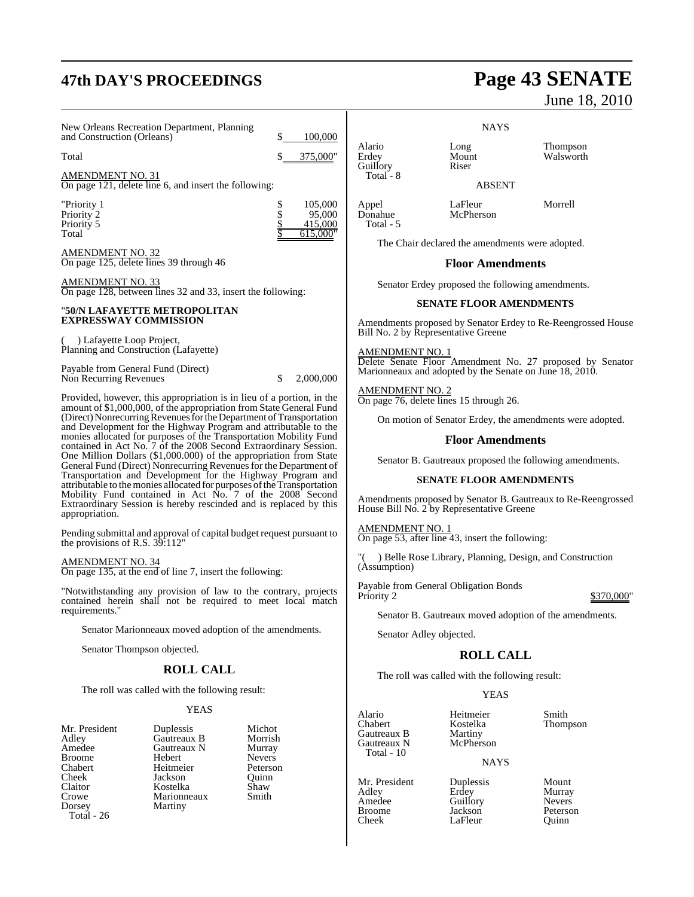New Orleans Recreation Department, Planning and Construction (Orleans) $ 100,000

Total $ 375,000"

AMENDMENT NO. 31
On page 121, delete line 6, and insert the following:

| | |
|---|---|
| "Priority 1 | $ 105,000 |
| Priority 2 | $ 95,000 |
| Priority 5 | $ 415,000 |
| Total | $ 615,000" |

AMENDMENT NO. 32
On page 125, delete lines 39 through 46

AMENDMENT NO. 33
On page 128, between lines 32 and 33, insert the following:

"**50/N LAFAYETTE METROPOLITAN EXPRESSWAY COMMISSION**

( ) Lafayette Loop Project,
Planning and Construction (Lafayette)

Payable from General Fund (Direct)
Non Recurring Revenues $ 2,000,000

Provided, however, this appropriation is in lieu of a portion, in the amount of $1,000,000, of the appropriation from State General Fund (Direct) Nonrecurring Revenues for the Department of Transportation and Development for the Highway Program and attributable to the monies allocated for purposes of the Transportation Mobility Fund contained in Act No. 7 of the 2008 Second Extraordinary Session. One Million Dollars ($1,000.000) of the appropriation from State General Fund (Direct) Nonrecurring Revenues for the Department of Transportation and Development for the Highway Program and attributable to the monies allocated for purposes of the Transportation Mobility Fund contained in Act No. 7 of the 2008 Second Extraordinary Session is hereby rescinded and is replaced by this appropriation.

Pending submittal and approval of capital budget request pursuant to the provisions of R.S. 39:112"

AMENDMENT NO. 34
On page 135, at the end of line 7, insert the following:

"Notwithstanding any provision of law to the contrary, projects contained herein shall not be required to meet local match requirements."

Senator Marionneaux moved adoption of the amendments.

Senator Thompson objected.

## ROLL CALL

The roll was called with the following result:

YEAS

| | | |
|---|---|---|
| Mr. President | Duplessis | Michot |
| Adley | Gautreaux B | Morrish |
| Amedee | Gautreaux N | Murray |
| Broome | Hebert | Nevers |
| Chabert | Heitmeier | Peterson |
| Cheek | Jackson | Quinn |
| Claitor | Kostelka | Shaw |
| Crowe | Marionneaux | Smith |
| Dorsey | Martiny | |
| Total - 26 | | |

NAYS

| | | |
|---|---|---|
| Alario | Long | Thompson |
| Erdey | Mount | Walsworth |
| Guillory | Riser | |
| Total - 8 | | |

ABSENT

| | | |
|---|---|---|
| Appel | LaFleur | Morrell |
| Donahue | McPherson | |
| Total - 5 | | |

The Chair declared the amendments were adopted.

## Floor Amendments

Senator Erdey proposed the following amendments.

### SENATE FLOOR AMENDMENTS

Amendments proposed by Senator Erdey to Re-Reengrossed House Bill No. 2 by Representative Greene

AMENDMENT NO. 1
Delete Senate Floor Amendment No. 27 proposed by Senator Marionneaux and adopted by the Senate on June 18, 2010.

AMENDMENT NO. 2
On page 76, delete lines 15 through 26.

On motion of Senator Erdey, the amendments were adopted.

## Floor Amendments

Senator B. Gautreaux proposed the following amendments.

### SENATE FLOOR AMENDMENTS

Amendments proposed by Senator B. Gautreaux to Re-Reengrossed House Bill No. 2 by Representative Greene

AMENDMENT NO. 1
On page 53, after line 43, insert the following:

"( ) Belle Rose Library, Planning, Design, and Construction (Assumption)

Payable from General Obligation Bonds
Priority 2 $370,000"

Senator B. Gautreaux moved adoption of the amendments.

Senator Adley objected.

## ROLL CALL

The roll was called with the following result:

YEAS

| | | |
|---|---|---|
| Alario | Heitmeier | Smith |
| Chabert | Kostelka | Thompson |
| Gautreaux B | Martiny | |
| Gautreaux N | McPherson | |
| Total - 10 | | |

NAYS

| | | |
|---|---|---|
| Mr. President | Duplessis | Mount |
| Adley | Erdey | Murray |
| Amedee | Guillory | Nevers |
| Broome | Jackson | Peterson |
| Cheek | LaFleur | Quinn |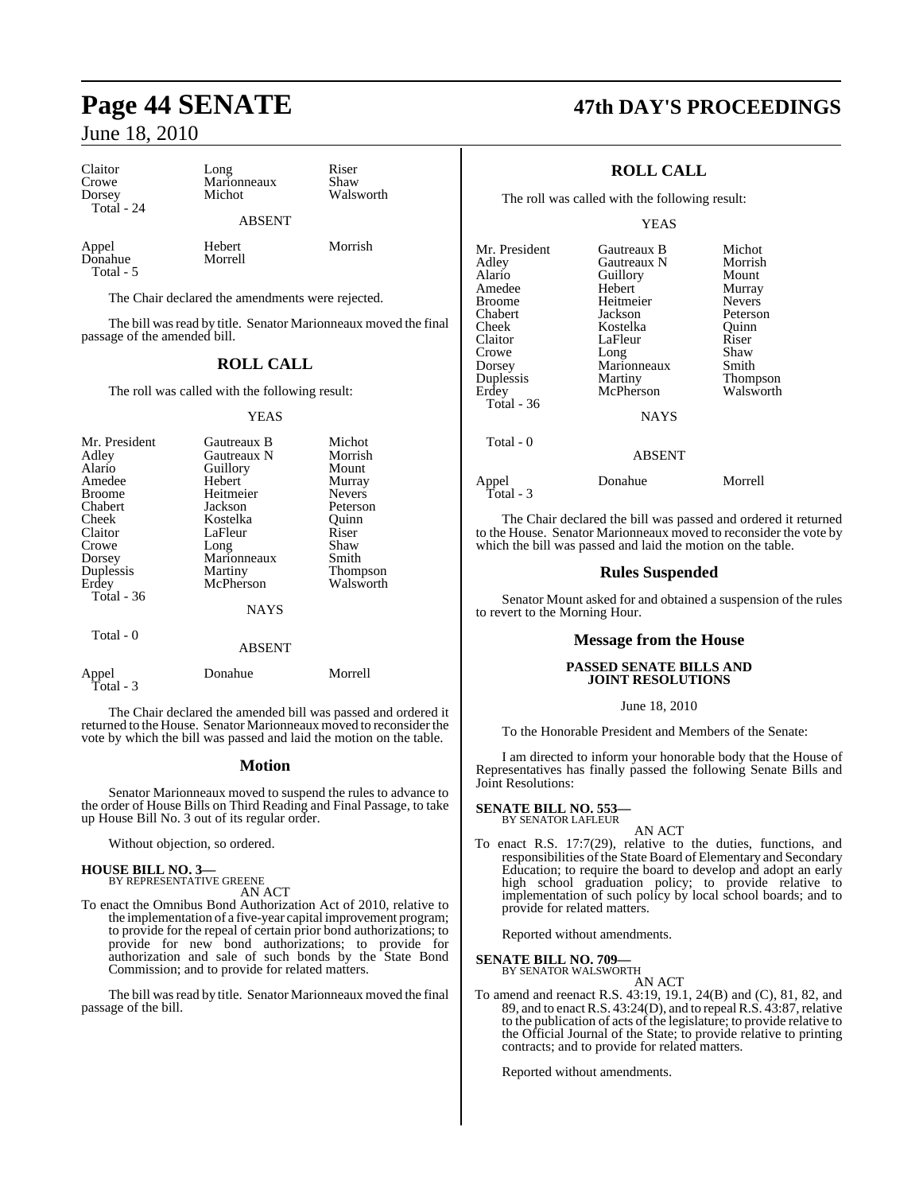| | | |
|---|---|---|
| Claitor | Long | Riser |
| Crowe | Marionneaux | Shaw |
| Dorsey | Michot | Walsworth |
| Total - 24 | | |

ABSENT

| | | |
|---|---|---|
| Appel | Hebert | Morrish |
| Donahue | Morrell | |
| Total - 5 | | |

The Chair declared the amendments were rejected.

The bill was read by title. Senator Marionneaux moved the final passage of the amended bill.

## ROLL CALL

The roll was called with the following result:

YEAS

| | | |
|---|---|---|
| Mr. President | Gautreaux B | Michot |
| Adley | Gautreaux N | Morrish |
| Alario | Guillory | Mount |
| Amedee | Hebert | Murray |
| Broome | Heitmeier | Nevers |
| Chabert | Jackson | Peterson |
| Cheek | Kostelka | Quinn |
| Claitor | LaFleur | Riser |
| Crowe | Long | Shaw |
| Dorsey | Marionneaux | Smith |
| Duplessis | Martiny | Thompson |
| Erdey | McPherson | Walsworth |
| Total - 36 | | |

NAYS

Total - 0

ABSENT

| | | |
|---|---|---|
| Appel | Donahue | Morrell |
| Total - 3 | | |

The Chair declared the amended bill was passed and ordered it returned to the House. Senator Marionneaux moved to reconsider the vote by which the bill was passed and laid the motion on the table.

## Motion

Senator Marionneaux moved to suspend the rules to advance to the order of House Bills on Third Reading and Final Passage, to take up House Bill No. 3 out of its regular order.

Without objection, so ordered.

**HOUSE BILL NO. 3—**
BY REPRESENTATIVE GREENE

AN ACT

To enact the Omnibus Bond Authorization Act of 2010, relative to the implementation of a five-year capital improvement program; to provide for the repeal of certain prior bond authorizations; to provide for new bond authorizations; to provide for authorization and sale of such bonds by the State Bond Commission; and to provide for related matters.

The bill was read by title. Senator Marionneaux moved the final passage of the bill.

## ROLL CALL

The roll was called with the following result:

YEAS

| | | |
|---|---|---|
| Mr. President | Gautreaux B | Michot |
| Adley | Gautreaux N | Morrish |
| Alario | Guillory | Mount |
| Amedee | Hebert | Murray |
| Broome | Heitmeier | Nevers |
| Chabert | Jackson | Peterson |
| Cheek | Kostelka | Quinn |
| Claitor | LaFleur | Riser |
| Crowe | Long | Shaw |
| Dorsey | Marionneaux | Smith |
| Duplessis | Martiny | Thompson |
| Erdey | McPherson | Walsworth |
| Total - 36 | | |

NAYS

Total - 0

ABSENT

| | | |
|---|---|---|
| Appel | Donahue | Morrell |
| Total - 3 | | |

The Chair declared the bill was passed and ordered it returned to the House. Senator Marionneaux moved to reconsider the vote by which the bill was passed and laid the motion on the table.

## Rules Suspended

Senator Mount asked for and obtained a suspension of the rules to revert to the Morning Hour.

## Message from the House

### PASSED SENATE BILLS AND JOINT RESOLUTIONS

June 18, 2010

To the Honorable President and Members of the Senate:

I am directed to inform your honorable body that the House of Representatives has finally passed the following Senate Bills and Joint Resolutions:

**SENATE BILL NO. 553—**
BY SENATOR LAFLEUR

AN ACT

To enact R.S. 17:7(29), relative to the duties, functions, and responsibilities of the State Board of Elementary and Secondary Education; to require the board to develop and adopt an early high school graduation policy; to provide relative to implementation of such policy by local school boards; and to provide for related matters.

Reported without amendments.

**SENATE BILL NO. 709—**
BY SENATOR WALSWORTH

AN ACT

To amend and reenact R.S. 43:19, 19.1, 24(B) and (C), 81, 82, and 89, and to enact R.S. 43:24(D), and to repeal R.S. 43:87, relative to the publication of acts of the legislature; to provide relative to the Official Journal of the State; to provide relative to printing contracts; and to provide for related matters.

Reported without amendments.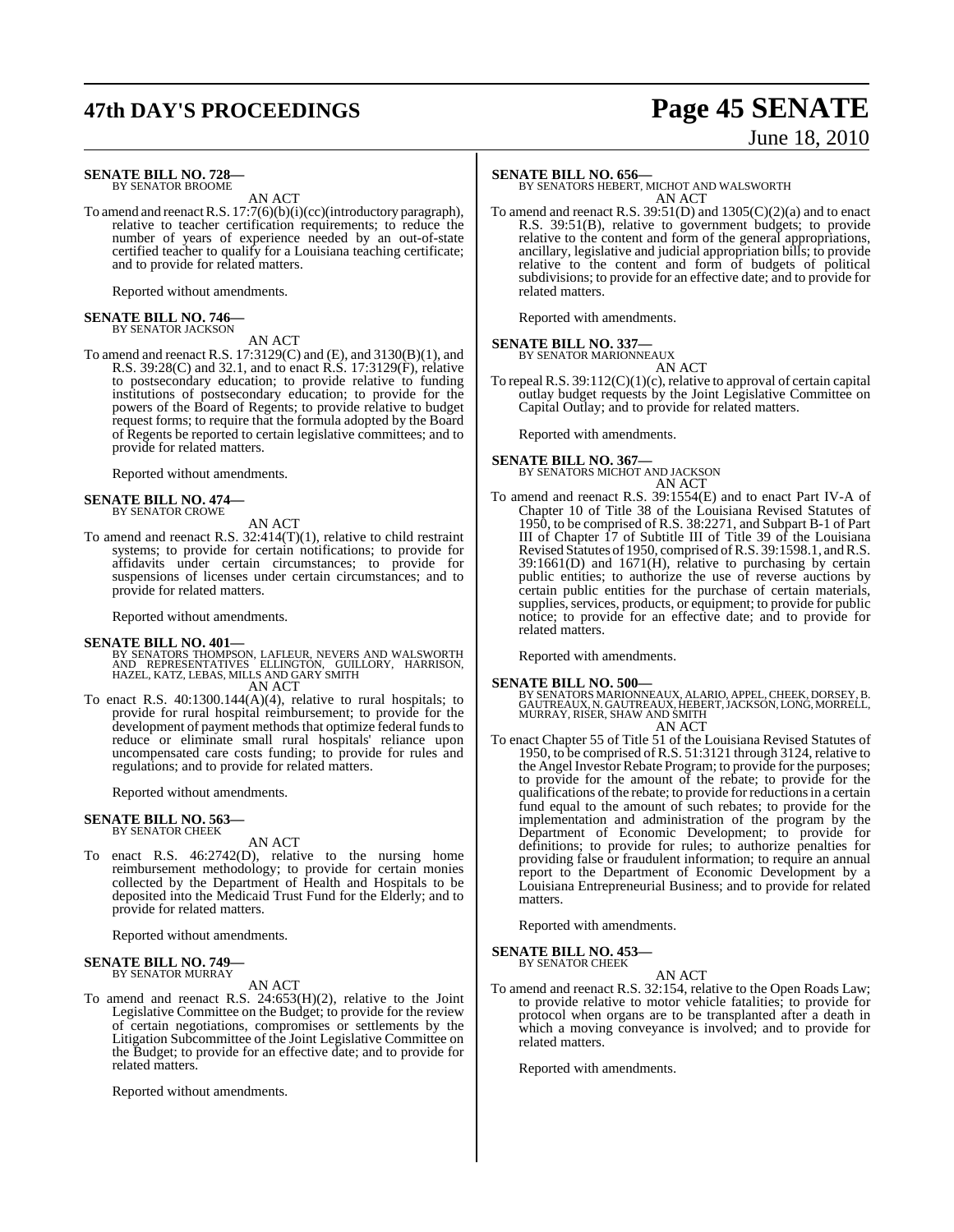**SENATE BILL NO. 728—**
BY SENATOR BROOME

AN ACT

To amend and reenact R.S. 17:7(6)(b)(i)(cc)(introductory paragraph), relative to teacher certification requirements; to reduce the number of years of experience needed by an out-of-state certified teacher to qualify for a Louisiana teaching certificate; and to provide for related matters.

Reported without amendments.

**SENATE BILL NO. 746—**
BY SENATOR JACKSON

AN ACT

To amend and reenact R.S. 17:3129(C) and (E), and 3130(B)(1), and R.S. 39:28(C) and 32.1, and to enact R.S. 17:3129(F), relative to postsecondary education; to provide relative to funding institutions of postsecondary education; to provide for the powers of the Board of Regents; to provide relative to budget request forms; to require that the formula adopted by the Board of Regents be reported to certain legislative committees; and to provide for related matters.

Reported without amendments.

**SENATE BILL NO. 474—**
BY SENATOR CROWE

AN ACT

To amend and reenact R.S. 32:414(T)(1), relative to child restraint systems; to provide for certain notifications; to provide for affidavits under certain circumstances; to provide for suspensions of licenses under certain circumstances; and to provide for related matters.

Reported without amendments.

**SENATE BILL NO. 401—**
BY SENATORS THOMPSON, LAFLEUR, NEVERS AND WALSWORTH AND REPRESENTATIVES ELLINGTON, GUILLORY, HARRISON, HAZEL, KATZ, LEBAS, MILLS AND GARY SMITH

AN ACT

To enact R.S. 40:1300.144(A)(4), relative to rural hospitals; to provide for rural hospital reimbursement; to provide for the development of payment methods that optimize federal funds to reduce or eliminate small rural hospitals' reliance upon uncompensated care costs funding; to provide for rules and regulations; and to provide for related matters.

Reported without amendments.

**SENATE BILL NO. 563—**
BY SENATOR CHEEK

AN ACT

To enact R.S. 46:2742(D), relative to the nursing home reimbursement methodology; to provide for certain monies collected by the Department of Health and Hospitals to be deposited into the Medicaid Trust Fund for the Elderly; and to provide for related matters.

Reported without amendments.

**SENATE BILL NO. 749—**
BY SENATOR MURRAY

AN ACT

To amend and reenact R.S. 24:653(H)(2), relative to the Joint Legislative Committee on the Budget; to provide for the review of certain negotiations, compromises or settlements by the Litigation Subcommittee of the Joint Legislative Committee on the Budget; to provide for an effective date; and to provide for related matters.

Reported without amendments.

**SENATE BILL NO. 656—**
BY SENATORS HEBERT, MICHOT AND WALSWORTH

AN ACT

To amend and reenact R.S. 39:51(D) and 1305(C)(2)(a) and to enact R.S. 39:51(B), relative to government budgets; to provide relative to the content and form of the general appropriations, ancillary, legislative and judicial appropriation bills; to provide relative to the content and form of budgets of political subdivisions; to provide for an effective date; and to provide for related matters.

Reported with amendments.

**SENATE BILL NO. 337—**
BY SENATOR MARIONNEAUX

AN ACT

To repeal R.S. 39:112(C)(1)(c), relative to approval of certain capital outlay budget requests by the Joint Legislative Committee on Capital Outlay; and to provide for related matters.

Reported with amendments.

**SENATE BILL NO. 367—**
BY SENATORS MICHOT AND JACKSON

AN ACT

To amend and reenact R.S. 39:1554(E) and to enact Part IV-A of Chapter 10 of Title 38 of the Louisiana Revised Statutes of 1950, to be comprised of R.S. 38:2271, and Subpart B-1 of Part III of Chapter 17 of Subtitle III of Title 39 of the Louisiana Revised Statutes of 1950, comprised of R.S. 39:1598.1, and R.S. 39:1661(D) and 1671(H), relative to purchasing by certain public entities; to authorize the use of reverse auctions by certain public entities for the purchase of certain materials, supplies, services, products, or equipment; to provide for public notice; to provide for an effective date; and to provide for related matters.

Reported with amendments.

**SENATE BILL NO. 500—**
BY SENATORS MARIONNEAUX, ALARIO, APPEL, CHEEK, DORSEY, B. GAUTREAUX, N. GAUTREAUX, HEBERT, JACKSON, LONG, MORRELL, MURRAY, RISER, SHAW AND SMITH

AN ACT

To enact Chapter 55 of Title 51 of the Louisiana Revised Statutes of 1950, to be comprised of R.S. 51:3121 through 3124, relative to the Angel Investor Rebate Program; to provide for the purposes; to provide for the amount of the rebate; to provide for the qualifications of the rebate; to provide for reductions in a certain fund equal to the amount of such rebates; to provide for the implementation and administration of the program by the Department of Economic Development; to provide for definitions; to provide for rules; to authorize penalties for providing false or fraudulent information; to require an annual report to the Department of Economic Development by a Louisiana Entrepreneurial Business; and to provide for related matters.

Reported with amendments.

**SENATE BILL NO. 453—**
BY SENATOR CHEEK

AN ACT

To amend and reenact R.S. 32:154, relative to the Open Roads Law; to provide relative to motor vehicle fatalities; to provide for protocol when organs are to be transplanted after a death in which a moving conveyance is involved; and to provide for related matters.

Reported with amendments.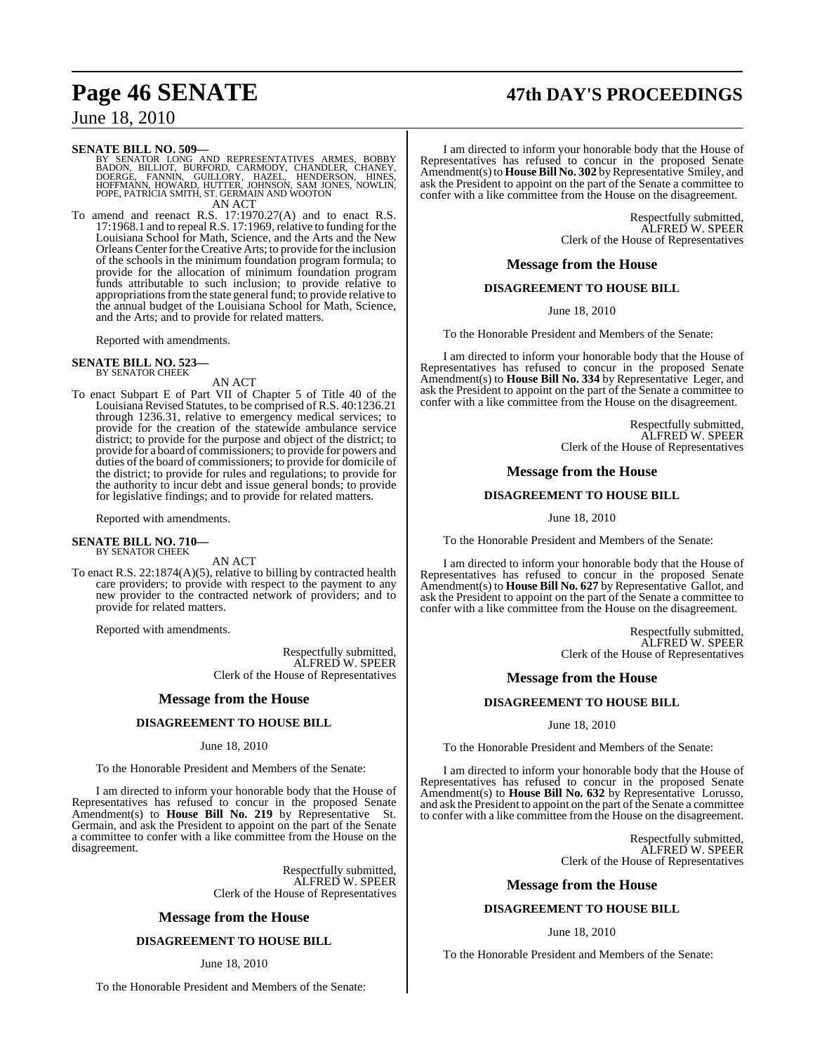**SENATE BILL NO. 509—**
BY SENATOR LONG AND REPRESENTATIVES ARMES, BOBBY BADON, BILLIOT, BURFORD, CARMODY, CHANDLER, CHANEY, DOERGE, FANNIN, GUILLORY, HAZEL, HENDERSON, HINES, HOFFMANN, HOWARD, HUTTER, JOHNSON, SAM JONES, NOWLIN, POPE, PATRICIA SMITH, ST. GERMAIN AND WOOTON

AN ACT

To amend and reenact R.S. 17:1970.27(A) and to enact R.S. 17:1968.1 and to repeal R.S. 17:1969, relative to funding for the Louisiana School for Math, Science, and the Arts and the New Orleans Center for the Creative Arts; to provide for the inclusion of the schools in the minimum foundation program formula; to provide for the allocation of minimum foundation program funds attributable to such inclusion; to provide relative to appropriations from the state general fund; to provide relative to the annual budget of the Louisiana School for Math, Science, and the Arts; and to provide for related matters.

Reported with amendments.

**SENATE BILL NO. 523—**
BY SENATOR CHEEK

AN ACT

To enact Subpart E of Part VII of Chapter 5 of Title 40 of the Louisiana Revised Statutes, to be comprised of R.S. 40:1236.21 through 1236.31, relative to emergency medical services; to provide for the creation of the statewide ambulance service district; to provide for the purpose and object of the district; to provide for a board of commissioners; to provide for powers and duties of the board of commissioners; to provide for domicile of the district; to provide for rules and regulations; to provide for the authority to incur debt and issue general bonds; to provide for legislative findings; and to provide for related matters.

Reported with amendments.

**SENATE BILL NO. 710—**
BY SENATOR CHEEK

AN ACT

To enact R.S. 22:1874(A)(5), relative to billing by contracted health care providers; to provide with respect to the payment to any new provider to the contracted network of providers; and to provide for related matters.

Reported with amendments.

Respectfully submitted,
ALFRED W. SPEER
Clerk of the House of Representatives

## Message from the House

### DISAGREEMENT TO HOUSE BILL

June 18, 2010

To the Honorable President and Members of the Senate:

I am directed to inform your honorable body that the House of Representatives has refused to concur in the proposed Senate Amendment(s) to **House Bill No. 219** by Representative St. Germain, and ask the President to appoint on the part of the Senate a committee to confer with a like committee from the House on the disagreement.

Respectfully submitted,
ALFRED W. SPEER
Clerk of the House of Representatives

## Message from the House

### DISAGREEMENT TO HOUSE BILL

June 18, 2010

To the Honorable President and Members of the Senate:

I am directed to inform your honorable body that the House of Representatives has refused to concur in the proposed Senate Amendment(s) to **House Bill No. 302** by Representative Smiley, and ask the President to appoint on the part of the Senate a committee to confer with a like committee from the House on the disagreement.

Respectfully submitted,
ALFRED W. SPEER
Clerk of the House of Representatives

## Message from the House

### DISAGREEMENT TO HOUSE BILL

June 18, 2010

To the Honorable President and Members of the Senate:

I am directed to inform your honorable body that the House of Representatives has refused to concur in the proposed Senate Amendment(s) to **House Bill No. 334** by Representative Leger, and ask the President to appoint on the part of the Senate a committee to confer with a like committee from the House on the disagreement.

Respectfully submitted,
ALFRED W. SPEER
Clerk of the House of Representatives

## Message from the House

### DISAGREEMENT TO HOUSE BILL

June 18, 2010

To the Honorable President and Members of the Senate:

I am directed to inform your honorable body that the House of Representatives has refused to concur in the proposed Senate Amendment(s) to **House Bill No. 627** by Representative Gallot, and ask the President to appoint on the part of the Senate a committee to confer with a like committee from the House on the disagreement.

Respectfully submitted,
ALFRED W. SPEER
Clerk of the House of Representatives

## Message from the House

### DISAGREEMENT TO HOUSE BILL

June 18, 2010

To the Honorable President and Members of the Senate:

I am directed to inform your honorable body that the House of Representatives has refused to concur in the proposed Senate Amendment(s) to **House Bill No. 632** by Representative Lorusso, and ask the President to appoint on the part of the Senate a committee to confer with a like committee from the House on the disagreement.

Respectfully submitted,
ALFRED W. SPEER
Clerk of the House of Representatives

## Message from the House

### DISAGREEMENT TO HOUSE BILL

June 18, 2010

To the Honorable President and Members of the Senate: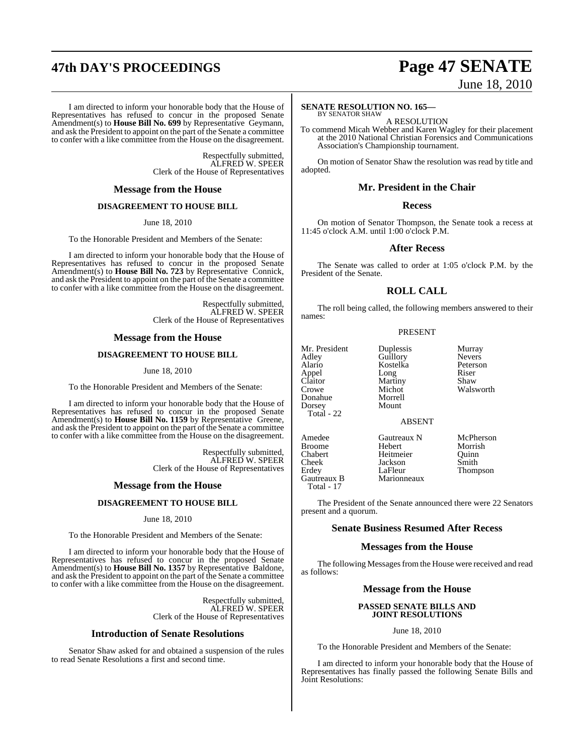I am directed to inform your honorable body that the House of Representatives has refused to concur in the proposed Senate Amendment(s) to **House Bill No. 699** by Representative Geymann, and ask the President to appoint on the part of the Senate a committee to confer with a like committee from the House on the disagreement.

Respectfully submitted,
ALFRED W. SPEER
Clerk of the House of Representatives

## Message from the House

### DISAGREEMENT TO HOUSE BILL

June 18, 2010

To the Honorable President and Members of the Senate:

I am directed to inform your honorable body that the House of Representatives has refused to concur in the proposed Senate Amendment(s) to **House Bill No. 723** by Representative Connick, and ask the President to appoint on the part of the Senate a committee to confer with a like committee from the House on the disagreement.

Respectfully submitted,
ALFRED W. SPEER
Clerk of the House of Representatives

## Message from the House

### DISAGREEMENT TO HOUSE BILL

June 18, 2010

To the Honorable President and Members of the Senate:

I am directed to inform your honorable body that the House of Representatives has refused to concur in the proposed Senate Amendment(s) to **House Bill No. 1159** by Representative Greene, and ask the President to appoint on the part of the Senate a committee to confer with a like committee from the House on the disagreement.

Respectfully submitted,
ALFRED W. SPEER
Clerk of the House of Representatives

## Message from the House

### DISAGREEMENT TO HOUSE BILL

June 18, 2010

To the Honorable President and Members of the Senate:

I am directed to inform your honorable body that the House of Representatives has refused to concur in the proposed Senate Amendment(s) to **House Bill No. 1357** by Representative Baldone, and ask the President to appoint on the part of the Senate a committee to confer with a like committee from the House on the disagreement.

Respectfully submitted,
ALFRED W. SPEER
Clerk of the House of Representatives

## Introduction of Senate Resolutions

Senator Shaw asked for and obtained a suspension of the rules to read Senate Resolutions a first and second time.

**SENATE RESOLUTION NO. 165—**
BY SENATOR SHAW

A RESOLUTION

To commend Micah Webber and Karen Wagley for their placement at the 2010 National Christian Forensics and Communications Association's Championship tournament.

On motion of Senator Shaw the resolution was read by title and adopted.

## Mr. President in the Chair

## Recess

On motion of Senator Thompson, the Senate took a recess at 11:45 o'clock A.M. until 1:00 o'clock P.M.

## After Recess

The Senate was called to order at 1:05 o'clock P.M. by the President of the Senate.

## ROLL CALL

The roll being called, the following members answered to their names:

PRESENT

| | | |
|---|---|---|
| Mr. President | Duplessis | Murray |
| Adley | Guillory | Nevers |
| Alario | Kostelka | Peterson |
| Appel | Long | Riser |
| Claitor | Martiny | Shaw |
| Crowe | Michot | Walsworth |
| Donahue | Morrell | |
| Dorsey | Mount | |
| Total - 22 | | |

ABSENT

| | | |
|---|---|---|
| Amedee | Gautreaux N | McPherson |
| Broome | Hebert | Morrish |
| Chabert | Heitmeier | Quinn |
| Cheek | Jackson | Smith |
| Erdey | LaFleur | Thompson |
| Gautreaux B | Marionneaux | |
| Total - 17 | | |

The President of the Senate announced there were 22 Senators present and a quorum.

## Senate Business Resumed After Recess

## Messages from the House

The following Messages from the House were received and read as follows:

## Message from the House

### PASSED SENATE BILLS AND JOINT RESOLUTIONS

June 18, 2010

To the Honorable President and Members of the Senate:

I am directed to inform your honorable body that the House of Representatives has finally passed the following Senate Bills and Joint Resolutions: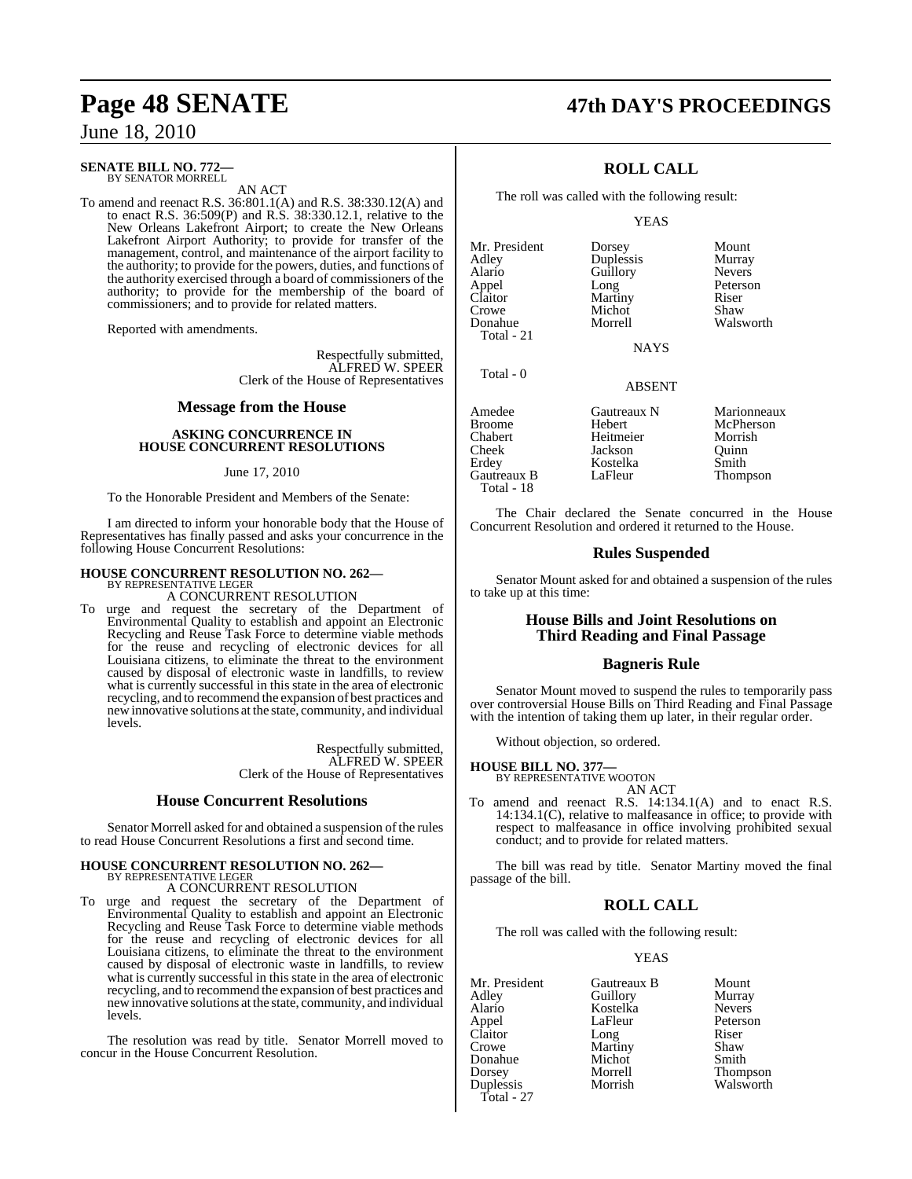**SENATE BILL NO. 772—**
BY SENATOR MORRELL

AN ACT

To amend and reenact R.S. 36:801.1(A) and R.S. 38:330.12(A) and to enact R.S. 36:509(P) and R.S. 38:330.12.1, relative to the New Orleans Lakefront Airport; to create the New Orleans Lakefront Airport Authority; to provide for transfer of the management, control, and maintenance of the airport facility to the authority; to provide for the powers, duties, and functions of the authority exercised through a board of commissioners of the authority; to provide for the membership of the board of commissioners; and to provide for related matters.

Reported with amendments.

Respectfully submitted,
ALFRED W. SPEER
Clerk of the House of Representatives

## Message from the House

### ASKING CONCURRENCE IN HOUSE CONCURRENT RESOLUTIONS

June 17, 2010

To the Honorable President and Members of the Senate:

I am directed to inform your honorable body that the House of Representatives has finally passed and asks your concurrence in the following House Concurrent Resolutions:

**HOUSE CONCURRENT RESOLUTION NO. 262—**
BY REPRESENTATIVE LEGER

A CONCURRENT RESOLUTION

To urge and request the secretary of the Department of Environmental Quality to establish and appoint an Electronic Recycling and Reuse Task Force to determine viable methods for the reuse and recycling of electronic devices for all Louisiana citizens, to eliminate the threat to the environment caused by disposal of electronic waste in landfills, to review what is currently successful in this state in the area of electronic recycling, and to recommend the expansion of best practices and new innovative solutions at the state, community, and individual levels.

Respectfully submitted,
ALFRED W. SPEER
Clerk of the House of Representatives

## House Concurrent Resolutions

Senator Morrell asked for and obtained a suspension of the rules to read House Concurrent Resolutions a first and second time.

**HOUSE CONCURRENT RESOLUTION NO. 262—**
BY REPRESENTATIVE LEGER

A CONCURRENT RESOLUTION

To urge and request the secretary of the Department of Environmental Quality to establish and appoint an Electronic Recycling and Reuse Task Force to determine viable methods for the reuse and recycling of electronic devices for all Louisiana citizens, to eliminate the threat to the environment caused by disposal of electronic waste in landfills, to review what is currently successful in this state in the area of electronic recycling, and to recommend the expansion of best practices and new innovative solutions at the state, community, and individual levels.

The resolution was read by title. Senator Morrell moved to concur in the House Concurrent Resolution.

## ROLL CALL

The roll was called with the following result:

YEAS

| | | |
|---|---|---|
| Mr. President | Dorsey | Mount |
| Adley | Duplessis | Murray |
| Alario | Guillory | Nevers |
| Appel | Long | Peterson |
| Claitor | Martiny | Riser |
| Crowe | Michot | Shaw |
| Donahue | Morrell | Walsworth |
| Total - 21 | | |

NAYS

Total - 0

ABSENT

| | | |
|---|---|---|
| Amedee | Gautreaux N | Marionneaux |
| Broome | Hebert | McPherson |
| Chabert | Heitmeier | Morrish |
| Cheek | Jackson | Quinn |
| Erdey | Kostelka | Smith |
| Gautreaux B | LaFleur | Thompson |
| Total - 18 | | |

The Chair declared the Senate concurred in the House Concurrent Resolution and ordered it returned to the House.

## Rules Suspended

Senator Mount asked for and obtained a suspension of the rules to take up at this time:

## House Bills and Joint Resolutions on Third Reading and Final Passage

## Bagneris Rule

Senator Mount moved to suspend the rules to temporarily pass over controversial House Bills on Third Reading and Final Passage with the intention of taking them up later, in their regular order.

Without objection, so ordered.

**HOUSE BILL NO. 377—**
BY REPRESENTATIVE WOOTON

AN ACT

To amend and reenact R.S. 14:134.1(A) and to enact R.S. 14:134.1(C), relative to malfeasance in office; to provide with respect to malfeasance in office involving prohibited sexual conduct; and to provide for related matters.

The bill was read by title. Senator Martiny moved the final passage of the bill.

## ROLL CALL

The roll was called with the following result:

YEAS

| | | |
|---|---|---|
| Mr. President | Gautreaux B | Mount |
| Adley | Guillory | Murray |
| Alario | Kostelka | Nevers |
| Appel | LaFleur | Peterson |
| Claitor | Long | Riser |
| Crowe | Martiny | Shaw |
| Donahue | Michot | Smith |
| Dorsey | Morrell | Thompson |
| Duplessis | Morrish | Walsworth |
| Total - 27 | | |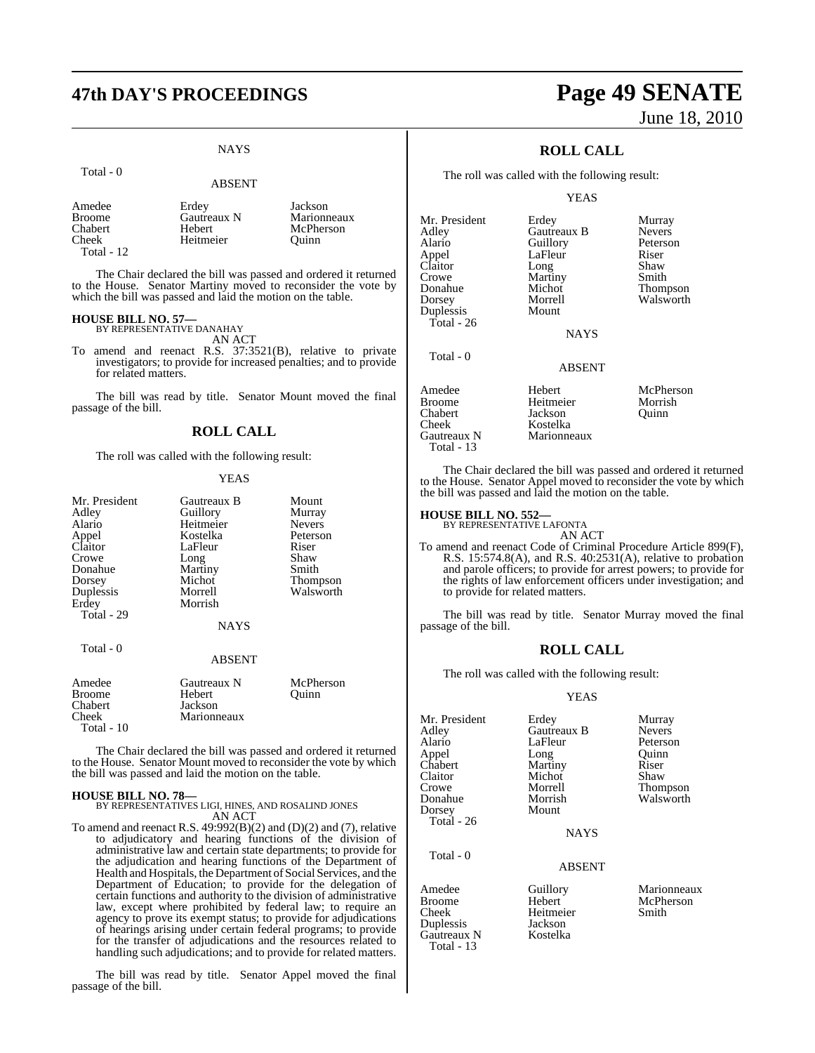NAYS

Total - 0

ABSENT

| | | |
|---|---|---|
| Amedee | Erdey | Jackson |
| Broome | Gautreaux N | Marionneaux |
| Chabert | Hebert | McPherson |
| Cheek | Heitmeier | Quinn |

Total - 12

The Chair declared the bill was passed and ordered it returned to the House. Senator Martiny moved to reconsider the vote by which the bill was passed and laid the motion on the table.

**HOUSE BILL NO. 57—**
BY REPRESENTATIVE DANAHAY
AN ACT

To amend and reenact R.S. 37:3521(B), relative to private investigators; to provide for increased penalties; and to provide for related matters.

The bill was read by title. Senator Mount moved the final passage of the bill.

## ROLL CALL

The roll was called with the following result:

YEAS

| | | |
|---|---|---|
| Mr. President | Gautreaux B | Mount |
| Adley | Guillory | Murray |
| Alario | Heitmeier | Nevers |
| Appel | Kostelka | Peterson |
| Claitor | LaFleur | Riser |
| Crowe | Long | Shaw |
| Donahue | Martiny | Smith |
| Dorsey | Michot | Thompson |
| Duplessis | Morrell | Walsworth |
| Erdey | Morrish | |

Total - 29

NAYS

Total - 0

ABSENT

| | | |
|---|---|---|
| Amedee | Gautreaux N | McPherson |
| Broome | Hebert | Quinn |
| Chabert | Jackson | |
| Cheek | Marionneaux | |

Total - 10

The Chair declared the bill was passed and ordered it returned to the House. Senator Mount moved to reconsider the vote by which the bill was passed and laid the motion on the table.

**HOUSE BILL NO. 78—**
BY REPRESENTATIVES LIGI, HINES, AND ROSALIND JONES
AN ACT

To amend and reenact R.S. 49:992(B)(2) and (D)(2) and (7), relative to adjudicatory and hearing functions of the division of administrative law and certain state departments; to provide for the adjudication and hearing functions of the Department of Health and Hospitals, the Department of Social Services, and the Department of Education; to provide for the delegation of certain functions and authority to the division of administrative law, except where prohibited by federal law; to require an agency to prove its exempt status; to provide for adjudications of hearings arising under certain federal programs; to provide for the transfer of adjudications and the resources related to handling such adjudications; and to provide for related matters.

The bill was read by title. Senator Appel moved the final passage of the bill.

## ROLL CALL

The roll was called with the following result:

YEAS

| | | |
|---|---|---|
| Mr. President | Erdey | Murray |
| Adley | Gautreaux B | Nevers |
| Alario | Guillory | Peterson |
| Appel | LaFleur | Riser |
| Claitor | Long | Shaw |
| Crowe | Martiny | Smith |
| Donahue | Michot | Thompson |
| Dorsey | Morrell | Walsworth |
| Duplessis | Mount | |

Total - 26

NAYS

Total - 0

ABSENT

| | | |
|---|---|---|
| Amedee | Hebert | McPherson |
| Broome | Heitmeier | Morrish |
| Chabert | Jackson | Quinn |
| Cheek | Kostelka | |
| Gautreaux N | Marionneaux | |

Total - 13

The Chair declared the bill was passed and ordered it returned to the House. Senator Appel moved to reconsider the vote by which the bill was passed and laid the motion on the table.

**HOUSE BILL NO. 552—**
BY REPRESENTATIVE LAFONTA
AN ACT

To amend and reenact Code of Criminal Procedure Article 899(F), R.S. 15:574.8(A), and R.S. 40:2531(A), relative to probation and parole officers; to provide for arrest powers; to provide for the rights of law enforcement officers under investigation; and to provide for related matters.

The bill was read by title. Senator Murray moved the final passage of the bill.

## ROLL CALL

The roll was called with the following result:

YEAS

| | | |
|---|---|---|
| Mr. President | Erdey | Murray |
| Adley | Gautreaux B | Nevers |
| Alario | LaFleur | Peterson |
| Appel | Long | Quinn |
| Chabert | Martiny | Riser |
| Claitor | Michot | Shaw |
| Crowe | Morrell | Thompson |
| Donahue | Morrish | Walsworth |
| Dorsey | Mount | |

Total - 26

NAYS

Total - 0

ABSENT

| | | |
|---|---|---|
| Amedee | Guillory | Marionneaux |
| Broome | Hebert | McPherson |
| Cheek | Heitmeier | Smith |
| Duplessis | Jackson | |
| Gautreaux N | Kostelka | |

Total - 13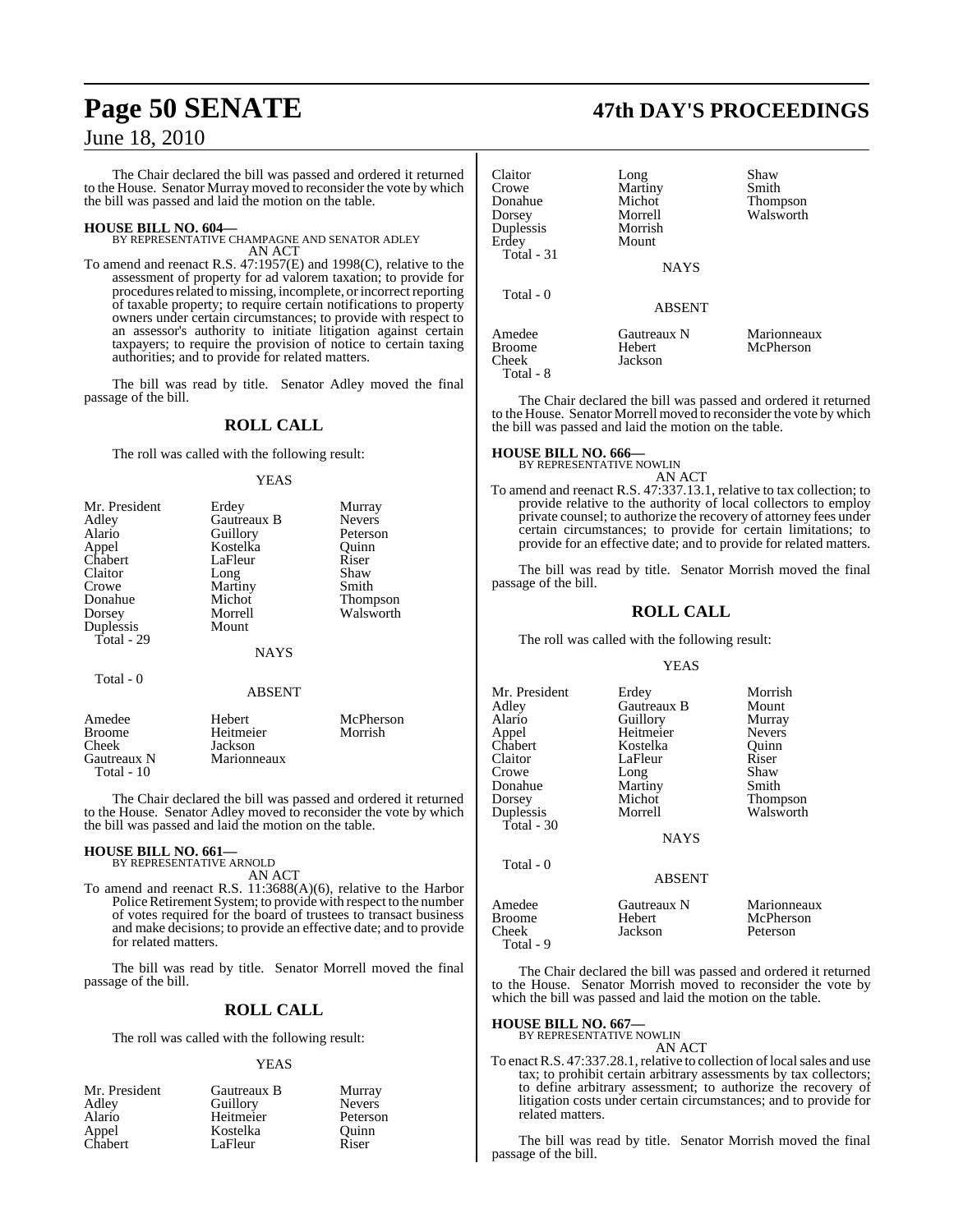The Chair declared the bill was passed and ordered it returned to the House. Senator Murray moved to reconsider the vote by which the bill was passed and laid the motion on the table.

**HOUSE BILL NO. 604—**
BY REPRESENTATIVE CHAMPAGNE AND SENATOR ADLEY
AN ACT

To amend and reenact R.S. 47:1957(E) and 1998(C), relative to the assessment of property for ad valorem taxation; to provide for procedures related to missing, incomplete, or incorrect reporting of taxable property; to require certain notifications to property owners under certain circumstances; to provide with respect to an assessor's authority to initiate litigation against certain taxpayers; to require the provision of notice to certain taxing authorities; and to provide for related matters.

The bill was read by title. Senator Adley moved the final passage of the bill.

## ROLL CALL

The roll was called with the following result:

YEAS

| | | |
|---|---|---|
| Mr. President | Erdey | Murray |
| Adley | Gautreaux B | Nevers |
| Alario | Guillory | Peterson |
| Appel | Kostelka | Quinn |
| Chabert | LaFleur | Riser |
| Claitor | Long | Shaw |
| Crowe | Martiny | Smith |
| Donahue | Michot | Thompson |
| Dorsey | Morrell | Walsworth |
| Duplessis | Mount | |
| Total - 29 | | |

NAYS

Total - 0

ABSENT

| | | |
|---|---|---|
| Amedee | Hebert | McPherson |
| Broome | Heitmeier | Morrish |
| Cheek | Jackson | |
| Gautreaux N | Marionneaux | |
| Total - 10 | | |

The Chair declared the bill was passed and ordered it returned to the House. Senator Adley moved to reconsider the vote by which the bill was passed and laid the motion on the table.

**HOUSE BILL NO. 661—**
BY REPRESENTATIVE ARNOLD
AN ACT

To amend and reenact R.S. 11:3688(A)(6), relative to the Harbor Police Retirement System; to provide with respect to the number of votes required for the board of trustees to transact business and make decisions; to provide an effective date; and to provide for related matters.

The bill was read by title. Senator Morrell moved the final passage of the bill.

## ROLL CALL

The roll was called with the following result:

YEAS

| | | |
|---|---|---|
| Mr. President | Gautreaux B | Murray |
| Adley | Guillory | Nevers |
| Alario | Heitmeier | Peterson |
| Appel | Kostelka | Quinn |
| Chabert | LaFleur | Riser |
| Claitor | Long | Shaw |
| Crowe | Martiny | Smith |
| Donahue | Michot | Thompson |
| Dorsey | Morrell | Walsworth |
| Duplessis | Morrish | |
| Erdey | Mount | |
| Total - 31 | | |

NAYS

Total - 0

ABSENT

| | | |
|---|---|---|
| Amedee | Gautreaux N | Marionneaux |
| Broome | Hebert | McPherson |
| Cheek | Jackson | |
| Total - 8 | | |

The Chair declared the bill was passed and ordered it returned to the House. Senator Morrell moved to reconsider the vote by which the bill was passed and laid the motion on the table.

**HOUSE BILL NO. 666—**
BY REPRESENTATIVE NOWLIN
AN ACT

To amend and reenact R.S. 47:337.13.1, relative to tax collection; to provide relative to the authority of local collectors to employ private counsel; to authorize the recovery of attorney fees under certain circumstances; to provide for certain limitations; to provide for an effective date; and to provide for related matters.

The bill was read by title. Senator Morrish moved the final passage of the bill.

## ROLL CALL

The roll was called with the following result:

YEAS

| | | |
|---|---|---|
| Mr. President | Erdey | Morrish |
| Adley | Gautreaux B | Mount |
| Alario | Guillory | Murray |
| Appel | Heitmeier | Nevers |
| Chabert | Kostelka | Quinn |
| Claitor | LaFleur | Riser |
| Crowe | Long | Shaw |
| Donahue | Martiny | Smith |
| Dorsey | Michot | Thompson |
| Duplessis | Morrell | Walsworth |
| Total - 30 | | |

NAYS

Total - 0

ABSENT

| | | |
|---|---|---|
| Amedee | Gautreaux N | Marionneaux |
| Broome | Hebert | McPherson |
| Cheek | Jackson | Peterson |
| Total - 9 | | |

The Chair declared the bill was passed and ordered it returned to the House. Senator Morrish moved to reconsider the vote by which the bill was passed and laid the motion on the table.

**HOUSE BILL NO. 667—**
BY REPRESENTATIVE NOWLIN
AN ACT

To enact R.S. 47:337.28.1, relative to collection of local sales and use tax; to prohibit certain arbitrary assessments by tax collectors; to define arbitrary assessment; to authorize the recovery of litigation costs under certain circumstances; and to provide for related matters.

The bill was read by title. Senator Morrish moved the final passage of the bill.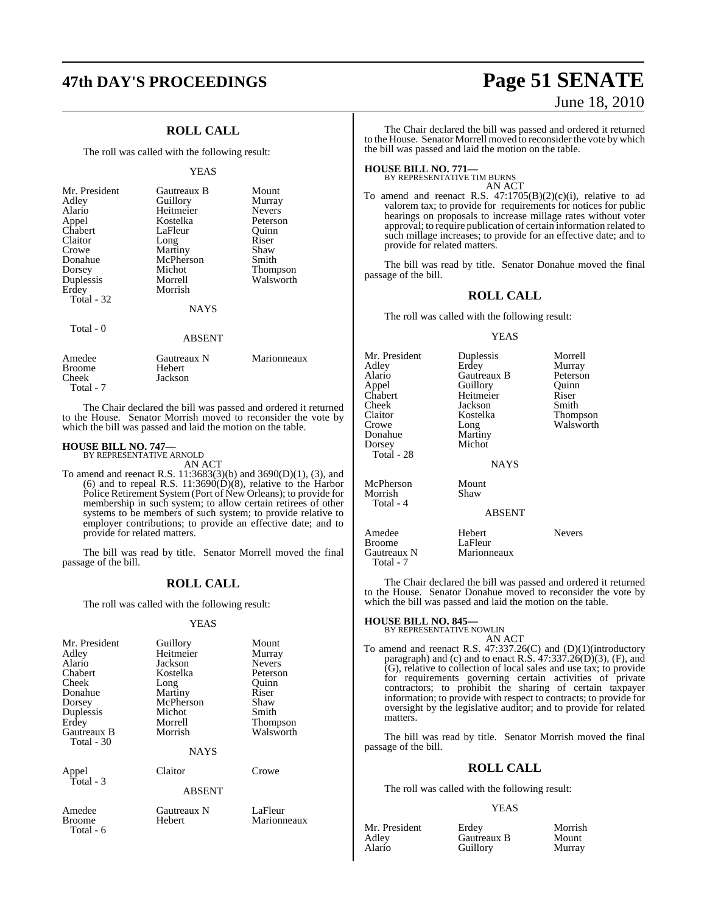## ROLL CALL

The roll was called with the following result:

YEAS

| | | |
|---|---|---|
| Mr. President | Gautreaux B | Mount |
| Adley | Guillory | Murray |
| Alario | Heitmeier | Nevers |
| Appel | Kostelka | Peterson |
| Chabert | LaFleur | Quinn |
| Claitor | Long | Riser |
| Crowe | Martiny | Shaw |
| Donahue | McPherson | Smith |
| Dorsey | Michot | Thompson |
| Duplessis | Morrell | Walsworth |
| Erdey | Morrish | |
| Total - 32 | | |

NAYS

Total - 0

ABSENT

| | | |
|---|---|---|
| Amedee | Gautreaux N | Marionneaux |
| Broome | Hebert | |
| Cheek | Jackson | |
| Total - 7 | | |

The Chair declared the bill was passed and ordered it returned to the House. Senator Morrish moved to reconsider the vote by which the bill was passed and laid the motion on the table.

**HOUSE BILL NO. 747—**
BY REPRESENTATIVE ARNOLD

AN ACT

To amend and reenact R.S. 11:3683(3)(b) and 3690(D)(1), (3), and (6) and to repeal R.S. 11:3690(D)(8), relative to the Harbor Police Retirement System (Port of New Orleans); to provide for membership in such system; to allow certain retirees of other systems to be members of such system; to provide relative to employer contributions; to provide an effective date; and to provide for related matters.

The bill was read by title. Senator Morrell moved the final passage of the bill.

## ROLL CALL

The roll was called with the following result:

YEAS

| | | |
|---|---|---|
| Mr. President | Guillory | Mount |
| Adley | Heitmeier | Murray |
| Alario | Jackson | Nevers |
| Chabert | Kostelka | Peterson |
| Cheek | Long | Quinn |
| Donahue | Martiny | Riser |
| Dorsey | McPherson | Shaw |
| Duplessis | Michot | Smith |
| Erdey | Morrell | Thompson |
| Gautreaux B | Morrish | Walsworth |
| Total - 30 | | |

NAYS

| | | |
|---|---|---|
| Appel | Claitor | Crowe |
| Total - 3 | | |

ABSENT

| | | |
|---|---|---|
| Amedee | Gautreaux N | LaFleur |
| Broome | Hebert | Marionneaux |
| Total - 6 | | |

The Chair declared the bill was passed and ordered it returned to the House. Senator Morrell moved to reconsider the vote by which the bill was passed and laid the motion on the table.

**HOUSE BILL NO. 771—**
BY REPRESENTATIVE TIM BURNS

AN ACT

To amend and reenact R.S. 47:1705(B)(2)(c)(i), relative to ad valorem tax; to provide for requirements for notices for public hearings on proposals to increase millage rates without voter approval; to require publication of certain information related to such millage increases; to provide for an effective date; and to provide for related matters.

The bill was read by title. Senator Donahue moved the final passage of the bill.

## ROLL CALL

The roll was called with the following result:

YEAS

| | | |
|---|---|---|
| Mr. President | Duplessis | Morrell |
| Adley | Erdey | Murray |
| Alario | Gautreaux B | Peterson |
| Appel | Guillory | Quinn |
| Chabert | Heitmeier | Riser |
| Cheek | Jackson | Smith |
| Claitor | Kostelka | Thompson |
| Crowe | Long | Walsworth |
| Donahue | Martiny | |
| Dorsey | Michot | |
| Total - 28 | | |

NAYS

| | |
|---|---|
| McPherson | Mount |
| Morrish | Shaw |
| Total - 4 | |

ABSENT

| | | |
|---|---|---|
| Amedee | Hebert | Nevers |
| Broome | LaFleur | |
| Gautreaux N | Marionneaux | |
| Total - 7 | | |

The Chair declared the bill was passed and ordered it returned to the House. Senator Donahue moved to reconsider the vote by which the bill was passed and laid the motion on the table.

**HOUSE BILL NO. 845—**
BY REPRESENTATIVE NOWLIN

AN ACT

To amend and reenact R.S. 47:337.26(C) and (D)(1)(introductory paragraph) and (c) and to enact R.S. 47:337.26(D)(3), (F), and (G), relative to collection of local sales and use tax; to provide for requirements governing certain activities of private contractors; to prohibit the sharing of certain taxpayer information; to provide with respect to contracts; to provide for oversight by the legislative auditor; and to provide for related matters.

The bill was read by title. Senator Morrish moved the final passage of the bill.

## ROLL CALL

The roll was called with the following result:

YEAS

| | | |
|---|---|---|
| Mr. President | Erdey | Morrish |
| Adley | Gautreaux B | Mount |
| Alario | Guillory | Murray |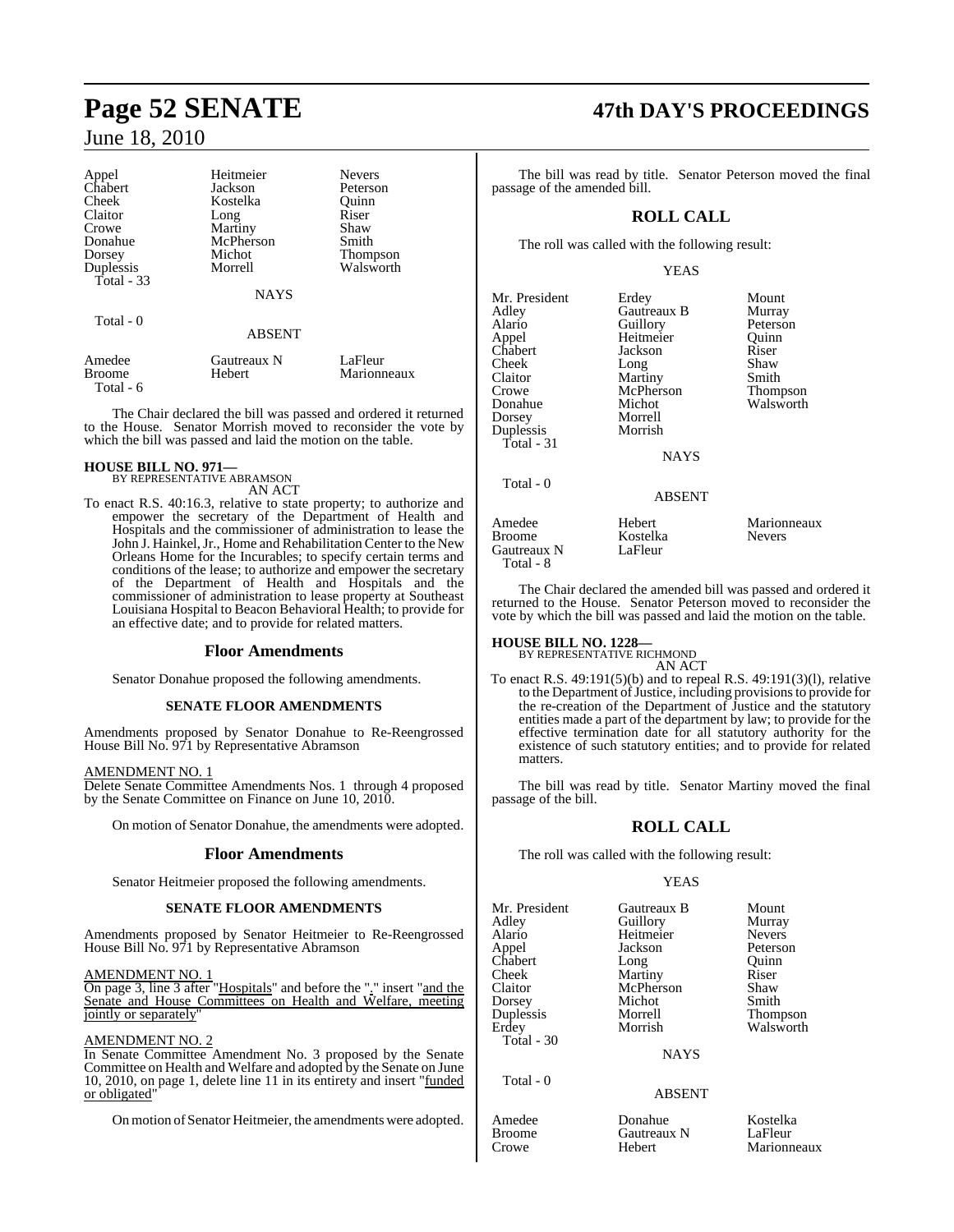| | | |
|---|---|---|
| Appel | Heitmeier | Nevers |
| Chabert | Jackson | Peterson |
| Cheek | Kostelka | Quinn |
| Claitor | Long | Riser |
| Crowe | Martiny | Shaw |
| Donahue | McPherson | Smith |
| Dorsey | Michot | Thompson |
| Duplessis | Morrell | Walsworth |
| Total - 33 | | |

NAYS

Total - 0

ABSENT

| | | |
|---|---|---|
| Amedee | Gautreaux N | LaFleur |
| Broome | Hebert | Marionneaux |
| Total - 6 | | |

The Chair declared the bill was passed and ordered it returned to the House. Senator Morrish moved to reconsider the vote by which the bill was passed and laid the motion on the table.

**HOUSE BILL NO. 971—**
BY REPRESENTATIVE ABRAMSON
AN ACT

To enact R.S. 40:16.3, relative to state property; to authorize and empower the secretary of the Department of Health and Hospitals and the commissioner of administration to lease the John J. Hainkel, Jr., Home and Rehabilitation Center to the New Orleans Home for the Incurables; to specify certain terms and conditions of the lease; to authorize and empower the secretary of the Department of Health and Hospitals and the commissioner of administration to lease property at Southeast Louisiana Hospital to Beacon Behavioral Health; to provide for an effective date; and to provide for related matters.

## Floor Amendments

Senator Donahue proposed the following amendments.

### SENATE FLOOR AMENDMENTS

Amendments proposed by Senator Donahue to Re-Reengrossed House Bill No. 971 by Representative Abramson

AMENDMENT NO. 1
Delete Senate Committee Amendments Nos. 1 through 4 proposed by the Senate Committee on Finance on June 10, 2010.

On motion of Senator Donahue, the amendments were adopted.

## Floor Amendments

Senator Heitmeier proposed the following amendments.

### SENATE FLOOR AMENDMENTS

Amendments proposed by Senator Heitmeier to Re-Reengrossed House Bill No. 971 by Representative Abramson

AMENDMENT NO. 1
On page 3, line 3 after "Hospitals" and before the "." insert "and the Senate and House Committees on Health and Welfare, meeting jointly or separately"

AMENDMENT NO. 2
In Senate Committee Amendment No. 3 proposed by the Senate Committee on Health and Welfare and adopted by the Senate on June 10, 2010, on page 1, delete line 11 in its entirety and insert "funded or obligated"

On motion of Senator Heitmeier, the amendments were adopted.

The bill was read by title. Senator Peterson moved the final passage of the amended bill.

## ROLL CALL

The roll was called with the following result:

YEAS

| | | |
|---|---|---|
| Mr. President | Erdey | Mount |
| Adley | Gautreaux B | Murray |
| Alario | Guillory | Peterson |
| Appel | Heitmeier | Quinn |
| Chabert | Jackson | Riser |
| Cheek | Long | Shaw |
| Claitor | Martiny | Smith |
| Crowe | McPherson | Thompson |
| Donahue | Michot | Walsworth |
| Dorsey | Morrell | |
| Duplessis | Morrish | |
| Total - 31 | | |

NAYS

Total - 0

ABSENT

| | | |
|---|---|---|
| Amedee | Hebert | Marionneaux |
| Broome | Kostelka | Nevers |
| Gautreaux N | LaFleur | |
| Total - 8 | | |

The Chair declared the amended bill was passed and ordered it returned to the House. Senator Peterson moved to reconsider the vote by which the bill was passed and laid the motion on the table.

**HOUSE BILL NO. 1228—**
BY REPRESENTATIVE RICHMOND
AN ACT

To enact R.S. 49:191(5)(b) and to repeal R.S. 49:191(3)(l), relative to the Department of Justice, including provisions to provide for the re-creation of the Department of Justice and the statutory entities made a part of the department by law; to provide for the effective termination date for all statutory authority for the existence of such statutory entities; and to provide for related matters.

The bill was read by title. Senator Martiny moved the final passage of the bill.

## ROLL CALL

The roll was called with the following result:

YEAS

| | | |
|---|---|---|
| Mr. President | Gautreaux B | Mount |
| Adley | Guillory | Murray |
| Alario | Heitmeier | Nevers |
| Appel | Jackson | Peterson |
| Chabert | Long | Quinn |
| Cheek | Martiny | Riser |
| Claitor | McPherson | Shaw |
| Dorsey | Michot | Smith |
| Duplessis | Morrell | Thompson |
| Erdey | Morrish | Walsworth |
| Total - 30 | | |

NAYS

Total - 0

ABSENT

| | | |
|---|---|---|
| Amedee | Donahue | Kostelka |
| Broome | Gautreaux N | LaFleur |
| Crowe | Hebert | Marionneaux |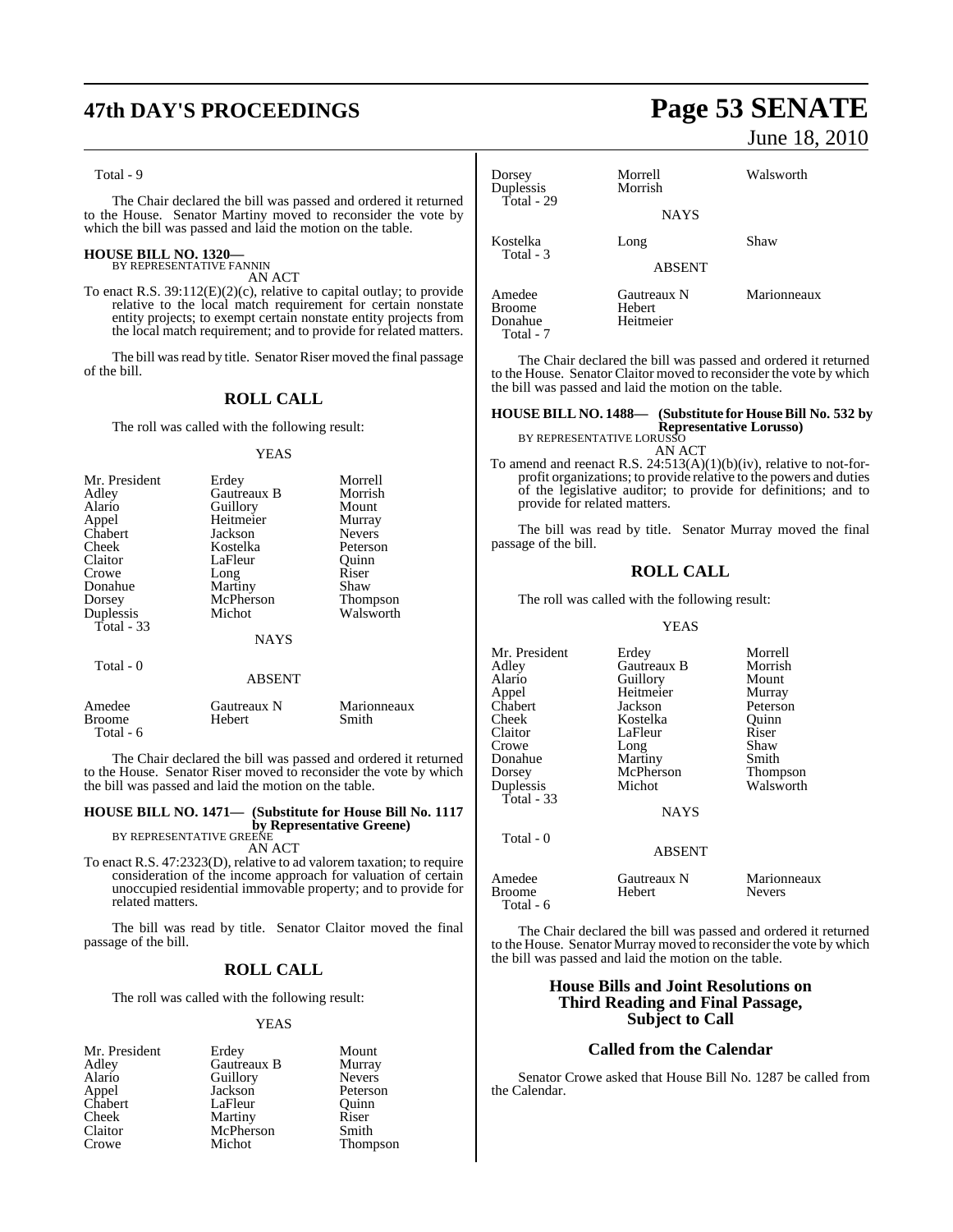Total - 9

The Chair declared the bill was passed and ordered it returned to the House. Senator Martiny moved to reconsider the vote by which the bill was passed and laid the motion on the table.

**HOUSE BILL NO. 1320—**
BY REPRESENTATIVE FANNIN

AN ACT

To enact R.S. 39:112(E)(2)(c), relative to capital outlay; to provide relative to the local match requirement for certain nonstate entity projects; to exempt certain nonstate entity projects from the local match requirement; and to provide for related matters.

The bill was read by title. Senator Riser moved the final passage of the bill.

## ROLL CALL

The roll was called with the following result:

YEAS

| | | |
|---|---|---|
| Mr. President | Erdey | Morrell |
| Adley | Gautreaux B | Morrish |
| Alario | Guillory | Mount |
| Appel | Heitmeier | Murray |
| Chabert | Jackson | Nevers |
| Cheek | Kostelka | Peterson |
| Claitor | LaFleur | Quinn |
| Crowe | Long | Riser |
| Donahue | Martiny | Shaw |
| Dorsey | McPherson | Thompson |
| Duplessis | Michot | Walsworth |
| Total - 33 | | |

NAYS

Total - 0

ABSENT

| | | |
|---|---|---|
| Amedee | Gautreaux N | Marionneaux |
| Broome | Hebert | Smith |
| Total - 6 | | |

The Chair declared the bill was passed and ordered it returned to the House. Senator Riser moved to reconsider the vote by which the bill was passed and laid the motion on the table.

**HOUSE BILL NO. 1471— (Substitute for House Bill No. 1117 by Representative Greene)**
BY REPRESENTATIVE GREENE

AN ACT

To enact R.S. 47:2323(D), relative to ad valorem taxation; to require consideration of the income approach for valuation of certain unoccupied residential immovable property; and to provide for related matters.

The bill was read by title. Senator Claitor moved the final passage of the bill.

## ROLL CALL

The roll was called with the following result:

YEAS

| | | |
|---|---|---|
| Mr. President | Erdey | Mount |
| Adley | Gautreaux B | Murray |
| Alario | Guillory | Nevers |
| Appel | Jackson | Peterson |
| Chabert | LaFleur | Quinn |
| Cheek | Martiny | Riser |
| Claitor | McPherson | Smith |
| Crowe | Michot | Thompson |
| Dorsey | Morrell | Walsworth |
| Duplessis | Morrish | |
| Total - 29 | | |

NAYS

| | | |
|---|---|---|
| Kostelka | Long | Shaw |
| Total - 3 | | |

ABSENT

| | | |
|---|---|---|
| Amedee | Gautreaux N | Marionneaux |
| Broome | Hebert | |
| Donahue | Heitmeier | |
| Total - 7 | | |

The Chair declared the bill was passed and ordered it returned to the House. Senator Claitor moved to reconsider the vote by which the bill was passed and laid the motion on the table.

**HOUSE BILL NO. 1488— (Substitute for House Bill No. 532 by Representative Lorusso)**
BY REPRESENTATIVE LORUSSO

AN ACT

To amend and reenact R.S. 24:513(A)(1)(b)(iv), relative to not-for-profit organizations; to provide relative to the powers and duties of the legislative auditor; to provide for definitions; and to provide for related matters.

The bill was read by title. Senator Murray moved the final passage of the bill.

## ROLL CALL

The roll was called with the following result:

YEAS

| | | |
|---|---|---|
| Mr. President | Erdey | Morrell |
| Adley | Gautreaux B | Morrish |
| Alario | Guillory | Mount |
| Appel | Heitmeier | Murray |
| Chabert | Jackson | Peterson |
| Cheek | Kostelka | Quinn |
| Claitor | LaFleur | Riser |
| Crowe | Long | Shaw |
| Donahue | Martiny | Smith |
| Dorsey | McPherson | Thompson |
| Duplessis | Michot | Walsworth |
| Total - 33 | | |

NAYS

Total - 0

ABSENT

| | | |
|---|---|---|
| Amedee | Gautreaux N | Marionneaux |
| Broome | Hebert | Nevers |
| Total - 6 | | |

The Chair declared the bill was passed and ordered it returned to the House. Senator Murray moved to reconsider the vote by which the bill was passed and laid the motion on the table.

## House Bills and Joint Resolutions on Third Reading and Final Passage, Subject to Call

## Called from the Calendar

Senator Crowe asked that House Bill No. 1287 be called from the Calendar.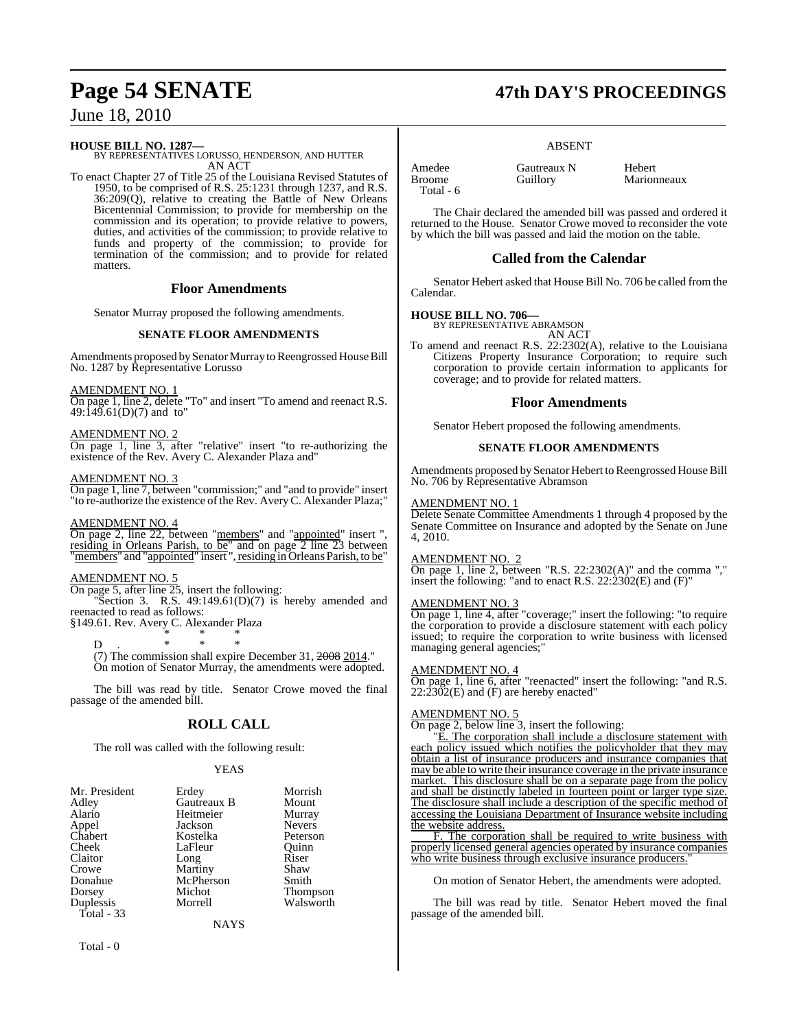**HOUSE BILL NO. 1287—**
BY REPRESENTATIVES LORUSSO, HENDERSON, AND HUTTER
AN ACT

To enact Chapter 27 of Title 25 of the Louisiana Revised Statutes of 1950, to be comprised of R.S. 25:1231 through 1237, and R.S. 36:209(Q), relative to creating the Battle of New Orleans Bicentennial Commission; to provide for membership on the commission and its operation; to provide relative to powers, duties, and activities of the commission; to provide relative to funds and property of the commission; to provide for termination of the commission; and to provide for related matters.

## Floor Amendments

Senator Murray proposed the following amendments.

### SENATE FLOOR AMENDMENTS

Amendments proposed by Senator Murray to Reengrossed House Bill No. 1287 by Representative Lorusso

AMENDMENT NO. 1
On page 1, line 2, delete "To" and insert "To amend and reenact R.S. 49:149.61(D)(7) and to"

AMENDMENT NO. 2
On page 1, line 3, after "relative" insert "to re-authorizing the existence of the Rev. Avery C. Alexander Plaza and"

AMENDMENT NO. 3
On page 1, line 7, between "commission;" and "and to provide" insert "to re-authorize the existence of the Rev. Avery C. Alexander Plaza;"

AMENDMENT NO. 4
On page 2, line 22, between "members" and "appointed" insert ", residing in Orleans Parish, to be" and on page 2 line 23 between "members" and "appointed" insert ", residing in Orleans Parish, to be"

AMENDMENT NO. 5
On page 5, after line 25, insert the following:

"Section 3. R.S. 49:149.61(D)(7) is hereby amended and reenacted to read as follows:

§149.61. Rev. Avery C. Alexander Plaza

\* \* \*

D . \* \* \*

(7) The commission shall expire December 31, ~~2008~~ 2014."

On motion of Senator Murray, the amendments were adopted.

The bill was read by title. Senator Crowe moved the final passage of the amended bill.

## ROLL CALL

The roll was called with the following result:

YEAS

| | | |
|---|---|---|
| Mr. President | Erdey | Morrish |
| Adley | Gautreaux B | Mount |
| Alario | Heitmeier | Murray |
| Appel | Jackson | Nevers |
| Chabert | Kostelka | Peterson |
| Cheek | LaFleur | Quinn |
| Claitor | Long | Riser |
| Crowe | Martiny | Shaw |
| Donahue | McPherson | Smith |
| Dorsey | Michot | Thompson |
| Duplessis | Morrell | Walsworth |
| Total - 33 | | |

NAYS

Total - 0

ABSENT

| | | |
|---|---|---|
| Amedee | Gautreaux N | Hebert |
| Broome | Guillory | Marionneaux |
| Total - 6 | | |

The Chair declared the amended bill was passed and ordered it returned to the House. Senator Crowe moved to reconsider the vote by which the bill was passed and laid the motion on the table.

## Called from the Calendar

Senator Hebert asked that House Bill No. 706 be called from the Calendar.

**HOUSE BILL NO. 706—**
BY REPRESENTATIVE ABRAMSON
AN ACT

To amend and reenact R.S. 22:2302(A), relative to the Louisiana Citizens Property Insurance Corporation; to require such corporation to provide certain information to applicants for coverage; and to provide for related matters.

## Floor Amendments

Senator Hebert proposed the following amendments.

### SENATE FLOOR AMENDMENTS

Amendments proposed by Senator Hebert to Reengrossed House Bill No. 706 by Representative Abramson

AMENDMENT NO. 1
Delete Senate Committee Amendments 1 through 4 proposed by the Senate Committee on Insurance and adopted by the Senate on June 4, 2010.

AMENDMENT NO. 2
On page 1, line 2, between "R.S. 22:2302(A)" and the comma "," insert the following: "and to enact R.S. 22:2302(E) and (F)"

AMENDMENT NO. 3
On page 1, line 4, after "coverage;" insert the following: "to require the corporation to provide a disclosure statement with each policy issued; to require the corporation to write business with licensed managing general agencies;"

AMENDMENT NO. 4
On page 1, line 6, after "reenacted" insert the following: "and R.S. 22:2302(E) and (F) are hereby enacted"

AMENDMENT NO. 5
On page 2, below line 3, insert the following:

"E. The corporation shall include a disclosure statement with each policy issued which notifies the policyholder that they may obtain a list of insurance producers and insurance companies that may be able to write their insurance coverage in the private insurance market. This disclosure shall be on a separate page from the policy and shall be distinctly labeled in fourteen point or larger type size. The disclosure shall include a description of the specific method of accessing the Louisiana Department of Insurance website including the website address.

F. The corporation shall be required to write business with properly licensed general agencies operated by insurance companies who write business through exclusive insurance producers."

On motion of Senator Hebert, the amendments were adopted.

The bill was read by title. Senator Hebert moved the final passage of the amended bill.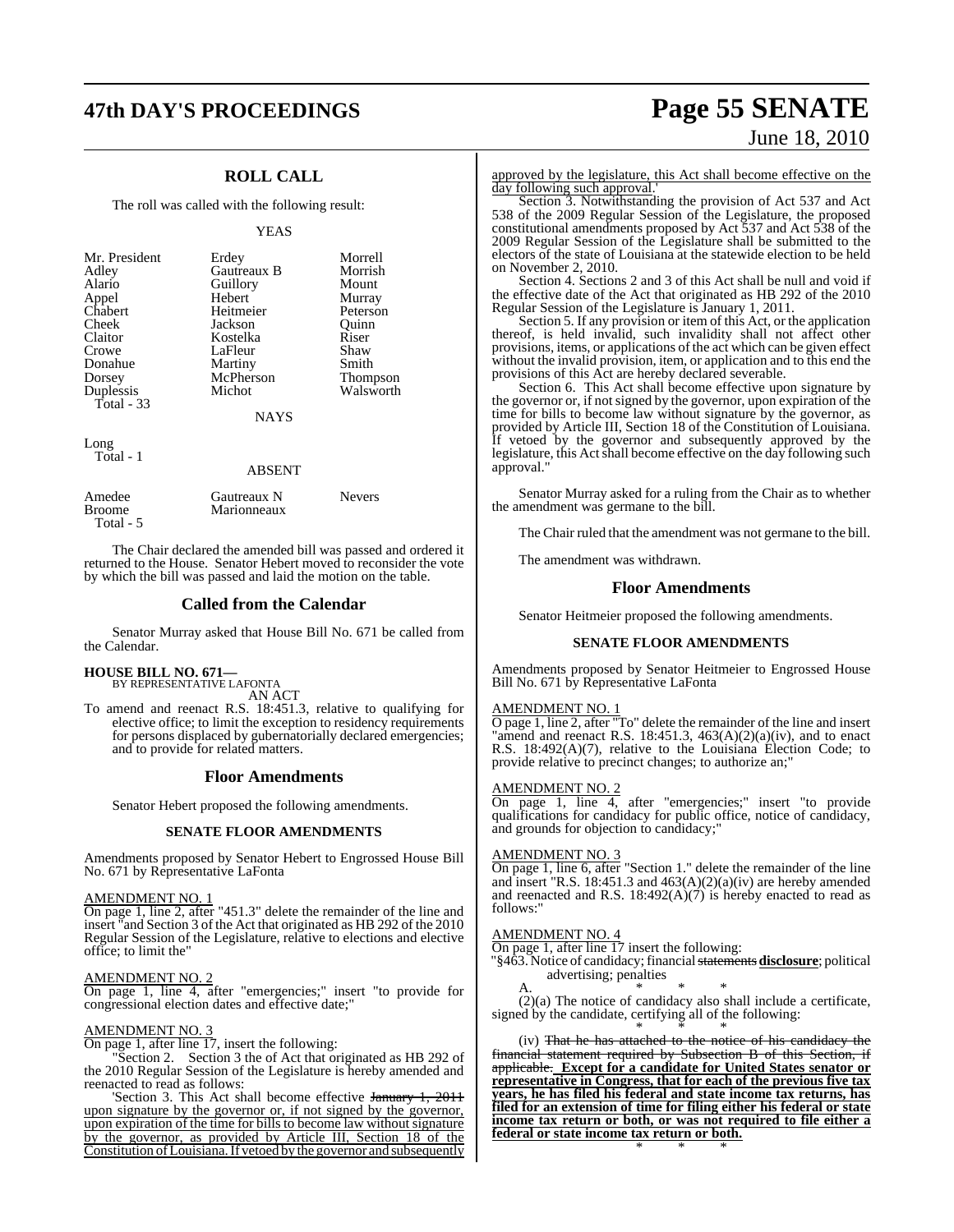## ROLL CALL

The roll was called with the following result:

YEAS

| | | |
|---|---|---|
| Mr. President | Erdey | Morrell |
| Adley | Gautreaux B | Morrish |
| Alario | Guillory | Mount |
| Appel | Hebert | Murray |
| Chabert | Heitmeier | Peterson |
| Cheek | Jackson | Quinn |
| Claitor | Kostelka | Riser |
| Crowe | LaFleur | Shaw |
| Donahue | Martiny | Smith |
| Dorsey | McPherson | Thompson |
| Duplessis | Michot | Walsworth |
| Total - 33 | | |

NAYS

Long
Total - 1

ABSENT

| | | |
|---|---|---|
| Amedee | Gautreaux N | Nevers |
| Broome | Marionneaux | |
| Total - 5 | | |

The Chair declared the amended bill was passed and ordered it returned to the House. Senator Hebert moved to reconsider the vote by which the bill was passed and laid the motion on the table.

## Called from the Calendar

Senator Murray asked that House Bill No. 671 be called from the Calendar.

**HOUSE BILL NO. 671—**
BY REPRESENTATIVE LAFONTA
AN ACT

To amend and reenact R.S. 18:451.3, relative to qualifying for elective office; to limit the exception to residency requirements for persons displaced by gubernatorially declared emergencies; and to provide for related matters.

## Floor Amendments

Senator Hebert proposed the following amendments.

### SENATE FLOOR AMENDMENTS

Amendments proposed by Senator Hebert to Engrossed House Bill No. 671 by Representative LaFonta

AMENDMENT NO. 1
On page 1, line 2, after "451.3" delete the remainder of the line and insert "and Section 3 of the Act that originated as HB 292 of the 2010 Regular Session of the Legislature, relative to elections and elective office; to limit the"

AMENDMENT NO. 2
On page 1, line 4, after "emergencies;" insert "to provide for congressional election dates and effective date;"

AMENDMENT NO. 3
On page 1, after line 17, insert the following:

"Section 2. Section 3 the of Act that originated as HB 292 of the 2010 Regular Session of the Legislature is hereby amended and reenacted to read as follows:

'Section 3. This Act shall become effective ~~January 1, 2011~~ **upon signature by the governor or, if not signed by the governor, upon expiration of the time for bills to become law without signature by the governor, as provided by Article III, Section 18 of the Constitution of Louisiana. If vetoed by the governor and subsequently approved by the legislature, this Act shall become effective on the day following such approval.**'

Section 3. Notwithstanding the provision of Act 537 and Act 538 of the 2009 Regular Session of the Legislature, the proposed constitutional amendments proposed by Act 537 and Act 538 of the 2009 Regular Session of the Legislature shall be submitted to the electors of the state of Louisiana at the statewide election to be held on November 2, 2010.

Section 4. Sections 2 and 3 of this Act shall be null and void if the effective date of the Act that originated as HB 292 of the 2010 Regular Session of the Legislature is January 1, 2011.

Section 5. If any provision or item of this Act, or the application thereof, is held invalid, such invalidity shall not affect other provisions, items, or applications of the act which can be given effect without the invalid provision, item, or application and to this end the provisions of this Act are hereby declared severable.

Section 6. This Act shall become effective upon signature by the governor or, if not signed by the governor, upon expiration of the time for bills to become law without signature by the governor, as provided by Article III, Section 18 of the Constitution of Louisiana. If vetoed by the governor and subsequently approved by the legislature, this Act shall become effective on the day following such approval."

Senator Murray asked for a ruling from the Chair as to whether the amendment was germane to the bill.

The Chair ruled that the amendment was not germane to the bill.

The amendment was withdrawn.

## Floor Amendments

Senator Heitmeier proposed the following amendments.

### SENATE FLOOR AMENDMENTS

Amendments proposed by Senator Heitmeier to Engrossed House Bill No. 671 by Representative LaFonta

AMENDMENT NO. 1
O page 1, line 2, after "To" delete the remainder of the line and insert "amend and reenact R.S. 18:451.3, 463(A)(2)(a)(iv), and to enact R.S. 18:492(A)(7), relative to the Louisiana Election Code; to provide relative to precinct changes; to authorize an;"

AMENDMENT NO. 2
On page 1, line 4, after "emergencies;" insert "to provide qualifications for candidacy for public office, notice of candidacy, and grounds for objection to candidacy;"

AMENDMENT NO. 3
On page 1, line 6, after "Section 1." delete the remainder of the line and insert "R.S. 18:451.3 and 463(A)(2)(a)(iv) are hereby amended and reenacted and R.S. 18:492(A)(7) is hereby enacted to read as follows:"

AMENDMENT NO. 4
On page 1, after line 17 insert the following:

"§463. Notice of candidacy; financial ~~statements~~ **disclosure**; political advertising; penalties

A. * * *

(2)(a) The notice of candidacy also shall include a certificate, signed by the candidate, certifying all of the following:

* * *

(iv) ~~That he has attached to the notice of his candidacy the financial statement required by Subsection B of this Section, if applicable.~~ **Except for a candidate for United States senator or representative in Congress, that for each of the previous five tax years, he has filed his federal and state income tax returns, has filed for an extension of time for filing either his federal or state income tax return or both, or was not required to file either a federal or state income tax return or both.**

* * *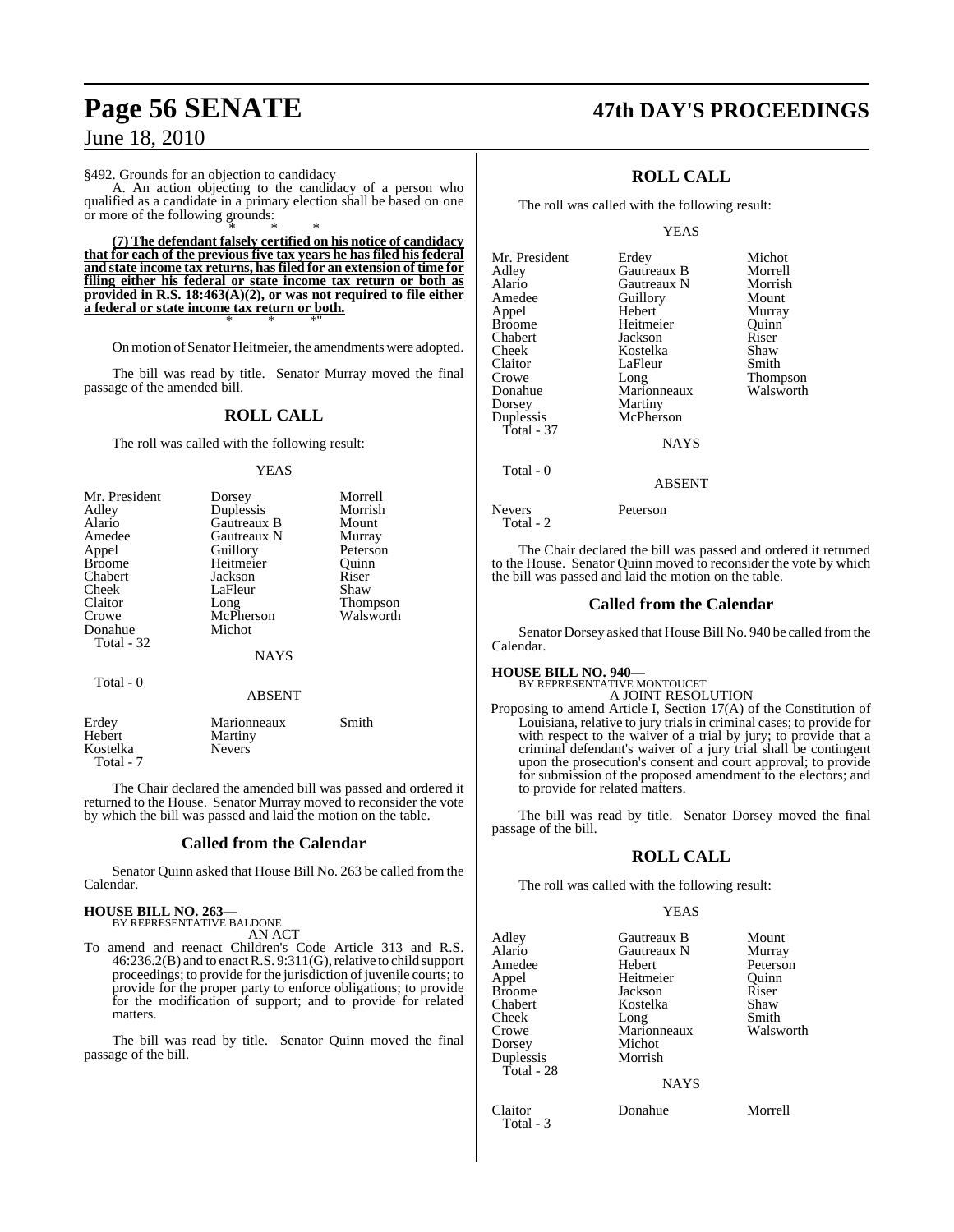§492. Grounds for an objection to candidacy

A. An action objecting to the candidacy of a person who qualified as a candidate in a primary election shall be based on one or more of the following grounds:

\* \* \*

**(7) The defendant falsely certified on his notice of candidacy that for each of the previous five tax years he has filed his federal and state income tax returns, has filed for an extension of time for filing either his federal or state income tax return or both as provided in R.S. 18:463(A)(2), or was not required to file either a federal or state income tax return or both.**

\* \* \*"

On motion of Senator Heitmeier, the amendments were adopted.

The bill was read by title. Senator Murray moved the final passage of the amended bill.

## ROLL CALL

The roll was called with the following result:

YEAS

| | | |
|---|---|---|
| Mr. President | Dorsey | Morrell |
| Adley | Duplessis | Morrish |
| Alario | Gautreaux B | Mount |
| Amedee | Gautreaux N | Murray |
| Appel | Guillory | Peterson |
| Broome | Heitmeier | Quinn |
| Chabert | Jackson | Riser |
| Cheek | LaFleur | Shaw |
| Claitor | Long | Thompson |
| Crowe | McPherson | Walsworth |
| Donahue | Michot | |
| Total - 32 | | |

NAYS

Total - 0

ABSENT

| | | |
|---|---|---|
| Erdey | Marionneaux | Smith |
| Hebert | Martiny | |
| Kostelka | Nevers | |
| Total - 7 | | |

The Chair declared the amended bill was passed and ordered it returned to the House. Senator Murray moved to reconsider the vote by which the bill was passed and laid the motion on the table.

## Called from the Calendar

Senator Quinn asked that House Bill No. 263 be called from the Calendar.

**HOUSE BILL NO. 263—**
BY REPRESENTATIVE BALDONE
AN ACT

To amend and reenact Children's Code Article 313 and R.S. 46:236.2(B) and to enact R.S. 9:311(G), relative to child support proceedings; to provide for the jurisdiction of juvenile courts; to provide for the proper party to enforce obligations; to provide for the modification of support; and to provide for related matters.

The bill was read by title. Senator Quinn moved the final passage of the bill.

## ROLL CALL

The roll was called with the following result:

YEAS

| | | |
|---|---|---|
| Mr. President | Erdey | Michot |
| Adley | Gautreaux B | Morrell |
| Alario | Gautreaux N | Morrish |
| Amedee | Guillory | Mount |
| Appel | Hebert | Murray |
| Broome | Heitmeier | Quinn |
| Chabert | Jackson | Riser |
| Cheek | Kostelka | Shaw |
| Claitor | LaFleur | Smith |
| Crowe | Long | Thompson |
| Donahue | Marionneaux | Walsworth |
| Dorsey | Martiny | |
| Duplessis | McPherson | |
| Total - 37 | | |

NAYS

Total - 0

ABSENT

| | |
|---|---|
| Nevers | Peterson |
| Total - 2 | |

The Chair declared the bill was passed and ordered it returned to the House. Senator Quinn moved to reconsider the vote by which the bill was passed and laid the motion on the table.

## Called from the Calendar

Senator Dorsey asked that House Bill No. 940 be called from the Calendar.

**HOUSE BILL NO. 940—**
BY REPRESENTATIVE MONTOUCET
A JOINT RESOLUTION

Proposing to amend Article I, Section 17(A) of the Constitution of Louisiana, relative to jury trials in criminal cases; to provide for with respect to the waiver of a trial by jury; to provide that a criminal defendant's waiver of a jury trial shall be contingent upon the prosecution's consent and court approval; to provide for submission of the proposed amendment to the electors; and to provide for related matters.

The bill was read by title. Senator Dorsey moved the final passage of the bill.

## ROLL CALL

The roll was called with the following result:

YEAS

| | | |
|---|---|---|
| Adley | Gautreaux B | Mount |
| Alario | Gautreaux N | Murray |
| Amedee | Hebert | Peterson |
| Appel | Heitmeier | Quinn |
| Broome | Jackson | Riser |
| Chabert | Kostelka | Shaw |
| Cheek | Long | Smith |
| Crowe | Marionneaux | Walsworth |
| Dorsey | Michot | |
| Duplessis | Morrish | |
| Total - 28 | | |

NAYS

| | | |
|---|---|---|
| Claitor | Donahue | Morrell |
| Total - 3 | | |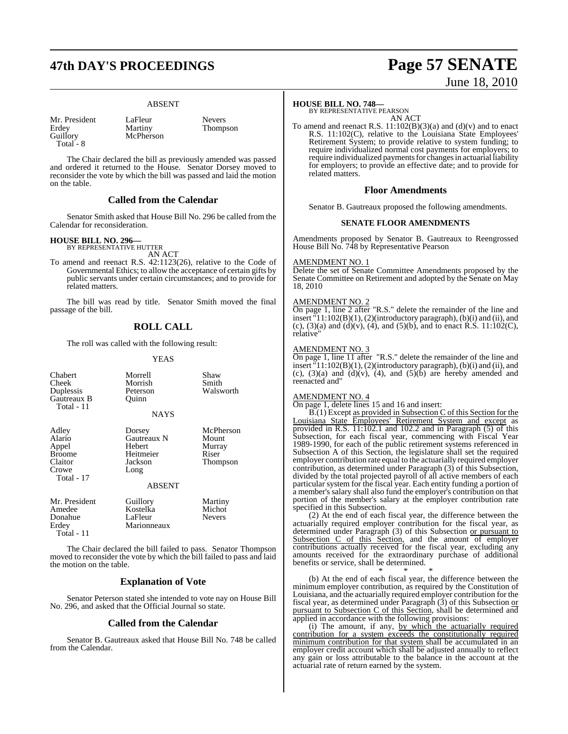ABSENT

| | | |
|---|---|---|
| Mr. President | LaFleur | Nevers |
| Erdey | Martiny | Thompson |
| Guillory | McPherson | |
| Total - 8 | | |

The Chair declared the bill as previously amended was passed and ordered it returned to the House. Senator Dorsey moved to reconsider the vote by which the bill was passed and laid the motion on the table.

## Called from the Calendar

Senator Smith asked that House Bill No. 296 be called from the Calendar for reconsideration.

**HOUSE BILL NO. 296—**
BY REPRESENTATIVE HUTTER
AN ACT

To amend and reenact R.S. 42:1123(26), relative to the Code of Governmental Ethics; to allow the acceptance of certain gifts by public servants under certain circumstances; and to provide for related matters.

The bill was read by title. Senator Smith moved the final passage of the bill.

## ROLL CALL

The roll was called with the following result:

YEAS

| | | |
|---|---|---|
| Chabert | Morrell | Shaw |
| Cheek | Morrish | Smith |
| Duplessis | Peterson | Walsworth |
| Gautreaux B | Quinn | |
| Total - 11 | | |

NAYS

| | | |
|---|---|---|
| Adley | Dorsey | McPherson |
| Alario | Gautreaux N | Mount |
| Appel | Hebert | Murray |
| Broome | Heitmeier | Riser |
| Claitor | Jackson | Thompson |
| Crowe | Long | |
| Total - 17 | | |

ABSENT

| | | |
|---|---|---|
| Mr. President | Guillory | Martiny |
| Amedee | Kostelka | Michot |
| Donahue | LaFleur | Nevers |
| Erdey | Marionneaux | |
| Total - 11 | | |

The Chair declared the bill failed to pass. Senator Thompson moved to reconsider the vote by which the bill failed to pass and laid the motion on the table.

## Explanation of Vote

Senator Peterson stated she intended to vote nay on House Bill No. 296, and asked that the Official Journal so state.

## Called from the Calendar

Senator B. Gautreaux asked that House Bill No. 748 be called from the Calendar.

**HOUSE BILL NO. 748—**
BY REPRESENTATIVE PEARSON
AN ACT

To amend and reenact R.S. 11:102(B)(3)(a) and (d)(v) and to enact R.S. 11:102(C), relative to the Louisiana State Employees' Retirement System; to provide relative to system funding; to require individualized normal cost payments for employers; to require individualized payments for changes in actuarial liability for employers; to provide an effective date; and to provide for related matters.

## Floor Amendments

Senator B. Gautreaux proposed the following amendments.

### SENATE FLOOR AMENDMENTS

Amendments proposed by Senator B. Gautreaux to Reengrossed House Bill No. 748 by Representative Pearson

AMENDMENT NO. 1
Delete the set of Senate Committee Amendments proposed by the Senate Committee on Retirement and adopted by the Senate on May 18, 2010

AMENDMENT NO. 2
On page 1, line 2 after "R.S." delete the remainder of the line and insert "11:102(B)(1), (2)(introductory paragraph), (b)(i) and (ii), and (c), (3)(a) and (d)(v), (4), and (5)(b), and to enact R.S. 11:102(C), relative"

AMENDMENT NO. 3
On page 1, line 11 after "R.S." delete the remainder of the line and insert "11:102(B)(1), (2)(introductory paragraph), (b)(i) and (ii), and (c), (3)(a) and (d)(v), (4), and (5)(b) are hereby amended and reenacted and"

AMENDMENT NO. 4
On page 1, delete lines 15 and 16 and insert:

B.(1) Except as provided in Subsection C of this Section for the Louisiana State Employees' Retirement System and except as provided in R.S. 11:102.1 and 102.2 and in Paragraph (5) of this Subsection, for each fiscal year, commencing with Fiscal Year 1989-1990, for each of the public retirement systems referenced in Subsection A of this Section, the legislature shall set the required employer contribution rate equal to the actuarially required employer contribution, as determined under Paragraph (3) of this Subsection, divided by the total projected payroll of all active members of each particular system for the fiscal year. Each entity funding a portion of a member's salary shall also fund the employer's contribution on that portion of the member's salary at the employer contribution rate specified in this Subsection.

(2) At the end of each fiscal year, the difference between the actuarially required employer contribution for the fiscal year, as determined under Paragraph (3) of this Subsection or pursuant to Subsection C of this Section, and the amount of employer contributions actually received for the fiscal year, excluding any amounts received for the extraordinary purchase of additional benefits or service, shall be determined.

\* \* \*

(b) At the end of each fiscal year, the difference between the minimum employer contribution, as required by the Constitution of Louisiana, and the actuarially required employer contribution for the fiscal year, as determined under Paragraph (3) of this Subsection or pursuant to Subsection C of this Section, shall be determined and applied in accordance with the following provisions:

(i) The amount, if any, by which the actuarially required contribution for a system exceeds the constitutionally required minimum contribution for that system shall be accumulated in an employer credit account which shall be adjusted annually to reflect any gain or loss attributable to the balance in the account at the actuarial rate of return earned by the system.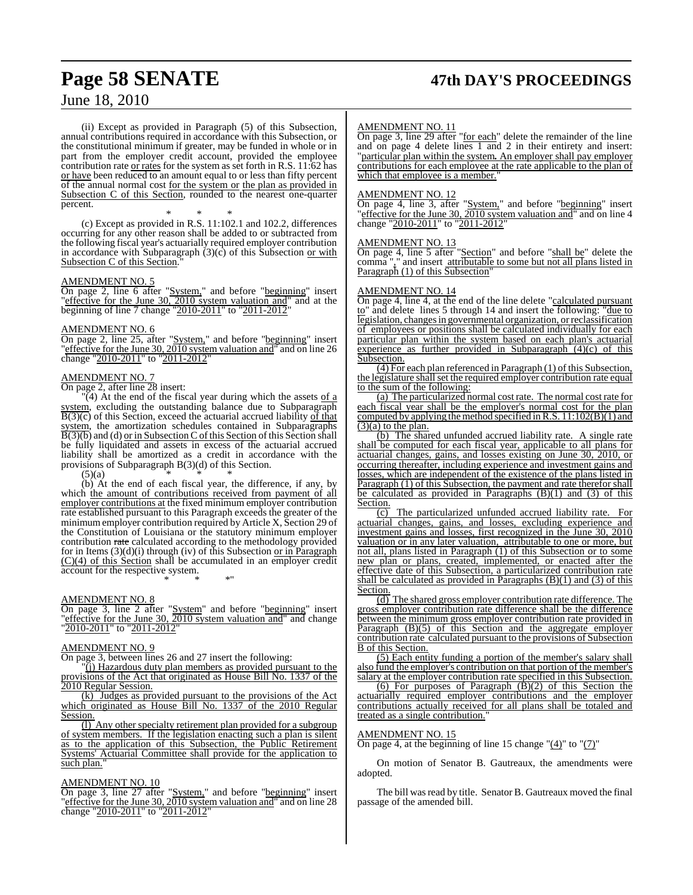(ii) Except as provided in Paragraph (5) of this Subsection, annual contributions required in accordance with this Subsection, or the constitutional minimum if greater, may be funded in whole or in part from the employer credit account, provided the employee contribution rate or rates for the system as set forth in R.S. 11:62 has or have been reduced to an amount equal to or less than fifty percent of the annual normal cost for the system or the plan as provided in Subsection C of this Section, rounded to the nearest one-quarter percent.

\* \* \*

(c) Except as provided in R.S. 11:102.1 and 102.2, differences occurring for any other reason shall be added to or subtracted from the following fiscal year's actuarially required employer contribution in accordance with Subparagraph (3)(c) of this Subsection or with Subsection C of this Section."

AMENDMENT NO. 5

On page 2, line 6 after "System," and before "beginning" insert "effective for the June 30, 2010 system valuation and" and at the beginning of line 7 change "2010-2011" to "2011-2012"

AMENDMENT NO. 6

On page 2, line 25, after "System," and before "beginning" insert "effective for the June 30, 2010 system valuation and" and on line 26 change "2010-2011" to "2011-2012"

AMENDMENT NO. 7

On page 2, after line 28 insert:

"(4) At the end of the fiscal year during which the assets of a system, excluding the outstanding balance due to Subparagraph B(3)(c) of this Section, exceed the actuarial accrued liability of that system, the amortization schedules contained in Subparagraphs B(3)(b) and (d) or in Subsection C of this Section of this Section shall be fully liquidated and assets in excess of the actuarial accrued liability shall be amortized as a credit in accordance with the provisions of Subparagraph B(3)(d) of this Section.

(5)(a) \* \* \*

(b) At the end of each fiscal year, the difference, if any, by which the amount of contributions received from payment of all employer contributions at the fixed minimum employer contribution rate established pursuant to this Paragraph exceeds the greater of the minimum employer contribution required by Article X, Section 29 of the Constitution of Louisiana or the statutory minimum employer contribution ~~rate~~ calculated according to the methodology provided for in Items (3)(d)(i) through (iv) of this Subsection or in Paragraph (C)(4) of this Section shall be accumulated in an employer credit account for the respective system.

\* \* \*"

AMENDMENT NO. 8

On page 3, line 2 after "System" and before "beginning" insert "effective for the June 30, 2010 system valuation and" and change "2010-2011" to "2011-2012"

AMENDMENT NO. 9

On page 3, between lines 26 and 27 insert the following:

"(j) Hazardous duty plan members as provided pursuant to the provisions of the Act that originated as House Bill No. 1337 of the 2010 Regular Session.

(k) Judges as provided pursuant to the provisions of the Act which originated as House Bill No. 1337 of the 2010 Regular Session.

(l) Any other specialty retirement plan provided for a subgroup of system members. If the legislation enacting such a plan is silent as to the application of this Subsection, the Public Retirement Systems' Actuarial Committee shall provide for the application to such plan."

AMENDMENT NO. 10

On page 3, line 27 after "System," and before "beginning" insert "effective for the June 30, 2010 system valuation and" and on line 28 change "2010-2011" to "2011-2012"

AMENDMENT NO. 11

On page 3, line 29 after "for each" delete the remainder of the line and on page 4 delete lines 1 and 2 in their entirety and insert: "particular plan within the system. An employer shall pay employer contributions for each employee at the rate applicable to the plan of which that employee is a member."

AMENDMENT NO. 12

On page 4, line 3, after "System," and before "beginning" insert "effective for the June 30, 2010 system valuation and" and on line 4 change "2010-2011" to "2011-2012"

AMENDMENT NO. 13

On page 4, line 5 after "Section" and before "shall be" delete the comma "," and insert attributable to some but not all plans listed in Paragraph (1) of this Subsection"

AMENDMENT NO. 14

On page 4, line 4, at the end of the line delete "calculated pursuant to" and delete lines 5 through 14 and insert the following: "due to legislation, changes in governmental organization, or reclassification of employees or positions shall be calculated individually for each particular plan within the system based on each plan's actuarial experience as further provided in Subparagraph (4)(c) of this Subsection.

(4) For each plan referenced in Paragraph (1) of this Subsection, the legislature shall set the required employer contribution rate equal to the sum of the following:

(a) The particularized normal cost rate. The normal cost rate for each fiscal year shall be the employer's normal cost for the plan computed by applying the method specified in R.S. 11:102(B)(1) and (3)(a) to the plan.

(b) The shared unfunded accrued liability rate. A single rate shall be computed for each fiscal year, applicable to all plans for actuarial changes, gains, and losses existing on June 30, 2010, or occurring thereafter, including experience and investment gains and losses, which are independent of the existence of the plans listed in Paragraph (1) of this Subsection, the payment and rate therefor shall be calculated as provided in Paragraphs (B)(1) and (3) of this Section.

(c) The particularized unfunded accrued liability rate. For actuarial changes, gains, and losses, excluding experience and investment gains and losses, first recognized in the June 30, 2010 valuation or in any later valuation, attributable to one or more, but not all, plans listed in Paragraph (1) of this Subsection or to some new plan or plans, created, implemented, or enacted after the effective date of this Subsection, a particularized contribution rate shall be calculated as provided in Paragraphs (B)(1) and (3) of this Section.

(d) The shared gross employer contribution rate difference. The gross employer contribution rate difference shall be the difference between the minimum gross employer contribution rate provided in Paragraph (B)(5) of this Section and the aggregate employer contribution rate calculated pursuant to the provisions of Subsection B of this Section.

(5) Each entity funding a portion of the member's salary shall also fund the employer's contribution on that portion of the member's salary at the employer contribution rate specified in this Subsection.

(6) For purposes of Paragraph (B)(2) of this Section the actuarially required employer contributions and the employer contributions actually received for all plans shall be totaled and treated as a single contribution."

AMENDMENT NO. 15

On page 4, at the beginning of line 15 change "(4)" to "(7)"

On motion of Senator B. Gautreaux, the amendments were adopted.

The bill was read by title. Senator B. Gautreaux moved the final passage of the amended bill.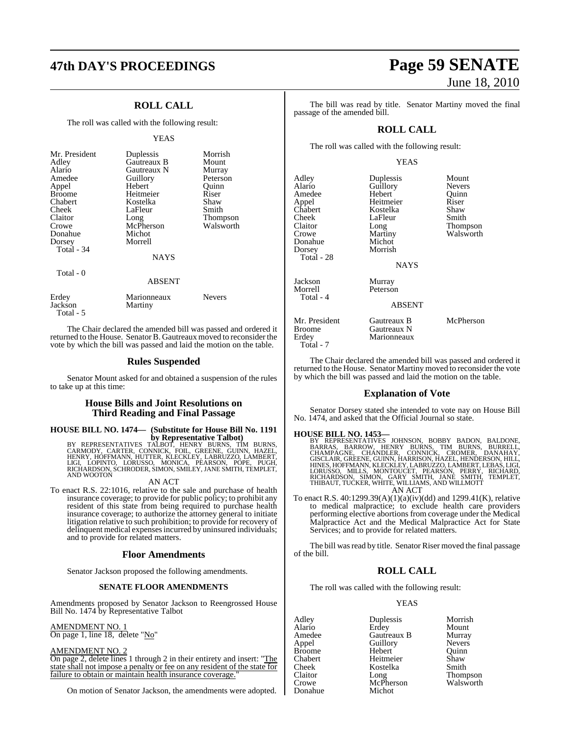## ROLL CALL

The roll was called with the following result:

YEAS

| | | |
|---|---|---|
| Mr. President | Duplessis | Morrish |
| Adley | Gautreaux B | Mount |
| Alario | Gautreaux N | Murray |
| Amedee | Guillory | Peterson |
| Appel | Hebert | Quinn |
| Broome | Heitmeier | Riser |
| Chabert | Kostelka | Shaw |
| Cheek | LaFleur | Smith |
| Claitor | Long | Thompson |
| Crowe | McPherson | Walsworth |
| Donahue | Michot | |
| Dorsey | Morrell | |
| Total - 34 | | |

NAYS

Total - 0

ABSENT

| | | |
|---|---|---|
| Erdey | Marionneaux | Nevers |
| Jackson | Martiny | |
| Total - 5 | | |

The Chair declared the amended bill was passed and ordered it returned to the House. Senator B. Gautreaux moved to reconsider the vote by which the bill was passed and laid the motion on the table.

## Rules Suspended

Senator Mount asked for and obtained a suspension of the rules to take up at this time:

## House Bills and Joint Resolutions on Third Reading and Final Passage

**HOUSE BILL NO. 1474— (Substitute for House Bill No. 1191 by Representative Talbot)**

BY REPRESENTATIVES TALBOT, HENRY BURNS, TIM BURNS, CARMODY, CARTER, CONNICK, FOIL, GREENE, GUINN, HAZEL, HENRY, HOFFMANN, HUTTER, KLECKLEY, LABRUZZO, LAMBERT, LIGI, LOPINTO, LORUSSO, MONICA, PEARSON, POPE, PUGH, RICHARDSON, SCHRODER, SIMON, SMILEY, JANE SMITH, TEMPLET, AND WOOTON

AN ACT

To enact R.S. 22:1016, relative to the sale and purchase of health insurance coverage; to provide for public policy; to prohibit any resident of this state from being required to purchase health insurance coverage; to authorize the attorney general to initiate litigation relative to such prohibition; to provide for recovery of delinquent medical expenses incurred by uninsured individuals; and to provide for related matters.

## Floor Amendments

Senator Jackson proposed the following amendments.

### SENATE FLOOR AMENDMENTS

Amendments proposed by Senator Jackson to Reengrossed House Bill No. 1474 by Representative Talbot

AMENDMENT NO. 1
On page 1, line 18, delete "No"

AMENDMENT NO. 2
On page 2, delete lines 1 through 2 in their entirety and insert: "The state shall not impose a penalty or fee on any resident of the state for failure to obtain or maintain health insurance coverage."

On motion of Senator Jackson, the amendments were adopted.

The bill was read by title. Senator Martiny moved the final passage of the amended bill.

## ROLL CALL

The roll was called with the following result:

YEAS

| | | |
|---|---|---|
| Adley | Duplessis | Mount |
| Alario | Guillory | Nevers |
| Amedee | Hebert | Quinn |
| Appel | Heitmeier | Riser |
| Chabert | Kostelka | Shaw |
| Cheek | LaFleur | Smith |
| Claitor | Long | Thompson |
| Crowe | Martiny | Walsworth |
| Donahue | Michot | |
| Dorsey | Morrish | |
| Total - 28 | | |

NAYS

| | |
|---|---|
| Jackson | Murray |
| Morrell | Peterson |
| Total - 4 | |

ABSENT

| | | |
|---|---|---|
| Mr. President | Gautreaux B | McPherson |
| Broome | Gautreaux N | |
| Erdey | Marionneaux | |
| Total - 7 | | |

The Chair declared the amended bill was passed and ordered it returned to the House. Senator Martiny moved to reconsider the vote by which the bill was passed and laid the motion on the table.

## Explanation of Vote

Senator Dorsey stated she intended to vote nay on House Bill No. 1474, and asked that the Official Journal so state.

**HOUSE BILL NO. 1453—**

BY REPRESENTATIVES JOHNSON, BOBBY BADON, BALDONE, BARRAS, BARROW, HENRY BURNS, TIM BURNS, BURRELL, CHAMPAGNE, CHANDLER, CONNICK, CROMER, DANAHAY, GISCLAIR, GREENE, GUINN, HARRISON, HAZEL, HENDERSON, HILL, HINES, HOFFMANN, KLECKLEY, LABRUZZO, LAMBERT, LEBAS, LIGI, LORUSSO, MILLS, MONTOUCET, PEARSON, PERRY, RICHARD, RICHARDSON, SIMON, GARY SMITH, JANE SMITH, TEMPLET, THIBAUT, TUCKER, WHITE, WILLIAMS, AND WILLMOTT

AN ACT

To enact R.S. 40:1299.39(A)(1)(a)(iv)(dd) and 1299.41(K), relative to medical malpractice; to exclude health care providers performing elective abortions from coverage under the Medical Malpractice Act and the Medical Malpractice Act for State Services; and to provide for related matters.

The bill was read by title. Senator Riser moved the final passage of the bill.

## ROLL CALL

The roll was called with the following result:

YEAS

| | | |
|---|---|---|
| Adley | Duplessis | Morrish |
| Alario | Erdey | Mount |
| Amedee | Gautreaux B | Murray |
| Appel | Guillory | Nevers |
| Broome | Hebert | Quinn |
| Chabert | Heitmeier | Shaw |
| Cheek | Kostelka | Smith |
| Claitor | Long | Thompson |
| Crowe | McPherson | Walsworth |
| Donahue | Michot | |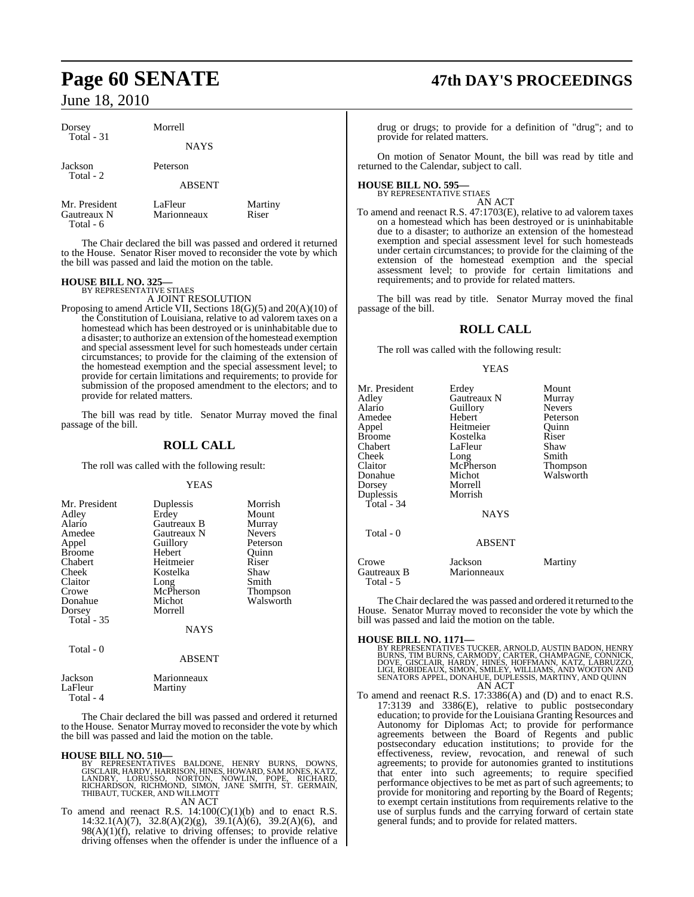| | | |
|---|---|---|
| Dorsey | Morrell | |
| Total - 31 | | |

NAYS

| | | |
|---|---|---|
| Jackson | Peterson | |
| Total - 2 | | |

ABSENT

| | | |
|---|---|---|
| Mr. President | LaFleur | Martiny |
| Gautreaux N | Marionneaux | Riser |
| Total - 6 | | |

The Chair declared the bill was passed and ordered it returned to the House. Senator Riser moved to reconsider the vote by which the bill was passed and laid the motion on the table.

**HOUSE BILL NO. 325—**
BY REPRESENTATIVE STIAES

A JOINT RESOLUTION

Proposing to amend Article VII, Sections 18(G)(5) and 20(A)(10) of the Constitution of Louisiana, relative to ad valorem taxes on a homestead which has been destroyed or is uninhabitable due to a disaster; to authorize an extension of the homestead exemption and special assessment level for such homesteads under certain circumstances; to provide for the claiming of the extension of the homestead exemption and the special assessment level; to provide for certain limitations and requirements; to provide for submission of the proposed amendment to the electors; and to provide for related matters.

The bill was read by title. Senator Murray moved the final passage of the bill.

## ROLL CALL

The roll was called with the following result:

YEAS

| | | |
|---|---|---|
| Mr. President | Duplessis | Morrish |
| Adley | Erdey | Mount |
| Alario | Gautreaux B | Murray |
| Amedee | Gautreaux N | Nevers |
| Appel | Guillory | Peterson |
| Broome | Hebert | Quinn |
| Chabert | Heitmeier | Riser |
| Cheek | Kostelka | Shaw |
| Claitor | Long | Smith |
| Crowe | McPherson | Thompson |
| Donahue | Michot | Walsworth |
| Dorsey | Morrell | |
| Total - 35 | | |

NAYS

Total - 0

ABSENT

| | |
|---|---|
| Jackson | Marionneaux |
| LaFleur | Martiny |
| Total - 4 | |

The Chair declared the bill was passed and ordered it returned to the House. Senator Murray moved to reconsider the vote by which the bill was passed and laid the motion on the table.

**HOUSE BILL NO. 510—**
BY REPRESENTATIVES BALDONE, HENRY BURNS, DOWNS, GISCLAIR, HARDY, HARRISON, HINES, HOWARD, SAM JONES, KATZ, LANDRY, LORUSSO, NORTON, NOWLIN, POPE, RICHARD, RICHARDSON, RICHMOND, SIMON, JANE SMITH, ST. GERMAIN, THIBAUT, TUCKER, AND WILLMOTT

AN ACT

To amend and reenact R.S. 14:100(C)(1)(b) and to enact R.S. 14:32.1(A)(7), 32.8(A)(2)(g), 39.1(A)(6), 39.2(A)(6), and 98(A)(1)(f), relative to driving offenses; to provide relative driving offenses when the offender is under the influence of a drug or drugs; to provide for a definition of "drug"; and to provide for related matters.

On motion of Senator Mount, the bill was read by title and returned to the Calendar, subject to call.

**HOUSE BILL NO. 595—**
BY REPRESENTATIVE STIAES

AN ACT

To amend and reenact R.S. 47:1703(E), relative to ad valorem taxes on a homestead which has been destroyed or is uninhabitable due to a disaster; to authorize an extension of the homestead exemption and special assessment level for such homesteads under certain circumstances; to provide for the claiming of the extension of the homestead exemption and the special assessment level; to provide for certain limitations and requirements; and to provide for related matters.

The bill was read by title. Senator Murray moved the final passage of the bill.

## ROLL CALL

The roll was called with the following result:

YEAS

| | | |
|---|---|---|
| Mr. President | Erdey | Mount |
| Adley | Gautreaux N | Murray |
| Alario | Guillory | Nevers |
| Amedee | Hebert | Peterson |
| Appel | Heitmeier | Quinn |
| Broome | Kostelka | Riser |
| Chabert | LaFleur | Shaw |
| Cheek | Long | Smith |
| Claitor | McPherson | Thompson |
| Donahue | Michot | Walsworth |
| Dorsey | Morrell | |
| Duplessis | Morrish | |
| Total - 34 | | |

NAYS

Total - 0

ABSENT

| | | |
|---|---|---|
| Crowe | Jackson | Martiny |
| Gautreaux B | Marionneaux | |
| Total - 5 | | |

The Chair declared the was passed and ordered it returned to the House. Senator Murray moved to reconsider the vote by which the bill was passed and laid the motion on the table.

**HOUSE BILL NO. 1171—**
BY REPRESENTATIVES TUCKER, ARNOLD, AUSTIN BADON, HENRY BURNS, TIM BURNS, CARMODY, CARTER, CHAMPAGNE, CONNICK, DOVE, GISCLAIR, HARDY, HINES, HOFFMANN, KATZ, LABRUZZO, LIGI, ROBIDEAUX, SIMON, SMILEY, WILLIAMS, AND WOOTON AND SENATORS APPEL, DONAHUE, DUPLESSIS, MARTINY, AND QUINN

AN ACT

To amend and reenact R.S. 17:3386(A) and (D) and to enact R.S. 17:3139 and 3386(E), relative to public postsecondary education; to provide for the Louisiana Granting Resources and Autonomy for Diplomas Act; to provide for performance agreements between the Board of Regents and public postsecondary education institutions; to provide for the effectiveness, review, revocation, and renewal of such agreements; to provide for autonomies granted to institutions that enter into such agreements; to require specified performance objectives to be met as part of such agreements; to provide for monitoring and reporting by the Board of Regents; to exempt certain institutions from requirements relative to the use of surplus funds and the carrying forward of certain state general funds; and to provide for related matters.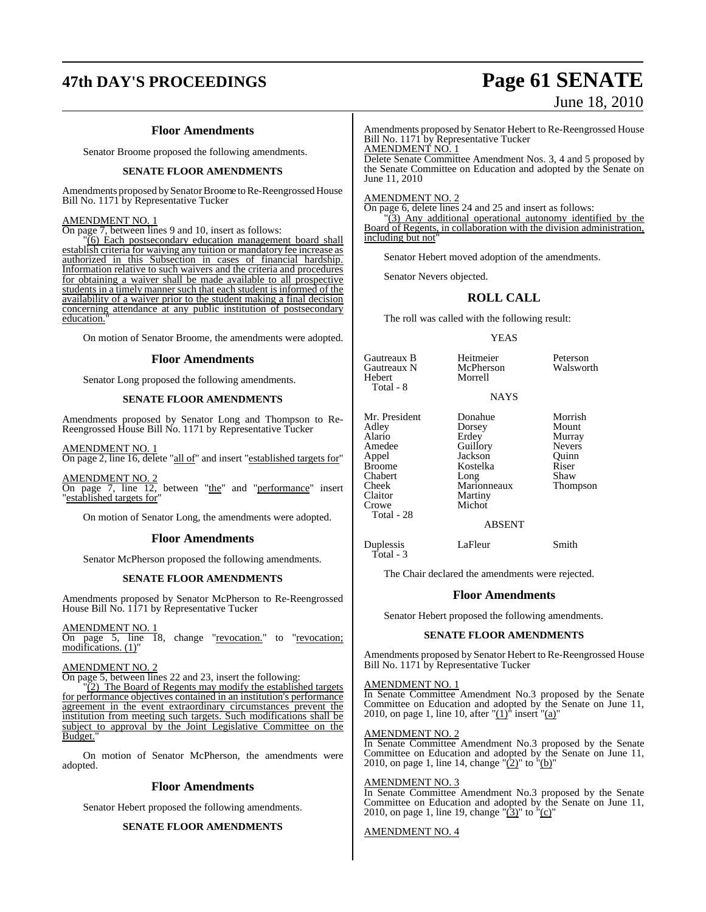## Floor Amendments

Senator Broome proposed the following amendments.

### SENATE FLOOR AMENDMENTS

Amendments proposed by Senator Broome to Re-Reengrossed House Bill No. 1171 by Representative Tucker

AMENDMENT NO. 1

On page 7, between lines 9 and 10, insert as follows:

"(6) Each postsecondary education management board shall establish criteria for waiving any tuition or mandatory fee increase as authorized in this Subsection in cases of financial hardship. Information relative to such waivers and the criteria and procedures for obtaining a waiver shall be made available to all prospective students in a timely manner such that each student is informed of the availability of a waiver prior to the student making a final decision concerning attendance at any public institution of postsecondary education."

On motion of Senator Broome, the amendments were adopted.

## Floor Amendments

Senator Long proposed the following amendments.

### SENATE FLOOR AMENDMENTS

Amendments proposed by Senator Long and Thompson to Re-Reengrossed House Bill No. 1171 by Representative Tucker

AMENDMENT NO. 1

On page 2, line 16, delete "all of" and insert "established targets for"

AMENDMENT NO. 2

On page 7, line 12, between "the" and "performance" insert "established targets for"

On motion of Senator Long, the amendments were adopted.

## Floor Amendments

Senator McPherson proposed the following amendments.

### SENATE FLOOR AMENDMENTS

Amendments proposed by Senator McPherson to Re-Reengrossed House Bill No. 1171 by Representative Tucker

AMENDMENT NO. 1

On page 5, line 18, change "revocation." to "revocation; modifications. (1)"

AMENDMENT NO. 2

On page 5, between lines 22 and 23, insert the following:

"(2) The Board of Regents may modify the established targets for performance objectives contained in an institution's performance agreement in the event extraordinary circumstances prevent the institution from meeting such targets. Such modifications shall be subject to approval by the Joint Legislative Committee on the Budget."

On motion of Senator McPherson, the amendments were adopted.

## Floor Amendments

Senator Hebert proposed the following amendments.

### SENATE FLOOR AMENDMENTS

Amendments proposed by Senator Hebert to Re-Reengrossed House Bill No. 1171 by Representative Tucker

AMENDMENT NO. 1

Delete Senate Committee Amendment Nos. 3, 4 and 5 proposed by the Senate Committee on Education and adopted by the Senate on June 11, 2010

AMENDMENT NO. 2

On page 6, delete lines 24 and 25 and insert as follows:

"(3) Any additional operational autonomy identified by the Board of Regents, in collaboration with the division administration, including but not"

Senator Hebert moved adoption of the amendments.

Senator Nevers objected.

## ROLL CALL

The roll was called with the following result:

YEAS

| | | |
|---|---|---|
| Gautreaux B | Heitmeier | Peterson |
| Gautreaux N | McPherson | Walsworth |
| Hebert | Morrell | |
| Total - 8 | | |

NAYS

| | | |
|---|---|---|
| Mr. President | Donahue | Morrish |
| Adley | Dorsey | Mount |
| Alario | Erdey | Murray |
| Amedee | Guillory | Nevers |
| Appel | Jackson | Quinn |
| Broome | Kostelka | Riser |
| Chabert | Long | Shaw |
| Cheek | Marionneaux | Thompson |
| Claitor | Martiny | |
| Crowe | Michot | |
| Total - 28 | | |

ABSENT

| | | |
|---|---|---|
| Duplessis | LaFleur | Smith |
| Total - 3 | | |

The Chair declared the amendments were rejected.

## Floor Amendments

Senator Hebert proposed the following amendments.

### SENATE FLOOR AMENDMENTS

Amendments proposed by Senator Hebert to Re-Reengrossed House Bill No. 1171 by Representative Tucker

AMENDMENT NO. 1

In Senate Committee Amendment No.3 proposed by the Senate Committee on Education and adopted by the Senate on June 11, 2010, on page 1, line 10, after "(1)" insert "(a)"

AMENDMENT NO. 2

In Senate Committee Amendment No.3 proposed by the Senate Committee on Education and adopted by the Senate on June 11, 2010, on page 1, line 14, change "(2)" to "(b)"

AMENDMENT NO. 3

In Senate Committee Amendment No.3 proposed by the Senate Committee on Education and adopted by the Senate on June 11, 2010, on page 1, line 19, change "(3)" to "(c)"

AMENDMENT NO. 4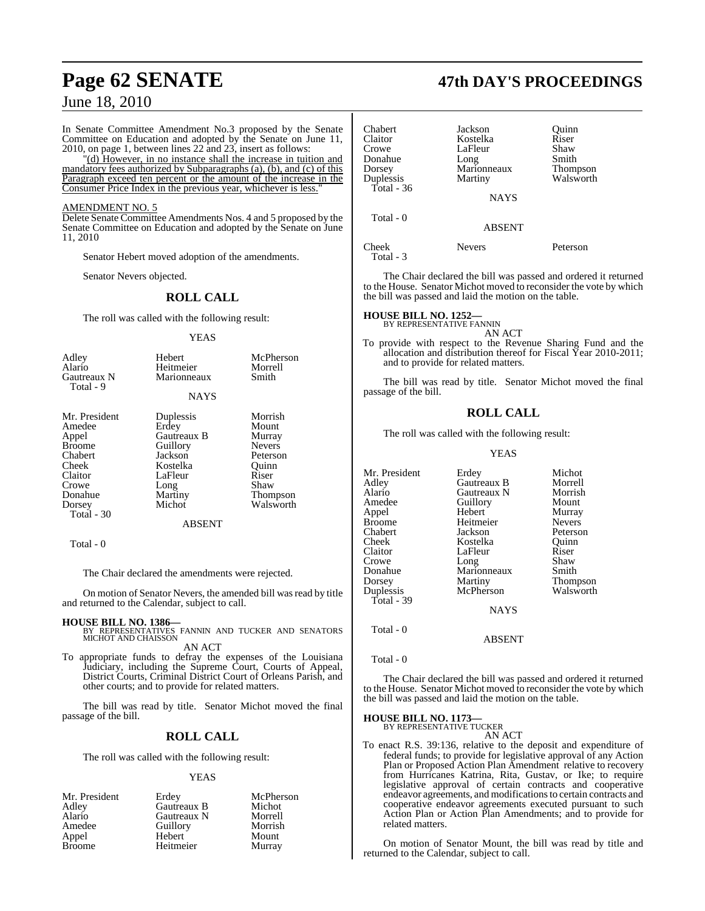In Senate Committee Amendment No.3 proposed by the Senate Committee on Education and adopted by the Senate on June 11, 2010, on page 1, between lines 22 and 23, insert as follows:

"(d) However, in no instance shall the increase in tuition and mandatory fees authorized by Subparagraphs (a), (b), and (c) of this Paragraph exceed ten percent or the amount of the increase in the Consumer Price Index in the previous year, whichever is less."

AMENDMENT NO. 5

Delete Senate Committee Amendments Nos. 4 and 5 proposed by the Senate Committee on Education and adopted by the Senate on June 11, 2010

Senator Hebert moved adoption of the amendments.

Senator Nevers objected.

## ROLL CALL

The roll was called with the following result:

YEAS

| | | |
|---|---|---|
| Adley | Hebert | McPherson |
| Alario | Heitmeier | Morrell |
| Gautreaux N | Marionneaux | Smith |
| Total - 9 | | |

NAYS

| | | |
|---|---|---|
| Mr. President | Duplessis | Morrish |
| Amedee | Erdey | Mount |
| Appel | Gautreaux B | Murray |
| Broome | Guillory | Nevers |
| Chabert | Jackson | Peterson |
| Cheek | Kostelka | Quinn |
| Claitor | LaFleur | Riser |
| Crowe | Long | Shaw |
| Donahue | Martiny | Thompson |
| Dorsey | Michot | Walsworth |
| Total - 30 | | |

ABSENT

Total - 0

The Chair declared the amendments were rejected.

On motion of Senator Nevers, the amended bill was read by title and returned to the Calendar, subject to call.

**HOUSE BILL NO. 1386—**
BY REPRESENTATIVES FANNIN AND TUCKER AND SENATORS MICHOT AND CHAISSON

AN ACT

To appropriate funds to defray the expenses of the Louisiana Judiciary, including the Supreme Court, Courts of Appeal, District Courts, Criminal District Court of Orleans Parish, and other courts; and to provide for related matters.

The bill was read by title. Senator Michot moved the final passage of the bill.

## ROLL CALL

The roll was called with the following result:

YEAS

| | | |
|---|---|---|
| Mr. President | Erdey | McPherson |
| Adley | Gautreaux B | Michot |
| Alario | Gautreaux N | Morrell |
| Amedee | Guillory | Morrish |
| Appel | Hebert | Mount |
| Broome | Heitmeier | Murray |
| Chabert | Jackson | Quinn |
| Claitor | Kostelka | Riser |
| Crowe | LaFleur | Shaw |
| Donahue | Long | Smith |
| Dorsey | Marionneaux | Thompson |
| Duplessis | Martiny | Walsworth |
| Total - 36 | | |

NAYS

Total - 0

ABSENT

| | | |
|---|---|---|
| Cheek | Nevers | Peterson |
| Total - 3 | | |

The Chair declared the bill was passed and ordered it returned to the House. Senator Michot moved to reconsider the vote by which the bill was passed and laid the motion on the table.

**HOUSE BILL NO. 1252—**
BY REPRESENTATIVE FANNIN

AN ACT

To provide with respect to the Revenue Sharing Fund and the allocation and distribution thereof for Fiscal Year 2010-2011; and to provide for related matters.

The bill was read by title. Senator Michot moved the final passage of the bill.

## ROLL CALL

The roll was called with the following result:

YEAS

| | | |
|---|---|---|
| Mr. President | Erdey | Michot |
| Adley | Gautreaux B | Morrell |
| Alario | Gautreaux N | Morrish |
| Amedee | Guillory | Mount |
| Appel | Hebert | Murray |
| Broome | Heitmeier | Nevers |
| Chabert | Jackson | Peterson |
| Cheek | Kostelka | Quinn |
| Claitor | LaFleur | Riser |
| Crowe | Long | Shaw |
| Donahue | Marionneaux | Smith |
| Dorsey | Martiny | Thompson |
| Duplessis | McPherson | Walsworth |
| Total - 39 | | |

NAYS

Total - 0

ABSENT

Total - 0

The Chair declared the bill was passed and ordered it returned to the House. Senator Michot moved to reconsider the vote by which the bill was passed and laid the motion on the table.

**HOUSE BILL NO. 1173—**
BY REPRESENTATIVE TUCKER

AN ACT

To enact R.S. 39:136, relative to the deposit and expenditure of federal funds; to provide for legislative approval of any Action Plan or Proposed Action Plan Amendment relative to recovery from Hurricanes Katrina, Rita, Gustav, or Ike; to require legislative approval of certain contracts and cooperative endeavor agreements, and modifications to certain contracts and cooperative endeavor agreements executed pursuant to such Action Plan or Action Plan Amendments; and to provide for related matters.

On motion of Senator Mount, the bill was read by title and returned to the Calendar, subject to call.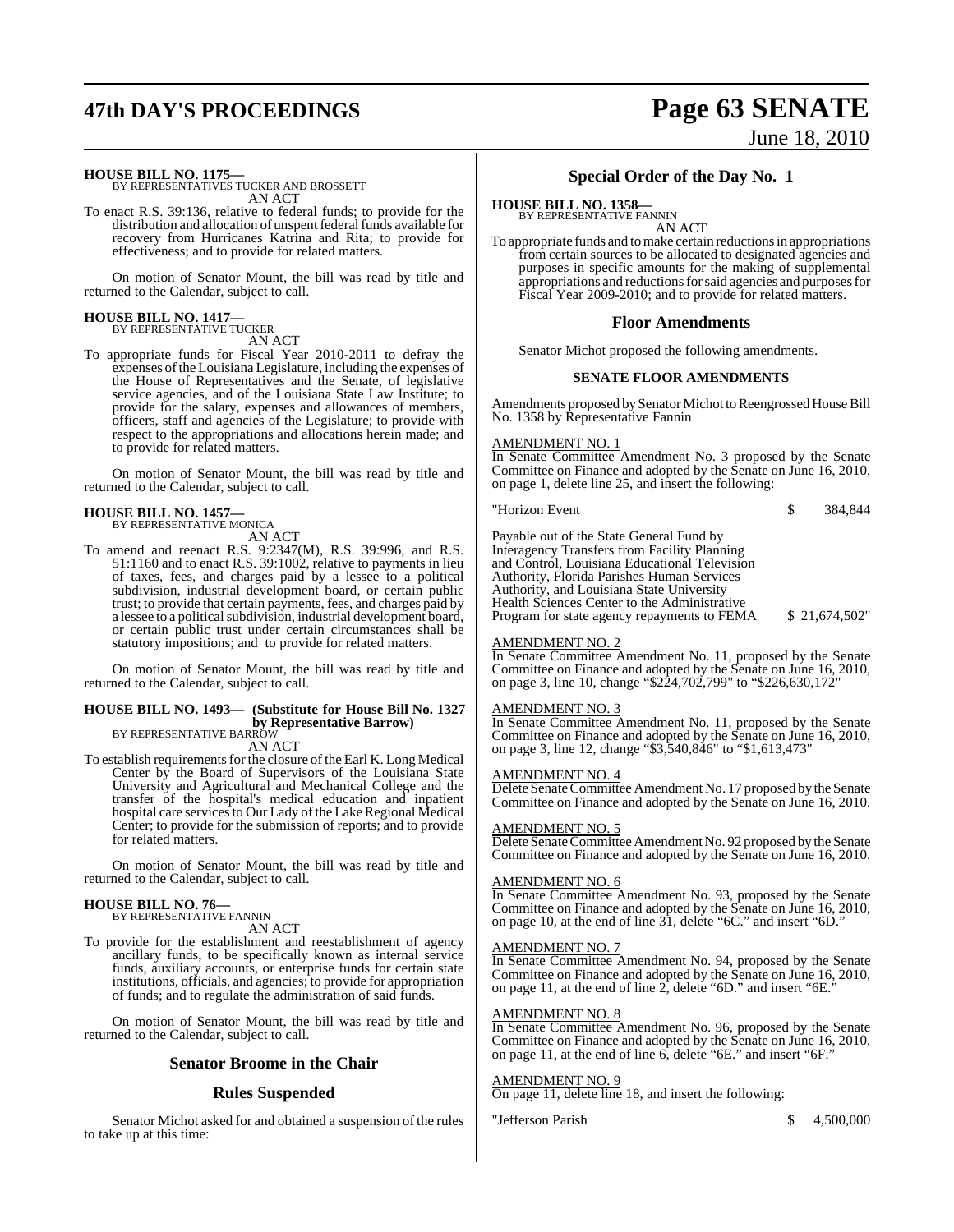**HOUSE BILL NO. 1175—**
BY REPRESENTATIVES TUCKER AND BROSSETT
AN ACT

To enact R.S. 39:136, relative to federal funds; to provide for the distribution and allocation of unspent federal funds available for recovery from Hurricanes Katrina and Rita; to provide for effectiveness; and to provide for related matters.

On motion of Senator Mount, the bill was read by title and returned to the Calendar, subject to call.

**HOUSE BILL NO. 1417—**
BY REPRESENTATIVE TUCKER
AN ACT

To appropriate funds for Fiscal Year 2010-2011 to defray the expenses of the Louisiana Legislature, including the expenses of the House of Representatives and the Senate, of legislative service agencies, and of the Louisiana State Law Institute; to provide for the salary, expenses and allowances of members, officers, staff and agencies of the Legislature; to provide with respect to the appropriations and allocations herein made; and to provide for related matters.

On motion of Senator Mount, the bill was read by title and returned to the Calendar, subject to call.

**HOUSE BILL NO. 1457—**
BY REPRESENTATIVE MONICA
AN ACT

To amend and reenact R.S. 9:2347(M), R.S. 39:996, and R.S. 51:1160 and to enact R.S. 39:1002, relative to payments in lieu of taxes, fees, and charges paid by a lessee to a political subdivision, industrial development board, or certain public trust; to provide that certain payments, fees, and charges paid by a lessee to a political subdivision, industrial development board, or certain public trust under certain circumstances shall be statutory impositions; and to provide for related matters.

On motion of Senator Mount, the bill was read by title and returned to the Calendar, subject to call.

**HOUSE BILL NO. 1493— (Substitute for House Bill No. 1327 by Representative Barrow)**
BY REPRESENTATIVE BARROW
AN ACT

To establish requirements for the closure of the Earl K. Long Medical Center by the Board of Supervisors of the Louisiana State University and Agricultural and Mechanical College and the transfer of the hospital's medical education and inpatient hospital care services to Our Lady of the Lake Regional Medical Center; to provide for the submission of reports; and to provide for related matters.

On motion of Senator Mount, the bill was read by title and returned to the Calendar, subject to call.

**HOUSE BILL NO. 76—**
BY REPRESENTATIVE FANNIN
AN ACT

To provide for the establishment and reestablishment of agency ancillary funds, to be specifically known as internal service funds, auxiliary accounts, or enterprise funds for certain state institutions, officials, and agencies; to provide for appropriation of funds; and to regulate the administration of said funds.

On motion of Senator Mount, the bill was read by title and returned to the Calendar, subject to call.

## Senator Broome in the Chair

## Rules Suspended

Senator Michot asked for and obtained a suspension of the rules to take up at this time:

## Special Order of the Day No. 1

**HOUSE BILL NO. 1358—**
BY REPRESENTATIVE FANNIN
AN ACT

To appropriate funds and to make certain reductions in appropriations from certain sources to be allocated to designated agencies and purposes in specific amounts for the making of supplemental appropriations and reductions for said agencies and purposes for Fiscal Year 2009-2010; and to provide for related matters.

## Floor Amendments

Senator Michot proposed the following amendments.

### SENATE FLOOR AMENDMENTS

Amendments proposed by Senator Michot to Reengrossed House Bill No. 1358 by Representative Fannin

AMENDMENT NO. 1
In Senate Committee Amendment No. 3 proposed by the Senate Committee on Finance and adopted by the Senate on June 16, 2010, on page 1, delete line 25, and insert the following:

"Horizon Event $ 384,844

Payable out of the State General Fund by Interagency Transfers from Facility Planning and Control, Louisiana Educational Television Authority, Florida Parishes Human Services Authority, and Louisiana State University Health Sciences Center to the Administrative Program for state agency repayments to FEMA $ 21,674,502"

AMENDMENT NO. 2
In Senate Committee Amendment No. 11, proposed by the Senate Committee on Finance and adopted by the Senate on June 16, 2010, on page 3, line 10, change "$224,702,799" to "$226,630,172"

AMENDMENT NO. 3
In Senate Committee Amendment No. 11, proposed by the Senate Committee on Finance and adopted by the Senate on June 16, 2010, on page 3, line 12, change "$3,540,846" to "$1,613,473"

AMENDMENT NO. 4
Delete Senate Committee Amendment No. 17 proposed by the Senate Committee on Finance and adopted by the Senate on June 16, 2010.

AMENDMENT NO. 5
Delete Senate Committee Amendment No. 92 proposed by the Senate Committee on Finance and adopted by the Senate on June 16, 2010.

AMENDMENT NO. 6
In Senate Committee Amendment No. 93, proposed by the Senate Committee on Finance and adopted by the Senate on June 16, 2010, on page 10, at the end of line 31, delete "6C." and insert "6D."

AMENDMENT NO. 7
In Senate Committee Amendment No. 94, proposed by the Senate Committee on Finance and adopted by the Senate on June 16, 2010, on page 11, at the end of line 2, delete "6D." and insert "6E."

AMENDMENT NO. 8
In Senate Committee Amendment No. 96, proposed by the Senate Committee on Finance and adopted by the Senate on June 16, 2010, on page 11, at the end of line 6, delete "6E." and insert "6F."

AMENDMENT NO. 9
On page 11, delete line 18, and insert the following:

"Jefferson Parish $ 4,500,000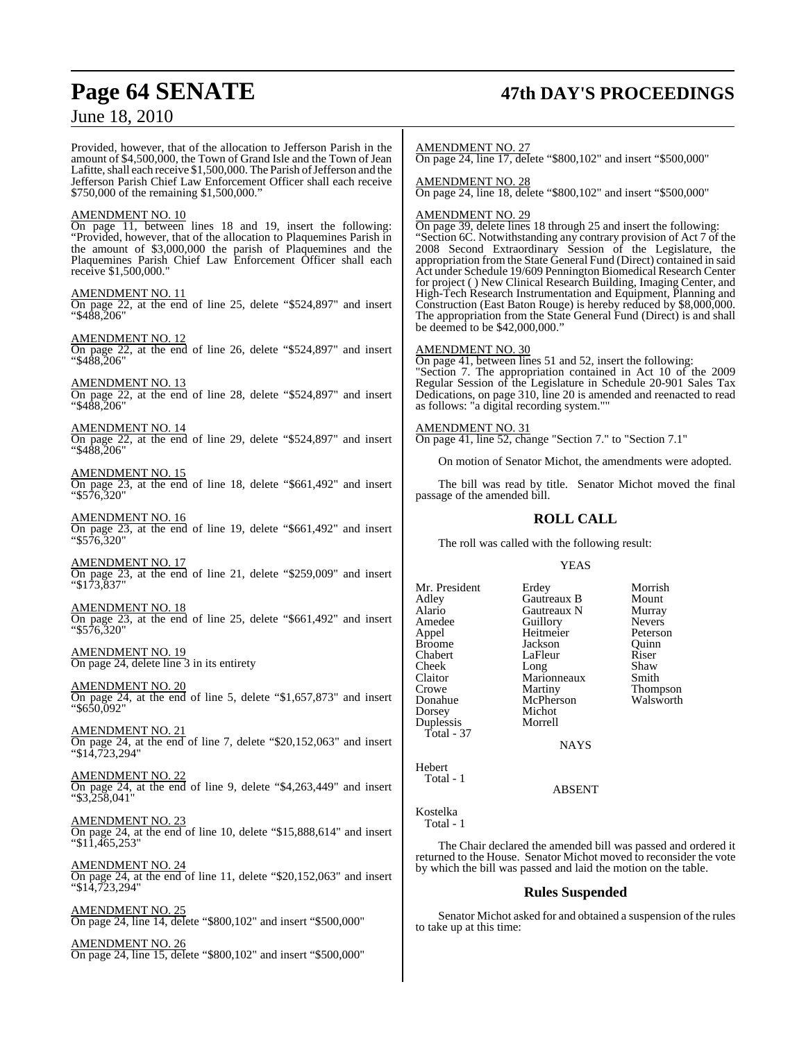Provided, however, that of the allocation to Jefferson Parish in the amount of $4,500,000, the Town of Grand Isle and the Town of Jean Lafitte, shall each receive $1,500,000. The Parish of Jefferson and the Jefferson Parish Chief Law Enforcement Officer shall each receive $750,000 of the remaining $1,500,000."

AMENDMENT NO. 10
On page 11, between lines 18 and 19, insert the following: "Provided, however, that of the allocation to Plaquemines Parish in the amount of $3,000,000 the parish of Plaquemines and the Plaquemines Parish Chief Law Enforcement Officer shall each receive $1,500,000."

AMENDMENT NO. 11
On page 22, at the end of line 25, delete "$524,897" and insert "$488,206"

AMENDMENT NO. 12
On page 22, at the end of line 26, delete "$524,897" and insert "$488,206"

AMENDMENT NO. 13
On page 22, at the end of line 28, delete "$524,897" and insert "$488,206"

AMENDMENT NO. 14
On page 22, at the end of line 29, delete "$524,897" and insert "$488,206"

AMENDMENT NO. 15
On page 23, at the end of line 18, delete "$661,492" and insert "$576,320"

AMENDMENT NO. 16
On page 23, at the end of line 19, delete "$661,492" and insert "$576,320"

AMENDMENT NO. 17
On page 23, at the end of line 21, delete "$259,009" and insert "$173,837"

AMENDMENT NO. 18
On page 23, at the end of line 25, delete "$661,492" and insert "$576,320"

AMENDMENT NO. 19
On page 24, delete line 3 in its entirety

AMENDMENT NO. 20
On page 24, at the end of line 5, delete "$1,657,873" and insert "$650,092"

AMENDMENT NO. 21
On page 24, at the end of line 7, delete "$20,152,063" and insert "$14,723,294"

AMENDMENT NO. 22
On page 24, at the end of line 9, delete "$4,263,449" and insert "$3,258,041"

AMENDMENT NO. 23
On page 24, at the end of line 10, delete "$15,888,614" and insert "$11,465,253"

AMENDMENT NO. 24
On page 24, at the end of line 11, delete "$20,152,063" and insert "$14,723,294"

AMENDMENT NO. 25
On page 24, line 14, delete "$800,102" and insert "$500,000"

AMENDMENT NO. 26
On page 24, line 15, delete "$800,102" and insert "$500,000"

AMENDMENT NO. 27
On page 24, line 17, delete "$800,102" and insert "$500,000"

AMENDMENT NO. 28
On page 24, line 18, delete "$800,102" and insert "$500,000"

AMENDMENT NO. 29
On page 39, delete lines 18 through 25 and insert the following: "Section 6C. Notwithstanding any contrary provision of Act 7 of the 2008 Second Extraordinary Session of the Legislature, the appropriation from the State General Fund (Direct) contained in said Act under Schedule 19/609 Pennington Biomedical Research Center for project ( ) New Clinical Research Building, Imaging Center, and High-Tech Research Instrumentation and Equipment, Planning and Construction (East Baton Rouge) is hereby reduced by $8,000,000. The appropriation from the State General Fund (Direct) is and shall be deemed to be $42,000,000."

AMENDMENT NO. 30
On page 41, between lines 51 and 52, insert the following: "Section 7. The appropriation contained in Act 10 of the 2009 Regular Session of the Legislature in Schedule 20-901 Sales Tax Dedications, on page 310, line 20 is amended and reenacted to read as follows: "a digital recording system.""

AMENDMENT NO. 31
On page 41, line 52, change "Section 7." to "Section 7.1"

On motion of Senator Michot, the amendments were adopted.

The bill was read by title. Senator Michot moved the final passage of the amended bill.

## ROLL CALL

The roll was called with the following result:

YEAS

| | | |
|---|---|---|
| Mr. President | Erdey | Morrish |
| Adley | Gautreaux B | Mount |
| Alario | Gautreaux N | Murray |
| Amedee | Guillory | Nevers |
| Appel | Heitmeier | Peterson |
| Broome | Jackson | Quinn |
| Chabert | LaFleur | Riser |
| Cheek | Long | Shaw |
| Claitor | Marionneaux | Smith |
| Crowe | Martiny | Thompson |
| Donahue | McPherson | Walsworth |
| Dorsey | Michot | |
| Duplessis | Morrell | |

Total - 37

NAYS

Hebert
Total - 1

ABSENT

Kostelka
Total - 1

The Chair declared the amended bill was passed and ordered it returned to the House. Senator Michot moved to reconsider the vote by which the bill was passed and laid the motion on the table.

## Rules Suspended

Senator Michot asked for and obtained a suspension of the rules to take up at this time: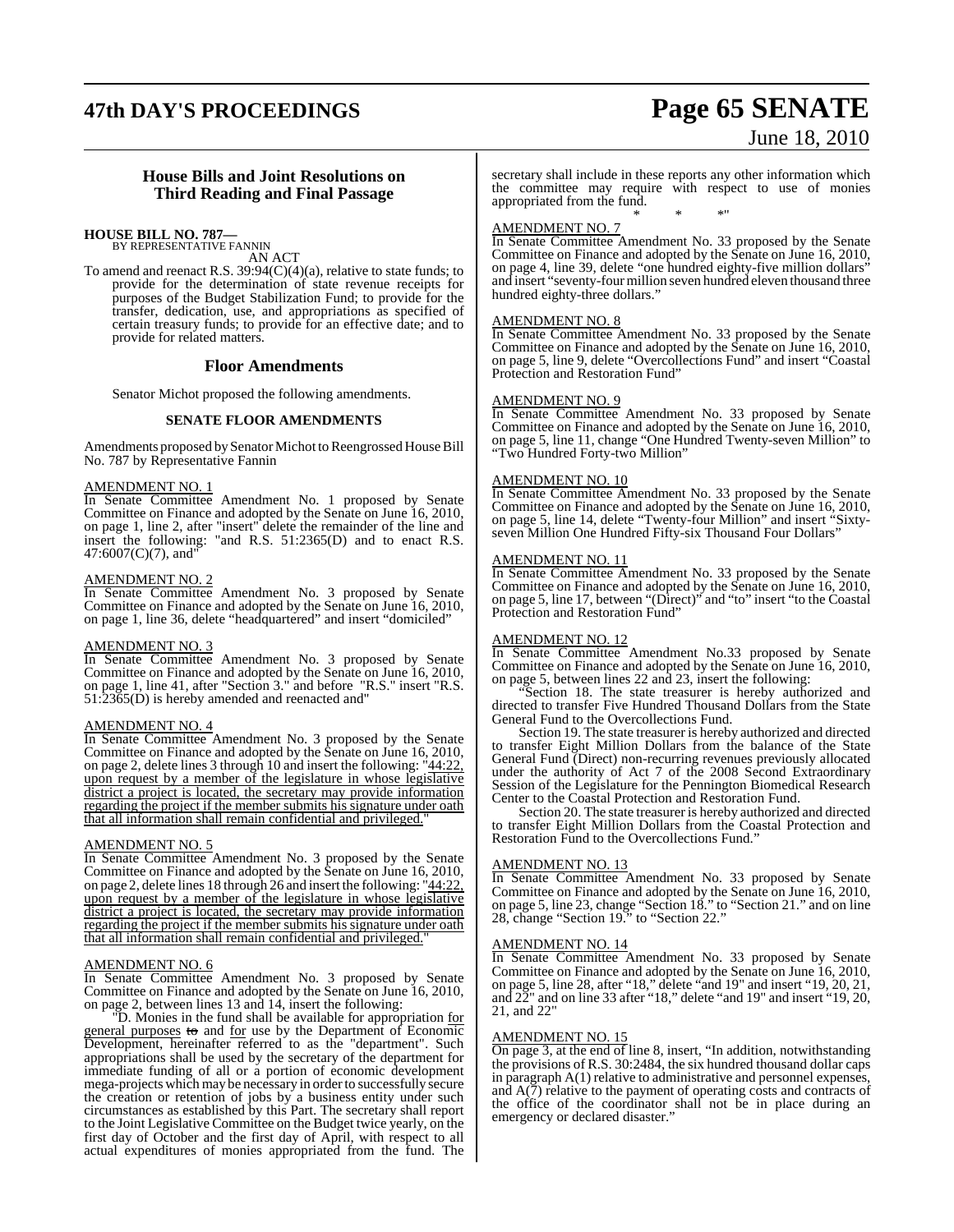## House Bills and Joint Resolutions on Third Reading and Final Passage

**HOUSE BILL NO. 787—**
BY REPRESENTATIVE FANNIN

AN ACT

To amend and reenact R.S. 39:94(C)(4)(a), relative to state funds; to provide for the determination of state revenue receipts for purposes of the Budget Stabilization Fund; to provide for the transfer, dedication, use, and appropriations as specified of certain treasury funds; to provide for an effective date; and to provide for related matters.

### Floor Amendments

Senator Michot proposed the following amendments.

#### SENATE FLOOR AMENDMENTS

Amendments proposed by Senator Michot to Reengrossed House Bill No. 787 by Representative Fannin

AMENDMENT NO. 1

In Senate Committee Amendment No. 1 proposed by Senate Committee on Finance and adopted by the Senate on June 16, 2010, on page 1, line 2, after "insert" delete the remainder of the line and insert the following: "and R.S. 51:2365(D) and to enact R.S. 47:6007(C)(7), and"

AMENDMENT NO. 2

In Senate Committee Amendment No. 3 proposed by Senate Committee on Finance and adopted by the Senate on June 16, 2010, on page 1, line 36, delete "headquartered" and insert "domiciled"

AMENDMENT NO. 3

In Senate Committee Amendment No. 3 proposed by Senate Committee on Finance and adopted by the Senate on June 16, 2010, on page 1, line 41, after "Section 3." and before "R.S." insert "R.S. 51:2365(D) is hereby amended and reenacted and"

AMENDMENT NO. 4

In Senate Committee Amendment No. 3 proposed by the Senate Committee on Finance and adopted by the Senate on June 16, 2010, on page 2, delete lines 3 through 10 and insert the following: "44:22, upon request by a member of the legislature in whose legislative district a project is located, the secretary may provide information regarding the project if the member submits his signature under oath that all information shall remain confidential and privileged."

AMENDMENT NO. 5

In Senate Committee Amendment No. 3 proposed by the Senate Committee on Finance and adopted by the Senate on June 16, 2010, on page 2, delete lines 18 through 26 and insert the following: "44:22, upon request by a member of the legislature in whose legislative district a project is located, the secretary may provide information regarding the project if the member submits his signature under oath that all information shall remain confidential and privileged."

AMENDMENT NO. 6

In Senate Committee Amendment No. 3 proposed by Senate Committee on Finance and adopted by the Senate on June 16, 2010, on page 2, between lines 13 and 14, insert the following:

"D. Monies in the fund shall be available for appropriation for general purposes ~~to~~ and for use by the Department of Economic Development, hereinafter referred to as the "department". Such appropriations shall be used by the secretary of the department for immediate funding of all or a portion of economic development mega-projects which may be necessary in order to successfully secure the creation or retention of jobs by a business entity under such circumstances as established by this Part. The secretary shall report to the Joint Legislative Committee on the Budget twice yearly, on the first day of October and the first day of April, with respect to all actual expenditures of monies appropriated from the fund. The secretary shall include in these reports any other information which the committee may require with respect to use of monies appropriated from the fund.

\* \* \*"

AMENDMENT NO. 7

In Senate Committee Amendment No. 33 proposed by the Senate Committee on Finance and adopted by the Senate on June 16, 2010, on page 4, line 39, delete "one hundred eighty-five million dollars" and insert "seventy-four million seven hundred eleven thousand three hundred eighty-three dollars."

AMENDMENT NO. 8

In Senate Committee Amendment No. 33 proposed by the Senate Committee on Finance and adopted by the Senate on June 16, 2010, on page 5, line 9, delete "Overcollections Fund" and insert "Coastal Protection and Restoration Fund"

AMENDMENT NO. 9

In Senate Committee Amendment No. 33 proposed by Senate Committee on Finance and adopted by the Senate on June 16, 2010, on page 5, line 11, change "One Hundred Twenty-seven Million" to "Two Hundred Forty-two Million"

AMENDMENT NO. 10

In Senate Committee Amendment No. 33 proposed by the Senate Committee on Finance and adopted by the Senate on June 16, 2010, on page 5, line 14, delete "Twenty-four Million" and insert "Sixty-seven Million One Hundred Fifty-six Thousand Four Dollars"

AMENDMENT NO. 11

In Senate Committee Amendment No. 33 proposed by the Senate Committee on Finance and adopted by the Senate on June 16, 2010, on page 5, line 17, between "(Direct)" and "to" insert "to the Coastal Protection and Restoration Fund"

AMENDMENT NO. 12

In Senate Committee Amendment No.33 proposed by Senate Committee on Finance and adopted by the Senate on June 16, 2010, on page 5, between lines 22 and 23, insert the following:

"Section 18. The state treasurer is hereby authorized and directed to transfer Five Hundred Thousand Dollars from the State General Fund to the Overcollections Fund.

Section 19. The state treasurer is hereby authorized and directed to transfer Eight Million Dollars from the balance of the State General Fund (Direct) non-recurring revenues previously allocated under the authority of Act 7 of the 2008 Second Extraordinary Session of the Legislature for the Pennington Biomedical Research Center to the Coastal Protection and Restoration Fund.

Section 20. The state treasurer is hereby authorized and directed to transfer Eight Million Dollars from the Coastal Protection and Restoration Fund to the Overcollections Fund."

AMENDMENT NO. 13

In Senate Committee Amendment No. 33 proposed by Senate Committee on Finance and adopted by the Senate on June 16, 2010, on page 5, line 23, change "Section 18." to "Section 21." and on line 28, change "Section 19." to "Section 22."

AMENDMENT NO. 14

In Senate Committee Amendment No. 33 proposed by Senate Committee on Finance and adopted by the Senate on June 16, 2010, on page 5, line 28, after "18," delete "and 19" and insert "19, 20, 21, and 22" and on line 33 after "18," delete "and 19" and insert "19, 20, 21, and 22"

AMENDMENT NO. 15

On page 3, at the end of line 8, insert, "In addition, notwithstanding the provisions of R.S. 30:2484, the six hundred thousand dollar caps in paragraph A(1) relative to administrative and personnel expenses, and A(7) relative to the payment of operating costs and contracts of the office of the coordinator shall not be in place during an emergency or declared disaster."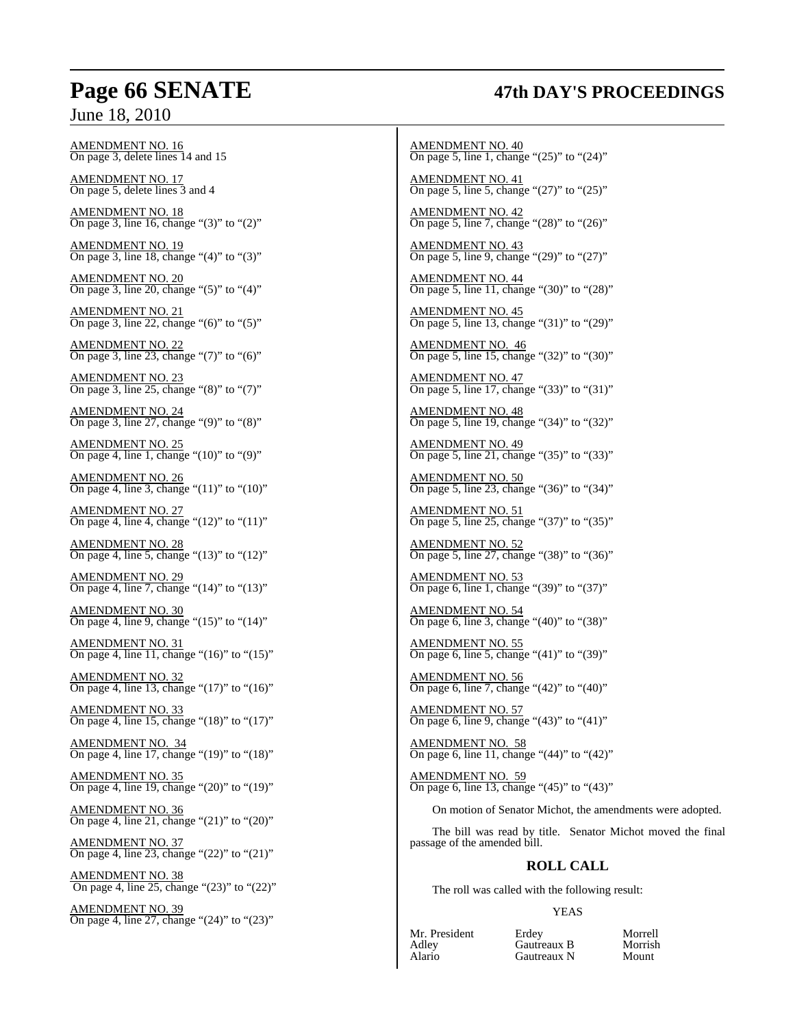AMENDMENT NO. 16
On page 3, delete lines 14 and 15

AMENDMENT NO. 17
On page 5, delete lines 3 and 4

AMENDMENT NO. 18
On page 3, line 16, change "(3)" to "(2)"

AMENDMENT NO. 19
On page 3, line 18, change "(4)" to "(3)"

AMENDMENT NO. 20
On page 3, line 20, change "(5)" to "(4)"

AMENDMENT NO. 21
On page 3, line 22, change "(6)" to "(5)"

AMENDMENT NO. 22
On page 3, line 23, change "(7)" to "(6)"

AMENDMENT NO. 23
On page 3, line 25, change "(8)" to "(7)"

AMENDMENT NO. 24
On page 3, line 27, change "(9)" to "(8)"

AMENDMENT NO. 25
On page 4, line 1, change "(10)" to "(9)"

AMENDMENT NO. 26
On page 4, line 3, change "(11)" to "(10)"

AMENDMENT NO. 27
On page 4, line 4, change "(12)" to "(11)"

AMENDMENT NO. 28
On page 4, line 5, change "(13)" to "(12)"

AMENDMENT NO. 29
On page 4, line 7, change "(14)" to "(13)"

AMENDMENT NO. 30
On page 4, line 9, change "(15)" to "(14)"

AMENDMENT NO. 31
On page 4, line 11, change "(16)" to "(15)"

AMENDMENT NO. 32
On page 4, line 13, change "(17)" to "(16)"

AMENDMENT NO. 33
On page 4, line 15, change "(18)" to "(17)"

AMENDMENT NO. 34
On page 4, line 17, change "(19)" to "(18)"

AMENDMENT NO. 35
On page 4, line 19, change "(20)" to "(19)"

AMENDMENT NO. 36
On page 4, line 21, change "(21)" to "(20)"

AMENDMENT NO. 37
On page 4, line 23, change "(22)" to "(21)"

AMENDMENT NO. 38
On page 4, line 25, change "(23)" to "(22)"

AMENDMENT NO. 39
On page 4, line 27, change "(24)" to "(23)"

AMENDMENT NO. 40
On page 5, line 1, change "(25)" to "(24)"

AMENDMENT NO. 41
On page 5, line 5, change "(27)" to "(25)"

AMENDMENT NO. 42
On page 5, line 7, change "(28)" to "(26)"

AMENDMENT NO. 43
On page 5, line 9, change "(29)" to "(27)"

AMENDMENT NO. 44
On page 5, line 11, change "(30)" to "(28)"

AMENDMENT NO. 45
On page 5, line 13, change "(31)" to "(29)"

AMENDMENT NO. 46
On page 5, line 15, change "(32)" to "(30)"

AMENDMENT NO. 47
On page 5, line 17, change "(33)" to "(31)"

AMENDMENT NO. 48
On page 5, line 19, change "(34)" to "(32)"

AMENDMENT NO. 49
On page 5, line 21, change "(35)" to "(33)"

AMENDMENT NO. 50
On page 5, line 23, change "(36)" to "(34)"

AMENDMENT NO. 51
On page 5, line 25, change "(37)" to "(35)"

AMENDMENT NO. 52
On page 5, line 27, change "(38)" to "(36)"

AMENDMENT NO. 53
On page 6, line 1, change "(39)" to "(37)"

AMENDMENT NO. 54
On page 6, line 3, change "(40)" to "(38)"

AMENDMENT NO. 55
On page 6, line 5, change "(41)" to "(39)"

AMENDMENT NO. 56
On page 6, line 7, change "(42)" to "(40)"

AMENDMENT NO. 57
On page 6, line 9, change "(43)" to "(41)"

AMENDMENT NO. 58
On page 6, line 11, change "(44)" to "(42)"

AMENDMENT NO. 59
On page 6, line 13, change "(45)" to "(43)"

On motion of Senator Michot, the amendments were adopted.

The bill was read by title. Senator Michot moved the final passage of the amended bill.

## ROLL CALL

The roll was called with the following result:

YEAS

| | | |
|---|---|---|
| Mr. President | Erdey | Morrell |
| Adley | Gautreaux B | Morrish |
| Alario | Gautreaux N | Mount |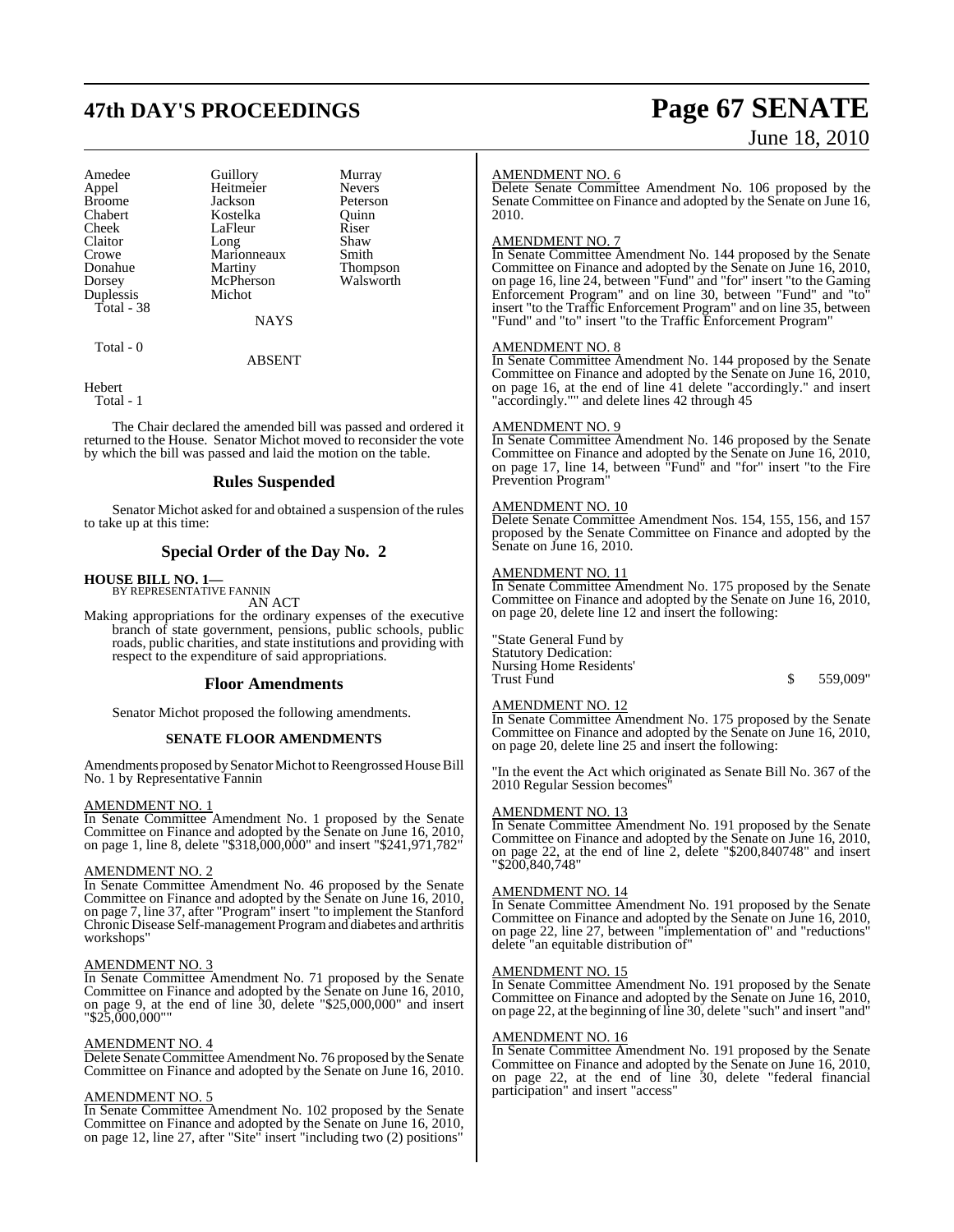| | | |
|---|---|---|
| Amedee | Guillory | Murray |
| Appel | Heitmeier | Nevers |
| Broome | Jackson | Peterson |
| Chabert | Kostelka | Quinn |
| Cheek | LaFleur | Riser |
| Claitor | Long | Shaw |
| Crowe | Marionneaux | Smith |
| Donahue | Martiny | Thompson |
| Dorsey | McPherson | Walsworth |
| Duplessis | Michot | |

Total - 38

NAYS

Total - 0

ABSENT

Hebert

Total - 1

The Chair declared the amended bill was passed and ordered it returned to the House. Senator Michot moved to reconsider the vote by which the bill was passed and laid the motion on the table.

## Rules Suspended

Senator Michot asked for and obtained a suspension of the rules to take up at this time:

## Special Order of the Day No. 2

**HOUSE BILL NO. 1—**
BY REPRESENTATIVE FANNIN
AN ACT

Making appropriations for the ordinary expenses of the executive branch of state government, pensions, public schools, public roads, public charities, and state institutions and providing with respect to the expenditure of said appropriations.

## Floor Amendments

Senator Michot proposed the following amendments.

### SENATE FLOOR AMENDMENTS

Amendments proposed by Senator Michot to Reengrossed House Bill No. 1 by Representative Fannin

AMENDMENT NO. 1
In Senate Committee Amendment No. 1 proposed by the Senate Committee on Finance and adopted by the Senate on June 16, 2010, on page 1, line 8, delete "$318,000,000" and insert "$241,971,782"

AMENDMENT NO. 2
In Senate Committee Amendment No. 46 proposed by the Senate Committee on Finance and adopted by the Senate on June 16, 2010, on page 7, line 37, after "Program" insert "to implement the Stanford Chronic Disease Self-management Program and diabetes and arthritis workshops"

AMENDMENT NO. 3
In Senate Committee Amendment No. 71 proposed by the Senate Committee on Finance and adopted by the Senate on June 16, 2010, on page 9, at the end of line 30, delete "$25,000,000" and insert "$25,000,000""

AMENDMENT NO. 4
Delete Senate Committee Amendment No. 76 proposed by the Senate Committee on Finance and adopted by the Senate on June 16, 2010.

AMENDMENT NO. 5
In Senate Committee Amendment No. 102 proposed by the Senate Committee on Finance and adopted by the Senate on June 16, 2010, on page 12, line 27, after "Site" insert "including two (2) positions"

AMENDMENT NO. 6
Delete Senate Committee Amendment No. 106 proposed by the Senate Committee on Finance and adopted by the Senate on June 16, 2010.

AMENDMENT NO. 7
In Senate Committee Amendment No. 144 proposed by the Senate Committee on Finance and adopted by the Senate on June 16, 2010, on page 16, line 24, between "Fund" and "for" insert "to the Gaming Enforcement Program" and on line 30, between "Fund" and "to" insert "to the Traffic Enforcement Program" and on line 35, between "Fund" and "to" insert "to the Traffic Enforcement Program"

AMENDMENT NO. 8
In Senate Committee Amendment No. 144 proposed by the Senate Committee on Finance and adopted by the Senate on June 16, 2010, on page 16, at the end of line 41 delete "accordingly." and insert "accordingly."" and delete lines 42 through 45

AMENDMENT NO. 9
In Senate Committee Amendment No. 146 proposed by the Senate Committee on Finance and adopted by the Senate on June 16, 2010, on page 17, line 14, between "Fund" and "for" insert "to the Fire Prevention Program"

AMENDMENT NO. 10
Delete Senate Committee Amendment Nos. 154, 155, 156, and 157 proposed by the Senate Committee on Finance and adopted by the Senate on June 16, 2010.

AMENDMENT NO. 11
In Senate Committee Amendment No. 175 proposed by the Senate Committee on Finance and adopted by the Senate on June 16, 2010, on page 20, delete line 12 and insert the following:

"State General Fund by
Statutory Dedication:
Nursing Home Residents'
Trust Fund $ 559,009"

AMENDMENT NO. 12
In Senate Committee Amendment No. 175 proposed by the Senate Committee on Finance and adopted by the Senate on June 16, 2010, on page 20, delete line 25 and insert the following:

"In the event the Act which originated as Senate Bill No. 367 of the 2010 Regular Session becomes"

AMENDMENT NO. 13
In Senate Committee Amendment No. 191 proposed by the Senate Committee on Finance and adopted by the Senate on June 16, 2010, on page 22, at the end of line 2, delete "$200,840748" and insert "$200,840,748"

AMENDMENT NO. 14
In Senate Committee Amendment No. 191 proposed by the Senate Committee on Finance and adopted by the Senate on June 16, 2010, on page 22, line 27, between "implementation of" and "reductions" delete "an equitable distribution of"

AMENDMENT NO. 15
In Senate Committee Amendment No. 191 proposed by the Senate Committee on Finance and adopted by the Senate on June 16, 2010, on page 22, at the beginning of line 30, delete "such" and insert "and"

AMENDMENT NO. 16
In Senate Committee Amendment No. 191 proposed by the Senate Committee on Finance and adopted by the Senate on June 16, 2010, on page 22, at the end of line 30, delete "federal financial participation" and insert "access"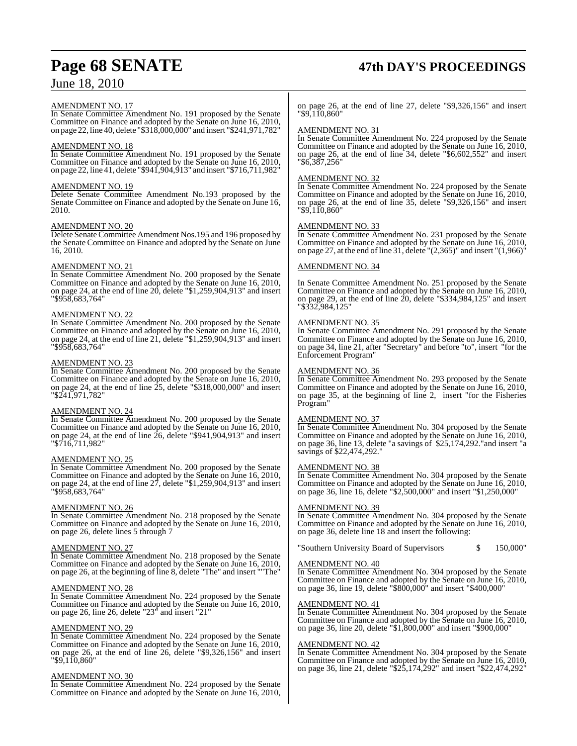AMENDMENT NO. 17

In Senate Committee Amendment No. 191 proposed by the Senate Committee on Finance and adopted by the Senate on June 16, 2010, on page 22, line 40, delete "$318,000,000" and insert "$241,971,782"

AMENDMENT NO. 18

In Senate Committee Amendment No. 191 proposed by the Senate Committee on Finance and adopted by the Senate on June 16, 2010, on page 22, line 41, delete "$941,904,913" and insert "$716,711,982"

AMENDMENT NO. 19

Delete Senate Committee Amendment No.193 proposed by the Senate Committee on Finance and adopted by the Senate on June 16, 2010.

AMENDMENT NO. 20

Delete Senate Committee Amendment Nos.195 and 196 proposed by the Senate Committee on Finance and adopted by the Senate on June 16, 2010.

AMENDMENT NO. 21

In Senate Committee Amendment No. 200 proposed by the Senate Committee on Finance and adopted by the Senate on June 16, 2010, on page 24, at the end of line 20, delete "$1,259,904,913" and insert "$958,683,764"

AMENDMENT NO. 22

In Senate Committee Amendment No. 200 proposed by the Senate Committee on Finance and adopted by the Senate on June 16, 2010, on page 24, at the end of line 21, delete "$1,259,904,913" and insert "$958,683,764"

AMENDMENT NO. 23

In Senate Committee Amendment No. 200 proposed by the Senate Committee on Finance and adopted by the Senate on June 16, 2010, on page 24, at the end of line 25, delete "$318,000,000" and insert "$241,971,782"

AMENDMENT NO. 24

In Senate Committee Amendment No. 200 proposed by the Senate Committee on Finance and adopted by the Senate on June 16, 2010, on page 24, at the end of line 26, delete "$941,904,913" and insert "$716,711,982"

AMENDMENT NO. 25

In Senate Committee Amendment No. 200 proposed by the Senate Committee on Finance and adopted by the Senate on June 16, 2010, on page 24, at the end of line 27, delete "$1,259,904,913" and insert "$958,683,764"

AMENDMENT NO. 26

In Senate Committee Amendment No. 218 proposed by the Senate Committee on Finance and adopted by the Senate on June 16, 2010, on page 26, delete lines 5 through 7

AMENDMENT NO. 27

In Senate Committee Amendment No. 218 proposed by the Senate Committee on Finance and adopted by the Senate on June 16, 2010, on page 26, at the beginning of line 8, delete "The" and insert ""The"

AMENDMENT NO. 28

In Senate Committee Amendment No. 224 proposed by the Senate Committee on Finance and adopted by the Senate on June 16, 2010, on page 26, line 26, delete "23" and insert "21"

AMENDMENT NO. 29

In Senate Committee Amendment No. 224 proposed by the Senate Committee on Finance and adopted by the Senate on June 16, 2010, on page 26, at the end of line 26, delete "$9,326,156" and insert "$9,110,860"

AMENDMENT NO. 30

In Senate Committee Amendment No. 224 proposed by the Senate Committee on Finance and adopted by the Senate on June 16, 2010, on page 26, at the end of line 27, delete "$9,326,156" and insert "$9,110,860"

AMENDMENT NO. 31

In Senate Committee Amendment No. 224 proposed by the Senate Committee on Finance and adopted by the Senate on June 16, 2010, on page 26, at the end of line 34, delete "$6,602,552" and insert "$6,387,256"

AMENDMENT NO. 32

In Senate Committee Amendment No. 224 proposed by the Senate Committee on Finance and adopted by the Senate on June 16, 2010, on page 26, at the end of line 35, delete "$9,326,156" and insert "$9,110,860"

AMENDMENT NO. 33

In Senate Committee Amendment No. 231 proposed by the Senate Committee on Finance and adopted by the Senate on June 16, 2010, on page 27, at the end of line 31, delete "(2,365)" and insert "(1,966)"

AMENDMENT NO. 34

In Senate Committee Amendment No. 251 proposed by the Senate Committee on Finance and adopted by the Senate on June 16, 2010, on page 29, at the end of line 20, delete "$334,984,125" and insert "$332,984,125"

AMENDMENT NO. 35

In Senate Committee Amendment No. 291 proposed by the Senate Committee on Finance and adopted by the Senate on June 16, 2010, on page 34, line 21, after "Secretary" and before "to", insert "for the Enforcement Program"

AMENDMENT NO. 36

In Senate Committee Amendment No. 293 proposed by the Senate Committee on Finance and adopted by the Senate on June 16, 2010, on page 35, at the beginning of line 2, insert "for the Fisheries Program"

AMENDMENT NO. 37

In Senate Committee Amendment No. 304 proposed by the Senate Committee on Finance and adopted by the Senate on June 16, 2010, on page 36, line 13, delete "a savings of $25,174,292."and insert "a savings of $22,474,292."

AMENDMENT NO. 38

In Senate Committee Amendment No. 304 proposed by the Senate Committee on Finance and adopted by the Senate on June 16, 2010, on page 36, line 16, delete "$2,500,000" and insert "$1,250,000"

AMENDMENT NO. 39

In Senate Committee Amendment No. 304 proposed by the Senate Committee on Finance and adopted by the Senate on June 16, 2010, on page 36, delete line 18 and insert the following:

"Southern University Board of Supervisors $ 150,000"

AMENDMENT NO. 40

In Senate Committee Amendment No. 304 proposed by the Senate Committee on Finance and adopted by the Senate on June 16, 2010, on page 36, line 19, delete "$800,000" and insert "$400,000"

AMENDMENT NO. 41

In Senate Committee Amendment No. 304 proposed by the Senate Committee on Finance and adopted by the Senate on June 16, 2010, on page 36, line 20, delete "$1,800,000" and insert "$900,000"

AMENDMENT NO. 42

In Senate Committee Amendment No. 304 proposed by the Senate Committee on Finance and adopted by the Senate on June 16, 2010, on page 36, line 21, delete "$25,174,292" and insert "$22,474,292"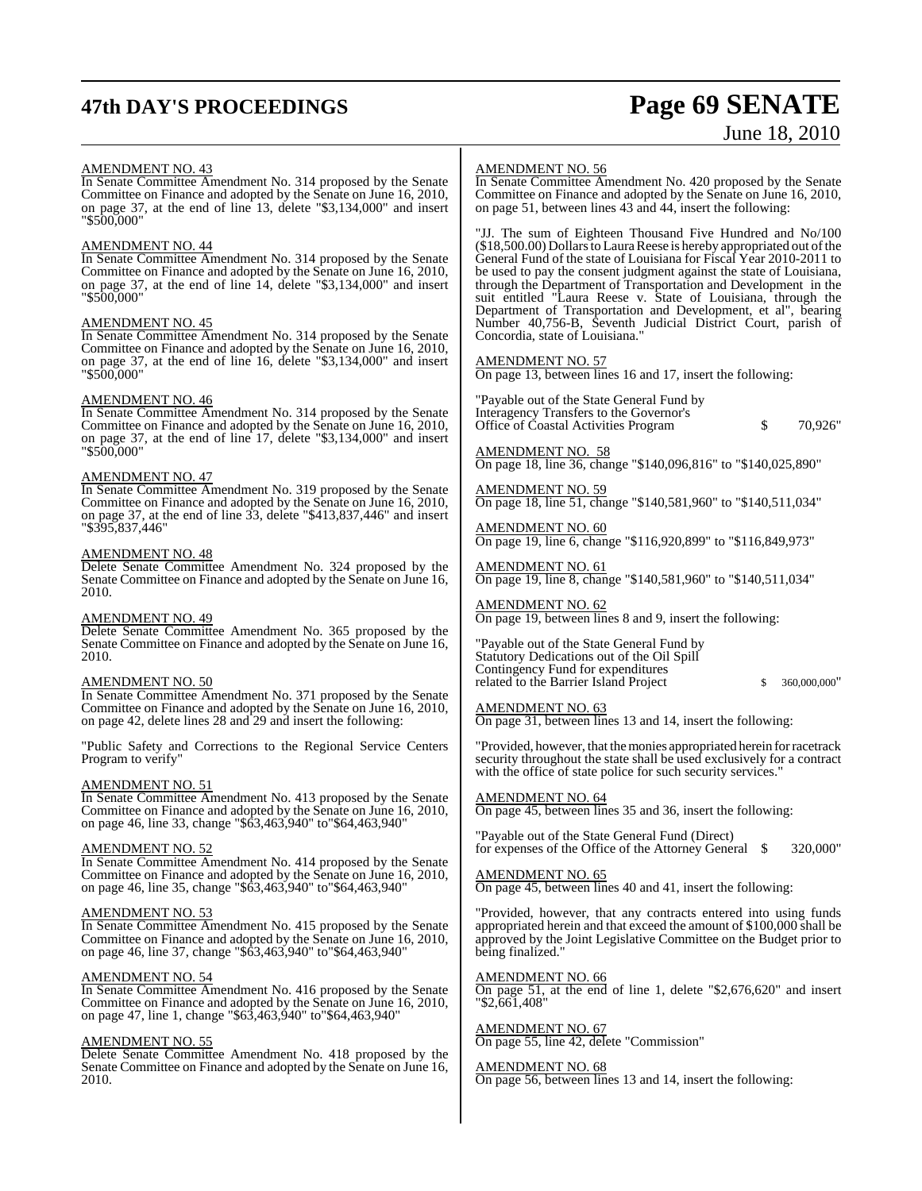AMENDMENT NO. 43

In Senate Committee Amendment No. 314 proposed by the Senate Committee on Finance and adopted by the Senate on June 16, 2010, on page 37, at the end of line 13, delete "$3,134,000" and insert "$500,000"

AMENDMENT NO. 44

In Senate Committee Amendment No. 314 proposed by the Senate Committee on Finance and adopted by the Senate on June 16, 2010, on page 37, at the end of line 14, delete "$3,134,000" and insert "$500,000"

AMENDMENT NO. 45

In Senate Committee Amendment No. 314 proposed by the Senate Committee on Finance and adopted by the Senate on June 16, 2010, on page 37, at the end of line 16, delete "$3,134,000" and insert "$500,000"

AMENDMENT NO. 46

In Senate Committee Amendment No. 314 proposed by the Senate Committee on Finance and adopted by the Senate on June 16, 2010, on page 37, at the end of line 17, delete "$3,134,000" and insert "$500,000"

AMENDMENT NO. 47

In Senate Committee Amendment No. 319 proposed by the Senate Committee on Finance and adopted by the Senate on June 16, 2010, on page 37, at the end of line 33, delete "$413,837,446" and insert "$395,837,446"

AMENDMENT NO. 48

Delete Senate Committee Amendment No. 324 proposed by the Senate Committee on Finance and adopted by the Senate on June 16, 2010.

AMENDMENT NO. 49

Delete Senate Committee Amendment No. 365 proposed by the Senate Committee on Finance and adopted by the Senate on June 16, 2010.

AMENDMENT NO. 50

In Senate Committee Amendment No. 371 proposed by the Senate Committee on Finance and adopted by the Senate on June 16, 2010, on page 42, delete lines 28 and 29 and insert the following:

"Public Safety and Corrections to the Regional Service Centers Program to verify"

AMENDMENT NO. 51

In Senate Committee Amendment No. 413 proposed by the Senate Committee on Finance and adopted by the Senate on June 16, 2010, on page 46, line 33, change "$63,463,940" to"$64,463,940"

AMENDMENT NO. 52

In Senate Committee Amendment No. 414 proposed by the Senate Committee on Finance and adopted by the Senate on June 16, 2010, on page 46, line 35, change "$63,463,940" to"$64,463,940"

AMENDMENT NO. 53

In Senate Committee Amendment No. 415 proposed by the Senate Committee on Finance and adopted by the Senate on June 16, 2010, on page 46, line 37, change "$63,463,940" to"$64,463,940"

AMENDMENT NO. 54

In Senate Committee Amendment No. 416 proposed by the Senate Committee on Finance and adopted by the Senate on June 16, 2010, on page 47, line 1, change "$63,463,940" to"$64,463,940"

AMENDMENT NO. 55

Delete Senate Committee Amendment No. 418 proposed by the Senate Committee on Finance and adopted by the Senate on June 16, 2010.

AMENDMENT NO. 56

In Senate Committee Amendment No. 420 proposed by the Senate Committee on Finance and adopted by the Senate on June 16, 2010, on page 51, between lines 43 and 44, insert the following:

"JJ. The sum of Eighteen Thousand Five Hundred and No/100 ($18,500.00) Dollars to Laura Reese is hereby appropriated out of the General Fund of the state of Louisiana for Fiscal Year 2010-2011 to be used to pay the consent judgment against the state of Louisiana, through the Department of Transportation and Development in the suit entitled "Laura Reese v. State of Louisiana, through the Department of Transportation and Development, et al", bearing Number 40,756-B, Seventh Judicial District Court, parish of Concordia, state of Louisiana."

AMENDMENT NO. 57

On page 13, between lines 16 and 17, insert the following:

"Payable out of the State General Fund by Interagency Transfers to the Governor's Office of Coastal Activities Program $ 70,926"

AMENDMENT NO. 58

On page 18, line 36, change "$140,096,816" to "$140,025,890"

AMENDMENT NO. 59

On page 18, line 51, change "$140,581,960" to "$140,511,034"

AMENDMENT NO. 60

On page 19, line 6, change "$116,920,899" to "$116,849,973"

AMENDMENT NO. 61

On page 19, line 8, change "$140,581,960" to "$140,511,034"

AMENDMENT NO. 62

On page 19, between lines 8 and 9, insert the following:

"Payable out of the State General Fund by Statutory Dedications out of the Oil Spill Contingency Fund for expenditures related to the Barrier Island Project $ 360,000,000"

AMENDMENT NO. 63

On page 31, between lines 13 and 14, insert the following:

"Provided, however, that the monies appropriated herein for racetrack security throughout the state shall be used exclusively for a contract with the office of state police for such security services."

AMENDMENT NO. 64

On page 45, between lines 35 and 36, insert the following:

"Payable out of the State General Fund (Direct) for expenses of the Office of the Attorney General $ 320,000"

AMENDMENT NO. 65

On page 45, between lines 40 and 41, insert the following:

"Provided, however, that any contracts entered into using funds appropriated herein and that exceed the amount of $100,000 shall be approved by the Joint Legislative Committee on the Budget prior to being finalized."

AMENDMENT NO. 66

On page 51, at the end of line 1, delete "$2,676,620" and insert "$2,661,408"

AMENDMENT NO. 67

On page 55, line 42, delete "Commission"

AMENDMENT NO. 68

On page 56, between lines 13 and 14, insert the following: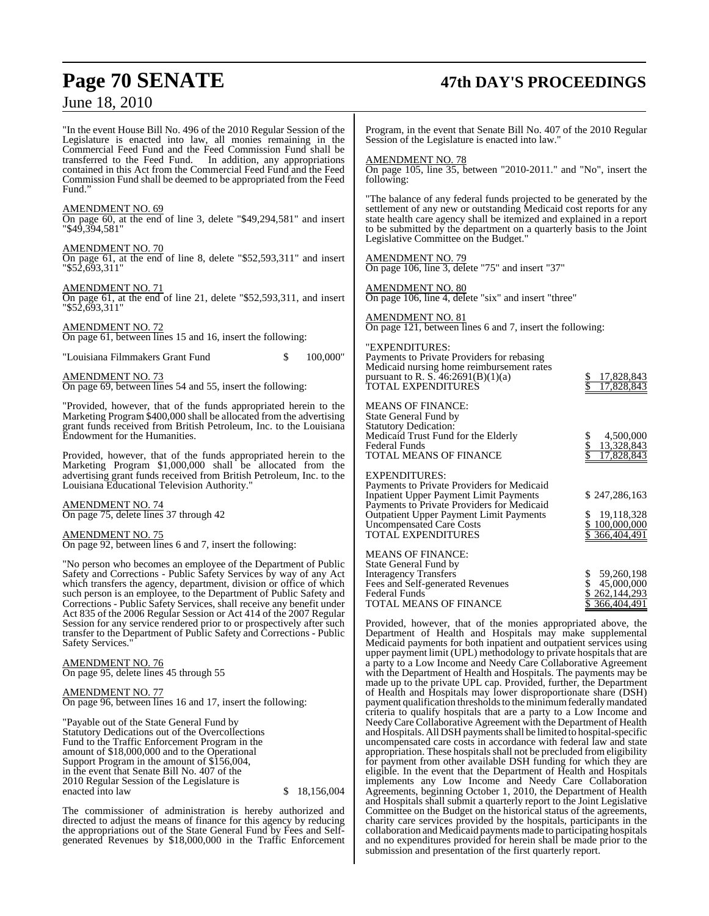"In the event House Bill No. 496 of the 2010 Regular Session of the Legislature is enacted into law, all monies remaining in the Commercial Feed Fund and the Feed Commission Fund shall be transferred to the Feed Fund. In addition, any appropriations contained in this Act from the Commercial Feed Fund and the Feed Commission Fund shall be deemed to be appropriated from the Feed Fund."

AMENDMENT NO. 69
On page 60, at the end of line 3, delete "$49,294,581" and insert "$49,394,581"

AMENDMENT NO. 70
On page 61, at the end of line 8, delete "$52,593,311" and insert "$52,693,311"

AMENDMENT NO. 71
On page 61, at the end of line 21, delete "$52,593,311, and insert "$52,693,311"

AMENDMENT NO. 72
On page 61, between lines 15 and 16, insert the following:

"Louisiana Filmmakers Grant Fund $ 100,000"

AMENDMENT NO. 73
On page 69, between lines 54 and 55, insert the following:

"Provided, however, that of the funds appropriated herein to the Marketing Program $400,000 shall be allocated from the advertising grant funds received from British Petroleum, Inc. to the Louisiana Endowment for the Humanities.

Provided, however, that of the funds appropriated herein to the Marketing Program $1,000,000 shall be allocated from the advertising grant funds received from British Petroleum, Inc. to the Louisiana Educational Television Authority."

AMENDMENT NO. 74
On page 75, delete lines 37 through 42

AMENDMENT NO. 75
On page 92, between lines 6 and 7, insert the following:

"No person who becomes an employee of the Department of Public Safety and Corrections - Public Safety Services by way of any Act which transfers the agency, department, division or office of which such person is an employee, to the Department of Public Safety and Corrections - Public Safety Services, shall receive any benefit under Act 835 of the 2006 Regular Session or Act 414 of the 2007 Regular Session for any service rendered prior to or prospectively after such transfer to the Department of Public Safety and Corrections - Public Safety Services."

AMENDMENT NO. 76
On page 95, delete lines 45 through 55

AMENDMENT NO. 77
On page 96, between lines 16 and 17, insert the following:

"Payable out of the State General Fund by Statutory Dedications out of the Overcollections Fund to the Traffic Enforcement Program in the amount of $18,000,000 and to the Operational Support Program in the amount of $156,004, in the event that Senate Bill No. 407 of the 2010 Regular Session of the Legislature is enacted into law $ 18,156,004

The commissioner of administration is hereby authorized and directed to adjust the means of finance for this agency by reducing the appropriations out of the State General Fund by Fees and Self-generated Revenues by $18,000,000 in the Traffic Enforcement Program, in the event that Senate Bill No. 407 of the 2010 Regular Session of the Legislature is enacted into law."

AMENDMENT NO. 78
On page 105, line 35, between "2010-2011." and "No", insert the following:

"The balance of any federal funds projected to be generated by the settlement of any new or outstanding Medicaid cost reports for any state health care agency shall be itemized and explained in a report to be submitted by the department on a quarterly basis to the Joint Legislative Committee on the Budget."

AMENDMENT NO. 79
On page 106, line 3, delete "75" and insert "37"

AMENDMENT NO. 80
On page 106, line 4, delete "six" and insert "three"

AMENDMENT NO. 81
On page 121, between lines 6 and 7, insert the following:

"EXPENDITURES:

| | |
|---|---|
| Payments to Private Providers for rebasing Medicaid nursing home reimbursement rates pursuant to R. S. 46:2691(B)(1)(a) | $ 17,828,843 |
| TOTAL EXPENDITURES | $ 17,828,843 |

MEANS OF FINANCE:

| | |
|---|---|
| State General Fund by Statutory Dedication: | |
| Medicaid Trust Fund for the Elderly | $ 4,500,000 |
| Federal Funds | $ 13,328,843 |
| TOTAL MEANS OF FINANCE | $ 17,828,843 |

EXPENDITURES:

| | |
|---|---|
| Payments to Private Providers for Medicaid Inpatient Upper Payment Limit Payments | $ 247,286,163 |
| Payments to Private Providers for Medicaid Outpatient Upper Payment Limit Payments | $ 19,118,328 |
| Uncompensated Care Costs | $ 100,000,000 |
| TOTAL EXPENDITURES | $ 366,404,491 |

MEANS OF FINANCE:

| | |
|---|---|
| State General Fund by Interagency Transfers | $ 59,260,198 |
| Fees and Self-generated Revenues | $ 45,000,000 |
| Federal Funds | $ 262,144,293 |
| TOTAL MEANS OF FINANCE | $ 366,404,491 |

Provided, however, that of the monies appropriated above, the Department of Health and Hospitals may make supplemental Medicaid payments for both inpatient and outpatient services using upper payment limit (UPL) methodology to private hospitals that are a party to a Low Income and Needy Care Collaborative Agreement with the Department of Health and Hospitals. The payments may be made up to the private UPL cap. Provided, further, the Department of Health and Hospitals may lower disproportionate share (DSH) payment qualification thresholds to the minimum federally mandated criteria to qualify hospitals that are a party to a Low Income and Needy Care Collaborative Agreement with the Department of Health and Hospitals. All DSH payments shall be limited to hospital-specific uncompensated care costs in accordance with federal law and state appropriation. These hospitals shall not be precluded from eligibility for payment from other available DSH funding for which they are eligible. In the event that the Department of Health and Hospitals implements any Low Income and Needy Care Collaboration Agreements, beginning October 1, 2010, the Department of Health and Hospitals shall submit a quarterly report to the Joint Legislative Committee on the Budget on the historical status of the agreements, charity care services provided by the hospitals, participants in the collaboration and Medicaid payments made to participating hospitals and no expenditures provided for herein shall be made prior to the submission and presentation of the first quarterly report.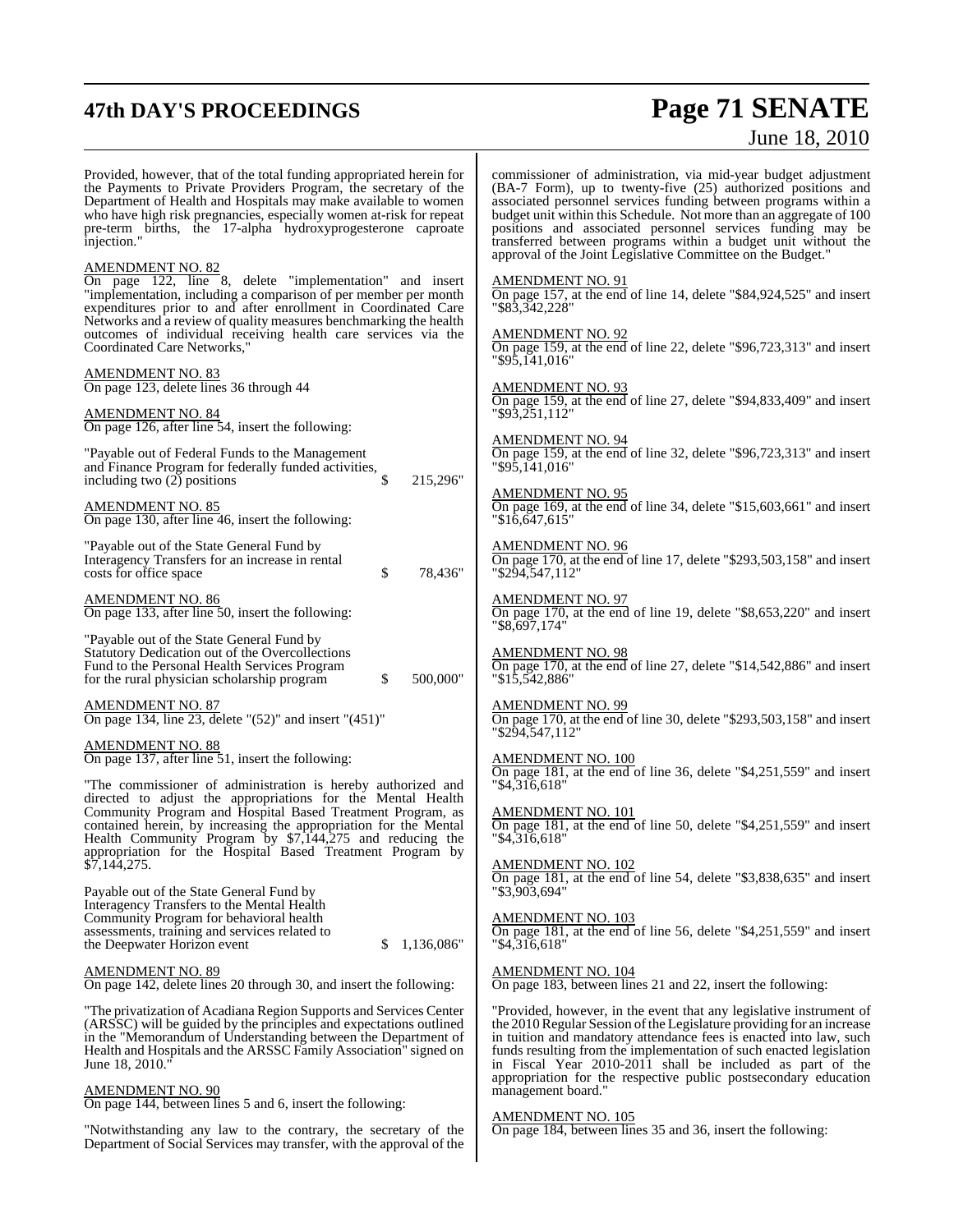Provided, however, that of the total funding appropriated herein for the Payments to Private Providers Program, the secretary of the Department of Health and Hospitals may make available to women who have high risk pregnancies, especially women at-risk for repeat pre-term births, the 17-alpha hydroxyprogesterone caproate injection."

AMENDMENT NO. 82
On page 122, line 8, delete "implementation" and insert "implementation, including a comparison of per member per month expenditures prior to and after enrollment in Coordinated Care Networks and a review of quality measures benchmarking the health outcomes of individual receiving health care services via the Coordinated Care Networks,"

AMENDMENT NO. 83
On page 123, delete lines 36 through 44

AMENDMENT NO. 84
On page 126, after line 54, insert the following:

"Payable out of Federal Funds to the Management and Finance Program for federally funded activities, including two (2) positions $ 215,296"

AMENDMENT NO. 85
On page 130, after line 46, insert the following:

"Payable out of the State General Fund by Interagency Transfers for an increase in rental costs for office space $ 78,436"

AMENDMENT NO. 86
On page 133, after line 50, insert the following:

"Payable out of the State General Fund by Statutory Dedication out of the Overcollections Fund to the Personal Health Services Program for the rural physician scholarship program $ 500,000"

AMENDMENT NO. 87
On page 134, line 23, delete "(52)" and insert "(451)"

AMENDMENT NO. 88
On page 137, after line 51, insert the following:

"The commissioner of administration is hereby authorized and directed to adjust the appropriations for the Mental Health Community Program and Hospital Based Treatment Program, as contained herein, by increasing the appropriation for the Mental Health Community Program by $7,144,275 and reducing the appropriation for the Hospital Based Treatment Program by $7,144,275.

Payable out of the State General Fund by Interagency Transfers to the Mental Health Community Program for behavioral health assessments, training and services related to the Deepwater Horizon event $ 1,136,086"

AMENDMENT NO. 89
On page 142, delete lines 20 through 30, and insert the following:

"The privatization of Acadiana Region Supports and Services Center (ARSSC) will be guided by the principles and expectations outlined in the "Memorandum of Understanding between the Department of Health and Hospitals and the ARSSC Family Association" signed on June 18, 2010."

AMENDMENT NO. 90
On page 144, between lines 5 and 6, insert the following:

"Notwithstanding any law to the contrary, the secretary of the Department of Social Services may transfer, with the approval of the commissioner of administration, via mid-year budget adjustment (BA-7 Form), up to twenty-five (25) authorized positions and associated personnel services funding between programs within a budget unit within this Schedule. Not more than an aggregate of 100 positions and associated personnel services funding may be transferred between programs within a budget unit without the approval of the Joint Legislative Committee on the Budget."

AMENDMENT NO. 91
On page 157, at the end of line 14, delete "$84,924,525" and insert "$83,342,228"

AMENDMENT NO. 92
On page 159, at the end of line 22, delete "$96,723,313" and insert "$95,141,016"

AMENDMENT NO. 93
On page 159, at the end of line 27, delete "$94,833,409" and insert "$93,251,112"

AMENDMENT NO. 94
On page 159, at the end of line 32, delete "$96,723,313" and insert "$95,141,016"

AMENDMENT NO. 95
On page 169, at the end of line 34, delete "$15,603,661" and insert "$16,647,615"

AMENDMENT NO. 96
On page 170, at the end of line 17, delete "$293,503,158" and insert "$294,547,112"

AMENDMENT NO. 97
On page 170, at the end of line 19, delete "$8,653,220" and insert "$8,697,174"

AMENDMENT NO. 98
On page 170, at the end of line 27, delete "$14,542,886" and insert "$15,542,886"

AMENDMENT NO. 99
On page 170, at the end of line 30, delete "$293,503,158" and insert "$294,547,112"

AMENDMENT NO. 100
On page 181, at the end of line 36, delete "$4,251,559" and insert "$4,316,618"

AMENDMENT NO. 101
On page 181, at the end of line 50, delete "$4,251,559" and insert "$4,316,618"

AMENDMENT NO. 102
On page 181, at the end of line 54, delete "$3,838,635" and insert "$3,903,694"

AMENDMENT NO. 103
On page 181, at the end of line 56, delete "$4,251,559" and insert "$4,316,618"

AMENDMENT NO. 104
On page 183, between lines 21 and 22, insert the following:

"Provided, however, in the event that any legislative instrument of the 2010 Regular Session of the Legislature providing for an increase in tuition and mandatory attendance fees is enacted into law, such funds resulting from the implementation of such enacted legislation in Fiscal Year 2010-2011 shall be included as part of the appropriation for the respective public postsecondary education management board."

AMENDMENT NO. 105
On page 184, between lines 35 and 36, insert the following: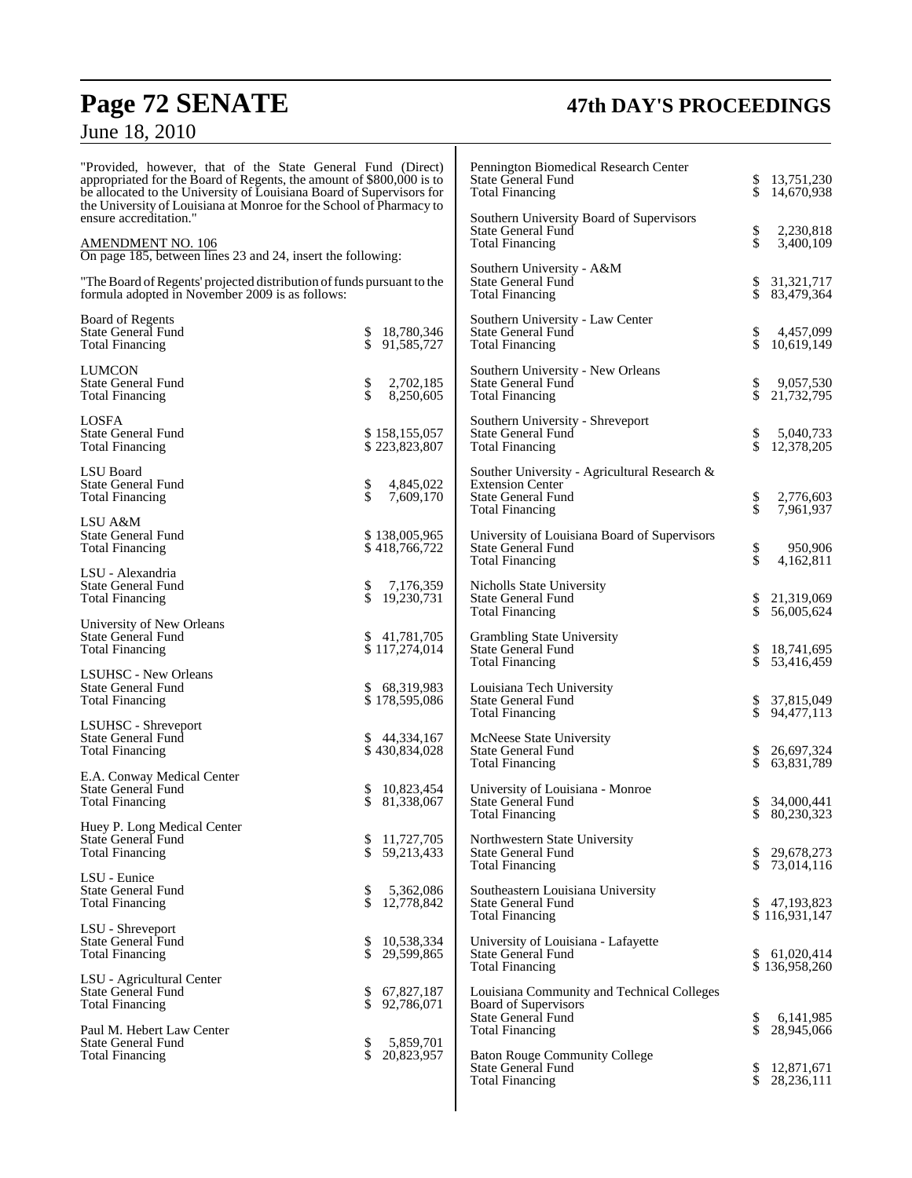"Provided, however, that of the State General Fund (Direct) appropriated for the Board of Regents, the amount of $800,000 is to be allocated to the University of Louisiana Board of Supervisors for the University of Louisiana at Monroe for the School of Pharmacy to ensure accreditation."

AMENDMENT NO. 106

On page 185, between lines 23 and 24, insert the following:

"The Board of Regents' projected distribution of funds pursuant to the formula adopted in November 2009 is as follows:

| | |
|---|---|
| Board of Regents | |
| State General Fund | $ 18,780,346 |
| Total Financing | $ 91,585,727 |
| LUMCON | |
| State General Fund | $ 2,702,185 |
| Total Financing | $ 8,250,605 |
| LOSFA | |
| State General Fund | $ 158,155,057 |
| Total Financing | $ 223,823,807 |
| LSU Board | |
| State General Fund | $ 4,845,022 |
| Total Financing | $ 7,609,170 |
| LSU A&M | |
| State General Fund | $ 138,005,965 |
| Total Financing | $ 418,766,722 |
| LSU - Alexandria | |
| State General Fund | $ 7,176,359 |
| Total Financing | $ 19,230,731 |
| University of New Orleans | |
| State General Fund | $ 41,781,705 |
| Total Financing | $ 117,274,014 |
| LSUHSC - New Orleans | |
| State General Fund | $ 68,319,983 |
| Total Financing | $ 178,595,086 |
| LSUHSC - Shreveport | |
| State General Fund | $ 44,334,167 |
| Total Financing | $ 430,834,028 |
| E.A. Conway Medical Center | |
| State General Fund | $ 10,823,454 |
| Total Financing | $ 81,338,067 |
| Huey P. Long Medical Center | |
| State General Fund | $ 11,727,705 |
| Total Financing | $ 59,213,433 |
| LSU - Eunice | |
| State General Fund | $ 5,362,086 |
| Total Financing | $ 12,778,842 |
| LSU - Shreveport | |
| State General Fund | $ 10,538,334 |
| Total Financing | $ 29,599,865 |
| LSU - Agricultural Center | |
| State General Fund | $ 67,827,187 |
| Total Financing | $ 92,786,071 |
| Paul M. Hebert Law Center | |
| State General Fund | $ 5,859,701 |
| Total Financing | $ 20,823,957 |
| Pennington Biomedical Research Center | |
| State General Fund | $ 13,751,230 |
| Total Financing | $ 14,670,938 |
| Southern University Board of Supervisors | |
| State General Fund | $ 2,230,818 |
| Total Financing | $ 3,400,109 |
| Southern University - A&M | |
| State General Fund | $ 31,321,717 |
| Total Financing | $ 83,479,364 |
| Southern University - Law Center | |
| State General Fund | $ 4,457,099 |
| Total Financing | $ 10,619,149 |
| Southern University - New Orleans | |
| State General Fund | $ 9,057,530 |
| Total Financing | $ 21,732,795 |
| Southern University - Shreveport | |
| State General Fund | $ 5,040,733 |
| Total Financing | $ 12,378,205 |
| Souther University - Agricultural Research & Extension Center | |
| State General Fund | $ 2,776,603 |
| Total Financing | $ 7,961,937 |
| University of Louisiana Board of Supervisors | |
| State General Fund | $ 950,906 |
| Total Financing | $ 4,162,811 |
| Nicholls State University | |
| State General Fund | $ 21,319,069 |
| Total Financing | $ 56,005,624 |
| Grambling State University | |
| State General Fund | $ 18,741,695 |
| Total Financing | $ 53,416,459 |
| Louisiana Tech University | |
| State General Fund | $ 37,815,049 |
| Total Financing | $ 94,477,113 |
| McNeese State University | |
| State General Fund | $ 26,697,324 |
| Total Financing | $ 63,831,789 |
| University of Louisiana - Monroe | |
| State General Fund | $ 34,000,441 |
| Total Financing | $ 80,230,323 |
| Northwestern State University | |
| State General Fund | $ 29,678,273 |
| Total Financing | $ 73,014,116 |
| Southeastern Louisiana University | |
| State General Fund | $ 47,193,823 |
| Total Financing | $ 116,931,147 |
| University of Louisiana - Lafayette | |
| State General Fund | $ 61,020,414 |
| Total Financing | $ 136,958,260 |
| Louisiana Community and Technical Colleges Board of Supervisors | |
| State General Fund | $ 6,141,985 |
| Total Financing | $ 28,945,066 |
| Baton Rouge Community College | |
| State General Fund | $ 12,871,671 |
| Total Financing | $ 28,236,111 |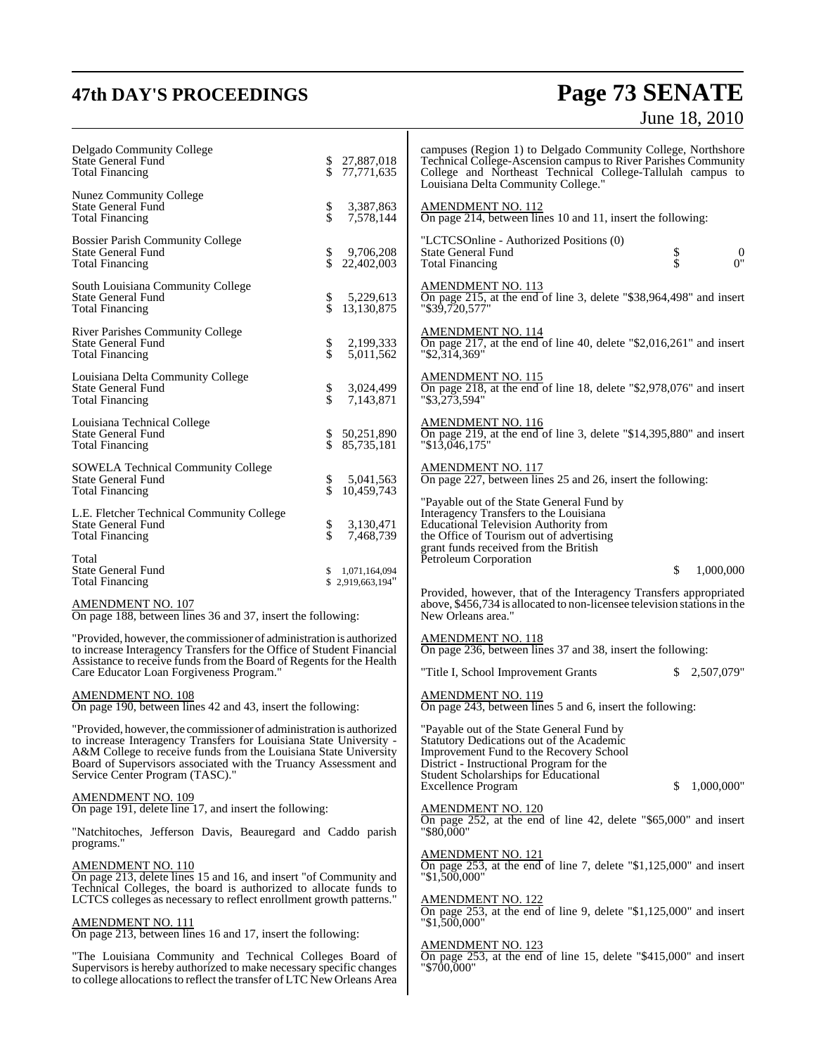| | | |
|---|---|---|
| Delgado Community College | | |
| State General Fund | $ | 27,887,018 |
| Total Financing | $ | 77,771,635 |
| Nunez Community College | | |
| State General Fund | $ | 3,387,863 |
| Total Financing | $ | 7,578,144 |
| Bossier Parish Community College | | |
| State General Fund | $ | 9,706,208 |
| Total Financing | $ | 22,402,003 |
| South Louisiana Community College | | |
| State General Fund | $ | 5,229,613 |
| Total Financing | $ | 13,130,875 |
| River Parishes Community College | | |
| State General Fund | $ | 2,199,333 |
| Total Financing | $ | 5,011,562 |
| Louisiana Delta Community College | | |
| State General Fund | $ | 3,024,499 |
| Total Financing | $ | 7,143,871 |
| Louisiana Technical College | | |
| State General Fund | $ | 50,251,890 |
| Total Financing | $ | 85,735,181 |
| SOWELA Technical Community College | | |
| State General Fund | $ | 5,041,563 |
| Total Financing | $ | 10,459,743 |
| L.E. Fletcher Technical Community College | | |
| State General Fund | $ | 3,130,471 |
| Total Financing | $ | 7,468,739 |
| Total | | |
| State General Fund | $ | 1,071,164,094 |
| Total Financing | $ | 2,919,663,194" |

AMENDMENT NO. 107
On page 188, between lines 36 and 37, insert the following:

"Provided, however, the commissioner of administration is authorized to increase Interagency Transfers for the Office of Student Financial Assistance to receive funds from the Board of Regents for the Health Care Educator Loan Forgiveness Program."

AMENDMENT NO. 108
On page 190, between lines 42 and 43, insert the following:

"Provided, however, the commissioner of administration is authorized to increase Interagency Transfers for Louisiana State University - A&M College to receive funds from the Louisiana State University Board of Supervisors associated with the Truancy Assessment and Service Center Program (TASC)."

AMENDMENT NO. 109
On page 191, delete line 17, and insert the following:

"Natchitoches, Jefferson Davis, Beauregard and Caddo parish programs."

AMENDMENT NO. 110
On page 213, delete lines 15 and 16, and insert "of Community and Technical Colleges, the board is authorized to allocate funds to LCTCS colleges as necessary to reflect enrollment growth patterns."

AMENDMENT NO. 111
On page 213, between lines 16 and 17, insert the following:

"The Louisiana Community and Technical Colleges Board of Supervisors is hereby authorized to make necessary specific changes to college allocations to reflect the transfer of LTC New Orleans Area campuses (Region 1) to Delgado Community College, Northshore Technical College-Ascension campus to River Parishes Community College and Northeast Technical College-Tallulah campus to Louisiana Delta Community College."

AMENDMENT NO. 112
On page 214, between lines 10 and 11, insert the following:

| | | |
|---|---|---|
| "LCTCSOnline - Authorized Positions (0) | | |
| State General Fund | $ | 0 |
| Total Financing | $ | 0" |

AMENDMENT NO. 113
On page 215, at the end of line 3, delete "$38,964,498" and insert "$39,720,577"

AMENDMENT NO. 114
On page 217, at the end of line 40, delete "$2,016,261" and insert "$2,314,369"

AMENDMENT NO. 115
On page 218, at the end of line 18, delete "$2,978,076" and insert "$3,273,594"

AMENDMENT NO. 116
On page 219, at the end of line 3, delete "$14,395,880" and insert "$13,046,175"

AMENDMENT NO. 117
On page 227, between lines 25 and 26, insert the following:

"Payable out of the State General Fund by Interagency Transfers to the Louisiana Educational Television Authority from the Office of Tourism out of advertising grant funds received from the British Petroleum Corporation $ 1,000,000

Provided, however, that of the Interagency Transfers appropriated above, $456,734 is allocated to non-licensee television stations in the New Orleans area."

AMENDMENT NO. 118
On page 236, between lines 37 and 38, insert the following:

"Title I, School Improvement Grants $ 2,507,079"

AMENDMENT NO. 119
On page 243, between lines 5 and 6, insert the following:

"Payable out of the State General Fund by Statutory Dedications out of the Academic Improvement Fund to the Recovery School District - Instructional Program for the Student Scholarships for Educational Excellence Program $ 1,000,000"

AMENDMENT NO. 120
On page 252, at the end of line 42, delete "$65,000" and insert "$80,000"

AMENDMENT NO. 121
On page 253, at the end of line 7, delete "$1,125,000" and insert "$1,500,000"

AMENDMENT NO. 122
On page 253, at the end of line 9, delete "$1,125,000" and insert "$1,500,000"

AMENDMENT NO. 123
On page 253, at the end of line 15, delete "$415,000" and insert "$700,000"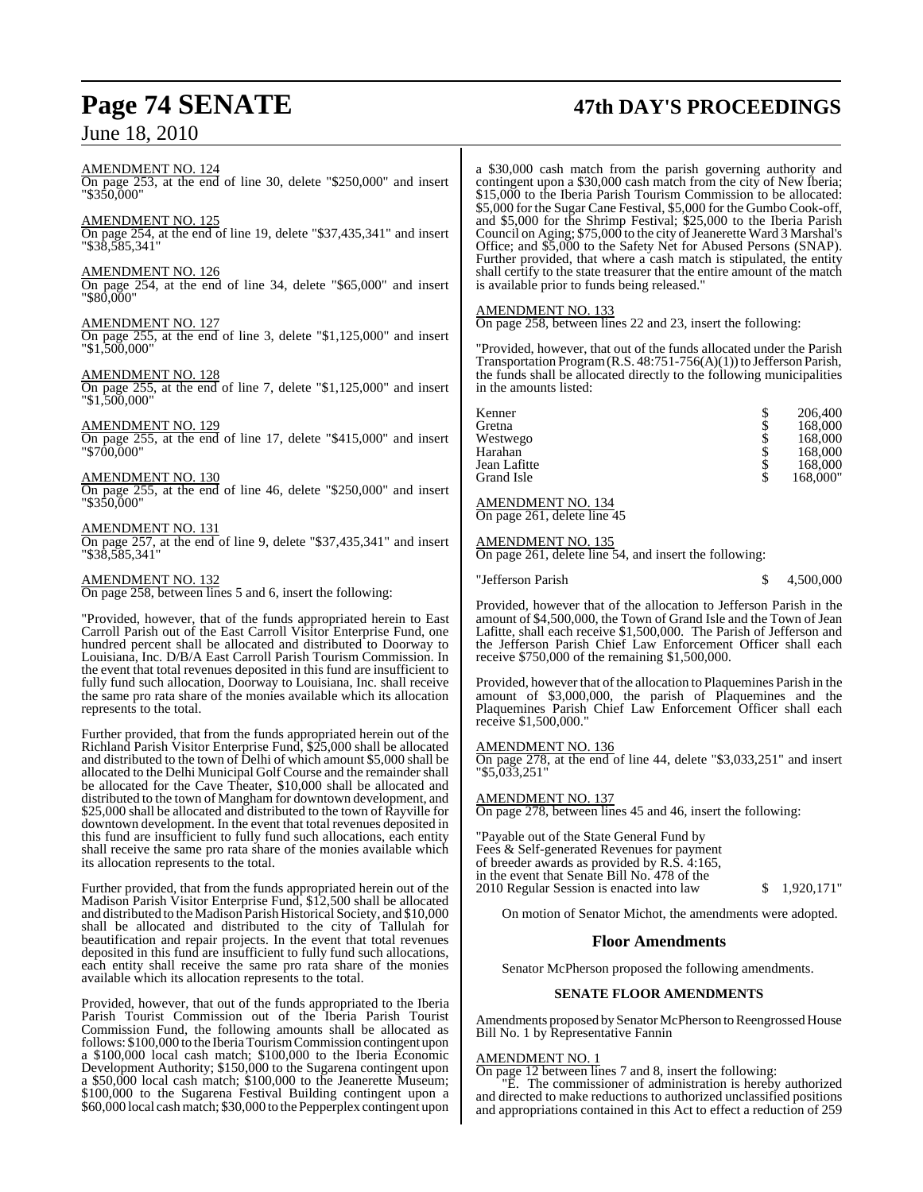AMENDMENT NO. 124
On page 253, at the end of line 30, delete "$250,000" and insert "$350,000"

AMENDMENT NO. 125
On page 254, at the end of line 19, delete "$37,435,341" and insert "$38,585,341"

AMENDMENT NO. 126
On page 254, at the end of line 34, delete "$65,000" and insert "$80,000"

AMENDMENT NO. 127
On page 255, at the end of line 3, delete "$1,125,000" and insert "$1,500,000"

AMENDMENT NO. 128
On page 255, at the end of line 7, delete "$1,125,000" and insert "$1,500,000"

AMENDMENT NO. 129
On page 255, at the end of line 17, delete "$415,000" and insert "$700,000"

AMENDMENT NO. 130
On page 255, at the end of line 46, delete "$250,000" and insert "$350,000"

AMENDMENT NO. 131
On page 257, at the end of line 9, delete "$37,435,341" and insert "$38,585,341"

AMENDMENT NO. 132
On page 258, between lines 5 and 6, insert the following:

"Provided, however, that of the funds appropriated herein to East Carroll Parish out of the East Carroll Visitor Enterprise Fund, one hundred percent shall be allocated and distributed to Doorway to Louisiana, Inc. D/B/A East Carroll Parish Tourism Commission. In the event that total revenues deposited in this fund are insufficient to fully fund such allocation, Doorway to Louisiana, Inc. shall receive the same pro rata share of the monies available which its allocation represents to the total.

Further provided, that from the funds appropriated herein out of the Richland Parish Visitor Enterprise Fund, $25,000 shall be allocated and distributed to the town of Delhi of which amount $5,000 shall be allocated to the Delhi Municipal Golf Course and the remainder shall be allocated for the Cave Theater, $10,000 shall be allocated and distributed to the town of Mangham for downtown development, and $25,000 shall be allocated and distributed to the town of Rayville for downtown development. In the event that total revenues deposited in this fund are insufficient to fully fund such allocations, each entity shall receive the same pro rata share of the monies available which its allocation represents to the total.

Further provided, that from the funds appropriated herein out of the Madison Parish Visitor Enterprise Fund, $12,500 shall be allocated and distributed to the Madison Parish Historical Society, and $10,000 shall be allocated and distributed to the city of Tallulah for beautification and repair projects. In the event that total revenues deposited in this fund are insufficient to fully fund such allocations, each entity shall receive the same pro rata share of the monies available which its allocation represents to the total.

Provided, however, that out of the funds appropriated to the Iberia Parish Tourist Commission out of the Iberia Parish Tourist Commission Fund, the following amounts shall be allocated as follows: $100,000 to the Iberia Tourism Commission contingent upon a $100,000 local cash match; $100,000 to the Iberia Economic Development Authority; $150,000 to the Sugarena contingent upon a $50,000 local cash match; $100,000 to the Jeanerette Museum; $100,000 to the Sugarena Festival Building contingent upon a $60,000 local cash match; $30,000 to the Pepperplex contingent upon a $30,000 cash match from the parish governing authority and contingent upon a $30,000 cash match from the city of New Iberia; $15,000 to the Iberia Parish Tourism Commission to be allocated: $5,000 for the Sugar Cane Festival, $5,000 for the Gumbo Cook-off, and $5,000 for the Shrimp Festival; $25,000 to the Iberia Parish Council on Aging; $75,000 to the city of Jeanerette Ward 3 Marshal's Office; and $5,000 to the Safety Net for Abused Persons (SNAP). Further provided, that where a cash match is stipulated, the entity shall certify to the state treasurer that the entire amount of the match is available prior to funds being released."

AMENDMENT NO. 133
On page 258, between lines 22 and 23, insert the following:

"Provided, however, that out of the funds allocated under the Parish Transportation Program (R.S. 48:751-756(A)(1)) to Jefferson Parish, the funds shall be allocated directly to the following municipalities in the amounts listed:

| | | |
|---|---|---|
| Kenner | $ | 206,400 |
| Gretna | $ | 168,000 |
| Westwego | $ | 168,000 |
| Harahan | $ | 168,000 |
| Jean Lafitte | $ | 168,000 |
| Grand Isle | $ | 168,000" |

AMENDMENT NO. 134
On page 261, delete line 45

AMENDMENT NO. 135
On page 261, delete line 54, and insert the following:

"Jefferson Parish $ 4,500,000

Provided, however that of the allocation to Jefferson Parish in the amount of $4,500,000, the Town of Grand Isle and the Town of Jean Lafitte, shall each receive $1,500,000. The Parish of Jefferson and the Jefferson Parish Chief Law Enforcement Officer shall each receive $750,000 of the remaining $1,500,000.

Provided, however that of the allocation to Plaquemines Parish in the amount of $3,000,000, the parish of Plaquemines and the Plaquemines Parish Chief Law Enforcement Officer shall each receive $1,500,000."

AMENDMENT NO. 136
On page 278, at the end of line 44, delete "$3,033,251" and insert "$5,033,251"

AMENDMENT NO. 137
On page 278, between lines 45 and 46, insert the following:

"Payable out of the State General Fund by Fees & Self-generated Revenues for payment of breeder awards as provided by R.S. 4:165, in the event that Senate Bill No. 478 of the 2010 Regular Session is enacted into law $ 1,920,171"

On motion of Senator Michot, the amendments were adopted.

## Floor Amendments

Senator McPherson proposed the following amendments.

### SENATE FLOOR AMENDMENTS

Amendments proposed by Senator McPherson to Reengrossed House Bill No. 1 by Representative Fannin

AMENDMENT NO. 1
On page 12 between lines 7 and 8, insert the following:

"E. The commissioner of administration is hereby authorized and directed to make reductions to authorized unclassified positions and appropriations contained in this Act to effect a reduction of 259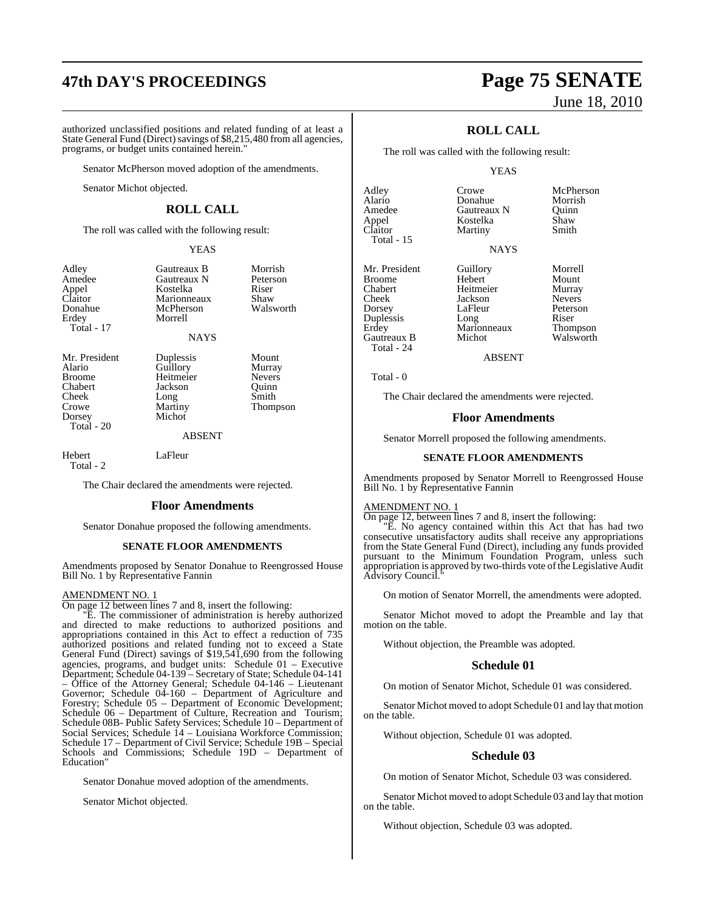authorized unclassified positions and related funding of at least a State General Fund (Direct) savings of $8,215,480 from all agencies, programs, or budget units contained herein."

Senator McPherson moved adoption of the amendments.

Senator Michot objected.

## ROLL CALL

The roll was called with the following result:

YEAS

| | | |
|---|---|---|
| Adley | Gautreaux B | Morrish |
| Amedee | Gautreaux N | Peterson |
| Appel | Kostelka | Riser |
| Claitor | Marionneaux | Shaw |
| Donahue | McPherson | Walsworth |
| Erdey | Morrell | |
| Total - 17 | | |

NAYS

| | | |
|---|---|---|
| Mr. President | Duplessis | Mount |
| Alario | Guillory | Murray |
| Broome | Heitmeier | Nevers |
| Chabert | Jackson | Quinn |
| Cheek | Long | Smith |
| Crowe | Martiny | Thompson |
| Dorsey | Michot | |
| Total - 20 | | |

ABSENT

| | |
|---|---|
| Hebert | LaFleur |
| Total - 2 | |

The Chair declared the amendments were rejected.

## Floor Amendments

Senator Donahue proposed the following amendments.

### SENATE FLOOR AMENDMENTS

Amendments proposed by Senator Donahue to Reengrossed House Bill No. 1 by Representative Fannin

AMENDMENT NO. 1

On page 12 between lines 7 and 8, insert the following:

"E. The commissioner of administration is hereby authorized and directed to make reductions to authorized positions and appropriations contained in this Act to effect a reduction of 735 authorized positions and related funding not to exceed a State General Fund (Direct) savings of $19,541,690 from the following agencies, programs, and budget units: Schedule 01 – Executive Department; Schedule 04-139 – Secretary of State; Schedule 04-141 – Office of the Attorney General; Schedule 04-146 – Lieutenant Governor; Schedule 04-160 – Department of Agriculture and Forestry; Schedule 05 – Department of Economic Development; Schedule 06 – Department of Culture, Recreation and Tourism; Schedule 08B- Public Safety Services; Schedule 10 – Department of Social Services; Schedule 14 – Louisiana Workforce Commission; Schedule 17 – Department of Civil Service; Schedule 19B – Special Schools and Commissions; Schedule 19D – Department of Education"

Senator Donahue moved adoption of the amendments.

Senator Michot objected.

## ROLL CALL

The roll was called with the following result:

YEAS

| | | |
|---|---|---|
| Adley | Crowe | McPherson |
| Alario | Donahue | Morrish |
| Amedee | Gautreaux N | Quinn |
| Appel | Kostelka | Shaw |
| Claitor | Martiny | Smith |
| Total - 15 | | |

NAYS

| | | |
|---|---|---|
| Mr. President | Guillory | Morrell |
| Broome | Hebert | Mount |
| Chabert | Heitmeier | Murray |
| Cheek | Jackson | Nevers |
| Dorsey | LaFleur | Peterson |
| Duplessis | Long | Riser |
| Erdey | Marionneaux | Thompson |
| Gautreaux B | Michot | Walsworth |
| Total - 24 | | |

ABSENT

Total - 0

The Chair declared the amendments were rejected.

## Floor Amendments

Senator Morrell proposed the following amendments.

### SENATE FLOOR AMENDMENTS

Amendments proposed by Senator Morrell to Reengrossed House Bill No. 1 by Representative Fannin

AMENDMENT NO. 1

On page 12, between lines 7 and 8, insert the following:

"E. No agency contained within this Act that has had two consecutive unsatisfactory audits shall receive any appropriations from the State General Fund (Direct), including any funds provided pursuant to the Minimum Foundation Program, unless such appropriation is approved by two-thirds vote of the Legislative Audit Advisory Council."

On motion of Senator Morrell, the amendments were adopted.

Senator Michot moved to adopt the Preamble and lay that motion on the table.

Without objection, the Preamble was adopted.

## Schedule 01

On motion of Senator Michot, Schedule 01 was considered.

Senator Michot moved to adopt Schedule 01 and lay that motion on the table.

Without objection, Schedule 01 was adopted.

## Schedule 03

On motion of Senator Michot, Schedule 03 was considered.

Senator Michot moved to adopt Schedule 03 and lay that motion on the table.

Without objection, Schedule 03 was adopted.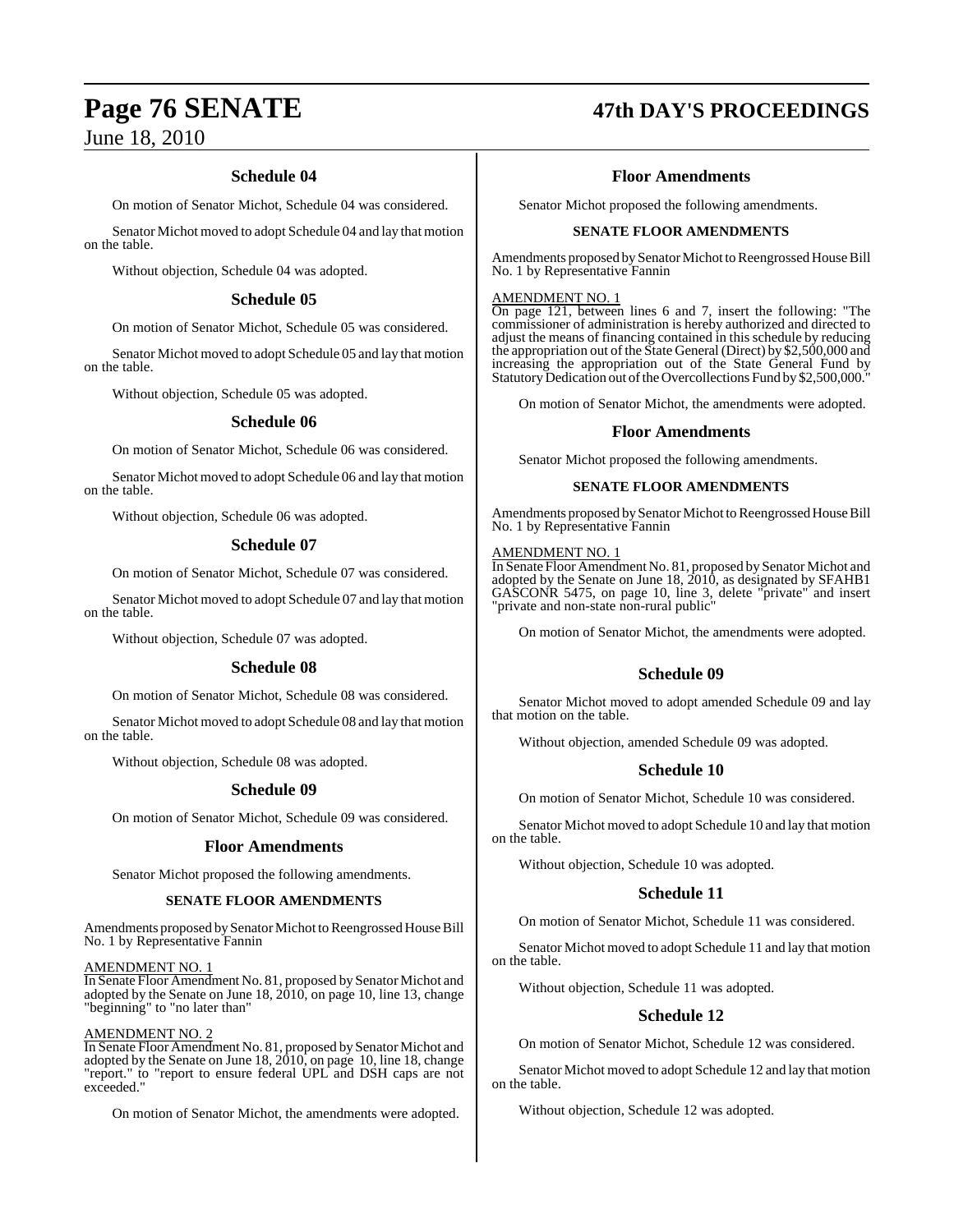### Schedule 04

On motion of Senator Michot, Schedule 04 was considered.

Senator Michot moved to adopt Schedule 04 and lay that motion on the table.

Without objection, Schedule 04 was adopted.

### Schedule 05

On motion of Senator Michot, Schedule 05 was considered.

Senator Michot moved to adopt Schedule 05 and lay that motion on the table.

Without objection, Schedule 05 was adopted.

### Schedule 06

On motion of Senator Michot, Schedule 06 was considered.

Senator Michot moved to adopt Schedule 06 and lay that motion on the table.

Without objection, Schedule 06 was adopted.

### Schedule 07

On motion of Senator Michot, Schedule 07 was considered.

Senator Michot moved to adopt Schedule 07 and lay that motion on the table.

Without objection, Schedule 07 was adopted.

### Schedule 08

On motion of Senator Michot, Schedule 08 was considered.

Senator Michot moved to adopt Schedule 08 and lay that motion on the table.

Without objection, Schedule 08 was adopted.

### Schedule 09

On motion of Senator Michot, Schedule 09 was considered.

### Floor Amendments

Senator Michot proposed the following amendments.

**SENATE FLOOR AMENDMENTS**

Amendments proposed by Senator Michot to Reengrossed House Bill No. 1 by Representative Fannin

AMENDMENT NO. 1

In Senate Floor Amendment No. 81, proposed by Senator Michot and adopted by the Senate on June 18, 2010, on page 10, line 13, change "beginning" to "no later than"

AMENDMENT NO. 2

In Senate Floor Amendment No. 81, proposed by Senator Michot and adopted by the Senate on June 18, 2010, on page 10, line 18, change "report." to "report to ensure federal UPL and DSH caps are not exceeded."

On motion of Senator Michot, the amendments were adopted.

### Floor Amendments

Senator Michot proposed the following amendments.

**SENATE FLOOR AMENDMENTS**

Amendments proposed by Senator Michot to Reengrossed House Bill No. 1 by Representative Fannin

AMENDMENT NO. 1

On page 121, between lines 6 and 7, insert the following: "The commissioner of administration is hereby authorized and directed to adjust the means of financing contained in this schedule by reducing the appropriation out of the State General (Direct) by $2,500,000 and increasing the appropriation out of the State General Fund by Statutory Dedication out of the Overcollections Fund by $2,500,000."

On motion of Senator Michot, the amendments were adopted.

### Floor Amendments

Senator Michot proposed the following amendments.

**SENATE FLOOR AMENDMENTS**

Amendments proposed by Senator Michot to Reengrossed House Bill No. 1 by Representative Fannin

AMENDMENT NO. 1

In Senate Floor Amendment No. 81, proposed by Senator Michot and adopted by the Senate on June 18, 2010, as designated by SFAHB1 GASCONR 5475, on page 10, line 3, delete "private" and insert "private and non-state non-rural public"

On motion of Senator Michot, the amendments were adopted.

### Schedule 09

Senator Michot moved to adopt amended Schedule 09 and lay that motion on the table.

Without objection, amended Schedule 09 was adopted.

### Schedule 10

On motion of Senator Michot, Schedule 10 was considered.

Senator Michot moved to adopt Schedule 10 and lay that motion on the table.

Without objection, Schedule 10 was adopted.

### Schedule 11

On motion of Senator Michot, Schedule 11 was considered.

Senator Michot moved to adopt Schedule 11 and lay that motion on the table.

Without objection, Schedule 11 was adopted.

### Schedule 12

On motion of Senator Michot, Schedule 12 was considered.

Senator Michot moved to adopt Schedule 12 and lay that motion on the table.

Without objection, Schedule 12 was adopted.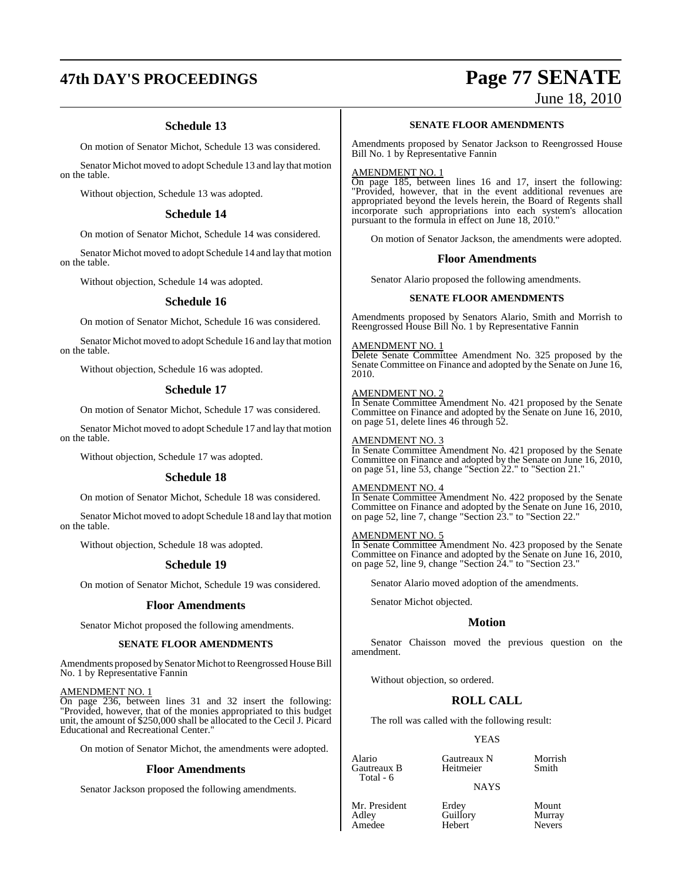### Schedule 13

On motion of Senator Michot, Schedule 13 was considered.

Senator Michot moved to adopt Schedule 13 and lay that motion on the table.

Without objection, Schedule 13 was adopted.

### Schedule 14

On motion of Senator Michot, Schedule 14 was considered.

Senator Michot moved to adopt Schedule 14 and lay that motion on the table.

Without objection, Schedule 14 was adopted.

### Schedule 16

On motion of Senator Michot, Schedule 16 was considered.

Senator Michot moved to adopt Schedule 16 and lay that motion on the table.

Without objection, Schedule 16 was adopted.

### Schedule 17

On motion of Senator Michot, Schedule 17 was considered.

Senator Michot moved to adopt Schedule 17 and lay that motion on the table.

Without objection, Schedule 17 was adopted.

### Schedule 18

On motion of Senator Michot, Schedule 18 was considered.

Senator Michot moved to adopt Schedule 18 and lay that motion on the table.

Without objection, Schedule 18 was adopted.

### Schedule 19

On motion of Senator Michot, Schedule 19 was considered.

### Floor Amendments

Senator Michot proposed the following amendments.

**SENATE FLOOR AMENDMENTS**

Amendments proposed by Senator Michot to Reengrossed House Bill No. 1 by Representative Fannin

AMENDMENT NO. 1
On page 236, between lines 31 and 32 insert the following: "Provided, however, that of the monies appropriated to this budget unit, the amount of $250,000 shall be allocated to the Cecil J. Picard Educational and Recreational Center."

On motion of Senator Michot, the amendments were adopted.

### Floor Amendments

Senator Jackson proposed the following amendments.

**SENATE FLOOR AMENDMENTS**

Amendments proposed by Senator Jackson to Reengrossed House Bill No. 1 by Representative Fannin

AMENDMENT NO. 1
On page 185, between lines 16 and 17, insert the following: "Provided, however, that in the event additional revenues are appropriated beyond the levels herein, the Board of Regents shall incorporate such appropriations into each system's allocation pursuant to the formula in effect on June 18, 2010."

On motion of Senator Jackson, the amendments were adopted.

### Floor Amendments

Senator Alario proposed the following amendments.

**SENATE FLOOR AMENDMENTS**

Amendments proposed by Senators Alario, Smith and Morrish to Reengrossed House Bill No. 1 by Representative Fannin

AMENDMENT NO. 1
Delete Senate Committee Amendment No. 325 proposed by the Senate Committee on Finance and adopted by the Senate on June 16, 2010.

AMENDMENT NO. 2
In Senate Committee Amendment No. 421 proposed by the Senate Committee on Finance and adopted by the Senate on June 16, 2010, on page 51, delete lines 46 through 52.

AMENDMENT NO. 3
In Senate Committee Amendment No. 421 proposed by the Senate Committee on Finance and adopted by the Senate on June 16, 2010, on page 51, line 53, change "Section 22." to "Section 21."

AMENDMENT NO. 4
In Senate Committee Amendment No. 422 proposed by the Senate Committee on Finance and adopted by the Senate on June 16, 2010, on page 52, line 7, change "Section 23." to "Section 22."

AMENDMENT NO. 5
In Senate Committee Amendment No. 423 proposed by the Senate Committee on Finance and adopted by the Senate on June 16, 2010, on page 52, line 9, change "Section 24." to "Section 23."

Senator Alario moved adoption of the amendments.

Senator Michot objected.

### Motion

Senator Chaisson moved the previous question on the amendment.

Without objection, so ordered.

### ROLL CALL

The roll was called with the following result:

YEAS

| | | |
|---|---|---|
| Alario | Gautreaux N | Morrish |
| Gautreaux B | Heitmeier | Smith |
| Total - 6 | | |

NAYS

| | | |
|---|---|---|
| Mr. President | Erdey | Mount |
| Adley | Guillory | Murray |
| Amedee | Hebert | Nevers |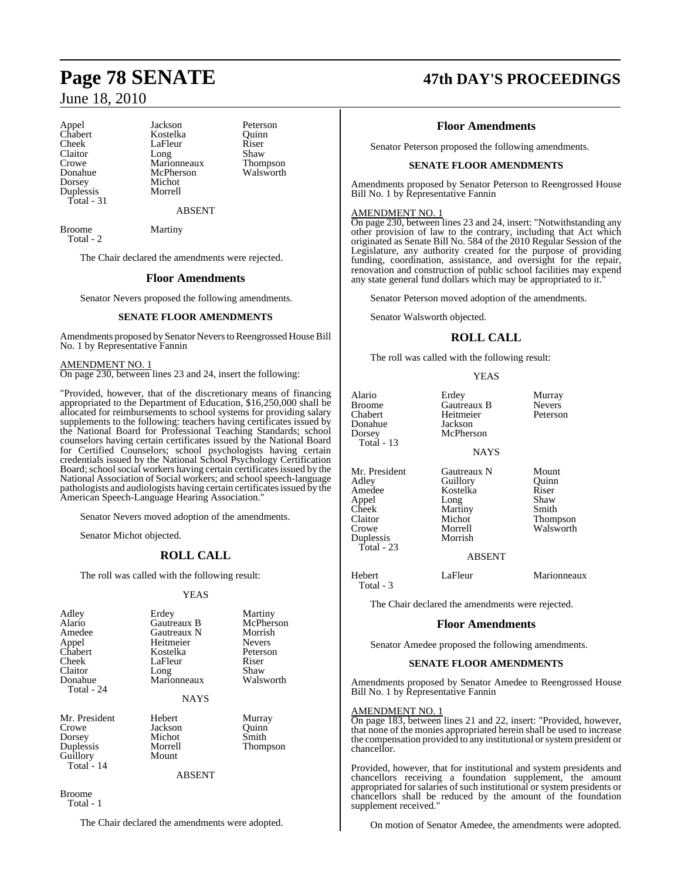| | | |
|---|---|---|
| Appel | Jackson | Peterson |
| Chabert | Kostelka | Quinn |
| Cheek | LaFleur | Riser |
| Claitor | Long | Shaw |
| Crowe | Marionneaux | Thompson |
| Donahue | McPherson | Walsworth |
| Dorsey | Michot | |
| Duplessis | Morrell | |
| Total - 31 | | |

ABSENT

| | |
|---|---|
| Broome | Martiny |
| Total - 2 | |

The Chair declared the amendments were rejected.

## Floor Amendments

Senator Nevers proposed the following amendments.

### SENATE FLOOR AMENDMENTS

Amendments proposed by Senator Nevers to Reengrossed House Bill No. 1 by Representative Fannin

AMENDMENT NO. 1

On page 230, between lines 23 and 24, insert the following:

"Provided, however, that of the discretionary means of financing appropriated to the Department of Education, $16,250,000 shall be allocated for reimbursements to school systems for providing salary supplements to the following: teachers having certificates issued by the National Board for Professional Teaching Standards; school counselors having certain certificates issued by the National Board for Certified Counselors; school psychologists having certain credentials issued by the National School Psychology Certification Board; school social workers having certain certificates issued by the National Association of Social workers; and school speech-language pathologists and audiologists having certain certificates issued by the American Speech-Language Hearing Association."

Senator Nevers moved adoption of the amendments.

Senator Michot objected.

## ROLL CALL

The roll was called with the following result:

YEAS

| | | |
|---|---|---|
| Adley | Erdey | Martiny |
| Alario | Gautreaux B | McPherson |
| Amedee | Gautreaux N | Morrish |
| Appel | Heitmeier | Nevers |
| Chabert | Kostelka | Peterson |
| Cheek | LaFleur | Riser |
| Claitor | Long | Shaw |
| Donahue | Marionneaux | Walsworth |
| Total - 24 | | |

NAYS

| | | |
|---|---|---|
| Mr. President | Hebert | Murray |
| Crowe | Jackson | Quinn |
| Dorsey | Michot | Smith |
| Duplessis | Morrell | Thompson |
| Guillory | Mount | |
| Total - 14 | | |

ABSENT

Broome
Total - 1

The Chair declared the amendments were adopted.

## Floor Amendments

Senator Peterson proposed the following amendments.

### SENATE FLOOR AMENDMENTS

Amendments proposed by Senator Peterson to Reengrossed House Bill No. 1 by Representative Fannin

AMENDMENT NO. 1

On page 230, between lines 23 and 24, insert: "Notwithstanding any other provision of law to the contrary, including that Act which originated as Senate Bill No. 584 of the 2010 Regular Session of the Legislature, any authority created for the purpose of providing funding, coordination, assistance, and oversight for the repair, renovation and construction of public school facilities may expend any state general fund dollars which may be appropriated to it."

Senator Peterson moved adoption of the amendments.

Senator Walsworth objected.

## ROLL CALL

The roll was called with the following result:

YEAS

| | | |
|---|---|---|
| Alario | Erdey | Murray |
| Broome | Gautreaux B | Nevers |
| Chabert | Heitmeier | Peterson |
| Donahue | Jackson | |
| Dorsey | McPherson | |
| Total - 13 | | |

NAYS

| | | |
|---|---|---|
| Mr. President | Gautreaux N | Mount |
| Adley | Guillory | Quinn |
| Amedee | Kostelka | Riser |
| Appel | Long | Shaw |
| Cheek | Martiny | Smith |
| Claitor | Michot | Thompson |
| Crowe | Morrell | Walsworth |
| Duplessis | Morrish | |
| Total - 23 | | |

ABSENT

| | | |
|---|---|---|
| Hebert | LaFleur | Marionneaux |
| Total - 3 | | |

The Chair declared the amendments were rejected.

## Floor Amendments

Senator Amedee proposed the following amendments.

### SENATE FLOOR AMENDMENTS

Amendments proposed by Senator Amedee to Reengrossed House Bill No. 1 by Representative Fannin

AMENDMENT NO. 1

On page 183, between lines 21 and 22, insert: "Provided, however, that none of the monies appropriated herein shall be used to increase the compensation provided to any institutional or system president or chancellor.

Provided, however, that for institutional and system presidents and chancellors receiving a foundation supplement, the amount appropriated for salaries of such institutional or system presidents or chancellors shall be reduced by the amount of the foundation supplement received."

On motion of Senator Amedee, the amendments were adopted.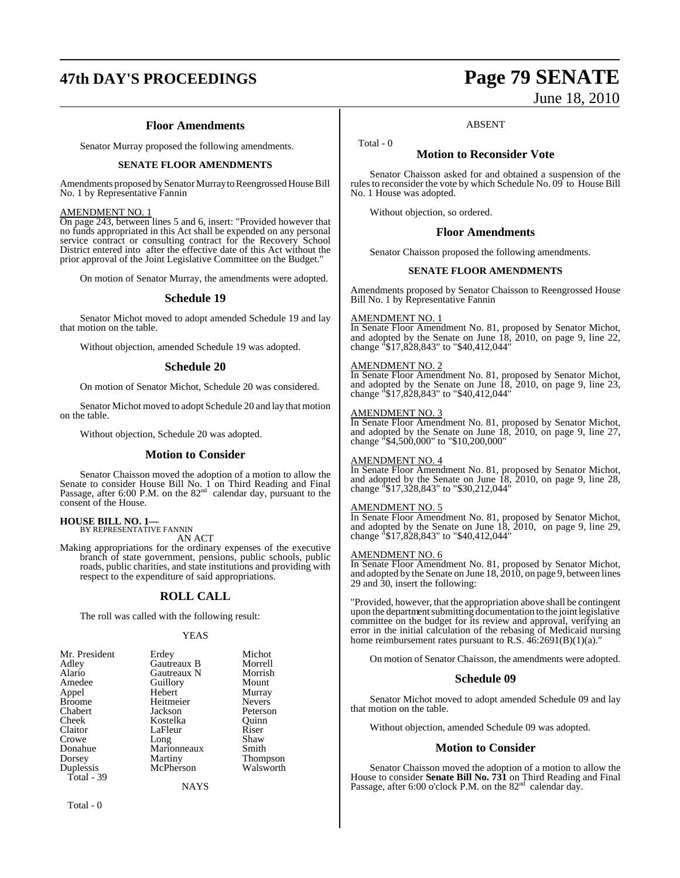## Floor Amendments

Senator Murray proposed the following amendments.

### SENATE FLOOR AMENDMENTS

Amendments proposed by Senator Murray to Reengrossed House Bill No. 1 by Representative Fannin

AMENDMENT NO. 1

On page 243, between lines 5 and 6, insert: "Provided however that no funds appropriated in this Act shall be expended on any personal service contract or consulting contract for the Recovery School District entered into after the effective date of this Act without the prior approval of the Joint Legislative Committee on the Budget."

On motion of Senator Murray, the amendments were adopted.

## Schedule 19

Senator Michot moved to adopt amended Schedule 19 and lay that motion on the table.

Without objection, amended Schedule 19 was adopted.

## Schedule 20

On motion of Senator Michot, Schedule 20 was considered.

Senator Michot moved to adopt Schedule 20 and lay that motion on the table.

Without objection, Schedule 20 was adopted.

## Motion to Consider

Senator Chaisson moved the adoption of a motion to allow the Senate to consider House Bill No. 1 on Third Reading and Final Passage, after 6:00 P.M. on the 82nd calendar day, pursuant to the consent of the House.

**HOUSE BILL NO. 1—**
BY REPRESENTATIVE FANNIN
AN ACT

Making appropriations for the ordinary expenses of the executive branch of state government, pensions, public schools, public roads, public charities, and state institutions and providing with respect to the expenditure of said appropriations.

## ROLL CALL

The roll was called with the following result:

YEAS

| | | |
|---|---|---|
| Mr. President | Erdey | Michot |
| Adley | Gautreaux B | Morrell |
| Alario | Gautreaux N | Morrish |
| Amedee | Guillory | Mount |
| Appel | Hebert | Murray |
| Broome | Heitmeier | Nevers |
| Chabert | Jackson | Peterson |
| Cheek | Kostelka | Quinn |
| Claitor | LaFleur | Riser |
| Crowe | Long | Shaw |
| Donahue | Marionneaux | Smith |
| Dorsey | Martiny | Thompson |
| Duplessis | McPherson | Walsworth |

Total - 39

NAYS

Total - 0

ABSENT

Total - 0

## Motion to Reconsider Vote

Senator Chaisson asked for and obtained a suspension of the rules to reconsider the vote by which Schedule No. 09 to House Bill No. 1 House was adopted.

Without objection, so ordered.

## Floor Amendments

Senator Chaisson proposed the following amendments.

### SENATE FLOOR AMENDMENTS

Amendments proposed by Senator Chaisson to Reengrossed House Bill No. 1 by Representative Fannin

AMENDMENT NO. 1

In Senate Floor Amendment No. 81, proposed by Senator Michot, and adopted by the Senate on June 18, 2010, on page 9, line 22, change "$17,828,843" to "$40,412,044"

AMENDMENT NO. 2

In Senate Floor Amendment No. 81, proposed by Senator Michot, and adopted by the Senate on June 18, 2010, on page 9, line 23, change "$17,828,843" to "$40,412,044"

AMENDMENT NO. 3

In Senate Floor Amendment No. 81, proposed by Senator Michot, and adopted by the Senate on June 18, 2010, on page 9, line 27, change "$4,500,000" to "$10,200,000"

AMENDMENT NO. 4

In Senate Floor Amendment No. 81, proposed by Senator Michot, and adopted by the Senate on June 18, 2010, on page 9, line 28, change "$17,328,843" to "$30,212,044"

AMENDMENT NO. 5

In Senate Floor Amendment No. 81, proposed by Senator Michot, and adopted by the Senate on June 18, 2010, on page 9, line 29, change "$17,828,843" to "$40,412,044"

AMENDMENT NO. 6

In Senate Floor Amendment No. 81, proposed by Senator Michot, and adopted by the Senate on June 18, 2010, on page 9, between lines 29 and 30, insert the following:

"Provided, however, that the appropriation above shall be contingent upon the department submitting documentation to the joint legislative committee on the budget for its review and approval, verifying an error in the initial calculation of the rebasing of Medicaid nursing home reimbursement rates pursuant to R.S. 46:2691(B)(1)(a)."

On motion of Senator Chaisson, the amendments were adopted.

## Schedule 09

Senator Michot moved to adopt amended Schedule 09 and lay that motion on the table.

Without objection, amended Schedule 09 was adopted.

## Motion to Consider

Senator Chaisson moved the adoption of a motion to allow the House to consider **Senate Bill No. 731** on Third Reading and Final Passage, after 6:00 o'clock P.M. on the 82nd calendar day.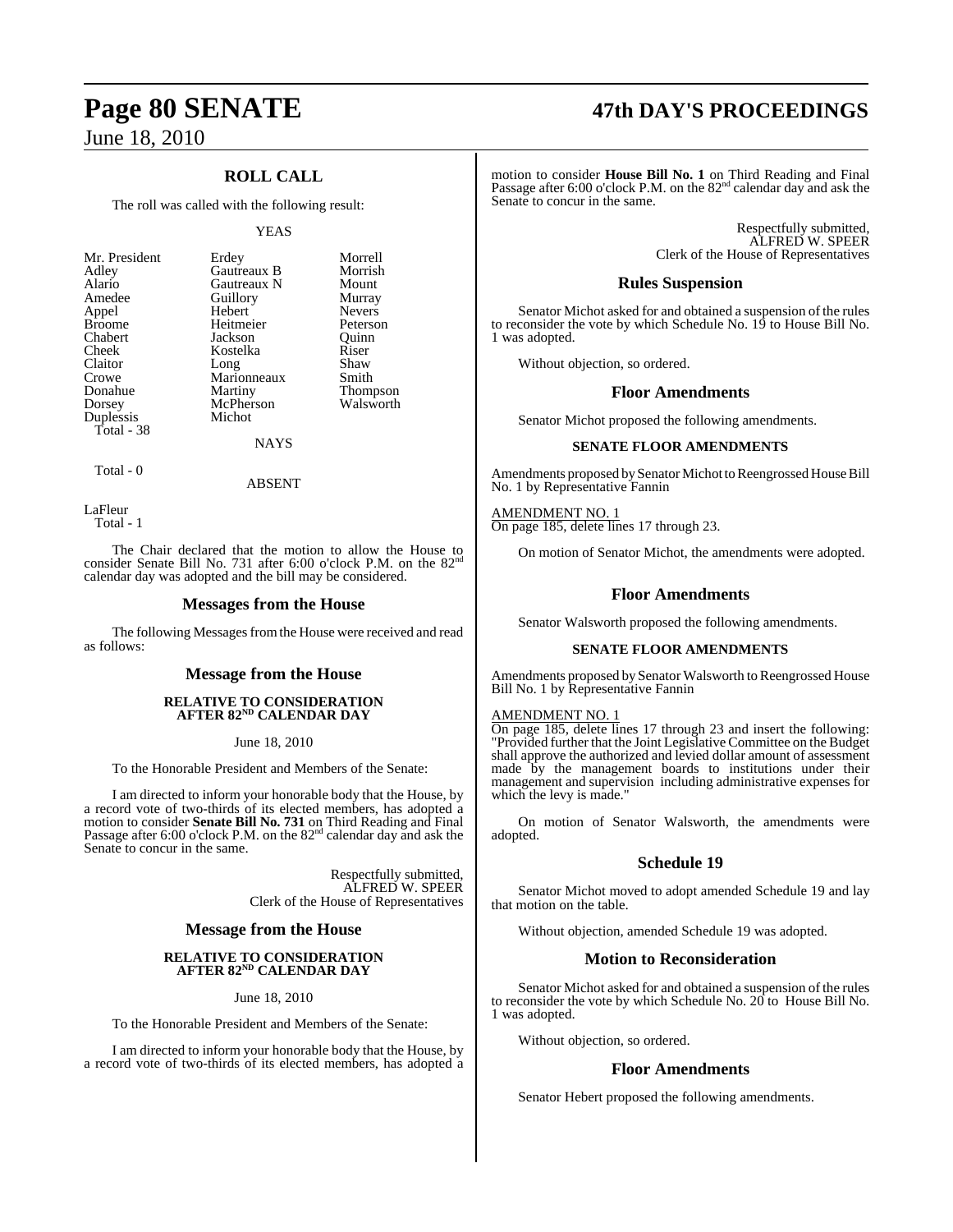## ROLL CALL

The roll was called with the following result:

YEAS

| | | |
|---|---|---|
| Mr. President | Erdey | Morrell |
| Adley | Gautreaux B | Morrish |
| Alario | Gautreaux N | Mount |
| Amedee | Guillory | Murray |
| Appel | Hebert | Nevers |
| Broome | Heitmeier | Peterson |
| Chabert | Jackson | Quinn |
| Cheek | Kostelka | Riser |
| Claitor | Long | Shaw |
| Crowe | Marionneaux | Smith |
| Donahue | Martiny | Thompson |
| Dorsey | McPherson | Walsworth |
| Duplessis | Michot | |

Total - 38

NAYS

Total - 0

ABSENT

LaFleur
Total - 1

The Chair declared that the motion to allow the House to consider Senate Bill No. 731 after 6:00 o'clock P.M. on the 82nd calendar day was adopted and the bill may be considered.

## Messages from the House

The following Messages from the House were received and read as follows:

## Message from the House

**RELATIVE TO CONSIDERATION AFTER 82ND CALENDAR DAY**

June 18, 2010

To the Honorable President and Members of the Senate:

I am directed to inform your honorable body that the House, by a record vote of two-thirds of its elected members, has adopted a motion to consider **Senate Bill No. 731** on Third Reading and Final Passage after 6:00 o'clock P.M. on the 82nd calendar day and ask the Senate to concur in the same.

Respectfully submitted,
ALFRED W. SPEER
Clerk of the House of Representatives

## Message from the House

**RELATIVE TO CONSIDERATION AFTER 82ND CALENDAR DAY**

June 18, 2010

To the Honorable President and Members of the Senate:

I am directed to inform your honorable body that the House, by a record vote of two-thirds of its elected members, has adopted a motion to consider **House Bill No. 1** on Third Reading and Final Passage after 6:00 o'clock P.M. on the 82nd calendar day and ask the Senate to concur in the same.

Respectfully submitted,
ALFRED W. SPEER
Clerk of the House of Representatives

## Rules Suspension

Senator Michot asked for and obtained a suspension of the rules to reconsider the vote by which Schedule No. 19 to House Bill No. 1 was adopted.

Without objection, so ordered.

## Floor Amendments

Senator Michot proposed the following amendments.

**SENATE FLOOR AMENDMENTS**

Amendments proposed by Senator Michot to Reengrossed House Bill No. 1 by Representative Fannin

AMENDMENT NO. 1
On page 185, delete lines 17 through 23.

On motion of Senator Michot, the amendments were adopted.

## Floor Amendments

Senator Walsworth proposed the following amendments.

**SENATE FLOOR AMENDMENTS**

Amendments proposed by Senator Walsworth to Reengrossed House Bill No. 1 by Representative Fannin

AMENDMENT NO. 1
On page 185, delete lines 17 through 23 and insert the following: "Provided further that the Joint Legislative Committee on the Budget shall approve the authorized and levied dollar amount of assessment made by the management boards to institutions under their management and supervision including administrative expenses for which the levy is made."

On motion of Senator Walsworth, the amendments were adopted.

## Schedule 19

Senator Michot moved to adopt amended Schedule 19 and lay that motion on the table.

Without objection, amended Schedule 19 was adopted.

## Motion to Reconsideration

Senator Michot asked for and obtained a suspension of the rules to reconsider the vote by which Schedule No. 20 to House Bill No. 1 was adopted.

Without objection, so ordered.

## Floor Amendments

Senator Hebert proposed the following amendments.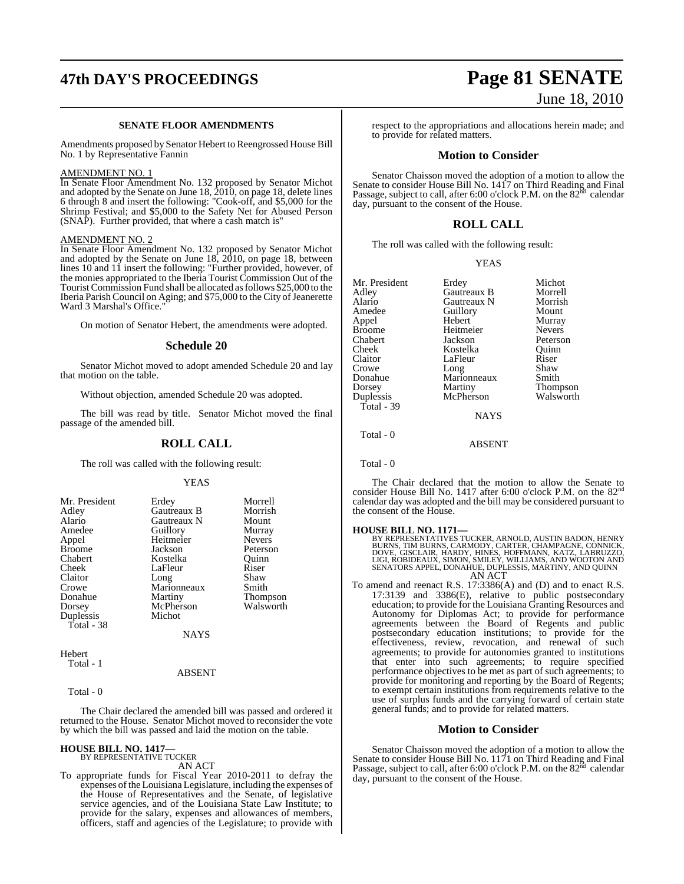### SENATE FLOOR AMENDMENTS

Amendments proposed by Senator Hebert to Reengrossed House Bill No. 1 by Representative Fannin

AMENDMENT NO. 1

In Senate Floor Amendment No. 132 proposed by Senator Michot and adopted by the Senate on June 18, 2010, on page 18, delete lines 6 through 8 and insert the following: "Cook-off, and $5,000 for the Shrimp Festival; and $5,000 to the Safety Net for Abused Person (SNAP). Further provided, that where a cash match is"

AMENDMENT NO. 2

In Senate Floor Amendment No. 132 proposed by Senator Michot and adopted by the Senate on June 18, 2010, on page 18, between lines 10 and 11 insert the following: "Further provided, however, of the monies appropriated to the Iberia Tourist Commission Out of the Tourist Commission Fund shall be allocated as follows $25,000 to the Iberia Parish Council on Aging; and $75,000 to the City of Jeanerette Ward 3 Marshal's Office."

On motion of Senator Hebert, the amendments were adopted.

## Schedule 20

Senator Michot moved to adopt amended Schedule 20 and lay that motion on the table.

Without objection, amended Schedule 20 was adopted.

The bill was read by title. Senator Michot moved the final passage of the amended bill.

## ROLL CALL

The roll was called with the following result:

YEAS

| | | |
|---|---|---|
| Mr. President | Erdey | Morrell |
| Adley | Gautreaux B | Morrish |
| Alario | Gautreaux N | Mount |
| Amedee | Guillory | Murray |
| Appel | Heitmeier | Nevers |
| Broome | Jackson | Peterson |
| Chabert | Kostelka | Quinn |
| Cheek | LaFleur | Riser |
| Claitor | Long | Shaw |
| Crowe | Marionneaux | Smith |
| Donahue | Martiny | Thompson |
| Dorsey | McPherson | Walsworth |
| Duplessis | Michot | |

Total - 38

NAYS

Hebert

Total - 1

ABSENT

Total - 0

The Chair declared the amended bill was passed and ordered it returned to the House. Senator Michot moved to reconsider the vote by which the bill was passed and laid the motion on the table.

**HOUSE BILL NO. 1417—**
BY REPRESENTATIVE TUCKER

AN ACT

To appropriate funds for Fiscal Year 2010-2011 to defray the expenses of the Louisiana Legislature, including the expenses of the House of Representatives and the Senate, of legislative service agencies, and of the Louisiana State Law Institute; to provide for the salary, expenses and allowances of members, officers, staff and agencies of the Legislature; to provide with respect to the appropriations and allocations herein made; and to provide for related matters.

## Motion to Consider

Senator Chaisson moved the adoption of a motion to allow the Senate to consider House Bill No. 1417 on Third Reading and Final Passage, subject to call, after 6:00 o'clock P.M. on the 82nd calendar day, pursuant to the consent of the House.

## ROLL CALL

The roll was called with the following result:

YEAS

| | | |
|---|---|---|
| Mr. President | Erdey | Michot |
| Adley | Gautreaux B | Morrell |
| Alario | Gautreaux N | Morrish |
| Amedee | Guillory | Mount |
| Appel | Hebert | Murray |
| Broome | Heitmeier | Nevers |
| Chabert | Jackson | Peterson |
| Cheek | Kostelka | Quinn |
| Claitor | LaFleur | Riser |
| Crowe | Long | Shaw |
| Donahue | Marionneaux | Smith |
| Dorsey | Martiny | Thompson |
| Duplessis | McPherson | Walsworth |

Total - 39

NAYS

Total - 0

ABSENT

Total - 0

The Chair declared that the motion to allow the Senate to consider House Bill No. 1417 after 6:00 o'clock P.M. on the 82nd calendar day was adopted and the bill may be considered pursuant to the consent of the House.

**HOUSE BILL NO. 1171—**
BY REPRESENTATIVES TUCKER, ARNOLD, AUSTIN BADON, HENRY BURNS, TIM BURNS, CARMODY, CARTER, CHAMPAGNE, CONNICK, DOVE, GISCLAIR, HARDY, HINES, HOFFMANN, KATZ, LABRUZZO, LIGI, ROBIDEAUX, SIMON, SMILEY, WILLIAMS, AND WOOTON AND SENATORS APPEL, DONAHUE, DUPLESSIS, MARTINY, AND QUINN

AN ACT

To amend and reenact R.S. 17:3386(A) and (D) and to enact R.S. 17:3139 and 3386(E), relative to public postsecondary education; to provide for the Louisiana Granting Resources and Autonomy for Diplomas Act; to provide for performance agreements between the Board of Regents and public postsecondary education institutions; to provide for the effectiveness, review, revocation, and renewal of such agreements; to provide for autonomies granted to institutions that enter into such agreements; to require specified performance objectives to be met as part of such agreements; to provide for monitoring and reporting by the Board of Regents; to exempt certain institutions from requirements relative to the use of surplus funds and the carrying forward of certain state general funds; and to provide for related matters.

## Motion to Consider

Senator Chaisson moved the adoption of a motion to allow the Senate to consider House Bill No. 1171 on Third Reading and Final Passage, subject to call, after 6:00 o'clock P.M. on the 82nd calendar day, pursuant to the consent of the House.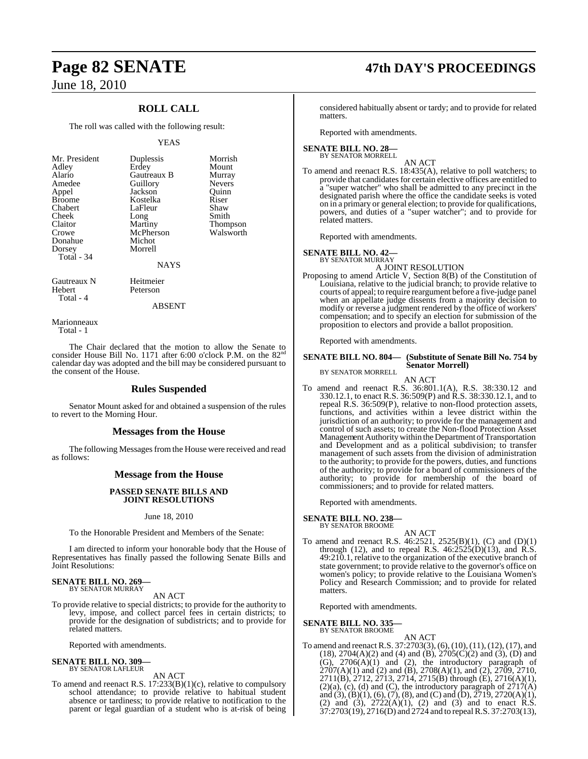## ROLL CALL

The roll was called with the following result:

YEAS

| | | |
|---|---|---|
| Mr. President | Duplessis | Morrish |
| Adley | Erdey | Mount |
| Alario | Gautreaux B | Murray |
| Amedee | Guillory | Nevers |
| Appel | Jackson | Quinn |
| Broome | Kostelka | Riser |
| Chabert | LaFleur | Shaw |
| Cheek | Long | Smith |
| Claitor | Martiny | Thompson |
| Crowe | McPherson | Walsworth |
| Donahue | Michot | |
| Dorsey | Morrell | |

Total - 34

NAYS

| | |
|---|---|
| Gautreaux N | Heitmeier |
| Hebert | Peterson |

Total - 4

ABSENT

Marionneaux

Total - 1

The Chair declared that the motion to allow the Senate to consider House Bill No. 1171 after 6:00 o'clock P.M. on the 82nd calendar day was adopted and the bill may be considered pursuant to the consent of the House.

## Rules Suspended

Senator Mount asked for and obtained a suspension of the rules to revert to the Morning Hour.

## Messages from the House

The following Messages from the House were received and read as follows:

## Message from the House

### PASSED SENATE BILLS AND JOINT RESOLUTIONS

June 18, 2010

To the Honorable President and Members of the Senate:

I am directed to inform your honorable body that the House of Representatives has finally passed the following Senate Bills and Joint Resolutions:

**SENATE BILL NO. 269—**
BY SENATOR MURRAY

AN ACT

To provide relative to special districts; to provide for the authority to levy, impose, and collect parcel fees in certain districts; to provide for the designation of subdistricts; and to provide for related matters.

Reported with amendments.

**SENATE BILL NO. 309—**
BY SENATOR LAFLEUR

AN ACT

To amend and reenact R.S. 17:233(B)(1)(c), relative to compulsory school attendance; to provide relative to habitual student absence or tardiness; to provide relative to notification to the parent or legal guardian of a student who is at-risk of being considered habitually absent or tardy; and to provide for related matters.

Reported with amendments.

**SENATE BILL NO. 28—**
BY SENATOR MORRELL

AN ACT

To amend and reenact R.S. 18:435(A), relative to poll watchers; to provide that candidates for certain elective offices are entitled to a "super watcher" who shall be admitted to any precinct in the designated parish where the office the candidate seeks is voted on in a primary or general election; to provide for qualifications, powers, and duties of a "super watcher"; and to provide for related matters.

Reported with amendments.

**SENATE BILL NO. 42—**
BY SENATOR MURRAY

A JOINT RESOLUTION

Proposing to amend Article V, Section 8(B) of the Constitution of Louisiana, relative to the judicial branch; to provide relative to courts of appeal; to require reargument before a five-judge panel when an appellate judge dissents from a majority decision to modify or reverse a judgment rendered by the office of workers' compensation; and to specify an election for submission of the proposition to electors and provide a ballot proposition.

Reported with amendments.

**SENATE BILL NO. 804— (Substitute of Senate Bill No. 754 by Senator Morrell)**
BY SENATOR MORRELL

AN ACT

To amend and reenact R.S. 36:801.1(A), R.S. 38:330.12 and 330.12.1, to enact R.S. 36:509(P) and R.S. 38:330.12.1, and to repeal R.S. 36:509(P), relative to non-flood protection assets, functions, and activities within a levee district within the jurisdiction of an authority; to provide for the management and control of such assets; to create the Non-flood Protection Asset Management Authority within the Department of Transportation and Development and as a political subdivision; to transfer management of such assets from the division of administration to the authority; to provide for the powers, duties, and functions of the authority; to provide for a board of commissioners of the authority; to provide for membership of the board of commissioners; and to provide for related matters.

Reported with amendments.

**SENATE BILL NO. 238—**
BY SENATOR BROOME

AN ACT

To amend and reenact R.S. 46:2521, 2525(B)(1), (C) and (D)(1) through (12), and to repeal R.S. 46:2525(D)(13), and R.S. 49:210.1, relative to the organization of the executive branch of state government; to provide relative to the governor's office on women's policy; to provide relative to the Louisiana Women's Policy and Research Commission; and to provide for related matters.

Reported with amendments.

**SENATE BILL NO. 335—**
BY SENATOR BROOME

AN ACT

To amend and reenact R.S. 37:2703(3), (6), (10), (11), (12), (17), and (18), 2704(A)(2) and (4) and (B), 2705(C)(2) and (3), (D) and (G), 2706(A)(1) and (2), the introductory paragraph of 2707(A)(1) and (2) and (B), 2708(A)(1), and (2), 2709, 2710, 2711(B), 2712, 2713, 2714, 2715(B) through (E), 2716(A)(1), (2)(a), (c), (d) and (C), the introductory paragraph of 2717(A) and (3), (B)(1), (6), (7), (8), and (C) and (D), 2719, 2720(A)(1), (2) and (3), 2722(A)(1), (2) and (3) and to enact R.S. 37:2703(19), 2716(D) and 2724 and to repeal R.S. 37:2703(13),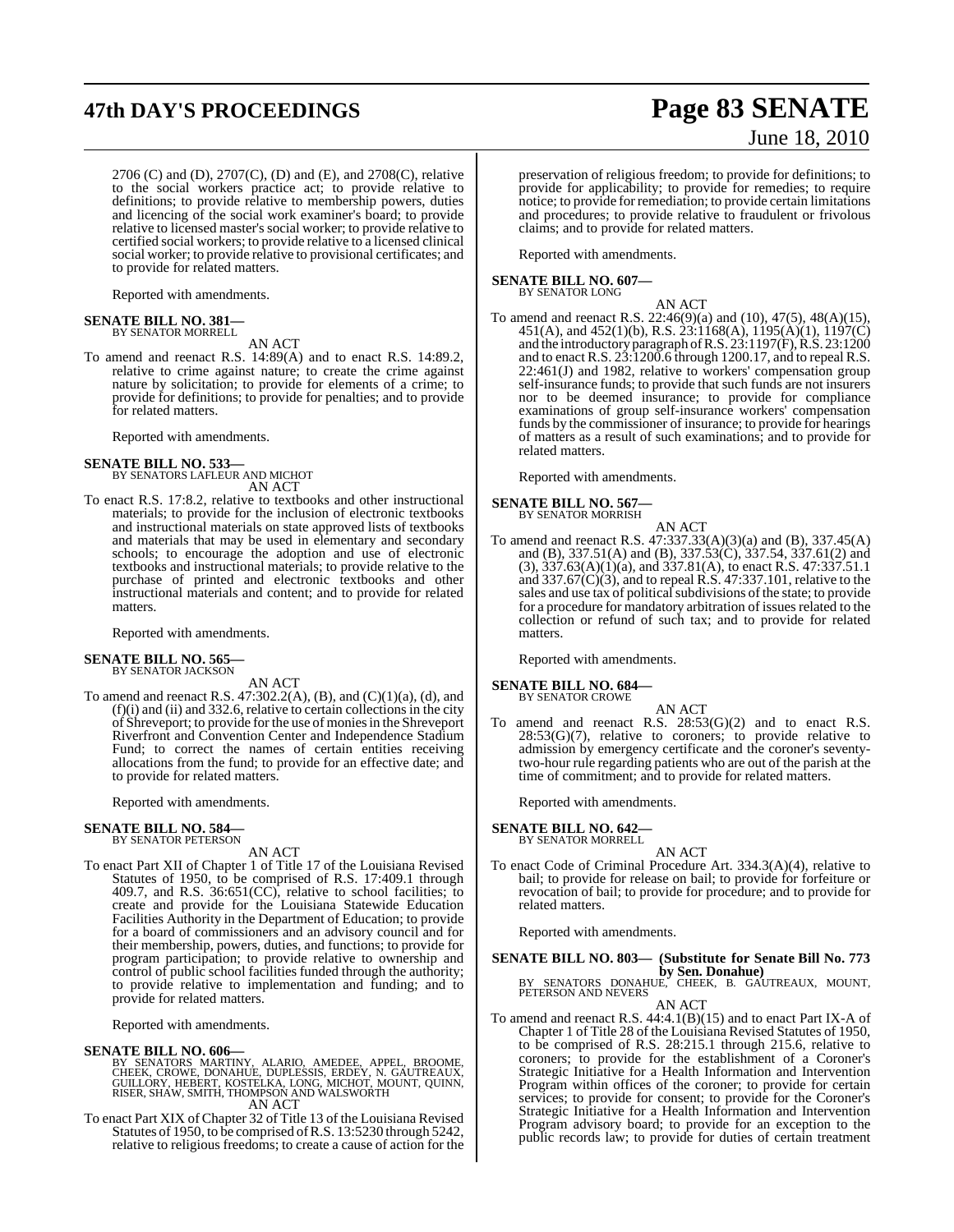2706 (C) and (D), 2707(C), (D) and (E), and 2708(C), relative to the social workers practice act; to provide relative to definitions; to provide relative to membership powers, duties and licencing of the social work examiner's board; to provide relative to licensed master's social worker; to provide relative to certified social workers; to provide relative to a licensed clinical social worker; to provide relative to provisional certificates; and to provide for related matters.

Reported with amendments.

**SENATE BILL NO. 381—**
BY SENATOR MORRELL

AN ACT

To amend and reenact R.S. 14:89(A) and to enact R.S. 14:89.2, relative to crime against nature; to create the crime against nature by solicitation; to provide for elements of a crime; to provide for definitions; to provide for penalties; and to provide for related matters.

Reported with amendments.

**SENATE BILL NO. 533—**
BY SENATORS LAFLEUR AND MICHOT

AN ACT

To enact R.S. 17:8.2, relative to textbooks and other instructional materials; to provide for the inclusion of electronic textbooks and instructional materials on state approved lists of textbooks and materials that may be used in elementary and secondary schools; to encourage the adoption and use of electronic textbooks and instructional materials; to provide relative to the purchase of printed and electronic textbooks and other instructional materials and content; and to provide for related matters.

Reported with amendments.

**SENATE BILL NO. 565—**
BY SENATOR JACKSON

AN ACT

To amend and reenact R.S. 47:302.2(A), (B), and (C)(1)(a), (d), and (f)(i) and (ii) and 332.6, relative to certain collections in the city of Shreveport; to provide for the use of monies in the Shreveport Riverfront and Convention Center and Independence Stadium Fund; to correct the names of certain entities receiving allocations from the fund; to provide for an effective date; and to provide for related matters.

Reported with amendments.

**SENATE BILL NO. 584—**
BY SENATOR PETERSON

AN ACT

To enact Part XII of Chapter 1 of Title 17 of the Louisiana Revised Statutes of 1950, to be comprised of R.S. 17:409.1 through 409.7, and R.S. 36:651(CC), relative to school facilities; to create and provide for the Louisiana Statewide Education Facilities Authority in the Department of Education; to provide for a board of commissioners and an advisory council and for their membership, powers, duties, and functions; to provide for program participation; to provide relative to ownership and control of public school facilities funded through the authority; to provide relative to implementation and funding; and to provide for related matters.

Reported with amendments.

**SENATE BILL NO. 606—**
BY SENATORS MARTINY, ALARIO, AMEDEE, APPEL, BROOME, CHEEK, CROWE, DONAHUE, DUPLESSIS, ERDEY, N. GAUTREAUX, GUILLORY, HEBERT, KOSTELKA, LONG, MICHOT, MOUNT, QUINN, RISER, SHAW, SMITH, THOMPSON AND WALSWORTH

AN ACT

To enact Part XIX of Chapter 32 of Title 13 of the Louisiana Revised Statutes of 1950, to be comprised of R.S. 13:5230 through 5242, relative to religious freedoms; to create a cause of action for the preservation of religious freedom; to provide for definitions; to provide for applicability; to provide for remedies; to require notice; to provide for remediation; to provide certain limitations and procedures; to provide relative to fraudulent or frivolous claims; and to provide for related matters.

Reported with amendments.

**SENATE BILL NO. 607—**
BY SENATOR LONG

AN ACT

To amend and reenact R.S. 22:46(9)(a) and (10), 47(5), 48(A)(15), 451(A), and 452(1)(b), R.S. 23:1168(A), 1195(A)(1), 1197(C) and the introductory paragraph of R.S. 23:1197(F), R.S. 23:1200 and to enact R.S. 23:1200.6 through 1200.17, and to repeal R.S. 22:461(J) and 1982, relative to workers' compensation group self-insurance funds; to provide that such funds are not insurers nor to be deemed insurance; to provide for compliance examinations of group self-insurance workers' compensation funds by the commissioner of insurance; to provide for hearings of matters as a result of such examinations; and to provide for related matters.

Reported with amendments.

**SENATE BILL NO. 567—**
BY SENATOR MORRISH

AN ACT

To amend and reenact R.S. 47:337.33(A)(3)(a) and (B), 337.45(A) and (B), 337.51(A) and (B), 337.53(C), 337.54, 337.61(2) and (3), 337.63(A)(1)(a), and 337.81(A), to enact R.S. 47:337.51.1 and 337.67(C)(3), and to repeal R.S. 47:337.101, relative to the sales and use tax of political subdivisions of the state; to provide for a procedure for mandatory arbitration of issues related to the collection or refund of such tax; and to provide for related matters.

Reported with amendments.

**SENATE BILL NO. 684—**
BY SENATOR CROWE

AN ACT

To amend and reenact R.S. 28:53(G)(2) and to enact R.S. 28:53(G)(7), relative to coroners; to provide relative to admission by emergency certificate and the coroner's seventy-two-hour rule regarding patients who are out of the parish at the time of commitment; and to provide for related matters.

Reported with amendments.

**SENATE BILL NO. 642—**
BY SENATOR MORRELL

AN ACT

To enact Code of Criminal Procedure Art. 334.3(A)(4), relative to bail; to provide for release on bail; to provide for forfeiture or revocation of bail; to provide for procedure; and to provide for related matters.

Reported with amendments.

**SENATE BILL NO. 803— (Substitute for Senate Bill No. 773 by Sen. Donahue)**
BY SENATORS DONAHUE, CHEEK, B. GAUTREAUX, MOUNT, PETERSON AND NEVERS

AN ACT

To amend and reenact R.S. 44:4.1(B)(15) and to enact Part IX-A of Chapter 1 of Title 28 of the Louisiana Revised Statutes of 1950, to be comprised of R.S. 28:215.1 through 215.6, relative to coroners; to provide for the establishment of a Coroner's Strategic Initiative for a Health Information and Intervention Program within offices of the coroner; to provide for certain services; to provide for consent; to provide for the Coroner's Strategic Initiative for a Health Information and Intervention Program advisory board; to provide for an exception to the public records law; to provide for duties of certain treatment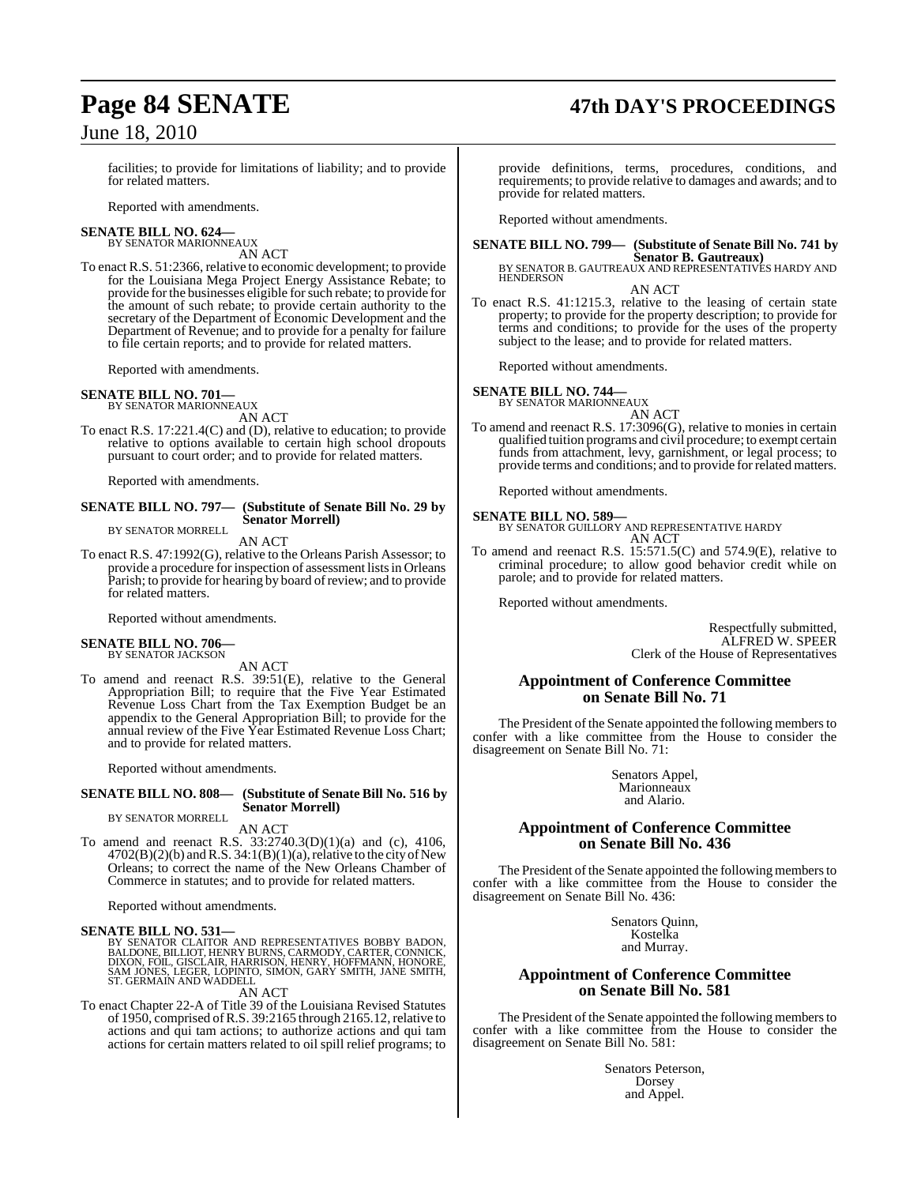facilities; to provide for limitations of liability; and to provide for related matters.

Reported with amendments.

**SENATE BILL NO. 624—**
BY SENATOR MARIONNEAUX
AN ACT

To enact R.S. 51:2366, relative to economic development; to provide for the Louisiana Mega Project Energy Assistance Rebate; to provide for the businesses eligible for such rebate; to provide for the amount of such rebate; to provide certain authority to the secretary of the Department of Economic Development and the Department of Revenue; and to provide for a penalty for failure to file certain reports; and to provide for related matters.

Reported with amendments.

**SENATE BILL NO. 701—**
BY SENATOR MARIONNEAUX
AN ACT

To enact R.S. 17:221.4(C) and (D), relative to education; to provide relative to options available to certain high school dropouts pursuant to court order; and to provide for related matters.

Reported with amendments.

**SENATE BILL NO. 797— (Substitute of Senate Bill No. 29 by Senator Morrell)**
BY SENATOR MORRELL
AN ACT

To enact R.S. 47:1992(G), relative to the Orleans Parish Assessor; to provide a procedure for inspection of assessment lists in Orleans Parish; to provide for hearing by board of review; and to provide for related matters.

Reported without amendments.

**SENATE BILL NO. 706—**
BY SENATOR JACKSON
AN ACT

To amend and reenact R.S. 39:51(E), relative to the General Appropriation Bill; to require that the Five Year Estimated Revenue Loss Chart from the Tax Exemption Budget be an appendix to the General Appropriation Bill; to provide for the annual review of the Five Year Estimated Revenue Loss Chart; and to provide for related matters.

Reported without amendments.

**SENATE BILL NO. 808— (Substitute of Senate Bill No. 516 by Senator Morrell)**
BY SENATOR MORRELL
AN ACT

To amend and reenact R.S. 33:2740.3(D)(1)(a) and (c), 4106, 4702(B)(2)(b) and R.S. 34:1(B)(1)(a), relative to the city of New Orleans; to correct the name of the New Orleans Chamber of Commerce in statutes; and to provide for related matters.

Reported without amendments.

**SENATE BILL NO. 531—**
BY SENATOR CLAITOR AND REPRESENTATIVES BOBBY BADON, BALDONE, BILLIOT, HENRY BURNS, CARMODY, CARTER, CONNICK, DIXON, FOIL, GISCLAIR, HARRISON, HENRY, HOFFMANN, HONORE, SAM JONES, LEGER, LOPINTO, SIMON, GARY SMITH, JANE SMITH, ST. GERMAIN AND WADDELL
AN ACT

To enact Chapter 22-A of Title 39 of the Louisiana Revised Statutes of 1950, comprised of R.S. 39:2165 through 2165.12, relative to actions and qui tam actions; to authorize actions and qui tam actions for certain matters related to oil spill relief programs; to provide definitions, terms, procedures, conditions, and requirements; to provide relative to damages and awards; and to provide for related matters.

Reported without amendments.

**SENATE BILL NO. 799— (Substitute of Senate Bill No. 741 by Senator B. Gautreaux)**
BY SENATOR B. GAUTREAUX AND REPRESENTATIVES HARDY AND HENDERSON
AN ACT

To enact R.S. 41:1215.3, relative to the leasing of certain state property; to provide for the property description; to provide for terms and conditions; to provide for the uses of the property subject to the lease; and to provide for related matters.

Reported without amendments.

**SENATE BILL NO. 744—**
BY SENATOR MARIONNEAUX
AN ACT

To amend and reenact R.S. 17:3096(G), relative to monies in certain qualified tuition programs and civil procedure; to exempt certain funds from attachment, levy, garnishment, or legal process; to provide terms and conditions; and to provide for related matters.

Reported without amendments.

**SENATE BILL NO. 589—**
BY SENATOR GUILLORY AND REPRESENTATIVE HARDY
AN ACT

To amend and reenact R.S. 15:571.5(C) and 574.9(E), relative to criminal procedure; to allow good behavior credit while on parole; and to provide for related matters.

Reported without amendments.

Respectfully submitted,
ALFRED W. SPEER
Clerk of the House of Representatives

## Appointment of Conference Committee on Senate Bill No. 71

The President of the Senate appointed the following members to confer with a like committee from the House to consider the disagreement on Senate Bill No. 71:

Senators Appel,
Marionneaux
and Alario.

## Appointment of Conference Committee on Senate Bill No. 436

The President of the Senate appointed the following members to confer with a like committee from the House to consider the disagreement on Senate Bill No. 436:

Senators Quinn,
Kostelka
and Murray.

## Appointment of Conference Committee on Senate Bill No. 581

The President of the Senate appointed the following members to confer with a like committee from the House to consider the disagreement on Senate Bill No. 581:

Senators Peterson,
Dorsey
and Appel.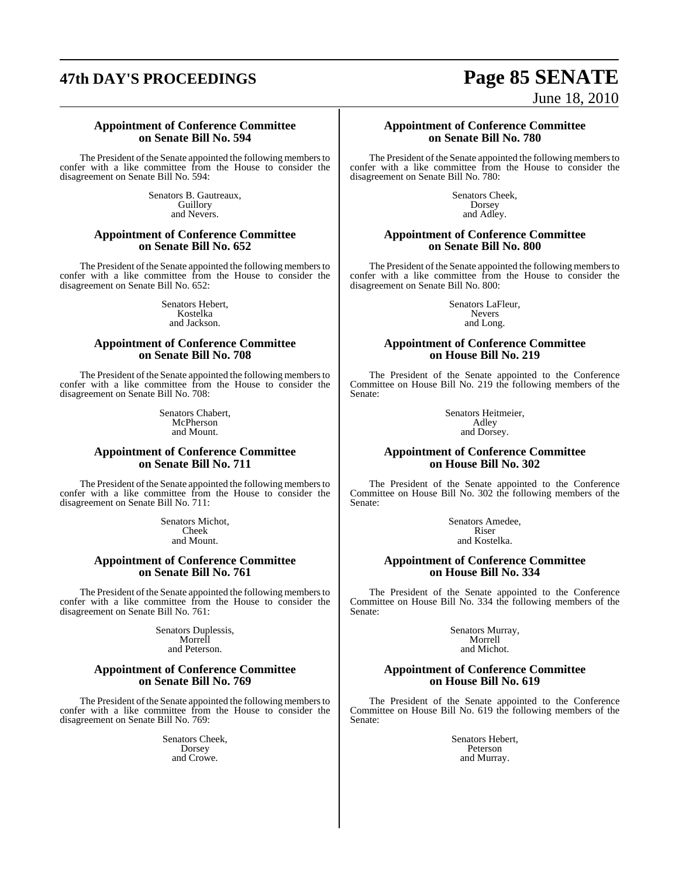### Appointment of Conference Committee on Senate Bill No. 594

The President of the Senate appointed the following members to confer with a like committee from the House to consider the disagreement on Senate Bill No. 594:

Senators B. Gautreaux,
Guillory
and Nevers.

### Appointment of Conference Committee on Senate Bill No. 652

The President of the Senate appointed the following members to confer with a like committee from the House to consider the disagreement on Senate Bill No. 652:

Senators Hebert,
Kostelka
and Jackson.

### Appointment of Conference Committee on Senate Bill No. 708

The President of the Senate appointed the following members to confer with a like committee from the House to consider the disagreement on Senate Bill No. 708:

Senators Chabert,
McPherson
and Mount.

### Appointment of Conference Committee on Senate Bill No. 711

The President of the Senate appointed the following members to confer with a like committee from the House to consider the disagreement on Senate Bill No. 711:

Senators Michot,
Cheek
and Mount.

### Appointment of Conference Committee on Senate Bill No. 761

The President of the Senate appointed the following members to confer with a like committee from the House to consider the disagreement on Senate Bill No. 761:

Senators Duplessis,
Morrell
and Peterson.

### Appointment of Conference Committee on Senate Bill No. 769

The President of the Senate appointed the following members to confer with a like committee from the House to consider the disagreement on Senate Bill No. 769:

Senators Cheek,
Dorsey
and Crowe.

### Appointment of Conference Committee on Senate Bill No. 780

The President of the Senate appointed the following members to confer with a like committee from the House to consider the disagreement on Senate Bill No. 780:

Senators Cheek,
Dorsey
and Adley.

### Appointment of Conference Committee on Senate Bill No. 800

The President of the Senate appointed the following members to confer with a like committee from the House to consider the disagreement on Senate Bill No. 800:

Senators LaFleur,
Nevers
and Long.

### Appointment of Conference Committee on House Bill No. 219

The President of the Senate appointed to the Conference Committee on House Bill No. 219 the following members of the Senate:

Senators Heitmeier,
Adley
and Dorsey.

### Appointment of Conference Committee on House Bill No. 302

The President of the Senate appointed to the Conference Committee on House Bill No. 302 the following members of the Senate:

Senators Amedee,
Riser
and Kostelka.

### Appointment of Conference Committee on House Bill No. 334

The President of the Senate appointed to the Conference Committee on House Bill No. 334 the following members of the Senate:

Senators Murray,
Morrell
and Michot.

### Appointment of Conference Committee on House Bill No. 619

The President of the Senate appointed to the Conference Committee on House Bill No. 619 the following members of the Senate:

Senators Hebert,
Peterson
and Murray.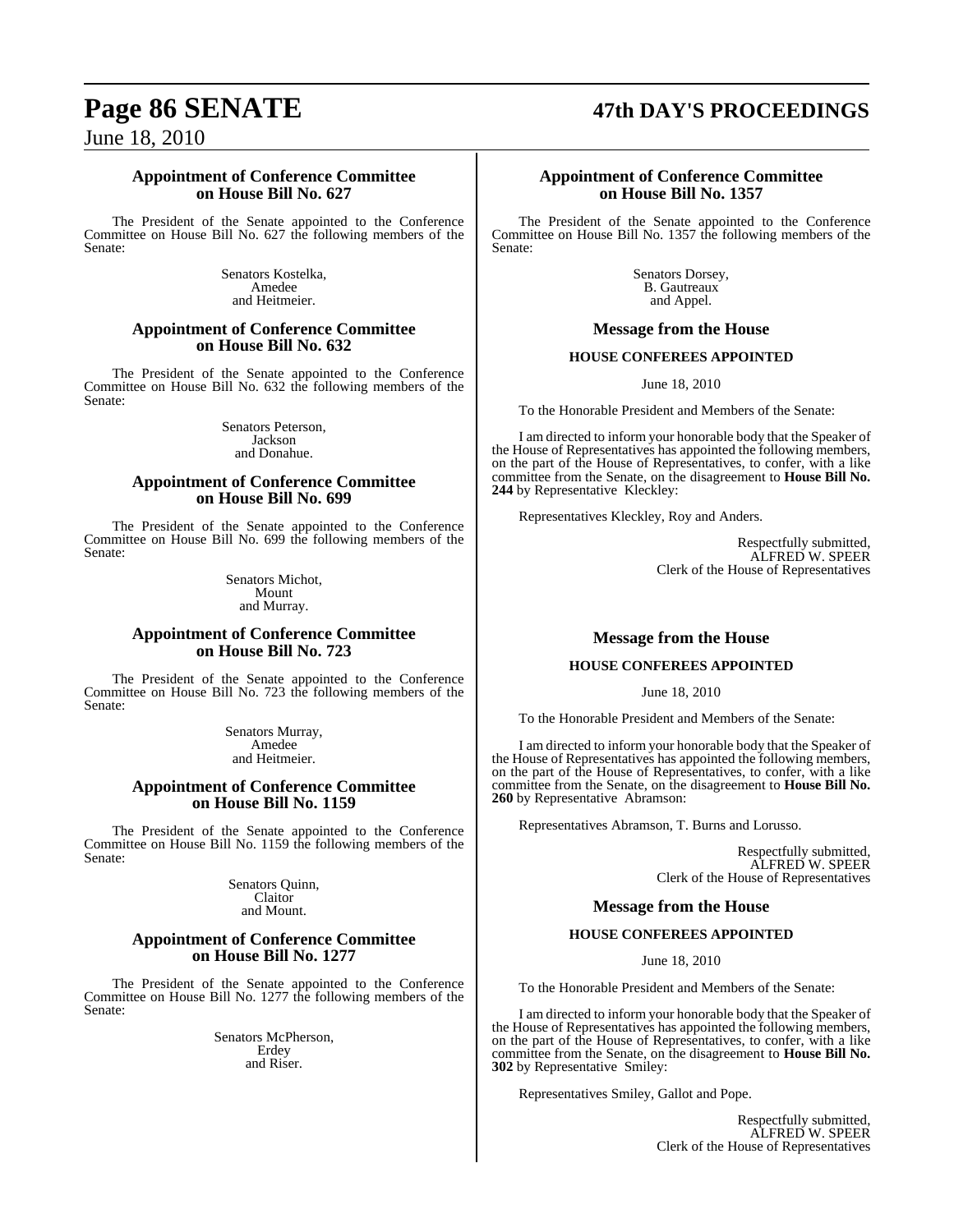### Appointment of Conference Committee on House Bill No. 627

The President of the Senate appointed to the Conference Committee on House Bill No. 627 the following members of the Senate:

Senators Kostelka,
Amedee
and Heitmeier.

### Appointment of Conference Committee on House Bill No. 632

The President of the Senate appointed to the Conference Committee on House Bill No. 632 the following members of the Senate:

Senators Peterson,
Jackson
and Donahue.

### Appointment of Conference Committee on House Bill No. 699

The President of the Senate appointed to the Conference Committee on House Bill No. 699 the following members of the Senate:

Senators Michot,
Mount
and Murray.

### Appointment of Conference Committee on House Bill No. 723

The President of the Senate appointed to the Conference Committee on House Bill No. 723 the following members of the Senate:

Senators Murray,
Amedee
and Heitmeier.

### Appointment of Conference Committee on House Bill No. 1159

The President of the Senate appointed to the Conference Committee on House Bill No. 1159 the following members of the Senate:

Senators Quinn,
Claitor
and Mount.

### Appointment of Conference Committee on House Bill No. 1277

The President of the Senate appointed to the Conference Committee on House Bill No. 1277 the following members of the Senate:

Senators McPherson,
Erdey
and Riser.

### Appointment of Conference Committee on House Bill No. 1357

The President of the Senate appointed to the Conference Committee on House Bill No. 1357 the following members of the Senate:

Senators Dorsey,
B. Gautreaux
and Appel.

### Message from the House

**HOUSE CONFEREES APPOINTED**

June 18, 2010

To the Honorable President and Members of the Senate:

I am directed to inform your honorable body that the Speaker of the House of Representatives has appointed the following members, on the part of the House of Representatives, to confer, with a like committee from the Senate, on the disagreement to **House Bill No. 244** by Representative Kleckley:

Representatives Kleckley, Roy and Anders.

Respectfully submitted,
ALFRED W. SPEER
Clerk of the House of Representatives

### Message from the House

**HOUSE CONFEREES APPOINTED**

June 18, 2010

To the Honorable President and Members of the Senate:

I am directed to inform your honorable body that the Speaker of the House of Representatives has appointed the following members, on the part of the House of Representatives, to confer, with a like committee from the Senate, on the disagreement to **House Bill No. 260** by Representative Abramson:

Representatives Abramson, T. Burns and Lorusso.

Respectfully submitted,
ALFRED W. SPEER
Clerk of the House of Representatives

### Message from the House

**HOUSE CONFEREES APPOINTED**

June 18, 2010

To the Honorable President and Members of the Senate:

I am directed to inform your honorable body that the Speaker of the House of Representatives has appointed the following members, on the part of the House of Representatives, to confer, with a like committee from the Senate, on the disagreement to **House Bill No. 302** by Representative Smiley:

Representatives Smiley, Gallot and Pope.

Respectfully submitted,
ALFRED W. SPEER
Clerk of the House of Representatives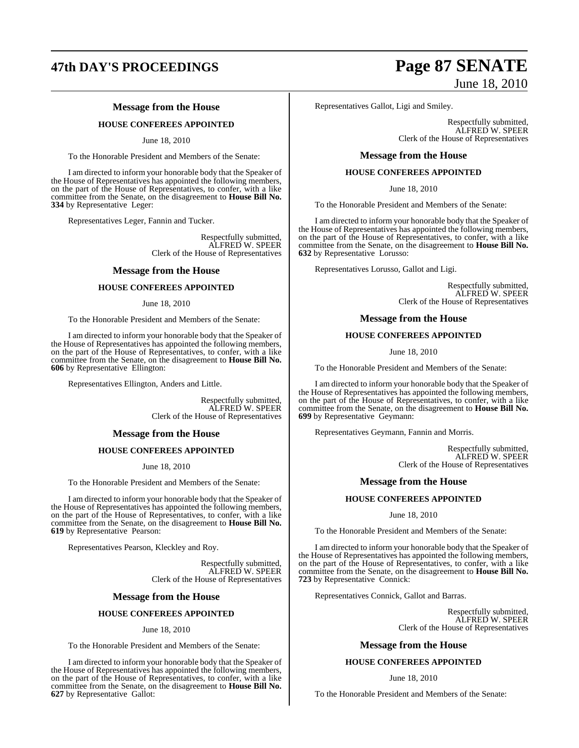### Message from the House

#### HOUSE CONFEREES APPOINTED

June 18, 2010

To the Honorable President and Members of the Senate:

I am directed to inform your honorable body that the Speaker of the House of Representatives has appointed the following members, on the part of the House of Representatives, to confer, with a like committee from the Senate, on the disagreement to **House Bill No. 334** by Representative Leger:

Representatives Leger, Fannin and Tucker.

Respectfully submitted,
ALFRED W. SPEER
Clerk of the House of Representatives

### Message from the House

#### HOUSE CONFEREES APPOINTED

June 18, 2010

To the Honorable President and Members of the Senate:

I am directed to inform your honorable body that the Speaker of the House of Representatives has appointed the following members, on the part of the House of Representatives, to confer, with a like committee from the Senate, on the disagreement to **House Bill No. 606** by Representative Ellington:

Representatives Ellington, Anders and Little.

Respectfully submitted,
ALFRED W. SPEER
Clerk of the House of Representatives

### Message from the House

#### HOUSE CONFEREES APPOINTED

June 18, 2010

To the Honorable President and Members of the Senate:

I am directed to inform your honorable body that the Speaker of the House of Representatives has appointed the following members, on the part of the House of Representatives, to confer, with a like committee from the Senate, on the disagreement to **House Bill No. 619** by Representative Pearson:

Representatives Pearson, Kleckley and Roy.

Respectfully submitted,
ALFRED W. SPEER
Clerk of the House of Representatives

### Message from the House

#### HOUSE CONFEREES APPOINTED

June 18, 2010

To the Honorable President and Members of the Senate:

I am directed to inform your honorable body that the Speaker of the House of Representatives has appointed the following members, on the part of the House of Representatives, to confer, with a like committee from the Senate, on the disagreement to **House Bill No. 627** by Representative Gallot:

Representatives Gallot, Ligi and Smiley.

Respectfully submitted,
ALFRED W. SPEER
Clerk of the House of Representatives

### Message from the House

#### HOUSE CONFEREES APPOINTED

June 18, 2010

To the Honorable President and Members of the Senate:

I am directed to inform your honorable body that the Speaker of the House of Representatives has appointed the following members, on the part of the House of Representatives, to confer, with a like committee from the Senate, on the disagreement to **House Bill No. 632** by Representative Lorusso:

Representatives Lorusso, Gallot and Ligi.

Respectfully submitted,
ALFRED W. SPEER
Clerk of the House of Representatives

### Message from the House

#### HOUSE CONFEREES APPOINTED

June 18, 2010

To the Honorable President and Members of the Senate:

I am directed to inform your honorable body that the Speaker of the House of Representatives has appointed the following members, on the part of the House of Representatives, to confer, with a like committee from the Senate, on the disagreement to **House Bill No. 699** by Representative Geymann:

Representatives Geymann, Fannin and Morris.

Respectfully submitted,
ALFRED W. SPEER
Clerk of the House of Representatives

### Message from the House

#### HOUSE CONFEREES APPOINTED

June 18, 2010

To the Honorable President and Members of the Senate:

I am directed to inform your honorable body that the Speaker of the House of Representatives has appointed the following members, on the part of the House of Representatives, to confer, with a like committee from the Senate, on the disagreement to **House Bill No. 723** by Representative Connick:

Representatives Connick, Gallot and Barras.

Respectfully submitted,
ALFRED W. SPEER
Clerk of the House of Representatives

### Message from the House

#### HOUSE CONFEREES APPOINTED

June 18, 2010

To the Honorable President and Members of the Senate: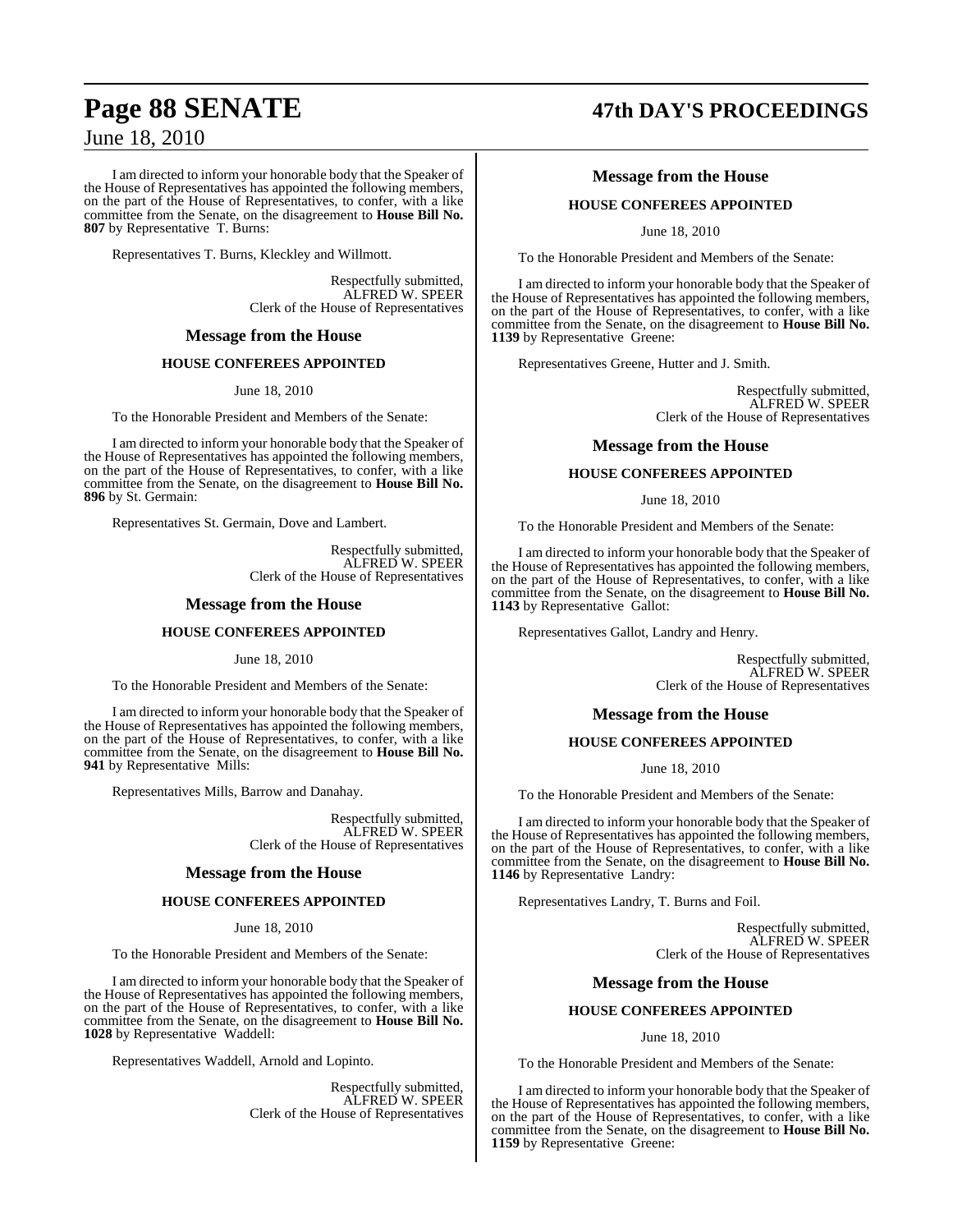I am directed to inform your honorable body that the Speaker of the House of Representatives has appointed the following members, on the part of the House of Representatives, to confer, with a like committee from the Senate, on the disagreement to **House Bill No. 807** by Representative T. Burns:

Representatives T. Burns, Kleckley and Willmott.

Respectfully submitted,
ALFRED W. SPEER
Clerk of the House of Representatives

## Message from the House

### HOUSE CONFEREES APPOINTED

June 18, 2010

To the Honorable President and Members of the Senate:

I am directed to inform your honorable body that the Speaker of the House of Representatives has appointed the following members, on the part of the House of Representatives, to confer, with a like committee from the Senate, on the disagreement to **House Bill No. 896** by St. Germain:

Representatives St. Germain, Dove and Lambert.

Respectfully submitted,
ALFRED W. SPEER
Clerk of the House of Representatives

## Message from the House

### HOUSE CONFEREES APPOINTED

June 18, 2010

To the Honorable President and Members of the Senate:

I am directed to inform your honorable body that the Speaker of the House of Representatives has appointed the following members, on the part of the House of Representatives, to confer, with a like committee from the Senate, on the disagreement to **House Bill No. 941** by Representative Mills:

Representatives Mills, Barrow and Danahay.

Respectfully submitted,
ALFRED W. SPEER
Clerk of the House of Representatives

## Message from the House

### HOUSE CONFEREES APPOINTED

June 18, 2010

To the Honorable President and Members of the Senate:

I am directed to inform your honorable body that the Speaker of the House of Representatives has appointed the following members, on the part of the House of Representatives, to confer, with a like committee from the Senate, on the disagreement to **House Bill No. 1028** by Representative Waddell:

Representatives Waddell, Arnold and Lopinto.

Respectfully submitted,
ALFRED W. SPEER
Clerk of the House of Representatives

## Message from the House

### HOUSE CONFEREES APPOINTED

June 18, 2010

To the Honorable President and Members of the Senate:

I am directed to inform your honorable body that the Speaker of the House of Representatives has appointed the following members, on the part of the House of Representatives, to confer, with a like committee from the Senate, on the disagreement to **House Bill No. 1139** by Representative Greene:

Representatives Greene, Hutter and J. Smith.

Respectfully submitted,
ALFRED W. SPEER
Clerk of the House of Representatives

## Message from the House

### HOUSE CONFEREES APPOINTED

June 18, 2010

To the Honorable President and Members of the Senate:

I am directed to inform your honorable body that the Speaker of the House of Representatives has appointed the following members, on the part of the House of Representatives, to confer, with a like committee from the Senate, on the disagreement to **House Bill No. 1143** by Representative Gallot:

Representatives Gallot, Landry and Henry.

Respectfully submitted,
ALFRED W. SPEER
Clerk of the House of Representatives

## Message from the House

### HOUSE CONFEREES APPOINTED

June 18, 2010

To the Honorable President and Members of the Senate:

I am directed to inform your honorable body that the Speaker of the House of Representatives has appointed the following members, on the part of the House of Representatives, to confer, with a like committee from the Senate, on the disagreement to **House Bill No. 1146** by Representative Landry:

Representatives Landry, T. Burns and Foil.

Respectfully submitted,
ALFRED W. SPEER
Clerk of the House of Representatives

## Message from the House

### HOUSE CONFEREES APPOINTED

June 18, 2010

To the Honorable President and Members of the Senate:

I am directed to inform your honorable body that the Speaker of the House of Representatives has appointed the following members, on the part of the House of Representatives, to confer, with a like committee from the Senate, on the disagreement to **House Bill No. 1159** by Representative Greene: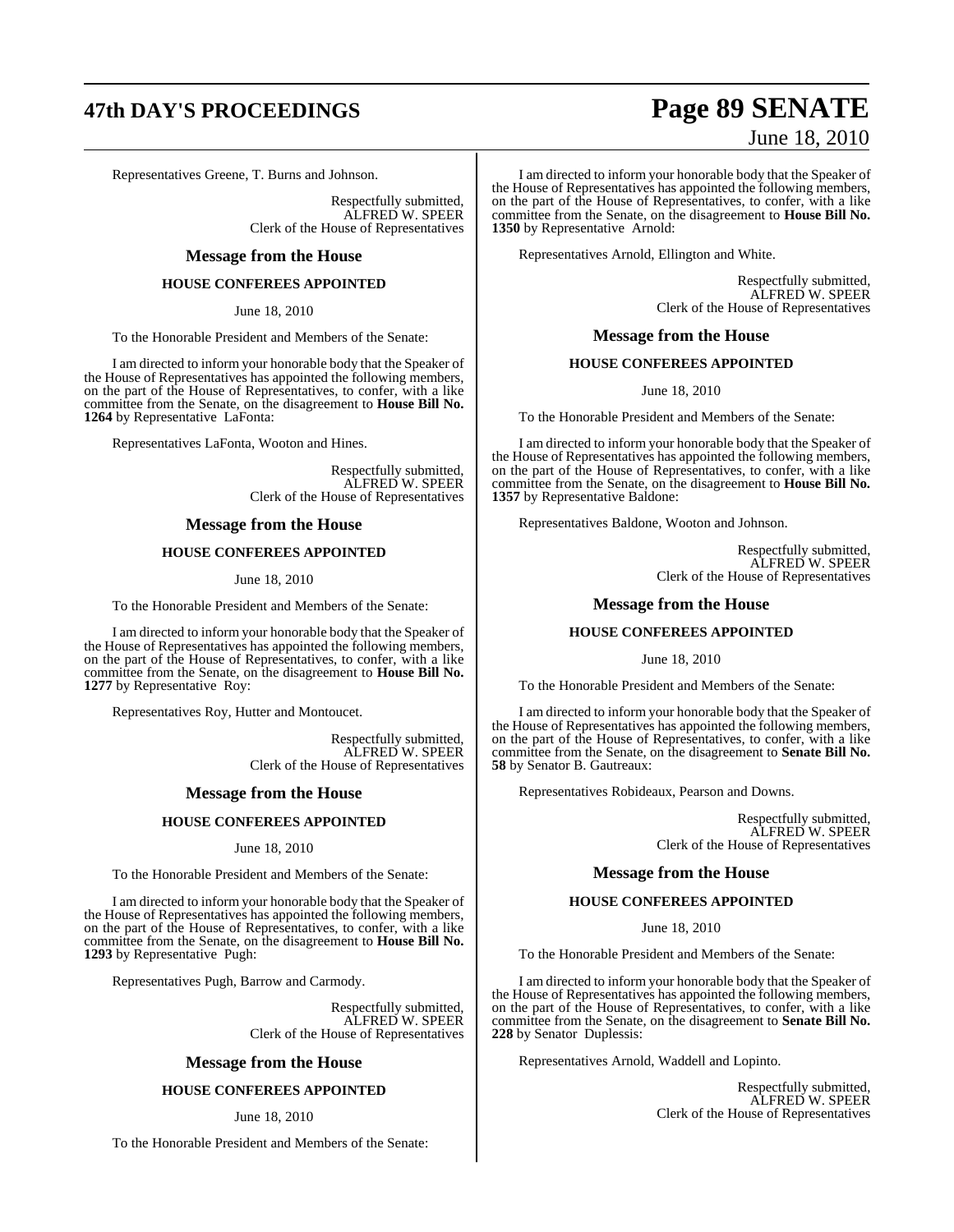Representatives Greene, T. Burns and Johnson.

Respectfully submitted,
ALFRED W. SPEER
Clerk of the House of Representatives

## Message from the House

### HOUSE CONFEREES APPOINTED

June 18, 2010

To the Honorable President and Members of the Senate:

I am directed to inform your honorable body that the Speaker of the House of Representatives has appointed the following members, on the part of the House of Representatives, to confer, with a like committee from the Senate, on the disagreement to **House Bill No. 1264** by Representative LaFonta:

Representatives LaFonta, Wooton and Hines.

Respectfully submitted,
ALFRED W. SPEER
Clerk of the House of Representatives

## Message from the House

### HOUSE CONFEREES APPOINTED

June 18, 2010

To the Honorable President and Members of the Senate:

I am directed to inform your honorable body that the Speaker of the House of Representatives has appointed the following members, on the part of the House of Representatives, to confer, with a like committee from the Senate, on the disagreement to **House Bill No. 1277** by Representative Roy:

Representatives Roy, Hutter and Montoucet.

Respectfully submitted,
ALFRED W. SPEER
Clerk of the House of Representatives

## Message from the House

### HOUSE CONFEREES APPOINTED

June 18, 2010

To the Honorable President and Members of the Senate:

I am directed to inform your honorable body that the Speaker of the House of Representatives has appointed the following members, on the part of the House of Representatives, to confer, with a like committee from the Senate, on the disagreement to **House Bill No. 1293** by Representative Pugh:

Representatives Pugh, Barrow and Carmody.

Respectfully submitted,
ALFRED W. SPEER
Clerk of the House of Representatives

## Message from the House

### HOUSE CONFEREES APPOINTED

June 18, 2010

To the Honorable President and Members of the Senate:

I am directed to inform your honorable body that the Speaker of the House of Representatives has appointed the following members, on the part of the House of Representatives, to confer, with a like committee from the Senate, on the disagreement to **House Bill No. 1350** by Representative Arnold:

Representatives Arnold, Ellington and White.

Respectfully submitted,
ALFRED W. SPEER
Clerk of the House of Representatives

## Message from the House

### HOUSE CONFEREES APPOINTED

June 18, 2010

To the Honorable President and Members of the Senate:

I am directed to inform your honorable body that the Speaker of the House of Representatives has appointed the following members, on the part of the House of Representatives, to confer, with a like committee from the Senate, on the disagreement to **House Bill No. 1357** by Representative Baldone:

Representatives Baldone, Wooton and Johnson.

Respectfully submitted,
ALFRED W. SPEER
Clerk of the House of Representatives

## Message from the House

### HOUSE CONFEREES APPOINTED

June 18, 2010

To the Honorable President and Members of the Senate:

I am directed to inform your honorable body that the Speaker of the House of Representatives has appointed the following members, on the part of the House of Representatives, to confer, with a like committee from the Senate, on the disagreement to **Senate Bill No. 58** by Senator B. Gautreaux:

Representatives Robideaux, Pearson and Downs.

Respectfully submitted,
ALFRED W. SPEER
Clerk of the House of Representatives

## Message from the House

### HOUSE CONFEREES APPOINTED

June 18, 2010

To the Honorable President and Members of the Senate:

I am directed to inform your honorable body that the Speaker of the House of Representatives has appointed the following members, on the part of the House of Representatives, to confer, with a like committee from the Senate, on the disagreement to **Senate Bill No. 228** by Senator Duplessis:

Representatives Arnold, Waddell and Lopinto.

Respectfully submitted,
ALFRED W. SPEER
Clerk of the House of Representatives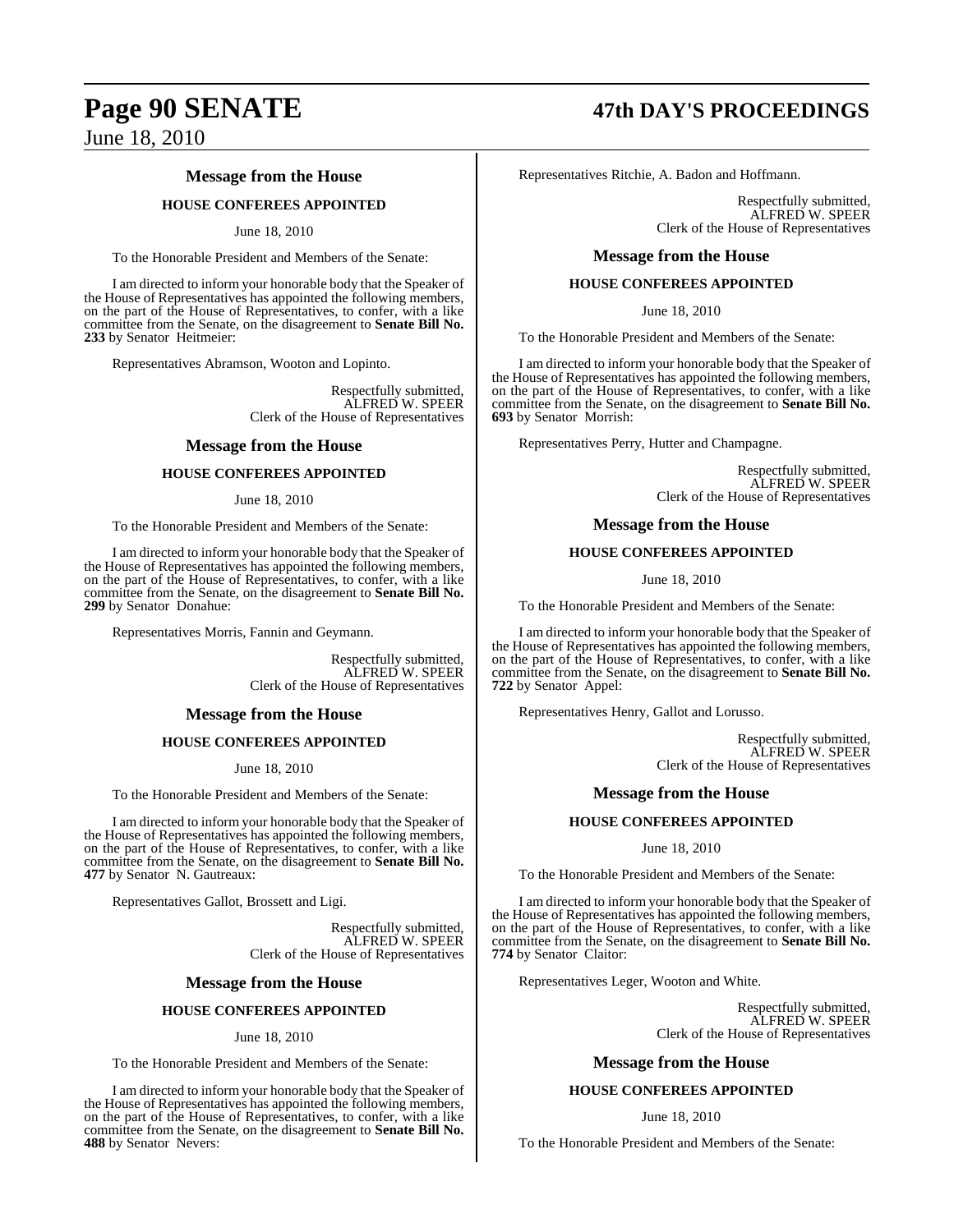## Message from the House

### HOUSE CONFEREES APPOINTED

June 18, 2010

To the Honorable President and Members of the Senate:

I am directed to inform your honorable body that the Speaker of the House of Representatives has appointed the following members, on the part of the House of Representatives, to confer, with a like committee from the Senate, on the disagreement to **Senate Bill No. 233** by Senator Heitmeier:

Representatives Abramson, Wooton and Lopinto.

Respectfully submitted,
ALFRED W. SPEER
Clerk of the House of Representatives

## Message from the House

### HOUSE CONFEREES APPOINTED

June 18, 2010

To the Honorable President and Members of the Senate:

I am directed to inform your honorable body that the Speaker of the House of Representatives has appointed the following members, on the part of the House of Representatives, to confer, with a like committee from the Senate, on the disagreement to **Senate Bill No. 299** by Senator Donahue:

Representatives Morris, Fannin and Geymann.

Respectfully submitted,
ALFRED W. SPEER
Clerk of the House of Representatives

## Message from the House

### HOUSE CONFEREES APPOINTED

June 18, 2010

To the Honorable President and Members of the Senate:

I am directed to inform your honorable body that the Speaker of the House of Representatives has appointed the following members, on the part of the House of Representatives, to confer, with a like committee from the Senate, on the disagreement to **Senate Bill No. 477** by Senator N. Gautreaux:

Representatives Gallot, Brossett and Ligi.

Respectfully submitted,
ALFRED W. SPEER
Clerk of the House of Representatives

## Message from the House

### HOUSE CONFEREES APPOINTED

June 18, 2010

To the Honorable President and Members of the Senate:

I am directed to inform your honorable body that the Speaker of the House of Representatives has appointed the following members, on the part of the House of Representatives, to confer, with a like committee from the Senate, on the disagreement to **Senate Bill No. 488** by Senator Nevers:

Representatives Ritchie, A. Badon and Hoffmann.

Respectfully submitted,
ALFRED W. SPEER
Clerk of the House of Representatives

## Message from the House

### HOUSE CONFEREES APPOINTED

June 18, 2010

To the Honorable President and Members of the Senate:

I am directed to inform your honorable body that the Speaker of the House of Representatives has appointed the following members, on the part of the House of Representatives, to confer, with a like committee from the Senate, on the disagreement to **Senate Bill No. 693** by Senator Morrish:

Representatives Perry, Hutter and Champagne.

Respectfully submitted,
ALFRED W. SPEER
Clerk of the House of Representatives

## Message from the House

### HOUSE CONFEREES APPOINTED

June 18, 2010

To the Honorable President and Members of the Senate:

I am directed to inform your honorable body that the Speaker of the House of Representatives has appointed the following members, on the part of the House of Representatives, to confer, with a like committee from the Senate, on the disagreement to **Senate Bill No. 722** by Senator Appel:

Representatives Henry, Gallot and Lorusso.

Respectfully submitted,
ALFRED W. SPEER
Clerk of the House of Representatives

## Message from the House

### HOUSE CONFEREES APPOINTED

June 18, 2010

To the Honorable President and Members of the Senate:

I am directed to inform your honorable body that the Speaker of the House of Representatives has appointed the following members, on the part of the House of Representatives, to confer, with a like committee from the Senate, on the disagreement to **Senate Bill No. 774** by Senator Claitor:

Representatives Leger, Wooton and White.

Respectfully submitted,
ALFRED W. SPEER
Clerk of the House of Representatives

## Message from the House

### HOUSE CONFEREES APPOINTED

June 18, 2010

To the Honorable President and Members of the Senate: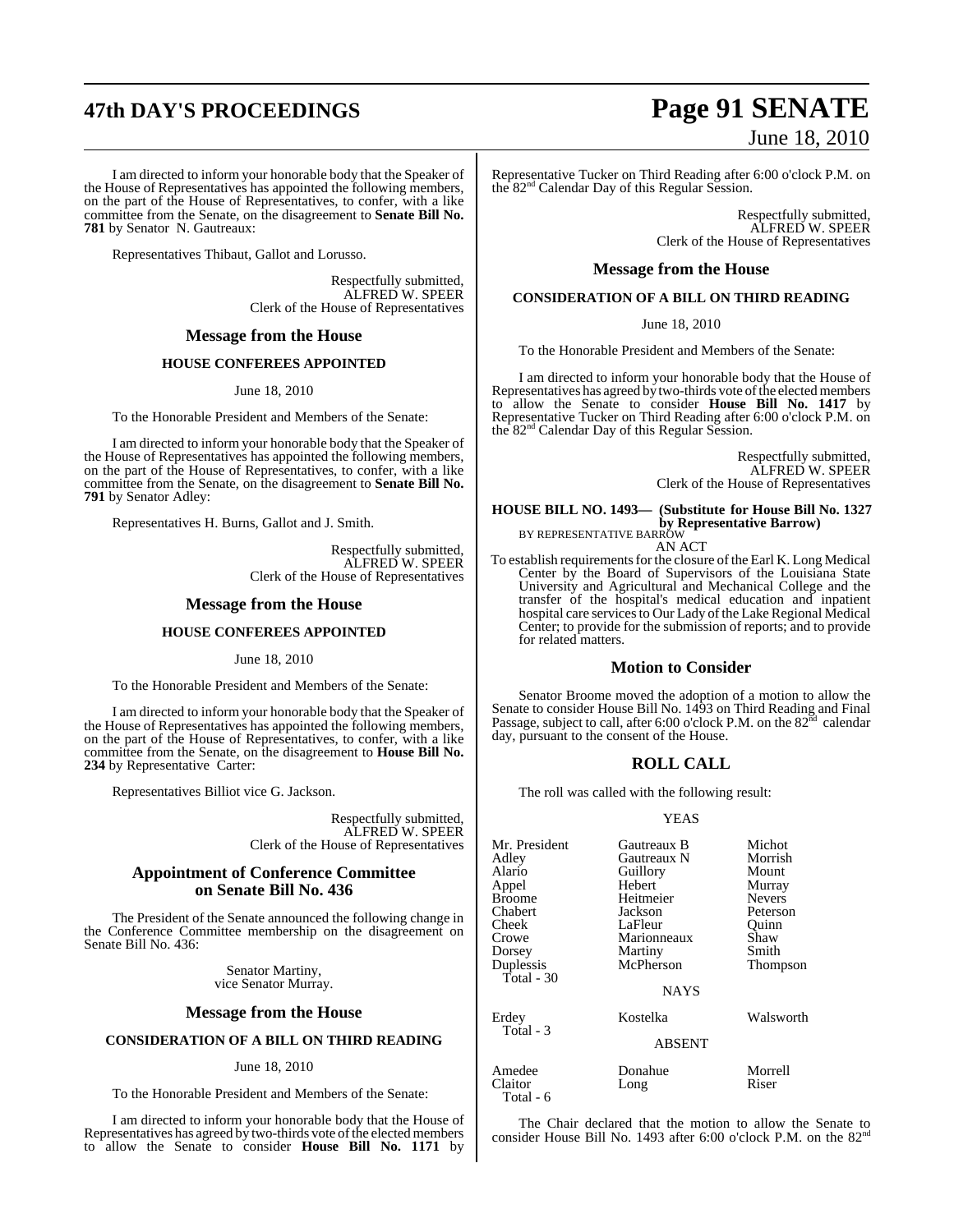I am directed to inform your honorable body that the Speaker of the House of Representatives has appointed the following members, on the part of the House of Representatives, to confer, with a like committee from the Senate, on the disagreement to **Senate Bill No. 781** by Senator N. Gautreaux:

Representatives Thibaut, Gallot and Lorusso.

Respectfully submitted,
ALFRED W. SPEER
Clerk of the House of Representatives

## Message from the House

### HOUSE CONFEREES APPOINTED

June 18, 2010

To the Honorable President and Members of the Senate:

I am directed to inform your honorable body that the Speaker of the House of Representatives has appointed the following members, on the part of the House of Representatives, to confer, with a like committee from the Senate, on the disagreement to **Senate Bill No. 791** by Senator Adley:

Representatives H. Burns, Gallot and J. Smith.

Respectfully submitted,
ALFRED W. SPEER
Clerk of the House of Representatives

## Message from the House

### HOUSE CONFEREES APPOINTED

June 18, 2010

To the Honorable President and Members of the Senate:

I am directed to inform your honorable body that the Speaker of the House of Representatives has appointed the following members, on the part of the House of Representatives, to confer, with a like committee from the Senate, on the disagreement to **House Bill No. 234** by Representative Carter:

Representatives Billiot vice G. Jackson.

Respectfully submitted,
ALFRED W. SPEER
Clerk of the House of Representatives

## Appointment of Conference Committee on Senate Bill No. 436

The President of the Senate announced the following change in the Conference Committee membership on the disagreement on Senate Bill No. 436:

Senator Martiny,
vice Senator Murray.

## Message from the House

### CONSIDERATION OF A BILL ON THIRD READING

June 18, 2010

To the Honorable President and Members of the Senate:

I am directed to inform your honorable body that the House of Representatives has agreed by two-thirds vote of the elected members to allow the Senate to consider **House Bill No. 1171** by Representative Tucker on Third Reading after 6:00 o'clock P.M. on the 82[nd] Calendar Day of this Regular Session.

Respectfully submitted,
ALFRED W. SPEER
Clerk of the House of Representatives

## Message from the House

### CONSIDERATION OF A BILL ON THIRD READING

June 18, 2010

To the Honorable President and Members of the Senate:

I am directed to inform your honorable body that the House of Representatives has agreed by two-thirds vote of the elected members to allow the Senate to consider **House Bill No. 1417** by Representative Tucker on Third Reading after 6:00 o'clock P.M. on the 82[nd] Calendar Day of this Regular Session.

Respectfully submitted,
ALFRED W. SPEER
Clerk of the House of Representatives

**HOUSE BILL NO. 1493— (Substitute for House Bill No. 1327 by Representative Barrow)**
BY REPRESENTATIVE BARROW

AN ACT

To establish requirements for the closure of the Earl K. Long Medical Center by the Board of Supervisors of the Louisiana State University and Agricultural and Mechanical College and the transfer of the hospital's medical education and inpatient hospital care services to Our Lady of the Lake Regional Medical Center; to provide for the submission of reports; and to provide for related matters.

## Motion to Consider

Senator Broome moved the adoption of a motion to allow the Senate to consider House Bill No. 1493 on Third Reading and Final Passage, subject to call, after 6:00 o'clock P.M. on the 82[nd] calendar day, pursuant to the consent of the House.

## ROLL CALL

The roll was called with the following result:

YEAS

| | | |
|---|---|---|
| Mr. President | Gautreaux B | Michot |
| Adley | Gautreaux N | Morrish |
| Alario | Guillory | Mount |
| Appel | Hebert | Murray |
| Broome | Heitmeier | Nevers |
| Chabert | Jackson | Peterson |
| Cheek | LaFleur | Quinn |
| Crowe | Marionneaux | Shaw |
| Dorsey | Martiny | Smith |
| Duplessis | McPherson | Thompson |

Total - 30

NAYS

| | | |
|---|---|---|
| Erdey | Kostelka | Walsworth |

Total - 3

ABSENT

| | | |
|---|---|---|
| Amedee | Donahue | Morrell |
| Claitor | Long | Riser |

Total - 6

The Chair declared that the motion to allow the Senate to consider House Bill No. 1493 after 6:00 o'clock P.M. on the 82[nd]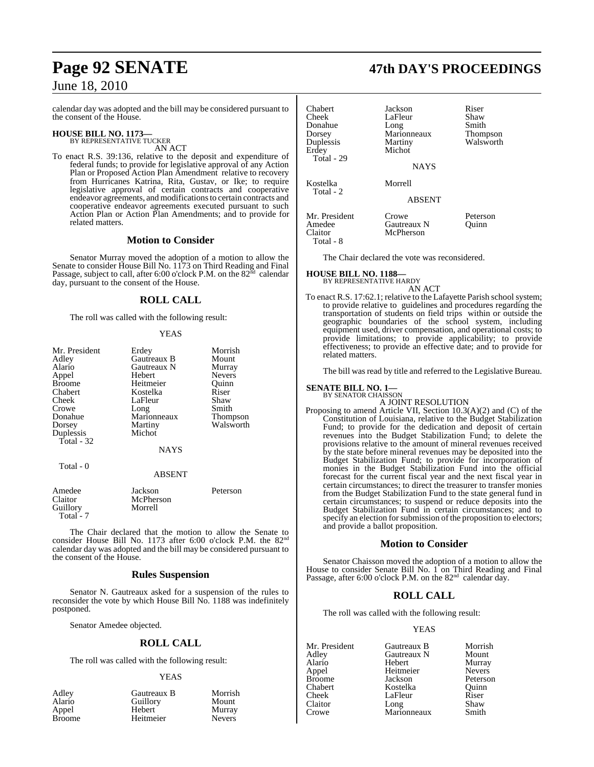calendar day was adopted and the bill may be considered pursuant to the consent of the House.

**HOUSE BILL NO. 1173—**
BY REPRESENTATIVE TUCKER
AN ACT

To enact R.S. 39:136, relative to the deposit and expenditure of federal funds; to provide for legislative approval of any Action Plan or Proposed Action Plan Amendment relative to recovery from Hurricanes Katrina, Rita, Gustav, or Ike; to require legislative approval of certain contracts and cooperative endeavor agreements, and modifications to certain contracts and cooperative endeavor agreements executed pursuant to such Action Plan or Action Plan Amendments; and to provide for related matters.

## Motion to Consider

Senator Murray moved the adoption of a motion to allow the Senate to consider House Bill No. 1173 on Third Reading and Final Passage, subject to call, after 6:00 o'clock P.M. on the 82nd calendar day, pursuant to the consent of the House.

## ROLL CALL

The roll was called with the following result:

YEAS

| | | |
|---|---|---|
| Mr. President | Erdey | Morrish |
| Adley | Gautreaux B | Mount |
| Alario | Gautreaux N | Murray |
| Appel | Hebert | Nevers |
| Broome | Heitmeier | Quinn |
| Chabert | Kostelka | Riser |
| Cheek | LaFleur | Shaw |
| Crowe | Long | Smith |
| Donahue | Marionneaux | Thompson |
| Dorsey | Martiny | Walsworth |
| Duplessis | Michot | |

Total - 32

NAYS

Total - 0

ABSENT

| | | |
|---|---|---|
| Amedee | Jackson | Peterson |
| Claitor | McPherson | |
| Guillory | Morrell | |

Total - 7

The Chair declared that the motion to allow the Senate to consider House Bill No. 1173 after 6:00 o'clock P.M. the 82nd calendar day was adopted and the bill may be considered pursuant to the consent of the House.

## Rules Suspension

Senator N. Gautreaux asked for a suspension of the rules to reconsider the vote by which House Bill No. 1188 was indefinitely postponed.

Senator Amedee objected.

## ROLL CALL

The roll was called with the following result:

YEAS

| | | |
|---|---|---|
| Adley | Gautreaux B | Morrish |
| Alario | Guillory | Mount |
| Appel | Hebert | Murray |
| Broome | Heitmeier | Nevers |
| Chabert | Jackson | Riser |
| Cheek | LaFleur | Shaw |
| Donahue | Long | Smith |
| Dorsey | Marionneaux | Thompson |
| Duplessis | Martiny | Walsworth |
| Erdey | Michot | |

Total - 29

NAYS

| | |
|---|---|
| Kostelka | Morrell |

Total - 2

ABSENT

| | | |
|---|---|---|
| Mr. President | Crowe | Peterson |
| Amedee | Gautreaux N | Quinn |
| Claitor | McPherson | |

Total - 8

The Chair declared the vote was reconsidered.

**HOUSE BILL NO. 1188—**
BY REPRESENTATIVE HARDY
AN ACT

To enact R.S. 17:62.1; relative to the Lafayette Parish school system; to provide relative to guidelines and procedures regarding the transportation of students on field trips within or outside the geographic boundaries of the school system, including equipment used, driver compensation, and operational costs; to provide limitations; to provide applicability; to provide effectiveness; to provide an effective date; and to provide for related matters.

The bill was read by title and referred to the Legislative Bureau.

**SENATE BILL NO. 1—**
BY SENATOR CHAISSON
A JOINT RESOLUTION

Proposing to amend Article VII, Section 10.3(A)(2) and (C) of the Constitution of Louisiana, relative to the Budget Stabilization Fund; to provide for the dedication and deposit of certain revenues into the Budget Stabilization Fund; to delete the provisions relative to the amount of mineral revenues received by the state before mineral revenues may be deposited into the Budget Stabilization Fund; to provide for incorporation of monies in the Budget Stabilization Fund into the official forecast for the current fiscal year and the next fiscal year in certain circumstances; to direct the treasurer to transfer monies from the Budget Stabilization Fund to the state general fund in certain circumstances; to suspend or reduce deposits into the Budget Stabilization Fund in certain circumstances; and to specify an election for submission of the proposition to electors; and provide a ballot proposition.

## Motion to Consider

Senator Chaisson moved the adoption of a motion to allow the House to consider Senate Bill No. 1 on Third Reading and Final Passage, after 6:00 o'clock P.M. on the 82nd calendar day.

## ROLL CALL

The roll was called with the following result:

YEAS

| | | |
|---|---|---|
| Mr. President | Gautreaux B | Morrish |
| Adley | Gautreaux N | Mount |
| Alario | Hebert | Murray |
| Appel | Heitmeier | Nevers |
| Broome | Jackson | Peterson |
| Chabert | Kostelka | Quinn |
| Cheek | LaFleur | Riser |
| Claitor | Long | Shaw |
| Crowe | Marionneaux | Smith |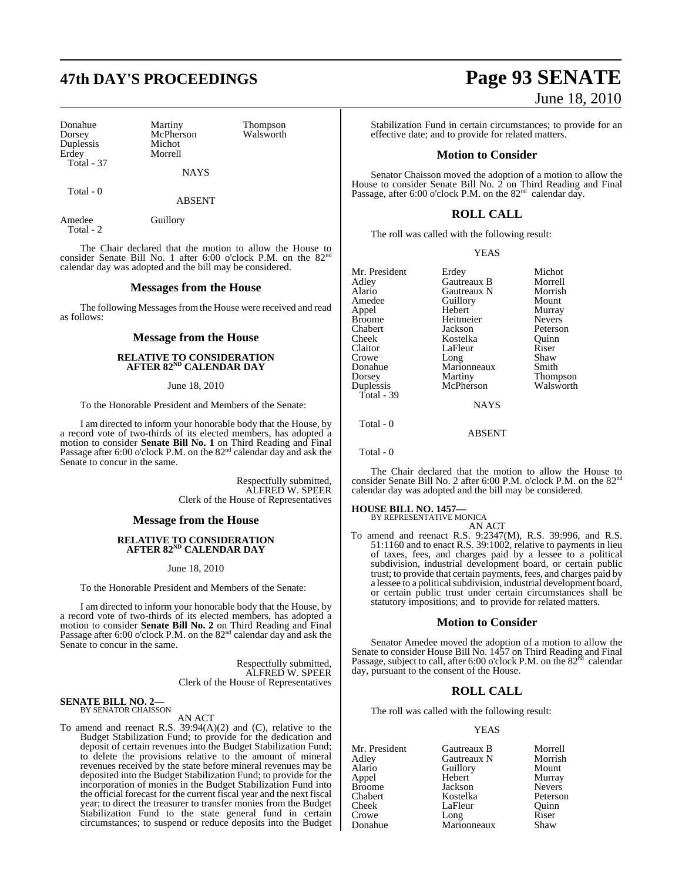| Donahue | Martiny | Thompson |
|---|---|---|
| Dorsey | McPherson | Walsworth |
| Duplessis | Michot | |
| Erdey | Morrell | |

Total - 37

NAYS

Total - 0

ABSENT

| Amedee | Guillory |
|---|---|

Total - 2

The Chair declared that the motion to allow the House to consider Senate Bill No. 1 after 6:00 o'clock P.M. on the 82nd calendar day was adopted and the bill may be considered.

## Messages from the House

The following Messages from the House were received and read as follows:

### Message from the House

**RELATIVE TO CONSIDERATION AFTER 82ND CALENDAR DAY**

June 18, 2010

To the Honorable President and Members of the Senate:

I am directed to inform your honorable body that the House, by a record vote of two-thirds of its elected members, has adopted a motion to consider **Senate Bill No. 1** on Third Reading and Final Passage after 6:00 o'clock P.M. on the 82nd calendar day and ask the Senate to concur in the same.

Respectfully submitted,
ALFRED W. SPEER
Clerk of the House of Representatives

### Message from the House

**RELATIVE TO CONSIDERATION AFTER 82ND CALENDAR DAY**

June 18, 2010

To the Honorable President and Members of the Senate:

I am directed to inform your honorable body that the House, by a record vote of two-thirds of its elected members, has adopted a motion to consider **Senate Bill No. 2** on Third Reading and Final Passage after 6:00 o'clock P.M. on the 82nd calendar day and ask the Senate to concur in the same.

Respectfully submitted,
ALFRED W. SPEER
Clerk of the House of Representatives

**SENATE BILL NO. 2—**
BY SENATOR CHAISSON

AN ACT

To amend and reenact R.S. 39:94(A)(2) and (C), relative to the Budget Stabilization Fund; to provide for the dedication and deposit of certain revenues into the Budget Stabilization Fund; to delete the provisions relative to the amount of mineral revenues received by the state before mineral revenues may be deposited into the Budget Stabilization Fund; to provide for the incorporation of monies in the Budget Stabilization Fund into the official forecast for the current fiscal year and the next fiscal year; to direct the treasurer to transfer monies from the Budget Stabilization Fund to the state general fund in certain circumstances; to suspend or reduce deposits into the Budget Stabilization Fund in certain circumstances; to provide for an effective date; and to provide for related matters.

### Motion to Consider

Senator Chaisson moved the adoption of a motion to allow the House to consider Senate Bill No. 2 on Third Reading and Final Passage, after 6:00 o'clock P.M. on the 82nd calendar day.

## ROLL CALL

The roll was called with the following result:

YEAS

| Mr. President | Erdey | Michot |
|---|---|---|
| Adley | Gautreaux B | Morrell |
| Alario | Gautreaux N | Morrish |
| Amedee | Guillory | Mount |
| Appel | Hebert | Murray |
| Broome | Heitmeier | Nevers |
| Chabert | Jackson | Peterson |
| Cheek | Kostelka | Quinn |
| Claitor | LaFleur | Riser |
| Crowe | Long | Shaw |
| Donahue | Marionneaux | Smith |
| Dorsey | Martiny | Thompson |
| Duplessis | McPherson | Walsworth |

Total - 39

NAYS

Total - 0

ABSENT

Total - 0

The Chair declared that the motion to allow the House to consider Senate Bill No. 2 after 6:00 P.M. o'clock P.M. on the 82nd calendar day was adopted and the bill may be considered.

**HOUSE BILL NO. 1457—**
BY REPRESENTATIVE MONICA

AN ACT

To amend and reenact R.S. 9:2347(M), R.S. 39:996, and R.S. 51:1160 and to enact R.S. 39:1002, relative to payments in lieu of taxes, fees, and charges paid by a lessee to a political subdivision, industrial development board, or certain public trust; to provide that certain payments, fees, and charges paid by a lessee to a political subdivision, industrial development board, or certain public trust under certain circumstances shall be statutory impositions; and to provide for related matters.

### Motion to Consider

Senator Amedee moved the adoption of a motion to allow the Senate to consider House Bill No. 1457 on Third Reading and Final Passage, subject to call, after 6:00 o'clock P.M. on the 82nd calendar day, pursuant to the consent of the House.

## ROLL CALL

The roll was called with the following result:

YEAS

| Mr. President | Gautreaux B | Morrell |
|---|---|---|
| Adley | Gautreaux N | Morrish |
| Alario | Guillory | Mount |
| Appel | Hebert | Murray |
| Broome | Jackson | Nevers |
| Chabert | Kostelka | Peterson |
| Cheek | LaFleur | Quinn |
| Crowe | Long | Riser |
| Donahue | Marionneaux | Shaw |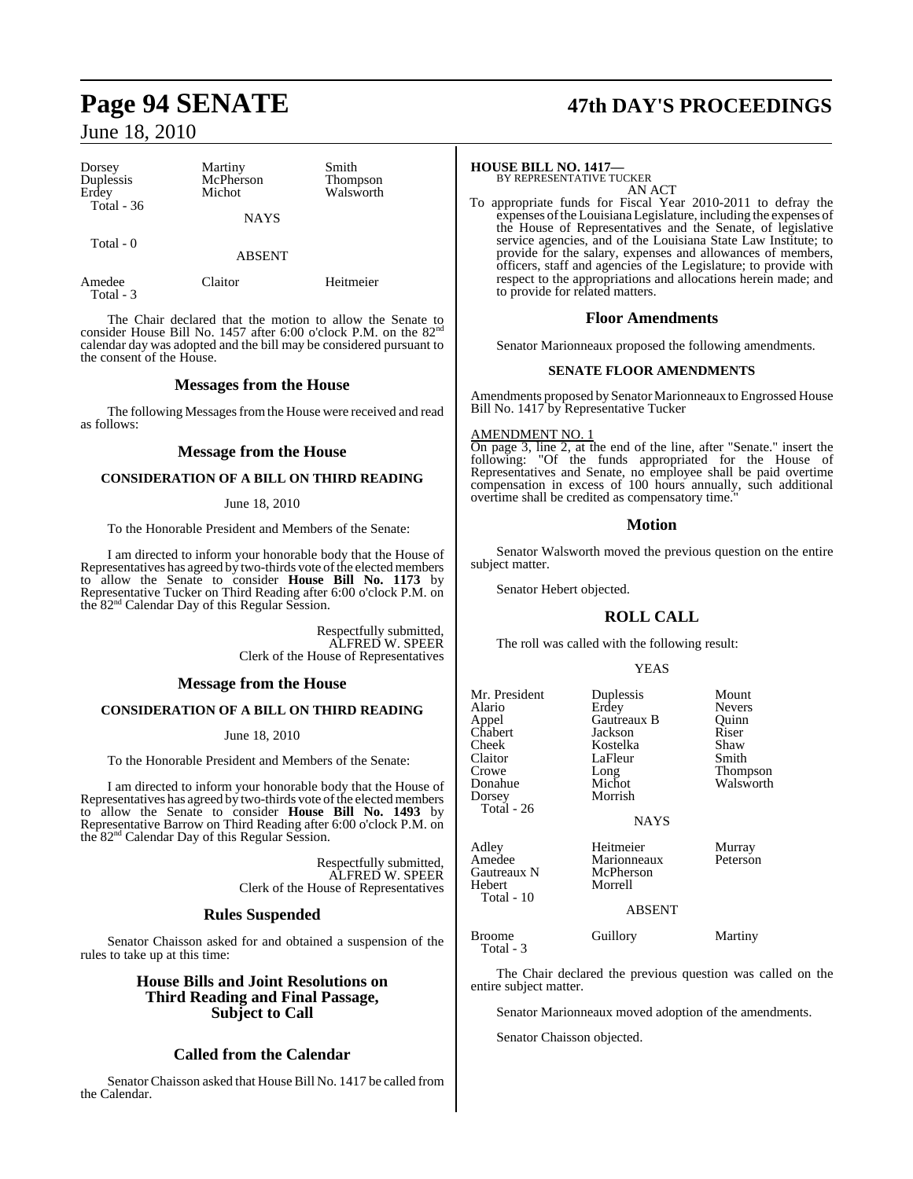| | | |
|---|---|---|
| Dorsey | Martiny | Smith |
| Duplessis | McPherson | Thompson |
| Erdey | Michot | Walsworth |
| Total - 36 | | |

NAYS

Total - 0

ABSENT

| | | |
|---|---|---|
| Amedee | Claitor | Heitmeier |
| Total - 3 | | |

The Chair declared that the motion to allow the Senate to consider House Bill No. 1457 after 6:00 o'clock P.M. on the 82nd calendar day was adopted and the bill may be considered pursuant to the consent of the House.

## Messages from the House

The following Messages from the House were received and read as follows:

## Message from the House

### CONSIDERATION OF A BILL ON THIRD READING

June 18, 2010

To the Honorable President and Members of the Senate:

I am directed to inform your honorable body that the House of Representatives has agreed by two-thirds vote of the elected members to allow the Senate to consider **House Bill No. 1173** by Representative Tucker on Third Reading after 6:00 o'clock P.M. on the 82nd Calendar Day of this Regular Session.

Respectfully submitted,
ALFRED W. SPEER
Clerk of the House of Representatives

## Message from the House

### CONSIDERATION OF A BILL ON THIRD READING

June 18, 2010

To the Honorable President and Members of the Senate:

I am directed to inform your honorable body that the House of Representatives has agreed by two-thirds vote of the elected members to allow the Senate to consider **House Bill No. 1493** by Representative Barrow on Third Reading after 6:00 o'clock P.M. on the 82nd Calendar Day of this Regular Session.

Respectfully submitted,
ALFRED W. SPEER
Clerk of the House of Representatives

## Rules Suspended

Senator Chaisson asked for and obtained a suspension of the rules to take up at this time:

## House Bills and Joint Resolutions on Third Reading and Final Passage, Subject to Call

## Called from the Calendar

Senator Chaisson asked that House Bill No. 1417 be called from the Calendar.

**HOUSE BILL NO. 1417—**
BY REPRESENTATIVE TUCKER

AN ACT

To appropriate funds for Fiscal Year 2010-2011 to defray the expenses of the Louisiana Legislature, including the expenses of the House of Representatives and the Senate, of legislative service agencies, and of the Louisiana State Law Institute; to provide for the salary, expenses and allowances of members, officers, staff and agencies of the Legislature; to provide with respect to the appropriations and allocations herein made; and to provide for related matters.

## Floor Amendments

Senator Marionneaux proposed the following amendments.

### SENATE FLOOR AMENDMENTS

Amendments proposed by Senator Marionneaux to Engrossed House Bill No. 1417 by Representative Tucker

AMENDMENT NO. 1

On page 3, line 2, at the end of the line, after "Senate." insert the following: "Of the funds appropriated for the House of Representatives and Senate, no employee shall be paid overtime compensation in excess of 100 hours annually, such additional overtime shall be credited as compensatory time."

## Motion

Senator Walsworth moved the previous question on the entire subject matter.

Senator Hebert objected.

## ROLL CALL

The roll was called with the following result:

YEAS

| | | |
|---|---|---|
| Mr. President | Duplessis | Mount |
| Alario | Erdey | Nevers |
| Appel | Gautreaux B | Quinn |
| Chabert | Jackson | Riser |
| Cheek | Kostelka | Shaw |
| Claitor | LaFleur | Smith |
| Crowe | Long | Thompson |
| Donahue | Michot | Walsworth |
| Dorsey | Morrish | |
| Total - 26 | | |

NAYS

| | | |
|---|---|---|
| Adley | Heitmeier | Murray |
| Amedee | Marionneaux | Peterson |
| Gautreaux N | McPherson | |
| Hebert | Morrell | |
| Total - 10 | | |

ABSENT

| | | |
|---|---|---|
| Broome | Guillory | Martiny |
| Total - 3 | | |

The Chair declared the previous question was called on the entire subject matter.

Senator Marionneaux moved adoption of the amendments.

Senator Chaisson objected.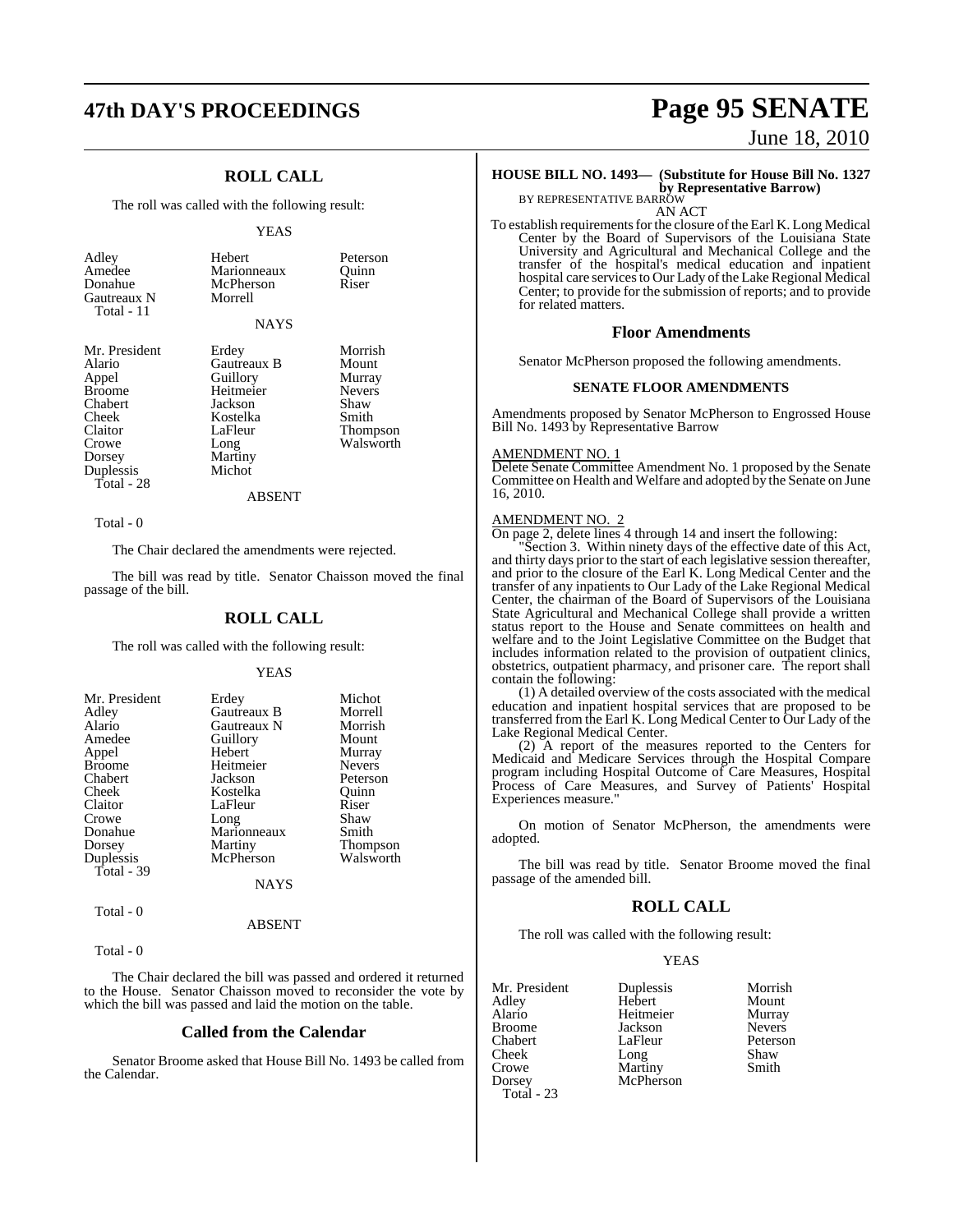## ROLL CALL

The roll was called with the following result:

YEAS

| | | |
|---|---|---|
| Adley | Hebert | Peterson |
| Amedee | Marionneaux | Quinn |
| Donahue | McPherson | Riser |
| Gautreaux N | Morrell | |
| Total - 11 | | |

NAYS

| | | |
|---|---|---|
| Mr. President | Erdey | Morrish |
| Alario | Gautreaux B | Mount |
| Appel | Guillory | Murray |
| Broome | Heitmeier | Nevers |
| Chabert | Jackson | Shaw |
| Cheek | Kostelka | Smith |
| Claitor | LaFleur | Thompson |
| Crowe | Long | Walsworth |
| Dorsey | Martiny | |
| Duplessis | Michot | |
| Total - 28 | | |

ABSENT

Total - 0

The Chair declared the amendments were rejected.

The bill was read by title. Senator Chaisson moved the final passage of the bill.

## ROLL CALL

The roll was called with the following result:

YEAS

| | | |
|---|---|---|
| Mr. President | Erdey | Michot |
| Adley | Gautreaux B | Morrell |
| Alario | Gautreaux N | Morrish |
| Amedee | Guillory | Mount |
| Appel | Hebert | Murray |
| Broome | Heitmeier | Nevers |
| Chabert | Jackson | Peterson |
| Cheek | Kostelka | Quinn |
| Claitor | LaFleur | Riser |
| Crowe | Long | Shaw |
| Donahue | Marionneaux | Smith |
| Dorsey | Martiny | Thompson |
| Duplessis | McPherson | Walsworth |
| Total - 39 | | |

NAYS

Total - 0

ABSENT

Total - 0

The Chair declared the bill was passed and ordered it returned to the House. Senator Chaisson moved to reconsider the vote by which the bill was passed and laid the motion on the table.

## Called from the Calendar

Senator Broome asked that House Bill No. 1493 be called from the Calendar.

**HOUSE BILL NO. 1493— (Substitute for House Bill No. 1327 by Representative Barrow)**
BY REPRESENTATIVE BARROW

AN ACT

To establish requirements for the closure of the Earl K. Long Medical Center by the Board of Supervisors of the Louisiana State University and Agricultural and Mechanical College and the transfer of the hospital's medical education and inpatient hospital care services to Our Lady of the Lake Regional Medical Center; to provide for the submission of reports; and to provide for related matters.

## Floor Amendments

Senator McPherson proposed the following amendments.

### SENATE FLOOR AMENDMENTS

Amendments proposed by Senator McPherson to Engrossed House Bill No. 1493 by Representative Barrow

AMENDMENT NO. 1

Delete Senate Committee Amendment No. 1 proposed by the Senate Committee on Health and Welfare and adopted by the Senate on June 16, 2010.

AMENDMENT NO. 2

On page 2, delete lines 4 through 14 and insert the following:

"Section 3. Within ninety days of the effective date of this Act, and thirty days prior to the start of each legislative session thereafter, and prior to the closure of the Earl K. Long Medical Center and the transfer of any inpatients to Our Lady of the Lake Regional Medical Center, the chairman of the Board of Supervisors of the Louisiana State Agricultural and Mechanical College shall provide a written status report to the House and Senate committees on health and welfare and to the Joint Legislative Committee on the Budget that includes information related to the provision of outpatient clinics, obstetrics, outpatient pharmacy, and prisoner care. The report shall contain the following:

(1) A detailed overview of the costs associated with the medical education and inpatient hospital services that are proposed to be transferred from the Earl K. Long Medical Center to Our Lady of the Lake Regional Medical Center.

(2) A report of the measures reported to the Centers for Medicaid and Medicare Services through the Hospital Compare program including Hospital Outcome of Care Measures, Hospital Process of Care Measures, and Survey of Patients' Hospital Experiences measure."

On motion of Senator McPherson, the amendments were adopted.

The bill was read by title. Senator Broome moved the final passage of the amended bill.

## ROLL CALL

The roll was called with the following result:

YEAS

| | | |
|---|---|---|
| Mr. President | Duplessis | Morrish |
| Adley | Hebert | Mount |
| Alario | Heitmeier | Murray |
| Broome | Jackson | Nevers |
| Chabert | LaFleur | Peterson |
| Cheek | Long | Shaw |
| Crowe | Martiny | Smith |
| Dorsey | McPherson | |
| Total - 23 | | |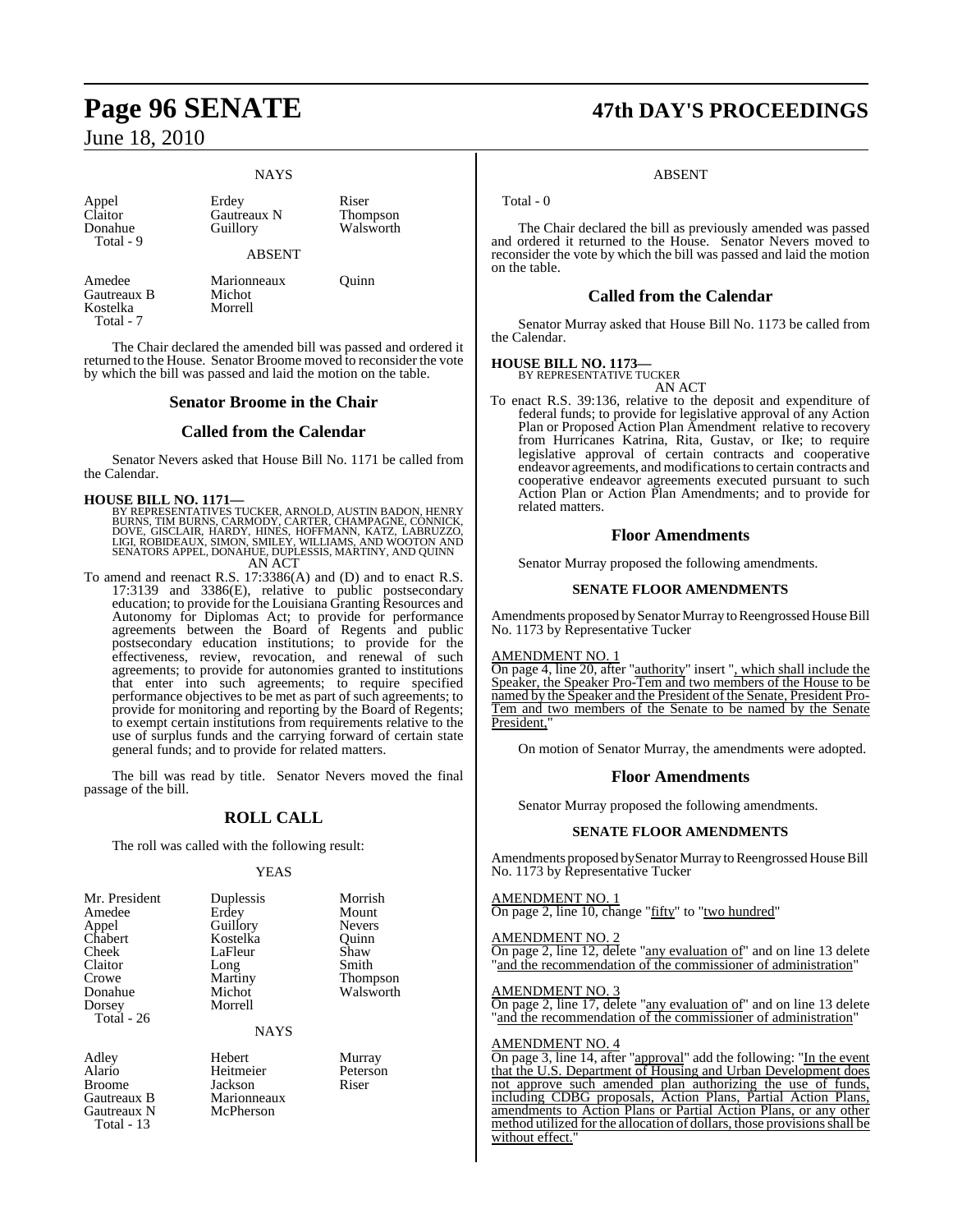NAYS

| | | |
|---|---|---|
| Appel | Erdey | Riser |
| Claitor | Gautreaux N | Thompson |
| Donahue | Guillory | Walsworth |
| Total - 9 | | |

ABSENT

| | | |
|---|---|---|
| Amedee | Marionneaux | Quinn |
| Gautreaux B | Michot | |
| Kostelka | Morrell | |
| Total - 7 | | |

The Chair declared the amended bill was passed and ordered it returned to the House. Senator Broome moved to reconsider the vote by which the bill was passed and laid the motion on the table.

## Senator Broome in the Chair

## Called from the Calendar

Senator Nevers asked that House Bill No. 1171 be called from the Calendar.

**HOUSE BILL NO. 1171—**
BY REPRESENTATIVES TUCKER, ARNOLD, AUSTIN BADON, HENRY BURNS, TIM BURNS, CARMODY, CARTER, CHAMPAGNE, CONNICK, DOVE, GISCLAIR, HARDY, HINES, HOFFMANN, KATZ, LABRUZZO, LIGI, ROBIDEAUX, SIMON, SMILEY, WILLIAMS, AND WOOTON AND SENATORS APPEL, DONAHUE, DUPLESSIS, MARTINY, AND QUINN
AN ACT

To amend and reenact R.S. 17:3386(A) and (D) and to enact R.S. 17:3139 and 3386(E), relative to public postsecondary education; to provide for the Louisiana Granting Resources and Autonomy for Diplomas Act; to provide for performance agreements between the Board of Regents and public postsecondary education institutions; to provide for the effectiveness, review, revocation, and renewal of such agreements; to provide for autonomies granted to institutions that enter into such agreements; to require specified performance objectives to be met as part of such agreements; to provide for monitoring and reporting by the Board of Regents; to exempt certain institutions from requirements relative to the use of surplus funds and the carrying forward of certain state general funds; and to provide for related matters.

The bill was read by title. Senator Nevers moved the final passage of the bill.

## ROLL CALL

The roll was called with the following result:

YEAS

| | | |
|---|---|---|
| Mr. President | Duplessis | Morrish |
| Amedee | Erdey | Mount |
| Appel | Guillory | Nevers |
| Chabert | Kostelka | Quinn |
| Cheek | LaFleur | Shaw |
| Claitor | Long | Smith |
| Crowe | Martiny | Thompson |
| Donahue | Michot | Walsworth |
| Dorsey | Morrell | |
| Total - 26 | | |

NAYS

| | | |
|---|---|---|
| Adley | Hebert | Murray |
| Alario | Heitmeier | Peterson |
| Broome | Jackson | Riser |
| Gautreaux B | Marionneaux | |
| Gautreaux N | McPherson | |
| Total - 13 | | |

ABSENT

Total - 0

The Chair declared the bill as previously amended was passed and ordered it returned to the House. Senator Nevers moved to reconsider the vote by which the bill was passed and laid the motion on the table.

## Called from the Calendar

Senator Murray asked that House Bill No. 1173 be called from the Calendar.

**HOUSE BILL NO. 1173—**
BY REPRESENTATIVE TUCKER
AN ACT

To enact R.S. 39:136, relative to the deposit and expenditure of federal funds; to provide for legislative approval of any Action Plan or Proposed Action Plan Amendment relative to recovery from Hurricanes Katrina, Rita, Gustav, or Ike; to require legislative approval of certain contracts and cooperative endeavor agreements, and modifications to certain contracts and cooperative endeavor agreements executed pursuant to such Action Plan or Action Plan Amendments; and to provide for related matters.

## Floor Amendments

Senator Murray proposed the following amendments.

### SENATE FLOOR AMENDMENTS

Amendments proposed by Senator Murray to Reengrossed House Bill No. 1173 by Representative Tucker

AMENDMENT NO. 1
On page 4, line 20, after "authority" insert ", which shall include the Speaker, the Speaker Pro-Tem and two members of the House to be named by the Speaker and the President of the Senate, President Pro-Tem and two members of the Senate to be named by the Senate President,"

On motion of Senator Murray, the amendments were adopted.

## Floor Amendments

Senator Murray proposed the following amendments.

### SENATE FLOOR AMENDMENTS

Amendments proposed by Senator Murray to Reengrossed House Bill No. 1173 by Representative Tucker

AMENDMENT NO. 1
On page 2, line 10, change "fifty" to "two hundred"

AMENDMENT NO. 2
On page 2, line 12, delete "any evaluation of" and on line 13 delete "and the recommendation of the commissioner of administration"

AMENDMENT NO. 3
On page 2, line 17, delete "any evaluation of" and on line 13 delete "and the recommendation of the commissioner of administration"

AMENDMENT NO. 4
On page 3, line 14, after "approval" add the following: "In the event that the U.S. Department of Housing and Urban Development does not approve such amended plan authorizing the use of funds, including CDBG proposals, Action Plans, Partial Action Plans, amendments to Action Plans or Partial Action Plans, or any other method utilized for the allocation of dollars, those provisions shall be without effect."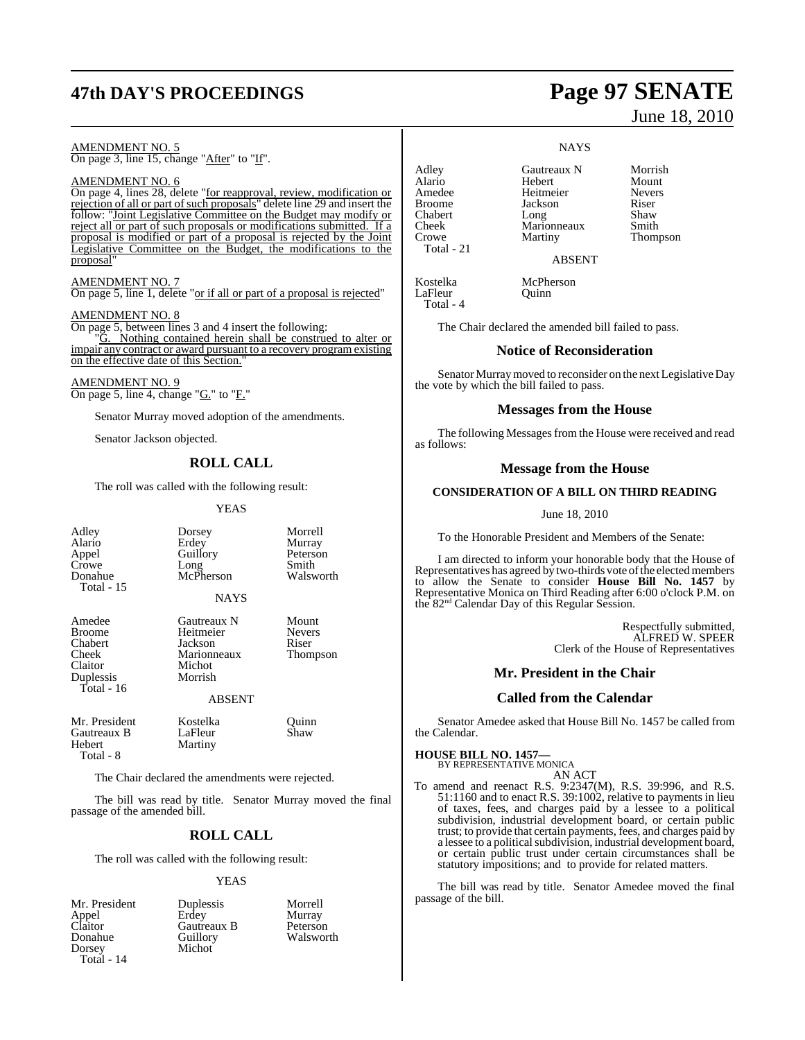AMENDMENT NO. 5

On page 3, line 15, change "After" to "If".

AMENDMENT NO. 6

On page 4, lines 28, delete "for reapproval, review, modification or rejection of all or part of such proposals" delete line 29 and insert the follow: "Joint Legislative Committee on the Budget may modify or reject all or part of such proposals or modifications submitted. If a proposal is modified or part of a proposal is rejected by the Joint Legislative Committee on the Budget, the modifications to the proposal"

AMENDMENT NO. 7

On page 5, line 1, delete "or if all or part of a proposal is rejected"

AMENDMENT NO. 8

On page 5, between lines 3 and 4 insert the following:

"G. Nothing contained herein shall be construed to alter or impair any contract or award pursuant to a recovery program existing on the effective date of this Section."

AMENDMENT NO. 9

On page 5, line 4, change "G." to "F."

Senator Murray moved adoption of the amendments.

Senator Jackson objected.

## ROLL CALL

The roll was called with the following result:

YEAS

| | | |
|---|---|---|
| Adley | Dorsey | Morrell |
| Alario | Erdey | Murray |
| Appel | Guillory | Peterson |
| Crowe | Long | Smith |
| Donahue | McPherson | Walsworth |
| Total - 15 | | |

NAYS

| | | |
|---|---|---|
| Amedee | Gautreaux N | Mount |
| Broome | Heitmeier | Nevers |
| Chabert | Jackson | Riser |
| Cheek | Marionneaux | Thompson |
| Claitor | Michot | |
| Duplessis | Morrish | |
| Total - 16 | | |

ABSENT

| | | |
|---|---|---|
| Mr. President | Kostelka | Quinn |
| Gautreaux B | LaFleur | Shaw |
| Hebert | Martiny | |
| Total - 8 | | |

The Chair declared the amendments were rejected.

The bill was read by title. Senator Murray moved the final passage of the amended bill.

## ROLL CALL

The roll was called with the following result:

YEAS

| | | |
|---|---|---|
| Mr. President | Duplessis | Morrell |
| Appel | Erdey | Murray |
| Claitor | Gautreaux B | Peterson |
| Donahue | Guillory | Walsworth |
| Dorsey | Michot | |
| Total - 14 | | |

NAYS

| | | |
|---|---|---|
| Adley | Gautreaux N | Morrish |
| Alario | Hebert | Mount |
| Amedee | Heitmeier | Nevers |
| Broome | Jackson | Riser |
| Chabert | Long | Shaw |
| Cheek | Marionneaux | Smith |
| Crowe | Martiny | Thompson |
| Total - 21 | | |

ABSENT

| | |
|---|---|
| Kostelka | McPherson |
| LaFleur | Quinn |
| Total - 4 | |

The Chair declared the amended bill failed to pass.

## Notice of Reconsideration

Senator Murray moved to reconsider on the next Legislative Day the vote by which the bill failed to pass.

## Messages from the House

The following Messages from the House were received and read as follows:

## Message from the House

### CONSIDERATION OF A BILL ON THIRD READING

June 18, 2010

To the Honorable President and Members of the Senate:

I am directed to inform your honorable body that the House of Representatives has agreed by two-thirds vote of the elected members to allow the Senate to consider **House Bill No. 1457** by Representative Monica on Third Reading after 6:00 o'clock P.M. on the 82nd Calendar Day of this Regular Session.

Respectfully submitted,
ALFRED W. SPEER
Clerk of the House of Representatives

## Mr. President in the Chair

## Called from the Calendar

Senator Amedee asked that House Bill No. 1457 be called from the Calendar.

**HOUSE BILL NO. 1457—**
BY REPRESENTATIVE MONICA
AN ACT

To amend and reenact R.S. 9:2347(M), R.S. 39:996, and R.S. 51:1160 and to enact R.S. 39:1002, relative to payments in lieu of taxes, fees, and charges paid by a lessee to a political subdivision, industrial development board, or certain public trust; to provide that certain payments, fees, and charges paid by a lessee to a political subdivision, industrial development board, or certain public trust under certain circumstances shall be statutory impositions; and to provide for related matters.

The bill was read by title. Senator Amedee moved the final passage of the bill.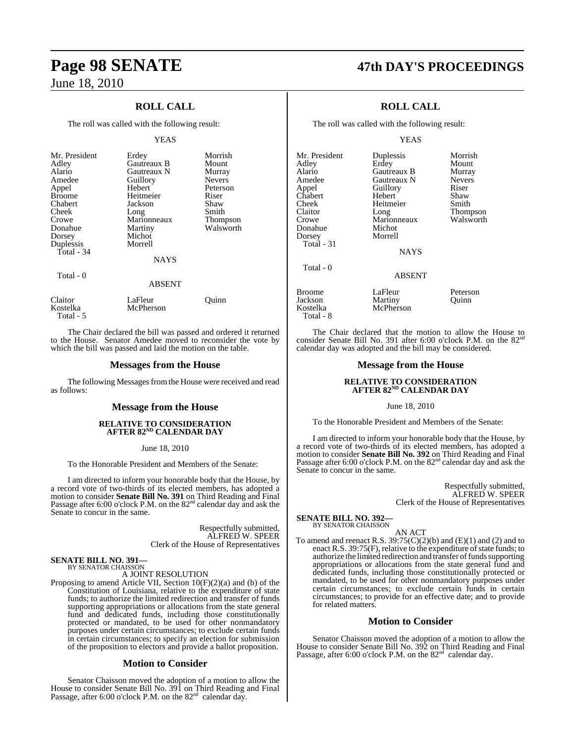## ROLL CALL

The roll was called with the following result:

YEAS

| | | |
|---|---|---|
| Mr. President | Erdey | Morrish |
| Adley | Gautreaux B | Mount |
| Alario | Gautreaux N | Murray |
| Amedee | Guillory | Nevers |
| Appel | Hebert | Peterson |
| Broome | Heitmeier | Riser |
| Chabert | Jackson | Shaw |
| Cheek | Long | Smith |
| Crowe | Marionneaux | Thompson |
| Donahue | Martiny | Walsworth |
| Dorsey | Michot | |
| Duplessis | Morrell | |
| Total - 34 | | |

NAYS

Total - 0

ABSENT

| | | |
|---|---|---|
| Claitor | LaFleur | Quinn |
| Kostelka | McPherson | |
| Total - 5 | | |

The Chair declared the bill was passed and ordered it returned to the House. Senator Amedee moved to reconsider the vote by which the bill was passed and laid the motion on the table.

## Messages from the House

The following Messages from the House were received and read as follows:

## Message from the House

**RELATIVE TO CONSIDERATION AFTER 82ND CALENDAR DAY**

June 18, 2010

To the Honorable President and Members of the Senate:

I am directed to inform your honorable body that the House, by a record vote of two-thirds of its elected members, has adopted a motion to consider **Senate Bill No. 391** on Third Reading and Final Passage after 6:00 o'clock P.M. on the 82nd calendar day and ask the Senate to concur in the same.

Respectfully submitted,
ALFRED W. SPEER
Clerk of the House of Representatives

**SENATE BILL NO. 391—**
BY SENATOR CHAISSON

A JOINT RESOLUTION

Proposing to amend Article VII, Section 10(F)(2)(a) and (b) of the Constitution of Louisiana, relative to the expenditure of state funds; to authorize the limited redirection and transfer of funds supporting appropriations or allocations from the state general fund and dedicated funds, including those constitutionally protected or mandated, to be used for other nonmandatory purposes under certain circumstances; to exclude certain funds in certain circumstances; to specify an election for submission of the proposition to electors and provide a ballot proposition.

## Motion to Consider

Senator Chaisson moved the adoption of a motion to allow the House to consider Senate Bill No. 391 on Third Reading and Final Passage, after 6:00 o'clock P.M. on the 82nd calendar day.

## ROLL CALL

The roll was called with the following result:

YEAS

| | | |
|---|---|---|
| Mr. President | Duplessis | Morrish |
| Adley | Erdey | Mount |
| Alario | Gautreaux B | Murray |
| Amedee | Gautreaux N | Nevers |
| Appel | Guillory | Riser |
| Chabert | Hebert | Shaw |
| Cheek | Heitmeier | Smith |
| Claitor | Long | Thompson |
| Crowe | Marionneaux | Walsworth |
| Donahue | Michot | |
| Dorsey | Morrell | |
| Total - 31 | | |

NAYS

Total - 0

ABSENT

| | | |
|---|---|---|
| Broome | LaFleur | Peterson |
| Jackson | Martiny | Quinn |
| Kostelka | McPherson | |
| Total - 8 | | |

The Chair declared that the motion to allow the House to consider Senate Bill No. 391 after 6:00 o'clock P.M. on the 82nd calendar day was adopted and the bill may be considered.

## Message from the House

**RELATIVE TO CONSIDERATION AFTER 82ND CALENDAR DAY**

June 18, 2010

To the Honorable President and Members of the Senate:

I am directed to inform your honorable body that the House, by a record vote of two-thirds of its elected members, has adopted a motion to consider **Senate Bill No. 392** on Third Reading and Final Passage after 6:00 o'clock P.M. on the 82nd calendar day and ask the Senate to concur in the same.

Respectfully submitted,
ALFRED W. SPEER
Clerk of the House of Representatives

**SENATE BILL NO. 392—**
BY SENATOR CHAISSON

AN ACT

To amend and reenact R.S. 39:75(C)(2)(b) and (E)(1) and (2) and to enact R.S. 39:75(F), relative to the expenditure of state funds; to authorize the limited redirection and transfer of funds supporting appropriations or allocations from the state general fund and dedicated funds, including those constitutionally protected or mandated, to be used for other nonmandatory purposes under certain circumstances; to exclude certain funds in certain circumstances; to provide for an effective date; and to provide for related matters.

## Motion to Consider

Senator Chaisson moved the adoption of a motion to allow the House to consider Senate Bill No. 392 on Third Reading and Final Passage, after 6:00 o'clock P.M. on the 82nd calendar day.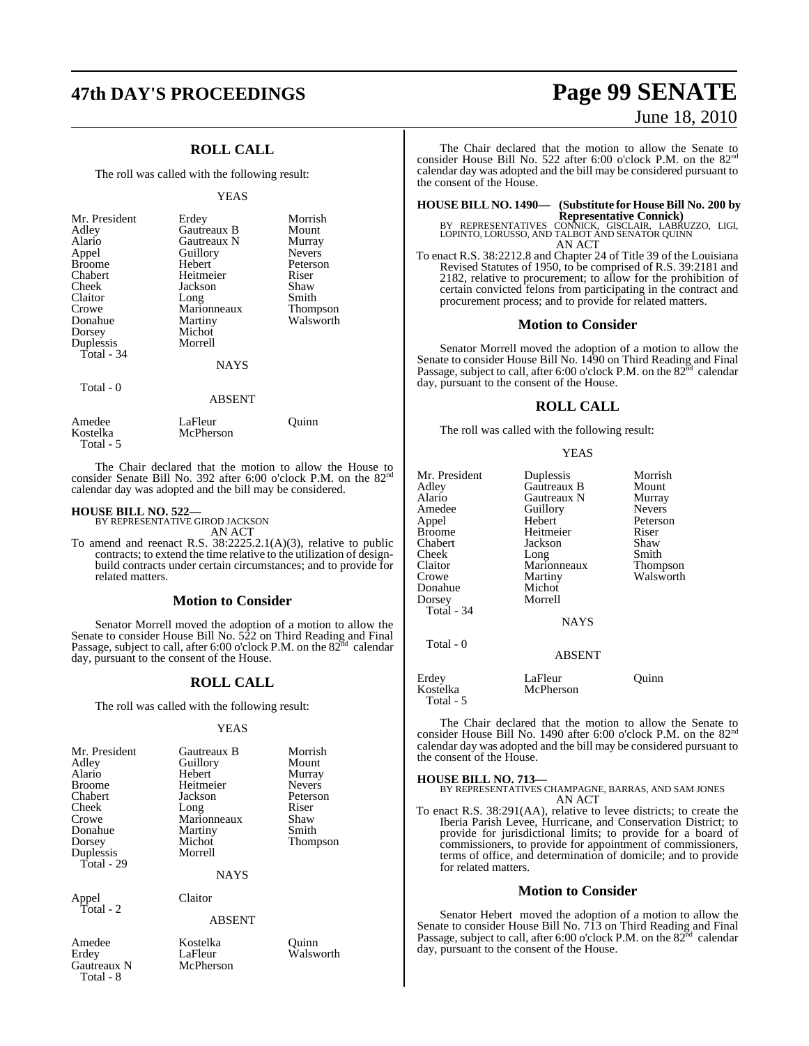## ROLL CALL

The roll was called with the following result:

YEAS

| | | |
|---|---|---|
| Mr. President | Erdey | Morrish |
| Adley | Gautreaux B | Mount |
| Alario | Gautreaux N | Murray |
| Appel | Guillory | Nevers |
| Broome | Hebert | Peterson |
| Chabert | Heitmeier | Riser |
| Cheek | Jackson | Shaw |
| Claitor | Long | Smith |
| Crowe | Marionneaux | Thompson |
| Donahue | Martiny | Walsworth |
| Dorsey | Michot | |
| Duplessis | Morrell | |
| Total - 34 | | |

NAYS

Total - 0

ABSENT

| | | |
|---|---|---|
| Amedee | LaFleur | Quinn |
| Kostelka | McPherson | |
| Total - 5 | | |

The Chair declared that the motion to allow the House to consider Senate Bill No. 392 after 6:00 o'clock P.M. on the 82[nd] calendar day was adopted and the bill may be considered.

**HOUSE BILL NO. 522—**
BY REPRESENTATIVE GIROD JACKSON
AN ACT

To amend and reenact R.S. 38:2225.2.1(A)(3), relative to public contracts; to extend the time relative to the utilization of design-build contracts under certain circumstances; and to provide for related matters.

## Motion to Consider

Senator Morrell moved the adoption of a motion to allow the Senate to consider House Bill No. 522 on Third Reading and Final Passage, subject to call, after 6:00 o'clock P.M. on the 82[nd] calendar day, pursuant to the consent of the House.

## ROLL CALL

The roll was called with the following result:

YEAS

| | | |
|---|---|---|
| Mr. President | Gautreaux B | Morrish |
| Adley | Guillory | Mount |
| Alario | Hebert | Murray |
| Broome | Heitmeier | Nevers |
| Chabert | Jackson | Peterson |
| Cheek | Long | Riser |
| Crowe | Marionneaux | Shaw |
| Donahue | Martiny | Smith |
| Dorsey | Michot | Thompson |
| Duplessis | Morrell | |
| Total - 29 | | |

NAYS

| | |
|---|---|
| Appel | Claitor |
| Total - 2 | |

ABSENT

| | | |
|---|---|---|
| Amedee | Kostelka | Quinn |
| Erdey | LaFleur | Walsworth |
| Gautreaux N | McPherson | |
| Total - 8 | | |

The Chair declared that the motion to allow the Senate to consider House Bill No. 522 after 6:00 o'clock P.M. on the 82[nd] calendar day was adopted and the bill may be considered pursuant to the consent of the House.

**HOUSE BILL NO. 1490— (Substitute for House Bill No. 200 by Representative Connick)**
BY REPRESENTATIVES CONNICK, GISCLAIR, LABRUZZO, LIGI, LOPINTO, LORUSSO, AND TALBOT AND SENATOR QUINN
AN ACT

To enact R.S. 38:2212.8 and Chapter 24 of Title 39 of the Louisiana Revised Statutes of 1950, to be comprised of R.S. 39:2181 and 2182, relative to procurement; to allow for the prohibition of certain convicted felons from participating in the contract and procurement process; and to provide for related matters.

## Motion to Consider

Senator Morrell moved the adoption of a motion to allow the Senate to consider House Bill No. 1490 on Third Reading and Final Passage, subject to call, after 6:00 o'clock P.M. on the 82[nd] calendar day, pursuant to the consent of the House.

## ROLL CALL

The roll was called with the following result:

YEAS

| | | |
|---|---|---|
| Mr. President | Duplessis | Morrish |
| Adley | Gautreaux B | Mount |
| Alario | Gautreaux N | Murray |
| Amedee | Guillory | Nevers |
| Appel | Hebert | Peterson |
| Broome | Heitmeier | Riser |
| Chabert | Jackson | Shaw |
| Cheek | Long | Smith |
| Claitor | Marionneaux | Thompson |
| Crowe | Martiny | Walsworth |
| Donahue | Michot | |
| Dorsey | Morrell | |
| Total - 34 | | |

NAYS

Total - 0

ABSENT

| | | |
|---|---|---|
| Erdey | LaFleur | Quinn |
| Kostelka | McPherson | |
| Total - 5 | | |

The Chair declared that the motion to allow the Senate to consider House Bill No. 1490 after 6:00 o'clock P.M. on the 82[nd] calendar day was adopted and the bill may be considered pursuant to the consent of the House.

**HOUSE BILL NO. 713—**
BY REPRESENTATIVES CHAMPAGNE, BARRAS, AND SAM JONES
AN ACT

To enact R.S. 38:291(AA), relative to levee districts; to create the Iberia Parish Levee, Hurricane, and Conservation District; to provide for jurisdictional limits; to provide for a board of commissioners, to provide for appointment of commissioners, terms of office, and determination of domicile; and to provide for related matters.

## Motion to Consider

Senator Hebert moved the adoption of a motion to allow the Senate to consider House Bill No. 713 on Third Reading and Final Passage, subject to call, after 6:00 o'clock P.M. on the 82[nd] calendar day, pursuant to the consent of the House.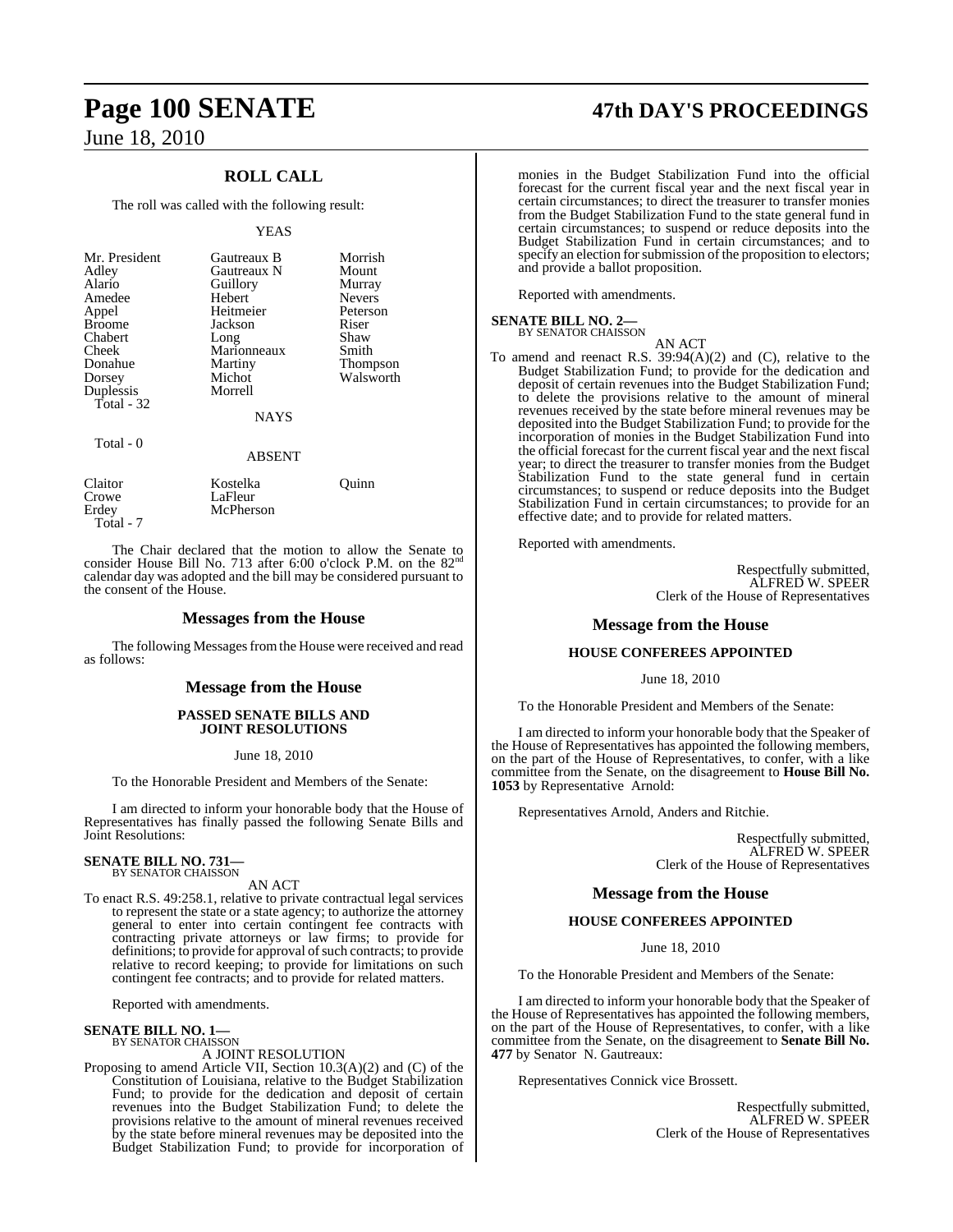## ROLL CALL

The roll was called with the following result:

YEAS

| | | |
|---|---|---|
| Mr. President | Gautreaux B | Morrish |
| Adley | Gautreaux N | Mount |
| Alario | Guillory | Murray |
| Amedee | Hebert | Nevers |
| Appel | Heitmeier | Peterson |
| Broome | Jackson | Riser |
| Chabert | Long | Shaw |
| Cheek | Marionneaux | Smith |
| Donahue | Martiny | Thompson |
| Dorsey | Michot | Walsworth |
| Duplessis | Morrell | |

Total - 32

NAYS

Total - 0

ABSENT

| | | |
|---|---|---|
| Claitor | Kostelka | Quinn |
| Crowe | LaFleur | |
| Erdey | McPherson | |

Total - 7

The Chair declared that the motion to allow the Senate to consider House Bill No. 713 after 6:00 o'clock P.M. on the 82nd calendar day was adopted and the bill may be considered pursuant to the consent of the House.

## Messages from the House

The following Messages from the House were received and read as follows:

## Message from the House

### PASSED SENATE BILLS AND JOINT RESOLUTIONS

June 18, 2010

To the Honorable President and Members of the Senate:

I am directed to inform your honorable body that the House of Representatives has finally passed the following Senate Bills and Joint Resolutions:

**SENATE BILL NO. 731—**
BY SENATOR CHAISSON

AN ACT

To enact R.S. 49:258.1, relative to private contractual legal services to represent the state or a state agency; to authorize the attorney general to enter into certain contingent fee contracts with contracting private attorneys or law firms; to provide for definitions; to provide for approval of such contracts; to provide relative to record keeping; to provide for limitations on such contingent fee contracts; and to provide for related matters.

Reported with amendments.

**SENATE BILL NO. 1—**
BY SENATOR CHAISSON

A JOINT RESOLUTION

Proposing to amend Article VII, Section 10.3(A)(2) and (C) of the Constitution of Louisiana, relative to the Budget Stabilization Fund; to provide for the dedication and deposit of certain revenues into the Budget Stabilization Fund; to delete the provisions relative to the amount of mineral revenues received by the state before mineral revenues may be deposited into the Budget Stabilization Fund; to provide for incorporation of monies in the Budget Stabilization Fund into the official forecast for the current fiscal year and the next fiscal year in certain circumstances; to direct the treasurer to transfer monies from the Budget Stabilization Fund to the state general fund in certain circumstances; to suspend or reduce deposits into the Budget Stabilization Fund in certain circumstances; and to specify an election for submission of the proposition to electors; and provide a ballot proposition.

Reported with amendments.

**SENATE BILL NO. 2—**
BY SENATOR CHAISSON

AN ACT

To amend and reenact R.S. 39:94(A)(2) and (C), relative to the Budget Stabilization Fund; to provide for the dedication and deposit of certain revenues into the Budget Stabilization Fund; to delete the provisions relative to the amount of mineral revenues received by the state before mineral revenues may be deposited into the Budget Stabilization Fund; to provide for the incorporation of monies in the Budget Stabilization Fund into the official forecast for the current fiscal year and the next fiscal year; to direct the treasurer to transfer monies from the Budget Stabilization Fund to the state general fund in certain circumstances; to suspend or reduce deposits into the Budget Stabilization Fund in certain circumstances; to provide for an effective date; and to provide for related matters.

Reported with amendments.

Respectfully submitted,
ALFRED W. SPEER
Clerk of the House of Representatives

## Message from the House

### HOUSE CONFEREES APPOINTED

June 18, 2010

To the Honorable President and Members of the Senate:

I am directed to inform your honorable body that the Speaker of the House of Representatives has appointed the following members, on the part of the House of Representatives, to confer, with a like committee from the Senate, on the disagreement to **House Bill No. 1053** by Representative Arnold:

Representatives Arnold, Anders and Ritchie.

Respectfully submitted,
ALFRED W. SPEER
Clerk of the House of Representatives

## Message from the House

### HOUSE CONFEREES APPOINTED

June 18, 2010

To the Honorable President and Members of the Senate:

I am directed to inform your honorable body that the Speaker of the House of Representatives has appointed the following members, on the part of the House of Representatives, to confer, with a like committee from the Senate, on the disagreement to **Senate Bill No. 477** by Senator N. Gautreaux:

Representatives Connick vice Brossett.

Respectfully submitted,
ALFRED W. SPEER
Clerk of the House of Representatives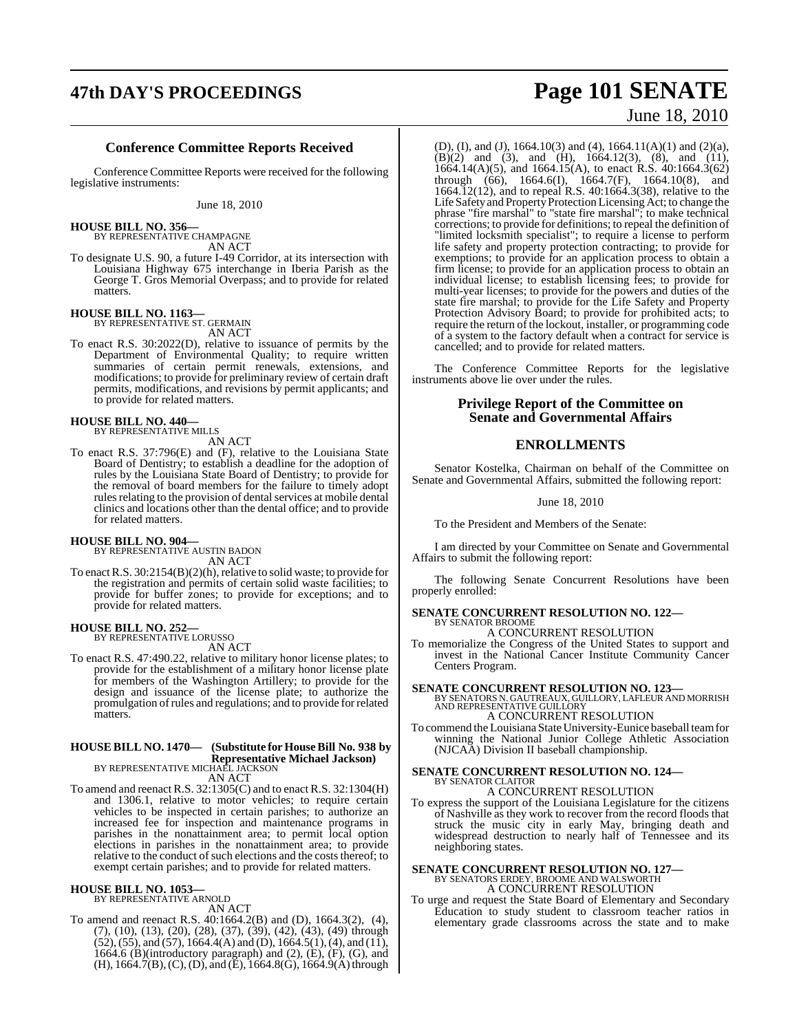## Conference Committee Reports Received

Conference Committee Reports were received for the following legislative instruments:

June 18, 2010

**HOUSE BILL NO. 356—**
BY REPRESENTATIVE CHAMPAGNE
AN ACT

To designate U.S. 90, a future I-49 Corridor, at its intersection with Louisiana Highway 675 interchange in Iberia Parish as the George T. Gros Memorial Overpass; and to provide for related matters.

**HOUSE BILL NO. 1163—**
BY REPRESENTATIVE ST. GERMAIN
AN ACT

To enact R.S. 30:2022(D), relative to issuance of permits by the Department of Environmental Quality; to require written summaries of certain permit renewals, extensions, and modifications; to provide for preliminary review of certain draft permits, modifications, and revisions by permit applicants; and to provide for related matters.

**HOUSE BILL NO. 440—**
BY REPRESENTATIVE MILLS
AN ACT

To enact R.S. 37:796(E) and (F), relative to the Louisiana State Board of Dentistry; to establish a deadline for the adoption of rules by the Louisiana State Board of Dentistry; to provide for the removal of board members for the failure to timely adopt rules relating to the provision of dental services at mobile dental clinics and locations other than the dental office; and to provide for related matters.

**HOUSE BILL NO. 904—**
BY REPRESENTATIVE AUSTIN BADON
AN ACT

To enact R.S. 30:2154(B)(2)(h), relative to solid waste; to provide for the registration and permits of certain solid waste facilities; to provide for buffer zones; to provide for exceptions; and to provide for related matters.

**HOUSE BILL NO. 252—**
BY REPRESENTATIVE LORUSSO
AN ACT

To enact R.S. 47:490.22, relative to military honor license plates; to provide for the establishment of a military honor license plate for members of the Washington Artillery; to provide for the design and issuance of the license plate; to authorize the promulgation of rules and regulations; and to provide for related matters.

**HOUSE BILL NO. 1470— (Substitute for House Bill No. 938 by Representative Michael Jackson)**
BY REPRESENTATIVE MICHAEL JACKSON
AN ACT

To amend and reenact R.S. 32:1305(C) and to enact R.S. 32:1304(H) and 1306.1, relative to motor vehicles; to require certain vehicles to be inspected in certain parishes; to authorize an increased fee for inspection and maintenance programs in parishes in the nonattainment area; to permit local option elections in parishes in the nonattainment area; to provide relative to the conduct of such elections and the costs thereof; to exempt certain parishes; and to provide for related matters.

**HOUSE BILL NO. 1053—**
BY REPRESENTATIVE ARNOLD
AN ACT

To amend and reenact R.S. 40:1664.2(B) and (D), 1664.3(2), (4), (7), (10), (13), (20), (28), (37), (39), (42), (43), (49) through (52), (55), and (57), 1664.4(A) and (D), 1664.5(1), (4), and (11), 1664.6 (B)(introductory paragraph) and (2), (E), (F), (G), and (H), 1664.7(B), (C), (D), and (E), 1664.8(G), 1664.9(A) through (D), (I), and (J), 1664.10(3) and (4), 1664.11(A)(1) and (2)(a), (B)(2) and (3), and (H), 1664.12(3), (8), and (11), 1664.14(A)(5), and 1664.15(A), to enact R.S. 40:1664.3(62) through (66), 1664.6(I), 1664.7(F), 1664.10(8), and 1664.12(12), and to repeal R.S. 40:1664.3(38), relative to the Life Safety and Property Protection Licensing Act; to change the phrase "fire marshal" to "state fire marshal"; to make technical corrections; to provide for definitions; to repeal the definition of "limited locksmith specialist"; to require a license to perform life safety and property protection contracting; to provide for exemptions; to provide for an application process to obtain a firm license; to provide for an application process to obtain an individual license; to establish licensing fees; to provide for multi-year licenses; to provide for the powers and duties of the state fire marshal; to provide for the Life Safety and Property Protection Advisory Board; to provide for prohibited acts; to require the return of the lockout, installer, or programming code of a system to the factory default when a contract for service is cancelled; and to provide for related matters.

The Conference Committee Reports for the legislative instruments above lie over under the rules.

## Privilege Report of the Committee on Senate and Governmental Affairs

## ENROLLMENTS

Senator Kostelka, Chairman on behalf of the Committee on Senate and Governmental Affairs, submitted the following report:

June 18, 2010

To the President and Members of the Senate:

I am directed by your Committee on Senate and Governmental Affairs to submit the following report:

The following Senate Concurrent Resolutions have been properly enrolled:

**SENATE CONCURRENT RESOLUTION NO. 122—**
BY SENATOR BROOME
A CONCURRENT RESOLUTION

To memorialize the Congress of the United States to support and invest in the National Cancer Institute Community Cancer Centers Program.

**SENATE CONCURRENT RESOLUTION NO. 123—**
BY SENATORS N. GAUTREAUX, GUILLORY, LAFLEUR AND MORRISH AND REPRESENTATIVE GUILLORY
A CONCURRENT RESOLUTION

To commend the Louisiana State University-Eunice baseball team for winning the National Junior College Athletic Association (NJCAA) Division II baseball championship.

**SENATE CONCURRENT RESOLUTION NO. 124—**
BY SENATOR CLAITOR
A CONCURRENT RESOLUTION

To express the support of the Louisiana Legislature for the citizens of Nashville as they work to recover from the record floods that struck the music city in early May, bringing death and widespread destruction to nearly half of Tennessee and its neighboring states.

**SENATE CONCURRENT RESOLUTION NO. 127—**
BY SENATORS ERDEY, BROOME AND WALSWORTH
A CONCURRENT RESOLUTION

To urge and request the State Board of Elementary and Secondary Education to study student to classroom teacher ratios in elementary grade classrooms across the state and to make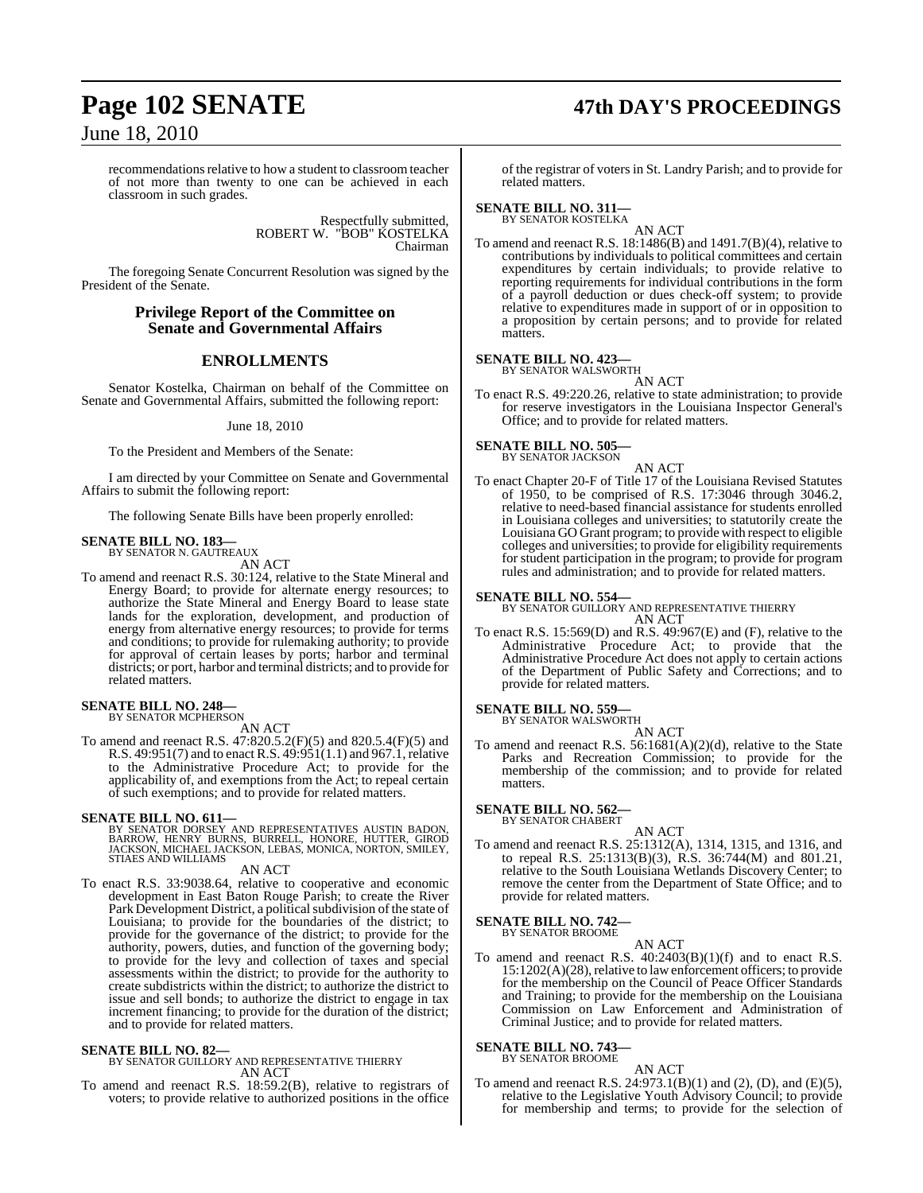recommendations relative to how a student to classroom teacher of not more than twenty to one can be achieved in each classroom in such grades.

Respectfully submitted,
ROBERT W. "BOB" KOSTELKA
Chairman

The foregoing Senate Concurrent Resolution was signed by the President of the Senate.

## Privilege Report of the Committee on Senate and Governmental Affairs

## ENROLLMENTS

Senator Kostelka, Chairman on behalf of the Committee on Senate and Governmental Affairs, submitted the following report:

June 18, 2010

To the President and Members of the Senate:

I am directed by your Committee on Senate and Governmental Affairs to submit the following report:

The following Senate Bills have been properly enrolled:

**SENATE BILL NO. 183—**
BY SENATOR N. GAUTREAUX
AN ACT
To amend and reenact R.S. 30:124, relative to the State Mineral and Energy Board; to provide for alternate energy resources; to authorize the State Mineral and Energy Board to lease state lands for the exploration, development, and production of energy from alternative energy resources; to provide for terms and conditions; to provide for rulemaking authority; to provide for approval of certain leases by ports; harbor and terminal districts; or port, harbor and terminal districts; and to provide for related matters.

**SENATE BILL NO. 248—**
BY SENATOR MCPHERSON
AN ACT
To amend and reenact R.S. 47:820.5.2(F)(5) and 820.5.4(F)(5) and R.S. 49:951(7) and to enact R.S. 49:951(1.1) and 967.1, relative to the Administrative Procedure Act; to provide for the applicability of, and exemptions from the Act; to repeal certain of such exemptions; and to provide for related matters.

**SENATE BILL NO. 611—**
BY SENATOR DORSEY AND REPRESENTATIVES AUSTIN BADON, BARROW, HENRY BURNS, BURRELL, HONORE, HUTTER, GIROD JACKSON, MICHAEL JACKSON, LEBAS, MONICA, NORTON, SMILEY, STIAES AND WILLIAMS
AN ACT
To enact R.S. 33:9038.64, relative to cooperative and economic development in East Baton Rouge Parish; to create the River Park Development District, a political subdivision of the state of Louisiana; to provide for the boundaries of the district; to provide for the governance of the district; to provide for the authority, powers, duties, and function of the governing body; to provide for the levy and collection of taxes and special assessments within the district; to provide for the authority to create subdistricts within the district; to authorize the district to issue and sell bonds; to authorize the district to engage in tax increment financing; to provide for the duration of the district; and to provide for related matters.

**SENATE BILL NO. 82—**
BY SENATOR GUILLORY AND REPRESENTATIVE THIERRY
AN ACT
To amend and reenact R.S. 18:59.2(B), relative to registrars of voters; to provide relative to authorized positions in the office of the registrar of voters in St. Landry Parish; and to provide for related matters.

**SENATE BILL NO. 311—**
BY SENATOR KOSTELKA
AN ACT
To amend and reenact R.S. 18:1486(B) and 1491.7(B)(4), relative to contributions by individuals to political committees and certain expenditures by certain individuals; to provide relative to reporting requirements for individual contributions in the form of a payroll deduction or dues check-off system; to provide relative to expenditures made in support of or in opposition to a proposition by certain persons; and to provide for related matters.

**SENATE BILL NO. 423—**
BY SENATOR WALSWORTH
AN ACT
To enact R.S. 49:220.26, relative to state administration; to provide for reserve investigators in the Louisiana Inspector General's Office; and to provide for related matters.

**SENATE BILL NO. 505—**
BY SENATOR JACKSON
AN ACT
To enact Chapter 20-F of Title 17 of the Louisiana Revised Statutes of 1950, to be comprised of R.S. 17:3046 through 3046.2, relative to need-based financial assistance for students enrolled in Louisiana colleges and universities; to statutorily create the Louisiana GO Grant program; to provide with respect to eligible colleges and universities; to provide for eligibility requirements for student participation in the program; to provide for program rules and administration; and to provide for related matters.

**SENATE BILL NO. 554—**
BY SENATOR GUILLORY AND REPRESENTATIVE THIERRY
AN ACT
To enact R.S. 15:569(D) and R.S. 49:967(E) and (F), relative to the Administrative Procedure Act; to provide that the Administrative Procedure Act does not apply to certain actions of the Department of Public Safety and Corrections; and to provide for related matters.

**SENATE BILL NO. 559—**
BY SENATOR WALSWORTH
AN ACT
To amend and reenact R.S. 56:1681(A)(2)(d), relative to the State Parks and Recreation Commission; to provide for the membership of the commission; and to provide for related matters.

**SENATE BILL NO. 562—**
BY SENATOR CHABERT
AN ACT
To amend and reenact R.S. 25:1312(A), 1314, 1315, and 1316, and to repeal R.S. 25:1313(B)(3), R.S. 36:744(M) and 801.21, relative to the South Louisiana Wetlands Discovery Center; to remove the center from the Department of State Office; and to provide for related matters.

**SENATE BILL NO. 742—**
BY SENATOR BROOME
AN ACT
To amend and reenact R.S. 40:2403(B)(1)(f) and to enact R.S. 15:1202(A)(28), relative to law enforcement officers; to provide for the membership on the Council of Peace Officer Standards and Training; to provide for the membership on the Louisiana Commission on Law Enforcement and Administration of Criminal Justice; and to provide for related matters.

**SENATE BILL NO. 743—**
BY SENATOR BROOME
AN ACT
To amend and reenact R.S. 24:973.1(B)(1) and (2), (D), and (E)(5), relative to the Legislative Youth Advisory Council; to provide for membership and terms; to provide for the selection of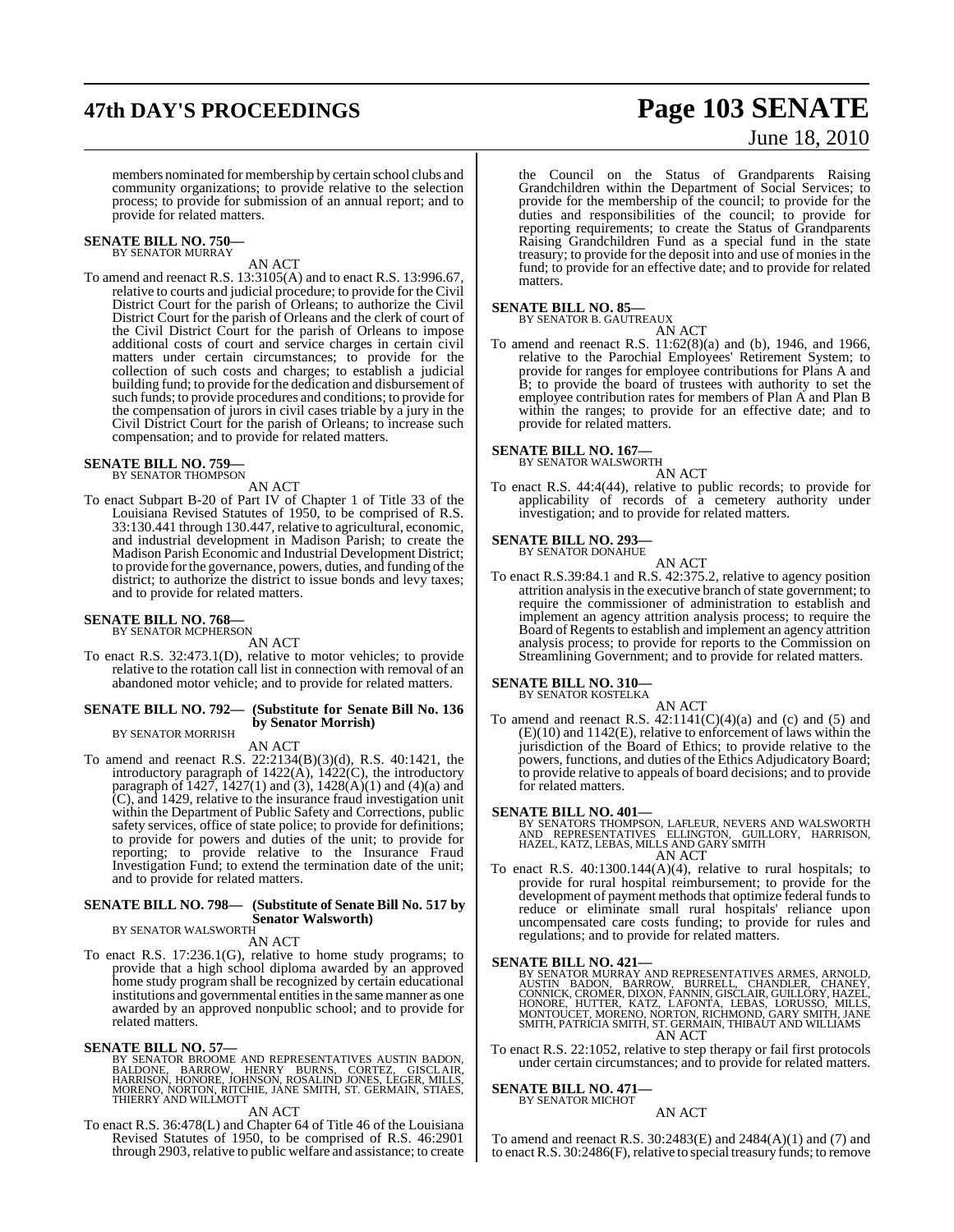members nominated for membership by certain school clubs and community organizations; to provide relative to the selection process; to provide for submission of an annual report; and to provide for related matters.

**SENATE BILL NO. 750—**
BY SENATOR MURRAY

AN ACT

To amend and reenact R.S. 13:3105(A) and to enact R.S. 13:996.67, relative to courts and judicial procedure; to provide for the Civil District Court for the parish of Orleans; to authorize the Civil District Court for the parish of Orleans and the clerk of court of the Civil District Court for the parish of Orleans to impose additional costs of court and service charges in certain civil matters under certain circumstances; to provide for the collection of such costs and charges; to establish a judicial building fund; to provide for the dedication and disbursement of such funds; to provide procedures and conditions; to provide for the compensation of jurors in civil cases triable by a jury in the Civil District Court for the parish of Orleans; to increase such compensation; and to provide for related matters.

**SENATE BILL NO. 759—**
BY SENATOR THOMPSON

AN ACT

To enact Subpart B-20 of Part IV of Chapter 1 of Title 33 of the Louisiana Revised Statutes of 1950, to be comprised of R.S. 33:130.441 through 130.447, relative to agricultural, economic, and industrial development in Madison Parish; to create the Madison Parish Economic and Industrial Development District; to provide for the governance, powers, duties, and funding of the district; to authorize the district to issue bonds and levy taxes; and to provide for related matters.

**SENATE BILL NO. 768—**
BY SENATOR MCPHERSON

AN ACT

To enact R.S. 32:473.1(D), relative to motor vehicles; to provide relative to the rotation call list in connection with removal of an abandoned motor vehicle; and to provide for related matters.

**SENATE BILL NO. 792— (Substitute for Senate Bill No. 136 by Senator Morrish)**
BY SENATOR MORRISH

AN ACT

To amend and reenact R.S. 22:2134(B)(3)(d), R.S. 40:1421, the introductory paragraph of 1422(A), 1422(C), the introductory paragraph of 1427, 1427(1) and (3), 1428(A)(1) and (4)(a) and (C), and 1429, relative to the insurance fraud investigation unit within the Department of Public Safety and Corrections, public safety services, office of state police; to provide for definitions; to provide for powers and duties of the unit; to provide for reporting; to provide relative to the Insurance Fraud Investigation Fund; to extend the termination date of the unit; and to provide for related matters.

**SENATE BILL NO. 798— (Substitute of Senate Bill No. 517 by Senator Walsworth)**
BY SENATOR WALSWORTH

AN ACT

To enact R.S. 17:236.1(G), relative to home study programs; to provide that a high school diploma awarded by an approved home study program shall be recognized by certain educational institutions and governmental entities in the same manner as one awarded by an approved nonpublic school; and to provide for related matters.

**SENATE BILL NO. 57—**
BY SENATOR BROOME AND REPRESENTATIVES AUSTIN BADON, BALDONE, BARROW, HENRY BURNS, CORTEZ, GISCLAIR, HARRISON, HONORE, JOHNSON, ROSALIND JONES, LEGER, MILLS, MORENO, NORTON, RITCHIE, JANE SMITH, ST. GERMAIN, STIAES, THIERRY AND WILLMOTT

AN ACT

To enact R.S. 36:478(L) and Chapter 64 of Title 46 of the Louisiana Revised Statutes of 1950, to be comprised of R.S. 46:2901 through 2903, relative to public welfare and assistance; to create the Council on the Status of Grandparents Raising Grandchildren within the Department of Social Services; to provide for the membership of the council; to provide for the duties and responsibilities of the council; to provide for reporting requirements; to create the Status of Grandparents Raising Grandchildren Fund as a special fund in the state treasury; to provide for the deposit into and use of monies in the fund; to provide for an effective date; and to provide for related matters.

**SENATE BILL NO. 85—**
BY SENATOR B. GAUTREAUX

AN ACT

To amend and reenact R.S. 11:62(8)(a) and (b), 1946, and 1966, relative to the Parochial Employees' Retirement System; to provide for ranges for employee contributions for Plans A and B; to provide the board of trustees with authority to set the employee contribution rates for members of Plan A and Plan B within the ranges; to provide for an effective date; and to provide for related matters.

**SENATE BILL NO. 167—**
BY SENATOR WALSWORTH

AN ACT

To enact R.S. 44:4(44), relative to public records; to provide for applicability of records of a cemetery authority under investigation; and to provide for related matters.

**SENATE BILL NO. 293—**
BY SENATOR DONAHUE

AN ACT

To enact R.S.39:84.1 and R.S. 42:375.2, relative to agency position attrition analysis in the executive branch of state government; to require the commissioner of administration to establish and implement an agency attrition analysis process; to require the Board of Regents to establish and implement an agency attrition analysis process; to provide for reports to the Commission on Streamlining Government; and to provide for related matters.

**SENATE BILL NO. 310—**
BY SENATOR KOSTELKA

AN ACT

To amend and reenact R.S. 42:1141(C)(4)(a) and (c) and (5) and (E)(10) and 1142(E), relative to enforcement of laws within the jurisdiction of the Board of Ethics; to provide relative to the powers, functions, and duties of the Ethics Adjudicatory Board; to provide relative to appeals of board decisions; and to provide for related matters.

**SENATE BILL NO. 401—**
BY SENATORS THOMPSON, LAFLEUR, NEVERS AND WALSWORTH AND REPRESENTATIVES ELLINGTON, GUILLORY, HARRISON, HAZEL, KATZ, LEBAS, MILLS AND GARY SMITH

AN ACT

To enact R.S. 40:1300.144(A)(4), relative to rural hospitals; to provide for rural hospital reimbursement; to provide for the development of payment methods that optimize federal funds to reduce or eliminate small rural hospitals' reliance upon uncompensated care costs funding; to provide for rules and regulations; and to provide for related matters.

**SENATE BILL NO. 421—**
BY SENATOR MURRAY AND REPRESENTATIVES ARMES, ARNOLD, AUSTIN BADON, BARROW, BURRELL, CHANDLER, CHANEY, CONNICK, CROMER, DIXON, FANNIN, GISCLAIR, GUILLORY, HAZEL, HONORE, HUTTER, KATZ, LAFONTA, LEBAS, LORUSSO, MILLS, MONTOUCET, MORENO, NORTON, RICHMOND, GARY SMITH, JANE SMITH, PATRICIA SMITH, ST. GERMAIN, THIBAUT AND WILLIAMS

AN ACT

To enact R.S. 22:1052, relative to step therapy or fail first protocols under certain circumstances; and to provide for related matters.

**SENATE BILL NO. 471—**
BY SENATOR MICHOT

AN ACT

To amend and reenact R.S. 30:2483(E) and 2484(A)(1) and (7) and to enact R.S. 30:2486(F), relative to special treasury funds; to remove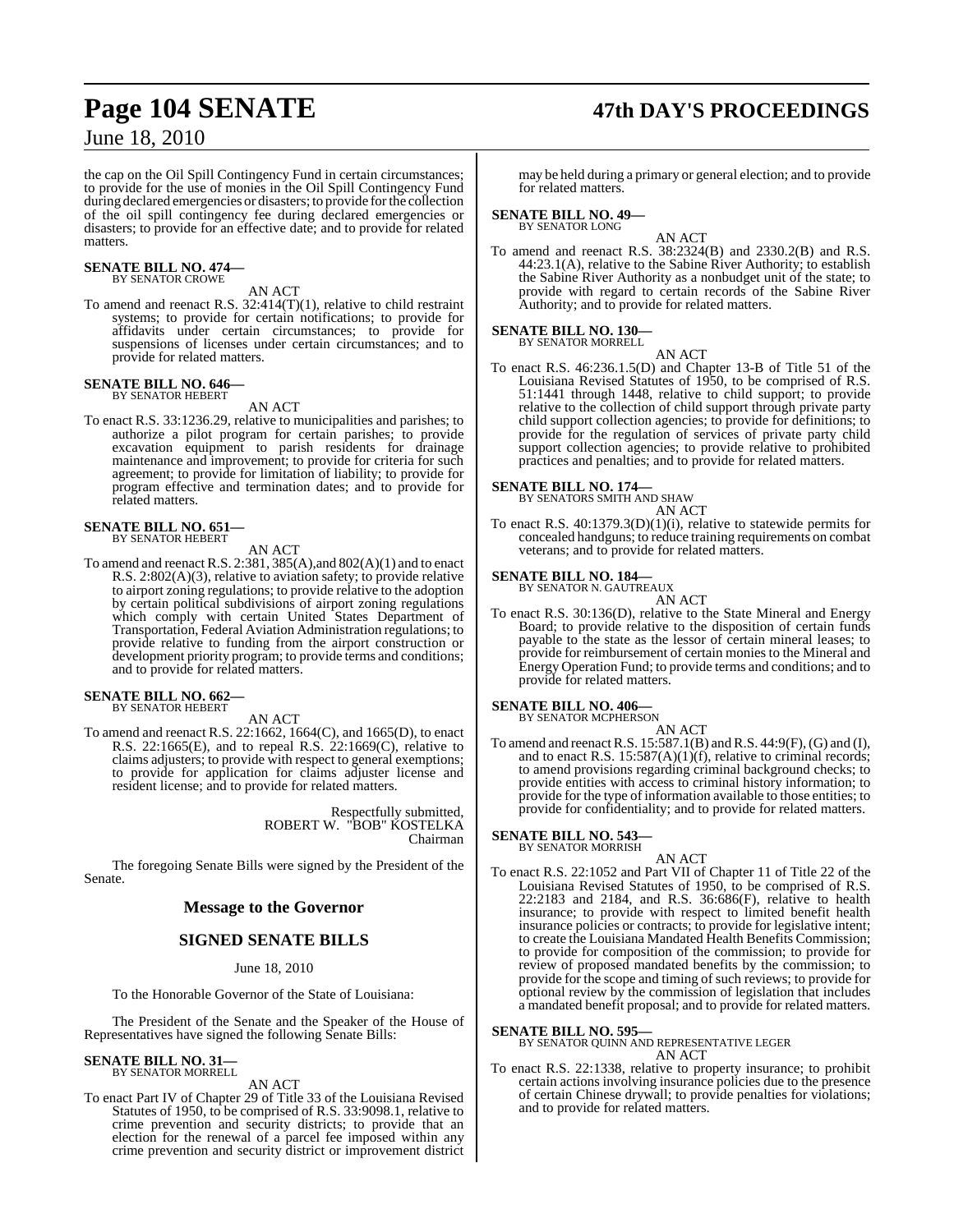the cap on the Oil Spill Contingency Fund in certain circumstances; to provide for the use of monies in the Oil Spill Contingency Fund during declared emergencies or disasters; to provide for the collection of the oil spill contingency fee during declared emergencies or disasters; to provide for an effective date; and to provide for related matters.

**SENATE BILL NO. 474—**
BY SENATOR CROWE

AN ACT

To amend and reenact R.S. 32:414(T)(1), relative to child restraint systems; to provide for certain notifications; to provide for affidavits under certain circumstances; to provide for suspensions of licenses under certain circumstances; and to provide for related matters.

**SENATE BILL NO. 646—**
BY SENATOR HEBERT

AN ACT

To enact R.S. 33:1236.29, relative to municipalities and parishes; to authorize a pilot program for certain parishes; to provide excavation equipment to parish residents for drainage maintenance and improvement; to provide for criteria for such agreement; to provide for limitation of liability; to provide for program effective and termination dates; and to provide for related matters.

**SENATE BILL NO. 651—**
BY SENATOR HEBERT

AN ACT

To amend and reenact R.S. 2:381, 385(A),and 802(A)(1) and to enact R.S. 2:802(A)(3), relative to aviation safety; to provide relative to airport zoning regulations; to provide relative to the adoption by certain political subdivisions of airport zoning regulations which comply with certain United States Department of Transportation, Federal Aviation Administration regulations; to provide relative to funding from the airport construction or development priority program; to provide terms and conditions; and to provide for related matters.

**SENATE BILL NO. 662—**
BY SENATOR HEBERT

AN ACT

To amend and reenact R.S. 22:1662, 1664(C), and 1665(D), to enact R.S. 22:1665(E), and to repeal R.S. 22:1669(C), relative to claims adjusters; to provide with respect to general exemptions; to provide for application for claims adjuster license and resident license; and to provide for related matters.

Respectfully submitted,
ROBERT W. "BOB" KOSTELKA
Chairman

The foregoing Senate Bills were signed by the President of the Senate.

## Message to the Governor

## SIGNED SENATE BILLS

June 18, 2010

To the Honorable Governor of the State of Louisiana:

The President of the Senate and the Speaker of the House of Representatives have signed the following Senate Bills:

**SENATE BILL NO. 31—**
BY SENATOR MORRELL

AN ACT

To enact Part IV of Chapter 29 of Title 33 of the Louisiana Revised Statutes of 1950, to be comprised of R.S. 33:9098.1, relative to crime prevention and security districts; to provide that an election for the renewal of a parcel fee imposed within any crime prevention and security district or improvement district may be held during a primary or general election; and to provide for related matters.

**SENATE BILL NO. 49—**
BY SENATOR LONG

AN ACT

To amend and reenact R.S. 38:2324(B) and 2330.2(B) and R.S. 44:23.1(A), relative to the Sabine River Authority; to establish the Sabine River Authority as a nonbudget unit of the state; to provide with regard to certain records of the Sabine River Authority; and to provide for related matters.

**SENATE BILL NO. 130—**
BY SENATOR MORRELL

AN ACT

To enact R.S. 46:236.1.5(D) and Chapter 13-B of Title 51 of the Louisiana Revised Statutes of 1950, to be comprised of R.S. 51:1441 through 1448, relative to child support; to provide relative to the collection of child support through private party child support collection agencies; to provide for definitions; to provide for the regulation of services of private party child support collection agencies; to provide relative to prohibited practices and penalties; and to provide for related matters.

**SENATE BILL NO. 174—**
BY SENATORS SMITH AND SHAW

AN ACT

To enact R.S. 40:1379.3(D)(1)(i), relative to statewide permits for concealed handguns; to reduce training requirements on combat veterans; and to provide for related matters.

**SENATE BILL NO. 184—**
BY SENATOR N. GAUTREAUX

AN ACT

To enact R.S. 30:136(D), relative to the State Mineral and Energy Board; to provide relative to the disposition of certain funds payable to the state as the lessor of certain mineral leases; to provide for reimbursement of certain monies to the Mineral and Energy Operation Fund; to provide terms and conditions; and to provide for related matters.

**SENATE BILL NO. 406—**
BY SENATOR MCPHERSON

AN ACT

To amend and reenact R.S. 15:587.1(B) and R.S. 44:9(F), (G) and (I), and to enact R.S. 15:587(A)(1)(f), relative to criminal records; to amend provisions regarding criminal background checks; to provide entities with access to criminal history information; to provide for the type of information available to those entities; to provide for confidentiality; and to provide for related matters.

**SENATE BILL NO. 543—**
BY SENATOR MORRISH

AN ACT

To enact R.S. 22:1052 and Part VII of Chapter 11 of Title 22 of the Louisiana Revised Statutes of 1950, to be comprised of R.S. 22:2183 and 2184, and R.S. 36:686(F), relative to health insurance; to provide with respect to limited benefit health insurance policies or contracts; to provide for legislative intent; to create the Louisiana Mandated Health Benefits Commission; to provide for composition of the commission; to provide for review of proposed mandated benefits by the commission; to provide for the scope and timing of such reviews; to provide for optional review by the commission of legislation that includes a mandated benefit proposal; and to provide for related matters.

**SENATE BILL NO. 595—**
BY SENATOR QUINN AND REPRESENTATIVE LEGER

AN ACT

To enact R.S. 22:1338, relative to property insurance; to prohibit certain actions involving insurance policies due to the presence of certain Chinese drywall; to provide penalties for violations; and to provide for related matters.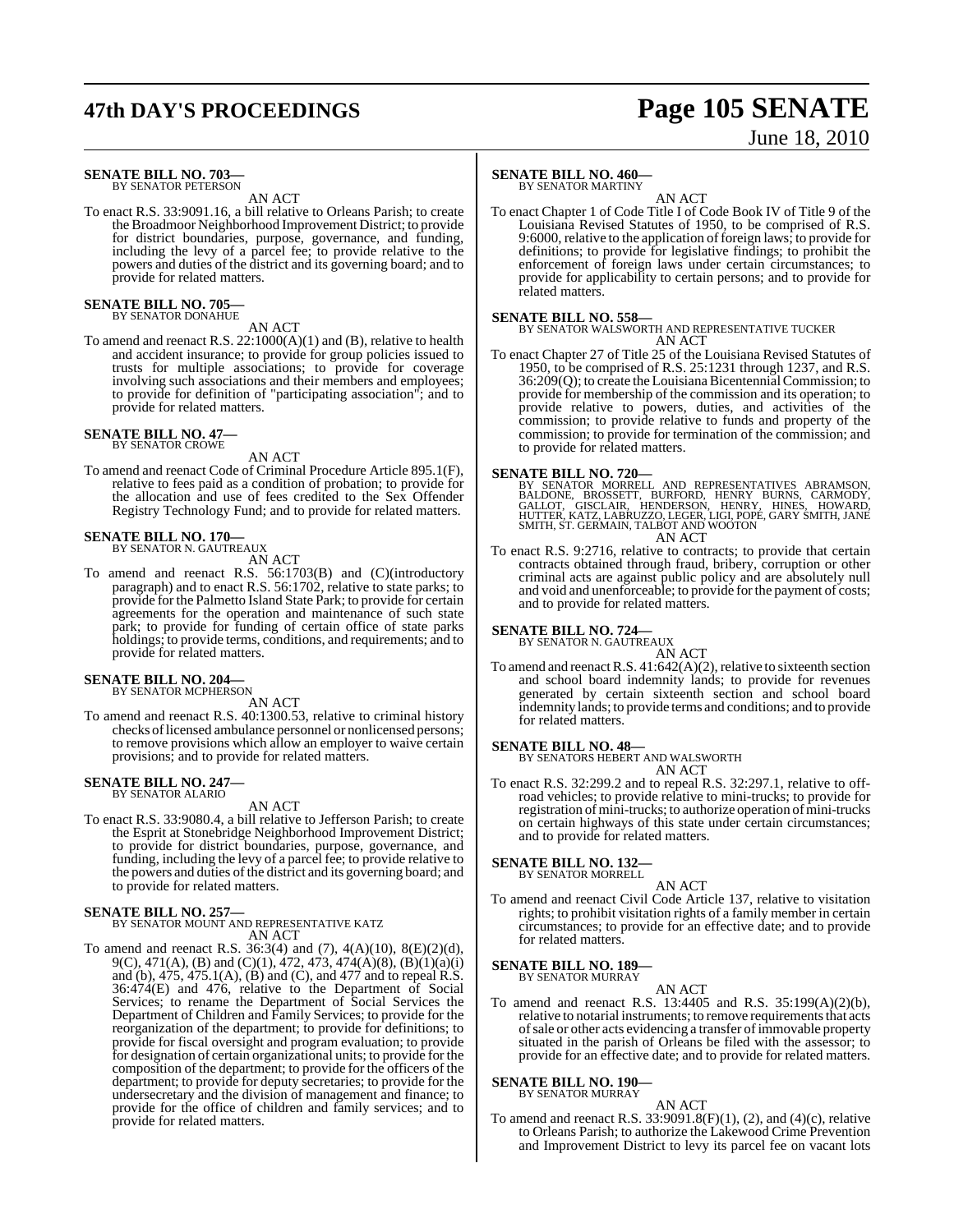**SENATE BILL NO. 703—**
BY SENATOR PETERSON

AN ACT

To enact R.S. 33:9091.16, a bill relative to Orleans Parish; to create the Broadmoor Neighborhood Improvement District; to provide for district boundaries, purpose, governance, and funding, including the levy of a parcel fee; to provide relative to the powers and duties of the district and its governing board; and to provide for related matters.

**SENATE BILL NO. 705—**
BY SENATOR DONAHUE

AN ACT

To amend and reenact R.S. 22:1000(A)(1) and (B), relative to health and accident insurance; to provide for group policies issued to trusts for multiple associations; to provide for coverage involving such associations and their members and employees; to provide for definition of "participating association"; and to provide for related matters.

**SENATE BILL NO. 47—**
BY SENATOR CROWE

AN ACT

To amend and reenact Code of Criminal Procedure Article 895.1(F), relative to fees paid as a condition of probation; to provide for the allocation and use of fees credited to the Sex Offender Registry Technology Fund; and to provide for related matters.

**SENATE BILL NO. 170—**
BY SENATOR N. GAUTREAUX

AN ACT

To amend and reenact R.S. 56:1703(B) and (C)(introductory paragraph) and to enact R.S. 56:1702, relative to state parks; to provide for the Palmetto Island State Park; to provide for certain agreements for the operation and maintenance of such state park; to provide for funding of certain office of state parks holdings; to provide terms, conditions, and requirements; and to provide for related matters.

**SENATE BILL NO. 204—**
BY SENATOR MCPHERSON

AN ACT

To amend and reenact R.S. 40:1300.53, relative to criminal history checks of licensed ambulance personnel or nonlicensed persons; to remove provisions which allow an employer to waive certain provisions; and to provide for related matters.

**SENATE BILL NO. 247—**
BY SENATOR ALARIO

AN ACT

To enact R.S. 33:9080.4, a bill relative to Jefferson Parish; to create the Esprit at Stonebridge Neighborhood Improvement District; to provide for district boundaries, purpose, governance, and funding, including the levy of a parcel fee; to provide relative to the powers and duties of the district and its governing board; and to provide for related matters.

**SENATE BILL NO. 257—**
BY SENATOR MOUNT AND REPRESENTATIVE KATZ

AN ACT

To amend and reenact R.S. 36:3(4) and (7), 4(A)(10), 8(E)(2)(d), 9(C), 471(A), (B) and (C)(1), 472, 473, 474(A)(8), (B)(1)(a)(i) and (b), 475, 475.1(A), (B) and (C), and 477 and to repeal R.S. 36:474(E) and 476, relative to the Department of Social Services; to rename the Department of Social Services the Department of Children and Family Services; to provide for the reorganization of the department; to provide for definitions; to provide for fiscal oversight and program evaluation; to provide for designation of certain organizational units; to provide for the composition of the department; to provide for the officers of the department; to provide for deputy secretaries; to provide for the undersecretary and the division of management and finance; to provide for the office of children and family services; and to provide for related matters.

**SENATE BILL NO. 460—**
BY SENATOR MARTINY

AN ACT

To enact Chapter 1 of Code Title I of Code Book IV of Title 9 of the Louisiana Revised Statutes of 1950, to be comprised of R.S. 9:6000, relative to the application of foreign laws; to provide for definitions; to provide for legislative findings; to prohibit the enforcement of foreign laws under certain circumstances; to provide for applicability to certain persons; and to provide for related matters.

**SENATE BILL NO. 558—**
BY SENATOR WALSWORTH AND REPRESENTATIVE TUCKER

AN ACT

To enact Chapter 27 of Title 25 of the Louisiana Revised Statutes of 1950, to be comprised of R.S. 25:1231 through 1237, and R.S. 36:209(Q); to create the Louisiana Bicentennial Commission; to provide for membership of the commission and its operation; to provide relative to powers, duties, and activities of the commission; to provide relative to funds and property of the commission; to provide for termination of the commission; and to provide for related matters.

**SENATE BILL NO. 720—**
BY SENATOR MORRELL AND REPRESENTATIVES ABRAMSON, BALDONE, BROSSETT, BURFORD, HENRY BURNS, CARMODY, GALLOT, GISCLAIR, HENDERSON, HENRY, HINES, HOWARD, HUTTER, KATZ, LABRUZZO, LEGER, LIGI, POPE, GARY SMITH, JANE SMITH, ST. GERMAIN, TALBOT AND WOOTON

AN ACT

To enact R.S. 9:2716, relative to contracts; to provide that certain contracts obtained through fraud, bribery, corruption or other criminal acts are against public policy and are absolutely null and void and unenforceable; to provide for the payment of costs; and to provide for related matters.

**SENATE BILL NO. 724—**
BY SENATOR N. GAUTREAUX

AN ACT

To amend and reenact R.S. 41:642(A)(2), relative to sixteenth section and school board indemnity lands; to provide for revenues generated by certain sixteenth section and school board indemnity lands; to provide terms and conditions; and to provide for related matters.

**SENATE BILL NO. 48—**
BY SENATORS HEBERT AND WALSWORTH

AN ACT

To enact R.S. 32:299.2 and to repeal R.S. 32:297.1, relative to off-road vehicles; to provide relative to mini-trucks; to provide for registration of mini-trucks; to authorize operation of mini-trucks on certain highways of this state under certain circumstances; and to provide for related matters.

**SENATE BILL NO. 132—**
BY SENATOR MORRELL

AN ACT

To amend and reenact Civil Code Article 137, relative to visitation rights; to prohibit visitation rights of a family member in certain circumstances; to provide for an effective date; and to provide for related matters.

**SENATE BILL NO. 189—**
BY SENATOR MURRAY

AN ACT

To amend and reenact R.S. 13:4405 and R.S. 35:199(A)(2)(b), relative to notarial instruments; to remove requirements that acts of sale or other acts evidencing a transfer of immovable property situated in the parish of Orleans be filed with the assessor; to provide for an effective date; and to provide for related matters.

**SENATE BILL NO. 190—**
BY SENATOR MURRAY

AN ACT

To amend and reenact R.S. 33:9091.8(F)(1), (2), and (4)(c), relative to Orleans Parish; to authorize the Lakewood Crime Prevention and Improvement District to levy its parcel fee on vacant lots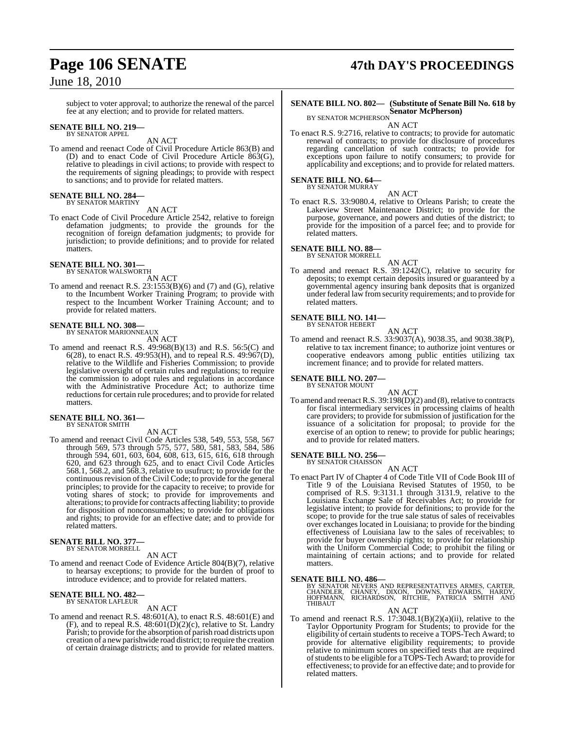subject to voter approval; to authorize the renewal of the parcel fee at any election; and to provide for related matters.

**SENATE BILL NO. 219—**
BY SENATOR APPEL

AN ACT

To amend and reenact Code of Civil Procedure Article 863(B) and (D) and to enact Code of Civil Procedure Article 863(G), relative to pleadings in civil actions; to provide with respect to the requirements of signing pleadings; to provide with respect to sanctions; and to provide for related matters.

**SENATE BILL NO. 284—**
BY SENATOR MARTINY

AN ACT

To enact Code of Civil Procedure Article 2542, relative to foreign defamation judgments; to provide the grounds for the recognition of foreign defamation judgments; to provide for jurisdiction; to provide definitions; and to provide for related matters.

**SENATE BILL NO. 301—**
BY SENATOR WALSWORTH

AN ACT

To amend and reenact R.S. 23:1553(B)(6) and (7) and (G), relative to the Incumbent Worker Training Program; to provide with respect to the Incumbent Worker Training Account; and to provide for related matters.

**SENATE BILL NO. 308—**
BY SENATOR MARIONNEAUX

AN ACT

To amend and reenact R.S. 49:968(B)(13) and R.S. 56:5(C) and 6(28), to enact R.S. 49:953(H), and to repeal R.S. 49:967(D), relative to the Wildlife and Fisheries Commission; to provide legislative oversight of certain rules and regulations; to require the commission to adopt rules and regulations in accordance with the Administrative Procedure Act; to authorize time reductions for certain rule procedures; and to provide for related matters.

**SENATE BILL NO. 361—**
BY SENATOR SMITH

AN ACT

To amend and reenact Civil Code Articles 538, 549, 553, 558, 567 through 569, 573 through 575, 577, 580, 581, 583, 584, 586 through 594, 601, 603, 604, 608, 613, 615, 616, 618 through 620, and 623 through 625, and to enact Civil Code Articles 568.1, 568.2, and 568.3, relative to usufruct; to provide for the continuous revision of the Civil Code; to provide for the general principles; to provide for the capacity to receive; to provide for voting shares of stock; to provide for improvements and alterations; to provide for contracts affecting liability; to provide for disposition of nonconsumables; to provide for obligations and rights; to provide for an effective date; and to provide for related matters.

**SENATE BILL NO. 377—**
BY SENATOR MORRELL

AN ACT

To amend and reenact Code of Evidence Article 804(B)(7), relative to hearsay exceptions; to provide for the burden of proof to introduce evidence; and to provide for related matters.

**SENATE BILL NO. 482—**
BY SENATOR LAFLEUR

AN ACT

To amend and reenact R.S. 48:601(A), to enact R.S. 48:601(E) and (F), and to repeal R.S. 48:601(D)(2)(c), relative to St. Landry Parish; to provide for the absorption of parish road districts upon creation of a new parishwide road district; to require the creation of certain drainage districts; and to provide for related matters.

**SENATE BILL NO. 802— (Substitute of Senate Bill No. 618 by Senator McPherson)**
BY SENATOR MCPHERSON

AN ACT

To enact R.S. 9:2716, relative to contracts; to provide for automatic renewal of contracts; to provide for disclosure of procedures regarding cancellation of such contracts; to provide for exceptions upon failure to notify consumers; to provide for applicability and exceptions; and to provide for related matters.

**SENATE BILL NO. 64—**
BY SENATOR MURRAY

AN ACT

To enact R.S. 33:9080.4, relative to Orleans Parish; to create the Lakeview Street Maintenance District; to provide for the purpose, governance, and powers and duties of the district; to provide for the imposition of a parcel fee; and to provide for related matters.

**SENATE BILL NO. 88—**
BY SENATOR MORRELL

AN ACT

To amend and reenact R.S. 39:1242(C), relative to security for deposits; to exempt certain deposits insured or guaranteed by a governmental agency insuring bank deposits that is organized under federal law from security requirements; and to provide for related matters.

**SENATE BILL NO. 141—**
BY SENATOR HEBERT

AN ACT

To amend and reenact R.S. 33:9037(A), 9038.35, and 9038.38(P), relative to tax increment finance; to authorize joint ventures or cooperative endeavors among public entities utilizing tax increment finance; and to provide for related matters.

**SENATE BILL NO. 207—**
BY SENATOR MOUNT

AN ACT

To amend and reenact R.S. 39:198(D)(2) and (8), relative to contracts for fiscal intermediary services in processing claims of health care providers; to provide for submission of justification for the issuance of a solicitation for proposal; to provide for the exercise of an option to renew; to provide for public hearings; and to provide for related matters.

**SENATE BILL NO. 256—**
BY SENATOR CHAISSON

AN ACT

To enact Part IV of Chapter 4 of Code Title VII of Code Book III of Title 9 of the Louisiana Revised Statutes of 1950, to be comprised of R.S. 9:3131.1 through 3131.9, relative to the Louisiana Exchange Sale of Receivables Act; to provide for legislative intent; to provide for definitions; to provide for the scope; to provide for the true sale status of sales of receivables over exchanges located in Louisiana; to provide for the binding effectiveness of Louisiana law to the sales of receivables; to provide for buyer ownership rights; to provide for relationship with the Uniform Commercial Code; to prohibit the filing or maintaining of certain actions; and to provide for related matters.

**SENATE BILL NO. 486—**
BY SENATOR NEVERS AND REPRESENTATIVES ARMES, CARTER, CHANDLER, CHANEY, DIXON, DOWNS, EDWARDS, HARDY, HOFFMANN, RICHARDSON, RITCHIE, PATRICIA SMITH AND THIBAUT

AN ACT

To amend and reenact R.S. 17:3048.1(B)(2)(a)(ii), relative to the Taylor Opportunity Program for Students; to provide for the eligibility of certain students to receive a TOPS-Tech Award; to provide for alternative eligibility requirements; to provide relative to minimum scores on specified tests that are required of students to be eligible for a TOPS-Tech Award; to provide for effectiveness; to provide for an effective date; and to provide for related matters.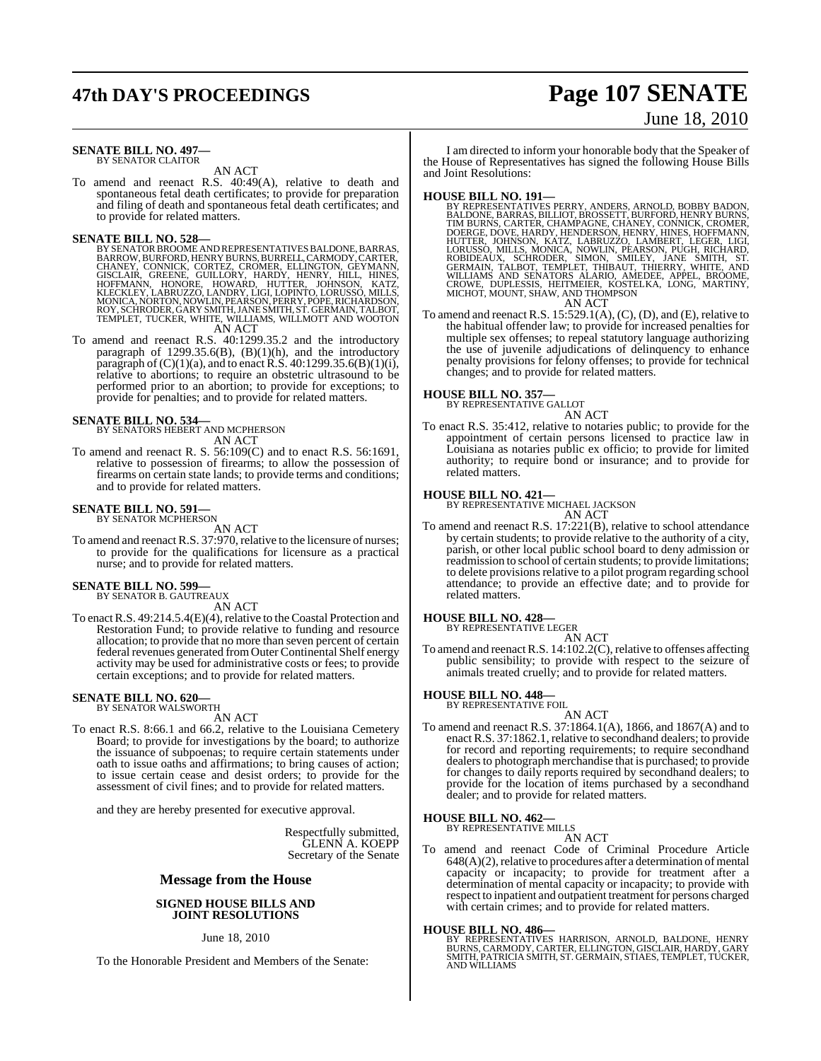**SENATE BILL NO. 497—**
BY SENATOR CLAITOR

AN ACT

To amend and reenact R.S. 40:49(A), relative to death and spontaneous fetal death certificates; to provide for preparation and filing of death and spontaneous fetal death certificates; and to provide for related matters.

**SENATE BILL NO. 528—**
BY SENATOR BROOME AND REPRESENTATIVES BALDONE, BARRAS, BARROW, BURFORD, HENRY BURNS, BURRELL, CARMODY, CARTER, CHANEY, CONNICK, CORTEZ, CROMER, ELLINGTON, GEYMANN, GISCLAIR, GREENE, GUILLORY, HARDY, HENRY, HILL, HINES, HOFFMANN, HONORE, HOWARD, HUTTER, JOHNSON, KATZ, KLECKLEY, LABRUZZO, LANDRY, LIGI, LOPINTO, LORUSSO, MILLS, MONICA, NORTON, NOWLIN, PEARSON, PERRY, POPE, RICHARDSON, ROY, SCHRODER, GARY SMITH, JANE SMITH, ST. GERMAIN, TALBOT, TEMPLET, TUCKER, WHITE, WILLIAMS, WILLMOTT AND WOOTON

AN ACT

To amend and reenact R.S. 40:1299.35.2 and the introductory paragraph of 1299.35.6(B), (B)(1)(h), and the introductory paragraph of (C)(1)(a), and to enact R.S. 40:1299.35.6(B)(1)(i), relative to abortions; to require an obstetric ultrasound to be performed prior to an abortion; to provide for exceptions; to provide for penalties; and to provide for related matters.

**SENATE BILL NO. 534—**
BY SENATORS HEBERT AND MCPHERSON

AN ACT

To amend and reenact R. S. 56:109(C) and to enact R.S. 56:1691, relative to possession of firearms; to allow the possession of firearms on certain state lands; to provide terms and conditions; and to provide for related matters.

**SENATE BILL NO. 591—**
BY SENATOR MCPHERSON

AN ACT

To amend and reenact R.S. 37:970, relative to the licensure of nurses; to provide for the qualifications for licensure as a practical nurse; and to provide for related matters.

**SENATE BILL NO. 599—**
BY SENATOR B. GAUTREAUX

AN ACT

To enact R.S. 49:214.5.4(E)(4), relative to the Coastal Protection and Restoration Fund; to provide relative to funding and resource allocation; to provide that no more than seven percent of certain federal revenues generated from Outer Continental Shelf energy activity may be used for administrative costs or fees; to provide certain exceptions; and to provide for related matters.

**SENATE BILL NO. 620—**
BY SENATOR WALSWORTH

AN ACT

To enact R.S. 8:66.1 and 66.2, relative to the Louisiana Cemetery Board; to provide for investigations by the board; to authorize the issuance of subpoenas; to require certain statements under oath to issue oaths and affirmations; to bring causes of action; to issue certain cease and desist orders; to provide for the assessment of civil fines; and to provide for related matters.

and they are hereby presented for executive approval.

Respectfully submitted,
GLENN A. KOEPP
Secretary of the Senate

## Message from the House

### SIGNED HOUSE BILLS AND JOINT RESOLUTIONS

June 18, 2010

To the Honorable President and Members of the Senate:

I am directed to inform your honorable body that the Speaker of the House of Representatives has signed the following House Bills and Joint Resolutions:

**HOUSE BILL NO. 191—**
BY REPRESENTATIVES PERRY, ANDERS, ARNOLD, BOBBY BADON, BALDONE, BARRAS, BILLIOT, BROSSETT, BURFORD, HENRY BURNS, TIM BURNS, CARTER, CHAMPAGNE, CHANEY, CONNICK, CROMER, DOERGE, DOVE, HARDY, HENDERSON, HENRY, HINES, HOFFMANN, HUTTER, JOHNSON, KATZ, LABRUZZO, LAMBERT, LEGER, LIGI, LORUSSO, MILLS, MONICA, NOWLIN, PEARSON, PUGH, RICHARD, ROBIDEAUX, SCHRODER, SIMON, SMILEY, JANE SMITH, ST. GERMAIN, TALBOT, TEMPLET, THIBAUT, THIERRY, WHITE, AND WILLIAMS AND SENATORS ALARIO, AMEDEE, APPEL, BROOME, CROWE, DUPLESSIS, HEITMEIER, KOSTELKA, LONG, MARTINY, MICHOT, MOUNT, SHAW, AND THOMPSON

AN ACT

To amend and reenact R.S. 15:529.1(A), (C), (D), and (E), relative to the habitual offender law; to provide for increased penalties for multiple sex offenses; to repeal statutory language authorizing the use of juvenile adjudications of delinquency to enhance penalty provisions for felony offenses; to provide for technical changes; and to provide for related matters.

**HOUSE BILL NO. 357—**
BY REPRESENTATIVE GALLOT

AN ACT

To enact R.S. 35:412, relative to notaries public; to provide for the appointment of certain persons licensed to practice law in Louisiana as notaries public ex officio; to provide for limited authority; to require bond or insurance; and to provide for related matters.

**HOUSE BILL NO. 421—**
BY REPRESENTATIVE MICHAEL JACKSON

AN ACT

To amend and reenact R.S. 17:221(B), relative to school attendance by certain students; to provide relative to the authority of a city, parish, or other local public school board to deny admission or readmission to school of certain students; to provide limitations; to delete provisions relative to a pilot program regarding school attendance; to provide an effective date; and to provide for related matters.

**HOUSE BILL NO. 428—**
BY REPRESENTATIVE LEGER

AN ACT

To amend and reenact R.S. 14:102.2(C), relative to offenses affecting public sensibility; to provide with respect to the seizure of animals treated cruelly; and to provide for related matters.

**HOUSE BILL NO. 448—**
BY REPRESENTATIVE FOIL

AN ACT

To amend and reenact R.S. 37:1864.1(A), 1866, and 1867(A) and to enact R.S. 37:1862.1, relative to secondhand dealers; to provide for record and reporting requirements; to require secondhand dealers to photograph merchandise that is purchased; to provide for changes to daily reports required by secondhand dealers; to provide for the location of items purchased by a secondhand dealer; and to provide for related matters.

**HOUSE BILL NO. 462—**
BY REPRESENTATIVE MILLS

AN ACT

To amend and reenact Code of Criminal Procedure Article 648(A)(2), relative to procedures after a determination of mental capacity or incapacity; to provide for treatment after a determination of mental capacity or incapacity; to provide with respect to inpatient and outpatient treatment for persons charged with certain crimes; and to provide for related matters.

**HOUSE BILL NO. 486—**
BY REPRESENTATIVES HARRISON, ARNOLD, BALDONE, HENRY BURNS, CARMODY, CARTER, ELLINGTON, GISCLAIR, HARDY, GARY SMITH, PATRICIA SMITH, ST. GERMAIN, STIAES, TEMPLET, TUCKER, AND WILLIAMS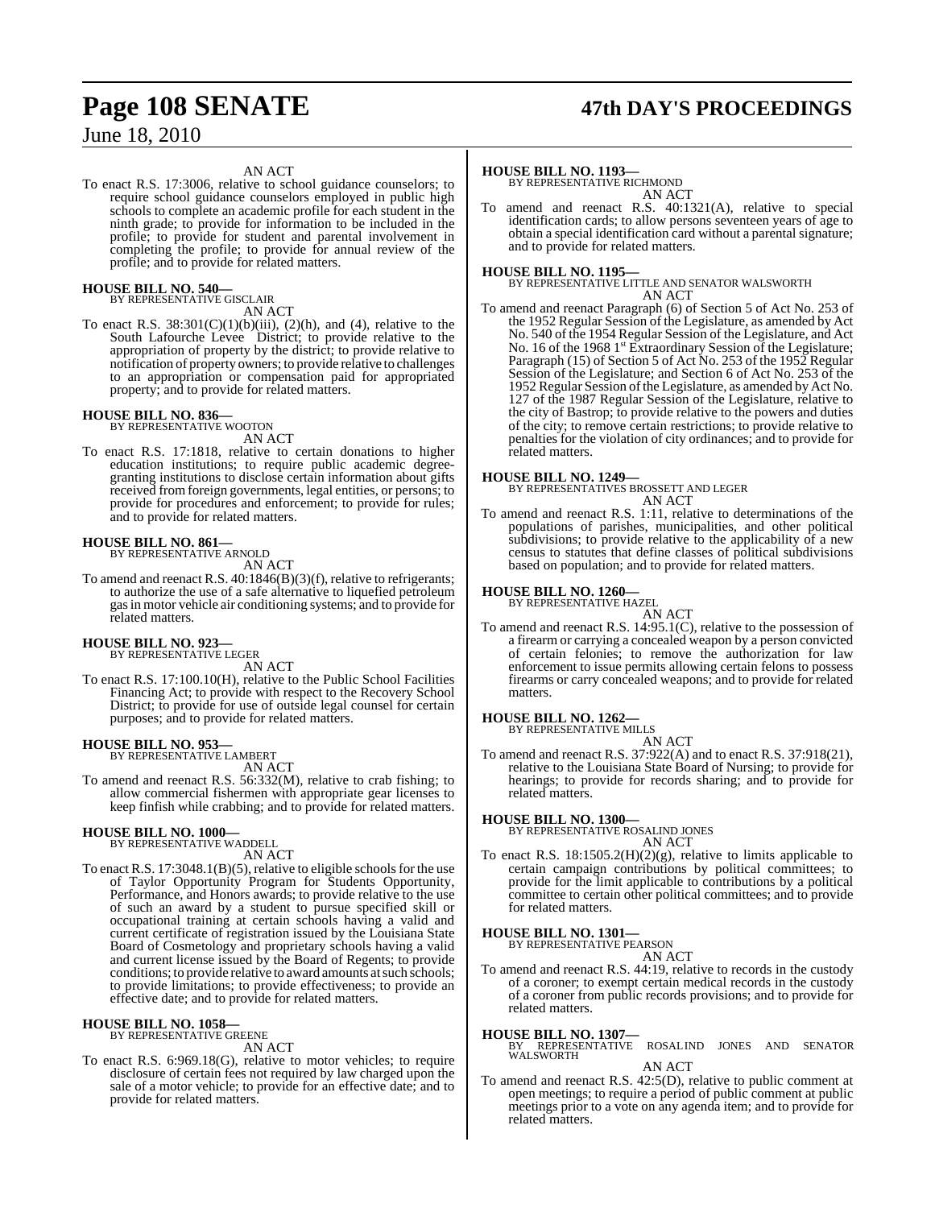AN ACT

To enact R.S. 17:3006, relative to school guidance counselors; to require school guidance counselors employed in public high schools to complete an academic profile for each student in the ninth grade; to provide for information to be included in the profile; to provide for student and parental involvement in completing the profile; to provide for annual review of the profile; and to provide for related matters.

**HOUSE BILL NO. 540—**
BY REPRESENTATIVE GISCLAIR

AN ACT

To enact R.S. 38:301(C)(1)(b)(iii), (2)(h), and (4), relative to the South Lafourche Levee District; to provide relative to the appropriation of property by the district; to provide relative to notification of property owners; to provide relative to challenges to an appropriation or compensation paid for appropriated property; and to provide for related matters.

**HOUSE BILL NO. 836—**
BY REPRESENTATIVE WOOTON

AN ACT

To enact R.S. 17:1818, relative to certain donations to higher education institutions; to require public academic degree-granting institutions to disclose certain information about gifts received from foreign governments, legal entities, or persons; to provide for procedures and enforcement; to provide for rules; and to provide for related matters.

**HOUSE BILL NO. 861—**
BY REPRESENTATIVE ARNOLD

AN ACT

To amend and reenact R.S. 40:1846(B)(3)(f), relative to refrigerants; to authorize the use of a safe alternative to liquefied petroleum gas in motor vehicle air conditioning systems; and to provide for related matters.

**HOUSE BILL NO. 923—**
BY REPRESENTATIVE LEGER

AN ACT

To enact R.S. 17:100.10(H), relative to the Public School Facilities Financing Act; to provide with respect to the Recovery School District; to provide for use of outside legal counsel for certain purposes; and to provide for related matters.

**HOUSE BILL NO. 953—**
BY REPRESENTATIVE LAMBERT

AN ACT

To amend and reenact R.S. 56:332(M), relative to crab fishing; to allow commercial fishermen with appropriate gear licenses to keep finfish while crabbing; and to provide for related matters.

**HOUSE BILL NO. 1000—**
BY REPRESENTATIVE WADDELL

AN ACT

To enact R.S. 17:3048.1(B)(5), relative to eligible schools for the use of Taylor Opportunity Program for Students Opportunity, Performance, and Honors awards; to provide relative to the use of such an award by a student to pursue specified skill or occupational training at certain schools having a valid and current certificate of registration issued by the Louisiana State Board of Cosmetology and proprietary schools having a valid and current license issued by the Board of Regents; to provide conditions; to provide relative to award amounts at such schools; to provide limitations; to provide effectiveness; to provide an effective date; and to provide for related matters.

**HOUSE BILL NO. 1058—**
BY REPRESENTATIVE GREENE

AN ACT

To enact R.S. 6:969.18(G), relative to motor vehicles; to require disclosure of certain fees not required by law charged upon the sale of a motor vehicle; to provide for an effective date; and to provide for related matters.

**HOUSE BILL NO. 1193—**
BY REPRESENTATIVE RICHMOND

AN ACT

To amend and reenact R.S. 40:1321(A), relative to special identification cards; to allow persons seventeen years of age to obtain a special identification card without a parental signature; and to provide for related matters.

**HOUSE BILL NO. 1195—**
BY REPRESENTATIVE LITTLE AND SENATOR WALSWORTH

AN ACT

To amend and reenact Paragraph (6) of Section 5 of Act No. 253 of the 1952 Regular Session of the Legislature, as amended by Act No. 540 of the 1954 Regular Session of the Legislature, and Act No. 16 of the 1968 1st Extraordinary Session of the Legislature; Paragraph (15) of Section 5 of Act No. 253 of the 1952 Regular Session of the Legislature; and Section 6 of Act No. 253 of the 1952 Regular Session of the Legislature, as amended by Act No. 127 of the 1987 Regular Session of the Legislature, relative to the city of Bastrop; to provide relative to the powers and duties of the city; to remove certain restrictions; to provide relative to penalties for the violation of city ordinances; and to provide for related matters.

**HOUSE BILL NO. 1249—**
BY REPRESENTATIVES BROSSETT AND LEGER

AN ACT

To amend and reenact R.S. 1:11, relative to determinations of the populations of parishes, municipalities, and other political subdivisions; to provide relative to the applicability of a new census to statutes that define classes of political subdivisions based on population; and to provide for related matters.

**HOUSE BILL NO. 1260—**
BY REPRESENTATIVE HAZEL

AN ACT

To amend and reenact R.S. 14:95.1(C), relative to the possession of a firearm or carrying a concealed weapon by a person convicted of certain felonies; to remove the authorization for law enforcement to issue permits allowing certain felons to possess firearms or carry concealed weapons; and to provide for related matters.

**HOUSE BILL NO. 1262—**
BY REPRESENTATIVE MILLS

AN ACT

To amend and reenact R.S. 37:922(A) and to enact R.S. 37:918(21), relative to the Louisiana State Board of Nursing; to provide for hearings; to provide for records sharing; and to provide for related matters.

**HOUSE BILL NO. 1300—**
BY REPRESENTATIVE ROSALIND JONES

AN ACT

To enact R.S. 18:1505.2(H)(2)(g), relative to limits applicable to certain campaign contributions by political committees; to provide for the limit applicable to contributions by a political committee to certain other political committees; and to provide for related matters.

**HOUSE BILL NO. 1301—**
BY REPRESENTATIVE PEARSON

AN ACT

To amend and reenact R.S. 44:19, relative to records in the custody of a coroner; to exempt certain medical records in the custody of a coroner from public records provisions; and to provide for related matters.

**HOUSE BILL NO. 1307—**
BY REPRESENTATIVE ROSALIND JONES AND SENATOR WALSWORTH

AN ACT

To amend and reenact R.S. 42:5(D), relative to public comment at open meetings; to require a period of public comment at public meetings prior to a vote on any agenda item; and to provide for related matters.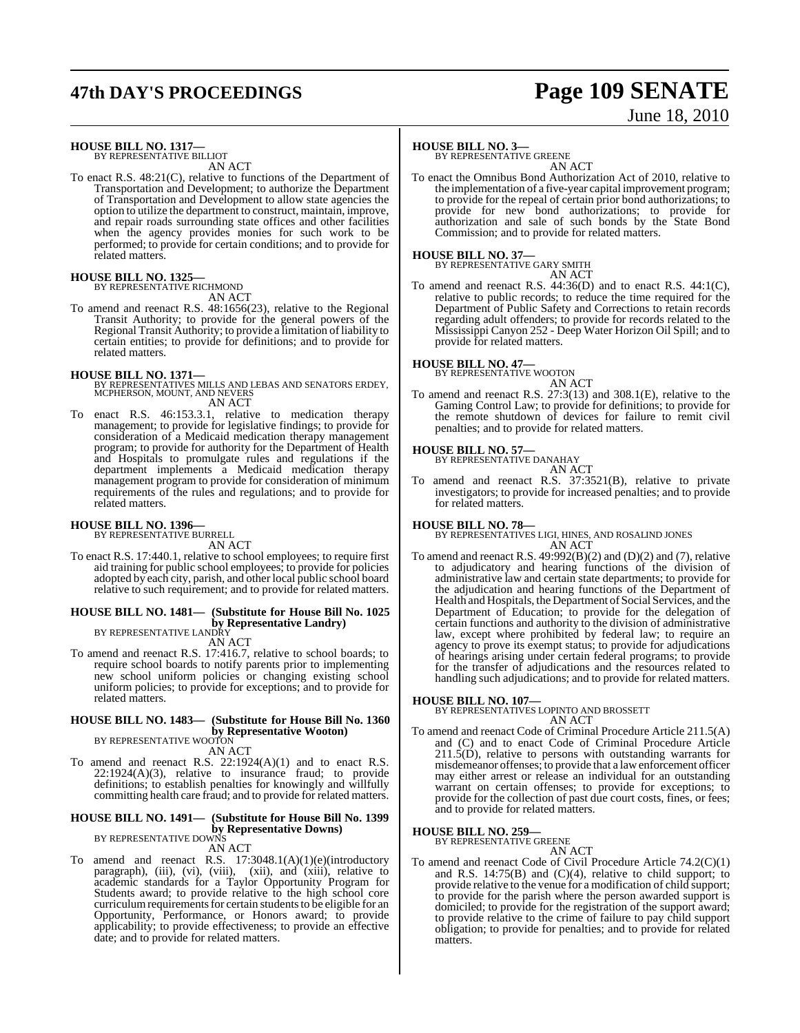**HOUSE BILL NO. 1317—**
BY REPRESENTATIVE BILLIOT

AN ACT

To enact R.S. 48:21(C), relative to functions of the Department of Transportation and Development; to authorize the Department of Transportation and Development to allow state agencies the option to utilize the department to construct, maintain, improve, and repair roads surrounding state offices and other facilities when the agency provides monies for such work to be performed; to provide for certain conditions; and to provide for related matters.

**HOUSE BILL NO. 1325—**
BY REPRESENTATIVE RICHMOND

AN ACT

To amend and reenact R.S. 48:1656(23), relative to the Regional Transit Authority; to provide for the general powers of the Regional Transit Authority; to provide a limitation of liability to certain entities; to provide for definitions; and to provide for related matters.

**HOUSE BILL NO. 1371—**
BY REPRESENTATIVES MILLS AND LEBAS AND SENATORS ERDEY, MCPHERSON, MOUNT, AND NEVERS

AN ACT

To enact R.S. 46:153.3.1, relative to medication therapy management; to provide for legislative findings; to provide for consideration of a Medicaid medication therapy management program; to provide for authority for the Department of Health and Hospitals to promulgate rules and regulations if the department implements a Medicaid medication therapy management program to provide for consideration of minimum requirements of the rules and regulations; and to provide for related matters.

**HOUSE BILL NO. 1396—**
BY REPRESENTATIVE BURRELL

AN ACT

To enact R.S. 17:440.1, relative to school employees; to require first aid training for public school employees; to provide for policies adopted by each city, parish, and other local public school board relative to such requirement; and to provide for related matters.

**HOUSE BILL NO. 1481— (Substitute for House Bill No. 1025 by Representative Landry)**
BY REPRESENTATIVE LANDRY

AN ACT

To amend and reenact R.S. 17:416.7, relative to school boards; to require school boards to notify parents prior to implementing new school uniform policies or changing existing school uniform policies; to provide for exceptions; and to provide for related matters.

**HOUSE BILL NO. 1483— (Substitute for House Bill No. 1360 by Representative Wooton)**
BY REPRESENTATIVE WOOTON

AN ACT

To amend and reenact R.S. 22:1924(A)(1) and to enact R.S. 22:1924(A)(3), relative to insurance fraud; to provide definitions; to establish penalties for knowingly and willfully committing health care fraud; and to provide for related matters.

**HOUSE BILL NO. 1491— (Substitute for House Bill No. 1399 by Representative Downs)**
BY REPRESENTATIVE DOWNS

AN ACT

To amend and reenact R.S. 17:3048.1(A)(1)(e)(introductory paragraph), (iii), (vi), (viii), (xii), and (xiii), relative to academic standards for a Taylor Opportunity Program for Students award; to provide relative to the high school core curriculum requirements for certain students to be eligible for an Opportunity, Performance, or Honors award; to provide applicability; to provide effectiveness; to provide an effective date; and to provide for related matters.

**HOUSE BILL NO. 3—**
BY REPRESENTATIVE GREENE

AN ACT

To enact the Omnibus Bond Authorization Act of 2010, relative to the implementation of a five-year capital improvement program; to provide for the repeal of certain prior bond authorizations; to provide for new bond authorizations; to provide for authorization and sale of such bonds by the State Bond Commission; and to provide for related matters.

**HOUSE BILL NO. 37—**
BY REPRESENTATIVE GARY SMITH

AN ACT

To amend and reenact R.S. 44:36(D) and to enact R.S. 44:1(C), relative to public records; to reduce the time required for the Department of Public Safety and Corrections to retain records regarding adult offenders; to provide for records related to the Mississippi Canyon 252 - Deep Water Horizon Oil Spill; and to provide for related matters.

**HOUSE BILL NO. 47—**
BY REPRESENTATIVE WOOTON

AN ACT

To amend and reenact R.S. 27:3(13) and 308.1(E), relative to the Gaming Control Law; to provide for definitions; to provide for the remote shutdown of devices for failure to remit civil penalties; and to provide for related matters.

**HOUSE BILL NO. 57—**
BY REPRESENTATIVE DANAHAY

AN ACT

To amend and reenact R.S. 37:3521(B), relative to private investigators; to provide for increased penalties; and to provide for related matters.

**HOUSE BILL NO. 78—**
BY REPRESENTATIVES LIGI, HINES, AND ROSALIND JONES

AN ACT

To amend and reenact R.S. 49:992(B)(2) and (D)(2) and (7), relative to adjudicatory and hearing functions of the division of administrative law and certain state departments; to provide for the adjudication and hearing functions of the Department of Health and Hospitals, the Department of Social Services, and the Department of Education; to provide for the delegation of certain functions and authority to the division of administrative law, except where prohibited by federal law; to require an agency to prove its exempt status; to provide for adjudications of hearings arising under certain federal programs; to provide for the transfer of adjudications and the resources related to handling such adjudications; and to provide for related matters.

**HOUSE BILL NO. 107—**
BY REPRESENTATIVES LOPINTO AND BROSSETT

AN ACT

To amend and reenact Code of Criminal Procedure Article 211.5(A) and (C) and to enact Code of Criminal Procedure Article 211.5(D), relative to persons with outstanding warrants for misdemeanor offenses; to provide that a law enforcement officer may either arrest or release an individual for an outstanding warrant on certain offenses; to provide for exceptions; to provide for the collection of past due court costs, fines, or fees; and to provide for related matters.

**HOUSE BILL NO. 259—**
BY REPRESENTATIVE GREENE

AN ACT

To amend and reenact Code of Civil Procedure Article 74.2(C)(1) and R.S. 14:75(B) and (C)(4), relative to child support; to provide relative to the venue for a modification of child support; to provide for the parish where the person awarded support is domiciled; to provide for the registration of the support award; to provide relative to the crime of failure to pay child support obligation; to provide for penalties; and to provide for related matters.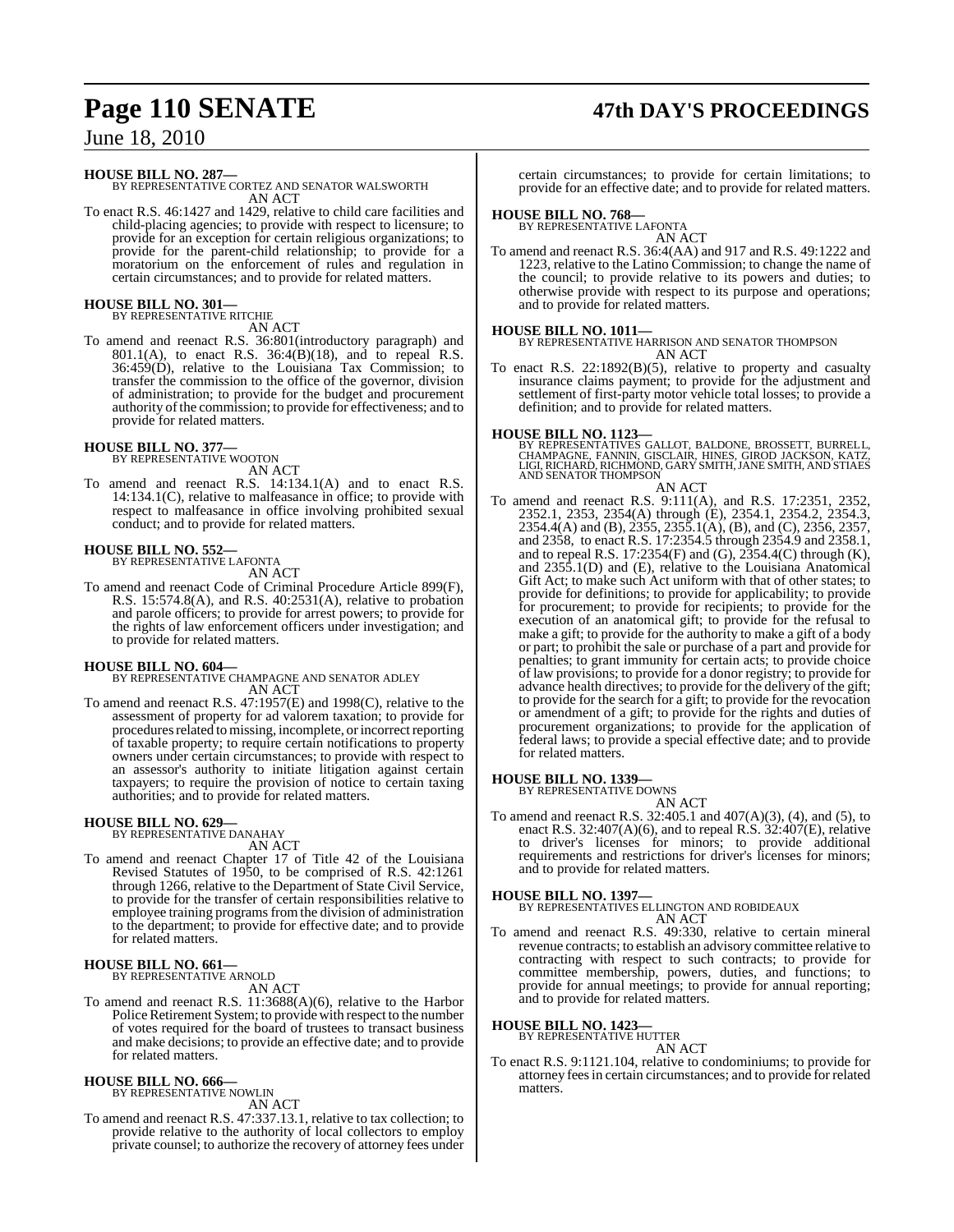**HOUSE BILL NO. 287—**
BY REPRESENTATIVE CORTEZ AND SENATOR WALSWORTH
AN ACT

To enact R.S. 46:1427 and 1429, relative to child care facilities and child-placing agencies; to provide with respect to licensure; to provide for an exception for certain religious organizations; to provide for the parent-child relationship; to provide for a moratorium on the enforcement of rules and regulation in certain circumstances; and to provide for related matters.

**HOUSE BILL NO. 301—**
BY REPRESENTATIVE RITCHIE
AN ACT

To amend and reenact R.S. 36:801(introductory paragraph) and 801.1(A), to enact R.S. 36:4(B)(18), and to repeal R.S. 36:459(D), relative to the Louisiana Tax Commission; to transfer the commission to the office of the governor, division of administration; to provide for the budget and procurement authority of the commission; to provide for effectiveness; and to provide for related matters.

**HOUSE BILL NO. 377—**
BY REPRESENTATIVE WOOTON
AN ACT

To amend and reenact R.S. 14:134.1(A) and to enact R.S. 14:134.1(C), relative to malfeasance in office; to provide with respect to malfeasance in office involving prohibited sexual conduct; and to provide for related matters.

**HOUSE BILL NO. 552—**
BY REPRESENTATIVE LAFONTA
AN ACT

To amend and reenact Code of Criminal Procedure Article 899(F), R.S. 15:574.8(A), and R.S. 40:2531(A), relative to probation and parole officers; to provide for arrest powers; to provide for the rights of law enforcement officers under investigation; and to provide for related matters.

**HOUSE BILL NO. 604—**
BY REPRESENTATIVE CHAMPAGNE AND SENATOR ADLEY
AN ACT

To amend and reenact R.S. 47:1957(E) and 1998(C), relative to the assessment of property for ad valorem taxation; to provide for procedures related to missing, incomplete, or incorrect reporting of taxable property; to require certain notifications to property owners under certain circumstances; to provide with respect to an assessor's authority to initiate litigation against certain taxpayers; to require the provision of notice to certain taxing authorities; and to provide for related matters.

**HOUSE BILL NO. 629—**
BY REPRESENTATIVE DANAHAY
AN ACT

To amend and reenact Chapter 17 of Title 42 of the Louisiana Revised Statutes of 1950, to be comprised of R.S. 42:1261 through 1266, relative to the Department of State Civil Service, to provide for the transfer of certain responsibilities relative to employee training programs from the division of administration to the department; to provide for effective date; and to provide for related matters.

**HOUSE BILL NO. 661—**
BY REPRESENTATIVE ARNOLD
AN ACT

To amend and reenact R.S. 11:3688(A)(6), relative to the Harbor Police Retirement System; to provide with respect to the number of votes required for the board of trustees to transact business and make decisions; to provide an effective date; and to provide for related matters.

**HOUSE BILL NO. 666—**
BY REPRESENTATIVE NOWLIN
AN ACT

To amend and reenact R.S. 47:337.13.1, relative to tax collection; to provide relative to the authority of local collectors to employ private counsel; to authorize the recovery of attorney fees under certain circumstances; to provide for certain limitations; to provide for an effective date; and to provide for related matters.

**HOUSE BILL NO. 768—**
BY REPRESENTATIVE LAFONTA
AN ACT

To amend and reenact R.S. 36:4(AA) and 917 and R.S. 49:1222 and 1223, relative to the Latino Commission; to change the name of the council; to provide relative to its powers and duties; to otherwise provide with respect to its purpose and operations; and to provide for related matters.

**HOUSE BILL NO. 1011—**
BY REPRESENTATIVE HARRISON AND SENATOR THOMPSON
AN ACT

To enact R.S. 22:1892(B)(5), relative to property and casualty insurance claims payment; to provide for the adjustment and settlement of first-party motor vehicle total losses; to provide a definition; and to provide for related matters.

**HOUSE BILL NO. 1123—**
BY REPRESENTATIVES GALLOT, BALDONE, BROSSETT, BURRELL, CHAMPAGNE, FANNIN, GISCLAIR, HINES, GIROD JACKSON, KATZ, LIGI, RICHARD, RICHMOND, GARY SMITH, JANE SMITH, AND STIAES AND SENATOR THOMPSON
AN ACT

To amend and reenact R.S. 9:111(A), and R.S. 17:2351, 2352, 2352.1, 2353, 2354(A) through (E), 2354.1, 2354.2, 2354.3, 2354.4(A) and (B), 2355, 2355.1(A), (B), and (C), 2356, 2357, and 2358, to enact R.S. 17:2354.5 through 2354.9 and 2358.1, and to repeal R.S. 17:2354(F) and (G), 2354.4(C) through (K), and 2355.1(D) and (E), relative to the Louisiana Anatomical Gift Act; to make such Act uniform with that of other states; to provide for definitions; to provide for applicability; to provide for procurement; to provide for recipients; to provide for the execution of an anatomical gift; to provide for the refusal to make a gift; to provide for the authority to make a gift of a body or part; to prohibit the sale or purchase of a part and provide for penalties; to grant immunity for certain acts; to provide choice of law provisions; to provide for a donor registry; to provide for advance health directives; to provide for the delivery of the gift; to provide for the search for a gift; to provide for the revocation or amendment of a gift; to provide for the rights and duties of procurement organizations; to provide for the application of federal laws; to provide a special effective date; and to provide for related matters.

**HOUSE BILL NO. 1339—**
BY REPRESENTATIVE DOWNS
AN ACT

To amend and reenact R.S. 32:405.1 and 407(A)(3), (4), and (5), to enact R.S. 32:407(A)(6), and to repeal R.S. 32:407(E), relative to driver's licenses for minors; to provide additional requirements and restrictions for driver's licenses for minors; and to provide for related matters.

**HOUSE BILL NO. 1397—**
BY REPRESENTATIVES ELLINGTON AND ROBIDEAUX
AN ACT

To amend and reenact R.S. 49:330, relative to certain mineral revenue contracts; to establish an advisory committee relative to contracting with respect to such contracts; to provide for committee membership, powers, duties, and functions; to provide for annual meetings; to provide for annual reporting; and to provide for related matters.

**HOUSE BILL NO. 1423—**
BY REPRESENTATIVE HUTTER
AN ACT

To enact R.S. 9:1121.104, relative to condominiums; to provide for attorney fees in certain circumstances; and to provide for related matters.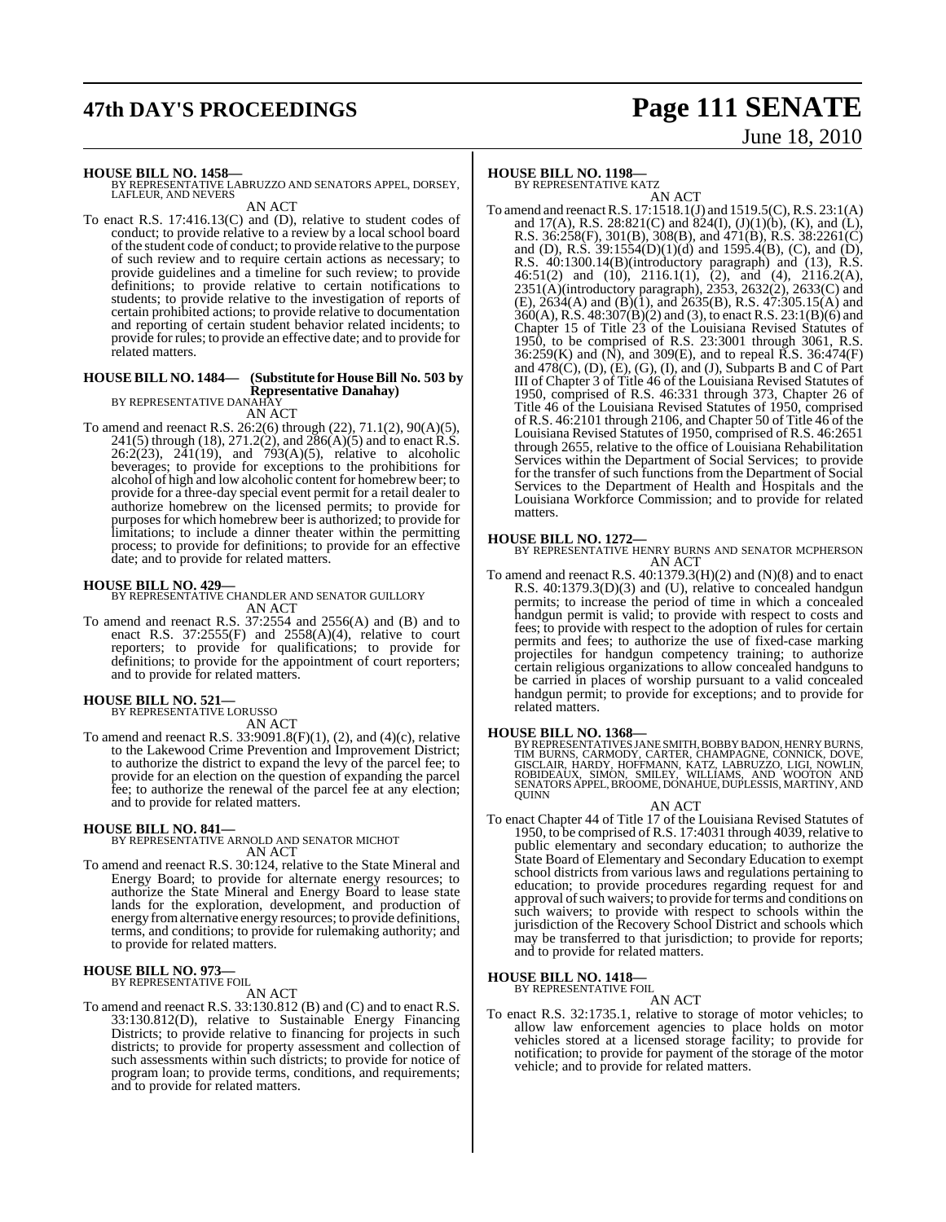**HOUSE BILL NO. 1458—**
BY REPRESENTATIVE LABRUZZO AND SENATORS APPEL, DORSEY, LAFLEUR, AND NEVERS

AN ACT

To enact R.S. 17:416.13(C) and (D), relative to student codes of conduct; to provide relative to a review by a local school board of the student code of conduct; to provide relative to the purpose of such review and to require certain actions as necessary; to provide guidelines and a timeline for such review; to provide definitions; to provide relative to certain notifications to students; to provide relative to the investigation of reports of certain prohibited actions; to provide relative to documentation and reporting of certain student behavior related incidents; to provide for rules; to provide an effective date; and to provide for related matters.

**HOUSE BILL NO. 1484— (Substitute for House Bill No. 503 by Representative Danahay)**
BY REPRESENTATIVE DANAHAY

AN ACT

To amend and reenact R.S. 26:2(6) through (22), 71.1(2), 90(A)(5), 241(5) through (18), 271.2(2), and 286(A)(5) and to enact R.S. 26:2(23), 241(19), and 793(A)(5), relative to alcoholic beverages; to provide for exceptions to the prohibitions for alcohol of high and low alcoholic content for homebrew beer; to provide for a three-day special event permit for a retail dealer to authorize homebrew on the licensed permits; to provide for purposes for which homebrew beer is authorized; to provide for limitations; to include a dinner theater within the permitting process; to provide for definitions; to provide for an effective date; and to provide for related matters.

**HOUSE BILL NO. 429—**
BY REPRESENTATIVE CHANDLER AND SENATOR GUILLORY

AN ACT

To amend and reenact R.S. 37:2554 and 2556(A) and (B) and to enact R.S. 37:2555(F) and 2558(A)(4), relative to court reporters; to provide for qualifications; to provide for definitions; to provide for the appointment of court reporters; and to provide for related matters.

**HOUSE BILL NO. 521—**
BY REPRESENTATIVE LORUSSO

AN ACT

To amend and reenact R.S. 33:9091.8(F)(1), (2), and (4)(c), relative to the Lakewood Crime Prevention and Improvement District; to authorize the district to expand the levy of the parcel fee; to provide for an election on the question of expanding the parcel fee; to authorize the renewal of the parcel fee at any election; and to provide for related matters.

**HOUSE BILL NO. 841—**
BY REPRESENTATIVE ARNOLD AND SENATOR MICHOT

AN ACT

To amend and reenact R.S. 30:124, relative to the State Mineral and Energy Board; to provide for alternate energy resources; to authorize the State Mineral and Energy Board to lease state lands for the exploration, development, and production of energy from alternative energy resources; to provide definitions, terms, and conditions; to provide for rulemaking authority; and to provide for related matters.

**HOUSE BILL NO. 973—**
BY REPRESENTATIVE FOIL

AN ACT

To amend and reenact R.S. 33:130.812 (B) and (C) and to enact R.S. 33:130.812(D), relative to Sustainable Energy Financing Districts; to provide relative to financing for projects in such districts; to provide for property assessment and collection of such assessments within such districts; to provide for notice of program loan; to provide terms, conditions, and requirements; and to provide for related matters.

**HOUSE BILL NO. 1198—**
BY REPRESENTATIVE KATZ

AN ACT

To amend and reenact R.S. 17:1518.1(J) and 1519.5(C), R.S. 23:1(A) and 17(A), R.S. 28:821(C) and 824(I), (J)(1)(b), (K), and (L), R.S. 36:258(F), 301(B), 308(B), and 471(B), R.S. 38:2261(C) and (D), R.S. 39:1554(D)(1)(d) and 1595.4(B), (C), and (D), R.S. 40:1300.14(B)(introductory paragraph) and (13), R.S. 46:51(2) and (10), 2116.1(1), (2), and (4), 2116.2(A), 2351(A)(introductory paragraph), 2353, 2632(2), 2633(C) and (E), 2634(A) and (B)(1), and 2635(B), R.S. 47:305.15(A) and 360(A), R.S. 48:307(B)(2) and (3), to enact R.S. 23:1(B)(6) and Chapter 15 of Title 23 of the Louisiana Revised Statutes of 1950, to be comprised of R.S. 23:3001 through 3061, R.S. 36:259(K) and (N), and 309(E), and to repeal R.S. 36:474(F) and 478(C), (D), (E), (G), (I), and (J), Subparts B and C of Part III of Chapter 3 of Title 46 of the Louisiana Revised Statutes of 1950, comprised of R.S. 46:331 through 373, Chapter 26 of Title 46 of the Louisiana Revised Statutes of 1950, comprised of R.S. 46:2101 through 2106, and Chapter 50 of Title 46 of the Louisiana Revised Statutes of 1950, comprised of R.S. 46:2651 through 2655, relative to the office of Louisiana Rehabilitation Services within the Department of Social Services; to provide for the transfer of such functions from the Department of Social Services to the Department of Health and Hospitals and the Louisiana Workforce Commission; and to provide for related matters.

**HOUSE BILL NO. 1272—**
BY REPRESENTATIVE HENRY BURNS AND SENATOR MCPHERSON

AN ACT

To amend and reenact R.S. 40:1379.3(H)(2) and (N)(8) and to enact R.S. 40:1379.3(D)(3) and (U), relative to concealed handgun permits; to increase the period of time in which a concealed handgun permit is valid; to provide with respect to costs and fees; to provide with respect to the adoption of rules for certain permits and fees; to authorize the use of fixed-case marking projectiles for handgun competency training; to authorize certain religious organizations to allow concealed handguns to be carried in places of worship pursuant to a valid concealed handgun permit; to provide for exceptions; and to provide for related matters.

**HOUSE BILL NO. 1368—**
BY REPRESENTATIVES JANE SMITH, BOBBY BADON, HENRY BURNS, TIM BURNS, CARMODY, CARTER, CHAMPAGNE, CONNICK, DOVE, GISCLAIR, HARDY, HOFFMANN, KATZ, LABRUZZO, LIGI, NOWLIN, ROBIDEAUX, SIMON, SMILEY, WILLIAMS, AND WOOTON AND SENATORS APPEL, BROOME, DONAHUE, DUPLESSIS, MARTINY, AND QUINN

AN ACT

To enact Chapter 44 of Title 17 of the Louisiana Revised Statutes of 1950, to be comprised of R.S. 17:4031 through 4039, relative to public elementary and secondary education; to authorize the State Board of Elementary and Secondary Education to exempt school districts from various laws and regulations pertaining to education; to provide procedures regarding request for and approval of such waivers; to provide for terms and conditions on such waivers; to provide with respect to schools within the jurisdiction of the Recovery School District and schools which may be transferred to that jurisdiction; to provide for reports; and to provide for related matters.

**HOUSE BILL NO. 1418—**
BY REPRESENTATIVE FOIL

AN ACT

To enact R.S. 32:1735.1, relative to storage of motor vehicles; to allow law enforcement agencies to place holds on motor vehicles stored at a licensed storage facility; to provide for notification; to provide for payment of the storage of the motor vehicle; and to provide for related matters.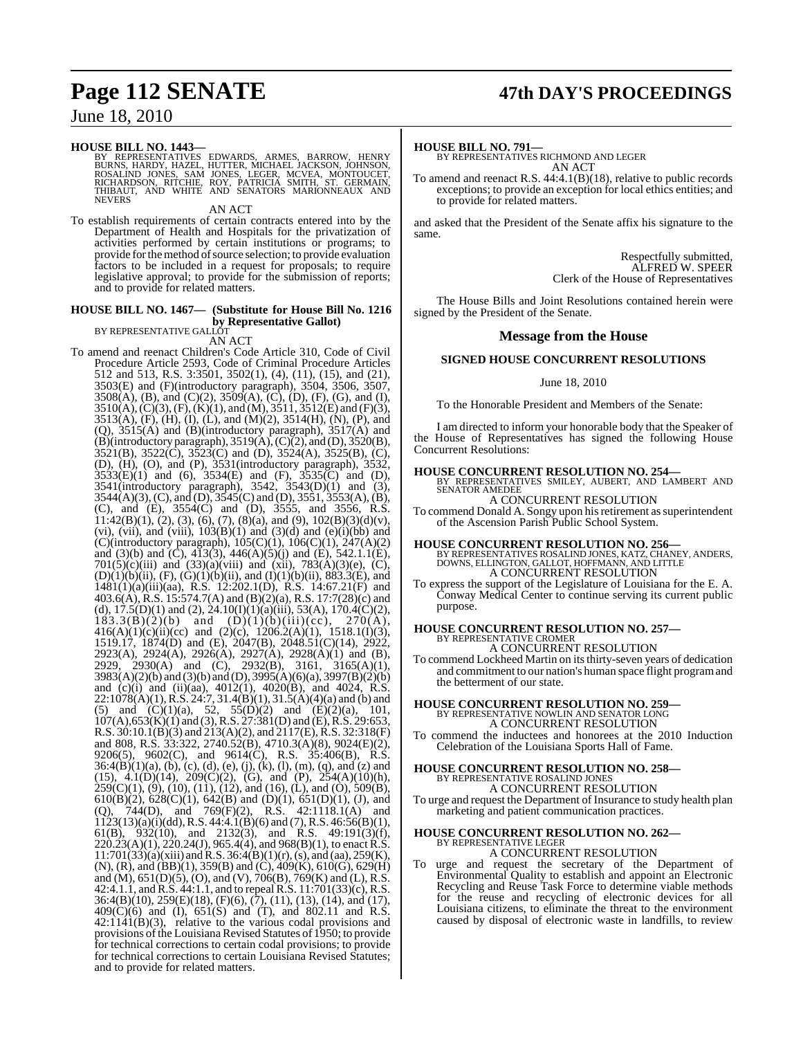**HOUSE BILL NO. 1443—**
BY REPRESENTATIVES EDWARDS, ARMES, BARROW, HENRY BURNS, HARDY, HAZEL, HUTTER, MICHAEL JACKSON, JOHNSON, ROSALIND JONES, SAM JONES, LEGER, MCVEA, MONTOUCET, RICHARDSON, RITCHIE, ROY, PATRICIA SMITH, ST. GERMAIN, THIBAUT, AND WHITE AND SENATORS MARIONNEAUX AND NEVERS

AN ACT

To establish requirements of certain contracts entered into by the Department of Health and Hospitals for the privatization of activities performed by certain institutions or programs; to provide for the method of source selection; to provide evaluation factors to be included in a request for proposals; to require legislative approval; to provide for the submission of reports; and to provide for related matters.

**HOUSE BILL NO. 1467— (Substitute for House Bill No. 1216 by Representative Gallot)**
BY REPRESENTATIVE GALLOT

AN ACT

To amend and reenact Children's Code Article 310, Code of Civil Procedure Article 2593, Code of Criminal Procedure Articles 512 and 513, R.S. 3:3501, 3502(1), (4), (11), (15), and (21), 3503(E) and (F)(introductory paragraph), 3504, 3506, 3507, 3508(A), (B), and (C)(2), 3509(A), (C), (D), (F), (G), and (I), 3510(A), (C)(3), (F), (K)(1), and (M), 3511, 3512(E) and (F)(3), 3513(A), (F), (H), (I), (L), and (M)(2), 3514(H), (N), (P), and (Q), 3515(A) and (B)(introductory paragraph), 3517(A) and (B)(introductory paragraph), 3519(A), (C)(2), and (D), 3520(B), 3521(B), 3522(C), 3523(C) and (D), 3524(A), 3525(B), (C), (D), (H), (O), and (P), 3531(introductory paragraph), 3532, 3533(E)(1) and (6), 3534(E) and (F), 3535(C) and (D), 3541(introductory paragraph), 3542, 3543(D)(1) and (3), 3544(A)(3), (C), and (D), 3545(C) and (D), 3551, 3553(A), (B), (C), and (E), 3554(C) and (D), 3555, and 3556, R.S. 11:42(B)(1), (2), (3), (6), (7), (8)(a), and (9), 102(B)(3)(d)(v), (vi), (vii), and (viii), 103(B)(1) and (3)(d) and (e)(i)(bb) and (C)(introductory paragraph), 105(C)(1), 106(C)(1), 247(A)(2) and (3)(b) and (C), 413(3), 446(A)(5)(j) and (E), 542.1.1(E), 701(5)(c)(iii) and (33)(a)(viii) and (xii), 783(A)(3)(e), (C), (D)(1)(b)(ii), (F), (G)(1)(b)(ii), and (I)(1)(b)(ii), 883.3(E), and 1481(1)(a)(iii)(aa), R.S. 12:202.1(D), R.S. 14:67.21(F) and 403.6(A), R.S. 15:574.7(A) and (B)(2)(a), R.S. 17:7(28)(c) and (d), 17.5(D)(1) and (2), 24.10(I)(1)(a)(iii), 53(A), 170.4(C)(2), 183.3(B)(2)(b) and (D)(1)(b)(iii)(cc), 270(A), 416(A)(1)(c)(ii)(cc) and (2)(c), 1206.2(A)(1), 1518.1(I)(3), 1519.17, 1874(D) and (E), 2047(B), 2048.51(C)(14), 2922, 2923(A), 2924(A), 2926(A), 2927(A), 2928(A)(1) and (B), 2929, 2930(A) and (C), 2932(B), 3161, 3165(A)(1), 3983(A)(2)(b) and (3)(b) and (D), 3995(A)(6)(a), 3997(B)(2)(b) and (c)(i) and (ii)(aa), 4012(1), 4020(B), and 4024, R.S. 22:1078(A)(1), R.S. 24:7, 31.4(B)(1), 31.5(A)(4)(a) and (b) and (5) and (C)(1)(a), 52, 55(D)(2) and (E)(2)(a), 101, 107(A), 653(K)(1) and (3), R.S. 27:381(D) and (E), R.S. 29:653, R.S. 30:10.1(B)(3) and 213(A)(2), and 2117(E), R.S. 32:318(F) and 808, R.S. 33:322, 2740.52(B), 4710.3(A)(8), 9024(E)(2), 9206(5), 9602(C), and 9614(C), R.S. 35:406(B), R.S. 36:4(B)(1)(a), (b), (c), (d), (e), (j), (k), (l), (m), (q), and (z) and (15), 4.1(D)(14), 209(C)(2), (G), and (P), 254(A)(10)(h), 259(C)(1), (9), (10), (11), (12), and (16), (L), and (O), 509(B), 610(B)(2), 628(C)(1), 642(B) and (D)(1), 651(D)(1), (J), and (Q), 744(D), and 769(F)(2), R.S. 42:1118.1(A) and 1123(13)(a)(i)(dd), R.S. 44:4.1(B)(6) and (7), R.S. 46:56(B)(1), 61(B), 932(10), and 2132(3), and R.S. 49:191(3)(f), 220.23(A)(1), 220.24(J), 965.4(4), and 968(B)(1), to enact R.S. 11:701(33)(a)(xiii) and R.S. 36:4(B)(1)(r), (s), and (aa), 259(K), (N), (R), and (BB)(1), 359(B) and (C), 409(K), 610(G), 629(H) and (M), 651(D)(5), (O), and (V), 706(B), 769(K) and (L), R.S. 42:4.1.1, and R.S. 44:1.1, and to repeal R.S. 11:701(33)(c), R.S. 36:4(B)(10), 259(E)(18), (F)(6), (7), (11), (13), (14), and (17), 409(C)(6) and (I), 651(S) and (T), and 802.11 and R.S. 42:1141(B)(3), relative to the various codal provisions and provisions of the Louisiana Revised Statutes of 1950; to provide for technical corrections to certain codal provisions; to provide for technical corrections to certain Louisiana Revised Statutes; and to provide for related matters.

**HOUSE BILL NO. 791—**
BY REPRESENTATIVES RICHMOND AND LEGER

AN ACT

To amend and reenact R.S. 44:4.1(B)(18), relative to public records exceptions; to provide an exception for local ethics entities; and to provide for related matters.

and asked that the President of the Senate affix his signature to the same.

Respectfully submitted,
ALFRED W. SPEER
Clerk of the House of Representatives

The House Bills and Joint Resolutions contained herein were signed by the President of the Senate.

## Message from the House

### SIGNED HOUSE CONCURRENT RESOLUTIONS

June 18, 2010

To the Honorable President and Members of the Senate:

I am directed to inform your honorable body that the Speaker of the House of Representatives has signed the following House Concurrent Resolutions:

**HOUSE CONCURRENT RESOLUTION NO. 254—**
BY REPRESENTATIVES SMILEY, AUBERT, AND LAMBERT AND SENATOR AMEDEE

A CONCURRENT RESOLUTION

To commend Donald A. Songy upon his retirement as superintendent of the Ascension Parish Public School System.

**HOUSE CONCURRENT RESOLUTION NO. 256—**
BY REPRESENTATIVES ROSALIND JONES, KATZ, CHANEY, ANDERS, DOWNS, ELLINGTON, GALLOT, HOFFMANN, AND LITTLE

A CONCURRENT RESOLUTION

To express the support of the Legislature of Louisiana for the E. A. Conway Medical Center to continue serving its current public purpose.

**HOUSE CONCURRENT RESOLUTION NO. 257—**
BY REPRESENTATIVE CROMER

A CONCURRENT RESOLUTION

To commend Lockheed Martin on its thirty-seven years of dedication and commitment to our nation's human space flight program and the betterment of our state.

**HOUSE CONCURRENT RESOLUTION NO. 259—**
BY REPRESENTATIVE NOWLIN AND SENATOR LONG

A CONCURRENT RESOLUTION

To commend the inductees and honorees at the 2010 Induction Celebration of the Louisiana Sports Hall of Fame.

**HOUSE CONCURRENT RESOLUTION NO. 258—**
BY REPRESENTATIVE ROSALIND JONES

A CONCURRENT RESOLUTION

To urge and request the Department of Insurance to study health plan marketing and patient communication practices.

**HOUSE CONCURRENT RESOLUTION NO. 262—**
BY REPRESENTATIVE LEGER

A CONCURRENT RESOLUTION

To urge and request the secretary of the Department of Environmental Quality to establish and appoint an Electronic Recycling and Reuse Task Force to determine viable methods for the reuse and recycling of electronic devices for all Louisiana citizens, to eliminate the threat to the environment caused by disposal of electronic waste in landfills, to review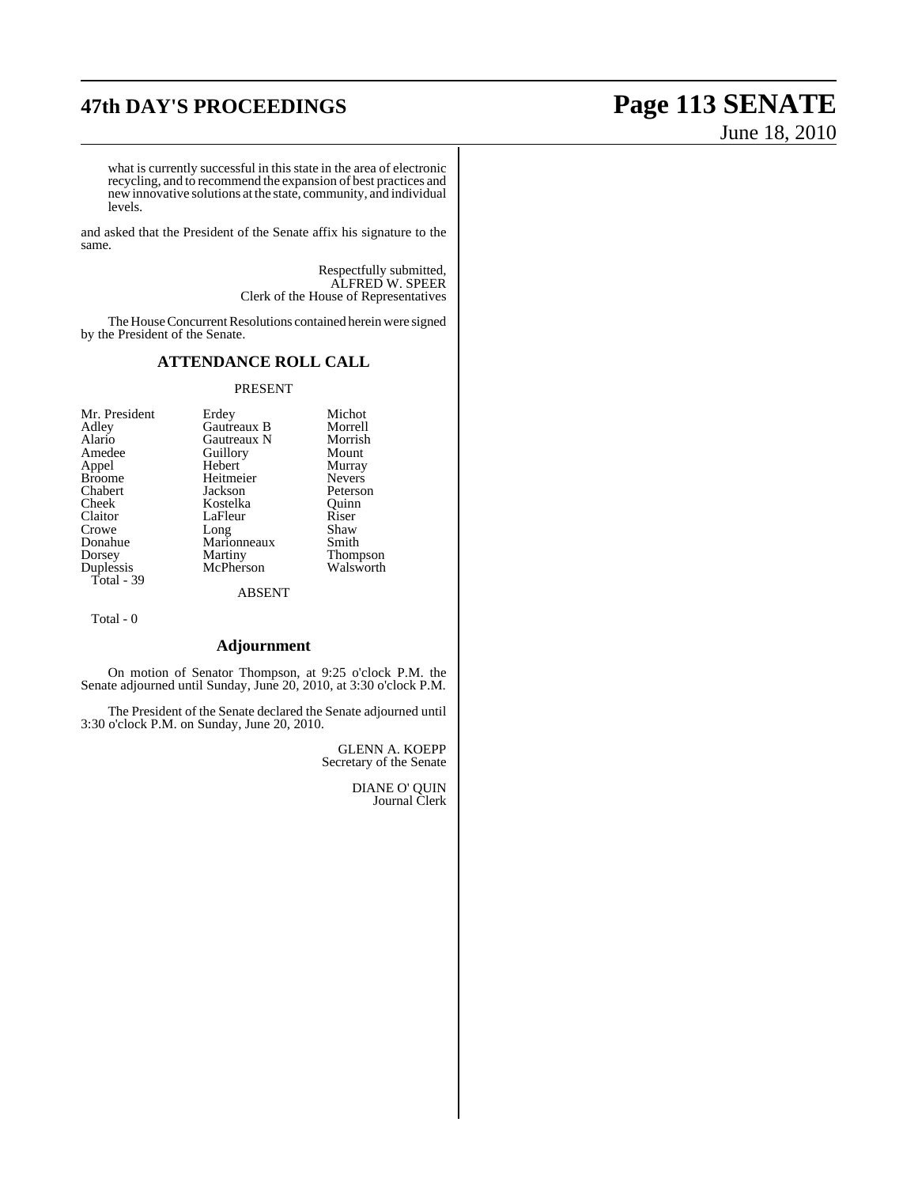what is currently successful in this state in the area of electronic recycling, and to recommend the expansion of best practices and new innovative solutions at the state, community, and individual levels.

and asked that the President of the Senate affix his signature to the same.

Respectfully submitted,
ALFRED W. SPEER
Clerk of the House of Representatives

The House Concurrent Resolutions contained herein were signed by the President of the Senate.

## ATTENDANCE ROLL CALL

PRESENT

| | | |
|---|---|---|
| Mr. President | Erdey | Michot |
| Adley | Gautreaux B | Morrell |
| Alario | Gautreaux N | Morrish |
| Amedee | Guillory | Mount |
| Appel | Hebert | Murray |
| Broome | Heitmeier | Nevers |
| Chabert | Jackson | Peterson |
| Cheek | Kostelka | Quinn |
| Claitor | LaFleur | Riser |
| Crowe | Long | Shaw |
| Donahue | Marionneaux | Smith |
| Dorsey | Martiny | Thompson |
| Duplessis | McPherson | Walsworth |

Total - 39

ABSENT

Total - 0

## Adjournment

On motion of Senator Thompson, at 9:25 o'clock P.M. the Senate adjourned until Sunday, June 20, 2010, at 3:30 o'clock P.M.

The President of the Senate declared the Senate adjourned until 3:30 o'clock P.M. on Sunday, June 20, 2010.

GLENN A. KOEPP
Secretary of the Senate

DIANE O' QUIN
Journal Clerk